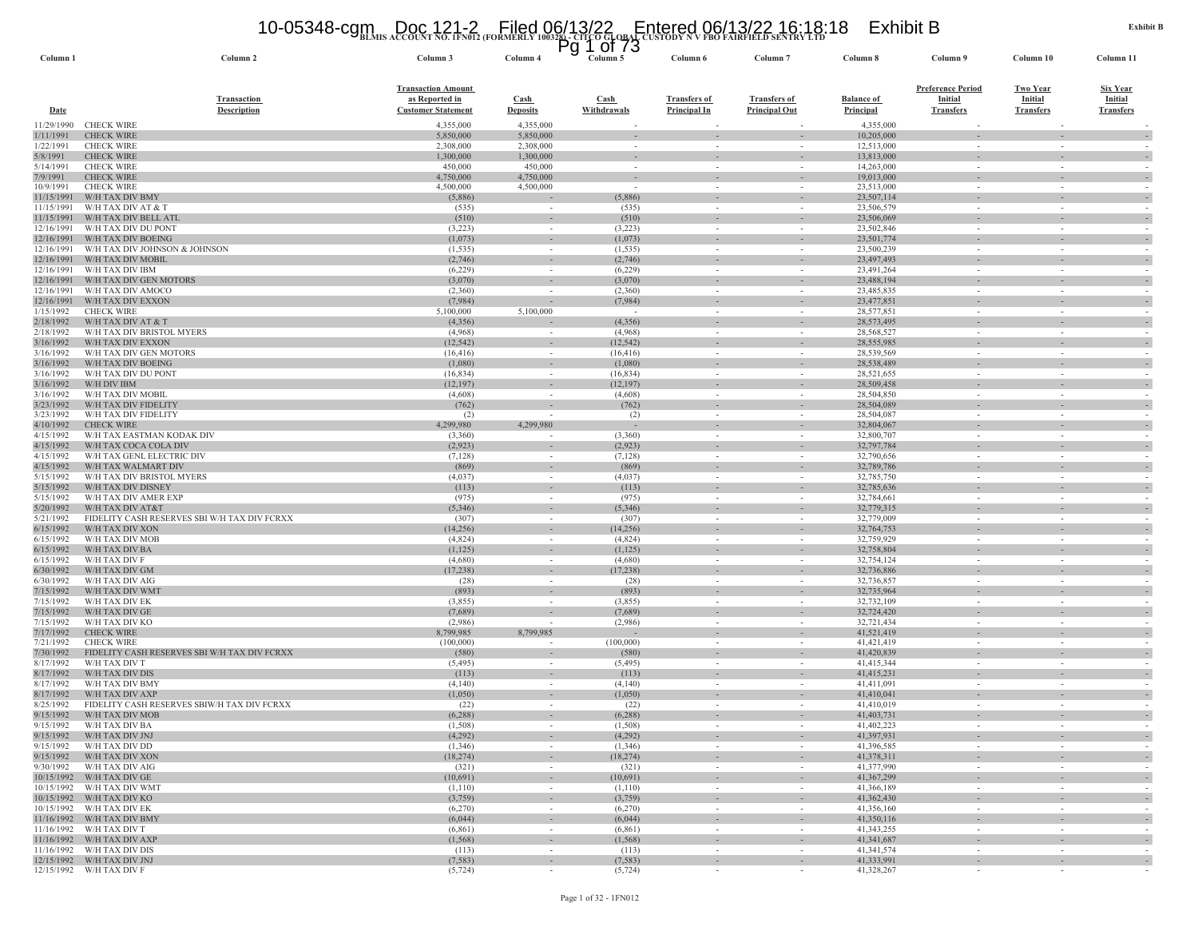Exhibit B

**BLMIS ACCOUNT NO. 1FN012 (FORMERLY 100328) - CITCO GLOBAL CUSTODY N V FBO FAIRFIELD SENTRY LTD**

| Column 1 | Column 2 | Column 3 | Column 4 | Column 5 | Column 6 | Column 7 | Column 8 | Column 9 | Column 10 | Column 11 |
|---|---|---|---|---|---|---|---|---|---|---|
| Date | Transaction Description | Transaction Amount as Reported in Customer Statement | Cash Deposits | Cash Withdrawals | Transfers of Principal In | Transfers of Principal Out | Balance of Principal | Preference Period Initial Transfers | Two Year Initial Transfers | Six Year Initial Transfers |
| 11/29/1990 | CHECK WIRE | 4,355,000 | 4,355,000 | - | - | - | 4,355,000 | - | - | - |
| 1/11/1991 | CHECK WIRE | 5,850,000 | 5,850,000 | - | - | - | 10,205,000 | - | - | - |
| 1/22/1991 | CHECK WIRE | 2,308,000 | 2,308,000 | - | - | - | 12,513,000 | - | - | - |
| 5/8/1991 | CHECK WIRE | 1,300,000 | 1,300,000 | - | - | - | 13,813,000 | - | - | - |
| 5/14/1991 | CHECK WIRE | 450,000 | 450,000 | - | - | - | 14,263,000 | - | - | - |
| 7/9/1991 | CHECK WIRE | 4,750,000 | 4,750,000 | - | - | - | 19,013,000 | - | - | - |
| 10/9/1991 | CHECK WIRE | 4,500,000 | 4,500,000 | - | - | - | 23,513,000 | - | - | - |
| 11/15/1991 | W/H TAX DIV BMY | (5,886) | - | (5,886) | - | - | 23,507,114 | - | - | - |
| 11/15/1991 | W/H TAX DIV AT & T | (535) | - | (535) | - | - | 23,506,579 | - | - | - |
| 11/15/1991 | W/H TAX DIV BELL ATL | (510) | - | (510) | - | - | 23,506,069 | - | - | - |
| 12/16/1991 | W/H TAX DIV DU PONT | (3,223) | - | (3,223) | - | - | 23,502,846 | - | - | - |
| 12/16/1991 | W/H TAX DIV BOEING | (1,073) | - | (1,073) | - | - | 23,501,774 | - | - | - |
| 12/16/1991 | W/H TAX DIV JOHNSON & JOHNSON | (1,535) | - | (1,535) | - | - | 23,500,239 | - | - | - |
| 12/16/1991 | W/H TAX DIV MOBIL | (2,746) | - | (2,746) | - | - | 23,497,493 | - | - | - |
| 12/16/1991 | W/H TAX DIV IBM | (6,229) | - | (6,229) | - | - | 23,491,264 | - | - | - |
| 12/16/1991 | W/H TAX DIV GEN MOTORS | (3,070) | - | (3,070) | - | - | 23,488,194 | - | - | - |
| 12/16/1991 | W/H TAX DIV AMOCO | (2,360) | - | (2,360) | - | - | 23,485,835 | - | - | - |
| 12/16/1991 | W/H TAX DIV EXXON | (7,984) | - | (7,984) | - | - | 23,477,851 | - | - | - |
| 1/15/1992 | CHECK WIRE | 5,100,000 | 5,100,000 | - | - | - | 28,577,851 | - | - | - |
| 2/18/1992 | W/H TAX DIV AT & T | (4,356) | - | (4,356) | - | - | 28,573,495 | - | - | - |
| 2/18/1992 | W/H TAX DIV BRISTOL MYERS | (4,968) | - | (4,968) | - | - | 28,568,527 | - | - | - |
| 3/16/1992 | W/H TAX DIV EXXON | (12,542) | - | (12,542) | - | - | 28,555,985 | - | - | - |
| 3/16/1992 | W/H TAX DIV GEN MOTORS | (16,416) | - | (16,416) | - | - | 28,539,569 | - | - | - |
| 3/16/1992 | W/H TAX DIV BOEING | (1,080) | - | (1,080) | - | - | 28,538,489 | - | - | - |
| 3/16/1992 | W/H TAX DIV DU PONT | (16,834) | - | (16,834) | - | - | 28,521,655 | - | - | - |
| 3/16/1992 | W/H DIV IBM | (12,197) | - | (12,197) | - | - | 28,509,458 | - | - | - |
| 3/16/1992 | W/H TAX DIV MOBIL | (4,608) | - | (4,608) | - | - | 28,504,850 | - | - | - |
| 3/23/1992 | W/H TAX DIV FIDELITY | (762) | - | (762) | - | - | 28,504,089 | - | - | - |
| 3/23/1992 | W/H TAX DIV FIDELITY | (2) | - | (2) | - | - | 28,504,087 | - | - | - |
| 4/10/1992 | CHECK WIRE | 4,299,980 | 4,299,980 | - | - | - | 32,804,067 | - | - | - |
| 4/15/1992 | W/H TAX EASTMAN KODAK DIV | (3,360) | - | (3,360) | - | - | 32,800,707 | - | - | - |
| 4/15/1992 | W/H TAX COCA COLA DIV | (2,923) | - | (2,923) | - | - | 32,797,784 | - | - | - |
| 4/15/1992 | W/H TAX GENL ELECTRIC DIV | (7,128) | - | (7,128) | - | - | 32,790,656 | - | - | - |
| 4/15/1992 | W/H TAX WALMART DIV | (869) | - | (869) | - | - | 32,789,786 | - | - | - |
| 5/15/1992 | W/H TAX DIV BRISTOL MYERS | (4,037) | - | (4,037) | - | - | 32,785,750 | - | - | - |
| 5/15/1992 | W/H TAX DIV DISNEY | (113) | - | (113) | - | - | 32,785,636 | - | - | - |
| 5/15/1992 | W/H TAX DIV AMER EXP | (975) | - | (975) | - | - | 32,784,661 | - | - | - |
| 5/20/1992 | W/H TAX DIV AT&T | (5,346) | - | (5,346) | - | - | 32,779,315 | - | - | - |
| 5/21/1992 | FIDELITY CASH RESERVES SBI W/H TAX DIV FCRXX | (307) | - | (307) | - | - | 32,779,009 | - | - | - |
| 6/15/1992 | W/H TAX DIV XON | (14,256) | - | (14,256) | - | - | 32,764,753 | - | - | - |
| 6/15/1992 | W/H TAX DIV MOB | (4,824) | - | (4,824) | - | - | 32,759,929 | - | - | - |
| 6/15/1992 | W/H TAX DIV BA | (1,125) | - | (1,125) | - | - | 32,758,804 | - | - | - |
| 6/15/1992 | W/H TAX DIV F | (4,680) | - | (4,680) | - | - | 32,754,124 | - | - | - |
| 6/30/1992 | W/H TAX DIV GM | (17,238) | - | (17,238) | - | - | 32,736,886 | - | - | - |
| 6/30/1992 | W/H TAX DIV AIG | (28) | - | (28) | - | - | 32,736,857 | - | - | - |
| 7/15/1992 | W/H TAX DIV WMT | (893) | - | (893) | - | - | 32,735,964 | - | - | - |
| 7/15/1992 | W/H TAX DIV EK | (3,855) | - | (3,855) | - | - | 32,732,109 | - | - | - |
| 7/15/1992 | W/H TAX DIV GE | (7,689) | - | (7,689) | - | - | 32,724,420 | - | - | - |
| 7/15/1992 | W/H TAX DIV KO | (2,986) | - | (2,986) | - | - | 32,721,434 | - | - | - |
| 7/17/1992 | CHECK WIRE | 8,799,985 | 8,799,985 | - | - | - | 41,521,419 | - | - | - |
| 7/21/1992 | CHECK WIRE | (100,000) | - | (100,000) | - | - | 41,421,419 | - | - | - |
| 7/30/1992 | FIDELITY CASH RESERVES SBI W/H TAX DIV FCRXX | (580) | - | (580) | - | - | 41,420,839 | - | - | - |
| 8/17/1992 | W/H TAX DIV T | (5,495) | - | (5,495) | - | - | 41,415,344 | - | - | - |
| 8/17/1992 | W/H TAX DIV DIS | (113) | - | (113) | - | - | 41,415,231 | - | - | - |
| 8/17/1992 | W/H TAX DIV BMY | (4,140) | - | (4,140) | - | - | 41,411,091 | - | - | - |
| 8/17/1992 | W/H TAX DIV AXP | (1,050) | - | (1,050) | - | - | 41,410,041 | - | - | - |
| 8/25/1992 | FIDELITY CASH RESERVES SBIW/H TAX DIV FCRXX | (22) | - | (22) | - | - | 41,410,019 | - | - | - |
| 9/15/1992 | W/H TAX DIV MOB | (6,288) | - | (6,288) | - | - | 41,403,731 | - | - | - |
| 9/15/1992 | W/H TAX DIV BA | (1,508) | - | (1,508) | - | - | 41,402,223 | - | - | - |
| 9/15/1992 | W/H TAX DIV JNJ | (4,292) | - | (4,292) | - | - | 41,397,931 | - | - | - |
| 9/15/1992 | W/H TAX DIV DD | (1,346) | - | (1,346) | - | - | 41,396,585 | - | - | - |
| 9/15/1992 | W/H TAX DIV XON | (18,274) | - | (18,274) | - | - | 41,378,311 | - | - | - |
| 9/30/1992 | W/H TAX DIV AIG | (321) | - | (321) | - | - | 41,377,990 | - | - | - |
| 10/15/1992 | W/H TAX DIV GE | (10,691) | - | (10,691) | - | - | 41,367,299 | - | - | - |
| 10/15/1992 | W/H TAX DIV WMT | (1,110) | - | (1,110) | - | - | 41,366,189 | - | - | - |
| 10/15/1992 | W/H TAX DIV KO | (3,759) | - | (3,759) | - | - | 41,362,430 | - | - | - |
| 10/15/1992 | W/H TAX DIV EK | (6,270) | - | (6,270) | - | - | 41,356,160 | - | - | - |
| 11/16/1992 | W/H TAX DIV BMY | (6,044) | - | (6,044) | - | - | 41,350,116 | - | - | - |
| 11/16/1992 | W/H TAX DIV T | (6,861) | - | (6,861) | - | - | 41,343,255 | - | - | - |
| 11/16/1992 | W/H TAX DIV AXP | (1,568) | - | (1,568) | - | - | 41,341,687 | - | - | - |
| 11/16/1992 | W/H TAX DIV DIS | (113) | - | (113) | - | - | 41,341,574 | - | - | - |
| 12/15/1992 | W/H TAX DIV JNJ | (7,583) | - | (7,583) | - | - | 41,333,991 | - | - | - |
| 12/15/1992 | W/H TAX DIV F | (5,724) | - | (5,724) | - | - | 41,328,267 | - | - | - |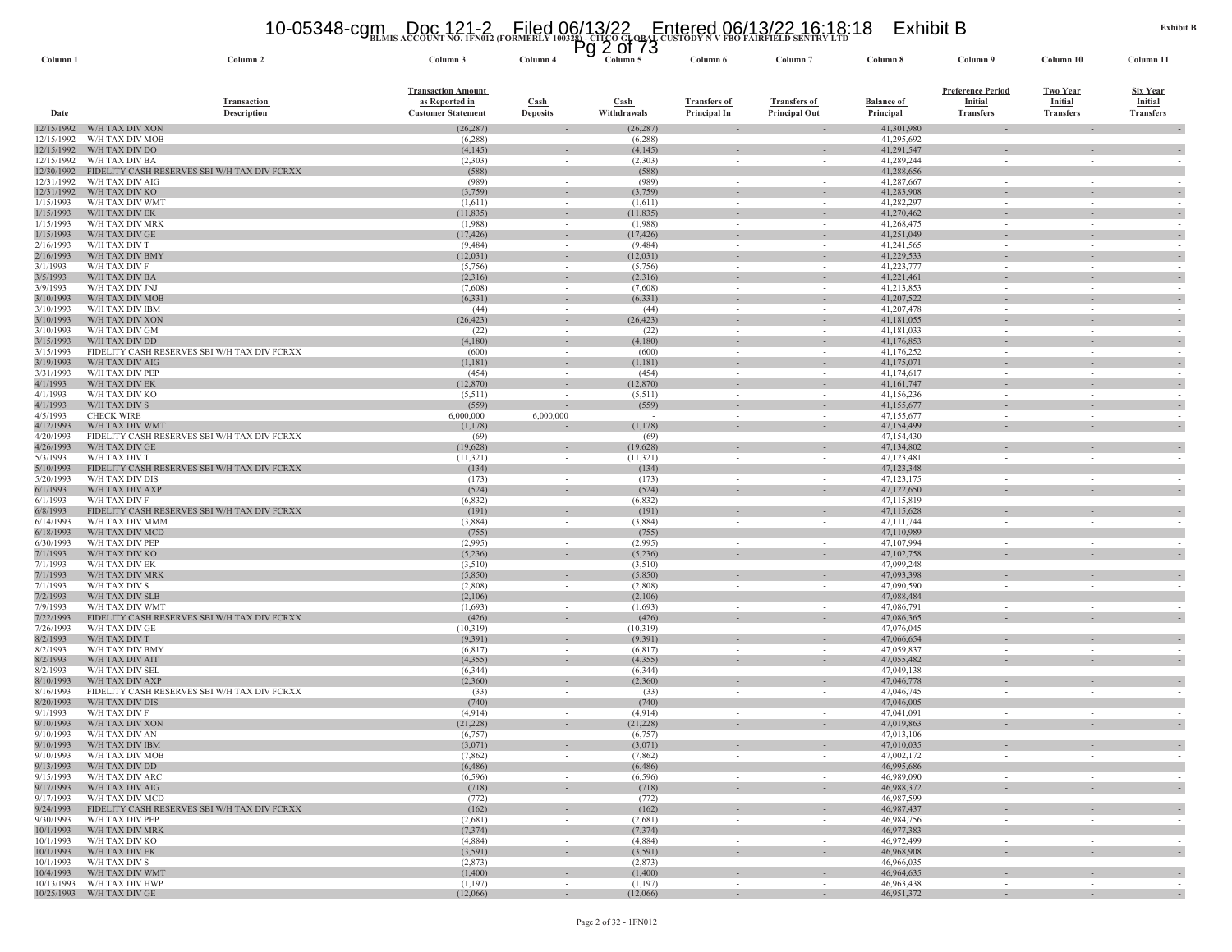BLMIS ACCOUNT NO. 1FN012 (FORMERLY 100328) - CITCO GLOBAL CUSTODY N V FBO FAIRFIELD SENTRY LTD

| Column 1 | Column 2 | Column 3 | Column 4 | Column 5 | Column 6 | Column 7 | Column 8 | Column 9 | Column 10 | Column 11 |
|---|---|---|---|---|---|---|---|---|---|---|
| Date | Transaction Description | Transaction Amount as Reported in Customer Statement | Cash Deposits | Cash Withdrawals | Transfers of Principal In | Transfers of Principal Out | Balance of Principal | Preference Period Initial Transfers | Two Year Initial Transfers | Six Year Initial Transfers |
| 12/15/1992 | W/H TAX DIV XON | (26,287) | - | (26,287) | - | - | 41,301,980 | - | - | - |
| 12/15/1992 | W/H TAX DIV MOB | (6,288) | - | (6,288) | - | - | 41,295,692 | - | - | - |
| 12/15/1992 | W/H TAX DIV DO | (4,145) | - | (4,145) | - | - | 41,291,547 | - | - | - |
| 12/15/1992 | W/H TAX DIV BA | (2,303) | - | (2,303) | - | - | 41,289,244 | - | - | - |
| 12/30/1992 | FIDELITY CASH RESERVES SBI W/H TAX DIV FCRXX | (588) | - | (588) | - | - | 41,288,656 | - | - | - |
| 12/31/1992 | W/H TAX DIV AIG | (989) | - | (989) | - | - | 41,287,667 | - | - | - |
| 12/31/1992 | W/H TAX DIV KO | (3,759) | - | (3,759) | - | - | 41,283,908 | - | - | - |
| 1/15/1993 | W/H TAX DIV WMT | (1,611) | - | (1,611) | - | - | 41,282,297 | - | - | - |
| 1/15/1993 | W/H TAX DIV EK | (11,835) | - | (11,835) | - | - | 41,270,462 | - | - | - |
| 1/15/1993 | W/H TAX DIV MRK | (1,988) | - | (1,988) | - | - | 41,268,475 | - | - | - |
| 1/15/1993 | W/H TAX DIV GE | (17,426) | - | (17,426) | - | - | 41,251,049 | - | - | - |
| 2/16/1993 | W/H TAX DIV T | (9,484) | - | (9,484) | - | - | 41,241,565 | - | - | - |
| 2/16/1993 | W/H TAX DIV BMY | (12,031) | - | (12,031) | - | - | 41,229,533 | - | - | - |
| 3/1/1993 | W/H TAX DIV F | (5,756) | - | (5,756) | - | - | 41,223,777 | - | - | - |
| 3/5/1993 | W/H TAX DIV BA | (2,316) | - | (2,316) | - | - | 41,221,461 | - | - | - |
| 3/9/1993 | W/H TAX DIV JNJ | (7,608) | - | (7,608) | - | - | 41,213,853 | - | - | - |
| 3/10/1993 | W/H TAX DIV MOB | (6,331) | - | (6,331) | - | - | 41,207,522 | - | - | - |
| 3/10/1993 | W/H TAX DIV IBM | (44) | - | (44) | - | - | 41,207,478 | - | - | - |
| 3/10/1993 | W/H TAX DIV XON | (26,423) | - | (26,423) | - | - | 41,181,055 | - | - | - |
| 3/10/1993 | W/H TAX DIV GM | (22) | - | (22) | - | - | 41,181,033 | - | - | - |
| 3/15/1993 | W/H TAX DIV DD | (4,180) | - | (4,180) | - | - | 41,176,853 | - | - | - |
| 3/15/1993 | FIDELITY CASH RESERVES SBI W/H TAX DIV FCRXX | (600) | - | (600) | - | - | 41,176,252 | - | - | - |
| 3/19/1993 | W/H TAX DIV AIG | (1,181) | - | (1,181) | - | - | 41,175,071 | - | - | - |
| 3/31/1993 | W/H TAX DIV PEP | (454) | - | (454) | - | - | 41,174,617 | - | - | - |
| 4/1/1993 | W/H TAX DIV EK | (12,870) | - | (12,870) | - | - | 41,161,747 | - | - | - |
| 4/1/1993 | W/H TAX DIV KO | (5,511) | - | (5,511) | - | - | 41,156,236 | - | - | - |
| 4/1/1993 | W/H TAX DIV S | (559) | - | (559) | - | - | 41,155,677 | - | - | - |
| 4/5/1993 | CHECK WIRE | 6,000,000 | 6,000,000 | - | - | - | 47,155,677 | - | - | - |
| 4/12/1993 | W/H TAX DIV WMT | (1,178) | - | (1,178) | - | - | 47,154,499 | - | - | - |
| 4/20/1993 | FIDELITY CASH RESERVES SBI W/H TAX DIV FCRXX | (69) | - | (69) | - | - | 47,154,430 | - | - | - |
| 4/26/1993 | W/H TAX DIV GE | (19,628) | - | (19,628) | - | - | 47,134,802 | - | - | - |
| 5/3/1993 | W/H TAX DIV T | (11,321) | - | (11,321) | - | - | 47,123,481 | - | - | - |
| 5/10/1993 | FIDELITY CASH RESERVES SBI W/H TAX DIV FCRXX | (134) | - | (134) | - | - | 47,123,348 | - | - | - |
| 5/20/1993 | W/H TAX DIV DIS | (173) | - | (173) | - | - | 47,123,175 | - | - | - |
| 6/1/1993 | W/H TAX DIV AXP | (524) | - | (524) | - | - | 47,122,650 | - | - | - |
| 6/1/1993 | W/H TAX DIV F | (6,832) | - | (6,832) | - | - | 47,115,819 | - | - | - |
| 6/8/1993 | FIDELITY CASH RESERVES SBI W/H TAX DIV FCRXX | (191) | - | (191) | - | - | 47,115,628 | - | - | - |
| 6/14/1993 | W/H TAX DIV MMM | (3,884) | - | (3,884) | - | - | 47,111,744 | - | - | - |
| 6/18/1993 | W/H TAX DIV MCD | (755) | - | (755) | - | - | 47,110,989 | - | - | - |
| 6/30/1993 | W/H TAX DIV PEP | (2,995) | - | (2,995) | - | - | 47,107,994 | - | - | - |
| 7/1/1993 | W/H TAX DIV KO | (5,236) | - | (5,236) | - | - | 47,102,758 | - | - | - |
| 7/1/1993 | W/H TAX DIV EK | (3,510) | - | (3,510) | - | - | 47,099,248 | - | - | - |
| 7/1/1993 | W/H TAX DIV MRK | (5,850) | - | (5,850) | - | - | 47,093,398 | - | - | - |
| 7/1/1993 | W/H TAX DIV S | (2,808) | - | (2,808) | - | - | 47,090,590 | - | - | - |
| 7/2/1993 | W/H TAX DIV SLB | (2,106) | - | (2,106) | - | - | 47,088,484 | - | - | - |
| 7/9/1993 | W/H TAX DIV WMT | (1,693) | - | (1,693) | - | - | 47,086,791 | - | - | - |
| 7/22/1993 | FIDELITY CASH RESERVES SBI W/H TAX DIV FCRXX | (426) | - | (426) | - | - | 47,086,365 | - | - | - |
| 7/26/1993 | W/H TAX DIV GE | (10,319) | - | (10,319) | - | - | 47,076,045 | - | - | - |
| 8/2/1993 | W/H TAX DIV T | (9,391) | - | (9,391) | - | - | 47,066,654 | - | - | - |
| 8/2/1993 | W/H TAX DIV BMY | (6,817) | - | (6,817) | - | - | 47,059,837 | - | - | - |
| 8/2/1993 | W/H TAX DIV AIT | (4,355) | - | (4,355) | - | - | 47,055,482 | - | - | - |
| 8/2/1993 | W/H TAX DIV SEL | (6,344) | - | (6,344) | - | - | 47,049,138 | - | - | - |
| 8/10/1993 | W/H TAX DIV AXP | (2,360) | - | (2,360) | - | - | 47,046,778 | - | - | - |
| 8/16/1993 | FIDELITY CASH RESERVES SBI W/H TAX DIV FCRXX | (33) | - | (33) | - | - | 47,046,745 | - | - | - |
| 8/20/1993 | W/H TAX DIV DIS | (740) | - | (740) | - | - | 47,046,005 | - | - | - |
| 9/1/1993 | W/H TAX DIV F | (4,914) | - | (4,914) | - | - | 47,041,091 | - | - | - |
| 9/10/1993 | W/H TAX DIV XON | (21,228) | - | (21,228) | - | - | 47,019,863 | - | - | - |
| 9/10/1993 | W/H TAX DIV AN | (6,757) | - | (6,757) | - | - | 47,013,106 | - | - | - |
| 9/10/1993 | W/H TAX DIV IBM | (3,071) | - | (3,071) | - | - | 47,010,035 | - | - | - |
| 9/10/1993 | W/H TAX DIV MOB | (7,862) | - | (7,862) | - | - | 47,002,172 | - | - | - |
| 9/13/1993 | W/H TAX DIV DD | (6,486) | - | (6,486) | - | - | 46,995,686 | - | - | - |
| 9/15/1993 | W/H TAX DIV ARC | (6,596) | - | (6,596) | - | - | 46,989,090 | - | - | - |
| 9/17/1993 | W/H TAX DIV AIG | (718) | - | (718) | - | - | 46,988,372 | - | - | - |
| 9/17/1993 | W/H TAX DIV MCD | (772) | - | (772) | - | - | 46,987,599 | - | - | - |
| 9/24/1993 | FIDELITY CASH RESERVES SBI W/H TAX DIV FCRXX | (162) | - | (162) | - | - | 46,987,437 | - | - | - |
| 9/30/1993 | W/H TAX DIV PEP | (2,681) | - | (2,681) | - | - | 46,984,756 | - | - | - |
| 10/1/1993 | W/H TAX DIV MRK | (7,374) | - | (7,374) | - | - | 46,977,383 | - | - | - |
| 10/1/1993 | W/H TAX DIV KO | (4,884) | - | (4,884) | - | - | 46,972,499 | - | - | - |
| 10/1/1993 | W/H TAX DIV EK | (3,591) | - | (3,591) | - | - | 46,968,908 | - | - | - |
| 10/1/1993 | W/H TAX DIV S | (2,873) | - | (2,873) | - | - | 46,966,035 | - | - | - |
| 10/4/1993 | W/H TAX DIV WMT | (1,400) | - | (1,400) | - | - | 46,964,635 | - | - | - |
| 10/13/1993 | W/H TAX DIV HWP | (1,197) | - | (1,197) | - | - | 46,963,438 | - | - | - |
| 10/25/1993 | W/H TAX DIV GE | (12,066) | - | (12,066) | - | - | 46,951,372 | - | - | - |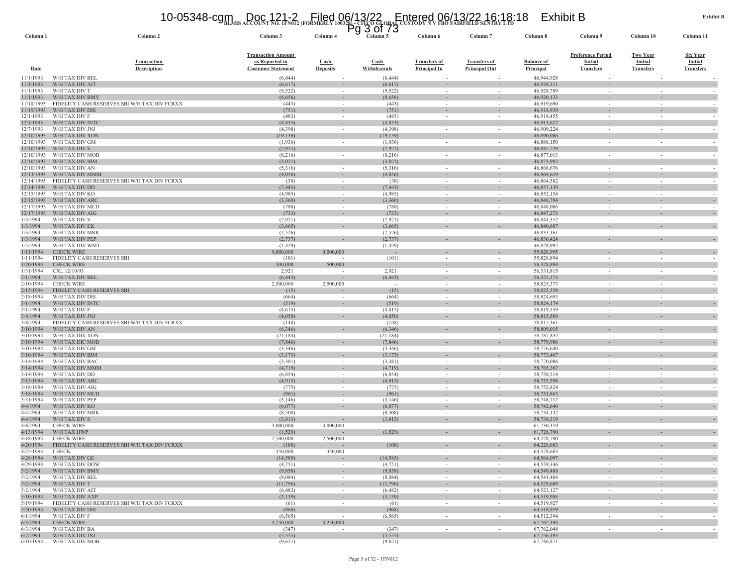BLMIS ACCOUNT NO. 1FN012 (FORMERLY 100328) - CITCO GLOBAL CUSTODY N V FBO FAIRFIELD SENTRY LTD

| Column 1 | Column 2 | Column 3 | Column 4 | Column 5 | Column 6 | Column 7 | Column 8 | Column 9 | Column 10 | Column 11 |
|---|---|---|---|---|---|---|---|---|---|---|
| Date | Transaction Description | Transaction Amount as Reported in Customer Statement | Cash Deposits | Cash Withdrawals | Transfers of Principal In | Transfers of Principal Out | Balance of Principal | Preference Period Initial Transfers | Two Year Initial Transfers | Six Year Initial Transfers |
| 11/1/1993 | W/H TAX DIV BEL | (6,444) | - | (6,444) | - | - | 46,944,928 | - | - | - |
| 11/1/1993 | W/H TAX DIV AIT | (6,617) | - | (6,617) | - | - | 46,938,311 | - | - | - |
| 11/1/1993 | W/H TAX DIV T | (9,522) | - | (9,522) | - | - | 46,928,789 | - | - | - |
| 11/1/1993 | W/H TAX DIV BMY | (8,656) | - | (8,656) | - | - | 46,920,133 | - | - | - |
| 11/10/1993 | FIDELITY CASH RESERVES SBI W/H TAX DIV FCRXX | (443) | - | (443) | - | - | 46,919,690 | - | - | - |
| 11/19/1993 | W/H TAX DIV DIS | (751) | - | (751) | - | - | 46,918,939 | - | - | - |
| 12/1/1993 | W/H TAX DIV F | (483) | - | (483) | - | - | 46,918,455 | - | - | - |
| 12/1/1993 | W/H TAX DIV INTC | (4,833) | - | (4,833) | - | - | 46,913,622 | - | - | - |
| 12/7/1993 | W/H TAX DIV JNJ | (4,398) | - | (4,398) | - | - | 46,909,224 | - | - | - |
| 12/10/1993 | W/H TAX DIV XON | (19,139) | - | (19,139) | - | - | 46,890,086 | - | - | - |
| 12/10/1993 | W/H TAX DIV GM | (1,936) | - | (1,936) | - | - | 46,888,150 | - | - | - |
| 12/10/1993 | W/H TAX DIV S | (2,921) | - | (2,921) | - | - | 46,885,229 | - | - | - |
| 12/10/1993 | W/H TAX DIV MOB | (8,216) | - | (8,216) | - | - | 46,877,013 | - | - | - |
| 12/10/1993 | W/H TAX DIV IBM | (3,021) | - | (3,021) | - | - | 46,873,992 | - | - | - |
| 12/10/1993 | W/H TAX DIV AN | (5,316) | - | (5,316) | - | - | 46,868,676 | - | - | - |
| 12/13/1993 | W/H TAX DIV MMM | (4,056) | - | (4,056) | - | - | 46,864,619 | - | - | - |
| 12/14/1993 | FIDELITY CASH RESERVES SBI W/H TAX DIV FCRXX | (38) | - | (38) | - | - | 46,864,582 | - | - | - |
| 12/14/1993 | W/H TAX DIV DD | (7,443) | - | (7,443) | - | - | 46,857,139 | - | - | - |
| 12/15/1993 | W/H TAX DIV KO | (4,985) | - | (4,985) | - | - | 46,852,154 | - | - | - |
| 12/15/1993 | W/H TAX DIV ARC | (3,360) | - | (3,360) | - | - | 46,848,794 | - | - | - |
| 12/17/1993 | W/H TAX DIV MCD | (788) | - | (788) | - | - | 46,848,006 | - | - | - |
| 12/17/1993 | W/H TAX DIV AIG | (733) | - | (733) | - | - | 46,847,273 | - | - | - |
| 1/3/1994 | W/H TAX DIV S | (2,921) | - | (2,921) | - | - | 46,844,352 | - | - | - |
| 1/3/1994 | W/H TAX DIV EK | (3,665) | - | (3,665) | - | - | 46,840,687 | - | - | - |
| 1/3/1994 | W/H TAX DIV MRK | (7,526) | - | (7,526) | - | - | 46,833,161 | - | - | - |
| 1/3/1994 | W/H TAX DIV PEP | (2,737) | - | (2,737) | - | - | 46,830,424 | - | - | - |
| 1/5/1994 | W/H TAX DIV WMT | (1,429) | - | (1,429) | - | - | 46,828,995 | - | - | - |
| 1/11/1994 | CHECK WIRE | 9,000,000 | 9,000,000 | - | - | - | 55,828,995 | - | - | - |
| 1/11/1994 | FIDELITY CASH RESERVES SBI | (101) | - | (101) | - | - | 55,828,894 | - | - | - |
| 1/20/1994 | CHECK WIRE | 500,000 | 500,000 | - | - | - | 56,328,894 | - | - | - |
| 1/31/1994 | CXL 12/10/93 | 2,921 | - | 2,921 | - | - | 56,331,815 | - | - | - |
| 2/1/1994 | W/H TAX DIV BEL | (6,443) | - | (6,443) | - | - | 56,325,373 | - | - | - |
| 2/10/1994 | CHECK WIRE | 2,500,000 | 2,500,000 | - | - | - | 58,825,373 | - | - | - |
| 2/15/1994 | FIDELITY CASH RESERVES SBI | (15) | - | (15) | - | - | 58,825,358 | - | - | - |
| 2/18/1994 | W/H TAX DIV DIS | (664) | - | (664) | - | - | 58,824,693 | - | - | - |
| 3/1/1994 | W/H TAX DIV INTC | (519) | - | (519) | - | - | 58,824,174 | - | - | - |
| 3/1/1994 | W/H TAX DIV F | (4,615) | - | (4,615) | - | - | 58,819,559 | - | - | - |
| 3/8/1994 | W/H TAX DIV JNJ | (4,050) | - | (4,050) | - | - | 58,815,509 | - | - | - |
| 3/8/1994 | FIDELITY CASH RESERVES SBI W/H TAX DIV FCRXX | (148) | - | (148) | - | - | 58,815,361 | - | - | - |
| 3/10/1994 | W/H TAX DIV AN | (6,346) | - | (6,346) | - | - | 58,809,015 | - | - | - |
| 3/10/1994 | W/H TAX DIV XON | (21,184) | - | (21,184) | - | - | 58,787,832 | - | - | - |
| 3/10/1994 | W/H TAX DIC MOB | (7,846) | - | (7,846) | - | - | 58,779,986 | - | - | - |
| 3/10/1994 | W/H TAX DIV GM | (3,346) | - | (3,346) | - | - | 58,776,640 | - | - | - |
| 3/10/1994 | W/H TAX DIV IBM | (3,173) | - | (3,173) | - | - | 58,773,467 | - | - | - |
| 3/14/1994 | W/H TAX DIV BAC | (3,381) | - | (3,381) | - | - | 58,770,086 | - | - | - |
| 3/14/1994 | W/H TAX DIV MMM | (4,719) | - | (4,719) | - | - | 58,765,367 | - | - | - |
| 3/14/1994 | W/H TAX DIV DD | (6,854) | - | (6,854) | - | - | 58,758,514 | - | - | - |
| 3/15/1994 | W/H TAX DIV ARC | (4,915) | - | (4,915) | - | - | 58,753,598 | - | - | - |
| 3/18/1994 | W/H TAX DIV AIG | (775) | - | (775) | - | - | 58,752,824 | - | - | - |
| 3/18/1994 | W/H TAX DIV MCD | (961) | - | (961) | - | - | 58,751,863 | - | - | - |
| 3/31/1994 | W/H TAX DIV PEP | (3,146) | - | (3,146) | - | - | 58,748,717 | - | - | - |
| 4/4/1994 | W/H TAX DIV KO | (6,077) | - | (6,077) | - | - | 58,742,640 | - | - | - |
| 4/4/1994 | W/H TAX DIV MRK | (8,508) | - | (8,508) | - | - | 58,734,132 | - | - | - |
| 4/4/1994 | W/H TAX DIV S | (3,813) | - | (3,813) | - | - | 58,730,319 | - | - | - |
| 4/8/1994 | CHECK WIRE | 3,000,000 | 3,000,000 | - | - | - | 61,730,319 | - | - | - |
| 4/13/1994 | W/H TAX HWP | (1,529) | - | (1,529) | - | - | 61,728,790 | - | - | - |
| 4/18/1994 | CHECK WIRE | 2,500,000 | 2,500,000 | - | - | - | 64,228,790 | - | - | - |
| 4/20/1994 | FIDELITY CASH RESERVES SBI W/H TAX DIV FCRXX | (108) | - | (108) | - | - | 64,228,683 | - | - | - |
| 4/25/1994 | CHECK | 350,000 | 350,000 | - | - | - | 64,578,683 | - | - | - |
| 4/28/1994 | W/H TAX DIV GE | (14,585) | - | (14,585) | - | - | 64,564,097 | - | - | - |
| 4/29/1994 | W/H TAX DIV DOW | (4,751) | - | (4,751) | - | - | 64,559,346 | - | - | - |
| 5/2/1994 | W/H TAX DIV BMY | (9,858) | - | (9,858) | - | - | 64,549,488 | - | - | - |
| 5/2/1994 | W/H TAX DIV BEL | (8,084) | - | (8,084) | - | - | 64,541,404 | - | - | - |
| 5/2/1994 | W/H TAX DIV T | (11,796) | - | (11,796) | - | - | 64,529,609 | - | - | - |
| 5/2/1994 | W/H TAX DIV AIT | (6,482) | - | (6,482) | - | - | 64,523,127 | - | - | - |
| 5/10/1994 | W/H TAX DIV AXP | (3,139) | - | (3,139) | - | - | 64,519,988 | - | - | - |
| 5/19/1994 | FIDELITY CASH RESERVES SBI W/H TAX DIV FCRXX | (61) | - | (61) | - | - | 64,519,927 | - | - | - |
| 5/20/1994 | W/H TAX DIV DIS | (968) | - | (968) | - | - | 64,518,959 | - | - | - |
| 6/1/1994 | W/H TAX DIV F | (6,565) | - | (6,565) | - | - | 64,512,394 | - | - | - |
| 6/3/1994 | CHECK WIRE | 3,250,000 | 3,250,000 | - | - | - | 67,762,394 | - | - | - |
| 6/3/1994 | W/H TAX DIV BA | (347) | - | (347) | - | - | 67,762,048 | - | - | - |
| 6/7/1994 | W/H TAX DIV JNJ | (5,555) | - | (5,555) | - | - | 67,756,493 | - | - | - |
| 6/10/1994 | W/H TAX DIV MOB | (9,621) | - | (9,621) | - | - | 67,746,871 | - | - | - |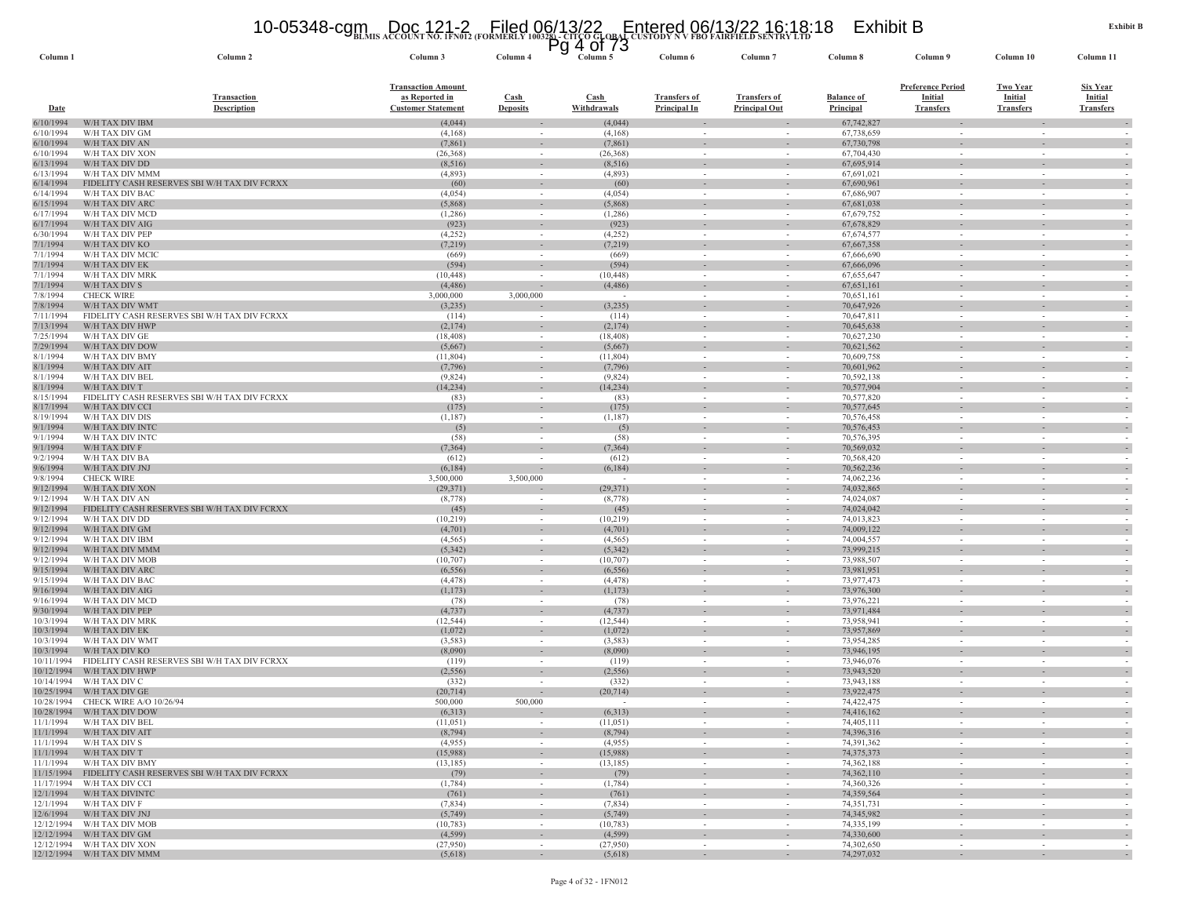**Exhibit B**

**BLMIS ACCOUNT NO. 1FN012 (FORMERLY 100328) - CITCO GLOBAL CUSTODY N V FBO FAIRFIELD SENTRY LTD**

| Column 1 | Column 2 | Column 3 | Column 4 | Column 5 | Column 6 | Column 7 | Column 8 | Column 9 | Column 10 | Column 11 |
|---|---|---|---|---|---|---|---|---|---|---|
| Date | Transaction Description | Transaction Amount as Reported in Customer Statement | Cash Deposits | Cash Withdrawals | Transfers of Principal In | Transfers of Principal Out | Balance of Principal | Preference Period Initial Transfers | Two Year Initial Transfers | Six Year Initial Transfers |
| 6/10/1994 | W/H TAX DIV IBM | (4,044) | - | (4,044) | - | - | 67,742,827 | - | - | - |
| 6/10/1994 | W/H TAX DIV GM | (4,168) | - | (4,168) | - | - | 67,738,659 | - | - | - |
| 6/10/1994 | W/H TAX DIV AN | (7,861) | - | (7,861) | - | - | 67,730,798 | - | - | - |
| 6/10/1994 | W/H TAX DIV XON | (26,368) | - | (26,368) | - | - | 67,704,430 | - | - | - |
| 6/13/1994 | W/H TAX DIV DD | (8,516) | - | (8,516) | - | - | 67,695,914 | - | - | - |
| 6/13/1994 | W/H TAX DIV MMM | (4,893) | - | (4,893) | - | - | 67,691,021 | - | - | - |
| 6/14/1994 | FIDELITY CASH RESERVES SBI W/H TAX DIV FCRXX | (60) | - | (60) | - | - | 67,690,961 | - | - | - |
| 6/14/1994 | W/H TAX DIV BAC | (4,054) | - | (4,054) | - | - | 67,686,907 | - | - | - |
| 6/15/1994 | W/H TAX DIV ARC | (5,868) | - | (5,868) | - | - | 67,681,038 | - | - | - |
| 6/17/1994 | W/H TAX DIV MCD | (1,286) | - | (1,286) | - | - | 67,679,752 | - | - | - |
| 6/17/1994 | W/H TAX DIV AIG | (923) | - | (923) | - | - | 67,678,829 | - | - | - |
| 6/30/1994 | W/H TAX DIV PEP | (4,252) | - | (4,252) | - | - | 67,674,577 | - | - | - |
| 7/1/1994 | W/H TAX DIV KO | (7,219) | - | (7,219) | - | - | 67,667,358 | - | - | - |
| 7/1/1994 | W/H TAX DIV MCIC | (669) | - | (669) | - | - | 67,666,690 | - | - | - |
| 7/1/1994 | W/H TAX DIV EK | (594) | - | (594) | - | - | 67,666,096 | - | - | - |
| 7/1/1994 | W/H TAX DIV MRK | (10,448) | - | (10,448) | - | - | 67,655,647 | - | - | - |
| 7/1/1994 | W/H TAX DIV S | (4,486) | - | (4,486) | - | - | 67,651,161 | - | - | - |
| 7/8/1994 | CHECK WIRE | 3,000,000 | 3,000,000 | - | - | - | 70,651,161 | - | - | - |
| 7/8/1994 | W/H TAX DIV WMT | (3,235) | - | (3,235) | - | - | 70,647,926 | - | - | - |
| 7/11/1994 | FIDELITY CASH RESERVES SBI W/H TAX DIV FCRXX | (114) | - | (114) | - | - | 70,647,811 | - | - | - |
| 7/13/1994 | W/H TAX DIV HWP | (2,174) | - | (2,174) | - | - | 70,645,638 | - | - | - |
| 7/25/1994 | W/H TAX DIV GE | (18,408) | - | (18,408) | - | - | 70,627,230 | - | - | - |
| 7/29/1994 | W/H TAX DIV DOW | (5,667) | - | (5,667) | - | - | 70,621,562 | - | - | - |
| 8/1/1994 | W/H TAX DIV BMY | (11,804) | - | (11,804) | - | - | 70,609,758 | - | - | - |
| 8/1/1994 | W/H TAX DIV AIT | (7,796) | - | (7,796) | - | - | 70,601,962 | - | - | - |
| 8/1/1994 | W/H TAX DIV BEL | (9,824) | - | (9,824) | - | - | 70,592,138 | - | - | - |
| 8/1/1994 | W/H TAX DIV T | (14,234) | - | (14,234) | - | - | 70,577,904 | - | - | - |
| 8/15/1994 | FIDELITY CASH RESERVES SBI W/H TAX DIV FCRXX | (83) | - | (83) | - | - | 70,577,820 | - | - | - |
| 8/17/1994 | W/H TAX DIV CCI | (175) | - | (175) | - | - | 70,577,645 | - | - | - |
| 8/19/1994 | W/H TAX DIV DIS | (1,187) | - | (1,187) | - | - | 70,576,458 | - | - | - |
| 9/1/1994 | W/H TAX DIV INTC | (5) | - | (5) | - | - | 70,576,453 | - | - | - |
| 9/1/1994 | W/H TAX DIV INTC | (58) | - | (58) | - | - | 70,576,395 | - | - | - |
| 9/1/1994 | W/H TAX DIV F | (7,364) | - | (7,364) | - | - | 70,569,032 | - | - | - |
| 9/2/1994 | W/H TAX DIV BA | (612) | - | (612) | - | - | 70,568,420 | - | - | - |
| 9/6/1994 | W/H TAX DIV JNJ | (6,184) | - | (6,184) | - | - | 70,562,236 | - | - | - |
| 9/8/1994 | CHECK WIRE | 3,500,000 | 3,500,000 | - | - | - | 74,062,236 | - | - | - |
| 9/12/1994 | W/H TAX DIV XON | (29,371) | - | (29,371) | - | - | 74,032,865 | - | - | - |
| 9/12/1994 | W/H TAX DIV AN | (8,778) | - | (8,778) | - | - | 74,024,087 | - | - | - |
| 9/12/1994 | FIDELITY CASH RESERVES SBI W/H TAX DIV FCRXX | (45) | - | (45) | - | - | 74,024,042 | - | - | - |
| 9/12/1994 | W/H TAX DIV DD | (10,219) | - | (10,219) | - | - | 74,013,823 | - | - | - |
| 9/12/1994 | W/H TAX DIV GM | (4,701) | - | (4,701) | - | - | 74,009,122 | - | - | - |
| 9/12/1994 | W/H TAX DIV IBM | (4,565) | - | (4,565) | - | - | 74,004,557 | - | - | - |
| 9/12/1994 | W/H TAX DIV MMM | (5,342) | - | (5,342) | - | - | 73,999,215 | - | - | - |
| 9/12/1994 | W/H TAX DIV MOB | (10,707) | - | (10,707) | - | - | 73,988,507 | - | - | - |
| 9/15/1994 | W/H TAX DIV ARC | (6,556) | - | (6,556) | - | - | 73,981,951 | - | - | - |
| 9/15/1994 | W/H TAX DIV BAC | (4,478) | - | (4,478) | - | - | 73,977,473 | - | - | - |
| 9/16/1994 | W/H TAX DIV AIG | (1,173) | - | (1,173) | - | - | 73,976,300 | - | - | - |
| 9/16/1994 | W/H TAX DIV MCD | (78) | - | (78) | - | - | 73,976,221 | - | - | - |
| 9/30/1994 | W/H TAX DIV PEP | (4,737) | - | (4,737) | - | - | 73,971,484 | - | - | - |
| 10/3/1994 | W/H TAX DIV MRK | (12,544) | - | (12,544) | - | - | 73,958,941 | - | - | - |
| 10/3/1994 | W/H TAX DIV EK | (1,072) | - | (1,072) | - | - | 73,957,869 | - | - | - |
| 10/3/1994 | W/H TAX DIV WMT | (3,583) | - | (3,583) | - | - | 73,954,285 | - | - | - |
| 10/3/1994 | W/H TAX DIV KO | (8,090) | - | (8,090) | - | - | 73,946,195 | - | - | - |
| 10/11/1994 | FIDELITY CASH RESERVES SBI W/H TAX DIV FCRXX | (119) | - | (119) | - | - | 73,946,076 | - | - | - |
| 10/12/1994 | W/H TAX DIV HWP | (2,556) | - | (2,556) | - | - | 73,943,520 | - | - | - |
| 10/14/1994 | W/H TAX DIV C | (332) | - | (332) | - | - | 73,943,188 | - | - | - |
| 10/25/1994 | W/H TAX DIV GE | (20,714) | - | (20,714) | - | - | 73,922,475 | - | - | - |
| 10/28/1994 | CHECK WIRE A/O 10/26/94 | 500,000 | 500,000 | - | - | - | 74,422,475 | - | - | - |
| 10/28/1994 | W/H TAX DIV DOW | (6,313) | - | (6,313) | - | - | 74,416,162 | - | - | - |
| 11/1/1994 | W/H TAX DIV BEL | (11,051) | - | (11,051) | - | - | 74,405,111 | - | - | - |
| 11/1/1994 | W/H TAX DIV AIT | (8,794) | - | (8,794) | - | - | 74,396,316 | - | - | - |
| 11/1/1994 | W/H TAX DIV S | (4,955) | - | (4,955) | - | - | 74,391,362 | - | - | - |
| 11/1/1994 | W/H TAX DIV T | (15,988) | - | (15,988) | - | - | 74,375,373 | - | - | - |
| 11/1/1994 | W/H TAX DIV BMY | (13,185) | - | (13,185) | - | - | 74,362,188 | - | - | - |
| 11/15/1994 | FIDELITY CASH RESERVES SBI W/H TAX DIV FCRXX | (79) | - | (79) | - | - | 74,362,110 | - | - | - |
| 11/17/1994 | W/H TAX DIV CCI | (1,784) | - | (1,784) | - | - | 74,360,326 | - | - | - |
| 12/1/1994 | W/H TAX DIVINTC | (761) | - | (761) | - | - | 74,359,564 | - | - | - |
| 12/1/1994 | W/H TAX DIV F | (7,834) | - | (7,834) | - | - | 74,351,731 | - | - | - |
| 12/6/1994 | W/H TAX DIV JNJ | (5,749) | - | (5,749) | - | - | 74,345,982 | - | - | - |
| 12/12/1994 | W/H TAX DIV MOB | (10,783) | - | (10,783) | - | - | 74,335,199 | - | - | - |
| 12/12/1994 | W/H TAX DIV GM | (4,599) | - | (4,599) | - | - | 74,330,600 | - | - | - |
| 12/12/1994 | W/H TAX DIV XON | (27,950) | - | (27,950) | - | - | 74,302,650 | - | - | - |
| 12/12/1994 | W/H TAX DIV MMM | (5,618) | - | (5,618) | - | - | 74,297,032 | - | - | - |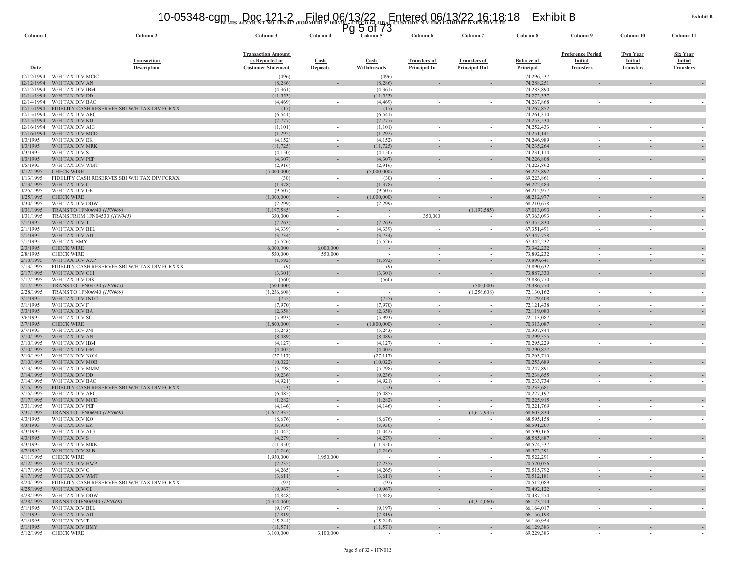**BLMIS ACCOUNT NO. 1FN012 (FORMERLY 100328) - CITCO GLOBAL CUSTODY N V FBO FAIRFIELD SENTRY LTD**

**Exhibit B**

| Column 1 | Column 2 | Column 3 | Column 4 | Column 5 | Column 6 | Column 7 | Column 8 | Column 9 | Column 10 | Column 11 |
|---|---|---|---|---|---|---|---|---|---|---|
| Date | Transaction Description | Transaction Amount as Reported in Customer Statement | Cash Deposits | Cash Withdrawals | Transfers of Principal In | Transfers of Principal Out | Balance of Principal | Preference Period Initial Transfers | Two Year Initial Transfers | Six Year Initial Transfers |
| 12/12/1994 | W/H TAX DIV MCIC | (496) | - | (496) | - | - | 74,296,537 | - | - | - |
| 12/12/1994 | W/H TAX DIV AN | (8,286) | - | (8,286) | - | - | 74,288,251 | - | - | - |
| 12/12/1994 | W/H TAX DIV IBM | (4,361) | - | (4,361) | - | - | 74,283,890 | - | - | - |
| 12/14/1994 | W/H TAX DIV DD | (11,553) | - | (11,553) | - | - | 74,272,337 | - | - | - |
| 12/14/1994 | W/H TAX DIV BAC | (4,469) | - | (4,469) | - | - | 74,267,868 | - | - | - |
| 12/15/1994 | FIDELITY CASH RESERVES SBI W/H TAX DIV FCRXX | (17) | - | (17) | - | - | 74,267,852 | - | - | - |
| 12/15/1994 | W/H TAX DIV ARC | (6,541) | - | (6,541) | - | - | 74,261,310 | - | - | - |
| 12/15/1994 | W/H TAX DIV KO | (7,777) | - | (7,777) | - | - | 74,253,534 | - | - | - |
| 12/16/1994 | W/H TAX DIV AIG | (1,101) | - | (1,101) | - | - | 74,252,433 | - | - | - |
| 12/16/1994 | W/H TAX DIV MCD | (1,292) | - | (1,292) | - | - | 74,251,141 | - | - | - |
| 1/3/1995 | W/H TAX DIV EK | (4,152) | - | (4,152) | - | - | 74,246,989 | - | - | - |
| 1/3/1995 | W/H TAX DIV MRK | (11,725) | - | (11,725) | - | - | 74,235,264 | - | - | - |
| 1/3/1995 | W/H TAX DIV S | (4,150) | - | (4,150) | - | - | 74,231,114 | - | - | - |
| 1/3/1995 | W/H TAX DIV PEP | (4,307) | - | (4,307) | - | - | 74,226,808 | - | - | - |
| 1/5/1995 | W/H TAX DIV WMT | (2,916) | - | (2,916) | - | - | 74,223,892 | - | - | - |
| 1/12/1995 | CHECK WIRE | (5,000,000) | - | (5,000,000) | - | - | 69,223,892 | - | - | - |
| 1/13/1995 | FIDELITY CASH RESERVES SBI W/H TAX DIV FCRXX | (30) | - | (30) | - | - | 69,223,861 | - | - | - |
| 1/13/1995 | W/H TAX DIV C | (1,378) | - | (1,378) | - | - | 69,222,483 | - | - | - |
| 1/25/1995 | W/H TAX DIV GE | (9,507) | - | (9,507) | - | - | 69,212,977 | - | - | - |
| 1/25/1995 | CHECK WIRE | (1,000,000) | - | (1,000,000) | - | - | 68,212,977 | - | - | - |
| 1/30/1995 | W/H TAX DIV DOW | (2,299) | - | (2,299) | - | - | 68,210,678 | - | - | - |
| 1/31/1995 | TRANS TO 1FN06940 *(1FN069)* | (1,197,585) | - | - | - | (1,197,585) | 67,013,093 | - | - | - |
| 1/31/1995 | TRANS FROM 1FN04530 *(1FN045)* | 350,000 | - | - | 350,000 | - | 67,363,093 | - | - | - |
| 2/1/1995 | W/H TAX DIV T | (7,263) | - | (7,263) | - | - | 67,355,830 | - | - | - |
| 2/1/1995 | W/H TAX DIV BEL | (4,339) | - | (4,339) | - | - | 67,351,491 | - | - | - |
| 2/1/1995 | W/H TAX DIV AIT | (3,734) | - | (3,734) | - | - | 67,347,758 | - | - | - |
| 2/1/1995 | W/H TAX BMY | (5,526) | - | (5,526) | - | - | 67,342,232 | - | - | - |
| 2/3/1995 | CHECK WIRE | 6,000,000 | 6,000,000 | - | - | - | 73,342,232 | - | - | - |
| 2/8/1995 | CHECK WIRE | 550,000 | 550,000 | - | - | - | 73,892,232 | - | - | - |
| 2/10/1995 | W/H TAX DIV AXP | (1,592) | - | (1,592) | - | - | 73,890,641 | - | - | - |
| 2/13/1995 | FIDELITY CASH RESERVES SBI W/H TAX DIV FCRXXX | (9) | - | (9) | - | - | 73,890,632 | - | - | - |
| 2/17/1995 | W/H TAX DIV CCI | (3,301) | - | (3,301) | - | - | 73,887,330 | - | - | - |
| 2/17/1995 | W/H TAX DIV DIS | (560) | - | (560) | - | - | 73,886,770 | - | - | - |
| 2/17/1995 | TRANS TO 1FN04530 *(1FN045)* | (500,000) | - | - | - | (500,000) | 73,386,770 | - | - | - |
| 2/28/1995 | TRANS TO 1FN06940 *(1FN069)* | (1,256,608) | - | - | - | (1,256,608) | 72,130,162 | - | - | - |
| 3/1/1995 | W/H TAX DIV INTC | (755) | - | (755) | - | - | 72,129,408 | - | - | - |
| 3/1/1995 | W/H TAX DIV F | (7,970) | - | (7,970) | - | - | 72,121,438 | - | - | - |
| 3/3/1995 | W/H TAX DIV BA | (2,358) | - | (2,358) | - | - | 72,119,080 | - | - | - |
| 3/6/1995 | W/H TAX DIV SO | (5,993) | - | (5,993) | - | - | 72,113,087 | - | - | - |
| 3/7/1995 | CHECK WIRE | (1,800,000) | - | (1,800,000) | - | - | 70,313,087 | - | - | - |
| 3/7/1995 | W/H TAX DIV JNJ | (5,243) | - | (5,243) | - | - | 70,307,844 | - | - | - |
| 3/10/1995 | W/H TAX DIV AN | (8,489) | - | (8,489) | - | - | 70,299,355 | - | - | - |
| 3/10/1995 | W/H TAX DIV IBM | (4,127) | - | (4,127) | - | - | 70,295,229 | - | - | - |
| 3/10/1995 | W/H TAX DIV GM | (4,402) | - | (4,402) | - | - | 70,290,827 | - | - | - |
| 3/10/1995 | W/H TAX DIV XON | (27,117) | - | (27,117) | - | - | 70,263,710 | - | - | - |
| 3/10/1995 | W/H TAX DIV MOB | (10,022) | - | (10,022) | - | - | 70,253,689 | - | - | - |
| 3/13/1995 | W/H TAX DIV MMM | (5,798) | - | (5,798) | - | - | 70,247,891 | - | - | - |
| 3/14/1995 | W/H TAX DIV DD | (9,236) | - | (9,236) | - | - | 70,238,655 | - | - | - |
| 3/14/1995 | W/H TAX DIV BAC | (4,921) | - | (4,921) | - | - | 70,233,734 | - | - | - |
| 3/15/1995 | FIDELITY CASH RESERVES SBI W/H TAX DIV FCRXX | (53) | - | (53) | - | - | 70,233,681 | - | - | - |
| 3/15/1995 | W/H TAX DIV ARC | (6,485) | - | (6,485) | - | - | 70,227,197 | - | - | - |
| 3/17/1995 | W/H TAX DIV MCD | (1,282) | - | (1,282) | - | - | 70,225,915 | - | - | - |
| 3/31/1995 | W/H TAX DIV PEP | (4,146) | - | (4,146) | - | - | 70,221,769 | - | - | - |
| 3/31/1995 | TRANS TO 1FN06940 *(1FN069)* | (1,617,935) | - | - | - | (1,617,935) | 68,603,834 | - | - | - |
| 4/3/1995 | W/H TAX DIV KO | (8,676) | - | (8,676) | - | - | 68,595,158 | - | - | - |
| 4/3/1995 | W/H TAX DIV EK | (3,950) | - | (3,950) | - | - | 68,591,207 | - | - | - |
| 4/3/1995 | W/H TAX DIV AIG | (1,042) | - | (1,042) | - | - | 68,590,166 | - | - | - |
| 4/3/1995 | W/H TAX DIV S | (4,279) | - | (4,279) | - | - | 68,585,887 | - | - | - |
| 4/3/1995 | W/H TAX DIV MRK | (11,350) | - | (11,350) | - | - | 68,574,537 | - | - | - |
| 4/7/1995 | W/H TAX DIV SLB | (2,246) | - | (2,246) | - | - | 68,572,291 | - | - | - |
| 4/11/1995 | CHECK WIRE | 1,950,000 | 1,950,000 | - | - | - | 70,522,291 | - | - | - |
| 4/12/1995 | W/H TAX DIV HWP | (2,235) | - | (2,235) | - | - | 70,520,056 | - | - | - |
| 4/17/1995 | W/H TAX DIV C | (4,265) | - | (4,265) | - | - | 70,515,792 | - | - | - |
| 4/17/1995 | W/H TAX DIV WMT | (3,611) | - | (3,611) | - | - | 70,512,181 | - | - | - |
| 4/24/1995 | FIDELITY CASH RESERVES SBI W/H TAX DIV FCRXX | (92) | - | (92) | - | - | 70,512,089 | - | - | - |
| 4/25/1995 | W/H TAX DIV GE | (19,967) | - | (19,967) | - | - | 70,492,122 | - | - | - |
| 4/28/1995 | W/H TAX DIV DOW | (4,848) | - | (4,848) | - | - | 70,487,274 | - | - | - |
| 4/28/1995 | TRANS TO 1FN06940 *(1FN069)* | (4,314,060) | - | - | - | (4,314,060) | 66,173,214 | - | - | - |
| 5/1/1995 | W/H TAX DIV BEL | (9,197) | - | (9,197) | - | - | 66,164,017 | - | - | - |
| 5/1/1995 | W/H TAX DIV AIT | (7,819) | - | (7,819) | - | - | 66,156,198 | - | - | - |
| 5/1/1995 | W/H TAX DIV T | (15,244) | - | (15,244) | - | - | 66,140,954 | - | - | - |
| 5/1/1995 | W/H TAX DIV BMY | (11,571) | - | (11,571) | - | - | 66,129,383 | - | - | - |
| 5/12/1995 | CHECK WIRE | 3,100,000 | 3,100,000 | - | - | - | 69,229,383 | - | - | - |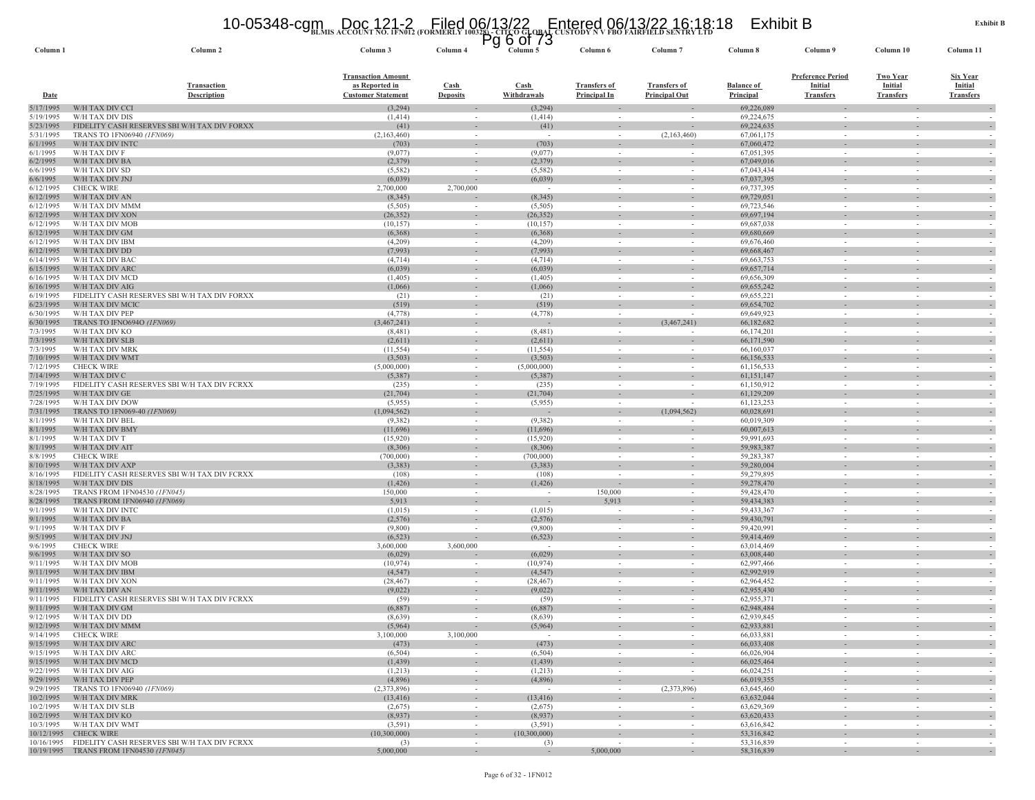**BLMIS ACCOUNT NO. 1FN012 (FORMERLY 100328) - CITCO GLOBAL CUSTODY N V FBO FAIRFIELD SENTRY LTD**

**Exhibit B**

| Column 1 | Column 2 | Column 3 | Column 4 | Column 5 | Column 6 | Column 7 | Column 8 | Column 9 | Column 10 | Column 11 |
|---|---|---|---|---|---|---|---|---|---|---|
| Date | Transaction Description | Transaction Amount as Reported in Customer Statement | Cash Deposits | Cash Withdrawals | Transfers of Principal In | Transfers of Principal Out | Balance of Principal | Preference Period Initial Transfers | Two Year Initial Transfers | Six Year Initial Transfers |
| 5/17/1995 | W/H TAX DIV CCI | (3,294) | - | (3,294) | - | - | 69,226,089 | - | - | - |
| 5/19/1995 | W/H TAX DIV DIS | (1,414) | - | (1,414) | - | - | 69,224,675 | - | - | - |
| 5/23/1995 | FIDELITY CASH RESERVES SBI W/H TAX DIV FORXX | (41) | - | (41) | - | - | 69,224,635 | - | - | - |
| 5/31/1995 | TRANS TO 1FN06940 *(1FN069)* | (2,163,460) | - | - | - | (2,163,460) | 67,061,175 | - | - | - |
| 6/1/1995 | W/H TAX DIV INTC | (703) | - | (703) | - | - | 67,060,472 | - | - | - |
| 6/1/1995 | W/H TAX DIV F | (9,077) | - | (9,077) | - | - | 67,051,395 | - | - | - |
| 6/2/1995 | W/H TAX DIV BA | (2,379) | - | (2,379) | - | - | 67,049,016 | - | - | - |
| 6/6/1995 | W/H TAX DIV SD | (5,582) | - | (5,582) | - | - | 67,043,434 | - | - | - |
| 6/6/1995 | W/H TAX DIV JNJ | (6,039) | - | (6,039) | - | - | 67,037,395 | - | - | - |
| 6/12/1995 | CHECK WIRE | 2,700,000 | 2,700,000 | - | - | - | 69,737,395 | - | - | - |
| 6/12/1995 | W/H TAX DIV AN | (8,345) | - | (8,345) | - | - | 69,729,051 | - | - | - |
| 6/12/1995 | W/H TAX DIV MMM | (5,505) | - | (5,505) | - | - | 69,723,546 | - | - | - |
| 6/12/1995 | W/H TAX DIV XON | (26,352) | - | (26,352) | - | - | 69,697,194 | - | - | - |
| 6/12/1995 | W/H TAX DIV MOB | (10,157) | - | (10,157) | - | - | 69,687,038 | - | - | - |
| 6/12/1995 | W/H TAX DIV GM | (6,368) | - | (6,368) | - | - | 69,680,669 | - | - | - |
| 6/12/1995 | W/H TAX DIV IBM | (4,209) | - | (4,209) | - | - | 69,676,460 | - | - | - |
| 6/12/1995 | W/H TAX DIV DD | (7,993) | - | (7,993) | - | - | 69,668,467 | - | - | - |
| 6/14/1995 | W/H TAX DIV BAC | (4,714) | - | (4,714) | - | - | 69,663,753 | - | - | - |
| 6/15/1995 | W/H TAX DIV ARC | (6,039) | - | (6,039) | - | - | 69,657,714 | - | - | - |
| 6/16/1995 | W/H TAX DIV MCD | (1,405) | - | (1,405) | - | - | 69,656,309 | - | - | - |
| 6/16/1995 | W/H TAX DIV AIG | (1,066) | - | (1,066) | - | - | 69,655,242 | - | - | - |
| 6/19/1995 | FIDELITY CASH RESERVES SBI W/H TAX DIV FORXX | (21) | - | (21) | - | - | 69,655,221 | - | - | - |
| 6/23/1995 | W/H TAX DIV MCIC | (519) | - | (519) | - | - | 69,654,702 | - | - | - |
| 6/30/1995 | W/H TAX DIV PEP | (4,778) | - | (4,778) | - | - | 69,649,923 | - | - | - |
| 6/30/1995 | TRANS TO IFNO694O *(1FN069)* | (3,467,241) | - | - | - | (3,467,241) | 66,182,682 | - | - | - |
| 7/3/1995 | W/H TAX DIV KO | (8,481) | - | (8,481) | - | - | 66,174,201 | - | - | - |
| 7/3/1995 | W/H TAX DIV SLB | (2,611) | - | (2,611) | - | - | 66,171,590 | - | - | - |
| 7/3/1995 | W/H TAX DIV MRK | (11,554) | - | (11,554) | - | - | 66,160,037 | - | - | - |
| 7/10/1995 | W/H TAX DIV WMT | (3,503) | - | (3,503) | - | - | 66,156,533 | - | - | - |
| 7/12/1995 | CHECK WIRE | (5,000,000) | - | (5,000,000) | - | - | 61,156,533 | - | - | - |
| 7/14/1995 | W/H TAX DIV C | (5,387) | - | (5,387) | - | - | 61,151,147 | - | - | - |
| 7/19/1995 | FIDELITY CASH RESERVES SBI W/H TAX DIV FCRXX | (235) | - | (235) | - | - | 61,150,912 | - | - | - |
| 7/25/1995 | W/H TAX DIV GE | (21,704) | - | (21,704) | - | - | 61,129,209 | - | - | - |
| 7/28/1995 | W/H TAX DIV DOW | (5,955) | - | (5,955) | - | - | 61,123,253 | - | - | - |
| 7/31/1995 | TRANS TO 1FN069-40 *(1FN069)* | (1,094,562) | - | - | - | (1,094,562) | 60,028,691 | - | - | - |
| 8/1/1995 | W/H TAX DIV BEL | (9,382) | - | (9,382) | - | - | 60,019,309 | - | - | - |
| 8/1/1995 | W/H TAX DIV BMY | (11,696) | - | (11,696) | - | - | 60,007,613 | - | - | - |
| 8/1/1995 | W/H TAX DIV T | (15,920) | - | (15,920) | - | - | 59,991,693 | - | - | - |
| 8/1/1995 | W/H TAX DIV AIT | (8,306) | - | (8,306) | - | - | 59,983,387 | - | - | - |
| 8/8/1995 | CHECK WIRE | (700,000) | - | (700,000) | - | - | 59,283,387 | - | - | - |
| 8/10/1995 | W/H TAX DIV AXP | (3,383) | - | (3,383) | - | - | 59,280,004 | - | - | - |
| 8/16/1995 | FIDELITY CASH RESERVES SBI W/H TAX DIV FCRXX | (108) | - | (108) | - | - | 59,279,895 | - | - | - |
| 8/18/1995 | W/H TAX DIV DIS | (1,426) | - | (1,426) | - | - | 59,278,470 | - | - | - |
| 8/28/1995 | TRANS FROM 1FN04530 *(1FN045)* | 150,000 | - | - | 150,000 | - | 59,428,470 | - | - | - |
| 8/28/1995 | TRANS FROM 1FN06940 *(1FN069)* | 5,913 | - | - | 5,913 | - | 59,434,383 | - | - | - |
| 9/1/1995 | W/H TAX DIV INTC | (1,015) | - | (1,015) | - | - | 59,433,367 | - | - | - |
| 9/1/1995 | W/H TAX DIV BA | (2,576) | - | (2,576) | - | - | 59,430,791 | - | - | - |
| 9/1/1995 | W/H TAX DIV F | (9,800) | - | (9,800) | - | - | 59,420,991 | - | - | - |
| 9/5/1995 | W/H TAX DIV JNJ | (6,523) | - | (6,523) | - | - | 59,414,469 | - | - | - |
| 9/6/1995 | CHECK WIRE | 3,600,000 | 3,600,000 | - | - | - | 63,014,469 | - | - | - |
| 9/6/1995 | W/H TAX DIV SO | (6,029) | - | (6,029) | - | - | 63,008,440 | - | - | - |
| 9/11/1995 | W/H TAX DIV MOB | (10,974) | - | (10,974) | - | - | 62,997,466 | - | - | - |
| 9/11/1995 | W/H TAX DIV IBM | (4,547) | - | (4,547) | - | - | 62,992,919 | - | - | - |
| 9/11/1995 | W/H TAX DIV XON | (28,467) | - | (28,467) | - | - | 62,964,452 | - | - | - |
| 9/11/1995 | W/H TAX DIV AN | (9,022) | - | (9,022) | - | - | 62,955,430 | - | - | - |
| 9/11/1995 | FIDELITY CASH RESERVES SBI W/H TAX DIV FCRXX | (59) | - | (59) | - | - | 62,955,371 | - | - | - |
| 9/11/1995 | W/H TAX DIV GM | (6,887) | - | (6,887) | - | - | 62,948,484 | - | - | - |
| 9/12/1995 | W/H TAX DIV DD | (8,639) | - | (8,639) | - | - | 62,939,845 | - | - | - |
| 9/12/1995 | W/H TAX DIV MMM | (5,964) | - | (5,964) | - | - | 62,933,881 | - | - | - |
| 9/14/1995 | CHECK WIRE | 3,100,000 | 3,100,000 | - | - | - | 66,033,881 | - | - | - |
| 9/15/1995 | W/H TAX DIV ARC | (473) | - | (473) | - | - | 66,033,408 | - | - | - |
| 9/15/1995 | W/H TAX DIV ARC | (6,504) | - | (6,504) | - | - | 66,026,904 | - | - | - |
| 9/15/1995 | W/H TAX DIV MCD | (1,439) | - | (1,439) | - | - | 66,025,464 | - | - | - |
| 9/22/1995 | W/H TAX DIV AIG | (1,213) | - | (1,213) | - | - | 66,024,251 | - | - | - |
| 9/29/1995 | W/H TAX DIV PEP | (4,896) | - | (4,896) | - | - | 66,019,355 | - | - | - |
| 9/29/1995 | TRANS TO 1FN06940 *(1FN069)* | (2,373,896) | - | - | - | (2,373,896) | 63,645,460 | - | - | - |
| 10/2/1995 | W/H TAX DIV MRK | (13,416) | - | (13,416) | - | - | 63,632,044 | - | - | - |
| 10/2/1995 | W/H TAX DIV SLB | (2,675) | - | (2,675) | - | - | 63,629,369 | - | - | - |
| 10/2/1995 | W/H TAX DIV KO | (8,937) | - | (8,937) | - | - | 63,620,433 | - | - | - |
| 10/3/1995 | W/H TAX DIV WMT | (3,591) | - | (3,591) | - | - | 63,616,842 | - | - | - |
| 10/12/1995 | CHECK WIRE | (10,300,000) | - | (10,300,000) | - | - | 53,316,842 | - | - | - |
| 10/16/1995 | FIDELITY CASH RESERVES SBI W/H TAX DIV FCRXX | (3) | - | (3) | - | - | 53,316,839 | - | - | - |
| 10/19/1995 | TRANS FROM 1FN04530 *(1FN045)* | 5,000,000 | - | - | 5,000,000 | - | 58,316,839 | - | - | - |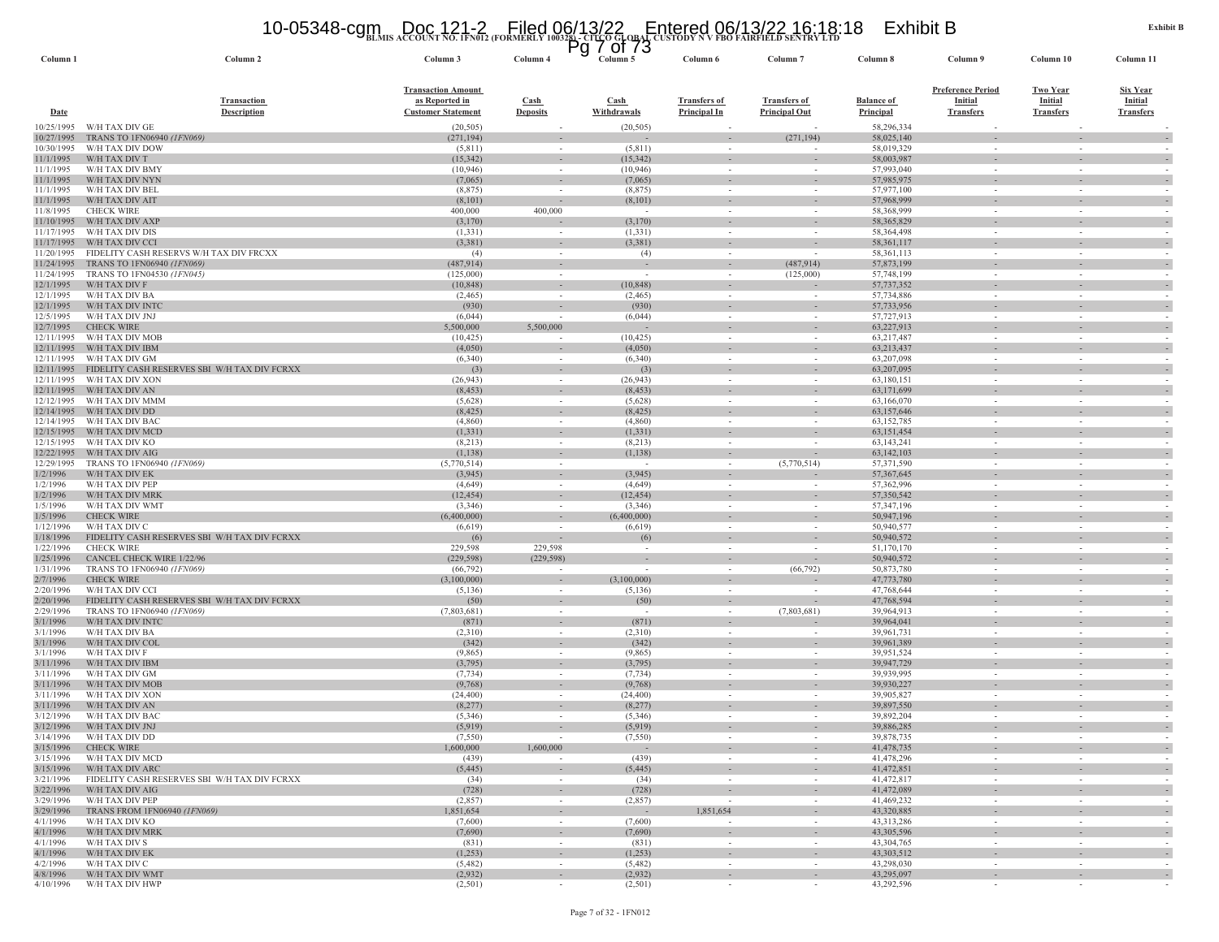BLMIS ACCOUNT NO. 1FN012 (FORMERLY 100328) - CITCO GLOBAL CUSTODY N V FBO FAIRFIELD SENTRY LTD

| Column 1 | Column 2 | Column 3 | Column 4 | Column 5 | Column 6 | Column 7 | Column 8 | Column 9 | Column 10 | Column 11 |
|---|---|---|---|---|---|---|---|---|---|---|
| Date | Transaction Description | Transaction Amount as Reported in Customer Statement | Cash Deposits | Cash Withdrawals | Transfers of Principal In | Transfers of Principal Out | Balance of Principal | Preference Period Initial Transfers | Two Year Initial Transfers | Six Year Initial Transfers |
| 10/25/1995 | W/H TAX DIV GE | (20,505) | - | (20,505) | - | - | 58,296,334 | - | - | - |
| 10/27/1995 | TRANS TO 1FN06940 *(1FN069)* | (271,194) | - | - | - | (271,194) | 58,025,140 | - | - | - |
| 10/30/1995 | W/H TAX DIV DOW | (5,811) | - | (5,811) | - | - | 58,019,329 | - | - | - |
| 11/1/1995 | W/H TAX DIV T | (15,342) | - | (15,342) | - | - | 58,003,987 | - | - | - |
| 11/1/1995 | W/H TAX DIV BMY | (10,946) | - | (10,946) | - | - | 57,993,040 | - | - | - |
| 11/1/1995 | W/H TAX DIV NYN | (7,065) | - | (7,065) | - | - | 57,985,975 | - | - | - |
| 11/1/1995 | W/H TAX DIV BEL | (8,875) | - | (8,875) | - | - | 57,977,100 | - | - | - |
| 11/1/1995 | W/H TAX DIV AIT | (8,101) | - | (8,101) | - | - | 57,968,999 | - | - | - |
| 11/8/1995 | CHECK WIRE | 400,000 | 400,000 | - | - | - | 58,368,999 | - | - | - |
| 11/10/1995 | W/H TAX DIV AXP | (3,170) | - | (3,170) | - | - | 58,365,829 | - | - | - |
| 11/17/1995 | W/H TAX DIV DIS | (1,331) | - | (1,331) | - | - | 58,364,498 | - | - | - |
| 11/17/1995 | W/H TAX DIV CCI | (3,381) | - | (3,381) | - | - | 58,361,117 | - | - | - |
| 11/20/1995 | FIDELITY CASH RESERVS W/H TAX DIV FRCXX | (4) | - | (4) | - | - | 58,361,113 | - | - | - |
| 11/24/1995 | TRANS TO 1FN06940 *(1FN069)* | (487,914) | - | - | - | (487,914) | 57,873,199 | - | - | - |
| 11/24/1995 | TRANS TO 1FN04530 *(1FN045)* | (125,000) | - | - | - | (125,000) | 57,748,199 | - | - | - |
| 12/1/1995 | W/H TAX DIV F | (10,848) | - | (10,848) | - | - | 57,737,352 | - | - | - |
| 12/1/1995 | W/H TAX DIV BA | (2,465) | - | (2,465) | - | - | 57,734,886 | - | - | - |
| 12/1/1995 | W/H TAX DIV INTC | (930) | - | (930) | - | - | 57,733,956 | - | - | - |
| 12/5/1995 | W/H TAX DIV JNJ | (6,044) | - | (6,044) | - | - | 57,727,913 | - | - | - |
| 12/7/1995 | CHECK WIRE | 5,500,000 | 5,500,000 | - | - | - | 63,227,913 | - | - | - |
| 12/11/1995 | W/H TAX DIV MOB | (10,425) | - | (10,425) | - | - | 63,217,487 | - | - | - |
| 12/11/1995 | W/H TAX DIV IBM | (4,050) | - | (4,050) | - | - | 63,213,437 | - | - | - |
| 12/11/1995 | W/H TAX DIV GM | (6,340) | - | (6,340) | - | - | 63,207,098 | - | - | - |
| 12/11/1995 | FIDELITY CASH RESERVES SBI W/H TAX DIV FCRXX | (3) | - | (3) | - | - | 63,207,095 | - | - | - |
| 12/11/1995 | W/H TAX DIV XON | (26,943) | - | (26,943) | - | - | 63,180,151 | - | - | - |
| 12/11/1995 | W/H TAX DIV AN | (8,453) | - | (8,453) | - | - | 63,171,699 | - | - | - |
| 12/12/1995 | W/H TAX DIV MMM | (5,628) | - | (5,628) | - | - | 63,166,070 | - | - | - |
| 12/14/1995 | W/H TAX DIV DD | (8,425) | - | (8,425) | - | - | 63,157,646 | - | - | - |
| 12/14/1995 | W/H TAX DIV BAC | (4,860) | - | (4,860) | - | - | 63,152,785 | - | - | - |
| 12/15/1995 | W/H TAX DIV MCD | (1,331) | - | (1,331) | - | - | 63,151,454 | - | - | - |
| 12/15/1995 | W/H TAX DIV KO | (8,213) | - | (8,213) | - | - | 63,143,241 | - | - | - |
| 12/22/1995 | W/H TAX DIV AIG | (1,138) | - | (1,138) | - | - | 63,142,103 | - | - | - |
| 12/29/1995 | TRANS TO 1FN06940 *(1FN069)* | (5,770,514) | - | - | - | (5,770,514) | 57,371,590 | - | - | - |
| 1/2/1996 | W/H TAX DIV EK | (3,945) | - | (3,945) | - | - | 57,367,645 | - | - | - |
| 1/2/1996 | W/H TAX DIV PEP | (4,649) | - | (4,649) | - | - | 57,362,996 | - | - | - |
| 1/2/1996 | W/H TAX DIV MRK | (12,454) | - | (12,454) | - | - | 57,350,542 | - | - | - |
| 1/5/1996 | W/H TAX DIV WMT | (3,346) | - | (3,346) | - | - | 57,347,196 | - | - | - |
| 1/5/1996 | CHECK WIRE | (6,400,000) | - | (6,400,000) | - | - | 50,947,196 | - | - | - |
| 1/12/1996 | W/H TAX DIV C | (6,619) | - | (6,619) | - | - | 50,940,577 | - | - | - |
| 1/18/1996 | FIDELITY CASH RESERVES SBI W/H TAX DIV FCRXX | (6) | - | (6) | - | - | 50,940,572 | - | - | - |
| 1/22/1996 | CHECK WIRE | 229,598 | 229,598 | - | - | - | 51,170,170 | - | - | - |
| 1/25/1996 | CANCEL CHECK WIRE 1/22/96 | (229,598) | (229,598) | - | - | - | 50,940,572 | - | - | - |
| 1/31/1996 | TRANS TO 1FN06940 *(1FN069)* | (66,792) | - | - | - | (66,792) | 50,873,780 | - | - | - |
| 2/7/1996 | CHECK WIRE | (3,100,000) | - | (3,100,000) | - | - | 47,773,780 | - | - | - |
| 2/20/1996 | W/H TAX DIV CCI | (5,136) | - | (5,136) | - | - | 47,768,644 | - | - | - |
| 2/20/1996 | FIDELITY CASH RESERVES SBI W/H TAX DIV FCRXX | (50) | - | (50) | - | - | 47,768,594 | - | - | - |
| 2/29/1996 | TRANS TO 1FN06940 *(1FN069)* | (7,803,681) | - | - | - | (7,803,681) | 39,964,913 | - | - | - |
| 3/1/1996 | W/H TAX DIV INTC | (871) | - | (871) | - | - | 39,964,041 | - | - | - |
| 3/1/1996 | W/H TAX DIV BA | (2,310) | - | (2,310) | - | - | 39,961,731 | - | - | - |
| 3/1/1996 | W/H TAX DIV COL | (342) | - | (342) | - | - | 39,961,389 | - | - | - |
| 3/1/1996 | W/H TAX DIV F | (9,865) | - | (9,865) | - | - | 39,951,524 | - | - | - |
| 3/11/1996 | W/H TAX DIV IBM | (3,795) | - | (3,795) | - | - | 39,947,729 | - | - | - |
| 3/11/1996 | W/H TAX DIV GM | (7,734) | - | (7,734) | - | - | 39,939,995 | - | - | - |
| 3/11/1996 | W/H TAX DIV MOB | (9,768) | - | (9,768) | - | - | 39,930,227 | - | - | - |
| 3/11/1996 | W/H TAX DIV XON | (24,400) | - | (24,400) | - | - | 39,905,827 | - | - | - |
| 3/11/1996 | W/H TAX DIV AN | (8,277) | - | (8,277) | - | - | 39,897,550 | - | - | - |
| 3/12/1996 | W/H TAX DIV BAC | (5,346) | - | (5,346) | - | - | 39,892,204 | - | - | - |
| 3/12/1996 | W/H TAX DIV JNJ | (5,919) | - | (5,919) | - | - | 39,886,285 | - | - | - |
| 3/14/1996 | W/H TAX DIV DD | (7,550) | - | (7,550) | - | - | 39,878,735 | - | - | - |
| 3/15/1996 | CHECK WIRE | 1,600,000 | 1,600,000 | - | - | - | 41,478,735 | - | - | - |
| 3/15/1996 | W/H TAX DIV MCD | (439) | - | (439) | - | - | 41,478,296 | - | - | - |
| 3/15/1996 | W/H TAX DIV ARC | (5,445) | - | (5,445) | - | - | 41,472,851 | - | - | - |
| 3/21/1996 | FIDELITY CASH RESERVES SBI W/H TAX DIV FCRXX | (34) | - | (34) | - | - | 41,472,817 | - | - | - |
| 3/22/1996 | W/H TAX DIV AIG | (728) | - | (728) | - | - | 41,472,089 | - | - | - |
| 3/29/1996 | W/H TAX DIV PEP | (2,857) | - | (2,857) | - | - | 41,469,232 | - | - | - |
| 3/29/1996 | TRANS FROM 1FN06940 *(1FN069)* | 1,851,654 | - | - | 1,851,654 | - | 43,320,885 | - | - | - |
| 4/1/1996 | W/H TAX DIV KO | (7,600) | - | (7,600) | - | - | 43,313,286 | - | - | - |
| 4/1/1996 | W/H TAX DIV MRK | (7,690) | - | (7,690) | - | - | 43,305,596 | - | - | - |
| 4/1/1996 | W/H TAX DIV S | (831) | - | (831) | - | - | 43,304,765 | - | - | - |
| 4/1/1996 | W/H TAX DIV EK | (1,253) | - | (1,253) | - | - | 43,303,512 | - | - | - |
| 4/2/1996 | W/H TAX DIV C | (5,482) | - | (5,482) | - | - | 43,298,030 | - | - | - |
| 4/8/1996 | W/H TAX DIV WMT | (2,932) | - | (2,932) | - | - | 43,295,097 | - | - | - |
| 4/10/1996 | W/H TAX DIV HWP | (2,501) | - | (2,501) | - | - | 43,292,596 | - | - | - |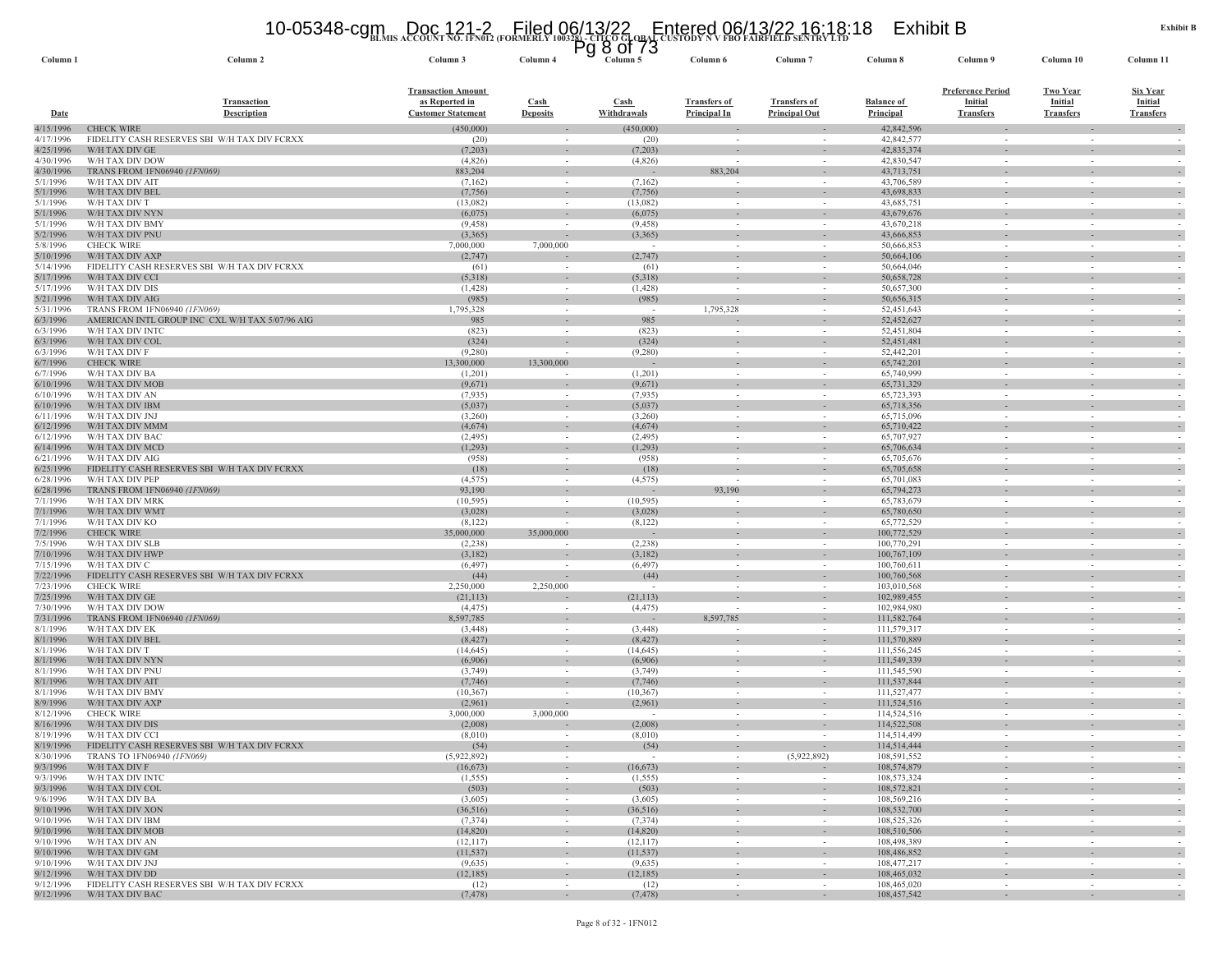BLMIS ACCOUNT NO. 1FN012 (FORMERLY 100328) - CITCO GLOBAL CUSTODY N V FBO FAIRFIELD SENTRY LTD

Exhibit B

| Column 1 | Column 2 | Column 3 | Column 4 | Column 5 | Column 6 | Column 7 | Column 8 | Column 9 | Column 10 | Column 11 |
|---|---|---|---|---|---|---|---|---|---|---|
| Date | Transaction Description | Transaction Amount as Reported in Customer Statement | Cash Deposits | Cash Withdrawals | Transfers of Principal In | Transfers of Principal Out | Balance of Principal | Preference Period Initial Transfers | Two Year Initial Transfers | Six Year Initial Transfers |
| 4/15/1996 | CHECK WIRE | (450,000) | - | (450,000) | - | - | 42,842,596 | - | - | - |
| 4/17/1996 | FIDELITY CASH RESERVES SBI W/H TAX DIV FCRXX | (20) | - | (20) | - | - | 42,842,577 | - | - | - |
| 4/25/1996 | W/H TAX DIV GE | (7,203) | - | (7,203) | - | - | 42,835,374 | - | - | - |
| 4/30/1996 | W/H TAX DIV DOW | (4,826) | - | (4,826) | - | - | 42,830,547 | - | - | - |
| 4/30/1996 | TRANS FROM 1FN06940 *(1FN069)* | 883,204 | - | - | 883,204 | - | 43,713,751 | - | - | - |
| 5/1/1996 | W/H TAX DIV AIT | (7,162) | - | (7,162) | - | - | 43,706,589 | - | - | - |
| 5/1/1996 | W/H TAX DIV BEL | (7,756) | - | (7,756) | - | - | 43,698,833 | - | - | - |
| 5/1/1996 | W/H TAX DIV T | (13,082) | - | (13,082) | - | - | 43,685,751 | - | - | - |
| 5/1/1996 | W/H TAX DIV NYN | (6,075) | - | (6,075) | - | - | 43,679,676 | - | - | - |
| 5/1/1996 | W/H TAX DIV BMY | (9,458) | - | (9,458) | - | - | 43,670,218 | - | - | - |
| 5/2/1996 | W/H TAX DIV PNU | (3,365) | - | (3,365) | - | - | 43,666,853 | - | - | - |
| 5/8/1996 | CHECK WIRE | 7,000,000 | 7,000,000 | - | - | - | 50,666,853 | - | - | - |
| 5/10/1996 | W/H TAX DIV AXP | (2,747) | - | (2,747) | - | - | 50,664,106 | - | - | - |
| 5/14/1996 | FIDELITY CASH RESERVES SBI W/H TAX DIV FCRXX | (61) | - | (61) | - | - | 50,664,046 | - | - | - |
| 5/17/1996 | W/H TAX DIV CCI | (5,318) | - | (5,318) | - | - | 50,658,728 | - | - | - |
| 5/17/1996 | W/H TAX DIV DIS | (1,428) | - | (1,428) | - | - | 50,657,300 | - | - | - |
| 5/21/1996 | W/H TAX DIV AIG | (985) | - | (985) | - | - | 50,656,315 | - | - | - |
| 5/31/1996 | TRANS FROM 1FN06940 *(1FN069)* | 1,795,328 | - | - | 1,795,328 | - | 52,451,643 | - | - | - |
| 6/3/1996 | AMERICAN INTL GROUP INC CXL W/H TAX 5/07/96 AIG | 985 | - | 985 | - | - | 52,452,627 | - | - | - |
| 6/3/1996 | W/H TAX DIV INTC | (823) | - | (823) | - | - | 52,451,804 | - | - | - |
| 6/3/1996 | W/H TAX DIV COL | (324) | - | (324) | - | - | 52,451,481 | - | - | - |
| 6/3/1996 | W/H TAX DIV F | (9,280) | - | (9,280) | - | - | 52,442,201 | - | - | - |
| 6/7/1996 | CHECK WIRE | 13,300,000 | 13,300,000 | - | - | - | 65,742,201 | - | - | - |
| 6/7/1996 | W/H TAX DIV BA | (1,201) | - | (1,201) | - | - | 65,740,999 | - | - | - |
| 6/10/1996 | W/H TAX DIV MOB | (9,671) | - | (9,671) | - | - | 65,731,329 | - | - | - |
| 6/10/1996 | W/H TAX DIV AN | (7,935) | - | (7,935) | - | - | 65,723,393 | - | - | - |
| 6/10/1996 | W/H TAX DIV IBM | (5,037) | - | (5,037) | - | - | 65,718,356 | - | - | - |
| 6/11/1996 | W/H TAX DIV JNJ | (3,260) | - | (3,260) | - | - | 65,715,096 | - | - | - |
| 6/12/1996 | W/H TAX DIV MMM | (4,674) | - | (4,674) | - | - | 65,710,422 | - | - | - |
| 6/12/1996 | W/H TAX DIV BAC | (2,495) | - | (2,495) | - | - | 65,707,927 | - | - | - |
| 6/14/1996 | W/H TAX DIV MCD | (1,293) | - | (1,293) | - | - | 65,706,634 | - | - | - |
| 6/21/1996 | W/H TAX DIV AIG | (958) | - | (958) | - | - | 65,705,676 | - | - | - |
| 6/25/1996 | FIDELITY CASH RESERVES SBI W/H TAX DIV FCRXX | (18) | - | (18) | - | - | 65,705,658 | - | - | - |
| 6/28/1996 | W/H TAX DIV PEP | (4,575) | - | (4,575) | - | - | 65,701,083 | - | - | - |
| 6/28/1996 | TRANS FROM 1FN06940 *(1FN069)* | 93,190 | - | - | 93,190 | - | 65,794,273 | - | - | - |
| 7/1/1996 | W/H TAX DIV MRK | (10,595) | - | (10,595) | - | - | 65,783,679 | - | - | - |
| 7/1/1996 | W/H TAX DIV WMT | (3,028) | - | (3,028) | - | - | 65,780,650 | - | - | - |
| 7/1/1996 | W/H TAX DIV KO | (8,122) | - | (8,122) | - | - | 65,772,529 | - | - | - |
| 7/2/1996 | CHECK WIRE | 35,000,000 | 35,000,000 | - | - | - | 100,772,529 | - | - | - |
| 7/5/1996 | W/H TAX DIV SLB | (2,238) | - | (2,238) | - | - | 100,770,291 | - | - | - |
| 7/10/1996 | W/H TAX DIV HWP | (3,182) | - | (3,182) | - | - | 100,767,109 | - | - | - |
| 7/15/1996 | W/H TAX DIV C | (6,497) | - | (6,497) | - | - | 100,760,611 | - | - | - |
| 7/22/1996 | FIDELITY CASH RESERVES SBI W/H TAX DIV FCRXX | (44) | - | (44) | - | - | 100,760,568 | - | - | - |
| 7/23/1996 | CHECK WIRE | 2,250,000 | 2,250,000 | - | - | - | 103,010,568 | - | - | - |
| 7/25/1996 | W/H TAX DIV GE | (21,113) | - | (21,113) | - | - | 102,989,455 | - | - | - |
| 7/30/1996 | W/H TAX DIV DOW | (4,475) | - | (4,475) | - | - | 102,984,980 | - | - | - |
| 7/31/1996 | TRANS FROM 1FN06940 *(1FN069)* | 8,597,785 | - | - | 8,597,785 | - | 111,582,764 | - | - | - |
| 8/1/1996 | W/H TAX DIV EK | (3,448) | - | (3,448) | - | - | 111,579,317 | - | - | - |
| 8/1/1996 | W/H TAX DIV BEL | (8,427) | - | (8,427) | - | - | 111,570,889 | - | - | - |
| 8/1/1996 | W/H TAX DIV T | (14,645) | - | (14,645) | - | - | 111,556,245 | - | - | - |
| 8/1/1996 | W/H TAX DIV NYN | (6,906) | - | (6,906) | - | - | 111,549,339 | - | - | - |
| 8/1/1996 | W/H TAX DIV PNU | (3,749) | - | (3,749) | - | - | 111,545,590 | - | - | - |
| 8/1/1996 | W/H TAX DIV AIT | (7,746) | - | (7,746) | - | - | 111,537,844 | - | - | - |
| 8/1/1996 | W/H TAX DIV BMY | (10,367) | - | (10,367) | - | - | 111,527,477 | - | - | - |
| 8/9/1996 | W/H TAX DIV AXP | (2,961) | - | (2,961) | - | - | 111,524,516 | - | - | - |
| 8/12/1996 | CHECK WIRE | 3,000,000 | 3,000,000 | - | - | - | 114,524,516 | - | - | - |
| 8/16/1996 | W/H TAX DIV DIS | (2,008) | - | (2,008) | - | - | 114,522,508 | - | - | - |
| 8/19/1996 | W/H TAX DIV CCI | (8,010) | - | (8,010) | - | - | 114,514,499 | - | - | - |
| 8/19/1996 | FIDELITY CASH RESERVES SBI W/H TAX DIV FCRXX | (54) | - | (54) | - | - | 114,514,444 | - | - | - |
| 8/30/1996 | TRANS TO 1FN06940 *(1FN069)* | (5,922,892) | - | - | - | (5,922,892) | 108,591,552 | - | - | - |
| 9/3/1996 | W/H TAX DIV F | (16,673) | - | (16,673) | - | - | 108,574,879 | - | - | - |
| 9/3/1996 | W/H TAX DIV INTC | (1,555) | - | (1,555) | - | - | 108,573,324 | - | - | - |
| 9/3/1996 | W/H TAX DIV COL | (503) | - | (503) | - | - | 108,572,821 | - | - | - |
| 9/6/1996 | W/H TAX DIV BA | (3,605) | - | (3,605) | - | - | 108,569,216 | - | - | - |
| 9/10/1996 | W/H TAX DIV XON | (36,516) | - | (36,516) | - | - | 108,532,700 | - | - | - |
| 9/10/1996 | W/H TAX DIV IBM | (7,374) | - | (7,374) | - | - | 108,525,326 | - | - | - |
| 9/10/1996 | W/H TAX DIV MOB | (14,820) | - | (14,820) | - | - | 108,510,506 | - | - | - |
| 9/10/1996 | W/H TAX DIV AN | (12,117) | - | (12,117) | - | - | 108,498,389 | - | - | - |
| 9/10/1996 | W/H TAX DIV GM | (11,537) | - | (11,537) | - | - | 108,486,852 | - | - | - |
| 9/10/1996 | W/H TAX DIV JNJ | (9,635) | - | (9,635) | - | - | 108,477,217 | - | - | - |
| 9/12/1996 | W/H TAX DIV DD | (12,185) | - | (12,185) | - | - | 108,465,032 | - | - | - |
| 9/12/1996 | FIDELITY CASH RESERVES SBI W/H TAX DIV FCRXX | (12) | - | (12) | - | - | 108,465,020 | - | - | - |
| 9/12/1996 | W/H TAX DIV BAC | (7,478) | - | (7,478) | - | - | 108,457,542 | - | - | - |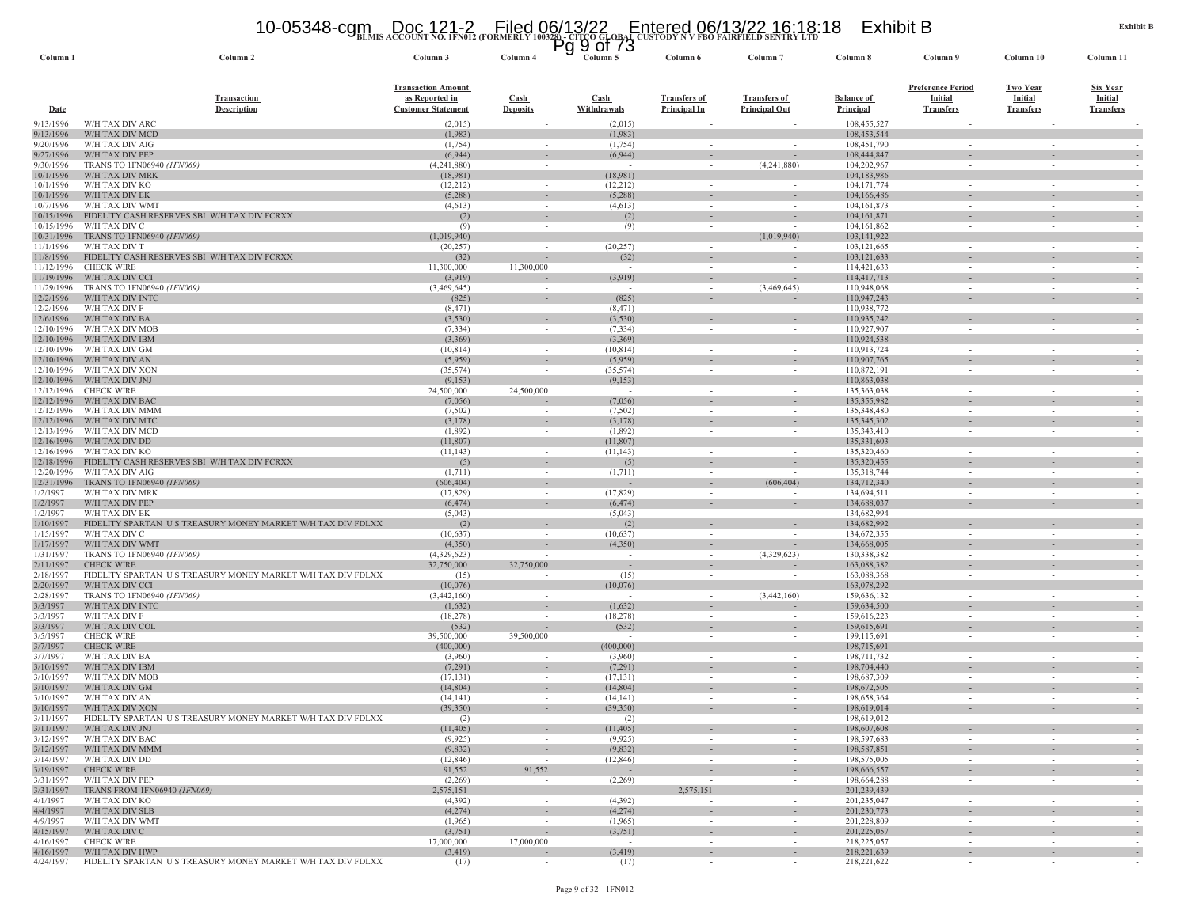Exhibit B

BLMIS ACCOUNT NO. 1FN012 (FORMERLY 100328) - CITCO GLOBAL CUSTODY N V FBO FAIRFIELD SENTRY LTD

| Column 1 | Column 2 | Column 3 | Column 4 | Column 5 | Column 6 | Column 7 | Column 8 | Column 9 | Column 10 | Column 11 |
|---|---|---|---|---|---|---|---|---|---|---|
| Date | Transaction Description | Transaction Amount as Reported in Customer Statement | Cash Deposits | Cash Withdrawals | Transfers of Principal In | Transfers of Principal Out | Balance of Principal | Preference Period Initial Transfers | Two Year Initial Transfers | Six Year Initial Transfers |
| 9/13/1996 | W/H TAX DIV ARC | (2,015) | - | (2,015) | - | - | 108,455,527 | - | - | - |
| 9/13/1996 | W/H TAX DIV MCD | (1,983) | - | (1,983) | - | - | 108,453,544 | - | - | - |
| 9/20/1996 | W/H TAX DIV AIG | (1,754) | - | (1,754) | - | - | 108,451,790 | - | - | - |
| 9/27/1996 | W/H TAX DIV PEP | (6,944) | - | (6,944) | - | - | 108,444,847 | - | - | - |
| 9/30/1996 | TRANS TO 1FN06940 *(1FN069)* | (4,241,880) | - | - | - | (4,241,880) | 104,202,967 | - | - | - |
| 10/1/1996 | W/H TAX DIV MRK | (18,981) | - | (18,981) | - | - | 104,183,986 | - | - | - |
| 10/1/1996 | W/H TAX DIV KO | (12,212) | - | (12,212) | - | - | 104,171,774 | - | - | - |
| 10/1/1996 | W/H TAX DIV EK | (5,288) | - | (5,288) | - | - | 104,166,486 | - | - | - |
| 10/7/1996 | W/H TAX DIV WMT | (4,613) | - | (4,613) | - | - | 104,161,873 | - | - | - |
| 10/15/1996 | FIDELITY CASH RESERVES SBI W/H TAX DIV FCRXX | (2) | - | (2) | - | - | 104,161,871 | - | - | - |
| 10/15/1996 | W/H TAX DIV C | (9) | - | (9) | - | - | 104,161,862 | - | - | - |
| 10/31/1996 | TRANS TO 1FN06940 *(1FN069)* | (1,019,940) | - | - | - | (1,019,940) | 103,141,922 | - | - | - |
| 11/1/1996 | W/H TAX DIV T | (20,257) | - | (20,257) | - | - | 103,121,665 | - | - | - |
| 11/8/1996 | FIDELITY CASH RESERVES SBI W/H TAX DIV FCRXX | (32) | - | (32) | - | - | 103,121,633 | - | - | - |
| 11/12/1996 | CHECK WIRE | 11,300,000 | 11,300,000 | - | - | - | 114,421,633 | - | - | - |
| 11/19/1996 | W/H TAX DIV CCI | (3,919) | - | (3,919) | - | - | 114,417,713 | - | - | - |
| 11/29/1996 | TRANS TO 1FN06940 *(1FN069)* | (3,469,645) | - | - | - | (3,469,645) | 110,948,068 | - | - | - |
| 12/2/1996 | W/H TAX DIV INTC | (825) | - | (825) | - | - | 110,947,243 | - | - | - |
| 12/2/1996 | W/H TAX DIV F | (8,471) | - | (8,471) | - | - | 110,938,772 | - | - | - |
| 12/6/1996 | W/H TAX DIV BA | (3,530) | - | (3,530) | - | - | 110,935,242 | - | - | - |
| 12/10/1996 | W/H TAX DIV MOB | (7,334) | - | (7,334) | - | - | 110,927,907 | - | - | - |
| 12/10/1996 | W/H TAX DIV IBM | (3,369) | - | (3,369) | - | - | 110,924,538 | - | - | - |
| 12/10/1996 | W/H TAX DIV GM | (10,814) | - | (10,814) | - | - | 110,913,724 | - | - | - |
| 12/10/1996 | W/H TAX DIV AN | (5,959) | - | (5,959) | - | - | 110,907,765 | - | - | - |
| 12/10/1996 | W/H TAX DIV XON | (35,574) | - | (35,574) | - | - | 110,872,191 | - | - | - |
| 12/10/1996 | W/H TAX DIV JNJ | (9,153) | - | (9,153) | - | - | 110,863,038 | - | - | - |
| 12/12/1996 | CHECK WIRE | 24,500,000 | 24,500,000 | - | - | - | 135,363,038 | - | - | - |
| 12/12/1996 | W/H TAX DIV BAC | (7,056) | - | (7,056) | - | - | 135,355,982 | - | - | - |
| 12/12/1996 | W/H TAX DIV MMM | (7,502) | - | (7,502) | - | - | 135,348,480 | - | - | - |
| 12/12/1996 | W/H TAX DIV MTC | (3,178) | - | (3,178) | - | - | 135,345,302 | - | - | - |
| 12/13/1996 | W/H TAX DIV MCD | (1,892) | - | (1,892) | - | - | 135,343,410 | - | - | - |
| 12/16/1996 | W/H TAX DIV DD | (11,807) | - | (11,807) | - | - | 135,331,603 | - | - | - |
| 12/16/1996 | W/H TAX DIV KO | (11,143) | - | (11,143) | - | - | 135,320,460 | - | - | - |
| 12/18/1996 | FIDELITY CASH RESERVES SBI W/H TAX DIV FCRXX | (5) | - | (5) | - | - | 135,320,455 | - | - | - |
| 12/20/1996 | W/H TAX DIV AIG | (1,711) | - | (1,711) | - | - | 135,318,744 | - | - | - |
| 12/31/1996 | TRANS TO 1FN06940 *(1FN069)* | (606,404) | - | - | - | (606,404) | 134,712,340 | - | - | - |
| 1/2/1997 | W/H TAX DIV MRK | (17,829) | - | (17,829) | - | - | 134,694,511 | - | - | - |
| 1/2/1997 | W/H TAX DIV PEP | (6,474) | - | (6,474) | - | - | 134,688,037 | - | - | - |
| 1/2/1997 | W/H TAX DIV EK | (5,043) | - | (5,043) | - | - | 134,682,994 | - | - | - |
| 1/10/1997 | FIDELITY SPARTAN U S TREASURY MONEY MARKET W/H TAX DIV FDLXX | (2) | - | (2) | - | - | 134,682,992 | - | - | - |
| 1/15/1997 | W/H TAX DIV C | (10,637) | - | (10,637) | - | - | 134,672,355 | - | - | - |
| 1/17/1997 | W/H TAX DIV WMT | (4,350) | - | (4,350) | - | - | 134,668,005 | - | - | - |
| 1/31/1997 | TRANS TO 1FN06940 *(1FN069)* | (4,329,623) | - | - | - | (4,329,623) | 130,338,382 | - | - | - |
| 2/11/1997 | CHECK WIRE | 32,750,000 | 32,750,000 | - | - | - | 163,088,382 | - | - | - |
| 2/18/1997 | FIDELITY SPARTAN U S TREASURY MONEY MARKET W/H TAX DIV FDLXX | (15) | - | (15) | - | - | 163,088,368 | - | - | - |
| 2/20/1997 | W/H TAX DIV CCI | (10,076) | - | (10,076) | - | - | 163,078,292 | - | - | - |
| 2/28/1997 | TRANS TO 1FN06940 *(1FN069)* | (3,442,160) | - | - | - | (3,442,160) | 159,636,132 | - | - | - |
| 3/3/1997 | W/H TAX DIV INTC | (1,632) | - | (1,632) | - | - | 159,634,500 | - | - | - |
| 3/3/1997 | W/H TAX DIV F | (18,278) | - | (18,278) | - | - | 159,616,223 | - | - | - |
| 3/3/1997 | W/H TAX DIV COL | (532) | - | (532) | - | - | 159,615,691 | - | - | - |
| 3/5/1997 | CHECK WIRE | 39,500,000 | 39,500,000 | - | - | - | 199,115,691 | - | - | - |
| 3/7/1997 | CHECK WIRE | (400,000) | - | (400,000) | - | - | 198,715,691 | - | - | - |
| 3/7/1997 | W/H TAX DIV BA | (3,960) | - | (3,960) | - | - | 198,711,732 | - | - | - |
| 3/10/1997 | W/H TAX DIV IBM | (7,291) | - | (7,291) | - | - | 198,704,440 | - | - | - |
| 3/10/1997 | W/H TAX DIV MOB | (17,131) | - | (17,131) | - | - | 198,687,309 | - | - | - |
| 3/10/1997 | W/H TAX DIV GM | (14,804) | - | (14,804) | - | - | 198,672,505 | - | - | - |
| 3/10/1997 | W/H TAX DIV AN | (14,141) | - | (14,141) | - | - | 198,658,364 | - | - | - |
| 3/10/1997 | W/H TAX DIV XON | (39,350) | - | (39,350) | - | - | 198,619,014 | - | - | - |
| 3/11/1997 | FIDELITY SPARTAN U S TREASURY MONEY MARKET W/H TAX DIV FDLXX | (2) | - | (2) | - | - | 198,619,012 | - | - | - |
| 3/11/1997 | W/H TAX DIV JNJ | (11,405) | - | (11,405) | - | - | 198,607,608 | - | - | - |
| 3/12/1997 | W/H TAX DIV BAC | (9,925) | - | (9,925) | - | - | 198,597,683 | - | - | - |
| 3/12/1997 | W/H TAX DIV MMM | (9,832) | - | (9,832) | - | - | 198,587,851 | - | - | - |
| 3/14/1997 | W/H TAX DIV DD | (12,846) | - | (12,846) | - | - | 198,575,005 | - | - | - |
| 3/19/1997 | CHECK WIRE | 91,552 | 91,552 | - | - | - | 198,666,557 | - | - | - |
| 3/31/1997 | W/H TAX DIV PEP | (2,269) | - | (2,269) | - | - | 198,664,288 | - | - | - |
| 3/31/1997 | TRANS FROM 1FN06940 *(1FN069)* | 2,575,151 | - | - | 2,575,151 | - | 201,239,439 | - | - | - |
| 4/1/1997 | W/H TAX DIV KO | (4,392) | - | (4,392) | - | - | 201,235,047 | - | - | - |
| 4/4/1997 | W/H TAX DIV SLB | (4,274) | - | (4,274) | - | - | 201,230,773 | - | - | - |
| 4/9/1997 | W/H TAX DIV WMT | (1,965) | - | (1,965) | - | - | 201,228,809 | - | - | - |
| 4/15/1997 | W/H TAX DIV C | (3,751) | - | (3,751) | - | - | 201,225,057 | - | - | - |
| 4/16/1997 | CHECK WIRE | 17,000,000 | 17,000,000 | - | - | - | 218,225,057 | - | - | - |
| 4/16/1997 | W/H TAX DIV HWP | (3,419) | - | (3,419) | - | - | 218,221,639 | - | - | - |
| 4/24/1997 | FIDELITY SPARTAN U S TREASURY MONEY MARKET W/H TAX DIV FDLXX | (17) | - | (17) | - | - | 218,221,622 | - | - | - |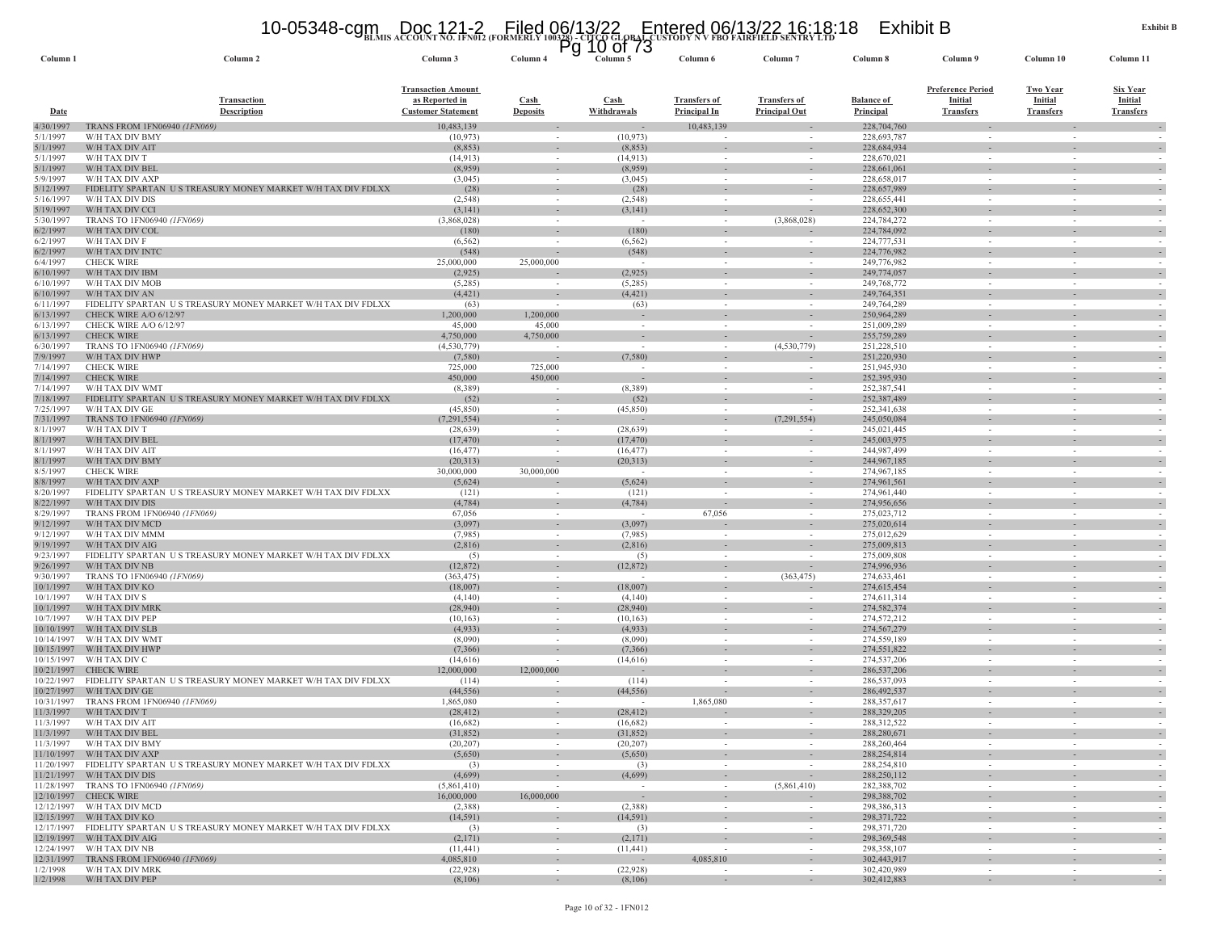BLMIS ACCOUNT NO. 1FN012 (FORMERLY 100328) - CITCO GLOBAL CUSTODY N V FBO FAIRFIELD SENTRY LTD

| Column 1 | Column 2 | Column 3 | Column 4 | Column 5 | Column 6 | Column 7 | Column 8 | Column 9 | Column 10 | Column 11 |
|---|---|---|---|---|---|---|---|---|---|---|
| Date | Transaction Description | Transaction Amount as Reported in Customer Statement | Cash Deposits | Cash Withdrawals | Transfers of Principal In | Transfers of Principal Out | Balance of Principal | Preference Period Initial Transfers | Two Year Initial Transfers | Six Year Initial Transfers |
| 4/30/1997 | TRANS FROM 1FN06940 *(1FN069)* | 10,483,139 | - | - | 10,483,139 | - | 228,704,760 | - | - | - |
| 5/1/1997 | W/H TAX DIV BMY | (10,973) | - | (10,973) | - | - | 228,693,787 | - | - | - |
| 5/1/1997 | W/H TAX DIV AIT | (8,853) | - | (8,853) | - | - | 228,684,934 | - | - | - |
| 5/1/1997 | W/H TAX DIV T | (14,913) | - | (14,913) | - | - | 228,670,021 | - | - | - |
| 5/1/1997 | W/H TAX DIV BEL | (8,959) | - | (8,959) | - | - | 228,661,061 | - | - | - |
| 5/9/1997 | W/H TAX DIV AXP | (3,045) | - | (3,045) | - | - | 228,658,017 | - | - | - |
| 5/12/1997 | FIDELITY SPARTAN U S TREASURY MONEY MARKET W/H TAX DIV FDLXX | (28) | - | (28) | - | - | 228,657,989 | - | - | - |
| 5/16/1997 | W/H TAX DIV DIS | (2,548) | - | (2,548) | - | - | 228,655,441 | - | - | - |
| 5/19/1997 | W/H TAX DIV CCI | (3,141) | - | (3,141) | - | - | 228,652,300 | - | - | - |
| 5/30/1997 | TRANS TO 1FN06940 *(1FN069)* | (3,868,028) | - | - | - | (3,868,028) | 224,784,272 | - | - | - |
| 6/2/1997 | W/H TAX DIV COL | (180) | - | (180) | - | - | 224,784,092 | - | - | - |
| 6/2/1997 | W/H TAX DIV F | (6,562) | - | (6,562) | - | - | 224,777,531 | - | - | - |
| 6/2/1997 | W/H TAX DIV INTC | (548) | - | (548) | - | - | 224,776,982 | - | - | - |
| 6/4/1997 | CHECK WIRE | 25,000,000 | 25,000,000 | - | - | - | 249,776,982 | - | - | - |
| 6/10/1997 | W/H TAX DIV IBM | (2,925) | - | (2,925) | - | - | 249,774,057 | - | - | - |
| 6/10/1997 | W/H TAX DIV MOB | (5,285) | - | (5,285) | - | - | 249,768,772 | - | - | - |
| 6/10/1997 | W/H TAX DIV AN | (4,421) | - | (4,421) | - | - | 249,764,351 | - | - | - |
| 6/11/1997 | FIDELITY SPARTAN U S TREASURY MONEY MARKET W/H TAX DIV FDLXX | (63) | - | (63) | - | - | 249,764,289 | - | - | - |
| 6/13/1997 | CHECK WIRE A/O 6/12/97 | 1,200,000 | 1,200,000 | - | - | - | 250,964,289 | - | - | - |
| 6/13/1997 | CHECK WIRE A/O 6/12/97 | 45,000 | 45,000 | - | - | - | 251,009,289 | - | - | - |
| 6/13/1997 | CHECK WIRE | 4,750,000 | 4,750,000 | - | - | - | 255,759,289 | - | - | - |
| 6/30/1997 | TRANS TO 1FN06940 *(1FN069)* | (4,530,779) | - | - | - | (4,530,779) | 251,228,510 | - | - | - |
| 7/9/1997 | W/H TAX DIV HWP | (7,580) | - | (7,580) | - | - | 251,220,930 | - | - | - |
| 7/14/1997 | CHECK WIRE | 725,000 | 725,000 | - | - | - | 251,945,930 | - | - | - |
| 7/14/1997 | CHECK WIRE | 450,000 | 450,000 | - | - | - | 252,395,930 | - | - | - |
| 7/14/1997 | W/H TAX DIV WMT | (8,389) | - | (8,389) | - | - | 252,387,541 | - | - | - |
| 7/18/1997 | FIDELITY SPARTAN U S TREASURY MONEY MARKET W/H TAX DIV FDLXX | (52) | - | (52) | - | - | 252,387,489 | - | - | - |
| 7/25/1997 | W/H TAX DIV GE | (45,850) | - | (45,850) | - | - | 252,341,638 | - | - | - |
| 7/31/1997 | TRANS TO 1FN06940 *(1FN069)* | (7,291,554) | - | - | - | (7,291,554) | 245,050,084 | - | - | - |
| 8/1/1997 | W/H TAX DIV T | (28,639) | - | (28,639) | - | - | 245,021,445 | - | - | - |
| 8/1/1997 | W/H TAX DIV BEL | (17,470) | - | (17,470) | - | - | 245,003,975 | - | - | - |
| 8/1/1997 | W/H TAX DIV AIT | (16,477) | - | (16,477) | - | - | 244,987,499 | - | - | - |
| 8/1/1997 | W/H TAX DIV BMY | (20,313) | - | (20,313) | - | - | 244,967,185 | - | - | - |
| 8/5/1997 | CHECK WIRE | 30,000,000 | 30,000,000 | - | - | - | 274,967,185 | - | - | - |
| 8/8/1997 | W/H TAX DIV AXP | (5,624) | - | (5,624) | - | - | 274,961,561 | - | - | - |
| 8/20/1997 | FIDELITY SPARTAN U S TREASURY MONEY MARKET W/H TAX DIV FDLXX | (121) | - | (121) | - | - | 274,961,440 | - | - | - |
| 8/22/1997 | W/H TAX DIV DIS | (4,784) | - | (4,784) | - | - | 274,956,656 | - | - | - |
| 8/29/1997 | TRANS FROM 1FN06940 *(1FN069)* | 67,056 | - | - | 67,056 | - | 275,023,712 | - | - | - |
| 9/12/1997 | W/H TAX DIV MCD | (3,097) | - | (3,097) | - | - | 275,020,614 | - | - | - |
| 9/12/1997 | W/H TAX DIV MMM | (7,985) | - | (7,985) | - | - | 275,012,629 | - | - | - |
| 9/19/1997 | W/H TAX DIV AIG | (2,816) | - | (2,816) | - | - | 275,009,813 | - | - | - |
| 9/23/1997 | FIDELITY SPARTAN U S TREASURY MONEY MARKET W/H TAX DIV FDLXX | (5) | - | (5) | - | - | 275,009,808 | - | - | - |
| 9/26/1997 | W/H TAX DIV NB | (12,872) | - | (12,872) | - | - | 274,996,936 | - | - | - |
| 9/30/1997 | TRANS TO 1FN06940 *(1FN069)* | (363,475) | - | - | - | (363,475) | 274,633,461 | - | - | - |
| 10/1/1997 | W/H TAX DIV KO | (18,007) | - | (18,007) | - | - | 274,615,454 | - | - | - |
| 10/1/1997 | W/H TAX DIV S | (4,140) | - | (4,140) | - | - | 274,611,314 | - | - | - |
| 10/1/1997 | W/H TAX DIV MRK | (28,940) | - | (28,940) | - | - | 274,582,374 | - | - | - |
| 10/7/1997 | W/H TAX DIV PEP | (10,163) | - | (10,163) | - | - | 274,572,212 | - | - | - |
| 10/10/1997 | W/H TAX DIV SLB | (4,933) | - | (4,933) | - | - | 274,567,279 | - | - | - |
| 10/14/1997 | W/H TAX DIV WMT | (8,090) | - | (8,090) | - | - | 274,559,189 | - | - | - |
| 10/15/1997 | W/H TAX DIV HWP | (7,366) | - | (7,366) | - | - | 274,551,822 | - | - | - |
| 10/15/1997 | W/H TAX DIV C | (14,616) | - | (14,616) | - | - | 274,537,206 | - | - | - |
| 10/21/1997 | CHECK WIRE | 12,000,000 | 12,000,000 | - | - | - | 286,537,206 | - | - | - |
| 10/22/1997 | FIDELITY SPARTAN U S TREASURY MONEY MARKET W/H TAX DIV FDLXX | (114) | - | (114) | - | - | 286,537,093 | - | - | - |
| 10/27/1997 | W/H TAX DIV GE | (44,556) | - | (44,556) | - | - | 286,492,537 | - | - | - |
| 10/31/1997 | TRANS FROM 1FN06940 *(1FN069)* | 1,865,080 | - | - | 1,865,080 | - | 288,357,617 | - | - | - |
| 11/3/1997 | W/H TAX DIV T | (28,412) | - | (28,412) | - | - | 288,329,205 | - | - | - |
| 11/3/1997 | W/H TAX DIV AIT | (16,682) | - | (16,682) | - | - | 288,312,522 | - | - | - |
| 11/3/1997 | W/H TAX DIV BEL | (31,852) | - | (31,852) | - | - | 288,280,671 | - | - | - |
| 11/3/1997 | W/H TAX DIV BMY | (20,207) | - | (20,207) | - | - | 288,260,464 | - | - | - |
| 11/10/1997 | W/H TAX DIV AXP | (5,650) | - | (5,650) | - | - | 288,254,814 | - | - | - |
| 11/20/1997 | FIDELITY SPARTAN U S TREASURY MONEY MARKET W/H TAX DIV FDLXX | (3) | - | (3) | - | - | 288,254,810 | - | - | - |
| 11/21/1997 | W/H TAX DIV DIS | (4,699) | - | (4,699) | - | - | 288,250,112 | - | - | - |
| 11/28/1997 | TRANS TO 1FN06940 *(1FN069)* | (5,861,410) | - | - | - | (5,861,410) | 282,388,702 | - | - | - |
| 12/10/1997 | CHECK WIRE | 16,000,000 | 16,000,000 | - | - | - | 298,388,702 | - | - | - |
| 12/12/1997 | W/H TAX DIV MCD | (2,388) | - | (2,388) | - | - | 298,386,313 | - | - | - |
| 12/15/1997 | W/H TAX DIV KO | (14,591) | - | (14,591) | - | - | 298,371,722 | - | - | - |
| 12/17/1997 | FIDELITY SPARTAN U S TREASURY MONEY MARKET W/H TAX DIV FDLXX | (3) | - | (3) | - | - | 298,371,720 | - | - | - |
| 12/19/1997 | W/H TAX DIV AIG | (2,171) | - | (2,171) | - | - | 298,369,548 | - | - | - |
| 12/24/1997 | W/H TAX DIV NB | (11,441) | - | (11,441) | - | - | 298,358,107 | - | - | - |
| 12/31/1997 | TRANS FROM 1FN06940 *(1FN069)* | 4,085,810 | - | - | 4,085,810 | - | 302,443,917 | - | - | - |
| 1/2/1998 | W/H TAX DIV MRK | (22,928) | - | (22,928) | - | - | 302,420,989 | - | - | - |
| 1/2/1998 | W/H TAX DIV PEP | (8,106) | - | (8,106) | - | - | 302,412,883 | - | - | - |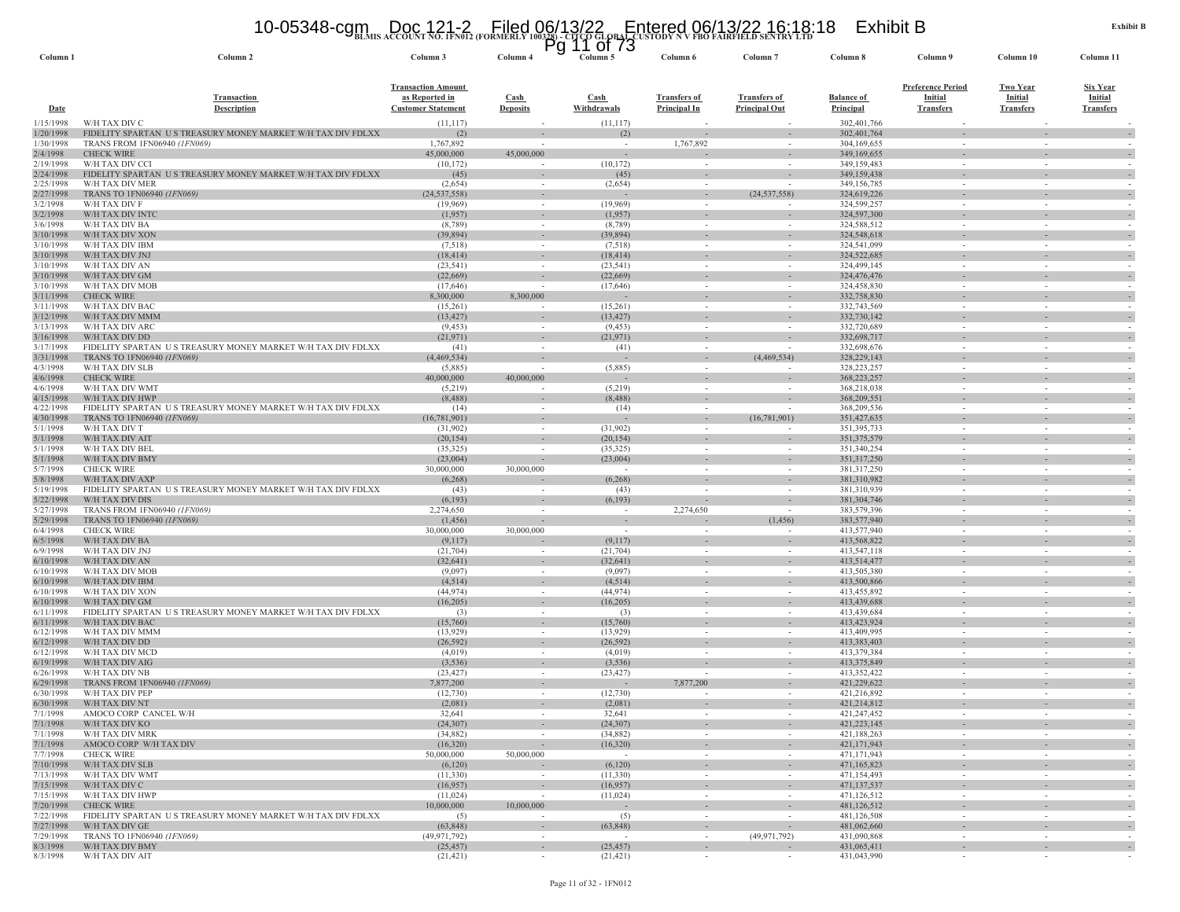BLMIS ACCOUNT NO. 1FN012 (FORMERLY 100328) - CITCO GLOBAL CUSTODY N V FBO FAIRFIELD SENTRY LTD

| Column 1 | Column 2 | Column 3 | Column 4 | Column 5 | Column 6 | Column 7 | Column 8 | Column 9 | Column 10 | Column 11 |
|---|---|---|---|---|---|---|---|---|---|---|
| Date | Transaction Description | Transaction Amount as Reported in Customer Statement | Cash Deposits | Cash Withdrawals | Transfers of Principal In | Transfers of Principal Out | Balance of Principal | Preference Period Initial Transfers | Two Year Initial Transfers | Six Year Initial Transfers |
| 1/15/1998 | W/H TAX DIV C | (11,117) | - | (11,117) | - | - | 302,401,766 | - | - | - |
| 1/20/1998 | FIDELITY SPARTAN U S TREASURY MONEY MARKET W/H TAX DIV FDLXX | (2) | - | (2) | - | - | 302,401,764 | - | - | - |
| 1/30/1998 | TRANS FROM 1FN06940 *(1FN069)* | 1,767,892 | - | - | 1,767,892 | - | 304,169,655 | - | - | - |
| 2/4/1998 | CHECK WIRE | 45,000,000 | 45,000,000 | - | - | - | 349,169,655 | - | - | - |
| 2/19/1998 | W/H TAX DIV CCI | (10,172) | - | (10,172) | - | - | 349,159,483 | - | - | - |
| 2/24/1998 | FIDELITY SPARTAN U S TREASURY MONEY MARKET W/H TAX DIV FDLXX | (45) | - | (45) | - | - | 349,159,438 | - | - | - |
| 2/25/1998 | W/H TAX DIV MER | (2,654) | - | (2,654) | - | - | 349,156,785 | - | - | - |
| 2/27/1998 | TRANS TO 1FN06940 *(1FN069)* | (24,537,558) | - | - | - | (24,537,558) | 324,619,226 | - | - | - |
| 3/2/1998 | W/H TAX DIV F | (19,969) | - | (19,969) | - | - | 324,599,257 | - | - | - |
| 3/2/1998 | W/H TAX DIV INTC | (1,957) | - | (1,957) | - | - | 324,597,300 | - | - | - |
| 3/6/1998 | W/H TAX DIV BA | (8,789) | - | (8,789) | - | - | 324,588,512 | - | - | - |
| 3/10/1998 | W/H TAX DIV XON | (39,894) | - | (39,894) | - | - | 324,548,618 | - | - | - |
| 3/10/1998 | W/H TAX DIV IBM | (7,518) | - | (7,518) | - | - | 324,541,099 | - | - | - |
| 3/10/1998 | W/H TAX DIV JNJ | (18,414) | - | (18,414) | - | - | 324,522,685 | - | - | - |
| 3/10/1998 | W/H TAX DIV AN | (23,541) | - | (23,541) | - | - | 324,499,145 | - | - | - |
| 3/10/1998 | W/H TAX DIV GM | (22,669) | - | (22,669) | - | - | 324,476,476 | - | - | - |
| 3/10/1998 | W/H TAX DIV MOB | (17,646) | - | (17,646) | - | - | 324,458,830 | - | - | - |
| 3/11/1998 | CHECK WIRE | 8,300,000 | 8,300,000 | - | - | - | 332,758,830 | - | - | - |
| 3/11/1998 | W/H TAX DIV BAC | (15,261) | - | (15,261) | - | - | 332,743,569 | - | - | - |
| 3/12/1998 | W/H TAX DIV MMM | (13,427) | - | (13,427) | - | - | 332,730,142 | - | - | - |
| 3/13/1998 | W/H TAX DIV ARC | (9,453) | - | (9,453) | - | - | 332,720,689 | - | - | - |
| 3/16/1998 | W/H TAX DIV DD | (21,971) | - | (21,971) | - | - | 332,698,717 | - | - | - |
| 3/17/1998 | FIDELITY SPARTAN U S TREASURY MONEY MARKET W/H TAX DIV FDLXX | (41) | - | (41) | - | - | 332,698,676 | - | - | - |
| 3/31/1998 | TRANS TO 1FN06940 *(1FN069)* | (4,469,534) | - | - | - | (4,469,534) | 328,229,143 | - | - | - |
| 4/3/1998 | W/H TAX DIV SLB | (5,885) | - | (5,885) | - | - | 328,223,257 | - | - | - |
| 4/6/1998 | CHECK WIRE | 40,000,000 | 40,000,000 | - | - | - | 368,223,257 | - | - | - |
| 4/6/1998 | W/H TAX DIV WMT | (5,219) | - | (5,219) | - | - | 368,218,038 | - | - | - |
| 4/15/1998 | W/H TAX DIV HWP | (8,488) | - | (8,488) | - | - | 368,209,551 | - | - | - |
| 4/22/1998 | FIDELITY SPARTAN U S TREASURY MONEY MARKET W/H TAX DIV FDLXX | (14) | - | (14) | - | - | 368,209,536 | - | - | - |
| 4/30/1998 | TRANS TO 1FN06940 *(1FN069)* | (16,781,901) | - | - | - | (16,781,901) | 351,427,635 | - | - | - |
| 5/1/1998 | W/H TAX DIV T | (31,902) | - | (31,902) | - | - | 351,395,733 | - | - | - |
| 5/1/1998 | W/H TAX DIV AIT | (20,154) | - | (20,154) | - | - | 351,375,579 | - | - | - |
| 5/1/1998 | W/H TAX DIV BEL | (35,325) | - | (35,325) | - | - | 351,340,254 | - | - | - |
| 5/1/1998 | W/H TAX DIV BMY | (23,004) | - | (23,004) | - | - | 351,317,250 | - | - | - |
| 5/7/1998 | CHECK WIRE | 30,000,000 | 30,000,000 | - | - | - | 381,317,250 | - | - | - |
| 5/8/1998 | W/H TAX DIV AXP | (6,268) | - | (6,268) | - | - | 381,310,982 | - | - | - |
| 5/19/1998 | FIDELITY SPARTAN U S TREASURY MONEY MARKET W/H TAX DIV FDLXX | (43) | - | (43) | - | - | 381,310,939 | - | - | - |
| 5/22/1998 | W/H TAX DIV DIS | (6,193) | - | (6,193) | - | - | 381,304,746 | - | - | - |
| 5/27/1998 | TRANS FROM 1FN06940 *(1FN069)* | 2,274,650 | - | - | 2,274,650 | - | 383,579,396 | - | - | - |
| 5/29/1998 | TRANS TO 1FN06940 *(1FN069)* | (1,456) | - | - | - | (1,456) | 383,577,940 | - | - | - |
| 6/4/1998 | CHECK WIRE | 30,000,000 | 30,000,000 | - | - | - | 413,577,940 | - | - | - |
| 6/5/1998 | W/H TAX DIV BA | (9,117) | - | (9,117) | - | - | 413,568,822 | - | - | - |
| 6/9/1998 | W/H TAX DIV JNJ | (21,704) | - | (21,704) | - | - | 413,547,118 | - | - | - |
| 6/10/1998 | W/H TAX DIV AN | (32,641) | - | (32,641) | - | - | 413,514,477 | - | - | - |
| 6/10/1998 | W/H TAX DIV MOB | (9,097) | - | (9,097) | - | - | 413,505,380 | - | - | - |
| 6/10/1998 | W/H TAX DIV IBM | (4,514) | - | (4,514) | - | - | 413,500,866 | - | - | - |
| 6/10/1998 | W/H TAX DIV XON | (44,974) | - | (44,974) | - | - | 413,455,892 | - | - | - |
| 6/10/1998 | W/H TAX DIV GM | (16,205) | - | (16,205) | - | - | 413,439,688 | - | - | - |
| 6/11/1998 | FIDELITY SPARTAN U S TREASURY MONEY MARKET W/H TAX DIV FDLXX | (3) | - | (3) | - | - | 413,439,684 | - | - | - |
| 6/11/1998 | W/H TAX DIV BAC | (15,760) | - | (15,760) | - | - | 413,423,924 | - | - | - |
| 6/12/1998 | W/H TAX DIV MMM | (13,929) | - | (13,929) | - | - | 413,409,995 | - | - | - |
| 6/12/1998 | W/H TAX DIV DD | (26,592) | - | (26,592) | - | - | 413,383,403 | - | - | - |
| 6/12/1998 | W/H TAX DIV MCD | (4,019) | - | (4,019) | - | - | 413,379,384 | - | - | - |
| 6/19/1998 | W/H TAX DIV AIG | (3,536) | - | (3,536) | - | - | 413,375,849 | - | - | - |
| 6/26/1998 | W/H TAX DIV NB | (23,427) | - | (23,427) | - | - | 413,352,422 | - | - | - |
| 6/29/1998 | TRANS FROM 1FN06940 *(1FN069)* | 7,877,200 | - | - | 7,877,200 | - | 421,229,622 | - | - | - |
| 6/30/1998 | W/H TAX DIV PEP | (12,730) | - | (12,730) | - | - | 421,216,892 | - | - | - |
| 6/30/1998 | W/H TAX DIV NT | (2,081) | - | (2,081) | - | - | 421,214,812 | - | - | - |
| 7/1/1998 | AMOCO CORP CANCEL W/H | 32,641 | - | 32,641 | - | - | 421,247,452 | - | - | - |
| 7/1/1998 | W/H TAX DIV KO | (24,307) | - | (24,307) | - | - | 421,223,145 | - | - | - |
| 7/1/1998 | W/H TAX DIV MRK | (34,882) | - | (34,882) | - | - | 421,188,263 | - | - | - |
| 7/1/1998 | AMOCO CORP W/H TAX DIV | (16,320) | - | (16,320) | - | - | 421,171,943 | - | - | - |
| 7/7/1998 | CHECK WIRE | 50,000,000 | 50,000,000 | - | - | - | 471,171,943 | - | - | - |
| 7/10/1998 | W/H TAX DIV SLB | (6,120) | - | (6,120) | - | - | 471,165,823 | - | - | - |
| 7/13/1998 | W/H TAX DIV WMT | (11,330) | - | (11,330) | - | - | 471,154,493 | - | - | - |
| 7/15/1998 | W/H TAX DIV C | (16,957) | - | (16,957) | - | - | 471,137,537 | - | - | - |
| 7/15/1998 | W/H TAX DIV HWP | (11,024) | - | (11,024) | - | - | 471,126,512 | - | - | - |
| 7/20/1998 | CHECK WIRE | 10,000,000 | 10,000,000 | - | - | - | 481,126,512 | - | - | - |
| 7/22/1998 | FIDELITY SPARTAN U S TREASURY MONEY MARKET W/H TAX DIV FDLXX | (5) | - | (5) | - | - | 481,126,508 | - | - | - |
| 7/27/1998 | W/H TAX DIV GE | (63,848) | - | (63,848) | - | - | 481,062,660 | - | - | - |
| 7/29/1998 | TRANS TO 1FN06940 *(1FN069)* | (49,971,792) | - | - | - | (49,971,792) | 431,090,868 | - | - | - |
| 8/3/1998 | W/H TAX DIV BMY | (25,457) | - | (25,457) | - | - | 431,065,411 | - | - | - |
| 8/3/1998 | W/H TAX DIV AIT | (21,421) | - | (21,421) | - | - | 431,043,990 | - | - | - |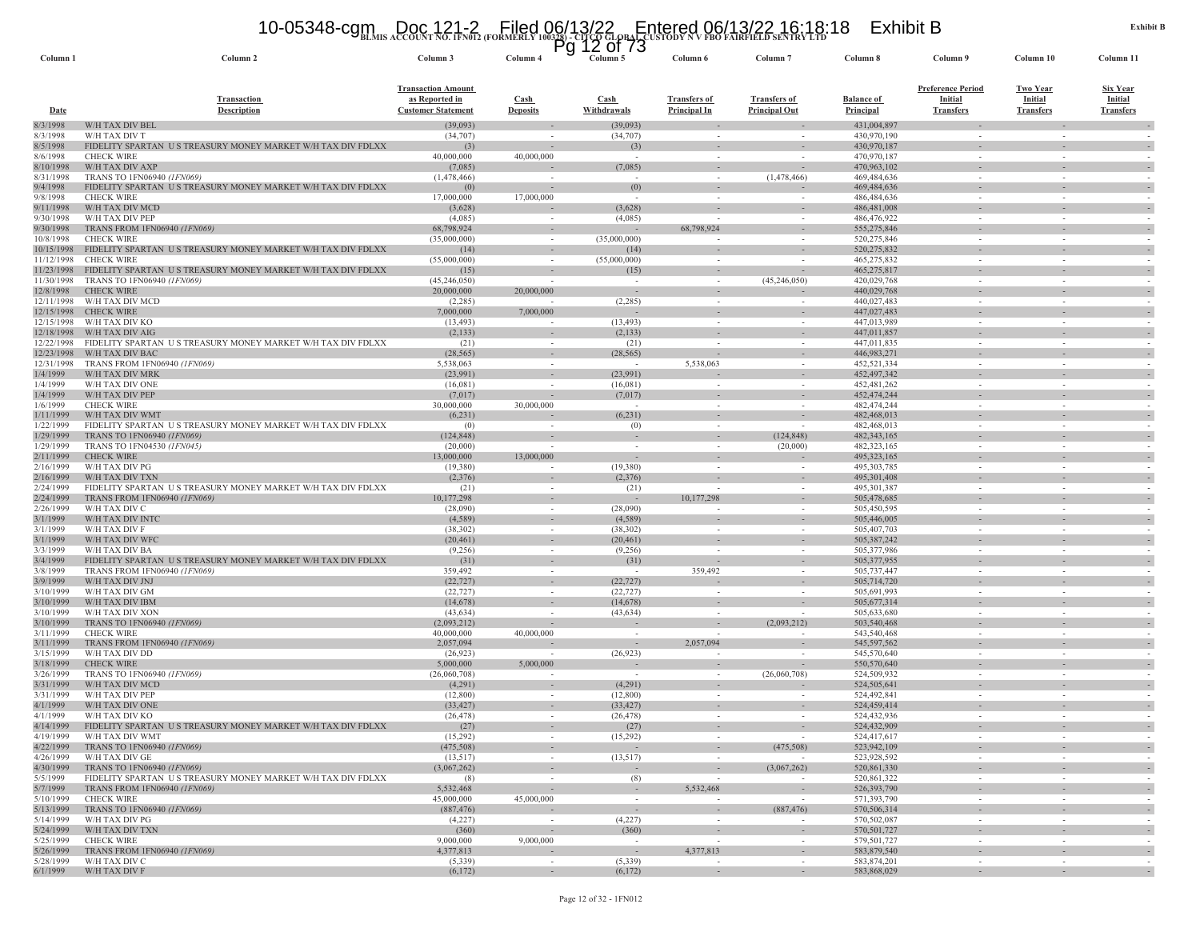BLMIS ACCOUNT NO. 1FN012 (FORMERLY 100328) - CITCO GLOBAL CUSTODY N V FBO FAIRFIELD SENTRY LTD

Exhibit B

| Column 1 | Column 2 | Column 3 | Column 4 | Column 5 | Column 6 | Column 7 | Column 8 | Column 9 | Column 10 | Column 11 |
|---|---|---|---|---|---|---|---|---|---|---|
| Date | Transaction Description | Transaction Amount as Reported in Customer Statement | Cash Deposits | Cash Withdrawals | Transfers of Principal In | Transfers of Principal Out | Balance of Principal | Preference Period Initial Transfers | Two Year Initial Transfers | Six Year Initial Transfers |
| 8/3/1998 | W/H TAX DIV BEL | (39,093) | - | (39,093) | - | - | 431,004,897 | - | - | - |
| 8/3/1998 | W/H TAX DIV T | (34,707) | - | (34,707) | - | - | 430,970,190 | - | - | - |
| 8/5/1998 | FIDELITY SPARTAN U S TREASURY MONEY MARKET W/H TAX DIV FDLXX | (3) | - | (3) | - | - | 430,970,187 | - | - | - |
| 8/6/1998 | CHECK WIRE | 40,000,000 | 40,000,000 | - | - | - | 470,970,187 | - | - | - |
| 8/10/1998 | W/H TAX DIV AXP | (7,085) | - | (7,085) | - | - | 470,963,102 | - | - | - |
| 8/31/1998 | TRANS TO 1FN06940 *(1FN069)* | (1,478,466) | - | - | - | (1,478,466) | 469,484,636 | - | - | - |
| 9/4/1998 | FIDELITY SPARTAN U S TREASURY MONEY MARKET W/H TAX DIV FDLXX | (0) | - | (0) | - | - | 469,484,636 | - | - | - |
| 9/8/1998 | CHECK WIRE | 17,000,000 | 17,000,000 | - | - | - | 486,484,636 | - | - | - |
| 9/11/1998 | W/H TAX DIV MCD | (3,628) | - | (3,628) | - | - | 486,481,008 | - | - | - |
| 9/30/1998 | W/H TAX DIV PEP | (4,085) | - | (4,085) | - | - | 486,476,922 | - | - | - |
| 9/30/1998 | TRANS FROM 1FN06940 *(1FN069)* | 68,798,924 | - | - | 68,798,924 | - | 555,275,846 | - | - | - |
| 10/8/1998 | CHECK WIRE | (35,000,000) | - | (35,000,000) | - | - | 520,275,846 | - | - | - |
| 10/15/1998 | FIDELITY SPARTAN U S TREASURY MONEY MARKET W/H TAX DIV FDLXX | (14) | - | (14) | - | - | 520,275,832 | - | - | - |
| 11/12/1998 | CHECK WIRE | (55,000,000) | - | (55,000,000) | - | - | 465,275,832 | - | - | - |
| 11/23/1998 | FIDELITY SPARTAN U S TREASURY MONEY MARKET W/H TAX DIV FDLXX | (15) | - | (15) | - | - | 465,275,817 | - | - | - |
| 11/30/1998 | TRANS TO 1FN06940 *(1FN069)* | (45,246,050) | - | - | - | (45,246,050) | 420,029,768 | - | - | - |
| 12/8/1998 | CHECK WIRE | 20,000,000 | 20,000,000 | - | - | - | 440,029,768 | - | - | - |
| 12/11/1998 | W/H TAX DIV MCD | (2,285) | - | (2,285) | - | - | 440,027,483 | - | - | - |
| 12/15/1998 | CHECK WIRE | 7,000,000 | 7,000,000 | - | - | - | 447,027,483 | - | - | - |
| 12/15/1998 | W/H TAX DIV KO | (13,493) | - | (13,493) | - | - | 447,013,989 | - | - | - |
| 12/18/1998 | W/H TAX DIV AIG | (2,133) | - | (2,133) | - | - | 447,011,857 | - | - | - |
| 12/22/1998 | FIDELITY SPARTAN U S TREASURY MONEY MARKET W/H TAX DIV FDLXX | (21) | - | (21) | - | - | 447,011,835 | - | - | - |
| 12/23/1998 | W/H TAX DIV BAC | (28,565) | - | (28,565) | - | - | 446,983,271 | - | - | - |
| 12/31/1998 | TRANS FROM 1FN06940 *(1FN069)* | 5,538,063 | - | - | 5,538,063 | - | 452,521,334 | - | - | - |
| 1/4/1999 | W/H TAX DIV MRK | (23,991) | - | (23,991) | - | - | 452,497,342 | - | - | - |
| 1/4/1999 | W/H TAX DIV ONE | (16,081) | - | (16,081) | - | - | 452,481,262 | - | - | - |
| 1/4/1999 | W/H TAX DIV PEP | (7,017) | - | (7,017) | - | - | 452,474,244 | - | - | - |
| 1/6/1999 | CHECK WIRE | 30,000,000 | 30,000,000 | - | - | - | 482,474,244 | - | - | - |
| 1/11/1999 | W/H TAX DIV WMT | (6,231) | - | (6,231) | - | - | 482,468,013 | - | - | - |
| 1/22/1999 | FIDELITY SPARTAN U S TREASURY MONEY MARKET W/H TAX DIV FDLXX | (0) | - | (0) | - | - | 482,468,013 | - | - | - |
| 1/29/1999 | TRANS TO 1FN06940 *(1FN069)* | (124,848) | - | - | - | (124,848) | 482,343,165 | - | - | - |
| 1/29/1999 | TRANS TO 1FN04530 *(1FN045)* | (20,000) | - | - | - | (20,000) | 482,323,165 | - | - | - |
| 2/11/1999 | CHECK WIRE | 13,000,000 | 13,000,000 | - | - | - | 495,323,165 | - | - | - |
| 2/16/1999 | W/H TAX DIV PG | (19,380) | - | (19,380) | - | - | 495,303,785 | - | - | - |
| 2/16/1999 | W/H TAX DIV TXN | (2,376) | - | (2,376) | - | - | 495,301,408 | - | - | - |
| 2/24/1999 | FIDELITY SPARTAN U S TREASURY MONEY MARKET W/H TAX DIV FDLXX | (21) | - | (21) | - | - | 495,301,387 | - | - | - |
| 2/24/1999 | TRANS FROM 1FN06940 *(1FN069)* | 10,177,298 | - | - | 10,177,298 | - | 505,478,685 | - | - | - |
| 2/26/1999 | W/H TAX DIV C | (28,090) | - | (28,090) | - | - | 505,450,595 | - | - | - |
| 3/1/1999 | W/H TAX DIV INTC | (4,589) | - | (4,589) | - | - | 505,446,005 | - | - | - |
| 3/1/1999 | W/H TAX DIV F | (38,302) | - | (38,302) | - | - | 505,407,703 | - | - | - |
| 3/1/1999 | W/H TAX DIV WFC | (20,461) | - | (20,461) | - | - | 505,387,242 | - | - | - |
| 3/3/1999 | W/H TAX DIV BA | (9,256) | - | (9,256) | - | - | 505,377,986 | - | - | - |
| 3/4/1999 | FIDELITY SPARTAN U S TREASURY MONEY MARKET W/H TAX DIV FDLXX | (31) | - | (31) | - | - | 505,377,955 | - | - | - |
| 3/8/1999 | TRANS FROM 1FN06940 *(1FN069)* | 359,492 | - | - | 359,492 | - | 505,737,447 | - | - | - |
| 3/9/1999 | W/H TAX DIV JNJ | (22,727) | - | (22,727) | - | - | 505,714,720 | - | - | - |
| 3/10/1999 | W/H TAX DIV GM | (22,727) | - | (22,727) | - | - | 505,691,993 | - | - | - |
| 3/10/1999 | W/H TAX DIV IBM | (14,678) | - | (14,678) | - | - | 505,677,314 | - | - | - |
| 3/10/1999 | W/H TAX DIV XON | (43,634) | - | (43,634) | - | - | 505,633,680 | - | - | - |
| 3/10/1999 | TRANS TO 1FN06940 *(1FN069)* | (2,093,212) | - | - | - | (2,093,212) | 503,540,468 | - | - | - |
| 3/11/1999 | CHECK WIRE | 40,000,000 | 40,000,000 | - | - | - | 543,540,468 | - | - | - |
| 3/11/1999 | TRANS FROM 1FN06940 *(1FN069)* | 2,057,094 | - | - | 2,057,094 | - | 545,597,562 | - | - | - |
| 3/15/1999 | W/H TAX DIV DD | (26,923) | - | (26,923) | - | - | 545,570,640 | - | - | - |
| 3/18/1999 | CHECK WIRE | 5,000,000 | 5,000,000 | - | - | - | 550,570,640 | - | - | - |
| 3/26/1999 | TRANS TO 1FN06940 *(1FN069)* | (26,060,708) | - | - | - | (26,060,708) | 524,509,932 | - | - | - |
| 3/31/1999 | W/H TAX DIV MCD | (4,291) | - | (4,291) | - | - | 524,505,641 | - | - | - |
| 3/31/1999 | W/H TAX DIV PEP | (12,800) | - | (12,800) | - | - | 524,492,841 | - | - | - |
| 4/1/1999 | W/H TAX DIV ONE | (33,427) | - | (33,427) | - | - | 524,459,414 | - | - | - |
| 4/1/1999 | W/H TAX DIV KO | (26,478) | - | (26,478) | - | - | 524,432,936 | - | - | - |
| 4/14/1999 | FIDELITY SPARTAN U S TREASURY MONEY MARKET W/H TAX DIV FDLXX | (27) | - | (27) | - | - | 524,432,909 | - | - | - |
| 4/19/1999 | W/H TAX DIV WMT | (15,292) | - | (15,292) | - | - | 524,417,617 | - | - | - |
| 4/22/1999 | TRANS TO 1FN06940 *(1FN069)* | (475,508) | - | - | - | (475,508) | 523,942,109 | - | - | - |
| 4/26/1999 | W/H TAX DIV GE | (13,517) | - | (13,517) | - | - | 523,928,592 | - | - | - |
| 4/30/1999 | TRANS TO 1FN06940 *(1FN069)* | (3,067,262) | - | - | - | (3,067,262) | 520,861,330 | - | - | - |
| 5/5/1999 | FIDELITY SPARTAN U S TREASURY MONEY MARKET W/H TAX DIV FDLXX | (8) | - | (8) | - | - | 520,861,322 | - | - | - |
| 5/7/1999 | TRANS FROM 1FN06940 *(1FN069)* | 5,532,468 | - | - | 5,532,468 | - | 526,393,790 | - | - | - |
| 5/10/1999 | CHECK WIRE | 45,000,000 | 45,000,000 | - | - | - | 571,393,790 | - | - | - |
| 5/13/1999 | TRANS TO 1FN06940 *(1FN069)* | (887,476) | - | - | - | (887,476) | 570,506,314 | - | - | - |
| 5/14/1999 | W/H TAX DIV PG | (4,227) | - | (4,227) | - | - | 570,502,087 | - | - | - |
| 5/24/1999 | W/H TAX DIV TXN | (360) | - | (360) | - | - | 570,501,727 | - | - | - |
| 5/25/1999 | CHECK WIRE | 9,000,000 | 9,000,000 | - | - | - | 579,501,727 | - | - | - |
| 5/26/1999 | TRANS FROM 1FN06940 *(1FN069)* | 4,377,813 | - | - | 4,377,813 | - | 583,879,540 | - | - | - |
| 5/28/1999 | W/H TAX DIV C | (5,339) | - | (5,339) | - | - | 583,874,201 | - | - | - |
| 6/1/1999 | W/H TAX DIV F | (6,172) | - | (6,172) | - | - | 583,868,029 | - | - | - |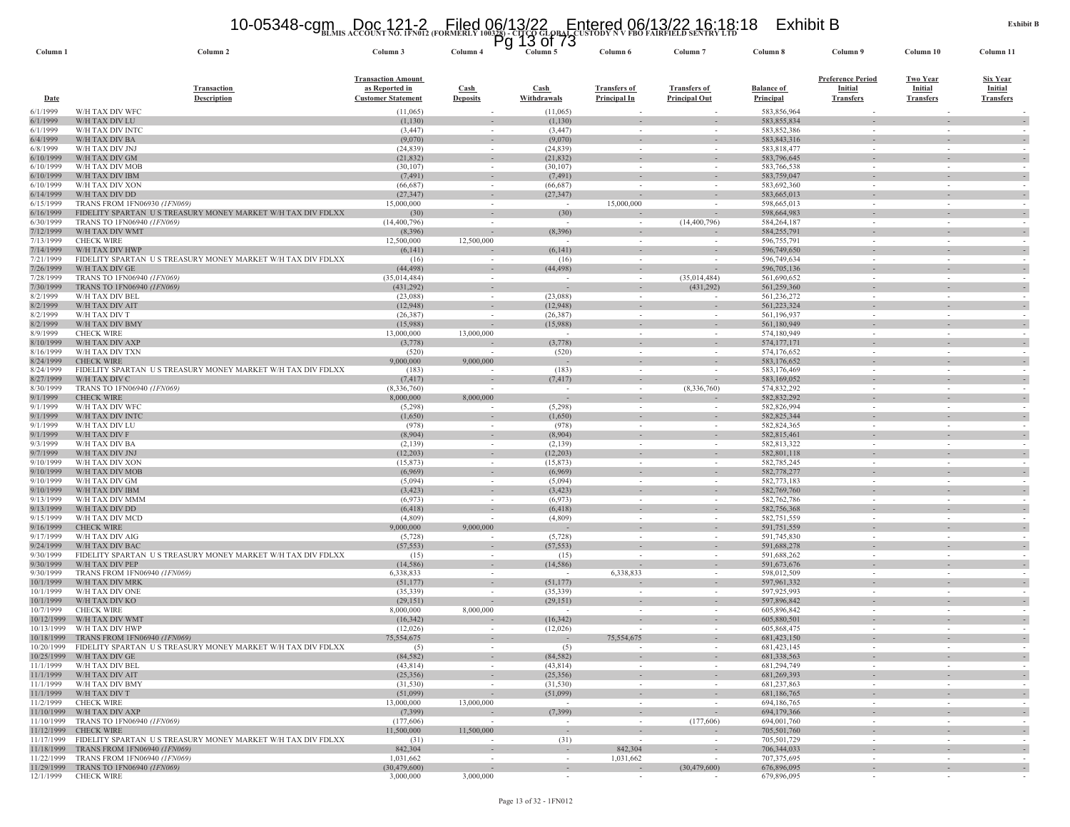BLMIS ACCOUNT NO. 1FN012 (FORMERLY 100328) - CITCO GLOBAL CUSTODY N V FBO FAIRFIELD SENTRY LTD

Exhibit B

| Column 1 | Column 2 | Column 3 | Column 4 | Column 5 | Column 6 | Column 7 | Column 8 | Column 9 | Column 10 | Column 11 |
|---|---|---|---|---|---|---|---|---|---|---|
| Date | Transaction Description | Transaction Amount as Reported in Customer Statement | Cash Deposits | Cash Withdrawals | Transfers of Principal In | Transfers of Principal Out | Balance of Principal | Preference Period Initial Transfers | Two Year Initial Transfers | Six Year Initial Transfers |
| 6/1/1999 | W/H TAX DIV WFC | (11,065) | - | (11,065) | - | - | 583,856,964 | - | - | - |
| 6/1/1999 | W/H TAX DIV LU | (1,130) | - | (1,130) | - | - | 583,855,834 | - | - | - |
| 6/1/1999 | W/H TAX DIV INTC | (3,447) | - | (3,447) | - | - | 583,852,386 | - | - | - |
| 6/4/1999 | W/H TAX DIV BA | (9,070) | - | (9,070) | - | - | 583,843,316 | - | - | - |
| 6/8/1999 | W/H TAX DIV JNJ | (24,839) | - | (24,839) | - | - | 583,818,477 | - | - | - |
| 6/10/1999 | W/H TAX DIV GM | (21,832) | - | (21,832) | - | - | 583,796,645 | - | - | - |
| 6/10/1999 | W/H TAX DIV MOB | (30,107) | - | (30,107) | - | - | 583,766,538 | - | - | - |
| 6/10/1999 | W/H TAX DIV IBM | (7,491) | - | (7,491) | - | - | 583,759,047 | - | - | - |
| 6/10/1999 | W/H TAX DIV XON | (66,687) | - | (66,687) | - | - | 583,692,360 | - | - | - |
| 6/14/1999 | W/H TAX DIV DD | (27,347) | - | (27,347) | - | - | 583,665,013 | - | - | - |
| 6/15/1999 | TRANS FROM 1FN06930 *(1FN069)* | 15,000,000 | - | - | 15,000,000 | - | 598,665,013 | - | - | - |
| 6/16/1999 | FIDELITY SPARTAN U S TREASURY MONEY MARKET W/H TAX DIV FDLXX | (30) | - | (30) | - | - | 598,664,983 | - | - | - |
| 6/30/1999 | TRANS TO 1FN06940 *(1FN069)* | (14,400,796) | - | - | - | (14,400,796) | 584,264,187 | - | - | - |
| 7/12/1999 | W/H TAX DIV WMT | (8,396) | - | (8,396) | - | - | 584,255,791 | - | - | - |
| 7/13/1999 | CHECK WIRE | 12,500,000 | 12,500,000 | - | - | - | 596,755,791 | - | - | - |
| 7/14/1999 | W/H TAX DIV HWP | (6,141) | - | (6,141) | - | - | 596,749,650 | - | - | - |
| 7/21/1999 | FIDELITY SPARTAN U S TREASURY MONEY MARKET W/H TAX DIV FDLXX | (16) | - | (16) | - | - | 596,749,634 | - | - | - |
| 7/26/1999 | W/H TAX DIV GE | (44,498) | - | (44,498) | - | - | 596,705,136 | - | - | - |
| 7/28/1999 | TRANS TO 1FN06940 *(1FN069)* | (35,014,484) | - | - | - | (35,014,484) | 561,690,652 | - | - | - |
| 7/30/1999 | TRANS TO 1FN06940 *(1FN069)* | (431,292) | - | - | - | (431,292) | 561,259,360 | - | - | - |
| 8/2/1999 | W/H TAX DIV BEL | (23,088) | - | (23,088) | - | - | 561,236,272 | - | - | - |
| 8/2/1999 | W/H TAX DIV AIT | (12,948) | - | (12,948) | - | - | 561,223,324 | - | - | - |
| 8/2/1999 | W/H TAX DIV T | (26,387) | - | (26,387) | - | - | 561,196,937 | - | - | - |
| 8/2/1999 | W/H TAX DIV BMY | (15,988) | - | (15,988) | - | - | 561,180,949 | - | - | - |
| 8/9/1999 | CHECK WIRE | 13,000,000 | 13,000,000 | - | - | - | 574,180,949 | - | - | - |
| 8/10/1999 | W/H TAX DIV AXP | (3,778) | - | (3,778) | - | - | 574,177,171 | - | - | - |
| 8/16/1999 | W/H TAX DIV TXN | (520) | - | (520) | - | - | 574,176,652 | - | - | - |
| 8/24/1999 | CHECK WIRE | 9,000,000 | 9,000,000 | - | - | - | 583,176,652 | - | - | - |
| 8/24/1999 | FIDELITY SPARTAN U S TREASURY MONEY MARKET W/H TAX DIV FDLXX | (183) | - | (183) | - | - | 583,176,469 | - | - | - |
| 8/27/1999 | W/H TAX DIV C | (7,417) | - | (7,417) | - | - | 583,169,052 | - | - | - |
| 8/30/1999 | TRANS TO 1FN06940 *(1FN069)* | (8,336,760) | - | - | - | (8,336,760) | 574,832,292 | - | - | - |
| 9/1/1999 | CHECK WIRE | 8,000,000 | 8,000,000 | - | - | - | 582,832,292 | - | - | - |
| 9/1/1999 | W/H TAX DIV WFC | (5,298) | - | (5,298) | - | - | 582,826,994 | - | - | - |
| 9/1/1999 | W/H TAX DIV INTC | (1,650) | - | (1,650) | - | - | 582,825,344 | - | - | - |
| 9/1/1999 | W/H TAX DIV LU | (978) | - | (978) | - | - | 582,824,365 | - | - | - |
| 9/1/1999 | W/H TAX DIV F | (8,904) | - | (8,904) | - | - | 582,815,461 | - | - | - |
| 9/3/1999 | W/H TAX DIV BA | (2,139) | - | (2,139) | - | - | 582,813,322 | - | - | - |
| 9/7/1999 | W/H TAX DIV JNJ | (12,203) | - | (12,203) | - | - | 582,801,118 | - | - | - |
| 9/10/1999 | W/H TAX DIV XON | (15,873) | - | (15,873) | - | - | 582,785,245 | - | - | - |
| 9/10/1999 | W/H TAX DIV MOB | (6,969) | - | (6,969) | - | - | 582,778,277 | - | - | - |
| 9/10/1999 | W/H TAX DIV GM | (5,094) | - | (5,094) | - | - | 582,773,183 | - | - | - |
| 9/10/1999 | W/H TAX DIV IBM | (3,423) | - | (3,423) | - | - | 582,769,760 | - | - | - |
| 9/13/1999 | W/H TAX DIV MMM | (6,973) | - | (6,973) | - | - | 582,762,786 | - | - | - |
| 9/13/1999 | W/H TAX DIV DD | (6,418) | - | (6,418) | - | - | 582,756,368 | - | - | - |
| 9/15/1999 | W/H TAX DIV MCD | (4,809) | - | (4,809) | - | - | 582,751,559 | - | - | - |
| 9/16/1999 | CHECK WIRE | 9,000,000 | 9,000,000 | - | - | - | 591,751,559 | - | - | - |
| 9/17/1999 | W/H TAX DIV AIG | (5,728) | - | (5,728) | - | - | 591,745,830 | - | - | - |
| 9/24/1999 | W/H TAX DIV BAC | (57,553) | - | (57,553) | - | - | 591,688,278 | - | - | - |
| 9/30/1999 | FIDELITY SPARTAN U S TREASURY MONEY MARKET W/H TAX DIV FDLXX | (15) | - | (15) | - | - | 591,688,262 | - | - | - |
| 9/30/1999 | W/H TAX DIV PEP | (14,586) | - | (14,586) | - | - | 591,673,676 | - | - | - |
| 9/30/1999 | TRANS FROM 1FN06940 *(1FN069)* | 6,338,833 | - | - | 6,338,833 | - | 598,012,509 | - | - | - |
| 10/1/1999 | W/H TAX DIV MRK | (51,177) | - | (51,177) | - | - | 597,961,332 | - | - | - |
| 10/1/1999 | W/H TAX DIV ONE | (35,339) | - | (35,339) | - | - | 597,925,993 | - | - | - |
| 10/1/1999 | W/H TAX DIV KO | (29,151) | - | (29,151) | - | - | 597,896,842 | - | - | - |
| 10/7/1999 | CHECK WIRE | 8,000,000 | 8,000,000 | - | - | - | 605,896,842 | - | - | - |
| 10/12/1999 | W/H TAX DIV WMT | (16,342) | - | (16,342) | - | - | 605,880,501 | - | - | - |
| 10/13/1999 | W/H TAX DIV HWP | (12,026) | - | (12,026) | - | - | 605,868,475 | - | - | - |
| 10/18/1999 | TRANS FROM 1FN06940 *(1FN069)* | 75,554,675 | - | - | 75,554,675 | - | 681,423,150 | - | - | - |
| 10/20/1999 | FIDELITY SPARTAN U S TREASURY MONEY MARKET W/H TAX DIV FDLXX | (5) | - | (5) | - | - | 681,423,145 | - | - | - |
| 10/25/1999 | W/H TAX DIV GE | (84,582) | - | (84,582) | - | - | 681,338,563 | - | - | - |
| 11/1/1999 | W/H TAX DIV BEL | (43,814) | - | (43,814) | - | - | 681,294,749 | - | - | - |
| 11/1/1999 | W/H TAX DIV AIT | (25,356) | - | (25,356) | - | - | 681,269,393 | - | - | - |
| 11/1/1999 | W/H TAX DIV BMY | (31,530) | - | (31,530) | - | - | 681,237,863 | - | - | - |
| 11/1/1999 | W/H TAX DIV T | (51,099) | - | (51,099) | - | - | 681,186,765 | - | - | - |
| 11/2/1999 | CHECK WIRE | 13,000,000 | 13,000,000 | - | - | - | 694,186,765 | - | - | - |
| 11/10/1999 | W/H TAX DIV AXP | (7,399) | - | (7,399) | - | - | 694,179,366 | - | - | - |
| 11/10/1999 | TRANS TO 1FN06940 *(1FN069)* | (177,606) | - | - | - | (177,606) | 694,001,760 | - | - | - |
| 11/12/1999 | CHECK WIRE | 11,500,000 | 11,500,000 | - | - | - | 705,501,760 | - | - | - |
| 11/17/1999 | FIDELITY SPARTAN U S TREASURY MONEY MARKET W/H TAX DIV FDLXX | (31) | - | (31) | - | - | 705,501,729 | - | - | - |
| 11/18/1999 | TRANS FROM 1FN06940 *(1FN069)* | 842,304 | - | - | 842,304 | - | 706,344,033 | - | - | - |
| 11/22/1999 | TRANS FROM 1FN06940 *(1FN069)* | 1,031,662 | - | - | 1,031,662 | - | 707,375,695 | - | - | - |
| 11/29/1999 | TRANS TO 1FN06940 *(1FN069)* | (30,479,600) | - | - | - | (30,479,600) | 676,896,095 | - | - | - |
| 12/1/1999 | CHECK WIRE | 3,000,000 | 3,000,000 | - | - | - | 679,896,095 | - | - | - |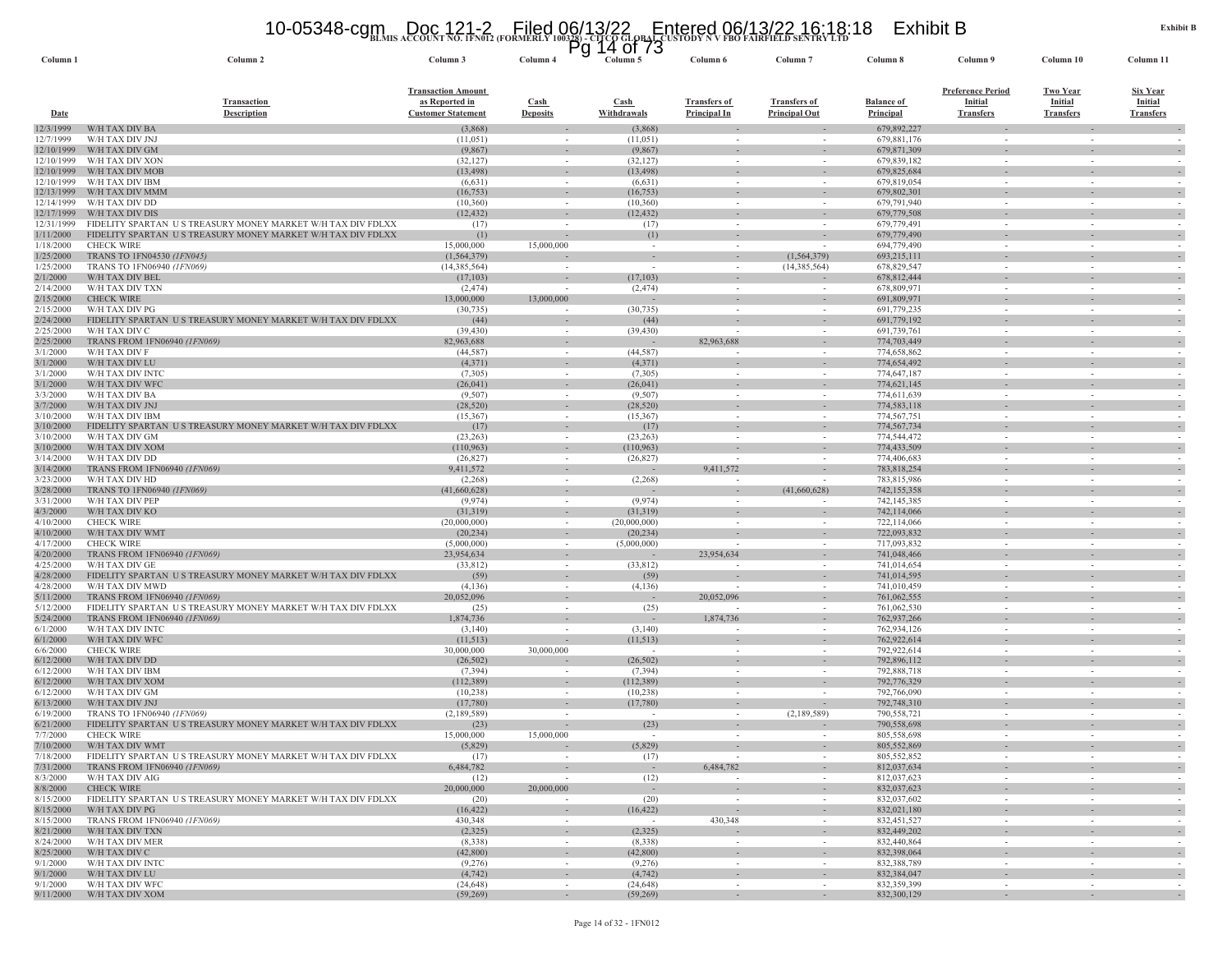**BLMIS ACCOUNT NO. 1FN012 (FORMERLY 100328) - CITCO GLOBAL CUSTODY N V FBO FAIRFIELD SENTRY LTD**

**Exhibit B**

| Column 1 | Column 2 | Column 3 | Column 4 | Column 5 | Column 6 | Column 7 | Column 8 | Column 9 | Column 10 | Column 11 |
|---|---|---|---|---|---|---|---|---|---|---|
| Date | Transaction Description | Transaction Amount as Reported in Customer Statement | Cash Deposits | Cash Withdrawals | Transfers of Principal In | Transfers of Principal Out | Balance of Principal | Preference Period Initial Transfers | Two Year Initial Transfers | Six Year Initial Transfers |
| 12/3/1999 | W/H TAX DIV BA | (3,868) | - | (3,868) | - | - | 679,892,227 | - | - | - |
| 12/7/1999 | W/H TAX DIV JNJ | (11,051) | - | (11,051) | - | - | 679,881,176 | - | - | - |
| 12/10/1999 | W/H TAX DIV GM | (9,867) | - | (9,867) | - | - | 679,871,309 | - | - | - |
| 12/10/1999 | W/H TAX DIV XON | (32,127) | - | (32,127) | - | - | 679,839,182 | - | - | - |
| 12/10/1999 | W/H TAX DIV MOB | (13,498) | - | (13,498) | - | - | 679,825,684 | - | - | - |
| 12/10/1999 | W/H TAX DIV IBM | (6,631) | - | (6,631) | - | - | 679,819,054 | - | - | - |
| 12/13/1999 | W/H TAX DIV MMM | (16,753) | - | (16,753) | - | - | 679,802,301 | - | - | - |
| 12/14/1999 | W/H TAX DIV DD | (10,360) | - | (10,360) | - | - | 679,791,940 | - | - | - |
| 12/17/1999 | W/H TAX DIV DIS | (12,432) | - | (12,432) | - | - | 679,779,508 | - | - | - |
| 12/31/1999 | FIDELITY SPARTAN U S TREASURY MONEY MARKET W/H TAX DIV FDLXX | (17) | - | (17) | - | - | 679,779,491 | - | - | - |
| 1/11/2000 | FIDELITY SPARTAN U S TREASURY MONEY MARKET W/H TAX DIV FDLXX | (1) | - | (1) | - | - | 679,779,490 | - | - | - |
| 1/18/2000 | CHECK WIRE | 15,000,000 | 15,000,000 | - | - | - | 694,779,490 | - | - | - |
| 1/25/2000 | TRANS TO 1FN04530 *(1FN045)* | (1,564,379) | - | - | - | (1,564,379) | 693,215,111 | - | - | - |
| 1/25/2000 | TRANS TO 1FN06940 *(1FN069)* | (14,385,564) | - | - | - | (14,385,564) | 678,829,547 | - | - | - |
| 2/1/2000 | W/H TAX DIV BEL | (17,103) | - | (17,103) | - | - | 678,812,444 | - | - | - |
| 2/14/2000 | W/H TAX DIV TXN | (2,474) | - | (2,474) | - | - | 678,809,971 | - | - | - |
| 2/15/2000 | CHECK WIRE | 13,000,000 | 13,000,000 | - | - | - | 691,809,971 | - | - | - |
| 2/15/2000 | W/H TAX DIV PG | (30,735) | - | (30,735) | - | - | 691,779,235 | - | - | - |
| 2/24/2000 | FIDELITY SPARTAN U S TREASURY MONEY MARKET W/H TAX DIV FDLXX | (44) | - | (44) | - | - | 691,779,192 | - | - | - |
| 2/25/2000 | W/H TAX DIV C | (39,430) | - | (39,430) | - | - | 691,739,761 | - | - | - |
| 2/25/2000 | TRANS FROM 1FN06940 *(1FN069)* | 82,963,688 | - | - | 82,963,688 | - | 774,703,449 | - | - | - |
| 3/1/2000 | W/H TAX DIV F | (44,587) | - | (44,587) | - | - | 774,658,862 | - | - | - |
| 3/1/2000 | W/H TAX DIV LU | (4,371) | - | (4,371) | - | - | 774,654,492 | - | - | - |
| 3/1/2000 | W/H TAX DIV INTC | (7,305) | - | (7,305) | - | - | 774,647,187 | - | - | - |
| 3/1/2000 | W/H TAX DIV WFC | (26,041) | - | (26,041) | - | - | 774,621,145 | - | - | - |
| 3/3/2000 | W/H TAX DIV BA | (9,507) | - | (9,507) | - | - | 774,611,639 | - | - | - |
| 3/7/2000 | W/H TAX DIV JNJ | (28,520) | - | (28,520) | - | - | 774,583,118 | - | - | - |
| 3/10/2000 | W/H TAX DIV IBM | (15,367) | - | (15,367) | - | - | 774,567,751 | - | - | - |
| 3/10/2000 | FIDELITY SPARTAN U S TREASURY MONEY MARKET W/H TAX DIV FDLXX | (17) | - | (17) | - | - | 774,567,734 | - | - | - |
| 3/10/2000 | W/H TAX DIV GM | (23,263) | - | (23,263) | - | - | 774,544,472 | - | - | - |
| 3/10/2000 | W/H TAX DIV XOM | (110,963) | - | (110,963) | - | - | 774,433,509 | - | - | - |
| 3/14/2000 | W/H TAX DIV DD | (26,827) | - | (26,827) | - | - | 774,406,683 | - | - | - |
| 3/14/2000 | TRANS FROM 1FN06940 *(1FN069)* | 9,411,572 | - | - | 9,411,572 | - | 783,818,254 | - | - | - |
| 3/23/2000 | W/H TAX DIV HD | (2,268) | - | (2,268) | - | - | 783,815,986 | - | - | - |
| 3/28/2000 | TRANS TO 1FN06940 *(1FN069)* | (41,660,628) | - | - | - | (41,660,628) | 742,155,358 | - | - | - |
| 3/31/2000 | W/H TAX DIV PEP | (9,974) | - | (9,974) | - | - | 742,145,385 | - | - | - |
| 4/3/2000 | W/H TAX DIV KO | (31,319) | - | (31,319) | - | - | 742,114,066 | - | - | - |
| 4/10/2000 | CHECK WIRE | (20,000,000) | - | (20,000,000) | - | - | 722,114,066 | - | - | - |
| 4/10/2000 | W/H TAX DIV WMT | (20,234) | - | (20,234) | - | - | 722,093,832 | - | - | - |
| 4/17/2000 | CHECK WIRE | (5,000,000) | - | (5,000,000) | - | - | 717,093,832 | - | - | - |
| 4/20/2000 | TRANS FROM 1FN06940 *(1FN069)* | 23,954,634 | - | - | 23,954,634 | - | 741,048,466 | - | - | - |
| 4/25/2000 | W/H TAX DIV GE | (33,812) | - | (33,812) | - | - | 741,014,654 | - | - | - |
| 4/28/2000 | FIDELITY SPARTAN U S TREASURY MONEY MARKET W/H TAX DIV FDLXX | (59) | - | (59) | - | - | 741,014,595 | - | - | - |
| 4/28/2000 | W/H TAX DIV MWD | (4,136) | - | (4,136) | - | - | 741,010,459 | - | - | - |
| 5/11/2000 | TRANS FROM 1FN06940 *(1FN069)* | 20,052,096 | - | - | 20,052,096 | - | 761,062,555 | - | - | - |
| 5/12/2000 | FIDELITY SPARTAN U S TREASURY MONEY MARKET W/H TAX DIV FDLXX | (25) | - | (25) | - | - | 761,062,530 | - | - | - |
| 5/24/2000 | TRANS FROM 1FN06940 *(1FN069)* | 1,874,736 | - | - | 1,874,736 | - | 762,937,266 | - | - | - |
| 6/1/2000 | W/H TAX DIV INTC | (3,140) | - | (3,140) | - | - | 762,934,126 | - | - | - |
| 6/1/2000 | W/H TAX DIV WFC | (11,513) | - | (11,513) | - | - | 762,922,614 | - | - | - |
| 6/6/2000 | CHECK WIRE | 30,000,000 | 30,000,000 | - | - | - | 792,922,614 | - | - | - |
| 6/12/2000 | W/H TAX DIV DD | (26,502) | - | (26,502) | - | - | 792,896,112 | - | - | - |
| 6/12/2000 | W/H TAX DIV IBM | (7,394) | - | (7,394) | - | - | 792,888,718 | - | - | - |
| 6/12/2000 | W/H TAX DIV XOM | (112,389) | - | (112,389) | - | - | 792,776,329 | - | - | - |
| 6/12/2000 | W/H TAX DIV GM | (10,238) | - | (10,238) | - | - | 792,766,090 | - | - | - |
| 6/13/2000 | W/H TAX DIV JNJ | (17,780) | - | (17,780) | - | - | 792,748,310 | - | - | - |
| 6/19/2000 | TRANS TO 1FN06940 *(1FN069)* | (2,189,589) | - | - | - | (2,189,589) | 790,558,721 | - | - | - |
| 6/21/2000 | FIDELITY SPARTAN U S TREASURY MONEY MARKET W/H TAX DIV FDLXX | (23) | - | (23) | - | - | 790,558,698 | - | - | - |
| 7/7/2000 | CHECK WIRE | 15,000,000 | 15,000,000 | - | - | - | 805,558,698 | - | - | - |
| 7/10/2000 | W/H TAX DIV WMT | (5,829) | - | (5,829) | - | - | 805,552,869 | - | - | - |
| 7/18/2000 | FIDELITY SPARTAN U S TREASURY MONEY MARKET W/H TAX DIV FDLXX | (17) | - | (17) | - | - | 805,552,852 | - | - | - |
| 7/31/2000 | TRANS FROM 1FN06940 *(1FN069)* | 6,484,782 | - | - | 6,484,782 | - | 812,037,634 | - | - | - |
| 8/3/2000 | W/H TAX DIV AIG | (12) | - | (12) | - | - | 812,037,623 | - | - | - |
| 8/8/2000 | CHECK WIRE | 20,000,000 | 20,000,000 | - | - | - | 832,037,623 | - | - | - |
| 8/15/2000 | FIDELITY SPARTAN U S TREASURY MONEY MARKET W/H TAX DIV FDLXX | (20) | - | (20) | - | - | 832,037,602 | - | - | - |
| 8/15/2000 | W/H TAX DIV PG | (16,422) | - | (16,422) | - | - | 832,021,180 | - | - | - |
| 8/15/2000 | TRANS FROM 1FN06940 *(1FN069)* | 430,348 | - | - | 430,348 | - | 832,451,527 | - | - | - |
| 8/21/2000 | W/H TAX DIV TXN | (2,325) | - | (2,325) | - | - | 832,449,202 | - | - | - |
| 8/24/2000 | W/H TAX DIV MER | (8,338) | - | (8,338) | - | - | 832,440,864 | - | - | - |
| 8/25/2000 | W/H TAX DIV C | (42,800) | - | (42,800) | - | - | 832,398,064 | - | - | - |
| 9/1/2000 | W/H TAX DIV INTC | (9,276) | - | (9,276) | - | - | 832,388,789 | - | - | - |
| 9/1/2000 | W/H TAX DIV LU | (4,742) | - | (4,742) | - | - | 832,384,047 | - | - | - |
| 9/1/2000 | W/H TAX DIV WFC | (24,648) | - | (24,648) | - | - | 832,359,399 | - | - | - |
| 9/11/2000 | W/H TAX DIV XOM | (59,269) | - | (59,269) | - | - | 832,300,129 | - | - | - |

Page 14 of 32 - 1FN012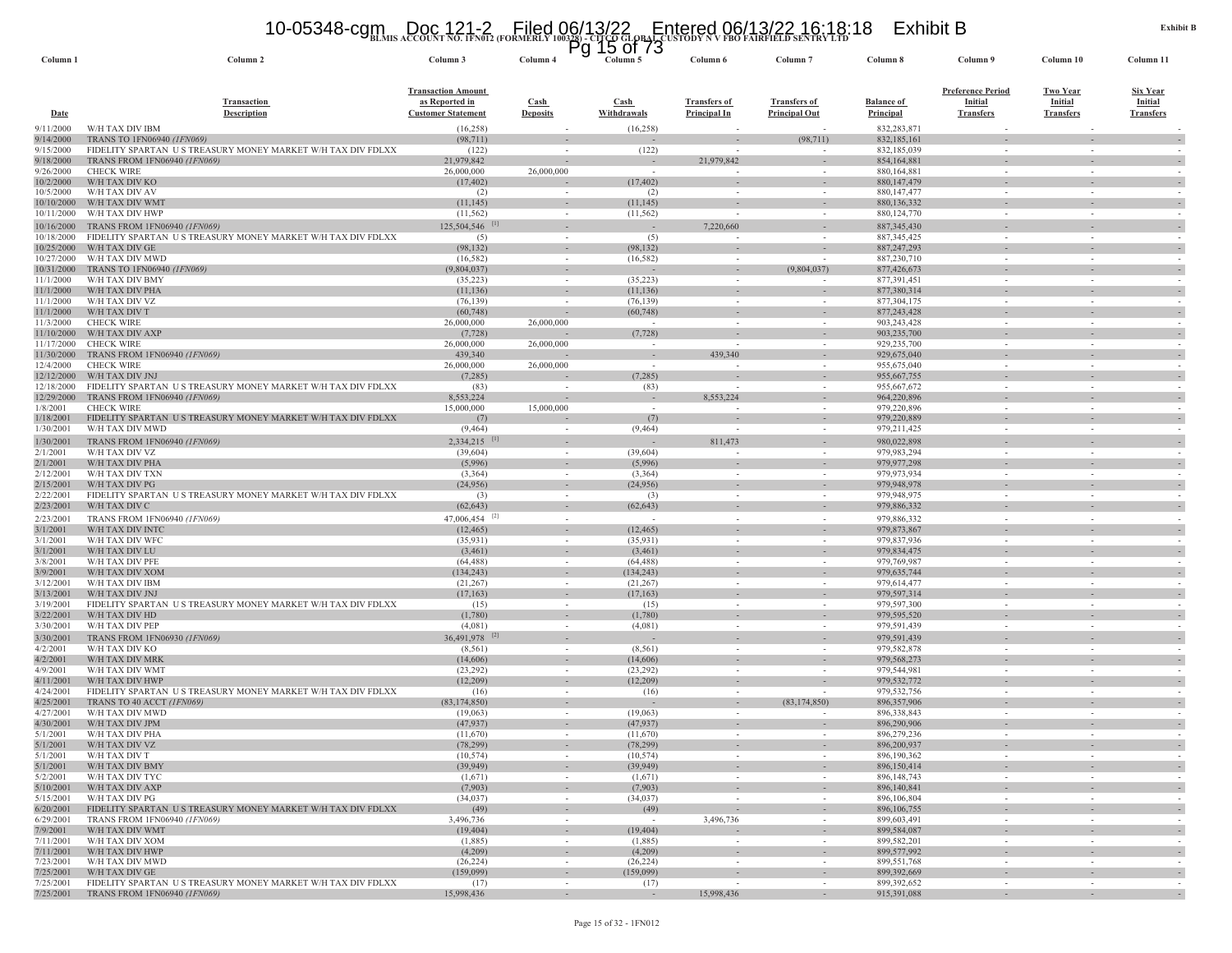**BLMIS ACCOUNT NO. 1FN012 (FORMERLY 100328) - CITCO GLOBAL CUSTODY N V FBO FAIRFIELD SENTRY LTD**

**Exhibit B**

| Column 1 | Column 2 | Column 3 | Column 4 | Column 5 | Column 6 | Column 7 | Column 8 | Column 9 | Column 10 | Column 11 |
|---|---|---|---|---|---|---|---|---|---|---|
| Date | Transaction Description | Transaction Amount as Reported in Customer Statement | Cash Deposits | Cash Withdrawals | Transfers of Principal In | Transfers of Principal Out | Balance of Principal | Preference Period Initial Transfers | Two Year Initial Transfers | Six Year Initial Transfers |
| 9/11/2000 | W/H TAX DIV IBM | (16,258) | - | (16,258) | - | - | 832,283,871 | - | - | - |
| 9/14/2000 | TRANS TO 1FN06940 *(1FN069)* | (98,711) | - | - | - | (98,711) | 832,185,161 | - | - | - |
| 9/15/2000 | FIDELITY SPARTAN U S TREASURY MONEY MARKET W/H TAX DIV FDLXX | (122) | - | (122) | - | - | 832,185,039 | - | - | - |
| 9/18/2000 | TRANS FROM 1FN06940 *(1FN069)* | 21,979,842 | - | - | 21,979,842 | - | 854,164,881 | - | - | - |
| 9/26/2000 | CHECK WIRE | 26,000,000 | 26,000,000 | - | - | - | 880,164,881 | - | - | - |
| 10/2/2000 | W/H TAX DIV KO | (17,402) | - | (17,402) | - | - | 880,147,479 | - | - | - |
| 10/5/2000 | W/H TAX DIV AV | (2) | - | (2) | - | - | 880,147,477 | - | - | - |
| 10/10/2000 | W/H TAX DIV WMT | (11,145) | - | (11,145) | - | - | 880,136,332 | - | - | - |
| 10/11/2000 | W/H TAX DIV HWP | (11,562) | - | (11,562) | - | - | 880,124,770 | - | - | - |
| 10/16/2000 | TRANS FROM 1FN06940 *(1FN069)* | 125,504,546 [1] | - | - | 7,220,660 | - | 887,345,430 | - | - | - |
| 10/18/2000 | FIDELITY SPARTAN U S TREASURY MONEY MARKET W/H TAX DIV FDLXX | (5) | - | (5) | - | - | 887,345,425 | - | - | - |
| 10/25/2000 | W/H TAX DIV GE | (98,132) | - | (98,132) | - | - | 887,247,293 | - | - | - |
| 10/27/2000 | W/H TAX DIV MWD | (16,582) | - | (16,582) | - | - | 887,230,710 | - | - | - |
| 10/31/2000 | TRANS TO 1FN06940 *(1FN069)* | (9,804,037) | - | - | - | (9,804,037) | 877,426,673 | - | - | - |
| 11/1/2000 | W/H TAX DIV BMY | (35,223) | - | (35,223) | - | - | 877,391,451 | - | - | - |
| 11/1/2000 | W/H TAX DIV PHA | (11,136) | - | (11,136) | - | - | 877,380,314 | - | - | - |
| 11/1/2000 | W/H TAX DIV VZ | (76,139) | - | (76,139) | - | - | 877,304,175 | - | - | - |
| 11/1/2000 | W/H TAX DIV T | (60,748) | - | (60,748) | - | - | 877,243,428 | - | - | - |
| 11/3/2000 | CHECK WIRE | 26,000,000 | 26,000,000 | - | - | - | 903,243,428 | - | - | - |
| 11/10/2000 | W/H TAX DIV AXP | (7,728) | - | (7,728) | - | - | 903,235,700 | - | - | - |
| 11/17/2000 | CHECK WIRE | 26,000,000 | 26,000,000 | - | - | - | 929,235,700 | - | - | - |
| 11/30/2000 | TRANS FROM 1FN06940 *(1FN069)* | 439,340 | - | - | 439,340 | - | 929,675,040 | - | - | - |
| 12/4/2000 | CHECK WIRE | 26,000,000 | 26,000,000 | - | - | - | 955,675,040 | - | - | - |
| 12/12/2000 | W/H TAX DIV JNJ | (7,285) | - | (7,285) | - | - | 955,667,755 | - | - | - |
| 12/18/2000 | FIDELITY SPARTAN U S TREASURY MONEY MARKET W/H TAX DIV FDLXX | (83) | - | (83) | - | - | 955,667,672 | - | - | - |
| 12/29/2000 | TRANS FROM 1FN06940 *(1FN069)* | 8,553,224 | - | - | 8,553,224 | - | 964,220,896 | - | - | - |
| 1/8/2001 | CHECK WIRE | 15,000,000 | 15,000,000 | - | - | - | 979,220,896 | - | - | - |
| 1/18/2001 | FIDELITY SPARTAN U S TREASURY MONEY MARKET W/H TAX DIV FDLXX | (7) | - | (7) | - | - | 979,220,889 | - | - | - |
| 1/30/2001 | W/H TAX DIV MWD | (9,464) | - | (9,464) | - | - | 979,211,425 | - | - | - |
| 1/30/2001 | TRANS FROM 1FN06940 *(1FN069)* | 2,334,215 [1] | - | - | 811,473 | - | 980,022,898 | - | - | - |
| 2/1/2001 | W/H TAX DIV VZ | (39,604) | - | (39,604) | - | - | 979,983,294 | - | - | - |
| 2/1/2001 | W/H TAX DIV PHA | (5,996) | - | (5,996) | - | - | 979,977,298 | - | - | - |
| 2/12/2001 | W/H TAX DIV TXN | (3,364) | - | (3,364) | - | - | 979,973,934 | - | - | - |
| 2/15/2001 | W/H TAX DIV PG | (24,956) | - | (24,956) | - | - | 979,948,978 | - | - | - |
| 2/22/2001 | FIDELITY SPARTAN U S TREASURY MONEY MARKET W/H TAX DIV FDLXX | (3) | - | (3) | - | - | 979,948,975 | - | - | - |
| 2/23/2001 | W/H TAX DIV C | (62,643) | - | (62,643) | - | - | 979,886,332 | - | - | - |
| 2/23/2001 | TRANS FROM 1FN06940 *(1FN069)* | 47,006,454 [2] | - | - | - | - | 979,886,332 | - | - | - |
| 3/1/2001 | W/H TAX DIV INTC | (12,465) | - | (12,465) | - | - | 979,873,867 | - | - | - |
| 3/1/2001 | W/H TAX DIV WFC | (35,931) | - | (35,931) | - | - | 979,837,936 | - | - | - |
| 3/1/2001 | W/H TAX DIV LU | (3,461) | - | (3,461) | - | - | 979,834,475 | - | - | - |
| 3/8/2001 | W/H TAX DIV PFE | (64,488) | - | (64,488) | - | - | 979,769,987 | - | - | - |
| 3/9/2001 | W/H TAX DIV XOM | (134,243) | - | (134,243) | - | - | 979,635,744 | - | - | - |
| 3/12/2001 | W/H TAX DIV IBM | (21,267) | - | (21,267) | - | - | 979,614,477 | - | - | - |
| 3/13/2001 | W/H TAX DIV JNJ | (17,163) | - | (17,163) | - | - | 979,597,314 | - | - | - |
| 3/19/2001 | FIDELITY SPARTAN U S TREASURY MONEY MARKET W/H TAX DIV FDLXX | (15) | - | (15) | - | - | 979,597,300 | - | - | - |
| 3/22/2001 | W/H TAX DIV HD | (1,780) | - | (1,780) | - | - | 979,595,520 | - | - | - |
| 3/30/2001 | W/H TAX DIV PEP | (4,081) | - | (4,081) | - | - | 979,591,439 | - | - | - |
| 3/30/2001 | TRANS FROM 1FN06930 *(1FN069)* | 36,491,978 [2] | - | - | - | - | 979,591,439 | - | - | - |
| 4/2/2001 | W/H TAX DIV KO | (8,561) | - | (8,561) | - | - | 979,582,878 | - | - | - |
| 4/2/2001 | W/H TAX DIV MRK | (14,606) | - | (14,606) | - | - | 979,568,273 | - | - | - |
| 4/9/2001 | W/H TAX DIV WMT | (23,292) | - | (23,292) | - | - | 979,544,981 | - | - | - |
| 4/11/2001 | W/H TAX DIV HWP | (12,209) | - | (12,209) | - | - | 979,532,772 | - | - | - |
| 4/24/2001 | FIDELITY SPARTAN U S TREASURY MONEY MARKET W/H TAX DIV FDLXX | (16) | - | (16) | - | - | 979,532,756 | - | - | - |
| 4/25/2001 | TRANS TO 40 ACCT *(1FN069)* | (83,174,850) | - | - | - | (83,174,850) | 896,357,906 | - | - | - |
| 4/27/2001 | W/H TAX DIV MWD | (19,063) | - | (19,063) | - | - | 896,338,843 | - | - | - |
| 4/30/2001 | W/H TAX DIV JPM | (47,937) | - | (47,937) | - | - | 896,290,906 | - | - | - |
| 5/1/2001 | W/H TAX DIV PHA | (11,670) | - | (11,670) | - | - | 896,279,236 | - | - | - |
| 5/1/2001 | W/H TAX DIV VZ | (78,299) | - | (78,299) | - | - | 896,200,937 | - | - | - |
| 5/1/2001 | W/H TAX DIV T | (10,574) | - | (10,574) | - | - | 896,190,362 | - | - | - |
| 5/1/2001 | W/H TAX DIV BMY | (39,949) | - | (39,949) | - | - | 896,150,414 | - | - | - |
| 5/2/2001 | W/H TAX DIV TYC | (1,671) | - | (1,671) | - | - | 896,148,743 | - | - | - |
| 5/10/2001 | W/H TAX DIV AXP | (7,903) | - | (7,903) | - | - | 896,140,841 | - | - | - |
| 5/15/2001 | W/H TAX DIV PG | (34,037) | - | (34,037) | - | - | 896,106,804 | - | - | - |
| 6/20/2001 | FIDELITY SPARTAN U S TREASURY MONEY MARKET W/H TAX DIV FDLXX | (49) | - | (49) | - | - | 896,106,755 | - | - | - |
| 6/29/2001 | TRANS FROM 1FN06940 *(1FN069)* | 3,496,736 | - | - | 3,496,736 | - | 899,603,491 | - | - | - |
| 7/9/2001 | W/H TAX DIV WMT | (19,404) | - | (19,404) | - | - | 899,584,087 | - | - | - |
| 7/11/2001 | W/H TAX DIV XOM | (1,885) | - | (1,885) | - | - | 899,582,201 | - | - | - |
| 7/11/2001 | W/H TAX DIV HWP | (4,209) | - | (4,209) | - | - | 899,577,992 | - | - | - |
| 7/23/2001 | W/H TAX DIV MWD | (26,224) | - | (26,224) | - | - | 899,551,768 | - | - | - |
| 7/25/2001 | W/H TAX DIV GE | (159,099) | - | (159,099) | - | - | 899,392,669 | - | - | - |
| 7/25/2001 | FIDELITY SPARTAN U S TREASURY MONEY MARKET W/H TAX DIV FDLXX | (17) | - | (17) | - | - | 899,392,652 | - | - | - |
| 7/25/2001 | TRANS FROM 1FN06940 *(1FN069)* | 15,998,436 | - | - | 15,998,436 | - | 915,391,088 | - | - | - |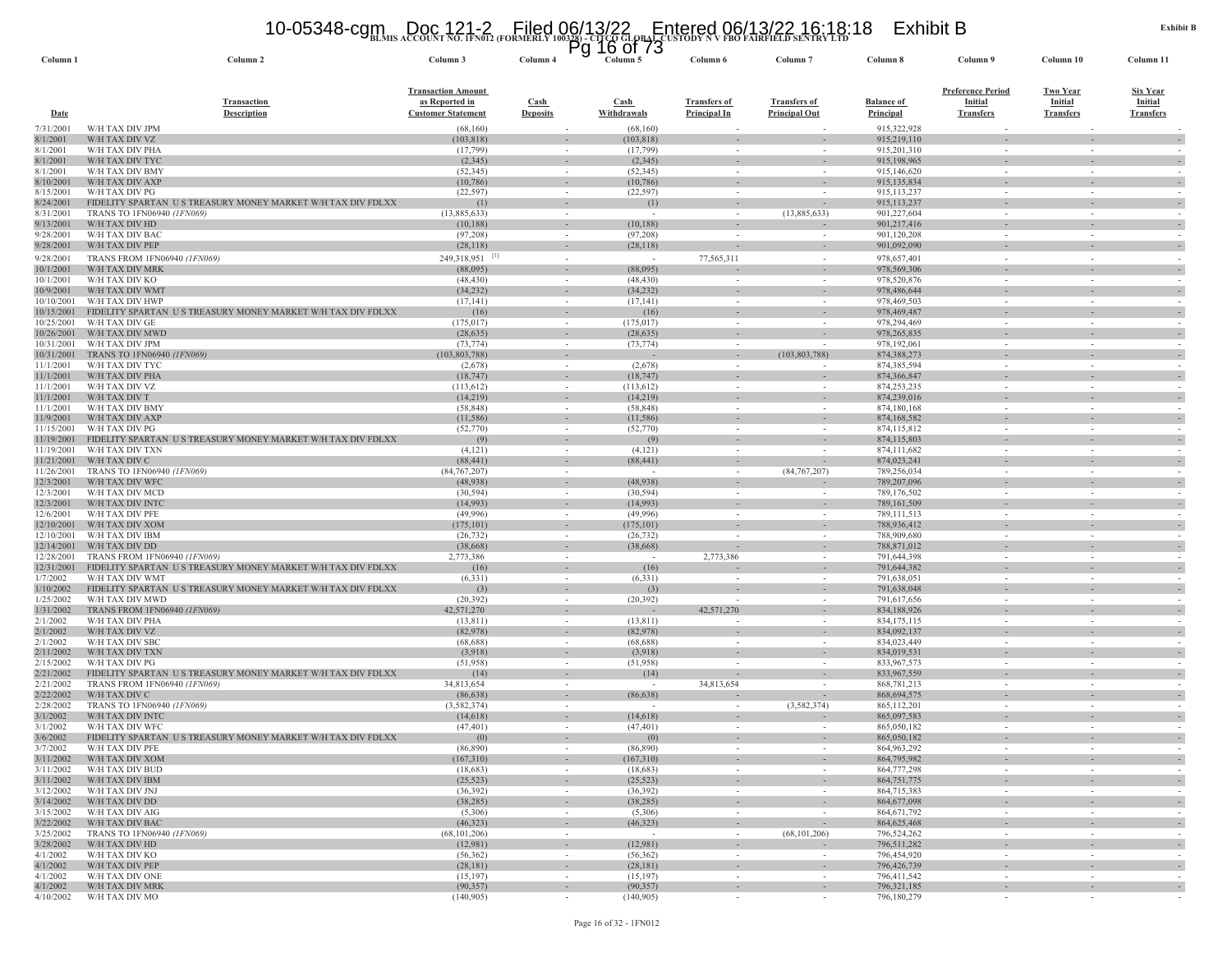BLMIS ACCOUNT NO. 1FN012 (FORMERLY 100328) - CITCO GLOBAL CUSTODY N V FBO FAIRFIELD SENTRY LTD

Exhibit B

| Column 1 | Column 2 | Column 3 | Column 4 | Column 5 | Column 6 | Column 7 | Column 8 | Column 9 | Column 10 | Column 11 |
|---|---|---|---|---|---|---|---|---|---|---|
| Date | Transaction Description | Transaction Amount as Reported in Customer Statement | Cash Deposits | Cash Withdrawals | Transfers of Principal In | Transfers of Principal Out | Balance of Principal | Preference Period Initial Transfers | Two Year Initial Transfers | Six Year Initial Transfers |
| 7/31/2001 | W/H TAX DIV JPM | (68,160) | - | (68,160) | - | - | 915,322,928 | - | - | - |
| 8/1/2001 | W/H TAX DIV VZ | (103,818) | - | (103,818) | - | - | 915,219,110 | - | - | - |
| 8/1/2001 | W/H TAX DIV PHA | (17,799) | - | (17,799) | - | - | 915,201,310 | - | - | - |
| 8/1/2001 | W/H TAX DIV TYC | (2,345) | - | (2,345) | - | - | 915,198,965 | - | - | - |
| 8/1/2001 | W/H TAX DIV BMY | (52,345) | - | (52,345) | - | - | 915,146,620 | - | - | - |
| 8/10/2001 | W/H TAX DIV AXP | (10,786) | - | (10,786) | - | - | 915,135,834 | - | - | - |
| 8/15/2001 | W/H TAX DIV PG | (22,597) | - | (22,597) | - | - | 915,113,237 | - | - | - |
| 8/24/2001 | FIDELITY SPARTAN U S TREASURY MONEY MARKET W/H TAX DIV FDLXX | (1) | - | (1) | - | - | 915,113,237 | - | - | - |
| 8/31/2001 | TRANS TO 1FN06940 *(1FN069)* | (13,885,633) | - | - | - | (13,885,633) | 901,227,604 | - | - | - |
| 9/13/2001 | W/H TAX DIV HD | (10,188) | - | (10,188) | - | - | 901,217,416 | - | - | - |
| 9/28/2001 | W/H TAX DIV BAC | (97,208) | - | (97,208) | - | - | 901,120,208 | - | - | - |
| 9/28/2001 | W/H TAX DIV PEP | (28,118) | - | (28,118) | - | - | 901,092,090 | - | - | - |
| 9/28/2001 | TRANS FROM 1FN06940 *(1FN069)* | 249,318,951 [1] | - | - | 77,565,311 | - | 978,657,401 | - | - | - |
| 10/1/2001 | W/H TAX DIV MRK | (88,095) | - | (88,095) | - | - | 978,569,306 | - | - | - |
| 10/1/2001 | W/H TAX DIV KO | (48,430) | - | (48,430) | - | - | 978,520,876 | - | - | - |
| 10/9/2001 | W/H TAX DIV WMT | (34,232) | - | (34,232) | - | - | 978,486,644 | - | - | - |
| 10/10/2001 | W/H TAX DIV HWP | (17,141) | - | (17,141) | - | - | 978,469,503 | - | - | - |
| 10/15/2001 | FIDELITY SPARTAN U S TREASURY MONEY MARKET W/H TAX DIV FDLXX | (16) | - | (16) | - | - | 978,469,487 | - | - | - |
| 10/25/2001 | W/H TAX DIV GE | (175,017) | - | (175,017) | - | - | 978,294,469 | - | - | - |
| 10/26/2001 | W/H TAX DIV MWD | (28,635) | - | (28,635) | - | - | 978,265,835 | - | - | - |
| 10/31/2001 | W/H TAX DIV JPM | (73,774) | - | (73,774) | - | - | 978,192,061 | - | - | - |
| 10/31/2001 | TRANS TO 1FN06940 *(1FN069)* | (103,803,788) | - | - | - | (103,803,788) | 874,388,273 | - | - | - |
| 11/1/2001 | W/H TAX DIV TYC | (2,678) | - | (2,678) | - | - | 874,385,594 | - | - | - |
| 11/1/2001 | W/H TAX DIV PHA | (18,747) | - | (18,747) | - | - | 874,366,847 | - | - | - |
| 11/1/2001 | W/H TAX DIV VZ | (113,612) | - | (113,612) | - | - | 874,253,235 | - | - | - |
| 11/1/2001 | W/H TAX DIV T | (14,219) | - | (14,219) | - | - | 874,239,016 | - | - | - |
| 11/1/2001 | W/H TAX DIV BMY | (58,848) | - | (58,848) | - | - | 874,180,168 | - | - | - |
| 11/9/2001 | W/H TAX DIV AXP | (11,586) | - | (11,586) | - | - | 874,168,582 | - | - | - |
| 11/15/2001 | W/H TAX DIV PG | (52,770) | - | (52,770) | - | - | 874,115,812 | - | - | - |
| 11/19/2001 | FIDELITY SPARTAN U S TREASURY MONEY MARKET W/H TAX DIV FDLXX | (9) | - | (9) | - | - | 874,115,803 | - | - | - |
| 11/19/2001 | W/H TAX DIV TXN | (4,121) | - | (4,121) | - | - | 874,111,682 | - | - | - |
| 11/21/2001 | W/H TAX DIV C | (88,441) | - | (88,441) | - | - | 874,023,241 | - | - | - |
| 11/26/2001 | TRANS TO 1FN06940 *(1FN069)* | (84,767,207) | - | - | - | (84,767,207) | 789,256,034 | - | - | - |
| 12/3/2001 | W/H TAX DIV WFC | (48,938) | - | (48,938) | - | - | 789,207,096 | - | - | - |
| 12/3/2001 | W/H TAX DIV MCD | (30,594) | - | (30,594) | - | - | 789,176,502 | - | - | - |
| 12/3/2001 | W/H TAX DIV INTC | (14,993) | - | (14,993) | - | - | 789,161,509 | - | - | - |
| 12/6/2001 | W/H TAX DIV PFE | (49,996) | - | (49,996) | - | - | 789,111,513 | - | - | - |
| 12/10/2001 | W/H TAX DIV XOM | (175,101) | - | (175,101) | - | - | 788,936,412 | - | - | - |
| 12/10/2001 | W/H TAX DIV IBM | (26,732) | - | (26,732) | - | - | 788,909,680 | - | - | - |
| 12/14/2001 | W/H TAX DIV DD | (38,668) | - | (38,668) | - | - | 788,871,012 | - | - | - |
| 12/28/2001 | TRANS FROM 1FN06940 *(1FN069)* | 2,773,386 | - | - | 2,773,386 | - | 791,644,398 | - | - | - |
| 12/31/2001 | FIDELITY SPARTAN U S TREASURY MONEY MARKET W/H TAX DIV FDLXX | (16) | - | (16) | - | - | 791,644,382 | - | - | - |
| 1/7/2002 | W/H TAX DIV WMT | (6,331) | - | (6,331) | - | - | 791,638,051 | - | - | - |
| 1/10/2002 | FIDELITY SPARTAN U S TREASURY MONEY MARKET W/H TAX DIV FDLXX | (3) | - | (3) | - | - | 791,638,048 | - | - | - |
| 1/25/2002 | W/H TAX DIV MWD | (20,392) | - | (20,392) | - | - | 791,617,656 | - | - | - |
| 1/31/2002 | TRANS FROM 1FN06940 *(1FN069)* | 42,571,270 | - | - | 42,571,270 | - | 834,188,926 | - | - | - |
| 2/1/2002 | W/H TAX DIV PHA | (13,811) | - | (13,811) | - | - | 834,175,115 | - | - | - |
| 2/1/2002 | W/H TAX DIV VZ | (82,978) | - | (82,978) | - | - | 834,092,137 | - | - | - |
| 2/1/2002 | W/H TAX DIV SBC | (68,688) | - | (68,688) | - | - | 834,023,449 | - | - | - |
| 2/11/2002 | W/H TAX DIV TXN | (3,918) | - | (3,918) | - | - | 834,019,531 | - | - | - |
| 2/15/2002 | W/H TAX DIV PG | (51,958) | - | (51,958) | - | - | 833,967,573 | - | - | - |
| 2/21/2002 | FIDELITY SPARTAN U S TREASURY MONEY MARKET W/H TAX DIV FDLXX | (14) | - | (14) | - | - | 833,967,559 | - | - | - |
| 2/21/2002 | TRANS FROM 1FN06940 *(1FN069)* | 34,813,654 | - | - | 34,813,654 | - | 868,781,213 | - | - | - |
| 2/22/2002 | W/H TAX DIV C | (86,638) | - | (86,638) | - | - | 868,694,575 | - | - | - |
| 2/28/2002 | TRANS TO 1FN06940 *(1FN069)* | (3,582,374) | - | - | - | (3,582,374) | 865,112,201 | - | - | - |
| 3/1/2002 | W/H TAX DIV INTC | (14,618) | - | (14,618) | - | - | 865,097,583 | - | - | - |
| 3/1/2002 | W/H TAX DIV WFC | (47,401) | - | (47,401) | - | - | 865,050,182 | - | - | - |
| 3/6/2002 | FIDELITY SPARTAN U S TREASURY MONEY MARKET W/H TAX DIV FDLXX | (0) | - | (0) | - | - | 865,050,182 | - | - | - |
| 3/7/2002 | W/H TAX DIV PFE | (86,890) | - | (86,890) | - | - | 864,963,292 | - | - | - |
| 3/11/2002 | W/H TAX DIV XOM | (167,310) | - | (167,310) | - | - | 864,795,982 | - | - | - |
| 3/11/2002 | W/H TAX DIV BUD | (18,683) | - | (18,683) | - | - | 864,777,298 | - | - | - |
| 3/11/2002 | W/H TAX DIV IBM | (25,523) | - | (25,523) | - | - | 864,751,775 | - | - | - |
| 3/12/2002 | W/H TAX DIV JNJ | (36,392) | - | (36,392) | - | - | 864,715,383 | - | - | - |
| 3/14/2002 | W/H TAX DIV DD | (38,285) | - | (38,285) | - | - | 864,677,098 | - | - | - |
| 3/15/2002 | W/H TAX DIV AIG | (5,306) | - | (5,306) | - | - | 864,671,792 | - | - | - |
| 3/22/2002 | W/H TAX DIV BAC | (46,323) | - | (46,323) | - | - | 864,625,468 | - | - | - |
| 3/25/2002 | TRANS TO 1FN06940 *(1FN069)* | (68,101,206) | - | - | - | (68,101,206) | 796,524,262 | - | - | - |
| 3/28/2002 | W/H TAX DIV HD | (12,981) | - | (12,981) | - | - | 796,511,282 | - | - | - |
| 4/1/2002 | W/H TAX DIV KO | (56,362) | - | (56,362) | - | - | 796,454,920 | - | - | - |
| 4/1/2002 | W/H TAX DIV PEP | (28,181) | - | (28,181) | - | - | 796,426,739 | - | - | - |
| 4/1/2002 | W/H TAX DIV ONE | (15,197) | - | (15,197) | - | - | 796,411,542 | - | - | - |
| 4/1/2002 | W/H TAX DIV MRK | (90,357) | - | (90,357) | - | - | 796,321,185 | - | - | - |
| 4/10/2002 | W/H TAX DIV MO | (140,905) | - | (140,905) | - | - | 796,180,279 | - | - | - |

Page 16 of 32 - 1FN012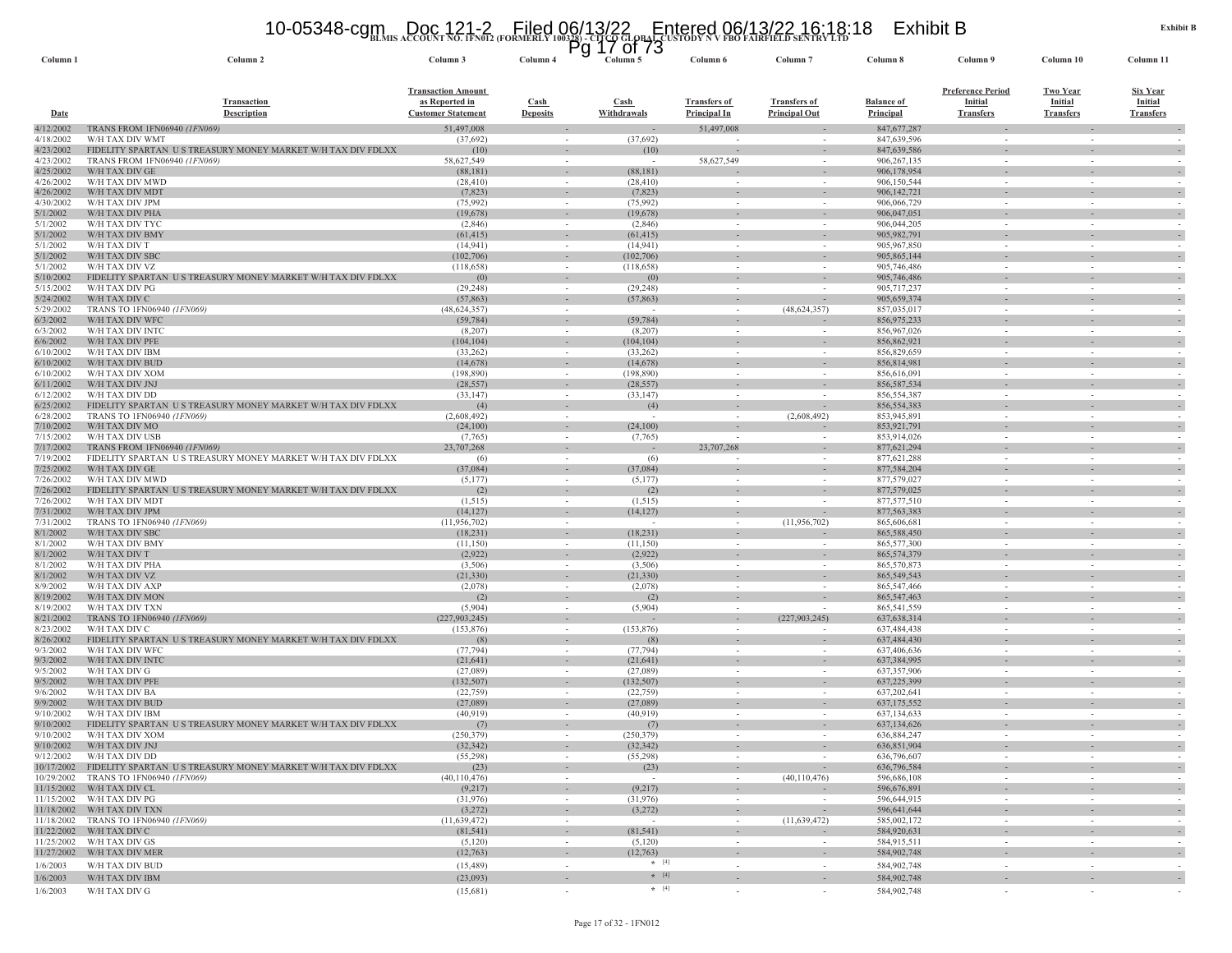**BLMIS ACCOUNT NO. 1FN012 (FORMERLY 100328) - CITCO GLOBAL CUSTODY N V FBO FAIRFIELD SENTRY LTD**

**Exhibit B**

| Column 1 | Column 2 | Column 3 | Column 4 | Column 5 | Column 6 | Column 7 | Column 8 | Column 9 | Column 10 | Column 11 |
|---|---|---|---|---|---|---|---|---|---|---|
| Date | Transaction Description | Transaction Amount as Reported in Customer Statement | Cash Deposits | Cash Withdrawals | Transfers of Principal In | Transfers of Principal Out | Balance of Principal | Preference Period Initial Transfers | Two Year Initial Transfers | Six Year Initial Transfers |
| 4/12/2002 | TRANS FROM 1FN06940 *(1FN069)* | 51,497,008 | - | - | 51,497,008 | - | 847,677,287 | - | - | - |
| 4/18/2002 | W/H TAX DIV WMT | (37,692) | - | (37,692) | - | - | 847,639,596 | - | - | - |
| 4/23/2002 | FIDELITY SPARTAN U S TREASURY MONEY MARKET W/H TAX DIV FDLXX | (10) | - | (10) | - | - | 847,639,586 | - | - | - |
| 4/23/2002 | TRANS FROM 1FN06940 *(1FN069)* | 58,627,549 | - | - | 58,627,549 | - | 906,267,135 | - | - | - |
| 4/25/2002 | W/H TAX DIV GE | (88,181) | - | (88,181) | - | - | 906,178,954 | - | - | - |
| 4/26/2002 | W/H TAX DIV MWD | (28,410) | - | (28,410) | - | - | 906,150,544 | - | - | - |
| 4/26/2002 | W/H TAX DIV MDT | (7,823) | - | (7,823) | - | - | 906,142,721 | - | - | - |
| 4/30/2002 | W/H TAX DIV JPM | (75,992) | - | (75,992) | - | - | 906,066,729 | - | - | - |
| 5/1/2002 | W/H TAX DIV PHA | (19,678) | - | (19,678) | - | - | 906,047,051 | - | - | - |
| 5/1/2002 | W/H TAX DIV TYC | (2,846) | - | (2,846) | - | - | 906,044,205 | - | - | - |
| 5/1/2002 | W/H TAX DIV BMY | (61,415) | - | (61,415) | - | - | 905,982,791 | - | - | - |
| 5/1/2002 | W/H TAX DIV T | (14,941) | - | (14,941) | - | - | 905,967,850 | - | - | - |
| 5/1/2002 | W/H TAX DIV SBC | (102,706) | - | (102,706) | - | - | 905,865,144 | - | - | - |
| 5/1/2002 | W/H TAX DIV VZ | (118,658) | - | (118,658) | - | - | 905,746,486 | - | - | - |
| 5/10/2002 | FIDELITY SPARTAN U S TREASURY MONEY MARKET W/H TAX DIV FDLXX | (0) | - | (0) | - | - | 905,746,486 | - | - | - |
| 5/15/2002 | W/H TAX DIV PG | (29,248) | - | (29,248) | - | - | 905,717,237 | - | - | - |
| 5/24/2002 | W/H TAX DIV C | (57,863) | - | (57,863) | - | - | 905,659,374 | - | - | - |
| 5/29/2002 | TRANS TO 1FN06940 *(1FN069)* | (48,624,357) | - | - | - | (48,624,357) | 857,035,017 | - | - | - |
| 6/3/2002 | W/H TAX DIV WFC | (59,784) | - | (59,784) | - | - | 856,975,233 | - | - | - |
| 6/3/2002 | W/H TAX DIV INTC | (8,207) | - | (8,207) | - | - | 856,967,026 | - | - | - |
| 6/6/2002 | W/H TAX DIV PFE | (104,104) | - | (104,104) | - | - | 856,862,921 | - | - | - |
| 6/10/2002 | W/H TAX DIV IBM | (33,262) | - | (33,262) | - | - | 856,829,659 | - | - | - |
| 6/10/2002 | W/H TAX DIV BUD | (14,678) | - | (14,678) | - | - | 856,814,981 | - | - | - |
| 6/10/2002 | W/H TAX DIV XOM | (198,890) | - | (198,890) | - | - | 856,616,091 | - | - | - |
| 6/11/2002 | W/H TAX DIV JNJ | (28,557) | - | (28,557) | - | - | 856,587,534 | - | - | - |
| 6/12/2002 | W/H TAX DIV DD | (33,147) | - | (33,147) | - | - | 856,554,387 | - | - | - |
| 6/25/2002 | FIDELITY SPARTAN U S TREASURY MONEY MARKET W/H TAX DIV FDLXX | (4) | - | (4) | - | - | 856,554,383 | - | - | - |
| 6/28/2002 | TRANS TO 1FN06940 *(1FN069)* | (2,608,492) | - | - | - | (2,608,492) | 853,945,891 | - | - | - |
| 7/10/2002 | W/H TAX DIV MO | (24,100) | - | (24,100) | - | - | 853,921,791 | - | - | - |
| 7/15/2002 | W/H TAX DIV USB | (7,765) | - | (7,765) | - | - | 853,914,026 | - | - | - |
| 7/17/2002 | TRANS FROM 1FN06940 *(1FN069)* | 23,707,268 | - | - | 23,707,268 | - | 877,621,294 | - | - | - |
| 7/19/2002 | FIDELITY SPARTAN U S TREASURY MONEY MARKET W/H TAX DIV FDLXX | (6) | - | (6) | - | - | 877,621,288 | - | - | - |
| 7/25/2002 | W/H TAX DIV GE | (37,084) | - | (37,084) | - | - | 877,584,204 | - | - | - |
| 7/26/2002 | W/H TAX DIV MWD | (5,177) | - | (5,177) | - | - | 877,579,027 | - | - | - |
| 7/26/2002 | FIDELITY SPARTAN U S TREASURY MONEY MARKET W/H TAX DIV FDLXX | (2) | - | (2) | - | - | 877,579,025 | - | - | - |
| 7/26/2002 | W/H TAX DIV MDT | (1,515) | - | (1,515) | - | - | 877,577,510 | - | - | - |
| 7/31/2002 | W/H TAX DIV JPM | (14,127) | - | (14,127) | - | - | 877,563,383 | - | - | - |
| 7/31/2002 | TRANS TO 1FN06940 *(1FN069)* | (11,956,702) | - | - | - | (11,956,702) | 865,606,681 | - | - | - |
| 8/1/2002 | W/H TAX DIV SBC | (18,231) | - | (18,231) | - | - | 865,588,450 | - | - | - |
| 8/1/2002 | W/H TAX DIV BMY | (11,150) | - | (11,150) | - | - | 865,577,300 | - | - | - |
| 8/1/2002 | W/H TAX DIV T | (2,922) | - | (2,922) | - | - | 865,574,379 | - | - | - |
| 8/1/2002 | W/H TAX DIV PHA | (3,506) | - | (3,506) | - | - | 865,570,873 | - | - | - |
| 8/1/2002 | W/H TAX DIV VZ | (21,330) | - | (21,330) | - | - | 865,549,543 | - | - | - |
| 8/9/2002 | W/H TAX DIV AXP | (2,078) | - | (2,078) | - | - | 865,547,466 | - | - | - |
| 8/19/2002 | W/H TAX DIV MON | (2) | - | (2) | - | - | 865,547,463 | - | - | - |
| 8/19/2002 | W/H TAX DIV TXN | (5,904) | - | (5,904) | - | - | 865,541,559 | - | - | - |
| 8/21/2002 | TRANS TO 1FN06940 *(1FN069)* | (227,903,245) | - | - | - | (227,903,245) | 637,638,314 | - | - | - |
| 8/23/2002 | W/H TAX DIV C | (153,876) | - | (153,876) | - | - | 637,484,438 | - | - | - |
| 8/26/2002 | FIDELITY SPARTAN U S TREASURY MONEY MARKET W/H TAX DIV FDLXX | (8) | - | (8) | - | - | 637,484,430 | - | - | - |
| 9/3/2002 | W/H TAX DIV WFC | (77,794) | - | (77,794) | - | - | 637,406,636 | - | - | - |
| 9/3/2002 | W/H TAX DIV INTC | (21,641) | - | (21,641) | - | - | 637,384,995 | - | - | - |
| 9/5/2002 | W/H TAX DIV G | (27,089) | - | (27,089) | - | - | 637,357,906 | - | - | - |
| 9/5/2002 | W/H TAX DIV PFE | (132,507) | - | (132,507) | - | - | 637,225,399 | - | - | - |
| 9/6/2002 | W/H TAX DIV BA | (22,759) | - | (22,759) | - | - | 637,202,641 | - | - | - |
| 9/9/2002 | W/H TAX DIV BUD | (27,089) | - | (27,089) | - | - | 637,175,552 | - | - | - |
| 9/10/2002 | W/H TAX DIV IBM | (40,919) | - | (40,919) | - | - | 637,134,633 | - | - | - |
| 9/10/2002 | FIDELITY SPARTAN U S TREASURY MONEY MARKET W/H TAX DIV FDLXX | (7) | - | (7) | - | - | 637,134,626 | - | - | - |
| 9/10/2002 | W/H TAX DIV XOM | (250,379) | - | (250,379) | - | - | 636,884,247 | - | - | - |
| 9/10/2002 | W/H TAX DIV JNJ | (32,342) | - | (32,342) | - | - | 636,851,904 | - | - | - |
| 9/12/2002 | W/H TAX DIV DD | (55,298) | - | (55,298) | - | - | 636,796,607 | - | - | - |
| 10/17/2002 | FIDELITY SPARTAN U S TREASURY MONEY MARKET W/H TAX DIV FDLXX | (23) | - | (23) | - | - | 636,796,584 | - | - | - |
| 10/29/2002 | TRANS TO 1FN06940 *(1FN069)* | (40,110,476) | - | - | - | (40,110,476) | 596,686,108 | - | - | - |
| 11/15/2002 | W/H TAX DIV CL | (9,217) | - | (9,217) | - | - | 596,676,891 | - | - | - |
| 11/15/2002 | W/H TAX DIV PG | (31,976) | - | (31,976) | - | - | 596,644,915 | - | - | - |
| 11/18/2002 | W/H TAX DIV TXN | (3,272) | - | (3,272) | - | - | 596,641,644 | - | - | - |
| 11/18/2002 | TRANS TO 1FN06940 *(1FN069)* | (11,639,472) | - | - | - | (11,639,472) | 585,002,172 | - | - | - |
| 11/22/2002 | W/H TAX DIV C | (81,541) | - | (81,541) | - | - | 584,920,631 | - | - | - |
| 11/25/2002 | W/H TAX DIV GS | (5,120) | - | (5,120) | - | - | 584,915,511 | - | - | - |
| 11/27/2002 | W/H TAX DIV MER | (12,763) | - | (12,763) | - | - | 584,902,748 | - | - | - |
| 1/6/2003 | W/H TAX DIV BUD | (15,489) | - | * [4] | - | - | 584,902,748 | - | - | - |
| 1/6/2003 | W/H TAX DIV IBM | (23,093) | - | * [4] | - | - | 584,902,748 | - | - | - |
| 1/6/2003 | W/H TAX DIV G | (15,681) | - | * [4] | - | - | 584,902,748 | - | - | - |

Page 17 of 32 - 1FN012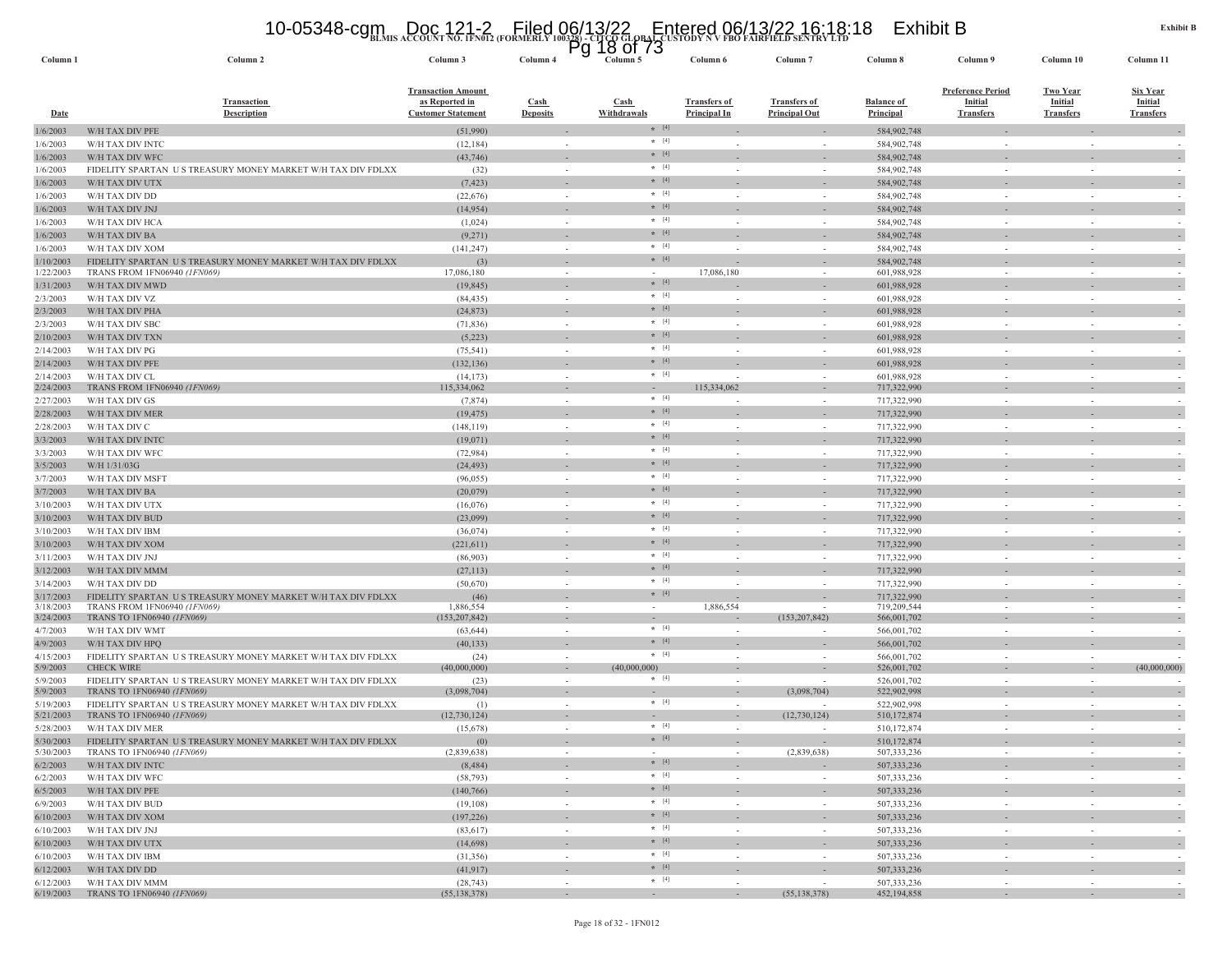Exhibit B

**BLMIS ACCOUNT NO. 1FN012 (FORMERLY 100328) - CITCO GLOBAL CUSTODY N V FBO FAIRFIELD SENTRY LTD**

| Column 1 | Column 2 | Column 3 | Column 4 | Column 5 | Column 6 | Column 7 | Column 8 | Column 9 | Column 10 | Column 11 |
|---|---|---|---|---|---|---|---|---|---|---|
| Date | Transaction Description | Transaction Amount as Reported in Customer Statement | Cash Deposits | Cash Withdrawals | Transfers of Principal In | Transfers of Principal Out | Balance of Principal | Preference Period Initial Transfers | Two Year Initial Transfers | Six Year Initial Transfers |
| 1/6/2003 | W/H TAX DIV PFE | (51,990) | - | * [4] | - | - | 584,902,748 | - | - | - |
| 1/6/2003 | W/H TAX DIV INTC | (12,184) | - | * [4] | - | - | 584,902,748 | - | - | - |
| 1/6/2003 | W/H TAX DIV WFC | (43,746) | - | * [4] | - | - | 584,902,748 | - | - | - |
| 1/6/2003 | FIDELITY SPARTAN U S TREASURY MONEY MARKET W/H TAX DIV FDLXX | (32) | - | * [4] | - | - | 584,902,748 | - | - | - |
| 1/6/2003 | W/H TAX DIV UTX | (7,423) | - | * [4] | - | - | 584,902,748 | - | - | - |
| 1/6/2003 | W/H TAX DIV DD | (22,676) | - | * [4] | - | - | 584,902,748 | - | - | - |
| 1/6/2003 | W/H TAX DIV JNJ | (14,954) | - | * [4] | - | - | 584,902,748 | - | - | - |
| 1/6/2003 | W/H TAX DIV HCA | (1,024) | - | * [4] | - | - | 584,902,748 | - | - | - |
| 1/6/2003 | W/H TAX DIV BA | (9,271) | - | * [4] | - | - | 584,902,748 | - | - | - |
| 1/6/2003 | W/H TAX DIV XOM | (141,247) | - | * [4] | - | - | 584,902,748 | - | - | - |
| 1/10/2003 | FIDELITY SPARTAN U S TREASURY MONEY MARKET W/H TAX DIV FDLXX | (3) | - | * [4] | - | - | 584,902,748 | - | - | - |
| 1/22/2003 | TRANS FROM 1FN06940 *(1FN069)* | 17,086,180 | - | - | 17,086,180 | - | 601,988,928 | - | - | - |
| 1/31/2003 | W/H TAX DIV MWD | (19,845) | - | * [4] | - | - | 601,988,928 | - | - | - |
| 2/3/2003 | W/H TAX DIV VZ | (84,435) | - | * [4] | - | - | 601,988,928 | - | - | - |
| 2/3/2003 | W/H TAX DIV PHA | (24,873) | - | * [4] | - | - | 601,988,928 | - | - | - |
| 2/3/2003 | W/H TAX DIV SBC | (71,836) | - | * [4] | - | - | 601,988,928 | - | - | - |
| 2/10/2003 | W/H TAX DIV TXN | (5,223) | - | * [4] | - | - | 601,988,928 | - | - | - |
| 2/14/2003 | W/H TAX DIV PG | (75,541) | - | * [4] | - | - | 601,988,928 | - | - | - |
| 2/14/2003 | W/H TAX DIV PFE | (132,136) | - | * [4] | - | - | 601,988,928 | - | - | - |
| 2/14/2003 | W/H TAX DIV CL | (14,173) | - | * [4] | - | - | 601,988,928 | - | - | - |
| 2/24/2003 | TRANS FROM 1FN06940 *(1FN069)* | 115,334,062 | - | - | 115,334,062 | - | 717,322,990 | - | - | - |
| 2/27/2003 | W/H TAX DIV GS | (7,874) | - | * [4] | - | - | 717,322,990 | - | - | - |
| 2/28/2003 | W/H TAX DIV MER | (19,475) | - | * [4] | - | - | 717,322,990 | - | - | - |
| 2/28/2003 | W/H TAX DIV C | (148,119) | - | * [4] | - | - | 717,322,990 | - | - | - |
| 3/3/2003 | W/H TAX DIV INTC | (19,071) | - | * [4] | - | - | 717,322,990 | - | - | - |
| 3/3/2003 | W/H TAX DIV WFC | (72,984) | - | * [4] | - | - | 717,322,990 | - | - | - |
| 3/5/2003 | W/H 1/31/03G | (24,493) | - | * [4] | - | - | 717,322,990 | - | - | - |
| 3/7/2003 | W/H TAX DIV MSFT | (96,055) | - | * [4] | - | - | 717,322,990 | - | - | - |
| 3/7/2003 | W/H TAX DIV BA | (20,079) | - | * [4] | - | - | 717,322,990 | - | - | - |
| 3/10/2003 | W/H TAX DIV UTX | (16,076) | - | * [4] | - | - | 717,322,990 | - | - | - |
| 3/10/2003 | W/H TAX DIV BUD | (23,099) | - | * [4] | - | - | 717,322,990 | - | - | - |
| 3/10/2003 | W/H TAX DIV IBM | (36,074) | - | * [4] | - | - | 717,322,990 | - | - | - |
| 3/10/2003 | W/H TAX DIV XOM | (221,611) | - | * [4] | - | - | 717,322,990 | - | - | - |
| 3/11/2003 | W/H TAX DIV JNJ | (86,903) | - | * [4] | - | - | 717,322,990 | - | - | - |
| 3/12/2003 | W/H TAX DIV MMM | (27,113) | - | * [4] | - | - | 717,322,990 | - | - | - |
| 3/14/2003 | W/H TAX DIV DD | (50,670) | - | * [4] | - | - | 717,322,990 | - | - | - |
| 3/17/2003 | FIDELITY SPARTAN U S TREASURY MONEY MARKET W/H TAX DIV FDLXX | (46) | - | * [4] | - | - | 717,322,990 | - | - | - |
| 3/18/2003 | TRANS FROM 1FN06940 *(1FN069)* | 1,886,554 | - | - | 1,886,554 | - | 719,209,544 | - | - | - |
| 3/24/2003 | TRANS TO 1FN06940 *(1FN069)* | (153,207,842) | - | - | - | (153,207,842) | 566,001,702 | - | - | - |
| 4/7/2003 | W/H TAX DIV WMT | (63,644) | - | * [4] | - | - | 566,001,702 | - | - | - |
| 4/9/2003 | W/H TAX DIV HPQ | (40,133) | - | * [4] | - | - | 566,001,702 | - | - | - |
| 4/15/2003 | FIDELITY SPARTAN U S TREASURY MONEY MARKET W/H TAX DIV FDLXX | (24) | - | * [4] | - | - | 566,001,702 | - | - | - |
| 5/9/2003 | CHECK WIRE | (40,000,000) | - | (40,000,000) | - | - | 526,001,702 | - | - | (40,000,000) |
| 5/9/2003 | FIDELITY SPARTAN U S TREASURY MONEY MARKET W/H TAX DIV FDLXX | (23) | - | * [4] | - | - | 526,001,702 | - | - | - |
| 5/9/2003 | TRANS TO 1FN06940 *(1FN069)* | (3,098,704) | - | - | - | (3,098,704) | 522,902,998 | - | - | - |
| 5/19/2003 | FIDELITY SPARTAN U S TREASURY MONEY MARKET W/H TAX DIV FDLXX | (1) | - | * [4] | - | - | 522,902,998 | - | - | - |
| 5/21/2003 | TRANS TO 1FN06940 *(1FN069)* | (12,730,124) | - | - | - | (12,730,124) | 510,172,874 | - | - | - |
| 5/28/2003 | W/H TAX DIV MER | (15,678) | - | * [4] | - | - | 510,172,874 | - | - | - |
| 5/30/2003 | FIDELITY SPARTAN U S TREASURY MONEY MARKET W/H TAX DIV FDLXX | (0) | - | * [4] | - | - | 510,172,874 | - | - | - |
| 5/30/2003 | TRANS TO 1FN06940 *(1FN069)* | (2,839,638) | - | - | - | (2,839,638) | 507,333,236 | - | - | - |
| 6/2/2003 | W/H TAX DIV INTC | (8,484) | - | * [4] | - | - | 507,333,236 | - | - | - |
| 6/2/2003 | W/H TAX DIV WFC | (58,793) | - | * [4] | - | - | 507,333,236 | - | - | - |
| 6/5/2003 | W/H TAX DIV PFE | (140,766) | - | * [4] | - | - | 507,333,236 | - | - | - |
| 6/9/2003 | W/H TAX DIV BUD | (19,108) | - | * [4] | - | - | 507,333,236 | - | - | - |
| 6/10/2003 | W/H TAX DIV XOM | (197,226) | - | * [4] | - | - | 507,333,236 | - | - | - |
| 6/10/2003 | W/H TAX DIV JNJ | (83,617) | - | * [4] | - | - | 507,333,236 | - | - | - |
| 6/10/2003 | W/H TAX DIV UTX | (14,698) | - | * [4] | - | - | 507,333,236 | - | - | - |
| 6/10/2003 | W/H TAX DIV IBM | (31,356) | - | * [4] | - | - | 507,333,236 | - | - | - |
| 6/12/2003 | W/H TAX DIV DD | (41,917) | - | * [4] | - | - | 507,333,236 | - | - | - |
| 6/12/2003 | W/H TAX DIV MMM | (28,743) | - | * [4] | - | - | 507,333,236 | - | - | - |
| 6/19/2003 | TRANS TO 1FN06940 *(1FN069)* | (55,138,378) | - | - | - | (55,138,378) | 452,194,858 | - | - | - |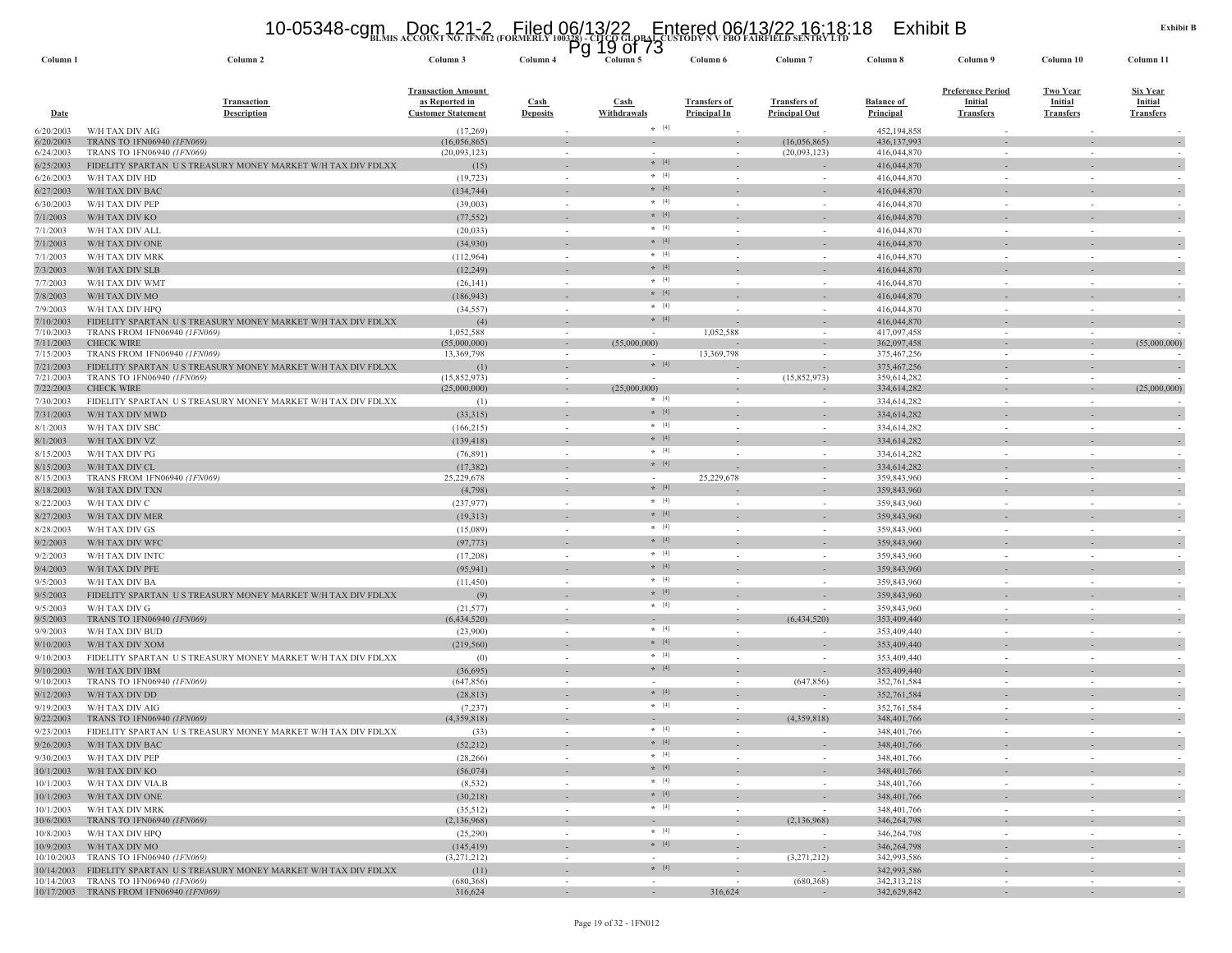BLMIS ACCOUNT NO. 1FN012 (FORMERLY 100328) - CITCO GLOBAL CUSTODY N V FBO FAIRFIELD SENTRY LTD

Exhibit B

| Column 1 | Column 2 | Column 3 | Column 4 | Column 5 | Column 6 | Column 7 | Column 8 | Column 9 | Column 10 | Column 11 |
|---|---|---|---|---|---|---|---|---|---|---|
| Date | Transaction Description | Transaction Amount as Reported in Customer Statement | Cash Deposits | Cash Withdrawals | Transfers of Principal In | Transfers of Principal Out | Balance of Principal | Preference Period Initial Transfers | Two Year Initial Transfers | Six Year Initial Transfers |
| 6/20/2003 | W/H TAX DIV AIG | (17,269) | - | * [4] | - | - | 452,194,858 | - | - | - |
| 6/20/2003 | TRANS TO 1FN06940 *(1FN069)* | (16,056,865) | - | - | - | (16,056,865) | 436,137,993 | - | - | - |
| 6/24/2003 | TRANS TO 1FN06940 *(1FN069)* | (20,093,123) | - | - | - | (20,093,123) | 416,044,870 | - | - | - |
| 6/25/2003 | FIDELITY SPARTAN U S TREASURY MONEY MARKET W/H TAX DIV FDLXX | (15) | - | * [4] | - | - | 416,044,870 | - | - | - |
| 6/26/2003 | W/H TAX DIV HD | (19,723) | - | * [4] | - | - | 416,044,870 | - | - | - |
| 6/27/2003 | W/H TAX DIV BAC | (134,744) | - | * [4] | - | - | 416,044,870 | - | - | - |
| 6/30/2003 | W/H TAX DIV PEP | (39,003) | - | * [4] | - | - | 416,044,870 | - | - | - |
| 7/1/2003 | W/H TAX DIV KO | (77,552) | - | * [4] | - | - | 416,044,870 | - | - | - |
| 7/1/2003 | W/H TAX DIV ALL | (20,033) | - | * [4] | - | - | 416,044,870 | - | - | - |
| 7/1/2003 | W/H TAX DIV ONE | (34,930) | - | * [4] | - | - | 416,044,870 | - | - | - |
| 7/1/2003 | W/H TAX DIV MRK | (112,964) | - | * [4] | - | - | 416,044,870 | - | - | - |
| 7/3/2003 | W/H TAX DIV SLB | (12,249) | - | * [4] | - | - | 416,044,870 | - | - | - |
| 7/7/2003 | W/H TAX DIV WMT | (26,141) | - | * [4] | - | - | 416,044,870 | - | - | - |
| 7/8/2003 | W/H TAX DIV MO | (186,943) | - | * [4] | - | - | 416,044,870 | - | - | - |
| 7/9/2003 | W/H TAX DIV HPQ | (34,557) | - | * [4] | - | - | 416,044,870 | - | - | - |
| 7/10/2003 | FIDELITY SPARTAN U S TREASURY MONEY MARKET W/H TAX DIV FDLXX | (4) | - | * [4] | - | - | 416,044,870 | - | - | - |
| 7/10/2003 | TRANS FROM 1FN06940 *(1FN069)* | 1,052,588 | - | - | 1,052,588 | - | 417,097,458 | - | - | - |
| 7/11/2003 | CHECK WIRE | (55,000,000) | - | (55,000,000) | - | - | 362,097,458 | - | - | (55,000,000) |
| 7/15/2003 | TRANS FROM 1FN06940 *(1FN069)* | 13,369,798 | - | - | 13,369,798 | - | 375,467,256 | - | - | - |
| 7/21/2003 | FIDELITY SPARTAN U S TREASURY MONEY MARKET W/H TAX DIV FDLXX | (1) | - | * [4] | - | - | 375,467,256 | - | - | - |
| 7/21/2003 | TRANS TO 1FN06940 *(1FN069)* | (15,852,973) | - | - | - | (15,852,973) | 359,614,282 | - | - | - |
| 7/22/2003 | CHECK WIRE | (25,000,000) | - | (25,000,000) | - | - | 334,614,282 | - | - | (25,000,000) |
| 7/30/2003 | FIDELITY SPARTAN U S TREASURY MONEY MARKET W/H TAX DIV FDLXX | (1) | - | * [4] | - | - | 334,614,282 | - | - | - |
| 7/31/2003 | W/H TAX DIV MWD | (33,315) | - | * [4] | - | - | 334,614,282 | - | - | - |
| 8/1/2003 | W/H TAX DIV SBC | (166,215) | - | * [4] | - | - | 334,614,282 | - | - | - |
| 8/1/2003 | W/H TAX DIV VZ | (139,418) | - | * [4] | - | - | 334,614,282 | - | - | - |
| 8/15/2003 | W/H TAX DIV PG | (76,891) | - | * [4] | - | - | 334,614,282 | - | - | - |
| 8/15/2003 | W/H TAX DIV CL | (17,382) | - | * [4] | - | - | 334,614,282 | - | - | - |
| 8/15/2003 | TRANS FROM 1FN06940 *(1FN069)* | 25,229,678 | - | - | 25,229,678 | - | 359,843,960 | - | - | - |
| 8/18/2003 | W/H TAX DIV TXN | (4,798) | - | * [4] | - | - | 359,843,960 | - | - | - |
| 8/22/2003 | W/H TAX DIV C | (237,977) | - | * [4] | - | - | 359,843,960 | - | - | - |
| 8/27/2003 | W/H TAX DIV MER | (19,313) | - | * [4] | - | - | 359,843,960 | - | - | - |
| 8/28/2003 | W/H TAX DIV GS | (15,089) | - | * [4] | - | - | 359,843,960 | - | - | - |
| 9/2/2003 | W/H TAX DIV WFC | (97,773) | - | * [4] | - | - | 359,843,960 | - | - | - |
| 9/2/2003 | W/H TAX DIV INTC | (17,208) | - | * [4] | - | - | 359,843,960 | - | - | - |
| 9/4/2003 | W/H TAX DIV PFE | (95,941) | - | * [4] | - | - | 359,843,960 | - | - | - |
| 9/5/2003 | W/H TAX DIV BA | (11,450) | - | * [4] | - | - | 359,843,960 | - | - | - |
| 9/5/2003 | FIDELITY SPARTAN U S TREASURY MONEY MARKET W/H TAX DIV FDLXX | (9) | - | * [4] | - | - | 359,843,960 | - | - | - |
| 9/5/2003 | W/H TAX DIV G | (21,577) | - | * [4] | - | - | 359,843,960 | - | - | - |
| 9/5/2003 | TRANS TO 1FN06940 *(1FN069)* | (6,434,520) | - | - | - | (6,434,520) | 353,409,440 | - | - | - |
| 9/9/2003 | W/H TAX DIV BUD | (23,900) | - | * [4] | - | - | 353,409,440 | - | - | - |
| 9/10/2003 | W/H TAX DIV XOM | (219,560) | - | * [4] | - | - | 353,409,440 | - | - | - |
| 9/10/2003 | FIDELITY SPARTAN U S TREASURY MONEY MARKET W/H TAX DIV FDLXX | (0) | - | * [4] | - | - | 353,409,440 | - | - | - |
| 9/10/2003 | W/H TAX DIV IBM | (36,695) | - | * [4] | - | - | 353,409,440 | - | - | - |
| 9/10/2003 | TRANS TO 1FN06940 *(1FN069)* | (647,856) | - | - | - | (647,856) | 352,761,584 | - | - | - |
| 9/12/2003 | W/H TAX DIV DD | (28,813) | - | * [4] | - | - | 352,761,584 | - | - | - |
| 9/19/2003 | W/H TAX DIV AIG | (7,237) | - | * [4] | - | - | 352,761,584 | - | - | - |
| 9/22/2003 | TRANS TO 1FN06940 *(1FN069)* | (4,359,818) | - | - | - | (4,359,818) | 348,401,766 | - | - | - |
| 9/23/2003 | FIDELITY SPARTAN U S TREASURY MONEY MARKET W/H TAX DIV FDLXX | (33) | - | * [4] | - | - | 348,401,766 | - | - | - |
| 9/26/2003 | W/H TAX DIV BAC | (52,212) | - | * [4] | - | - | 348,401,766 | - | - | - |
| 9/30/2003 | W/H TAX DIV PEP | (28,266) | - | * [4] | - | - | 348,401,766 | - | - | - |
| 10/1/2003 | W/H TAX DIV KO | (56,074) | - | * [4] | - | - | 348,401,766 | - | - | - |
| 10/1/2003 | W/H TAX DIV VIA.B | (8,532) | - | * [4] | - | - | 348,401,766 | - | - | - |
| 10/1/2003 | W/H TAX DIV ONE | (30,218) | - | * [4] | - | - | 348,401,766 | - | - | - |
| 10/1/2003 | W/H TAX DIV MRK | (35,512) | - | * [4] | - | - | 348,401,766 | - | - | - |
| 10/6/2003 | TRANS TO 1FN06940 *(1FN069)* | (2,136,968) | - | - | - | (2,136,968) | 346,264,798 | - | - | - |
| 10/8/2003 | W/H TAX DIV HPQ | (25,290) | - | * [4] | - | - | 346,264,798 | - | - | - |
| 10/9/2003 | W/H TAX DIV MO | (145,419) | - | * [4] | - | - | 346,264,798 | - | - | - |
| 10/10/2003 | TRANS TO 1FN06940 *(1FN069)* | (3,271,212) | - | - | - | (3,271,212) | 342,993,586 | - | - | - |
| 10/14/2003 | FIDELITY SPARTAN U S TREASURY MONEY MARKET W/H TAX DIV FDLXX | (11) | - | * [4] | - | - | 342,993,586 | - | - | - |
| 10/14/2003 | TRANS TO 1FN06940 *(1FN069)* | (680,368) | - | - | - | (680,368) | 342,313,218 | - | - | - |
| 10/17/2003 | TRANS FROM 1FN06940 *(1FN069)* | 316,624 | - | - | 316,624 | - | 342,629,842 | - | - | - |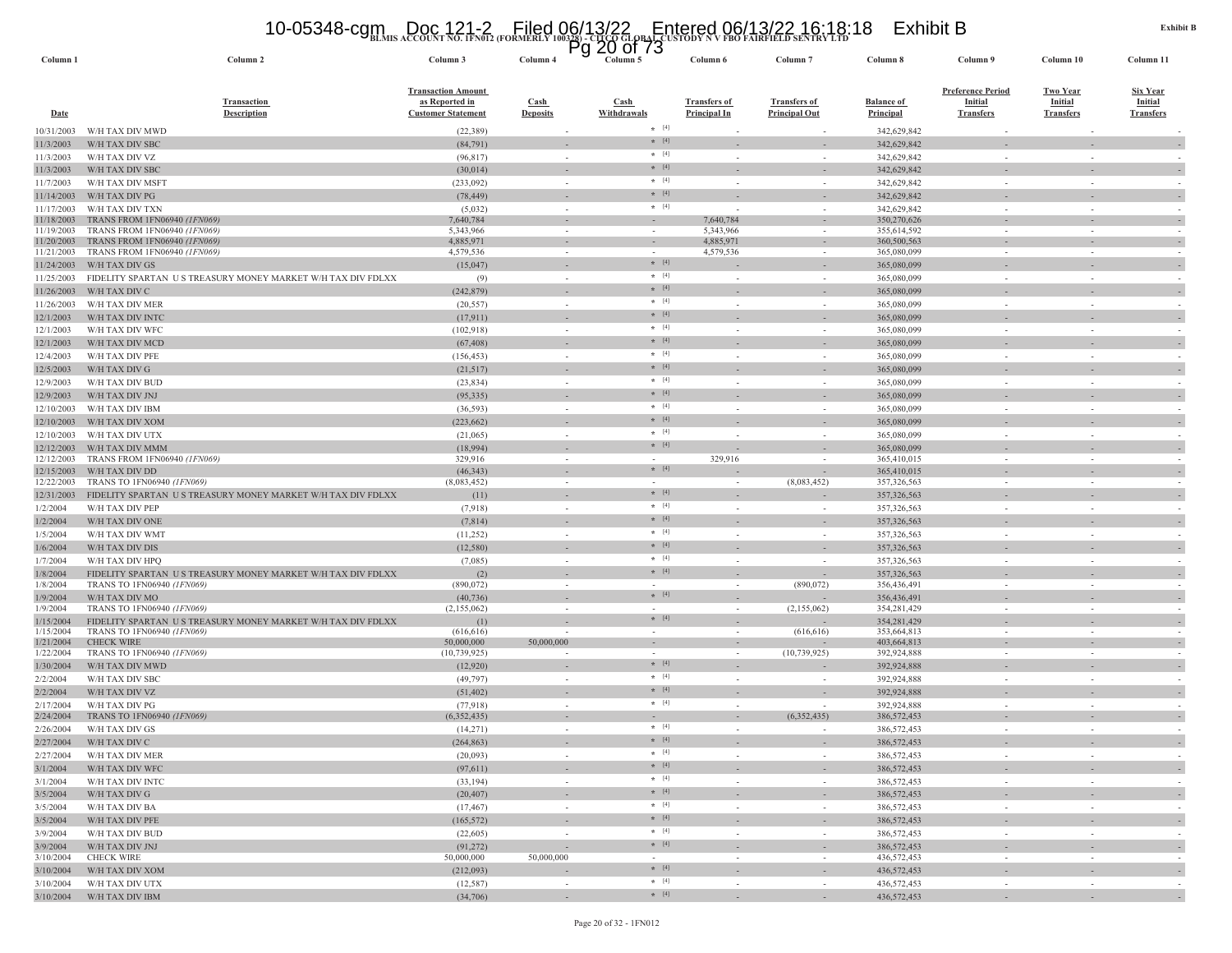**Exhibit B**

**BLMIS ACCOUNT NO. 1FN012 (FORMERLY 100328) - CITCO GLOBAL CUSTODY N V FBO FAIRFIELD SENTRY LTD**

| Column 1 | Column 2 | Column 3 | Column 4 | Column 5 | Column 6 | Column 7 | Column 8 | Column 9 | Column 10 | Column 11 |
|---|---|---|---|---|---|---|---|---|---|---|
| Date | Transaction Description | Transaction Amount as Reported in Customer Statement | Cash Deposits | Cash Withdrawals | Transfers of Principal In | Transfers of Principal Out | Balance of Principal | Preference Period Initial Transfers | Two Year Initial Transfers | Six Year Initial Transfers |
| 10/31/2003 | W/H TAX DIV MWD | (22,389) | - | * [4] | - | - | 342,629,842 | - | - | - |
| 11/3/2003 | W/H TAX DIV SBC | (84,791) | - | * [4] | - | - | 342,629,842 | - | - | - |
| 11/3/2003 | W/H TAX DIV VZ | (96,817) | - | * [4] | - | - | 342,629,842 | - | - | - |
| 11/3/2003 | W/H TAX DIV SBC | (30,014) | - | * [4] | - | - | 342,629,842 | - | - | - |
| 11/7/2003 | W/H TAX DIV MSFT | (233,092) | - | * [4] | - | - | 342,629,842 | - | - | - |
| 11/14/2003 | W/H TAX DIV PG | (78,449) | - | * [4] | - | - | 342,629,842 | - | - | - |
| 11/17/2003 | W/H TAX DIV TXN | (5,032) | - | * [4] | - | - | 342,629,842 | - | - | - |
| 11/18/2003 | TRANS FROM 1FN06940 *(1FN069)* | 7,640,784 | - | - | 7,640,784 | - | 350,270,626 | - | - | - |
| 11/19/2003 | TRANS FROM 1FN06940 *(1FN069)* | 5,343,966 | - | - | 5,343,966 | - | 355,614,592 | - | - | - |
| 11/20/2003 | TRANS FROM 1FN06940 *(1FN069)* | 4,885,971 | - | - | 4,885,971 | - | 360,500,563 | - | - | - |
| 11/21/2003 | TRANS FROM 1FN06940 *(1FN069)* | 4,579,536 | - | - | 4,579,536 | - | 365,080,099 | - | - | - |
| 11/24/2003 | W/H TAX DIV GS | (15,047) | - | * [4] | - | - | 365,080,099 | - | - | - |
| 11/25/2003 | FIDELITY SPARTAN U S TREASURY MONEY MARKET W/H TAX DIV FDLXX | (9) | - | * [4] | - | - | 365,080,099 | - | - | - |
| 11/26/2003 | W/H TAX DIV C | (242,879) | - | * [4] | - | - | 365,080,099 | - | - | - |
| 11/26/2003 | W/H TAX DIV MER | (20,557) | - | * [4] | - | - | 365,080,099 | - | - | - |
| 12/1/2003 | W/H TAX DIV INTC | (17,911) | - | * [4] | - | - | 365,080,099 | - | - | - |
| 12/1/2003 | W/H TAX DIV WFC | (102,918) | - | * [4] | - | - | 365,080,099 | - | - | - |
| 12/1/2003 | W/H TAX DIV MCD | (67,408) | - | * [4] | - | - | 365,080,099 | - | - | - |
| 12/4/2003 | W/H TAX DIV PFE | (156,453) | - | * [4] | - | - | 365,080,099 | - | - | - |
| 12/5/2003 | W/H TAX DIV G | (21,517) | - | * [4] | - | - | 365,080,099 | - | - | - |
| 12/9/2003 | W/H TAX DIV BUD | (23,834) | - | * [4] | - | - | 365,080,099 | - | - | - |
| 12/9/2003 | W/H TAX DIV JNJ | (95,335) | - | * [4] | - | - | 365,080,099 | - | - | - |
| 12/10/2003 | W/H TAX DIV IBM | (36,593) | - | * [4] | - | - | 365,080,099 | - | - | - |
| 12/10/2003 | W/H TAX DIV XOM | (223,662) | - | * [4] | - | - | 365,080,099 | - | - | - |
| 12/10/2003 | W/H TAX DIV UTX | (21,065) | - | * [4] | - | - | 365,080,099 | - | - | - |
| 12/12/2003 | W/H TAX DIV MMM | (18,994) | - | * [4] | - | - | 365,080,099 | - | - | - |
| 12/12/2003 | TRANS FROM 1FN06940 *(1FN069)* | 329,916 | - | - | 329,916 | - | 365,410,015 | - | - | - |
| 12/15/2003 | W/H TAX DIV DD | (46,343) | - | * [4] | - | - | 365,410,015 | - | - | - |
| 12/22/2003 | TRANS TO 1FN06940 *(1FN069)* | (8,083,452) | - | - | - | (8,083,452) | 357,326,563 | - | - | - |
| 12/31/2003 | FIDELITY SPARTAN U S TREASURY MONEY MARKET W/H TAX DIV FDLXX | (11) | - | * [4] | - | - | 357,326,563 | - | - | - |
| 1/2/2004 | W/H TAX DIV PEP | (7,918) | - | * [4] | - | - | 357,326,563 | - | - | - |
| 1/2/2004 | W/H TAX DIV ONE | (7,814) | - | * [4] | - | - | 357,326,563 | - | - | - |
| 1/5/2004 | W/H TAX DIV WMT | (11,252) | - | * [4] | - | - | 357,326,563 | - | - | - |
| 1/6/2004 | W/H TAX DIV DIS | (12,580) | - | * [4] | - | - | 357,326,563 | - | - | - |
| 1/7/2004 | W/H TAX DIV HPQ | (7,085) | - | * [4] | - | - | 357,326,563 | - | - | - |
| 1/8/2004 | FIDELITY SPARTAN U S TREASURY MONEY MARKET W/H TAX DIV FDLXX | (2) | - | * [4] | - | - | 357,326,563 | - | - | - |
| 1/8/2004 | TRANS TO 1FN06940 *(1FN069)* | (890,072) | - | - | - | (890,072) | 356,436,491 | - | - | - |
| 1/9/2004 | W/H TAX DIV MO | (40,736) | - | * [4] | - | - | 356,436,491 | - | - | - |
| 1/9/2004 | TRANS TO 1FN06940 *(1FN069)* | (2,155,062) | - | - | - | (2,155,062) | 354,281,429 | - | - | - |
| 1/15/2004 | FIDELITY SPARTAN U S TREASURY MONEY MARKET W/H TAX DIV FDLXX | (1) | - | * [4] | - | - | 354,281,429 | - | - | - |
| 1/15/2004 | TRANS TO 1FN06940 *(1FN069)* | (616,616) | - | - | - | (616,616) | 353,664,813 | - | - | - |
| 1/21/2004 | CHECK WIRE | 50,000,000 | 50,000,000 | - | - | - | 403,664,813 | - | - | - |
| 1/22/2004 | TRANS TO 1FN06940 *(1FN069)* | (10,739,925) | - | - | - | (10,739,925) | 392,924,888 | - | - | - |
| 1/30/2004 | W/H TAX DIV MWD | (12,920) | - | * [4] | - | - | 392,924,888 | - | - | - |
| 2/2/2004 | W/H TAX DIV SBC | (49,797) | - | * [4] | - | - | 392,924,888 | - | - | - |
| 2/2/2004 | W/H TAX DIV VZ | (51,402) | - | * [4] | - | - | 392,924,888 | - | - | - |
| 2/17/2004 | W/H TAX DIV PG | (77,918) | - | * [4] | - | - | 392,924,888 | - | - | - |
| 2/24/2004 | TRANS TO 1FN06940 *(1FN069)* | (6,352,435) | - | - | - | (6,352,435) | 386,572,453 | - | - | - |
| 2/26/2004 | W/H TAX DIV GS | (14,271) | - | * [4] | - | - | 386,572,453 | - | - | - |
| 2/27/2004 | W/H TAX DIV C | (264,863) | - | * [4] | - | - | 386,572,453 | - | - | - |
| 2/27/2004 | W/H TAX DIV MER | (20,093) | - | * [4] | - | - | 386,572,453 | - | - | - |
| 3/1/2004 | W/H TAX DIV WFC | (97,611) | - | * [4] | - | - | 386,572,453 | - | - | - |
| 3/1/2004 | W/H TAX DIV INTC | (33,194) | - | * [4] | - | - | 386,572,453 | - | - | - |
| 3/5/2004 | W/H TAX DIV G | (20,407) | - | * [4] | - | - | 386,572,453 | - | - | - |
| 3/5/2004 | W/H TAX DIV BA | (17,467) | - | * [4] | - | - | 386,572,453 | - | - | - |
| 3/5/2004 | W/H TAX DIV PFE | (165,572) | - | * [4] | - | - | 386,572,453 | - | - | - |
| 3/9/2004 | W/H TAX DIV BUD | (22,605) | - | * [4] | - | - | 386,572,453 | - | - | - |
| 3/9/2004 | W/H TAX DIV JNJ | (91,272) | - | * [4] | - | - | 386,572,453 | - | - | - |
| 3/10/2004 | CHECK WIRE | 50,000,000 | 50,000,000 | - | - | - | 436,572,453 | - | - | - |
| 3/10/2004 | W/H TAX DIV XOM | (212,093) | - | * [4] | - | - | 436,572,453 | - | - | - |
| 3/10/2004 | W/H TAX DIV UTX | (12,587) | - | * [4] | - | - | 436,572,453 | - | - | - |
| 3/10/2004 | W/H TAX DIV IBM | (34,706) | - | * [4] | - | - | 436,572,453 | - | - | - |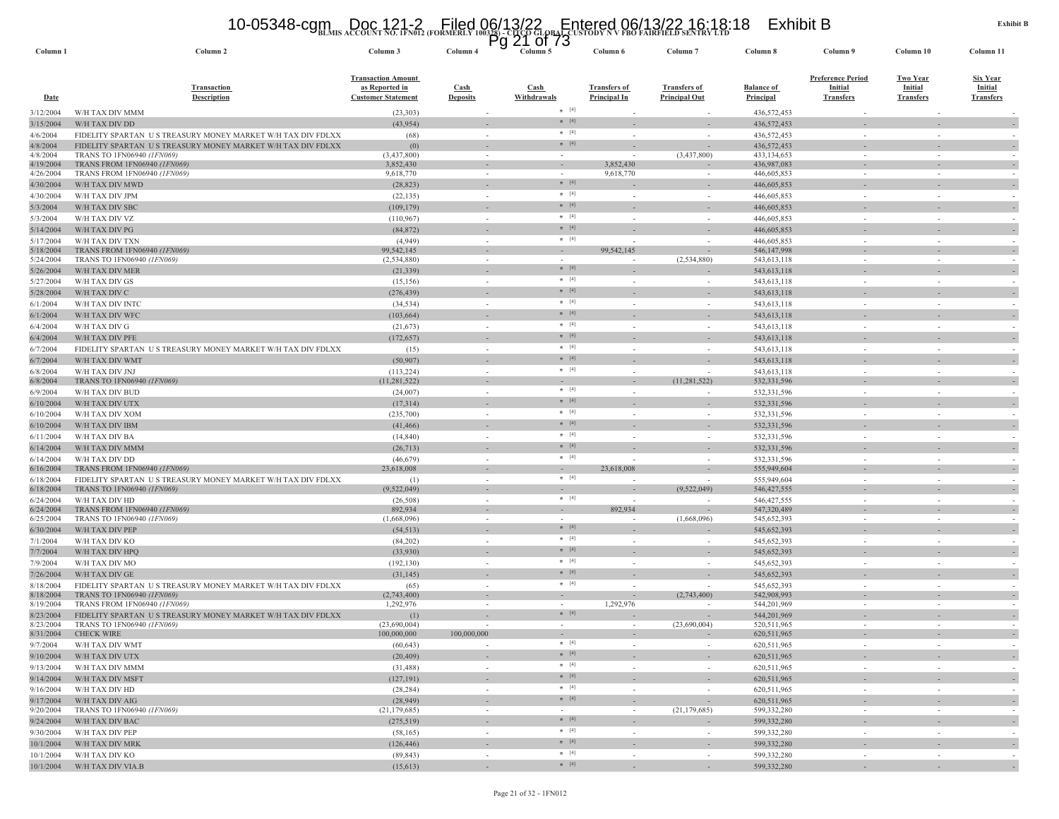BLMIS ACCOUNT NO. 1FN012 (FORMERLY 100328) - CITCO GLOBAL CUSTODY N V FBO FAIRFIELD SENTRY LTD

| Column 1 | Column 2 | Column 3 | Column 4 | Column 5 | Column 6 | Column 7 | Column 8 | Column 9 | Column 10 | Column 11 |
|---|---|---|---|---|---|---|---|---|---|---|
| Date | Transaction Description | Transaction Amount as Reported in Customer Statement | Cash Deposits | Cash Withdrawals | Transfers of Principal In | Transfers of Principal Out | Balance of Principal | Preference Period Initial Transfers | Two Year Initial Transfers | Six Year Initial Transfers |
| 3/12/2004 | W/H TAX DIV MMM | (23,303) | - | * [4] | - | - | 436,572,453 | - | - | - |
| 3/15/2004 | W/H TAX DIV DD | (43,954) | - | * [4] | - | - | 436,572,453 | - | - | - |
| 4/6/2004 | FIDELITY SPARTAN U S TREASURY MONEY MARKET W/H TAX DIV FDLXX | (68) | - | * [4] | - | - | 436,572,453 | - | - | - |
| 4/8/2004 | FIDELITY SPARTAN U S TREASURY MONEY MARKET W/H TAX DIV FDLXX | (0) | - | * [4] | - | - | 436,572,453 | - | - | - |
| 4/8/2004 | TRANS TO 1FN06940 *(1FN069)* | (3,437,800) | - | - | - | (3,437,800) | 433,134,653 | - | - | - |
| 4/19/2004 | TRANS FROM 1FN06940 *(1FN069)* | 3,852,430 | - | - | 3,852,430 | - | 436,987,083 | - | - | - |
| 4/26/2004 | TRANS FROM 1FN06940 *(1FN069)* | 9,618,770 | - | - | 9,618,770 | - | 446,605,853 | - | - | - |
| 4/30/2004 | W/H TAX DIV MWD | (28,823) | - | * [4] | - | - | 446,605,853 | - | - | - |
| 4/30/2004 | W/H TAX DIV JPM | (22,135) | - | * [4] | - | - | 446,605,853 | - | - | - |
| 5/3/2004 | W/H TAX DIV SBC | (109,179) | - | * [4] | - | - | 446,605,853 | - | - | - |
| 5/3/2004 | W/H TAX DIV VZ | (110,967) | - | * [4] | - | - | 446,605,853 | - | - | - |
| 5/14/2004 | W/H TAX DIV PG | (84,872) | - | * [4] | - | - | 446,605,853 | - | - | - |
| 5/17/2004 | W/H TAX DIV TXN | (4,949) | - | * [4] | - | - | 446,605,853 | - | - | - |
| 5/18/2004 | TRANS FROM 1FN06940 *(1FN069)* | 99,542,145 | - | - | 99,542,145 | - | 546,147,998 | - | - | - |
| 5/24/2004 | TRANS TO 1FN06940 *(1FN069)* | (2,534,880) | - | - | - | (2,534,880) | 543,613,118 | - | - | - |
| 5/26/2004 | W/H TAX DIV MER | (21,339) | - | * [4] | - | - | 543,613,118 | - | - | - |
| 5/27/2004 | W/H TAX DIV GS | (15,156) | - | * [4] | - | - | 543,613,118 | - | - | - |
| 5/28/2004 | W/H TAX DIV C | (276,439) | - | * [4] | - | - | 543,613,118 | - | - | - |
| 6/1/2004 | W/H TAX DIV INTC | (34,534) | - | * [4] | - | - | 543,613,118 | - | - | - |
| 6/1/2004 | W/H TAX DIV WFC | (103,664) | - | * [4] | - | - | 543,613,118 | - | - | - |
| 6/4/2004 | W/H TAX DIV G | (21,673) | - | * [4] | - | - | 543,613,118 | - | - | - |
| 6/4/2004 | W/H TAX DIV PFE | (172,657) | - | * [4] | - | - | 543,613,118 | - | - | - |
| 6/7/2004 | FIDELITY SPARTAN U S TREASURY MONEY MARKET W/H TAX DIV FDLXX | (15) | - | * [4] | - | - | 543,613,118 | - | - | - |
| 6/7/2004 | W/H TAX DIV WMT | (50,907) | - | * [4] | - | - | 543,613,118 | - | - | - |
| 6/8/2004 | W/H TAX DIV JNJ | (113,224) | - | * [4] | - | - | 543,613,118 | - | - | - |
| 6/8/2004 | TRANS TO 1FN06940 *(1FN069)* | (11,281,522) | - | - | - | (11,281,522) | 532,331,596 | - | - | - |
| 6/9/2004 | W/H TAX DIV BUD | (24,007) | - | * [4] | - | - | 532,331,596 | - | - | - |
| 6/10/2004 | W/H TAX DIV UTX | (17,314) | - | * [4] | - | - | 532,331,596 | - | - | - |
| 6/10/2004 | W/H TAX DIV XOM | (235,700) | - | * [4] | - | - | 532,331,596 | - | - | - |
| 6/10/2004 | W/H TAX DIV IBM | (41,466) | - | * [4] | - | - | 532,331,596 | - | - | - |
| 6/11/2004 | W/H TAX DIV BA | (14,840) | - | * [4] | - | - | 532,331,596 | - | - | - |
| 6/14/2004 | W/H TAX DIV MMM | (26,713) | - | * [4] | - | - | 532,331,596 | - | - | - |
| 6/14/2004 | W/H TAX DIV DD | (46,679) | - | * [4] | - | - | 532,331,596 | - | - | - |
| 6/16/2004 | TRANS FROM 1FN06940 *(1FN069)* | 23,618,008 | - | - | 23,618,008 | - | 555,949,604 | - | - | - |
| 6/18/2004 | FIDELITY SPARTAN U S TREASURY MONEY MARKET W/H TAX DIV FDLXX | (1) | - | * [4] | - | - | 555,949,604 | - | - | - |
| 6/18/2004 | TRANS TO 1FN06940 *(1FN069)* | (9,522,049) | - | - | - | (9,522,049) | 546,427,555 | - | - | - |
| 6/24/2004 | W/H TAX DIV HD | (26,508) | - | * [4] | - | - | 546,427,555 | - | - | - |
| 6/24/2004 | TRANS FROM 1FN06940 *(1FN069)* | 892,934 | - | - | 892,934 | - | 547,320,489 | - | - | - |
| 6/25/2004 | TRANS TO 1FN06940 *(1FN069)* | (1,668,096) | - | - | - | (1,668,096) | 545,652,393 | - | - | - |
| 6/30/2004 | W/H TAX DIV PEP | (54,513) | - | * [4] | - | - | 545,652,393 | - | - | - |
| 7/1/2004 | W/H TAX DIV KO | (84,202) | - | * [4] | - | - | 545,652,393 | - | - | - |
| 7/7/2004 | W/H TAX DIV HPQ | (33,930) | - | * [4] | - | - | 545,652,393 | - | - | - |
| 7/9/2004 | W/H TAX DIV MO | (192,130) | - | * [4] | - | - | 545,652,393 | - | - | - |
| 7/26/2004 | W/H TAX DIV GE | (31,145) | - | * [4] | - | - | 545,652,393 | - | - | - |
| 8/18/2004 | FIDELITY SPARTAN U S TREASURY MONEY MARKET W/H TAX DIV FDLXX | (65) | - | * [4] | - | - | 545,652,393 | - | - | - |
| 8/18/2004 | TRANS TO 1FN06940 *(1FN069)* | (2,743,400) | - | - | - | (2,743,400) | 542,908,993 | - | - | - |
| 8/19/2004 | TRANS FROM 1FN06940 *(1FN069)* | 1,292,976 | - | - | 1,292,976 | - | 544,201,969 | - | - | - |
| 8/23/2004 | FIDELITY SPARTAN U S TREASURY MONEY MARKET W/H TAX DIV FDLXX | (1) | - | * [4] | - | - | 544,201,969 | - | - | - |
| 8/23/2004 | TRANS TO 1FN06940 *(1FN069)* | (23,690,004) | - | - | - | (23,690,004) | 520,511,965 | - | - | - |
| 8/31/2004 | CHECK WIRE | 100,000,000 | 100,000,000 | - | - | - | 620,511,965 | - | - | - |
| 9/7/2004 | W/H TAX DIV WMT | (60,643) | - | * [4] | - | - | 620,511,965 | - | - | - |
| 9/10/2004 | W/H TAX DIV UTX | (20,409) | - | * [4] | - | - | 620,511,965 | - | - | - |
| 9/13/2004 | W/H TAX DIV MMM | (31,488) | - | * [4] | - | - | 620,511,965 | - | - | - |
| 9/14/2004 | W/H TAX DIV MSFT | (127,191) | - | * [4] | - | - | 620,511,965 | - | - | - |
| 9/16/2004 | W/H TAX DIV HD | (28,284) | - | * [4] | - | - | 620,511,965 | - | - | - |
| 9/17/2004 | W/H TAX DIV AIG | (28,949) | - | * [4] | - | - | 620,511,965 | - | - | - |
| 9/20/2004 | TRANS TO 1FN06940 *(1FN069)* | (21,179,685) | - | - | - | (21,179,685) | 599,332,280 | - | - | - |
| 9/24/2004 | W/H TAX DIV BAC | (275,519) | - | * [4] | - | - | 599,332,280 | - | - | - |
| 9/30/2004 | W/H TAX DIV PEP | (58,165) | - | * [4] | - | - | 599,332,280 | - | - | - |
| 10/1/2004 | W/H TAX DIV MRK | (126,446) | - | * [4] | - | - | 599,332,280 | - | - | - |
| 10/1/2004 | W/H TAX DIV KO | (89,843) | - | * [4] | - | - | 599,332,280 | - | - | - |
| 10/1/2004 | W/H TAX DIV VIA.B | (15,613) | - | * [4] | - | - | 599,332,280 | - | - | - |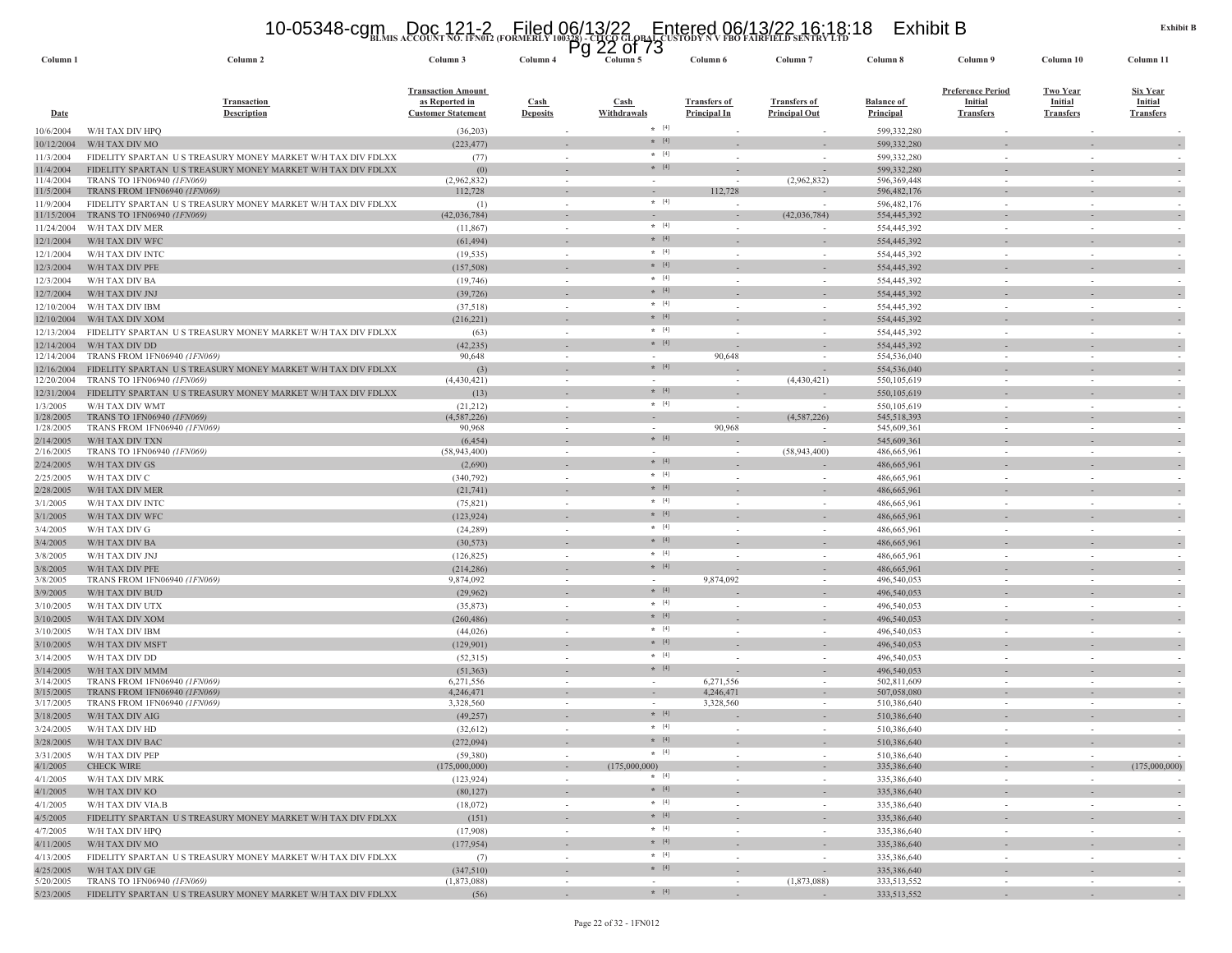BLMIS ACCOUNT NO. 1FN012 (FORMERLY 100328) - CITCO GLOBAL CUSTODY N V FBO FAIRFIELD SENTRY LTD

| Column 1 | Column 2 | Column 3 | Column 4 | Column 5 | Column 6 | Column 7 | Column 8 | Column 9 | Column 10 | Column 11 |
|---|---|---|---|---|---|---|---|---|---|---|
| Date | Transaction Description | Transaction Amount as Reported in Customer Statement | Cash Deposits | Cash Withdrawals | Transfers of Principal In | Transfers of Principal Out | Balance of Principal | Preference Period Initial Transfers | Two Year Initial Transfers | Six Year Initial Transfers |
| 10/6/2004 | W/H TAX DIV HPQ | (36,203) | - | * [4] | - | - | 599,332,280 | - | - | - |
| 10/12/2004 | W/H TAX DIV MO | (223,477) | - | * [4] | - | - | 599,332,280 | - | - | - |
| 11/3/2004 | FIDELITY SPARTAN U S TREASURY MONEY MARKET W/H TAX DIV FDLXX | (77) | - | * [4] | - | - | 599,332,280 | - | - | - |
| 11/4/2004 | FIDELITY SPARTAN U S TREASURY MONEY MARKET W/H TAX DIV FDLXX | (0) | - | * [4] | - | - | 599,332,280 | - | - | - |
| 11/4/2004 | TRANS TO 1FN06940 *(1FN069)* | (2,962,832) | - | - | - | (2,962,832) | 596,369,448 | - | - | - |
| 11/5/2004 | TRANS FROM 1FN06940 *(1FN069)* | 112,728 | - | - | 112,728 | - | 596,482,176 | - | - | - |
| 11/9/2004 | FIDELITY SPARTAN U S TREASURY MONEY MARKET W/H TAX DIV FDLXX | (1) | - | * [4] | - | - | 596,482,176 | - | - | - |
| 11/15/2004 | TRANS TO 1FN06940 *(1FN069)* | (42,036,784) | - | - | - | (42,036,784) | 554,445,392 | - | - | - |
| 11/24/2004 | W/H TAX DIV MER | (11,867) | - | * [4] | - | - | 554,445,392 | - | - | - |
| 12/1/2004 | W/H TAX DIV WFC | (61,494) | - | * [4] | - | - | 554,445,392 | - | - | - |
| 12/1/2004 | W/H TAX DIV INTC | (19,535) | - | * [4] | - | - | 554,445,392 | - | - | - |
| 12/3/2004 | W/H TAX DIV PFE | (157,508) | - | * [4] | - | - | 554,445,392 | - | - | - |
| 12/3/2004 | W/H TAX DIV BA | (19,746) | - | * [4] | - | - | 554,445,392 | - | - | - |
| 12/7/2004 | W/H TAX DIV JNJ | (39,726) | - | * [4] | - | - | 554,445,392 | - | - | - |
| 12/10/2004 | W/H TAX DIV IBM | (37,518) | - | * [4] | - | - | 554,445,392 | - | - | - |
| 12/10/2004 | W/H TAX DIV XOM | (216,221) | - | * [4] | - | - | 554,445,392 | - | - | - |
| 12/13/2004 | FIDELITY SPARTAN U S TREASURY MONEY MARKET W/H TAX DIV FDLXX | (63) | - | * [4] | - | - | 554,445,392 | - | - | - |
| 12/14/2004 | W/H TAX DIV DD | (42,235) | - | * [4] | - | - | 554,445,392 | - | - | - |
| 12/14/2004 | TRANS FROM 1FN06940 *(1FN069)* | 90,648 | - | - | 90,648 | - | 554,536,040 | - | - | - |
| 12/16/2004 | FIDELITY SPARTAN U S TREASURY MONEY MARKET W/H TAX DIV FDLXX | (3) | - | * [4] | - | - | 554,536,040 | - | - | - |
| 12/20/2004 | TRANS TO 1FN06940 *(1FN069)* | (4,430,421) | - | - | - | (4,430,421) | 550,105,619 | - | - | - |
| 12/31/2004 | FIDELITY SPARTAN U S TREASURY MONEY MARKET W/H TAX DIV FDLXX | (13) | - | * [4] | - | - | 550,105,619 | - | - | - |
| 1/3/2005 | W/H TAX DIV WMT | (21,212) | - | * [4] | - | - | 550,105,619 | - | - | - |
| 1/28/2005 | TRANS TO 1FN06940 *(1FN069)* | (4,587,226) | - | - | - | (4,587,226) | 545,518,393 | - | - | - |
| 1/28/2005 | TRANS FROM 1FN06940 *(1FN069)* | 90,968 | - | - | 90,968 | - | 545,609,361 | - | - | - |
| 2/14/2005 | W/H TAX DIV TXN | (6,454) | - | * [4] | - | - | 545,609,361 | - | - | - |
| 2/16/2005 | TRANS TO 1FN06940 *(1FN069)* | (58,943,400) | - | - | - | (58,943,400) | 486,665,961 | - | - | - |
| 2/24/2005 | W/H TAX DIV GS | (2,690) | - | * [4] | - | - | 486,665,961 | - | - | - |
| 2/25/2005 | W/H TAX DIV C | (340,792) | - | * [4] | - | - | 486,665,961 | - | - | - |
| 2/28/2005 | W/H TAX DIV MER | (21,741) | - | * [4] | - | - | 486,665,961 | - | - | - |
| 3/1/2005 | W/H TAX DIV INTC | (75,821) | - | * [4] | - | - | 486,665,961 | - | - | - |
| 3/1/2005 | W/H TAX DIV WFC | (123,924) | - | * [4] | - | - | 486,665,961 | - | - | - |
| 3/4/2005 | W/H TAX DIV G | (24,289) | - | * [4] | - | - | 486,665,961 | - | - | - |
| 3/4/2005 | W/H TAX DIV BA | (30,573) | - | * [4] | - | - | 486,665,961 | - | - | - |
| 3/8/2005 | W/H TAX DIV JNJ | (126,825) | - | * [4] | - | - | 486,665,961 | - | - | - |
| 3/8/2005 | W/H TAX DIV PFE | (214,286) | - | * [4] | - | - | 486,665,961 | - | - | - |
| 3/8/2005 | TRANS FROM 1FN06940 *(1FN069)* | 9,874,092 | - | - | 9,874,092 | - | 496,540,053 | - | - | - |
| 3/9/2005 | W/H TAX DIV BUD | (29,962) | - | * [4] | - | - | 496,540,053 | - | - | - |
| 3/10/2005 | W/H TAX DIV UTX | (35,873) | - | * [4] | - | - | 496,540,053 | - | - | - |
| 3/10/2005 | W/H TAX DIV XOM | (260,486) | - | * [4] | - | - | 496,540,053 | - | - | - |
| 3/10/2005 | W/H TAX DIV IBM | (44,026) | - | * [4] | - | - | 496,540,053 | - | - | - |
| 3/10/2005 | W/H TAX DIV MSFT | (129,901) | - | * [4] | - | - | 496,540,053 | - | - | - |
| 3/14/2005 | W/H TAX DIV DD | (52,315) | - | * [4] | - | - | 496,540,053 | - | - | - |
| 3/14/2005 | W/H TAX DIV MMM | (51,363) | - | * [4] | - | - | 496,540,053 | - | - | - |
| 3/14/2005 | TRANS FROM 1FN06940 *(1FN069)* | 6,271,556 | - | - | 6,271,556 | - | 502,811,609 | - | - | - |
| 3/15/2005 | TRANS FROM 1FN06940 *(1FN069)* | 4,246,471 | - | - | 4,246,471 | - | 507,058,080 | - | - | - |
| 3/17/2005 | TRANS FROM 1FN06940 *(1FN069)* | 3,328,560 | - | - | 3,328,560 | - | 510,386,640 | - | - | - |
| 3/18/2005 | W/H TAX DIV AIG | (49,257) | - | * [4] | - | - | 510,386,640 | - | - | - |
| 3/24/2005 | W/H TAX DIV HD | (32,612) | - | * [4] | - | - | 510,386,640 | - | - | - |
| 3/28/2005 | W/H TAX DIV BAC | (272,094) | - | * [4] | - | - | 510,386,640 | - | - | - |
| 3/31/2005 | W/H TAX DIV PEP | (59,380) | - | * [4] | - | - | 510,386,640 | - | - | - |
| 4/1/2005 | CHECK WIRE | (175,000,000) | - | (175,000,000) | - | - | 335,386,640 | - | - | (175,000,000) |
| 4/1/2005 | W/H TAX DIV MRK | (123,924) | - | * [4] | - | - | 335,386,640 | - | - | - |
| 4/1/2005 | W/H TAX DIV KO | (80,127) | - | * [4] | - | - | 335,386,640 | - | - | - |
| 4/1/2005 | W/H TAX DIV VIA.B | (18,072) | - | * [4] | - | - | 335,386,640 | - | - | - |
| 4/5/2005 | FIDELITY SPARTAN U S TREASURY MONEY MARKET W/H TAX DIV FDLXX | (151) | - | * [4] | - | - | 335,386,640 | - | - | - |
| 4/7/2005 | W/H TAX DIV HPQ | (17,908) | - | * [4] | - | - | 335,386,640 | - | - | - |
| 4/11/2005 | W/H TAX DIV MO | (177,954) | - | * [4] | - | - | 335,386,640 | - | - | - |
| 4/13/2005 | FIDELITY SPARTAN U S TREASURY MONEY MARKET W/H TAX DIV FDLXX | (7) | - | * [4] | - | - | 335,386,640 | - | - | - |
| 4/25/2005 | W/H TAX DIV GE | (347,510) | - | * [4] | - | - | 335,386,640 | - | - | - |
| 5/20/2005 | TRANS TO 1FN06940 *(1FN069)* | (1,873,088) | - | - | - | (1,873,088) | 333,513,552 | - | - | - |
| 5/23/2005 | FIDELITY SPARTAN U S TREASURY MONEY MARKET W/H TAX DIV FDLXX | (56) | - | * [4] | - | - | 333,513,552 | - | - | - |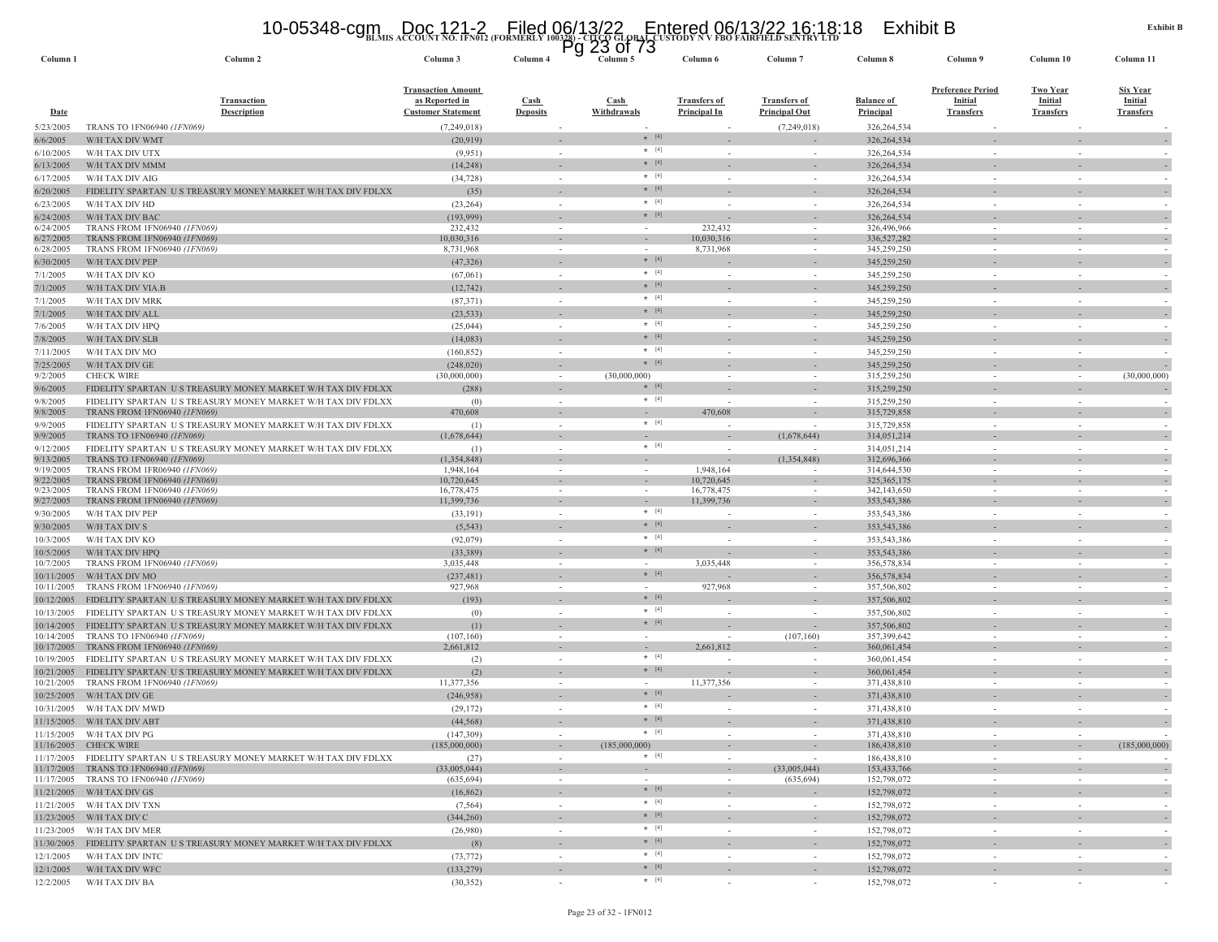BLMIS ACCOUNT NO. 1FN012 (FORMERLY 100328) - CITCO GLOBAL CUSTODY N V FBO FAIRFIELD SENTRY LTD

Exhibit B

| Column 1 | Column 2 | Column 3 | Column 4 | Column 5 | Column 6 | Column 7 | Column 8 | Column 9 | Column 10 | Column 11 |
|---|---|---|---|---|---|---|---|---|---|---|
| Date | Transaction Description | Transaction Amount as Reported in Customer Statement | Cash Deposits | Cash Withdrawals | Transfers of Principal In | Transfers of Principal Out | Balance of Principal | Preference Period Initial Transfers | Two Year Initial Transfers | Six Year Initial Transfers |
| 5/23/2005 | TRANS TO 1FN06940 *(1FN069)* | (7,249,018) | - | - | - | (7,249,018) | 326,264,534 | - | - | - |
| 6/6/2005 | W/H TAX DIV WMT | (20,919) | - | * [4] | - | - | 326,264,534 | - | - | - |
| 6/10/2005 | W/H TAX DIV UTX | (9,951) | - | * [4] | - | - | 326,264,534 | - | - | - |
| 6/13/2005 | W/H TAX DIV MMM | (14,248) | - | * [4] | - | - | 326,264,534 | - | - | - |
| 6/17/2005 | W/H TAX DIV AIG | (34,728) | - | * [4] | - | - | 326,264,534 | - | - | - |
| 6/20/2005 | FIDELITY SPARTAN U S TREASURY MONEY MARKET W/H TAX DIV FDLXX | (35) | - | * [4] | - | - | 326,264,534 | - | - | - |
| 6/23/2005 | W/H TAX DIV HD | (23,264) | - | * [4] | - | - | 326,264,534 | - | - | - |
| 6/24/2005 | W/H TAX DIV BAC | (193,999) | - | * [4] | - | - | 326,264,534 | - | - | - |
| 6/24/2005 | TRANS FROM 1FN06940 *(1FN069)* | 232,432 | - | - | 232,432 | - | 326,496,966 | - | - | - |
| 6/27/2005 | TRANS FROM 1FN06940 *(1FN069)* | 10,030,316 | - | - | 10,030,316 | - | 336,527,282 | - | - | - |
| 6/28/2005 | TRANS FROM 1FN06940 *(1FN069)* | 8,731,968 | - | - | 8,731,968 | - | 345,259,250 | - | - | - |
| 6/30/2005 | W/H TAX DIV PEP | (47,326) | - | * [4] | - | - | 345,259,250 | - | - | - |
| 7/1/2005 | W/H TAX DIV KO | (67,061) | - | * [4] | - | - | 345,259,250 | - | - | - |
| 7/1/2005 | W/H TAX DIV VIA.B | (12,742) | - | * [4] | - | - | 345,259,250 | - | - | - |
| 7/1/2005 | W/H TAX DIV MRK | (87,371) | - | * [4] | - | - | 345,259,250 | - | - | - |
| 7/1/2005 | W/H TAX DIV ALL | (23,533) | - | * [4] | - | - | 345,259,250 | - | - | - |
| 7/6/2005 | W/H TAX DIV HPQ | (25,044) | - | * [4] | - | - | 345,259,250 | - | - | - |
| 7/8/2005 | W/H TAX DIV SLB | (14,083) | - | * [4] | - | - | 345,259,250 | - | - | - |
| 7/11/2005 | W/H TAX DIV MO | (160,852) | - | * [4] | - | - | 345,259,250 | - | - | - |
| 7/25/2005 | W/H TAX DIV GE | (248,020) | - | * [4] | - | - | 345,259,250 | - | - | - |
| 9/2/2005 | CHECK WIRE | (30,000,000) | - | (30,000,000) | - | - | 315,259,250 | - | - | (30,000,000) |
| 9/6/2005 | FIDELITY SPARTAN U S TREASURY MONEY MARKET W/H TAX DIV FDLXX | (288) | - | * [4] | - | - | 315,259,250 | - | - | - |
| 9/8/2005 | FIDELITY SPARTAN U S TREASURY MONEY MARKET W/H TAX DIV FDLXX | (0) | - | * [4] | - | - | 315,259,250 | - | - | - |
| 9/8/2005 | TRANS FROM 1FN06940 *(1FN069)* | 470,608 | - | - | 470,608 | - | 315,729,858 | - | - | - |
| 9/9/2005 | FIDELITY SPARTAN U S TREASURY MONEY MARKET W/H TAX DIV FDLXX | (1) | - | * [4] | - | - | 315,729,858 | - | - | - |
| 9/9/2005 | TRANS TO 1FN06940 *(1FN069)* | (1,678,644) | - | - | - | (1,678,644) | 314,051,214 | - | - | - |
| 9/12/2005 | FIDELITY SPARTAN U S TREASURY MONEY MARKET W/H TAX DIV FDLXX | (1) | - | * [4] | - | - | 314,051,214 | - | - | - |
| 9/13/2005 | TRANS TO 1FN06940 *(1FN069)* | (1,354,848) | - | - | - | (1,354,848) | 312,696,366 | - | - | - |
| 9/19/2005 | TRANS FROM 1FR06940 *(1FN069)* | 1,948,164 | - | - | 1,948,164 | - | 314,644,530 | - | - | - |
| 9/22/2005 | TRANS FROM 1FN06940 *(1FN069)* | 10,720,645 | - | - | 10,720,645 | - | 325,365,175 | - | - | - |
| 9/23/2005 | TRANS FROM 1FN06940 *(1FN069)* | 16,778,475 | - | - | 16,778,475 | - | 342,143,650 | - | - | - |
| 9/27/2005 | TRANS FROM 1FN06940 *(1FN069)* | 11,399,736 | - | - | 11,399,736 | - | 353,543,386 | - | - | - |
| 9/30/2005 | W/H TAX DIV PEP | (33,191) | - | * [4] | - | - | 353,543,386 | - | - | - |
| 9/30/2005 | W/H TAX DIV S | (5,543) | - | * [4] | - | - | 353,543,386 | - | - | - |
| 10/3/2005 | W/H TAX DIV KO | (92,079) | - | * [4] | - | - | 353,543,386 | - | - | - |
| 10/5/2005 | W/H TAX DIV HPQ | (33,389) | - | * [4] | - | - | 353,543,386 | - | - | - |
| 10/7/2005 | TRANS FROM 1FN06940 *(1FN069)* | 3,035,448 | - | - | 3,035,448 | - | 356,578,834 | - | - | - |
| 10/11/2005 | W/H TAX DIV MO | (237,481) | - | * [4] | - | - | 356,578,834 | - | - | - |
| 10/11/2005 | TRANS FROM 1FN06940 *(1FN069)* | 927,968 | - | - | 927,968 | - | 357,506,802 | - | - | - |
| 10/12/2005 | FIDELITY SPARTAN U S TREASURY MONEY MARKET W/H TAX DIV FDLXX | (193) | - | * [4] | - | - | 357,506,802 | - | - | - |
| 10/13/2005 | FIDELITY SPARTAN U S TREASURY MONEY MARKET W/H TAX DIV FDLXX | (0) | - | * [4] | - | - | 357,506,802 | - | - | - |
| 10/14/2005 | FIDELITY SPARTAN U S TREASURY MONEY MARKET W/H TAX DIV FDLXX | (1) | - | * [4] | - | - | 357,506,802 | - | - | - |
| 10/14/2005 | TRANS TO 1FN06940 *(1FN069)* | (107,160) | - | - | - | (107,160) | 357,399,642 | - | - | - |
| 10/17/2005 | TRANS FROM 1FN06940 *(1FN069)* | 2,661,812 | - | - | 2,661,812 | - | 360,061,454 | - | - | - |
| 10/19/2005 | FIDELITY SPARTAN U S TREASURY MONEY MARKET W/H TAX DIV FDLXX | (2) | - | * [4] | - | - | 360,061,454 | - | - | - |
| 10/21/2005 | FIDELITY SPARTAN U S TREASURY MONEY MARKET W/H TAX DIV FDLXX | (2) | - | * [4] | - | - | 360,061,454 | - | - | - |
| 10/21/2005 | TRANS FROM 1FN06940 *(1FN069)* | 11,377,356 | - | - | 11,377,356 | - | 371,438,810 | - | - | - |
| 10/25/2005 | W/H TAX DIV GE | (246,958) | - | * [4] | - | - | 371,438,810 | - | - | - |
| 10/31/2005 | W/H TAX DIV MWD | (29,172) | - | * [4] | - | - | 371,438,810 | - | - | - |
| 11/15/2005 | W/H TAX DIV ABT | (44,568) | - | * [4] | - | - | 371,438,810 | - | - | - |
| 11/15/2005 | W/H TAX DIV PG | (147,309) | - | * [4] | - | - | 371,438,810 | - | - | - |
| 11/16/2005 | CHECK WIRE | (185,000,000) | - | (185,000,000) | - | - | 186,438,810 | - | - | (185,000,000) |
| 11/17/2005 | FIDELITY SPARTAN U S TREASURY MONEY MARKET W/H TAX DIV FDLXX | (27) | - | * [4] | - | - | 186,438,810 | - | - | - |
| 11/17/2005 | TRANS TO 1FN06940 *(1FN069)* | (33,005,044) | - | - | - | (33,005,044) | 153,433,766 | - | - | - |
| 11/17/2005 | TRANS TO 1FN06940 *(1FN069)* | (635,694) | - | - | - | (635,694) | 152,798,072 | - | - | - |
| 11/21/2005 | W/H TAX DIV GS | (16,862) | - | * [4] | - | - | 152,798,072 | - | - | - |
| 11/21/2005 | W/H TAX DIV TXN | (7,564) | - | * [4] | - | - | 152,798,072 | - | - | - |
| 11/23/2005 | W/H TAX DIV C | (344,260) | - | * [4] | - | - | 152,798,072 | - | - | - |
| 11/23/2005 | W/H TAX DIV MER | (26,980) | - | * [4] | - | - | 152,798,072 | - | - | - |
| 11/30/2005 | FIDELITY SPARTAN U S TREASURY MONEY MARKET W/H TAX DIV FDLXX | (8) | - | * [4] | - | - | 152,798,072 | - | - | - |
| 12/1/2005 | W/H TAX DIV INTC | (73,772) | - | * [4] | - | - | 152,798,072 | - | - | - |
| 12/1/2005 | W/H TAX DIV WFC | (133,279) | - | * [4] | - | - | 152,798,072 | - | - | - |
| 12/2/2005 | W/H TAX DIV BA | (30,352) | - | * [4] | - | - | 152,798,072 | - | - | - |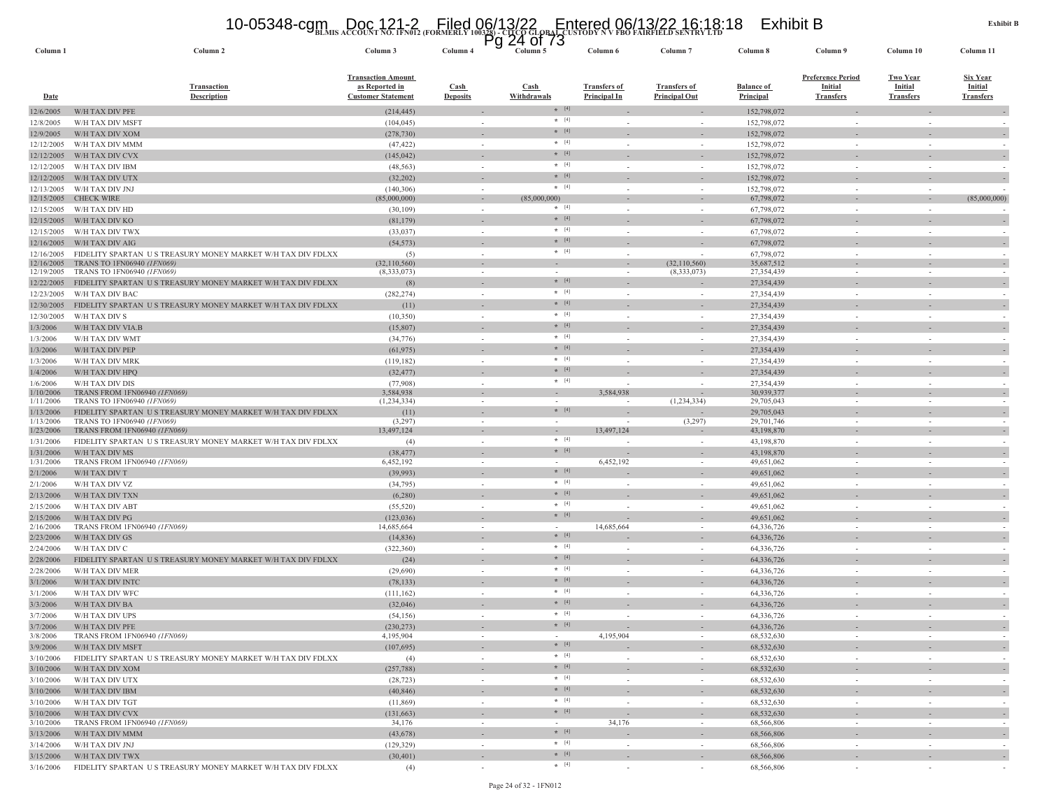BLMIS ACCOUNT NO. 1FN012 (FORMERLY 100328) - CITCO GLOBAL CUSTODY N V FBO FAIRFIELD SENTRY LTD

| Column 1 | Column 2 | Column 3 | Column 4 | Column 5 | Column 6 | Column 7 | Column 8 | Column 9 | Column 10 | Column 11 |
|---|---|---|---|---|---|---|---|---|---|---|
| Date | Transaction Description | Transaction Amount as Reported in Customer Statement | Cash Deposits | Cash Withdrawals | Transfers of Principal In | Transfers of Principal Out | Balance of Principal | Preference Period Initial Transfers | Two Year Initial Transfers | Six Year Initial Transfers |
| 12/6/2005 | W/H TAX DIV PFE | (214,445) | - | * [4] | - | - | 152,798,072 | - | - | - |
| 12/8/2005 | W/H TAX DIV MSFT | (104,045) | - | * [4] | - | - | 152,798,072 | - | - | - |
| 12/9/2005 | W/H TAX DIV XOM | (278,730) | - | * [4] | - | - | 152,798,072 | - | - | - |
| 12/12/2005 | W/H TAX DIV MMM | (47,422) | - | * [4] | - | - | 152,798,072 | - | - | - |
| 12/12/2005 | W/H TAX DIV CVX | (145,042) | - | * [4] | - | - | 152,798,072 | - | - | - |
| 12/12/2005 | W/H TAX DIV IBM | (48,563) | - | * [4] | - | - | 152,798,072 | - | - | - |
| 12/12/2005 | W/H TAX DIV UTX | (32,202) | - | * [4] | - | - | 152,798,072 | - | - | - |
| 12/13/2005 | W/H TAX DIV JNJ | (140,306) | - | * [4] | - | - | 152,798,072 | - | - | - |
| 12/15/2005 | CHECK WIRE | (85,000,000) | - | (85,000,000) | - | - | 67,798,072 | - | - | (85,000,000) |
| 12/15/2005 | W/H TAX DIV HD | (30,109) | - | * [4] | - | - | 67,798,072 | - | - | - |
| 12/15/2005 | W/H TAX DIV KO | (81,179) | - | * [4] | - | - | 67,798,072 | - | - | - |
| 12/15/2005 | W/H TAX DIV TWX | (33,037) | - | * [4] | - | - | 67,798,072 | - | - | - |
| 12/16/2005 | W/H TAX DIV AIG | (54,573) | - | * [4] | - | - | 67,798,072 | - | - | - |
| 12/16/2005 | FIDELITY SPARTAN U S TREASURY MONEY MARKET W/H TAX DIV FDLXX | (5) | - | * [4] | - | - | 67,798,072 | - | - | - |
| 12/16/2005 | TRANS TO 1FN06940 *(1FN069)* | (32,110,560) | - | - | - | (32,110,560) | 35,687,512 | - | - | - |
| 12/19/2005 | TRANS TO 1FN06940 *(1FN069)* | (8,333,073) | - | - | - | (8,333,073) | 27,354,439 | - | - | - |
| 12/22/2005 | FIDELITY SPARTAN U S TREASURY MONEY MARKET W/H TAX DIV FDLXX | (8) | - | * [4] | - | - | 27,354,439 | - | - | - |
| 12/23/2005 | W/H TAX DIV BAC | (282,274) | - | * [4] | - | - | 27,354,439 | - | - | - |
| 12/30/2005 | FIDELITY SPARTAN U S TREASURY MONEY MARKET W/H TAX DIV FDLXX | (11) | - | * [4] | - | - | 27,354,439 | - | - | - |
| 12/30/2005 | W/H TAX DIV S | (10,350) | - | * [4] | - | - | 27,354,439 | - | - | - |
| 1/3/2006 | W/H TAX DIV VIA.B | (15,807) | - | * [4] | - | - | 27,354,439 | - | - | - |
| 1/3/2006 | W/H TAX DIV WMT | (34,776) | - | * [4] | - | - | 27,354,439 | - | - | - |
| 1/3/2006 | W/H TAX DIV PEP | (61,975) | - | * [4] | - | - | 27,354,439 | - | - | - |
| 1/3/2006 | W/H TAX DIV MRK | (119,182) | - | * [4] | - | - | 27,354,439 | - | - | - |
| 1/4/2006 | W/H TAX DIV HPQ | (32,477) | - | * [4] | - | - | 27,354,439 | - | - | - |
| 1/6/2006 | W/H TAX DIV DIS | (77,908) | - | * [4] | - | - | 27,354,439 | - | - | - |
| 1/10/2006 | TRANS FROM 1FN06940 *(1FN069)* | 3,584,938 | - | - | 3,584,938 | - | 30,939,377 | - | - | - |
| 1/11/2006 | TRANS TO 1FN06940 *(1FN069)* | (1,234,334) | - | - | - | (1,234,334) | 29,705,043 | - | - | - |
| 1/13/2006 | FIDELITY SPARTAN U S TREASURY MONEY MARKET W/H TAX DIV FDLXX | (11) | - | * [4] | - | - | 29,705,043 | - | - | - |
| 1/13/2006 | TRANS TO 1FN06940 *(1FN069)* | (3,297) | - | - | - | (3,297) | 29,701,746 | - | - | - |
| 1/23/2006 | TRANS FROM 1FN06940 *(1FN069)* | 13,497,124 | - | - | 13,497,124 | - | 43,198,870 | - | - | - |
| 1/31/2006 | FIDELITY SPARTAN U S TREASURY MONEY MARKET W/H TAX DIV FDLXX | (4) | - | * [4] | - | - | 43,198,870 | - | - | - |
| 1/31/2006 | W/H TAX DIV MS | (38,477) | - | * [4] | - | - | 43,198,870 | - | - | - |
| 1/31/2006 | TRANS FROM 1FN06940 *(1FN069)* | 6,452,192 | - | - | 6,452,192 | - | 49,651,062 | - | - | - |
| 2/1/2006 | W/H TAX DIV T | (39,993) | - | * [4] | - | - | 49,651,062 | - | - | - |
| 2/1/2006 | W/H TAX DIV VZ | (34,795) | - | * [4] | - | - | 49,651,062 | - | - | - |
| 2/13/2006 | W/H TAX DIV TXN | (6,280) | - | * [4] | - | - | 49,651,062 | - | - | - |
| 2/15/2006 | W/H TAX DIV ABT | (55,520) | - | * [4] | - | - | 49,651,062 | - | - | - |
| 2/15/2006 | W/H TAX DIV PG | (123,036) | - | * [4] | - | - | 49,651,062 | - | - | - |
| 2/16/2006 | TRANS FROM 1FN06940 *(1FN069)* | 14,685,664 | - | - | 14,685,664 | - | 64,336,726 | - | - | - |
| 2/23/2006 | W/H TAX DIV GS | (14,836) | - | * [4] | - | - | 64,336,726 | - | - | - |
| 2/24/2006 | W/H TAX DIV C | (322,360) | - | * [4] | - | - | 64,336,726 | - | - | - |
| 2/28/2006 | FIDELITY SPARTAN U S TREASURY MONEY MARKET W/H TAX DIV FDLXX | (24) | - | * [4] | - | - | 64,336,726 | - | - | - |
| 2/28/2006 | W/H TAX DIV MER | (29,690) | - | * [4] | - | - | 64,336,726 | - | - | - |
| 3/1/2006 | W/H TAX DIV INTC | (78,133) | - | * [4] | - | - | 64,336,726 | - | - | - |
| 3/1/2006 | W/H TAX DIV WFC | (111,162) | - | * [4] | - | - | 64,336,726 | - | - | - |
| 3/3/2006 | W/H TAX DIV BA | (32,046) | - | * [4] | - | - | 64,336,726 | - | - | - |
| 3/7/2006 | W/H TAX DIV UPS | (54,156) | - | * [4] | - | - | 64,336,726 | - | - | - |
| 3/7/2006 | W/H TAX DIV PFE | (230,273) | - | * [4] | - | - | 64,336,726 | - | - | - |
| 3/8/2006 | TRANS FROM 1FN06940 *(1FN069)* | 4,195,904 | - | - | 4,195,904 | - | 68,532,630 | - | - | - |
| 3/9/2006 | W/H TAX DIV MSFT | (107,695) | - | * [4] | - | - | 68,532,630 | - | - | - |
| 3/10/2006 | FIDELITY SPARTAN U S TREASURY MONEY MARKET W/H TAX DIV FDLXX | (4) | - | * [4] | - | - | 68,532,630 | - | - | - |
| 3/10/2006 | W/H TAX DIV XOM | (257,788) | - | * [4] | - | - | 68,532,630 | - | - | - |
| 3/10/2006 | W/H TAX DIV UTX | (28,723) | - | * [4] | - | - | 68,532,630 | - | - | - |
| 3/10/2006 | W/H TAX DIV IBM | (40,846) | - | * [4] | - | - | 68,532,630 | - | - | - |
| 3/10/2006 | W/H TAX DIV TGT | (11,869) | - | * [4] | - | - | 68,532,630 | - | - | - |
| 3/10/2006 | W/H TAX DIV CVX | (131,663) | - | * [4] | - | - | 68,532,630 | - | - | - |
| 3/10/2006 | TRANS FROM 1FN06940 *(1FN069)* | 34,176 | - | - | 34,176 | - | 68,566,806 | - | - | - |
| 3/13/2006 | W/H TAX DIV MMM | (43,678) | - | * [4] | - | - | 68,566,806 | - | - | - |
| 3/14/2006 | W/H TAX DIV JNJ | (129,329) | - | * [4] | - | - | 68,566,806 | - | - | - |
| 3/15/2006 | W/H TAX DIV TWX | (30,401) | - | * [4] | - | - | 68,566,806 | - | - | - |
| 3/16/2006 | FIDELITY SPARTAN U S TREASURY MONEY MARKET W/H TAX DIV FDLXX | (4) | - | * [4] | - | - | 68,566,806 | - | - | - |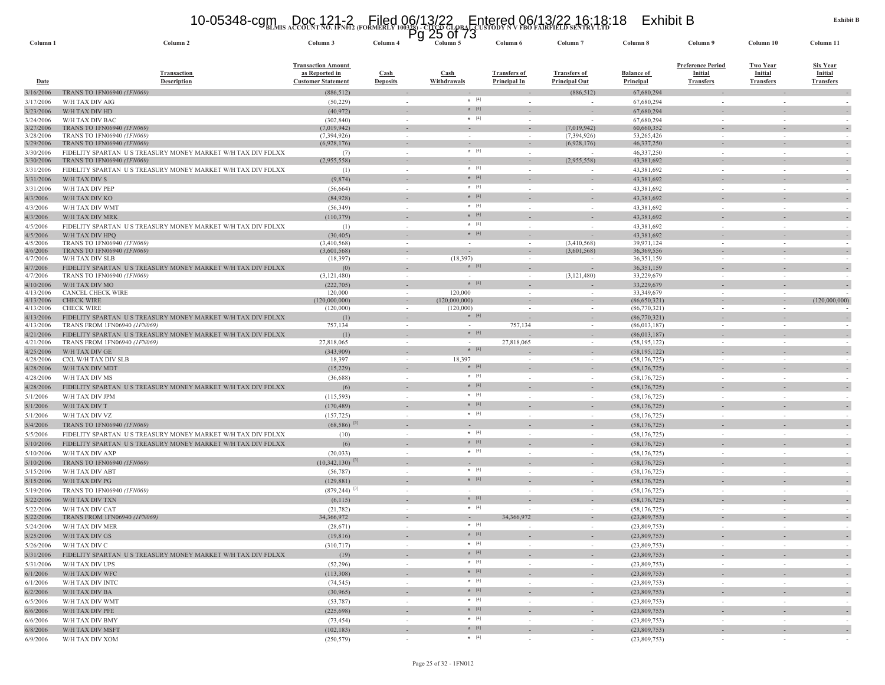BLMIS ACCOUNT NO. 1FN012 (FORMERLY 100328) - CITCO GLOBAL CUSTODY N V FBO FAIRFIELD SENTRY LTD

Exhibit B

| Column 1 | Column 2 | Column 3 | Column 4 | Column 5 | Column 6 | Column 7 | Column 8 | Column 9 | Column 10 | Column 11 |
|---|---|---|---|---|---|---|---|---|---|---|
| Date | Transaction Description | Transaction Amount as Reported in Customer Statement | Cash Deposits | Cash Withdrawals | Transfers of Principal In | Transfers of Principal Out | Balance of Principal | Preference Period Initial Transfers | Two Year Initial Transfers | Six Year Initial Transfers |
| 3/16/2006 | TRANS TO 1FN06940 *(1FN069)* | (886,512) | - | - | - | (886,512) | 67,680,294 | - | - | - |
| 3/17/2006 | W/H TAX DIV AIG | (50,229) | - | * [4] | - | - | 67,680,294 | - | - | - |
| 3/23/2006 | W/H TAX DIV HD | (40,972) | - | * [4] | - | - | 67,680,294 | - | - | - |
| 3/24/2006 | W/H TAX DIV BAC | (302,840) | - | * [4] | - | - | 67,680,294 | - | - | - |
| 3/27/2006 | TRANS TO 1FN06940 *(1FN069)* | (7,019,942) | - | - | - | (7,019,942) | 60,660,352 | - | - | - |
| 3/28/2006 | TRANS TO 1FN06940 *(1FN069)* | (7,394,926) | - | - | - | (7,394,926) | 53,265,426 | - | - | - |
| 3/29/2006 | TRANS TO 1FN06940 *(1FN069)* | (6,928,176) | - | - | - | (6,928,176) | 46,337,250 | - | - | - |
| 3/30/2006 | FIDELITY SPARTAN U S TREASURY MONEY MARKET W/H TAX DIV FDLXX | (7) | - | * [4] | - | - | 46,337,250 | - | - | - |
| 3/30/2006 | TRANS TO 1FN06940 *(1FN069)* | (2,955,558) | - | - | - | (2,955,558) | 43,381,692 | - | - | - |
| 3/31/2006 | FIDELITY SPARTAN U S TREASURY MONEY MARKET W/H TAX DIV FDLXX | (1) | - | * [4] | - | - | 43,381,692 | - | - | - |
| 3/31/2006 | W/H TAX DIV S | (9,874) | - | * [4] | - | - | 43,381,692 | - | - | - |
| 3/31/2006 | W/H TAX DIV PEP | (56,664) | - | * [4] | - | - | 43,381,692 | - | - | - |
| 4/3/2006 | W/H TAX DIV KO | (84,928) | - | * [4] | - | - | 43,381,692 | - | - | - |
| 4/3/2006 | W/H TAX DIV WMT | (56,349) | - | * [4] | - | - | 43,381,692 | - | - | - |
| 4/3/2006 | W/H TAX DIV MRK | (110,379) | - | * [4] | - | - | 43,381,692 | - | - | - |
| 4/5/2006 | FIDELITY SPARTAN U S TREASURY MONEY MARKET W/H TAX DIV FDLXX | (1) | - | * [4] | - | - | 43,381,692 | - | - | - |
| 4/5/2006 | W/H TAX DIV HPQ | (30,405) | - | * [4] | - | - | 43,381,692 | - | - | - |
| 4/5/2006 | TRANS TO 1FN06940 *(1FN069)* | (3,410,568) | - | - | - | (3,410,568) | 39,971,124 | - | - | - |
| 4/6/2006 | TRANS TO 1FN06940 *(1FN069)* | (3,601,568) | - | - | - | (3,601,568) | 36,369,556 | - | - | - |
| 4/7/2006 | W/H TAX DIV SLB | (18,397) | - | (18,397) | - | - | 36,351,159 | - | - | - |
| 4/7/2006 | FIDELITY SPARTAN U S TREASURY MONEY MARKET W/H TAX DIV FDLXX | (0) | - | * [4] | - | - | 36,351,159 | - | - | - |
| 4/7/2006 | TRANS TO 1FN06940 *(1FN069)* | (3,121,480) | - | - | - | (3,121,480) | 33,229,679 | - | - | - |
| 4/10/2006 | W/H TAX DIV MO | (222,705) | - | * [4] | - | - | 33,229,679 | - | - | - |
| 4/13/2006 | CANCEL CHECK WIRE | 120,000 | - | 120,000 | - | - | 33,349,679 | - | - | - |
| 4/13/2006 | CHECK WIRE | (120,000,000) | - | (120,000,000) | - | - | (86,650,321) | - | - | (120,000,000) |
| 4/13/2006 | CHECK WIRE | (120,000) | - | (120,000) | - | - | (86,770,321) | - | - | - |
| 4/13/2006 | FIDELITY SPARTAN U S TREASURY MONEY MARKET W/H TAX DIV FDLXX | (1) | - | * [4] | - | - | (86,770,321) | - | - | - |
| 4/13/2006 | TRANS FROM 1FN06940 *(1FN069)* | 757,134 | - | - | 757,134 | - | (86,013,187) | - | - | - |
| 4/21/2006 | FIDELITY SPARTAN U S TREASURY MONEY MARKET W/H TAX DIV FDLXX | (1) | - | * [4] | - | - | (86,013,187) | - | - | - |
| 4/21/2006 | TRANS FROM 1FN06940 *(1FN069)* | 27,818,065 | - | - | 27,818,065 | - | (58,195,122) | - | - | - |
| 4/25/2006 | W/H TAX DIV GE | (343,909) | - | * [4] | - | - | (58,195,122) | - | - | - |
| 4/28/2006 | CXL W/H TAX DIV SLB | 18,397 | - | 18,397 | - | - | (58,176,725) | - | - | - |
| 4/28/2006 | W/H TAX DIV MDT | (15,229) | - | * [4] | - | - | (58,176,725) | - | - | - |
| 4/28/2006 | W/H TAX DIV MS | (36,688) | - | * [4] | - | - | (58,176,725) | - | - | - |
| 4/28/2006 | FIDELITY SPARTAN U S TREASURY MONEY MARKET W/H TAX DIV FDLXX | (6) | - | * [4] | - | - | (58,176,725) | - | - | - |
| 5/1/2006 | W/H TAX DIV JPM | (115,593) | - | * [4] | - | - | (58,176,725) | - | - | - |
| 5/1/2006 | W/H TAX DIV T | (170,489) | - | * [4] | - | - | (58,176,725) | - | - | - |
| 5/1/2006 | W/H TAX DIV VZ | (157,725) | - | * [4] | - | - | (58,176,725) | - | - | - |
| 5/4/2006 | TRANS TO 1FN06940 *(1FN069)* | (68,586) [3] | - | - | - | - | (58,176,725) | - | - | - |
| 5/5/2006 | FIDELITY SPARTAN U S TREASURY MONEY MARKET W/H TAX DIV FDLXX | (10) | - | * [4] | - | - | (58,176,725) | - | - | - |
| 5/10/2006 | FIDELITY SPARTAN U S TREASURY MONEY MARKET W/H TAX DIV FDLXX | (6) | - | * [4] | - | - | (58,176,725) | - | - | - |
| 5/10/2006 | W/H TAX DIV AXP | (20,033) | - | * [4] | - | - | (58,176,725) | - | - | - |
| 5/10/2006 | TRANS TO 1FN06940 *(1FN069)* | (10,342,130) [3] | - | - | - | - | (58,176,725) | - | - | - |
| 5/15/2006 | W/H TAX DIV ABT | (56,787) | - | * [4] | - | - | (58,176,725) | - | - | - |
| 5/15/2006 | W/H TAX DIV PG | (129,881) | - | * [4] | - | - | (58,176,725) | - | - | - |
| 5/19/2006 | TRANS TO 1FN06940 *(1FN069)* | (879,244) [3] | - | - | - | - | (58,176,725) | - | - | - |
| 5/22/2006 | W/H TAX DIV TXN | (6,115) | - | * [4] | - | - | (58,176,725) | - | - | - |
| 5/22/2006 | W/H TAX DIV CAT | (21,782) | - | * [4] | - | - | (58,176,725) | - | - | - |
| 5/22/2006 | TRANS FROM 1FN06940 *(1FN069)* | 34,366,972 | - | - | 34,366,972 | - | (23,809,753) | - | - | - |
| 5/24/2006 | W/H TAX DIV MER | (28,671) | - | * [4] | - | - | (23,809,753) | - | - | - |
| 5/25/2006 | W/H TAX DIV GS | (19,816) | - | * [4] | - | - | (23,809,753) | - | - | - |
| 5/26/2006 | W/H TAX DIV C | (310,717) | - | * [4] | - | - | (23,809,753) | - | - | - |
| 5/31/2006 | FIDELITY SPARTAN U S TREASURY MONEY MARKET W/H TAX DIV FDLXX | (19) | - | * [4] | - | - | (23,809,753) | - | - | - |
| 5/31/2006 | W/H TAX DIV UPS | (52,296) | - | * [4] | - | - | (23,809,753) | - | - | - |
| 6/1/2006 | W/H TAX DIV WFC | (113,308) | - | * [4] | - | - | (23,809,753) | - | - | - |
| 6/1/2006 | W/H TAX DIV INTC | (74,545) | - | * [4] | - | - | (23,809,753) | - | - | - |
| 6/2/2006 | W/H TAX DIV BA | (30,965) | - | * [4] | - | - | (23,809,753) | - | - | - |
| 6/5/2006 | W/H TAX DIV WMT | (53,787) | - | * [4] | - | - | (23,809,753) | - | - | - |
| 6/6/2006 | W/H TAX DIV PFE | (225,698) | - | * [4] | - | - | (23,809,753) | - | - | - |
| 6/6/2006 | W/H TAX DIV BMY | (73,454) | - | * [4] | - | - | (23,809,753) | - | - | - |
| 6/8/2006 | W/H TAX DIV MSFT | (102,183) | - | * [4] | - | - | (23,809,753) | - | - | - |
| 6/9/2006 | W/H TAX DIV XOM | (250,579) | - | * [4] | - | - | (23,809,753) | - | - | - |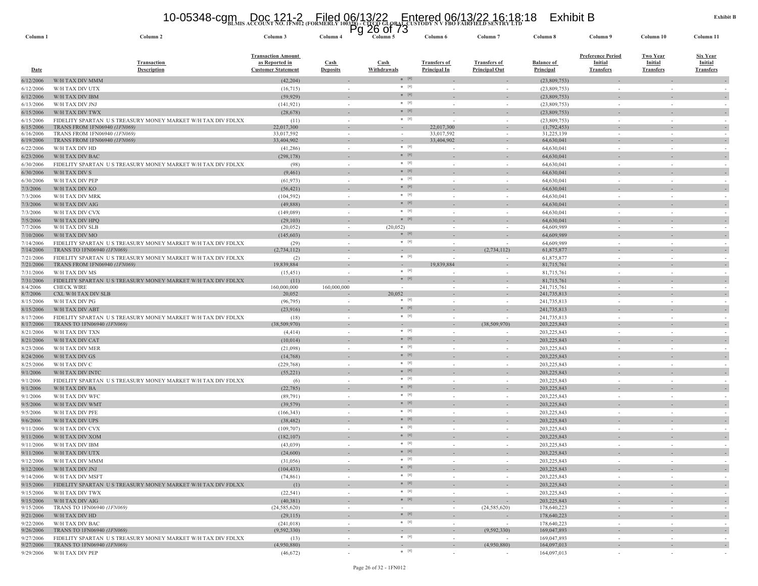BLMIS ACCOUNT NO. 1FN012 (FORMERLY 100328) - CITCO GLOBAL CUSTODY N V FBO FAIRFIELD SENTRY LTD

| Column 1 | Column 2 | Column 3 | Column 4 | Column 5 | Column 6 | Column 7 | Column 8 | Column 9 | Column 10 | Column 11 |
|---|---|---|---|---|---|---|---|---|---|---|
| Date | Transaction Description | Transaction Amount as Reported in Customer Statement | Cash Deposits | Cash Withdrawals | Transfers of Principal In | Transfers of Principal Out | Balance of Principal | Preference Period Initial Transfers | Two Year Initial Transfers | Six Year Initial Transfers |
| 6/12/2006 | W/H TAX DIV MMM | (42,204) | - | * [4] | - | - | (23,809,753) | - | - | - |
| 6/12/2006 | W/H TAX DIV UTX | (16,715) | - | * [4] | - | - | (23,809,753) | - | - | - |
| 6/12/2006 | W/H TAX DIV IBM | (59,929) | - | * [4] | - | - | (23,809,753) | - | - | - |
| 6/13/2006 | W/H TAX DIV JNJ | (141,921) | - | * [4] | - | - | (23,809,753) | - | - | - |
| 6/15/2006 | W/H TAX DIV TWX | (28,678) | - | * [4] | - | - | (23,809,753) | - | - | - |
| 6/15/2006 | FIDELITY SPARTAN U S TREASURY MONEY MARKET W/H TAX DIV FDLXX | (11) | - | * [4] | - | - | (23,809,753) | - | - | - |
| 6/15/2006 | TRANS FROM 1FN06940 *(1FN069)* | 22,017,300 | - | - | 22,017,300 | - | (1,792,453) | - | - | - |
| 6/16/2006 | TRANS FROM 1FN06940 *(1FN069)* | 33,017,592 | - | - | 33,017,592 | - | 31,225,139 | - | - | - |
| 6/19/2006 | TRANS FROM 1FN06940 *(1FN069)* | 33,404,902 | - | - | 33,404,902 | - | 64,630,041 | - | - | - |
| 6/22/2006 | W/H TAX DIV HD | (41,286) | - | * [4] | - | - | 64,630,041 | - | - | - |
| 6/23/2006 | W/H TAX DIV BAC | (298,178) | - | * [4] | - | - | 64,630,041 | - | - | - |
| 6/30/2006 | FIDELITY SPARTAN U S TREASURY MONEY MARKET W/H TAX DIV FDLXX | (98) | - | * [4] | - | - | 64,630,041 | - | - | - |
| 6/30/2006 | W/H TAX DIV S | (9,461) | - | * [4] | - | - | 64,630,041 | - | - | - |
| 6/30/2006 | W/H TAX DIV PEP | (61,973) | - | * [4] | - | - | 64,630,041 | - | - | - |
| 7/3/2006 | W/H TAX DIV KO | (56,421) | - | * [4] | - | - | 64,630,041 | - | - | - |
| 7/3/2006 | W/H TAX DIV MRK | (104,592) | - | * [4] | - | - | 64,630,041 | - | - | - |
| 7/3/2006 | W/H TAX DIV AIG | (49,888) | - | * [4] | - | - | 64,630,041 | - | - | - |
| 7/3/2006 | W/H TAX DIV CVX | (149,089) | - | * [4] | - | - | 64,630,041 | - | - | - |
| 7/5/2006 | W/H TAX DIV HPQ | (29,103) | - | * [4] | - | - | 64,630,041 | - | - | - |
| 7/7/2006 | W/H TAX DIV SLB | (20,052) | - | (20,052) | - | - | 64,609,989 | - | - | - |
| 7/10/2006 | W/H TAX DIV MO | (145,603) | - | * [4] | - | - | 64,609,989 | - | - | - |
| 7/14/2006 | FIDELITY SPARTAN U S TREASURY MONEY MARKET W/H TAX DIV FDLXX | (29) | - | * [4] | - | - | 64,609,989 | - | - | - |
| 7/14/2006 | TRANS TO 1FN06940 *(1FN069)* | (2,734,112) | - | - | - | (2,734,112) | 61,875,877 | - | - | - |
| 7/21/2006 | FIDELITY SPARTAN U S TREASURY MONEY MARKET W/H TAX DIV FDLXX | (2) | - | * [4] | - | - | 61,875,877 | - | - | - |
| 7/21/2006 | TRANS FROM 1FN06940 *(1FN069)* | 19,839,884 | - | - | 19,839,884 | - | 81,715,761 | - | - | - |
| 7/31/2006 | W/H TAX DIV MS | (15,451) | - | * [4] | - | - | 81,715,761 | - | - | - |
| 7/31/2006 | FIDELITY SPARTAN U S TREASURY MONEY MARKET W/H TAX DIV FDLXX | (11) | - | * [4] | - | - | 81,715,761 | - | - | - |
| 8/4/2006 | CHECK WIRE | 160,000,000 | 160,000,000 | - | - | - | 241,715,761 | - | - | - |
| 8/7/2006 | CXL W/H TAX DIV SLB | 20,052 | - | 20,052 | - | - | 241,735,813 | - | - | - |
| 8/15/2006 | W/H TAX DIV PG | (96,795) | - | * [4] | - | - | 241,735,813 | - | - | - |
| 8/15/2006 | W/H TAX DIV ABT | (23,916) | - | * [4] | - | - | 241,735,813 | - | - | - |
| 8/17/2006 | FIDELITY SPARTAN U S TREASURY MONEY MARKET W/H TAX DIV FDLXX | (18) | - | * [4] | - | - | 241,735,813 | - | - | - |
| 8/17/2006 | TRANS TO 1FN06940 *(1FN069)* | (38,509,970) | - | - | - | (38,509,970) | 203,225,843 | - | - | - |
| 8/21/2006 | W/H TAX DIV TXN | (4,414) | - | * [4] | - | - | 203,225,843 | - | - | - |
| 8/21/2006 | W/H TAX DIV CAT | (10,014) | - | * [4] | - | - | 203,225,843 | - | - | - |
| 8/23/2006 | W/H TAX DIV MER | (21,098) | - | * [4] | - | - | 203,225,843 | - | - | - |
| 8/24/2006 | W/H TAX DIV GS | (14,768) | - | * [4] | - | - | 203,225,843 | - | - | - |
| 8/25/2006 | W/H TAX DIV C | (229,768) | - | * [4] | - | - | 203,225,843 | - | - | - |
| 9/1/2006 | W/H TAX DIV INTC | (55,221) | - | * [4] | - | - | 203,225,843 | - | - | - |
| 9/1/2006 | FIDELITY SPARTAN U S TREASURY MONEY MARKET W/H TAX DIV FDLXX | (6) | - | * [4] | - | - | 203,225,843 | - | - | - |
| 9/1/2006 | W/H TAX DIV BA | (22,785) | - | * [4] | - | - | 203,225,843 | - | - | - |
| 9/1/2006 | W/H TAX DIV WFC | (89,791) | - | * [4] | - | - | 203,225,843 | - | - | - |
| 9/5/2006 | W/H TAX DIV WMT | (39,579) | - | * [4] | - | - | 203,225,843 | - | - | - |
| 9/5/2006 | W/H TAX DIV PFE | (166,343) | - | * [4] | - | - | 203,225,843 | - | - | - |
| 9/6/2006 | W/H TAX DIV UPS | (38,482) | - | * [4] | - | - | 203,225,843 | - | - | - |
| 9/11/2006 | W/H TAX DIV CVX | (109,707) | - | * [4] | - | - | 203,225,843 | - | - | - |
| 9/11/2006 | W/H TAX DIV XOM | (182,107) | - | * [4] | - | - | 203,225,843 | - | - | - |
| 9/11/2006 | W/H TAX DIV IBM | (43,039) | - | * [4] | - | - | 203,225,843 | - | - | - |
| 9/11/2006 | W/H TAX DIV UTX | (24,600) | - | * [4] | - | - | 203,225,843 | - | - | - |
| 9/12/2006 | W/H TAX DIV MMM | (31,056) | - | * [4] | - | - | 203,225,843 | - | - | - |
| 9/12/2006 | W/H TAX DIV JNJ | (104,433) | - | * [4] | - | - | 203,225,843 | - | - | - |
| 9/14/2006 | W/H TAX DIV MSFT | (74,861) | - | * [4] | - | - | 203,225,843 | - | - | - |
| 9/15/2006 | FIDELITY SPARTAN U S TREASURY MONEY MARKET W/H TAX DIV FDLXX | (1) | - | * [4] | - | - | 203,225,843 | - | - | - |
| 9/15/2006 | W/H TAX DIV TWX | (22,541) | - | * [4] | - | - | 203,225,843 | - | - | - |
| 9/15/2006 | W/H TAX DIV AIG | (40,381) | - | * [4] | - | - | 203,225,843 | - | - | - |
| 9/15/2006 | TRANS TO 1FN06940 *(1FN069)* | (24,585,620) | - | - | - | (24,585,620) | 178,640,223 | - | - | - |
| 9/21/2006 | W/H TAX DIV HD | (29,115) | - | * [4] | - | - | 178,640,223 | - | - | - |
| 9/22/2006 | W/H TAX DIV BAC | (241,018) | - | * [4] | - | - | 178,640,223 | - | - | - |
| 9/26/2006 | TRANS TO 1FN06940 *(1FN069)* | (9,592,330) | - | - | - | (9,592,330) | 169,047,893 | - | - | - |
| 9/27/2006 | FIDELITY SPARTAN U S TREASURY MONEY MARKET W/H TAX DIV FDLXX | (13) | - | * [4] | - | - | 169,047,893 | - | - | - |
| 9/27/2006 | TRANS TO 1FN06940 *(1FN069)* | (4,950,880) | - | - | - | (4,950,880) | 164,097,013 | - | - | - |
| 9/29/2006 | W/H TAX DIV PEP | (46,672) | - | * [4] | - | - | 164,097,013 | - | - | - |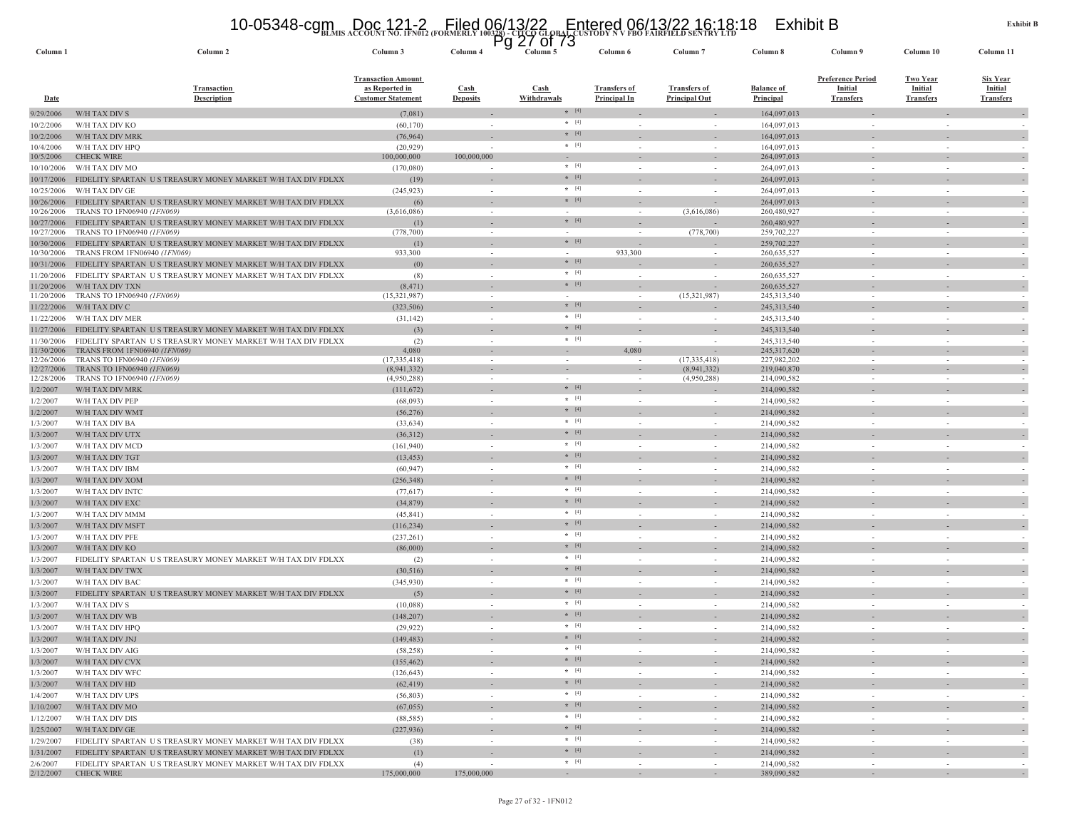Exhibit B

BLMIS ACCOUNT NO. 1FN012 (FORMERLY 100328) - CITCO GLOBAL CUSTODY N V FBO FAIRFIELD SENTRY LTD

| Column 1 | Column 2 | Column 3 | Column 4 | Column 5 | Column 6 | Column 7 | Column 8 | Column 9 | Column 10 | Column 11 |
|---|---|---|---|---|---|---|---|---|---|---|
| Date | Transaction Description | Transaction Amount as Reported in Customer Statement | Cash Deposits | Cash Withdrawals | Transfers of Principal In | Transfers of Principal Out | Balance of Principal | Preference Period Initial Transfers | Two Year Initial Transfers | Six Year Initial Transfers |
| 9/29/2006 | W/H TAX DIV S | (7,081) | - | * [4] | - | - | 164,097,013 | - | - | - |
| 10/2/2006 | W/H TAX DIV KO | (60,170) | - | * [4] | - | - | 164,097,013 | - | - | - |
| 10/2/2006 | W/H TAX DIV MRK | (76,964) | - | * [4] | - | - | 164,097,013 | - | - | - |
| 10/4/2006 | W/H TAX DIV HPQ | (20,929) | - | * [4] | - | - | 164,097,013 | - | - | - |
| 10/5/2006 | CHECK WIRE | 100,000,000 | 100,000,000 | - | - | - | 264,097,013 | - | - | - |
| 10/10/2006 | W/H TAX DIV MO | (170,080) | - | * [4] | - | - | 264,097,013 | - | - | - |
| 10/17/2006 | FIDELITY SPARTAN U S TREASURY MONEY MARKET W/H TAX DIV FDLXX | (19) | - | * [4] | - | - | 264,097,013 | - | - | - |
| 10/25/2006 | W/H TAX DIV GE | (245,923) | - | * [4] | - | - | 264,097,013 | - | - | - |
| 10/26/2006 | FIDELITY SPARTAN U S TREASURY MONEY MARKET W/H TAX DIV FDLXX | (6) | - | * [4] | - | - | 264,097,013 | - | - | - |
| 10/26/2006 | TRANS TO 1FN06940 *(1FN069)* | (3,616,086) | - | - | - | (3,616,086) | 260,480,927 | - | - | - |
| 10/27/2006 | FIDELITY SPARTAN U S TREASURY MONEY MARKET W/H TAX DIV FDLXX | (1) | - | * [4] | - | - | 260,480,927 | - | - | - |
| 10/27/2006 | TRANS TO 1FN06940 *(1FN069)* | (778,700) | - | - | - | (778,700) | 259,702,227 | - | - | - |
| 10/30/2006 | FIDELITY SPARTAN U S TREASURY MONEY MARKET W/H TAX DIV FDLXX | (1) | - | * [4] | - | - | 259,702,227 | - | - | - |
| 10/30/2006 | TRANS FROM 1FN06940 *(1FN069)* | 933,300 | - | - | 933,300 | - | 260,635,527 | - | - | - |
| 10/31/2006 | FIDELITY SPARTAN U S TREASURY MONEY MARKET W/H TAX DIV FDLXX | (0) | - | * [4] | - | - | 260,635,527 | - | - | - |
| 11/20/2006 | FIDELITY SPARTAN U S TREASURY MONEY MARKET W/H TAX DIV FDLXX | (8) | - | * [4] | - | - | 260,635,527 | - | - | - |
| 11/20/2006 | W/H TAX DIV TXN | (8,471) | - | * [4] | - | - | 260,635,527 | - | - | - |
| 11/20/2006 | TRANS TO 1FN06940 *(1FN069)* | (15,321,987) | - | - | - | (15,321,987) | 245,313,540 | - | - | - |
| 11/22/2006 | W/H TAX DIV C | (323,506) | - | * [4] | - | - | 245,313,540 | - | - | - |
| 11/22/2006 | W/H TAX DIV MER | (31,142) | - | * [4] | - | - | 245,313,540 | - | - | - |
| 11/27/2006 | FIDELITY SPARTAN U S TREASURY MONEY MARKET W/H TAX DIV FDLXX | (3) | - | * [4] | - | - | 245,313,540 | - | - | - |
| 11/30/2006 | FIDELITY SPARTAN U S TREASURY MONEY MARKET W/H TAX DIV FDLXX | (2) | - | * [4] | - | - | 245,313,540 | - | - | - |
| 11/30/2006 | TRANS FROM 1FN06940 *(1FN069)* | 4,080 | - | - | 4,080 | - | 245,317,620 | - | - | - |
| 12/26/2006 | TRANS TO 1FN06940 *(1FN069)* | (17,335,418) | - | - | - | (17,335,418) | 227,982,202 | - | - | - |
| 12/27/2006 | TRANS TO 1FN06940 *(1FN069)* | (8,941,332) | - | - | - | (8,941,332) | 219,040,870 | - | - | - |
| 12/28/2006 | TRANS TO 1FN06940 *(1FN069)* | (4,950,288) | - | - | - | (4,950,288) | 214,090,582 | - | - | - |
| 1/2/2007 | W/H TAX DIV MRK | (111,672) | - | * [4] | - | - | 214,090,582 | - | - | - |
| 1/2/2007 | W/H TAX DIV PEP | (68,093) | - | * [4] | - | - | 214,090,582 | - | - | - |
| 1/2/2007 | W/H TAX DIV WMT | (56,276) | - | * [4] | - | - | 214,090,582 | - | - | - |
| 1/3/2007 | W/H TAX DIV BA | (33,634) | - | * [4] | - | - | 214,090,582 | - | - | - |
| 1/3/2007 | W/H TAX DIV UTX | (36,312) | - | * [4] | - | - | 214,090,582 | - | - | - |
| 1/3/2007 | W/H TAX DIV MCD | (161,940) | - | * [4] | - | - | 214,090,582 | - | - | - |
| 1/3/2007 | W/H TAX DIV TGT | (13,453) | - | * [4] | - | - | 214,090,582 | - | - | - |
| 1/3/2007 | W/H TAX DIV IBM | (60,947) | - | * [4] | - | - | 214,090,582 | - | - | - |
| 1/3/2007 | W/H TAX DIV XOM | (256,348) | - | * [4] | - | - | 214,090,582 | - | - | - |
| 1/3/2007 | W/H TAX DIV INTC | (77,617) | - | * [4] | - | - | 214,090,582 | - | - | - |
| 1/3/2007 | W/H TAX DIV EXC | (34,879) | - | * [4] | - | - | 214,090,582 | - | - | - |
| 1/3/2007 | W/H TAX DIV MMM | (45,841) | - | * [4] | - | - | 214,090,582 | - | - | - |
| 1/3/2007 | W/H TAX DIV MSFT | (116,234) | - | * [4] | - | - | 214,090,582 | - | - | - |
| 1/3/2007 | W/H TAX DIV PFE | (237,261) | - | * [4] | - | - | 214,090,582 | - | - | - |
| 1/3/2007 | W/H TAX DIV KO | (86,000) | - | * [4] | - | - | 214,090,582 | - | - | - |
| 1/3/2007 | FIDELITY SPARTAN U S TREASURY MONEY MARKET W/H TAX DIV FDLXX | (2) | - | * [4] | - | - | 214,090,582 | - | - | - |
| 1/3/2007 | W/H TAX DIV TWX | (30,516) | - | * [4] | - | - | 214,090,582 | - | - | - |
| 1/3/2007 | W/H TAX DIV BAC | (345,930) | - | * [4] | - | - | 214,090,582 | - | - | - |
| 1/3/2007 | FIDELITY SPARTAN U S TREASURY MONEY MARKET W/H TAX DIV FDLXX | (5) | - | * [4] | - | - | 214,090,582 | - | - | - |
| 1/3/2007 | W/H TAX DIV S | (10,088) | - | * [4] | - | - | 214,090,582 | - | - | - |
| 1/3/2007 | W/H TAX DIV WB | (148,207) | - | * [4] | - | - | 214,090,582 | - | - | - |
| 1/3/2007 | W/H TAX DIV HPQ | (29,922) | - | * [4] | - | - | 214,090,582 | - | - | - |
| 1/3/2007 | W/H TAX DIV JNJ | (149,483) | - | * [4] | - | - | 214,090,582 | - | - | - |
| 1/3/2007 | W/H TAX DIV AIG | (58,258) | - | * [4] | - | - | 214,090,582 | - | - | - |
| 1/3/2007 | W/H TAX DIV CVX | (155,462) | - | * [4] | - | - | 214,090,582 | - | - | - |
| 1/3/2007 | W/H TAX DIV WFC | (126,643) | - | * [4] | - | - | 214,090,582 | - | - | - |
| 1/3/2007 | W/H TAX DIV HD | (62,419) | - | * [4] | - | - | 214,090,582 | - | - | - |
| 1/4/2007 | W/H TAX DIV UPS | (56,803) | - | * [4] | - | - | 214,090,582 | - | - | - |
| 1/10/2007 | W/H TAX DIV MO | (67,055) | - | * [4] | - | - | 214,090,582 | - | - | - |
| 1/12/2007 | W/H TAX DIV DIS | (88,585) | - | * [4] | - | - | 214,090,582 | - | - | - |
| 1/25/2007 | W/H TAX DIV GE | (227,936) | - | * [4] | - | - | 214,090,582 | - | - | - |
| 1/29/2007 | FIDELITY SPARTAN U S TREASURY MONEY MARKET W/H TAX DIV FDLXX | (38) | - | * [4] | - | - | 214,090,582 | - | - | - |
| 1/31/2007 | FIDELITY SPARTAN U S TREASURY MONEY MARKET W/H TAX DIV FDLXX | (1) | - | * [4] | - | - | 214,090,582 | - | - | - |
| 2/6/2007 | FIDELITY SPARTAN U S TREASURY MONEY MARKET W/H TAX DIV FDLXX | (4) | - | * [4] | - | - | 214,090,582 | - | - | - |
| 2/12/2007 | CHECK WIRE | 175,000,000 | 175,000,000 | - | - | - | 389,090,582 | - | - | - |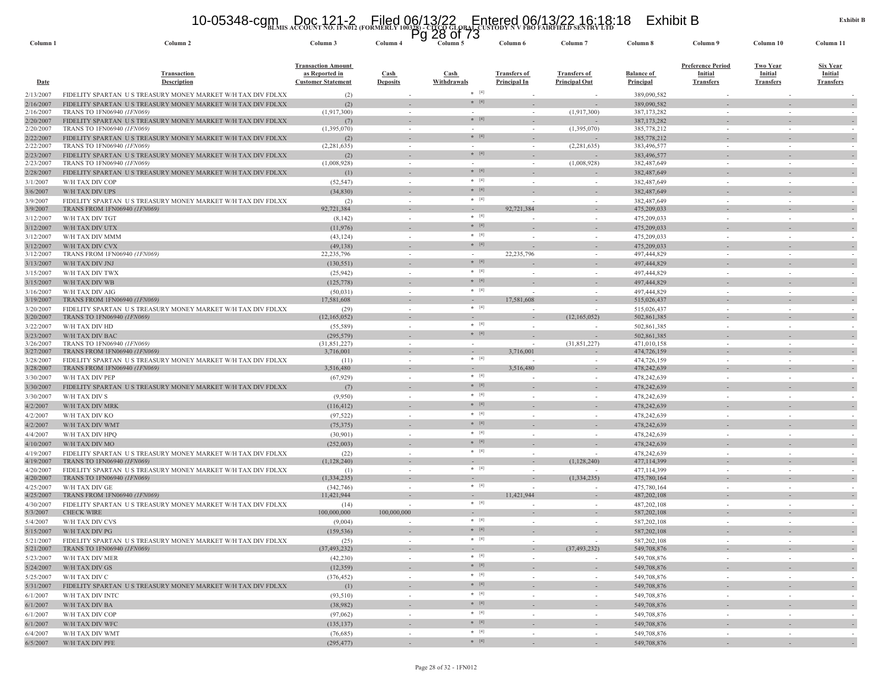**BLMIS ACCOUNT NO. 1FN012 (FORMERLY 100328) - CITCO GLOBAL CUSTODY N V FBO FAIRFIELD SENTRY LTD**

**Exhibit B**

| Column 1 | Column 2 | Column 3 | Column 4 | Column 5 | Column 6 | Column 7 | Column 8 | Column 9 | Column 10 | Column 11 |
|---|---|---|---|---|---|---|---|---|---|---|
| Date | Transaction Description | Transaction Amount as Reported in Customer Statement | Cash Deposits | Cash Withdrawals | Transfers of Principal In | Transfers of Principal Out | Balance of Principal | Preference Period Initial Transfers | Two Year Initial Transfers | Six Year Initial Transfers |
| 2/13/2007 | FIDELITY SPARTAN U S TREASURY MONEY MARKET W/H TAX DIV FDLXX | (2) | - | * [4] | - | - | 389,090,582 | - | - | - |
| 2/16/2007 | FIDELITY SPARTAN U S TREASURY MONEY MARKET W/H TAX DIV FDLXX | (2) | - | * [4] | - | - | 389,090,582 | - | - | - |
| 2/16/2007 | TRANS TO 1FN06940 *(1FN069)* | (1,917,300) | - | - | - | (1,917,300) | 387,173,282 | - | - | - |
| 2/20/2007 | FIDELITY SPARTAN U S TREASURY MONEY MARKET W/H TAX DIV FDLXX | (7) | - | * [4] | - | - | 387,173,282 | - | - | - |
| 2/20/2007 | TRANS TO 1FN06940 *(1FN069)* | (1,395,070) | - | - | - | (1,395,070) | 385,778,212 | - | - | - |
| 2/22/2007 | FIDELITY SPARTAN U S TREASURY MONEY MARKET W/H TAX DIV FDLXX | (2) | - | * [4] | - | - | 385,778,212 | - | - | - |
| 2/22/2007 | TRANS TO 1FN06940 *(1FN069)* | (2,281,635) | - | - | - | (2,281,635) | 383,496,577 | - | - | - |
| 2/23/2007 | FIDELITY SPARTAN U S TREASURY MONEY MARKET W/H TAX DIV FDLXX | (2) | - | * [4] | - | - | 383,496,577 | - | - | - |
| 2/23/2007 | TRANS TO 1FN06940 *(1FN069)* | (1,008,928) | - | - | - | (1,008,928) | 382,487,649 | - | - | - |
| 2/28/2007 | FIDELITY SPARTAN U S TREASURY MONEY MARKET W/H TAX DIV FDLXX | (1) | - | * [4] | - | - | 382,487,649 | - | - | - |
| 3/1/2007 | W/H TAX DIV COP | (52,547) | - | * [4] | - | - | 382,487,649 | - | - | - |
| 3/6/2007 | W/H TAX DIV UPS | (34,830) | - | * [4] | - | - | 382,487,649 | - | - | - |
| 3/9/2007 | FIDELITY SPARTAN U S TREASURY MONEY MARKET W/H TAX DIV FDLXX | (2) | - | * [4] | - | - | 382,487,649 | - | - | - |
| 3/9/2007 | TRANS FROM 1FN06940 *(1FN069)* | 92,721,384 | - | - | 92,721,384 | - | 475,209,033 | - | - | - |
| 3/12/2007 | W/H TAX DIV TGT | (8,142) | - | * [4] | - | - | 475,209,033 | - | - | - |
| 3/12/2007 | W/H TAX DIV UTX | (11,976) | - | * [4] | - | - | 475,209,033 | - | - | - |
| 3/12/2007 | W/H TAX DIV MMM | (43,124) | - | * [4] | - | - | 475,209,033 | - | - | - |
| 3/12/2007 | W/H TAX DIV CVX | (49,138) | - | * [4] | - | - | 475,209,033 | - | - | - |
| 3/12/2007 | TRANS FROM 1FN06940 *(1FN069)* | 22,235,796 | - | - | 22,235,796 | - | 497,444,829 | - | - | - |
| 3/13/2007 | W/H TAX DIV JNJ | (130,551) | - | * [4] | - | - | 497,444,829 | - | - | - |
| 3/15/2007 | W/H TAX DIV TWX | (25,942) | - | * [4] | - | - | 497,444,829 | - | - | - |
| 3/15/2007 | W/H TAX DIV WB | (125,778) | - | * [4] | - | - | 497,444,829 | - | - | - |
| 3/16/2007 | W/H TAX DIV AIG | (50,031) | - | * [4] | - | - | 497,444,829 | - | - | - |
| 3/19/2007 | TRANS FROM 1FN06940 *(1FN069)* | 17,581,608 | - | - | 17,581,608 | - | 515,026,437 | - | - | - |
| 3/20/2007 | FIDELITY SPARTAN U S TREASURY MONEY MARKET W/H TAX DIV FDLXX | (29) | - | * [4] | - | - | 515,026,437 | - | - | - |
| 3/20/2007 | TRANS TO 1FN06940 *(1FN069)* | (12,165,052) | - | - | - | (12,165,052) | 502,861,385 | - | - | - |
| 3/22/2007 | W/H TAX DIV HD | (55,589) | - | * [4] | - | - | 502,861,385 | - | - | - |
| 3/23/2007 | W/H TAX DIV BAC | (295,579) | - | * [4] | - | - | 502,861,385 | - | - | - |
| 3/26/2007 | TRANS TO 1FN06940 *(1FN069)* | (31,851,227) | - | - | - | (31,851,227) | 471,010,158 | - | - | - |
| 3/27/2007 | TRANS FROM 1FN06940 *(1FN069)* | 3,716,001 | - | - | 3,716,001 | - | 474,726,159 | - | - | - |
| 3/28/2007 | FIDELITY SPARTAN U S TREASURY MONEY MARKET W/H TAX DIV FDLXX | (11) | - | * [4] | - | - | 474,726,159 | - | - | - |
| 3/28/2007 | TRANS FROM 1FN06940 *(1FN069)* | 3,516,480 | - | - | 3,516,480 | - | 478,242,639 | - | - | - |
| 3/30/2007 | W/H TAX DIV PEP | (67,929) | - | * [4] | - | - | 478,242,639 | - | - | - |
| 3/30/2007 | FIDELITY SPARTAN U S TREASURY MONEY MARKET W/H TAX DIV FDLXX | (7) | - | * [4] | - | - | 478,242,639 | - | - | - |
| 3/30/2007 | W/H TAX DIV S | (9,950) | - | * [4] | - | - | 478,242,639 | - | - | - |
| 4/2/2007 | W/H TAX DIV MRK | (116,412) | - | * [4] | - | - | 478,242,639 | - | - | - |
| 4/2/2007 | W/H TAX DIV KO | (97,522) | - | * [4] | - | - | 478,242,639 | - | - | - |
| 4/2/2007 | W/H TAX DIV WMT | (75,375) | - | * [4] | - | - | 478,242,639 | - | - | - |
| 4/4/2007 | W/H TAX DIV HPQ | (30,901) | - | * [4] | - | - | 478,242,639 | - | - | - |
| 4/10/2007 | W/H TAX DIV MO | (252,003) | - | * [4] | - | - | 478,242,639 | - | - | - |
| 4/19/2007 | FIDELITY SPARTAN U S TREASURY MONEY MARKET W/H TAX DIV FDLXX | (22) | - | * [4] | - | - | 478,242,639 | - | - | - |
| 4/19/2007 | TRANS TO 1FN06940 *(1FN069)* | (1,128,240) | - | - | - | (1,128,240) | 477,114,399 | - | - | - |
| 4/20/2007 | FIDELITY SPARTAN U S TREASURY MONEY MARKET W/H TAX DIV FDLXX | (1) | - | * [4] | - | - | 477,114,399 | - | - | - |
| 4/20/2007 | TRANS TO 1FN06940 *(1FN069)* | (1,334,235) | - | - | - | (1,334,235) | 475,780,164 | - | - | - |
| 4/25/2007 | W/H TAX DIV GE | (342,746) | - | * [4] | - | - | 475,780,164 | - | - | - |
| 4/25/2007 | TRANS FROM 1FN06940 *(1FN069)* | 11,421,944 | - | - | 11,421,944 | - | 487,202,108 | - | - | - |
| 4/30/2007 | FIDELITY SPARTAN U S TREASURY MONEY MARKET W/H TAX DIV FDLXX | (14) | - | * [4] | - | - | 487,202,108 | - | - | - |
| 5/3/2007 | CHECK WIRE | 100,000,000 | 100,000,000 | - | - | - | 587,202,108 | - | - | - |
| 5/4/2007 | W/H TAX DIV CVS | (9,004) | - | * [4] | - | - | 587,202,108 | - | - | - |
| 5/15/2007 | W/H TAX DIV PG | (159,536) | - | * [4] | - | - | 587,202,108 | - | - | - |
| 5/21/2007 | FIDELITY SPARTAN U S TREASURY MONEY MARKET W/H TAX DIV FDLXX | (25) | - | * [4] | - | - | 587,202,108 | - | - | - |
| 5/21/2007 | TRANS TO 1FN06940 *(1FN069)* | (37,493,232) | - | - | - | (37,493,232) | 549,708,876 | - | - | - |
| 5/23/2007 | W/H TAX DIV MER | (42,230) | - | * [4] | - | - | 549,708,876 | - | - | - |
| 5/24/2007 | W/H TAX DIV GS | (12,359) | - | * [4] | - | - | 549,708,876 | - | - | - |
| 5/25/2007 | W/H TAX DIV C | (376,452) | - | * [4] | - | - | 549,708,876 | - | - | - |
| 5/31/2007 | FIDELITY SPARTAN U S TREASURY MONEY MARKET W/H TAX DIV FDLXX | (1) | - | * [4] | - | - | 549,708,876 | - | - | - |
| 6/1/2007 | W/H TAX DIV INTC | (93,510) | - | * [4] | - | - | 549,708,876 | - | - | - |
| 6/1/2007 | W/H TAX DIV BA | (38,982) | - | * [4] | - | - | 549,708,876 | - | - | - |
| 6/1/2007 | W/H TAX DIV COP | (97,062) | - | * [4] | - | - | 549,708,876 | - | - | - |
| 6/1/2007 | W/H TAX DIV WFC | (135,137) | - | * [4] | - | - | 549,708,876 | - | - | - |
| 6/4/2007 | W/H TAX DIV WMT | (76,685) | - | * [4] | - | - | 549,708,876 | - | - | - |
| 6/5/2007 | W/H TAX DIV PFE | (295,477) | - | * [4] | - | - | 549,708,876 | - | - | - |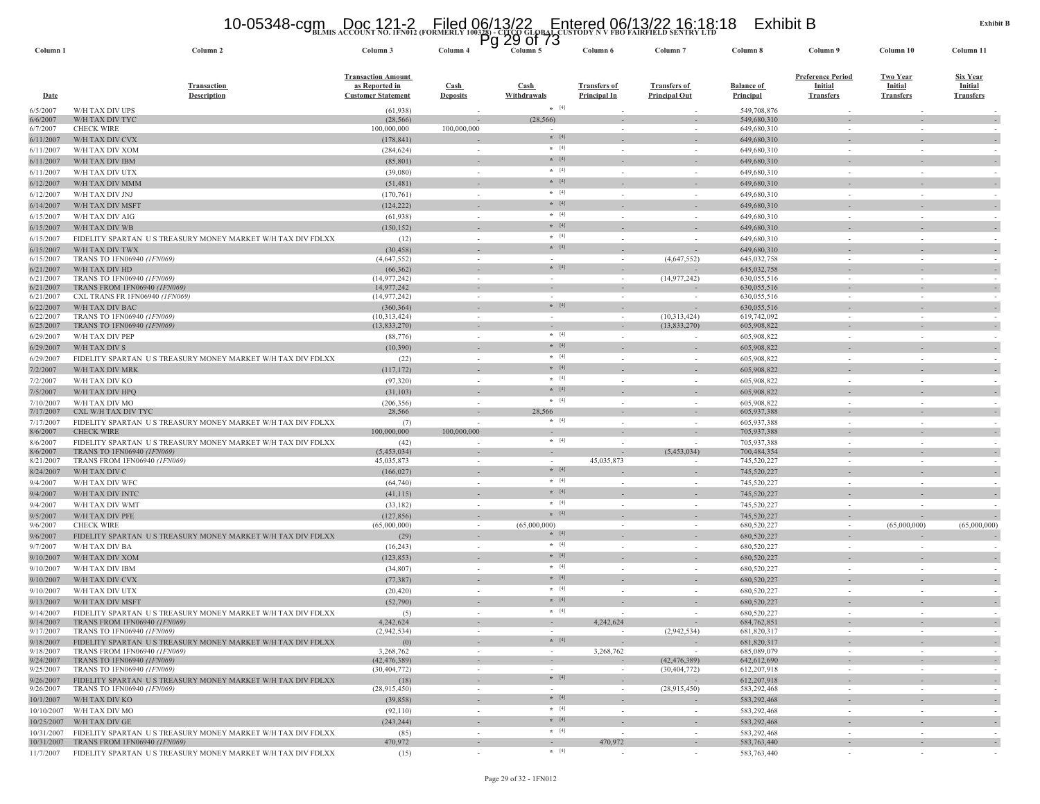BLMIS ACCOUNT NO. 1FN012 (FORMERLY 100328) - CITCO GLOBAL CUSTODY N V FBO FAIRFIELD SENTRY LTD

Exhibit B

| Column 1 | Column 2 | Column 3 | Column 4 | Column 5 | Column 6 | Column 7 | Column 8 | Column 9 | Column 10 | Column 11 |
|---|---|---|---|---|---|---|---|---|---|---|
| Date | Transaction Description | Transaction Amount as Reported in Customer Statement | Cash Deposits | Cash Withdrawals | Transfers of Principal In | Transfers of Principal Out | Balance of Principal | Preference Period Initial Transfers | Two Year Initial Transfers | Six Year Initial Transfers |
| 6/5/2007 | W/H TAX DIV UPS | (61,938) | - | * [4] | - | - | 549,708,876 | - | - | - |
| 6/6/2007 | W/H TAX DIV TYC | (28,566) | - | (28,566) | - | - | 549,680,310 | - | - | - |
| 6/7/2007 | CHECK WIRE | 100,000,000 | 100,000,000 | - | - | - | 649,680,310 | - | - | - |
| 6/11/2007 | W/H TAX DIV CVX | (178,841) | - | * [4] | - | - | 649,680,310 | - | - | - |
| 6/11/2007 | W/H TAX DIV XOM | (284,624) | - | * [4] | - | - | 649,680,310 | - | - | - |
| 6/11/2007 | W/H TAX DIV IBM | (85,801) | - | * [4] | - | - | 649,680,310 | - | - | - |
| 6/11/2007 | W/H TAX DIV UTX | (39,080) | - | * [4] | - | - | 649,680,310 | - | - | - |
| 6/12/2007 | W/H TAX DIV MMM | (51,481) | - | * [4] | - | - | 649,680,310 | - | - | - |
| 6/12/2007 | W/H TAX DIV JNJ | (170,761) | - | * [4] | - | - | 649,680,310 | - | - | - |
| 6/14/2007 | W/H TAX DIV MSFT | (124,222) | - | * [4] | - | - | 649,680,310 | - | - | - |
| 6/15/2007 | W/H TAX DIV AIG | (61,938) | - | * [4] | - | - | 649,680,310 | - | - | - |
| 6/15/2007 | W/H TAX DIV WB | (150,152) | - | * [4] | - | - | 649,680,310 | - | - | - |
| 6/15/2007 | FIDELITY SPARTAN U S TREASURY MONEY MARKET W/H TAX DIV FDLXX | (12) | - | * [4] | - | - | 649,680,310 | - | - | - |
| 6/15/2007 | W/H TAX DIV TWX | (30,458) | - | * [4] | - | - | 649,680,310 | - | - | - |
| 6/15/2007 | TRANS TO 1FN06940 *(1FN069)* | (4,647,552) | - | - | - | (4,647,552) | 645,032,758 | - | - | - |
| 6/21/2007 | W/H TAX DIV HD | (66,362) | - | * [4] | - | - | 645,032,758 | - | - | - |
| 6/21/2007 | TRANS TO 1FN06940 *(1FN069)* | (14,977,242) | - | - | - | (14,977,242) | 630,055,516 | - | - | - |
| 6/21/2007 | TRANS FROM 1FN06940 *(1FN069)* | 14,977,242 | - | - | - | - | 630,055,516 | - | - | - |
| 6/21/2007 | CXL TRANS FR 1FN06940 *(1FN069)* | (14,977,242) | - | - | - | - | 630,055,516 | - | - | - |
| 6/22/2007 | W/H TAX DIV BAC | (360,364) | - | * [4] | - | - | 630,055,516 | - | - | - |
| 6/22/2007 | TRANS TO 1FN06940 *(1FN069)* | (10,313,424) | - | - | - | (10,313,424) | 619,742,092 | - | - | - |
| 6/25/2007 | TRANS TO 1FN06940 *(1FN069)* | (13,833,270) | - | - | - | (13,833,270) | 605,908,822 | - | - | - |
| 6/29/2007 | W/H TAX DIV PEP | (88,776) | - | * [4] | - | - | 605,908,822 | - | - | - |
| 6/29/2007 | W/H TAX DIV S | (10,390) | - | * [4] | - | - | 605,908,822 | - | - | - |
| 6/29/2007 | FIDELITY SPARTAN U S TREASURY MONEY MARKET W/H TAX DIV FDLXX | (22) | - | * [4] | - | - | 605,908,822 | - | - | - |
| 7/2/2007 | W/H TAX DIV MRK | (117,172) | - | * [4] | - | - | 605,908,822 | - | - | - |
| 7/2/2007 | W/H TAX DIV KO | (97,320) | - | * [4] | - | - | 605,908,822 | - | - | - |
| 7/5/2007 | W/H TAX DIV HPQ | (31,103) | - | * [4] | - | - | 605,908,822 | - | - | - |
| 7/10/2007 | W/H TAX DIV MO | (206,356) | - | * [4] | - | - | 605,908,822 | - | - | - |
| 7/17/2007 | CXL W/H TAX DIV TYC | 28,566 | - | 28,566 | - | - | 605,937,388 | - | - | - |
| 7/17/2007 | FIDELITY SPARTAN U S TREASURY MONEY MARKET W/H TAX DIV FDLXX | (7) | - | * [4] | - | - | 605,937,388 | - | - | - |
| 8/6/2007 | CHECK WIRE | 100,000,000 | 100,000,000 | - | - | - | 705,937,388 | - | - | - |
| 8/6/2007 | FIDELITY SPARTAN U S TREASURY MONEY MARKET W/H TAX DIV FDLXX | (42) | - | * [4] | - | - | 705,937,388 | - | - | - |
| 8/6/2007 | TRANS TO 1FN06940 *(1FN069)* | (5,453,034) | - | - | - | (5,453,034) | 700,484,354 | - | - | - |
| 8/21/2007 | TRANS FROM 1FN06940 *(1FN069)* | 45,035,873 | - | - | 45,035,873 | - | 745,520,227 | - | - | - |
| 8/24/2007 | W/H TAX DIV C | (166,027) | - | * [4] | - | - | 745,520,227 | - | - | - |
| 9/4/2007 | W/H TAX DIV WFC | (64,740) | - | * [4] | - | - | 745,520,227 | - | - | - |
| 9/4/2007 | W/H TAX DIV INTC | (41,115) | - | * [4] | - | - | 745,520,227 | - | - | - |
| 9/4/2007 | W/H TAX DIV WMT | (33,182) | - | * [4] | - | - | 745,520,227 | - | - | - |
| 9/5/2007 | W/H TAX DIV PFE | (127,856) | - | * [4] | - | - | 745,520,227 | - | - | - |
| 9/6/2007 | CHECK WIRE | (65,000,000) | - | (65,000,000) | - | - | 680,520,227 | - | (65,000,000) | (65,000,000) |
| 9/6/2007 | FIDELITY SPARTAN U S TREASURY MONEY MARKET W/H TAX DIV FDLXX | (29) | - | * [4] | - | - | 680,520,227 | - | - | - |
| 9/7/2007 | W/H TAX DIV BA | (16,243) | - | * [4] | - | - | 680,520,227 | - | - | - |
| 9/10/2007 | W/H TAX DIV XOM | (123,853) | - | * [4] | - | - | 680,520,227 | - | - | - |
| 9/10/2007 | W/H TAX DIV IBM | (34,807) | - | * [4] | - | - | 680,520,227 | - | - | - |
| 9/10/2007 | W/H TAX DIV CVX | (77,387) | - | * [4] | - | - | 680,520,227 | - | - | - |
| 9/10/2007 | W/H TAX DIV UTX | (20,420) | - | * [4] | - | - | 680,520,227 | - | - | - |
| 9/13/2007 | W/H TAX DIV MSFT | (52,790) | - | * [4] | - | - | 680,520,227 | - | - | - |
| 9/14/2007 | FIDELITY SPARTAN U S TREASURY MONEY MARKET W/H TAX DIV FDLXX | (5) | - | * [4] | - | - | 680,520,227 | - | - | - |
| 9/14/2007 | TRANS FROM 1FN06940 *(1FN069)* | 4,242,624 | - | - | 4,242,624 | - | 684,762,851 | - | - | - |
| 9/17/2007 | TRANS TO 1FN06940 *(1FN069)* | (2,942,534) | - | - | - | (2,942,534) | 681,820,317 | - | - | - |
| 9/18/2007 | FIDELITY SPARTAN U S TREASURY MONEY MARKET W/H TAX DIV FDLXX | (0) | - | * [4] | - | - | 681,820,317 | - | - | - |
| 9/18/2007 | TRANS FROM 1FN06940 *(1FN069)* | 3,268,762 | - | - | 3,268,762 | - | 685,089,079 | - | - | - |
| 9/24/2007 | TRANS TO 1FN06940 *(1FN069)* | (42,476,389) | - | - | - | (42,476,389) | 642,612,690 | - | - | - |
| 9/25/2007 | TRANS TO 1FN06940 *(1FN069)* | (30,404,772) | - | - | - | (30,404,772) | 612,207,918 | - | - | - |
| 9/26/2007 | FIDELITY SPARTAN U S TREASURY MONEY MARKET W/H TAX DIV FDLXX | (18) | - | * [4] | - | - | 612,207,918 | - | - | - |
| 9/26/2007 | TRANS TO 1FN06940 *(1FN069)* | (28,915,450) | - | - | - | (28,915,450) | 583,292,468 | - | - | - |
| 10/1/2007 | W/H TAX DIV KO | (39,858) | - | * [4] | - | - | 583,292,468 | - | - | - |
| 10/10/2007 | W/H TAX DIV MO | (92,110) | - | * [4] | - | - | 583,292,468 | - | - | - |
| 10/25/2007 | W/H TAX DIV GE | (243,244) | - | * [4] | - | - | 583,292,468 | - | - | - |
| 10/31/2007 | FIDELITY SPARTAN U S TREASURY MONEY MARKET W/H TAX DIV FDLXX | (85) | - | * [4] | - | - | 583,292,468 | - | - | - |
| 10/31/2007 | TRANS FROM 1FN06940 *(1FN069)* | 470,972 | - | - | 470,972 | - | 583,763,440 | - | - | - |
| 11/7/2007 | FIDELITY SPARTAN U S TREASURY MONEY MARKET W/H TAX DIV FDLXX | (15) | - | * [4] | - | - | 583,763,440 | - | - | - |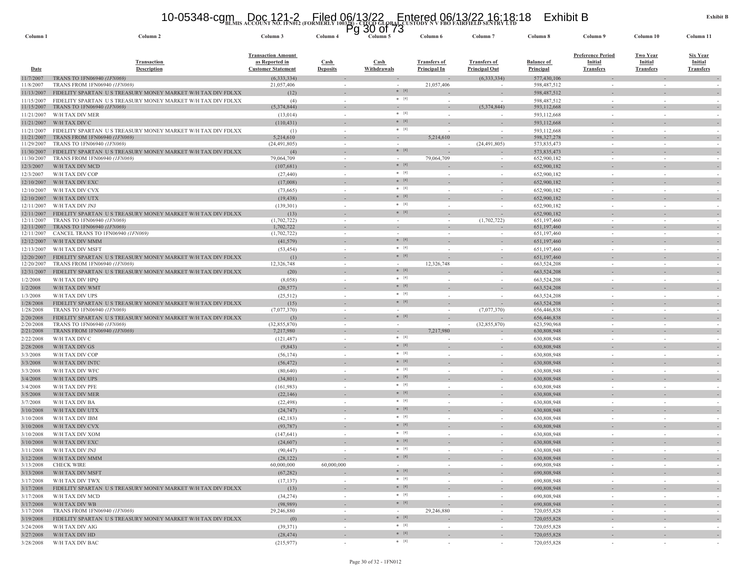**BLMIS ACCOUNT NO. 1FN012 (FORMERLY 100328) - CITCO GLOBAL CUSTODY N V FBO FAIRFIELD SENTRY LTD**

**Exhibit B**

| Column 1 | Column 2 | Column 3 | Column 4 | Column 5 | Column 6 | Column 7 | Column 8 | Column 9 | Column 10 | Column 11 |
|---|---|---|---|---|---|---|---|---|---|---|
| Date | Transaction Description | Transaction Amount as Reported in Customer Statement | Cash Deposits | Cash Withdrawals | Transfers of Principal In | Transfers of Principal Out | Balance of Principal | Preference Period Initial Transfers | Two Year Initial Transfers | Six Year Initial Transfers |
| 11/7/2007 | TRANS TO 1FN06940 *(1FN069)* | (6,333,334) | - | - | - | (6,333,334) | 577,430,106 | - | - | - |
| 11/8/2007 | TRANS FROM 1FN06940 *(1FN069)* | 21,057,406 | - | - | 21,057,406 | - | 598,487,512 | - | - | - |
| 11/13/2007 | FIDELITY SPARTAN U S TREASURY MONEY MARKET W/H TAX DIV FDLXX | (12) | - | * [4] | - | - | 598,487,512 | - | - | - |
| 11/15/2007 | FIDELITY SPARTAN U S TREASURY MONEY MARKET W/H TAX DIV FDLXX | (4) | - | * [4] | - | - | 598,487,512 | - | - | - |
| 11/15/2007 | TRANS TO 1FN06940 *(1FN069)* | (5,374,844) | - | - | - | (5,374,844) | 593,112,668 | - | - | - |
| 11/21/2007 | W/H TAX DIV MER | (13,014) | - | * [4] | - | - | 593,112,668 | - | - | - |
| 11/21/2007 | W/H TAX DIV C | (110,431) | - | * [4] | - | - | 593,112,668 | - | - | - |
| 11/21/2007 | FIDELITY SPARTAN U S TREASURY MONEY MARKET W/H TAX DIV FDLXX | (1) | - | * [4] | - | - | 593,112,668 | - | - | - |
| 11/21/2007 | TRANS FROM 1FN06940 *(1FN069)* | 5,214,610 | - | - | 5,214,610 | - | 598,327,278 | - | - | - |
| 11/29/2007 | TRANS TO 1FN06940 *(1FN069)* | (24,491,805) | - | - | - | (24,491,805) | 573,835,473 | - | - | - |
| 11/30/2007 | FIDELITY SPARTAN U S TREASURY MONEY MARKET W/H TAX DIV FDLXX | (4) | - | * [4] | - | - | 573,835,473 | - | - | - |
| 11/30/2007 | TRANS FROM 1FN06940 *(1FN069)* | 79,064,709 | - | - | 79,064,709 | - | 652,900,182 | - | - | - |
| 12/3/2007 | W/H TAX DIV MCD | (107,681) | - | * [4] | - | - | 652,900,182 | - | - | - |
| 12/3/2007 | W/H TAX DIV COP | (27,440) | - | * [4] | - | - | 652,900,182 | - | - | - |
| 12/10/2007 | W/H TAX DIV EXC | (17,008) | - | * [4] | - | - | 652,900,182 | - | - | - |
| 12/10/2007 | W/H TAX DIV CVX | (73,665) | - | * [4] | - | - | 652,900,182 | - | - | - |
| 12/10/2007 | W/H TAX DIV UTX | (19,438) | - | * [4] | - | - | 652,900,182 | - | - | - |
| 12/11/2007 | W/H TAX DIV JNJ | (139,301) | - | * [4] | - | - | 652,900,182 | - | - | - |
| 12/11/2007 | FIDELITY SPARTAN U S TREASURY MONEY MARKET W/H TAX DIV FDLXX | (13) | - | * [4] | - | - | 652,900,182 | - | - | - |
| 12/11/2007 | TRANS TO 1FN06940 *(1FN069)* | (1,702,722) | - | - | - | (1,702,722) | 651,197,460 | - | - | - |
| 12/11/2007 | TRANS TO 1FN06940 *(1FN069)* | 1,702,722 | - | - | - | - | 651,197,460 | - | - | - |
| 12/11/2007 | CANCEL TRANS TO 1FN06940 *(1FN069)* | (1,702,722) | - | - | - | - | 651,197,460 | - | - | - |
| 12/12/2007 | W/H TAX DIV MMM | (41,579) | - | * [4] | - | - | 651,197,460 | - | - | - |
| 12/13/2007 | W/H TAX DIV MSFT | (53,454) | - | * [4] | - | - | 651,197,460 | - | - | - |
| 12/20/2007 | FIDELITY SPARTAN U S TREASURY MONEY MARKET W/H TAX DIV FDLXX | (1) | - | * [4] | - | - | 651,197,460 | - | - | - |
| 12/20/2007 | TRANS FROM 1FN06940 *(1FN069)* | 12,326,748 | - | - | 12,326,748 | - | 663,524,208 | - | - | - |
| 12/31/2007 | FIDELITY SPARTAN U S TREASURY MONEY MARKET W/H TAX DIV FDLXX | (20) | - | * [4] | - | - | 663,524,208 | - | - | - |
| 1/2/2008 | W/H TAX DIV HPQ | (8,058) | - | * [4] | - | - | 663,524,208 | - | - | - |
| 1/2/2008 | W/H TAX DIV WMT | (20,577) | - | * [4] | - | - | 663,524,208 | - | - | - |
| 1/3/2008 | W/H TAX DIV UPS | (25,512) | - | * [4] | - | - | 663,524,208 | - | - | - |
| 1/28/2008 | FIDELITY SPARTAN U S TREASURY MONEY MARKET W/H TAX DIV FDLXX | (15) | - | * [4] | - | - | 663,524,208 | - | - | - |
| 1/28/2008 | TRANS TO 1FN06940 *(1FN069)* | (7,077,370) | - | - | - | (7,077,370) | 656,446,838 | - | - | - |
| 2/20/2008 | FIDELITY SPARTAN U S TREASURY MONEY MARKET W/H TAX DIV FDLXX | (3) | - | * [4] | - | - | 656,446,838 | - | - | - |
| 2/20/2008 | TRANS TO 1FN06940 *(1FN069)* | (32,855,870) | - | - | - | (32,855,870) | 623,590,968 | - | - | - |
| 2/21/2008 | TRANS FROM 1FN06940 *(1FN069)* | 7,217,980 | - | - | 7,217,980 | - | 630,808,948 | - | - | - |
| 2/22/2008 | W/H TAX DIV C | (121,487) | - | * [4] | - | - | 630,808,948 | - | - | - |
| 2/28/2008 | W/H TAX DIV GS | (9,843) | - | * [4] | - | - | 630,808,948 | - | - | - |
| 3/3/2008 | W/H TAX DIV COP | (56,174) | - | * [4] | - | - | 630,808,948 | - | - | - |
| 3/3/2008 | W/H TAX DIV INTC | (56,472) | - | * [4] | - | - | 630,808,948 | - | - | - |
| 3/3/2008 | W/H TAX DIV WFC | (80,640) | - | * [4] | - | - | 630,808,948 | - | - | - |
| 3/4/2008 | W/H TAX DIV UPS | (34,801) | - | * [4] | - | - | 630,808,948 | - | - | - |
| 3/4/2008 | W/H TAX DIV PFE | (161,983) | - | * [4] | - | - | 630,808,948 | - | - | - |
| 3/5/2008 | W/H TAX DIV MER | (22,146) | - | * [4] | - | - | 630,808,948 | - | - | - |
| 3/7/2008 | W/H TAX DIV BA | (22,498) | - | * [4] | - | - | 630,808,948 | - | - | - |
| 3/10/2008 | W/H TAX DIV UTX | (24,747) | - | * [4] | - | - | 630,808,948 | - | - | - |
| 3/10/2008 | W/H TAX DIV IBM | (42,183) | - | * [4] | - | - | 630,808,948 | - | - | - |
| 3/10/2008 | W/H TAX DIV CVX | (93,787) | - | * [4] | - | - | 630,808,948 | - | - | - |
| 3/10/2008 | W/H TAX DIV XOM | (147,641) | - | * [4] | - | - | 630,808,948 | - | - | - |
| 3/10/2008 | W/H TAX DIV EXC | (24,607) | - | * [4] | - | - | 630,808,948 | - | - | - |
| 3/11/2008 | W/H TAX DIV JNJ | (90,447) | - | * [4] | - | - | 630,808,948 | - | - | - |
| 3/12/2008 | W/H TAX DIV MMM | (28,122) | - | * [4] | - | - | 630,808,948 | - | - | - |
| 3/13/2008 | CHECK WIRE | 60,000,000 | 60,000,000 | - | - | - | 690,808,948 | - | - | - |
| 3/13/2008 | W/H TAX DIV MSFT | (67,282) | - | * [4] | - | - | 690,808,948 | - | - | - |
| 3/17/2008 | W/H TAX DIV TWX | (17,137) | - | * [4] | - | - | 690,808,948 | - | - | - |
| 3/17/2008 | FIDELITY SPARTAN U S TREASURY MONEY MARKET W/H TAX DIV FDLXX | (13) | - | * [4] | - | - | 690,808,948 | - | - | - |
| 3/17/2008 | W/H TAX DIV MCD | (34,274) | - | * [4] | - | - | 690,808,948 | - | - | - |
| 3/17/2008 | W/H TAX DIV WB | (98,989) | - | * [4] | - | - | 690,808,948 | - | - | - |
| 3/17/2008 | TRANS FROM 1FN06940 *(1FN069)* | 29,246,880 | - | - | 29,246,880 | - | 720,055,828 | - | - | - |
| 3/19/2008 | FIDELITY SPARTAN U S TREASURY MONEY MARKET W/H TAX DIV FDLXX | (0) | - | * [4] | - | - | 720,055,828 | - | - | - |
| 3/24/2008 | W/H TAX DIV AIG | (39,371) | - | * [4] | - | - | 720,055,828 | - | - | - |
| 3/27/2008 | W/H TAX DIV HD | (28,474) | - | * [4] | - | - | 720,055,828 | - | - | - |
| 3/28/2008 | W/H TAX DIV BAC | (215,977) | - | * [4] | - | - | 720,055,828 | - | - | - |

Page 30 of 32 - 1FN012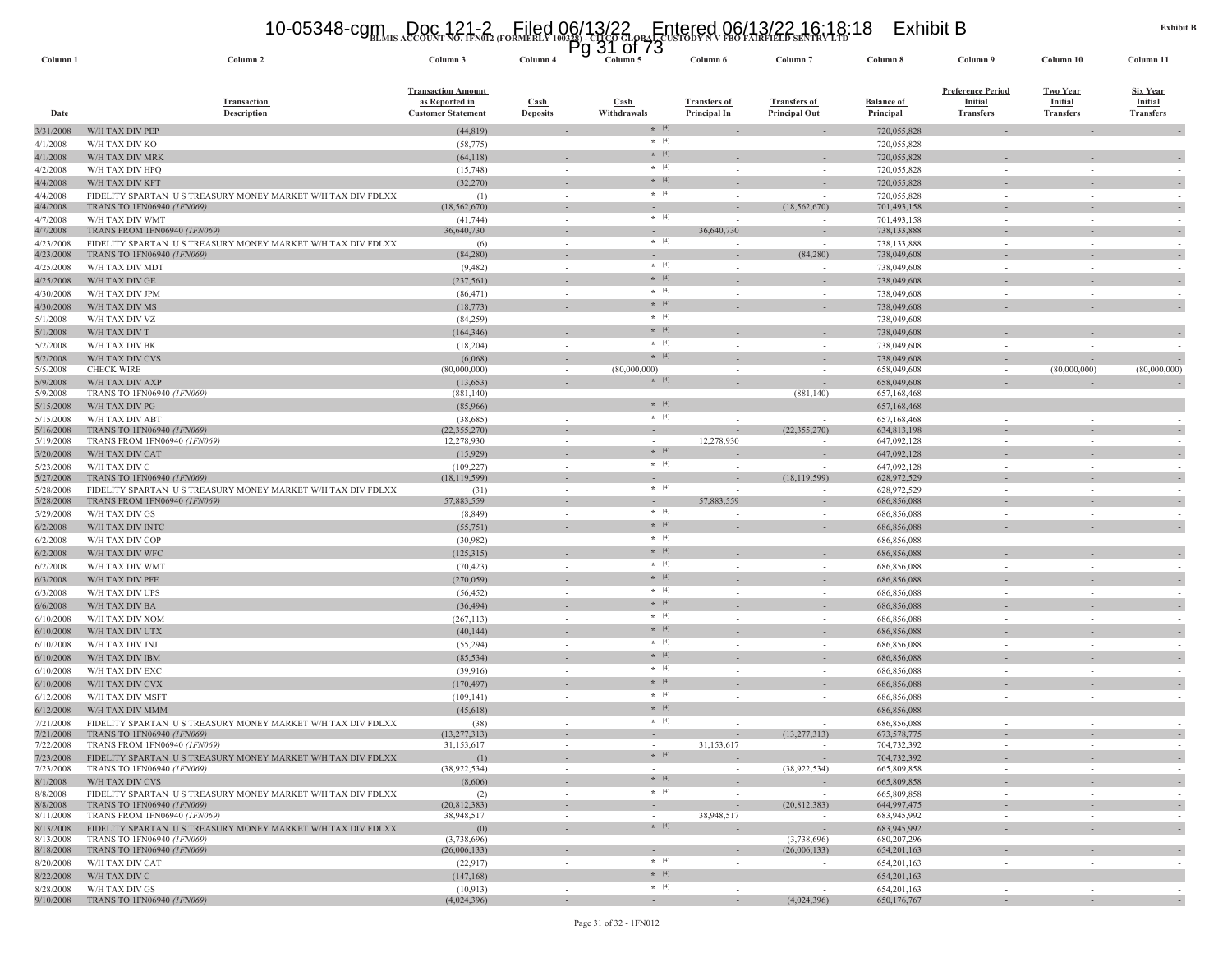**BLMIS ACCOUNT NO. 1FN012 (FORMERLY 100328) - CITCO GLOBAL CUSTODY N V FBO FAIRFIELD SENTRY LTD**

**Exhibit B**

| Column 1 | Column 2 | Column 3 | Column 4 | Column 5 | Column 6 | Column 7 | Column 8 | Column 9 | Column 10 | Column 11 |
|---|---|---|---|---|---|---|---|---|---|---|
| Date | Transaction Description | Transaction Amount as Reported in Customer Statement | Cash Deposits | Cash Withdrawals | Transfers of Principal In | Transfers of Principal Out | Balance of Principal | Preference Period Initial Transfers | Two Year Initial Transfers | Six Year Initial Transfers |
| 3/31/2008 | W/H TAX DIV PEP | (44,819) | - | * [4] | - | - | 720,055,828 | - | - | - |
| 4/1/2008 | W/H TAX DIV KO | (58,775) | - | * [4] | - | - | 720,055,828 | - | - | - |
| 4/1/2008 | W/H TAX DIV MRK | (64,118) | - | * [4] | - | - | 720,055,828 | - | - | - |
| 4/2/2008 | W/H TAX DIV HPQ | (15,748) | - | * [4] | - | - | 720,055,828 | - | - | - |
| 4/4/2008 | W/H TAX DIV KFT | (32,270) | - | * [4] | - | - | 720,055,828 | - | - | - |
| 4/4/2008 | FIDELITY SPARTAN U S TREASURY MONEY MARKET W/H TAX DIV FDLXX | (1) | - | * [4] | - | - | 720,055,828 | - | - | - |
| 4/4/2008 | TRANS TO 1FN06940 *(1FN069)* | (18,562,670) | - | - | - | (18,562,670) | 701,493,158 | - | - | - |
| 4/7/2008 | W/H TAX DIV WMT | (41,744) | - | * [4] | - | - | 701,493,158 | - | - | - |
| 4/7/2008 | TRANS FROM 1FN06940 *(1FN069)* | 36,640,730 | - | - | 36,640,730 | - | 738,133,888 | - | - | - |
| 4/23/2008 | FIDELITY SPARTAN U S TREASURY MONEY MARKET W/H TAX DIV FDLXX | (6) | - | * [4] | - | - | 738,133,888 | - | - | - |
| 4/23/2008 | TRANS TO 1FN06940 *(1FN069)* | (84,280) | - | - | - | (84,280) | 738,049,608 | - | - | - |
| 4/25/2008 | W/H TAX DIV MDT | (9,482) | - | * [4] | - | - | 738,049,608 | - | - | - |
| 4/25/2008 | W/H TAX DIV GE | (237,561) | - | * [4] | - | - | 738,049,608 | - | - | - |
| 4/30/2008 | W/H TAX DIV JPM | (86,471) | - | * [4] | - | - | 738,049,608 | - | - | - |
| 4/30/2008 | W/H TAX DIV MS | (18,773) | - | * [4] | - | - | 738,049,608 | - | - | - |
| 5/1/2008 | W/H TAX DIV VZ | (84,259) | - | * [4] | - | - | 738,049,608 | - | - | - |
| 5/1/2008 | W/H TAX DIV T | (164,346) | - | * [4] | - | - | 738,049,608 | - | - | - |
| 5/2/2008 | W/H TAX DIV BK | (18,204) | - | * [4] | - | - | 738,049,608 | - | - | - |
| 5/2/2008 | W/H TAX DIV CVS | (6,068) | - | * [4] | - | - | 738,049,608 | - | - | - |
| 5/5/2008 | CHECK WIRE | (80,000,000) | - | (80,000,000) | - | - | 658,049,608 | - | (80,000,000) | (80,000,000) |
| 5/9/2008 | W/H TAX DIV AXP | (13,653) | - | * [4] | - | - | 658,049,608 | - | - | - |
| 5/9/2008 | TRANS TO 1FN06940 *(1FN069)* | (881,140) | - | - | - | (881,140) | 657,168,468 | - | - | - |
| 5/15/2008 | W/H TAX DIV PG | (85,966) | - | * [4] | - | - | 657,168,468 | - | - | - |
| 5/15/2008 | W/H TAX DIV ABT | (38,685) | - | * [4] | - | - | 657,168,468 | - | - | - |
| 5/16/2008 | TRANS TO 1FN06940 *(1FN069)* | (22,355,270) | - | - | - | (22,355,270) | 634,813,198 | - | - | - |
| 5/19/2008 | TRANS FROM 1FN06940 *(1FN069)* | 12,278,930 | - | - | 12,278,930 | - | 647,092,128 | - | - | - |
| 5/20/2008 | W/H TAX DIV CAT | (15,929) | - | * [4] | - | - | 647,092,128 | - | - | - |
| 5/23/2008 | W/H TAX DIV C | (109,227) | - | * [4] | - | - | 647,092,128 | - | - | - |
| 5/27/2008 | TRANS TO 1FN06940 *(1FN069)* | (18,119,599) | - | - | - | (18,119,599) | 628,972,529 | - | - | - |
| 5/28/2008 | FIDELITY SPARTAN U S TREASURY MONEY MARKET W/H TAX DIV FDLXX | (31) | - | * [4] | - | - | 628,972,529 | - | - | - |
| 5/28/2008 | TRANS FROM 1FN06940 *(1FN069)* | 57,883,559 | - | - | 57,883,559 | - | 686,856,088 | - | - | - |
| 5/29/2008 | W/H TAX DIV GS | (8,849) | - | * [4] | - | - | 686,856,088 | - | - | - |
| 6/2/2008 | W/H TAX DIV INTC | (55,751) | - | * [4] | - | - | 686,856,088 | - | - | - |
| 6/2/2008 | W/H TAX DIV COP | (30,982) | - | * [4] | - | - | 686,856,088 | - | - | - |
| 6/2/2008 | W/H TAX DIV WFC | (125,315) | - | * [4] | - | - | 686,856,088 | - | - | - |
| 6/2/2008 | W/H TAX DIV WMT | (70,423) | - | * [4] | - | - | 686,856,088 | - | - | - |
| 6/3/2008 | W/H TAX DIV PFE | (270,059) | - | * [4] | - | - | 686,856,088 | - | - | - |
| 6/3/2008 | W/H TAX DIV UPS | (56,452) | - | * [4] | - | - | 686,856,088 | - | - | - |
| 6/6/2008 | W/H TAX DIV BA | (36,494) | - | * [4] | - | - | 686,856,088 | - | - | - |
| 6/10/2008 | W/H TAX DIV XOM | (267,113) | - | * [4] | - | - | 686,856,088 | - | - | - |
| 6/10/2008 | W/H TAX DIV UTX | (40,144) | - | * [4] | - | - | 686,856,088 | - | - | - |
| 6/10/2008 | W/H TAX DIV JNJ | (55,294) | - | * [4] | - | - | 686,856,088 | - | - | - |
| 6/10/2008 | W/H TAX DIV IBM | (85,534) | - | * [4] | - | - | 686,856,088 | - | - | - |
| 6/10/2008 | W/H TAX DIV EXC | (39,916) | - | * [4] | - | - | 686,856,088 | - | - | - |
| 6/10/2008 | W/H TAX DIV CVX | (170,497) | - | * [4] | - | - | 686,856,088 | - | - | - |
| 6/12/2008 | W/H TAX DIV MSFT | (109,141) | - | * [4] | - | - | 686,856,088 | - | - | - |
| 6/12/2008 | W/H TAX DIV MMM | (45,618) | - | * [4] | - | - | 686,856,088 | - | - | - |
| 7/21/2008 | FIDELITY SPARTAN U S TREASURY MONEY MARKET W/H TAX DIV FDLXX | (38) | - | * [4] | - | - | 686,856,088 | - | - | - |
| 7/21/2008 | TRANS TO 1FN06940 *(1FN069)* | (13,277,313) | - | - | - | (13,277,313) | 673,578,775 | - | - | - |
| 7/22/2008 | TRANS FROM 1FN06940 *(1FN069)* | 31,153,617 | - | - | 31,153,617 | - | 704,732,392 | - | - | - |
| 7/23/2008 | FIDELITY SPARTAN U S TREASURY MONEY MARKET W/H TAX DIV FDLXX | (1) | - | * [4] | - | - | 704,732,392 | - | - | - |
| 7/23/2008 | TRANS TO 1FN06940 *(1FN069)* | (38,922,534) | - | - | - | (38,922,534) | 665,809,858 | - | - | - |
| 8/1/2008 | W/H TAX DIV CVS | (8,606) | - | * [4] | - | - | 665,809,858 | - | - | - |
| 8/8/2008 | FIDELITY SPARTAN U S TREASURY MONEY MARKET W/H TAX DIV FDLXX | (2) | - | * [4] | - | - | 665,809,858 | - | - | - |
| 8/8/2008 | TRANS TO 1FN06940 *(1FN069)* | (20,812,383) | - | - | - | (20,812,383) | 644,997,475 | - | - | - |
| 8/11/2008 | TRANS FROM 1FN06940 *(1FN069)* | 38,948,517 | - | - | 38,948,517 | - | 683,945,992 | - | - | - |
| 8/13/2008 | FIDELITY SPARTAN U S TREASURY MONEY MARKET W/H TAX DIV FDLXX | (0) | - | * [4] | - | - | 683,945,992 | - | - | - |
| 8/13/2008 | TRANS TO 1FN06940 *(1FN069)* | (3,738,696) | - | - | - | (3,738,696) | 680,207,296 | - | - | - |
| 8/18/2008 | TRANS TO 1FN06940 *(1FN069)* | (26,006,133) | - | - | - | (26,006,133) | 654,201,163 | - | - | - |
| 8/20/2008 | W/H TAX DIV CAT | (22,917) | - | * [4] | - | - | 654,201,163 | - | - | - |
| 8/22/2008 | W/H TAX DIV C | (147,168) | - | * [4] | - | - | 654,201,163 | - | - | - |
| 8/28/2008 | W/H TAX DIV GS | (10,913) | - | * [4] | - | - | 654,201,163 | - | - | - |
| 9/10/2008 | TRANS TO 1FN06940 *(1FN069)* | (4,024,396) | - | - | - | (4,024,396) | 650,176,767 | - | - | - |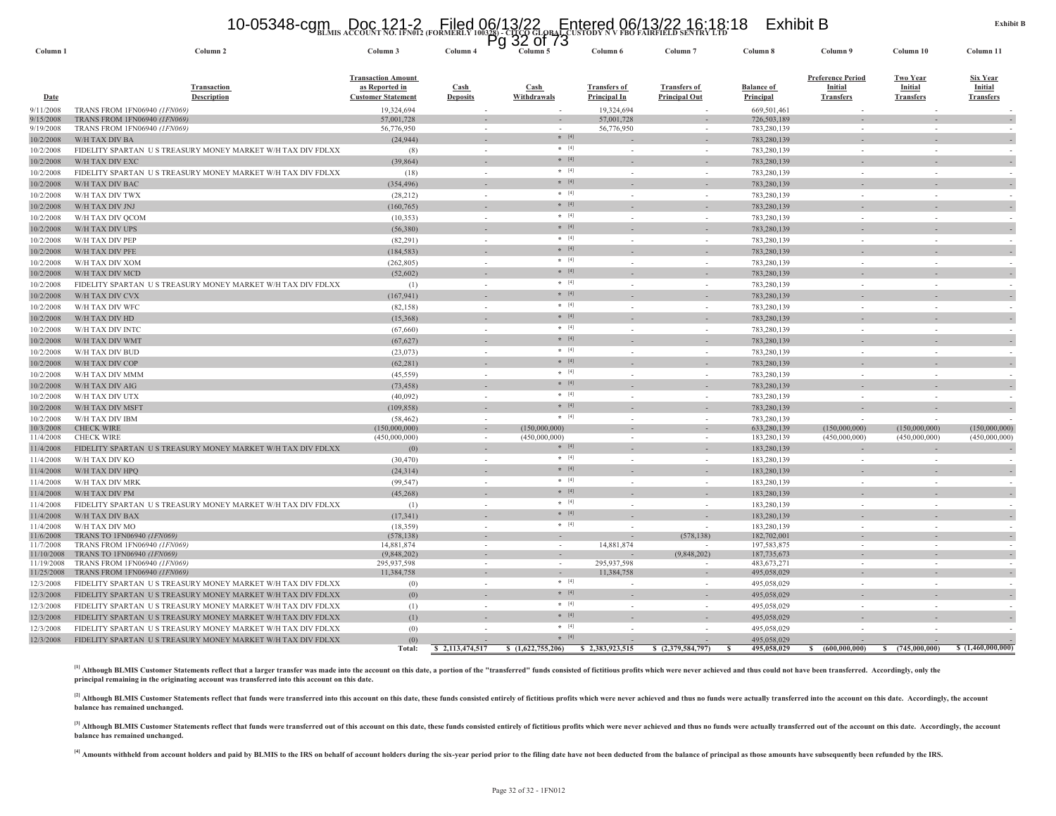**Exhibit B**

**BLMIS ACCOUNT NO. 1FN012 (FORMERLY 100328) - CITCO GLOBAL CUSTODY N V FBO FAIRFIELD SENTRY LTD**

| Column 1 | Column 2 | Column 3 | Column 4 | Column 5 | Column 6 | Column 7 | Column 8 | Column 9 | Column 10 | Column 11 |
|---|---|---|---|---|---|---|---|---|---|---|
| **Date** | **Transaction Description** | **Transaction Amount as Reported in Customer Statement** | **Cash Deposits** | **Cash Withdrawals** | **Transfers of Principal In** | **Transfers of Principal Out** | **Balance of Principal** | **Preference Period Initial Transfers** | **Two Year Initial Transfers** | **Six Year Initial Transfers** |
| 9/11/2008 | TRANS FROM 1FN06940 *(1FN069)* | 19,324,694 | - | - | 19,324,694 | - | 669,501,461 | - | - | - |
| 9/15/2008 | TRANS FROM 1FN06940 *(1FN069)* | 57,001,728 | - | - | 57,001,728 | - | 726,503,189 | - | - | - |
| 9/19/2008 | TRANS FROM 1FN06940 *(1FN069)* | 56,776,950 | - | - | 56,776,950 | - | 783,280,139 | - | - | - |
| 10/2/2008 | W/H TAX DIV BA | (24,944) | - | * [4] | - | - | 783,280,139 | - | - | - |
| 10/2/2008 | FIDELITY SPARTAN U S TREASURY MONEY MARKET W/H TAX DIV FDLXX | (8) | - | * [4] | - | - | 783,280,139 | - | - | - |
| 10/2/2008 | W/H TAX DIV EXC | (39,864) | - | * [4] | - | - | 783,280,139 | - | - | - |
| 10/2/2008 | FIDELITY SPARTAN U S TREASURY MONEY MARKET W/H TAX DIV FDLXX | (18) | - | * [4] | - | - | 783,280,139 | - | - | - |
| 10/2/2008 | W/H TAX DIV BAC | (354,496) | - | * [4] | - | - | 783,280,139 | - | - | - |
| 10/2/2008 | W/H TAX DIV TWX | (28,212) | - | * [4] | - | - | 783,280,139 | - | - | - |
| 10/2/2008 | W/H TAX DIV JNJ | (160,765) | - | * [4] | - | - | 783,280,139 | - | - | - |
| 10/2/2008 | W/H TAX DIV QCOM | (10,353) | - | * [4] | - | - | 783,280,139 | - | - | - |
| 10/2/2008 | W/H TAX DIV UPS | (56,380) | - | * [4] | - | - | 783,280,139 | - | - | - |
| 10/2/2008 | W/H TAX DIV PEP | (82,291) | - | * [4] | - | - | 783,280,139 | - | - | - |
| 10/2/2008 | W/H TAX DIV PFE | (184,583) | - | * [4] | - | - | 783,280,139 | - | - | - |
| 10/2/2008 | W/H TAX DIV XOM | (262,805) | - | * [4] | - | - | 783,280,139 | - | - | - |
| 10/2/2008 | W/H TAX DIV MCD | (52,602) | - | * [4] | - | - | 783,280,139 | - | - | - |
| 10/2/2008 | FIDELITY SPARTAN U S TREASURY MONEY MARKET W/H TAX DIV FDLXX | (1) | - | * [4] | - | - | 783,280,139 | - | - | - |
| 10/2/2008 | W/H TAX DIV CVX | (167,941) | - | * [4] | - | - | 783,280,139 | - | - | - |
| 10/2/2008 | W/H TAX DIV WFC | (82,158) | - | * [4] | - | - | 783,280,139 | - | - | - |
| 10/2/2008 | W/H TAX DIV HD | (15,368) | - | * [4] | - | - | 783,280,139 | - | - | - |
| 10/2/2008 | W/H TAX DIV INTC | (67,660) | - | * [4] | - | - | 783,280,139 | - | - | - |
| 10/2/2008 | W/H TAX DIV WMT | (67,627) | - | * [4] | - | - | 783,280,139 | - | - | - |
| 10/2/2008 | W/H TAX DIV BUD | (23,073) | - | * [4] | - | - | 783,280,139 | - | - | - |
| 10/2/2008 | W/H TAX DIV COP | (62,281) | - | * [4] | - | - | 783,280,139 | - | - | - |
| 10/2/2008 | W/H TAX DIV MMM | (45,559) | - | * [4] | - | - | 783,280,139 | - | - | - |
| 10/2/2008 | W/H TAX DIV AIG | (73,458) | - | * [4] | - | - | 783,280,139 | - | - | - |
| 10/2/2008 | W/H TAX DIV UTX | (40,092) | - | * [4] | - | - | 783,280,139 | - | - | - |
| 10/2/2008 | W/H TAX DIV MSFT | (109,858) | - | * [4] | - | - | 783,280,139 | - | - | - |
| 10/2/2008 | W/H TAX DIV IBM | (58,462) | - | * [4] | - | - | 783,280,139 | - | - | - |
| 10/3/2008 | CHECK WIRE | (150,000,000) | - | (150,000,000) | - | - | 633,280,139 | (150,000,000) | (150,000,000) | (150,000,000) |
| 11/4/2008 | CHECK WIRE | (450,000,000) | - | (450,000,000) | - | - | 183,280,139 | (450,000,000) | (450,000,000) | (450,000,000) |
| 11/4/2008 | FIDELITY SPARTAN U S TREASURY MONEY MARKET W/H TAX DIV FDLXX | (0) | - | * [4] | - | - | 183,280,139 | - | - | - |
| 11/4/2008 | W/H TAX DIV KO | (30,470) | - | * [4] | - | - | 183,280,139 | - | - | - |
| 11/4/2008 | W/H TAX DIV HPQ | (24,314) | - | * [4] | - | - | 183,280,139 | - | - | - |
| 11/4/2008 | W/H TAX DIV MRK | (99,547) | - | * [4] | - | - | 183,280,139 | - | - | - |
| 11/4/2008 | W/H TAX DIV PM | (45,268) | - | * [4] | - | - | 183,280,139 | - | - | - |
| 11/4/2008 | FIDELITY SPARTAN U S TREASURY MONEY MARKET W/H TAX DIV FDLXX | (1) | - | * [4] | - | - | 183,280,139 | - | - | - |
| 11/4/2008 | W/H TAX DIV BAX | (17,341) | - | * [4] | - | - | 183,280,139 | - | - | - |
| 11/4/2008 | W/H TAX DIV MO | (18,359) | - | * [4] | - | - | 183,280,139 | - | - | - |
| 11/6/2008 | TRANS TO 1FN06940 *(1FN069)* | (578,138) | - | - | - | (578,138) | 182,702,001 | - | - | - |
| 11/7/2008 | TRANS FROM 1FN06940 *(1FN069)* | 14,881,874 | - | - | 14,881,874 | - | 197,583,875 | - | - | - |
| 11/10/2008 | TRANS TO 1FN06940 *(1FN069)* | (9,848,202) | - | - | - | (9,848,202) | 187,735,673 | - | - | - |
| 11/19/2008 | TRANS FROM 1FN06940 *(1FN069)* | 295,937,598 | - | - | 295,937,598 | - | 483,673,271 | - | - | - |
| 11/25/2008 | TRANS FROM 1FN06940 *(1FN069)* | 11,384,758 | - | - | 11,384,758 | - | 495,058,029 | - | - | - |
| 12/3/2008 | FIDELITY SPARTAN U S TREASURY MONEY MARKET W/H TAX DIV FDLXX | (0) | - | * [4] | - | - | 495,058,029 | - | - | - |
| 12/3/2008 | FIDELITY SPARTAN U S TREASURY MONEY MARKET W/H TAX DIV FDLXX | (0) | - | * [4] | - | - | 495,058,029 | - | - | - |
| 12/3/2008 | FIDELITY SPARTAN U S TREASURY MONEY MARKET W/H TAX DIV FDLXX | (1) | - | * [4] | - | - | 495,058,029 | - | - | - |
| 12/3/2008 | FIDELITY SPARTAN U S TREASURY MONEY MARKET W/H TAX DIV FDLXX | (1) | - | * [4] | - | - | 495,058,029 | - | - | - |
| 12/3/2008 | FIDELITY SPARTAN U S TREASURY MONEY MARKET W/H TAX DIV FDLXX | (0) | - | * [4] | - | - | 495,058,029 | - | - | - |
| 12/3/2008 | FIDELITY SPARTAN U S TREASURY MONEY MARKET W/H TAX DIV FDLXX | (0) | - | * [4] | - | - | 495,058,029 | - | - | - |
| | **Total:** | **$ 2,113,474,517** | **$ (1,622,755,206)** | | **$ 2,383,923,515** | **$ (2,379,584,797)** | **$ 495,058,029** | **$ (600,000,000)** | **$ (745,000,000)** | **$ (1,460,000,000)** |

**[1] Although BLMIS Customer Statements reflect that a larger transfer was made into the account on this date, a portion of the "transferred" funds consisted of fictitious profits which were never achieved and thus could not have been transferred. Accordingly, only the principal remaining in the originating account was transferred into this account on this date.**

**[2] Although BLMIS Customer Statements reflect that funds were transferred into this account on this date, these funds consisted entirely of fictitious profits which were never achieved and thus no funds were actually transferred into the account on this date. Accordingly, the account balance has remained unchanged.**

**[3] Although BLMIS Customer Statements reflect that funds were transferred out of this account on this date, these funds consisted entirely of fictitious profits which were never achieved and thus no funds were actually transferred out of the account on this date. Accordingly, the account balance has remained unchanged.**

**[4] Amounts withheld from account holders and paid by BLMIS to the IRS on behalf of account holders during the six-year period prior to the filing date have not been deducted from the balance of principal as those amounts have subsequently been refunded by the IRS.**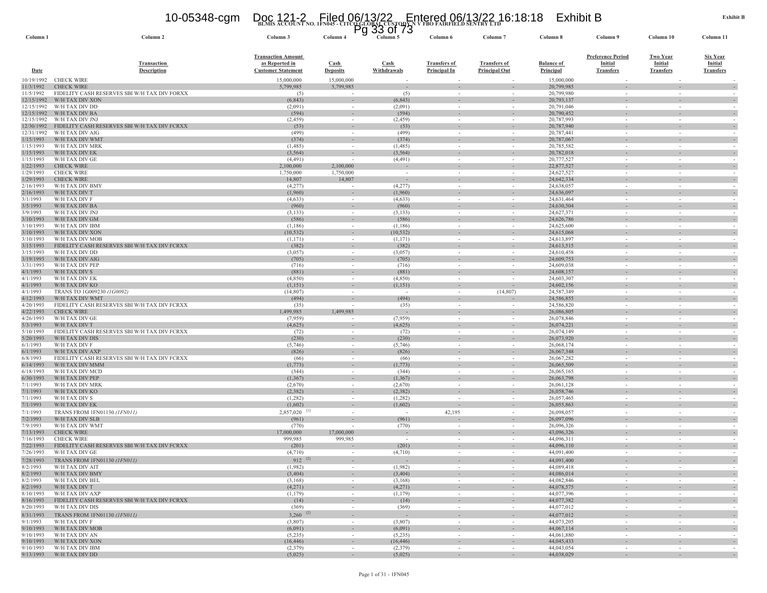Exhibit B

**BLMIS ACCOUNT NO. 1FN045 - CITCO GLOBAL CUSTODY N V FBO FAIRFIELD SENTRY LTD**

| Column 1 | Column 2 | Column 3 | Column 4 | Column 5 | Column 6 | Column 7 | Column 8 | Column 9 | Column 10 | Column 11 |
|---|---|---|---|---|---|---|---|---|---|---|
| Date | Transaction Description | Transaction Amount as Reported in Customer Statement | Cash Deposits | Cash Withdrawals | Transfers of Principal In | Transfers of Principal Out | Balance of Principal | Preference Period Initial Transfers | Two Year Initial Transfers | Six Year Initial Transfers |
| 10/19/1992 | CHECK WIRE | 15,000,000 | 15,000,000 | - | - | - | 15,000,000 | - | - | - |
| 11/3/1992 | CHECK WIRE | 5,799,985 | 5,799,985 | - | - | - | 20,799,985 | - | - | - |
| 11/5/1992 | FIDELITY CASH RESERVES SBI W/H TAX DIV FORXX | (5) | - | (5) | - | - | 20,799,980 | - | - | - |
| 12/15/1992 | W/H TAX DIV XON | (6,843) | - | (6,843) | - | - | 20,793,137 | - | - | - |
| 12/15/1992 | W/H TAX DIV DD | (2,091) | - | (2,091) | - | - | 20,791,046 | - | - | - |
| 12/15/1992 | W/H TAX DIV BA | (594) | - | (594) | - | - | 20,790,452 | - | - | - |
| 12/15/1992 | W/H TAX DIV JNJ | (2,459) | - | (2,459) | - | - | 20,787,993 | - | - | - |
| 12/30/1992 | FIDELITY CASH RESERVES SBI W/H TAX DIV FCRXX | (53) | - | (53) | - | - | 20,787,940 | - | - | - |
| 12/31/1992 | W/H TAX DIV AIG | (499) | - | (499) | - | - | 20,787,441 | - | - | - |
| 1/15/1993 | W/H TAX DIV WMT | (374) | - | (374) | - | - | 20,787,067 | - | - | - |
| 1/15/1993 | W/H TAX DIV MRK | (1,485) | - | (1,485) | - | - | 20,785,582 | - | - | - |
| 1/15/1993 | W/H TAX DIV EK | (3,564) | - | (3,564) | - | - | 20,782,018 | - | - | - |
| 1/15/1993 | W/H TAX DIV GE | (4,491) | - | (4,491) | - | - | 20,777,527 | - | - | - |
| 1/22/1993 | CHECK WIRE | 2,100,000 | 2,100,000 | - | - | - | 22,877,527 | - | - | - |
| 1/29/1993 | CHECK WIRE | 1,750,000 | 1,750,000 | - | - | - | 24,627,527 | - | - | - |
| 1/29/1993 | CHECK WIRE | 14,807 | 14,807 | - | - | - | 24,642,334 | - | - | - |
| 2/16/1993 | W/H TAX DIV BMY | (4,277) | - | (4,277) | - | - | 24,638,057 | - | - | - |
| 2/16/1993 | W/H TAX DIV T | (1,960) | - | (1,960) | - | - | 24,636,097 | - | - | - |
| 3/1/1993 | W/H TAX DIV F | (4,633) | - | (4,633) | - | - | 24,631,464 | - | - | - |
| 3/5/1993 | W/H TAX DIV BA | (960) | - | (960) | - | - | 24,630,504 | - | - | - |
| 3/9/1993 | W/H TAX DIV JNJ | (3,133) | - | (3,133) | - | - | 24,627,371 | - | - | - |
| 3/10/1993 | W/H TAX DIV GM | (586) | - | (586) | - | - | 24,626,786 | - | - | - |
| 3/10/1993 | W/H TAX DIV IBM | (1,186) | - | (1,186) | - | - | 24,625,600 | - | - | - |
| 3/10/1993 | W/H TAX DIV XON | (10,532) | - | (10,532) | - | - | 24,615,068 | - | - | - |
| 3/10/1993 | W/H TAX DIV MOB | (1,171) | - | (1,171) | - | - | 24,613,897 | - | - | - |
| 3/15/1993 | FIDELITY CASH RESERVES SBI W/H TAX DIV FCRXX | (382) | - | (382) | - | - | 24,613,515 | - | - | - |
| 3/15/1993 | W/H TAX DIV DD | (3,057) | - | (3,057) | - | - | 24,610,458 | - | - | - |
| 3/19/1993 | W/H TAX DIV AIG | (705) | - | (705) | - | - | 24,609,753 | - | - | - |
| 3/31/1993 | W/H TAX DIV PEP | (716) | - | (716) | - | - | 24,609,038 | - | - | - |
| 4/1/1993 | W/H TAX DIV S | (881) | - | (881) | - | - | 24,608,157 | - | - | - |
| 4/1/1993 | W/H TAX DIV EK | (4,850) | - | (4,850) | - | - | 24,603,307 | - | - | - |
| 4/1/1993 | W/H TAX DIV KO | (1,151) | - | (1,151) | - | - | 24,602,156 | - | - | - |
| 4/1/1993 | TRANS TO 1G009230 *(1G0092)* | (14,807) | - | - | - | (14,807) | 24,587,349 | - | - | - |
| 4/12/1993 | W/H TAX DIV WMT | (494) | - | (494) | - | - | 24,586,855 | - | - | - |
| 4/20/1993 | FIDELITY CASH RESERVES SBI W/H TAX DIV FCRXX | (35) | - | (35) | - | - | 24,586,820 | - | - | - |
| 4/22/1993 | CHECK WIRE | 1,499,985 | 1,499,985 | - | - | - | 26,086,805 | - | - | - |
| 4/26/1993 | W/H TAX DIV GE | (7,959) | - | (7,959) | - | - | 26,078,846 | - | - | - |
| 5/3/1993 | W/H TAX DIV T | (4,625) | - | (4,625) | - | - | 26,074,221 | - | - | - |
| 5/10/1993 | FIDELITY CASH RESERVES SBI W/H TAX DIV FCRXX | (72) | - | (72) | - | - | 26,074,149 | - | - | - |
| 5/20/1993 | W/H TAX DIV DIS | (230) | - | (230) | - | - | 26,073,920 | - | - | - |
| 6/1/1993 | W/H TAX DIV F | (5,746) | - | (5,746) | - | - | 26,068,174 | - | - | - |
| 6/1/1993 | W/H TAX DIV AXP | (826) | - | (826) | - | - | 26,067,348 | - | - | - |
| 6/8/1993 | FIDELITY CASH RESERVES SBI W/H TAX DIV FCRXX | (66) | - | (66) | - | - | 26,067,282 | - | - | - |
| 6/14/1993 | W/H TAX DIV MMM | (1,773) | - | (1,773) | - | - | 26,065,509 | - | - | - |
| 6/18/1993 | W/H TAX DIV MCD | (344) | - | (344) | - | - | 26,065,165 | - | - | - |
| 6/30/1993 | W/H TAX DIV PEP | (1,367) | - | (1,367) | - | - | 26,063,798 | - | - | - |
| 7/1/1993 | W/H TAX DIV MRK | (2,670) | - | (2,670) | - | - | 26,061,128 | - | - | - |
| 7/1/1993 | W/H TAX DIV KO | (2,382) | - | (2,382) | - | - | 26,058,746 | - | - | - |
| 7/1/1993 | W/H TAX DIV S | (1,282) | - | (1,282) | - | - | 26,057,465 | - | - | - |
| 7/1/1993 | W/H TAX DIV EK | (1,602) | - | (1,602) | - | - | 26,055,863 | - | - | - |
| 7/1/1993 | TRANS FROM 1FN01130 *(1FN011)* | 2,857,020 [1] | - | - | 42,195 | - | 26,098,057 | - | - | - |
| 7/2/1993 | W/H TAX DIV SLB | (961) | - | (961) | - | - | 26,097,096 | - | - | - |
| 7/9/1993 | W/H TAX DIV WMT | (770) | - | (770) | - | - | 26,096,326 | - | - | - |
| 7/13/1993 | CHECK WIRE | 17,000,000 | 17,000,000 | - | - | - | 43,096,326 | - | - | - |
| 7/16/1993 | CHECK WIRE | 999,985 | 999,985 | - | - | - | 44,096,311 | - | - | - |
| 7/22/1993 | FIDELITY CASH RESERVES SBI W/H TAX DIV FCRXX | (201) | - | (201) | - | - | 44,096,110 | - | - | - |
| 7/26/1993 | W/H TAX DIV GE | (4,710) | - | (4,710) | - | - | 44,091,400 | - | - | - |
| 7/28/1993 | TRANS FROM 1FN01130 *(1FN011)* | 912 [2] | - | - | - | - | 44,091,400 | - | - | - |
| 8/2/1993 | W/H TAX DIV AIT | (1,982) | - | (1,982) | - | - | 44,089,418 | - | - | - |
| 8/2/1993 | W/H TAX DIV BMY | (3,404) | - | (3,404) | - | - | 44,086,014 | - | - | - |
| 8/2/1993 | W/H TAX DIV BEL | (3,168) | - | (3,168) | - | - | 44,082,846 | - | - | - |
| 8/2/1993 | W/H TAX DIV T | (4,271) | - | (4,271) | - | - | 44,078,575 | - | - | - |
| 8/10/1993 | W/H TAX DIV AXP | (1,179) | - | (1,179) | - | - | 44,077,396 | - | - | - |
| 8/16/1993 | FIDELITY CASH RESERVES SBI W/H TAX DIV FCRXX | (14) | - | (14) | - | - | 44,077,382 | - | - | - |
| 8/20/1993 | W/H TAX DIV DIS | (369) | - | (369) | - | - | 44,077,012 | - | - | - |
| 8/31/1993 | TRANS FROM 1FN01130 *(1FN011)* | 3,260 [2] | - | - | - | - | 44,077,012 | - | - | - |
| 9/1/1993 | W/H TAX DIV F | (3,807) | - | (3,807) | - | - | 44,073,205 | - | - | - |
| 9/10/1993 | W/H TAX DIV MOB | (6,091) | - | (6,091) | - | - | 44,067,114 | - | - | - |
| 9/10/1993 | W/H TAX DIV AN | (5,235) | - | (5,235) | - | - | 44,061,880 | - | - | - |
| 9/10/1993 | W/H TAX DIV XON | (16,446) | - | (16,446) | - | - | 44,045,433 | - | - | - |
| 9/10/1993 | W/H TAX DIV IBM | (2,379) | - | (2,379) | - | - | 44,043,054 | - | - | - |
| 9/13/1993 | W/H TAX DIV DD | (5,025) | - | (5,025) | - | - | 44,038,029 | - | - | - |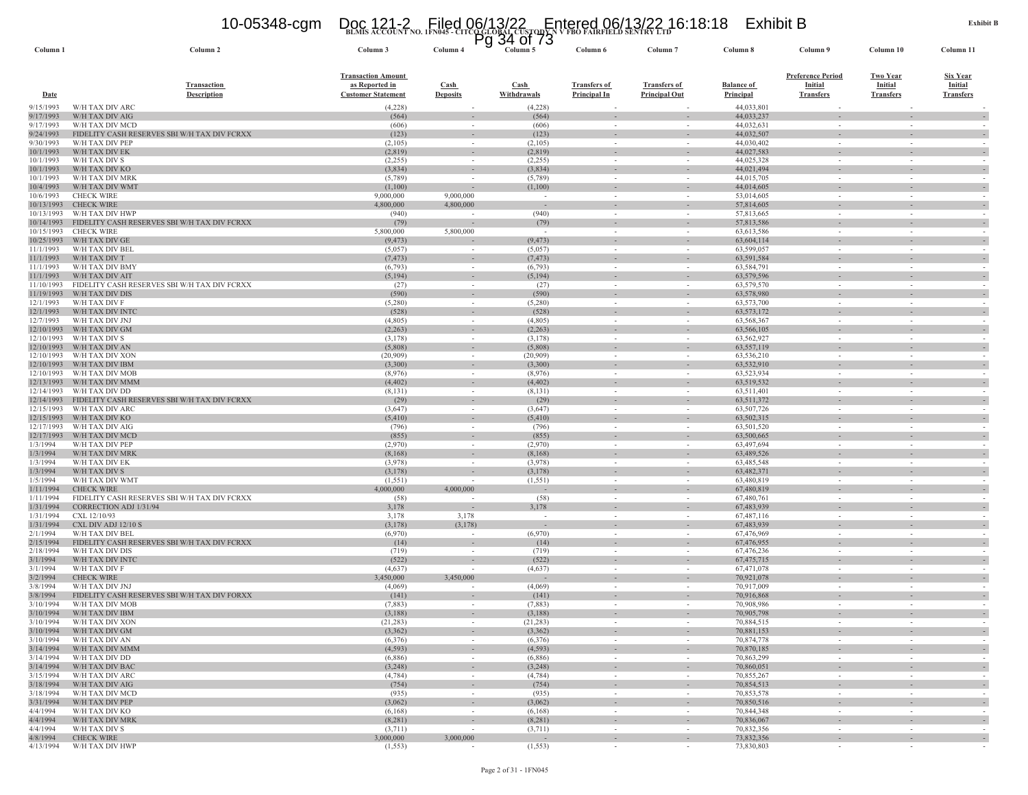BLMIS ACCOUNT NO. 1FN045 - CITCO GLOBAL CUSTODY N V FBO FAIRFIELD SENTRY LTD

Exhibit B

| Column 1 | Column 2 | Column 3 | Column 4 | Column 5 | Column 6 | Column 7 | Column 8 | Column 9 | Column 10 | Column 11 |
|---|---|---|---|---|---|---|---|---|---|---|
| Date | Transaction Description | Transaction Amount as Reported in Customer Statement | Cash Deposits | Cash Withdrawals | Transfers of Principal In | Transfers of Principal Out | Balance of Principal | Preference Period Initial Transfers | Two Year Initial Transfers | Six Year Initial Transfers |
| 9/15/1993 | W/H TAX DIV ARC | (4,228) | - | (4,228) | - | - | 44,033,801 | - | - | - |
| 9/17/1993 | W/H TAX DIV AIG | (564) | - | (564) | - | - | 44,033,237 | - | - | - |
| 9/17/1993 | W/H TAX DIV MCD | (606) | - | (606) | - | - | 44,032,631 | - | - | - |
| 9/24/1993 | FIDELITY CASH RESERVES SBI W/H TAX DIV FCRXX | (123) | - | (123) | - | - | 44,032,507 | - | - | - |
| 9/30/1993 | W/H TAX DIV PEP | (2,105) | - | (2,105) | - | - | 44,030,402 | - | - | - |
| 10/1/1993 | W/H TAX DIV EK | (2,819) | - | (2,819) | - | - | 44,027,583 | - | - | - |
| 10/1/1993 | W/H TAX DIV S | (2,255) | - | (2,255) | - | - | 44,025,328 | - | - | - |
| 10/1/1993 | W/H TAX DIV KO | (3,834) | - | (3,834) | - | - | 44,021,494 | - | - | - |
| 10/1/1993 | W/H TAX DIV MRK | (5,789) | - | (5,789) | - | - | 44,015,705 | - | - | - |
| 10/4/1993 | W/H TAX DIV WMT | (1,100) | - | (1,100) | - | - | 44,014,605 | - | - | - |
| 10/6/1993 | CHECK WIRE | 9,000,000 | 9,000,000 | - | - | - | 53,014,605 | - | - | - |
| 10/13/1993 | CHECK WIRE | 4,800,000 | 4,800,000 | - | - | - | 57,814,605 | - | - | - |
| 10/13/1993 | W/H TAX DIV HWP | (940) | - | (940) | - | - | 57,813,665 | - | - | - |
| 10/14/1993 | FIDELITY CASH RESERVES SBI W/H TAX DIV FCRXX | (79) | - | (79) | - | - | 57,813,586 | - | - | - |
| 10/15/1993 | CHECK WIRE | 5,800,000 | 5,800,000 | - | - | - | 63,613,586 | - | - | - |
| 10/25/1993 | W/H TAX DIV GE | (9,473) | - | (9,473) | - | - | 63,604,114 | - | - | - |
| 11/1/1993 | W/H TAX DIV BEL | (5,057) | - | (5,057) | - | - | 63,599,057 | - | - | - |
| 11/1/1993 | W/H TAX DIV T | (7,473) | - | (7,473) | - | - | 63,591,584 | - | - | - |
| 11/1/1993 | W/H TAX DIV BMY | (6,793) | - | (6,793) | - | - | 63,584,791 | - | - | - |
| 11/1/1993 | W/H TAX DIV AIT | (5,194) | - | (5,194) | - | - | 63,579,596 | - | - | - |
| 11/10/1993 | FIDELITY CASH RESERVES SBI W/H TAX DIV FCRXX | (27) | - | (27) | - | - | 63,579,570 | - | - | - |
| 11/19/1993 | W/H TAX DIV DIS | (590) | - | (590) | - | - | 63,578,980 | - | - | - |
| 12/1/1993 | W/H TAX DIV F | (5,280) | - | (5,280) | - | - | 63,573,700 | - | - | - |
| 12/1/1993 | W/H TAX DIV INTC | (528) | - | (528) | - | - | 63,573,172 | - | - | - |
| 12/7/1993 | W/H TAX DIV JNJ | (4,805) | - | (4,805) | - | - | 63,568,367 | - | - | - |
| 12/10/1993 | W/H TAX DIV GM | (2,263) | - | (2,263) | - | - | 63,566,105 | - | - | - |
| 12/10/1993 | W/H TAX DIV S | (3,178) | - | (3,178) | - | - | 63,562,927 | - | - | - |
| 12/10/1993 | W/H TAX DIV AN | (5,808) | - | (5,808) | - | - | 63,557,119 | - | - | - |
| 12/10/1993 | W/H TAX DIV XON | (20,909) | - | (20,909) | - | - | 63,536,210 | - | - | - |
| 12/10/1993 | W/H TAX DIV IBM | (3,300) | - | (3,300) | - | - | 63,532,910 | - | - | - |
| 12/10/1993 | W/H TAX DIV MOB | (8,976) | - | (8,976) | - | - | 63,523,934 | - | - | - |
| 12/13/1993 | W/H TAX DIV MMM | (4,402) | - | (4,402) | - | - | 63,519,532 | - | - | - |
| 12/14/1993 | W/H TAX DIV DD | (8,131) | - | (8,131) | - | - | 63,511,401 | - | - | - |
| 12/14/1993 | FIDELITY CASH RESERVES SBI W/H TAX DIV FCRXX | (29) | - | (29) | - | - | 63,511,372 | - | - | - |
| 12/15/1993 | W/H TAX DIV ARC | (3,647) | - | (3,647) | - | - | 63,507,726 | - | - | - |
| 12/15/1993 | W/H TAX DIV KO | (5,410) | - | (5,410) | - | - | 63,502,315 | - | - | - |
| 12/17/1993 | W/H TAX DIV AIG | (796) | - | (796) | - | - | 63,501,520 | - | - | - |
| 12/17/1993 | W/H TAX DIV MCD | (855) | - | (855) | - | - | 63,500,665 | - | - | - |
| 1/3/1994 | W/H TAX DIV PEP | (2,970) | - | (2,970) | - | - | 63,497,694 | - | - | - |
| 1/3/1994 | W/H TAX DIV MRK | (8,168) | - | (8,168) | - | - | 63,489,526 | - | - | - |
| 1/3/1994 | W/H TAX DIV EK | (3,978) | - | (3,978) | - | - | 63,485,548 | - | - | - |
| 1/3/1994 | W/H TAX DIV S | (3,178) | - | (3,178) | - | - | 63,482,371 | - | - | - |
| 1/5/1994 | W/H TAX DIV WMT | (1,551) | - | (1,551) | - | - | 63,480,819 | - | - | - |
| 1/11/1994 | CHECK WIRE | 4,000,000 | 4,000,000 | - | - | - | 67,480,819 | - | - | - |
| 1/11/1994 | FIDELITY CASH RESERVES SBI W/H TAX DIV FCRXX | (58) | - | (58) | - | - | 67,480,761 | - | - | - |
| 1/31/1994 | CORRECTION ADJ 1/31/94 | 3,178 | - | 3,178 | - | - | 67,483,939 | - | - | - |
| 1/31/1994 | CXL 12/10/93 | 3,178 | 3,178 | - | - | - | 67,487,116 | - | - | - |
| 1/31/1994 | CXL DIV ADJ 12/10 S | (3,178) | (3,178) | - | - | - | 67,483,939 | - | - | - |
| 2/1/1994 | W/H TAX DIV BEL | (6,970) | - | (6,970) | - | - | 67,476,969 | - | - | - |
| 2/15/1994 | FIDELITY CASH RESERVES SBI W/H TAX DIV FCRXX | (14) | - | (14) | - | - | 67,476,955 | - | - | - |
| 2/18/1994 | W/H TAX DIV DIS | (719) | - | (719) | - | - | 67,476,236 | - | - | - |
| 3/1/1994 | W/H TAX DIV INTC | (522) | - | (522) | - | - | 67,475,715 | - | - | - |
| 3/1/1994 | W/H TAX DIV F | (4,637) | - | (4,637) | - | - | 67,471,078 | - | - | - |
| 3/2/1994 | CHECK WIRE | 3,450,000 | 3,450,000 | - | - | - | 70,921,078 | - | - | - |
| 3/8/1994 | W/H TAX DIV JNJ | (4,069) | - | (4,069) | - | - | 70,917,009 | - | - | - |
| 3/8/1994 | FIDELITY CASH RESERVES SBI W/H TAX DIV FORXX | (141) | - | (141) | - | - | 70,916,868 | - | - | - |
| 3/10/1994 | W/H TAX DIV MOB | (7,883) | - | (7,883) | - | - | 70,908,986 | - | - | - |
| 3/10/1994 | W/H TAX DIV IBM | (3,188) | - | (3,188) | - | - | 70,905,798 | - | - | - |
| 3/10/1994 | W/H TAX DIV XON | (21,283) | - | (21,283) | - | - | 70,884,515 | - | - | - |
| 3/10/1994 | W/H TAX DIV GM | (3,362) | - | (3,362) | - | - | 70,881,153 | - | - | - |
| 3/10/1994 | W/H TAX DIV AN | (6,376) | - | (6,376) | - | - | 70,874,778 | - | - | - |
| 3/14/1994 | W/H TAX DIV MMM | (4,593) | - | (4,593) | - | - | 70,870,185 | - | - | - |
| 3/14/1994 | W/H TAX DIV DD | (6,886) | - | (6,886) | - | - | 70,863,299 | - | - | - |
| 3/14/1994 | W/H TAX DIV BAC | (3,248) | - | (3,248) | - | - | 70,860,051 | - | - | - |
| 3/15/1994 | W/H TAX DIV ARC | (4,784) | - | (4,784) | - | - | 70,855,267 | - | - | - |
| 3/18/1994 | W/H TAX DIV AIG | (754) | - | (754) | - | - | 70,854,513 | - | - | - |
| 3/18/1994 | W/H TAX DIV MCD | (935) | - | (935) | - | - | 70,853,578 | - | - | - |
| 3/31/1994 | W/H TAX DIV PEP | (3,062) | - | (3,062) | - | - | 70,850,516 | - | - | - |
| 4/4/1994 | W/H TAX DIV KO | (6,168) | - | (6,168) | - | - | 70,844,348 | - | - | - |
| 4/4/1994 | W/H TAX DIV MRK | (8,281) | - | (8,281) | - | - | 70,836,067 | - | - | - |
| 4/4/1994 | W/H TAX DIV S | (3,711) | - | (3,711) | - | - | 70,832,356 | - | - | - |
| 4/8/1994 | CHECK WIRE | 3,000,000 | 3,000,000 | - | - | - | 73,832,356 | - | - | - |
| 4/13/1994 | W/H TAX DIV HWP | (1,553) | - | (1,553) | - | - | 73,830,803 | - | - | - |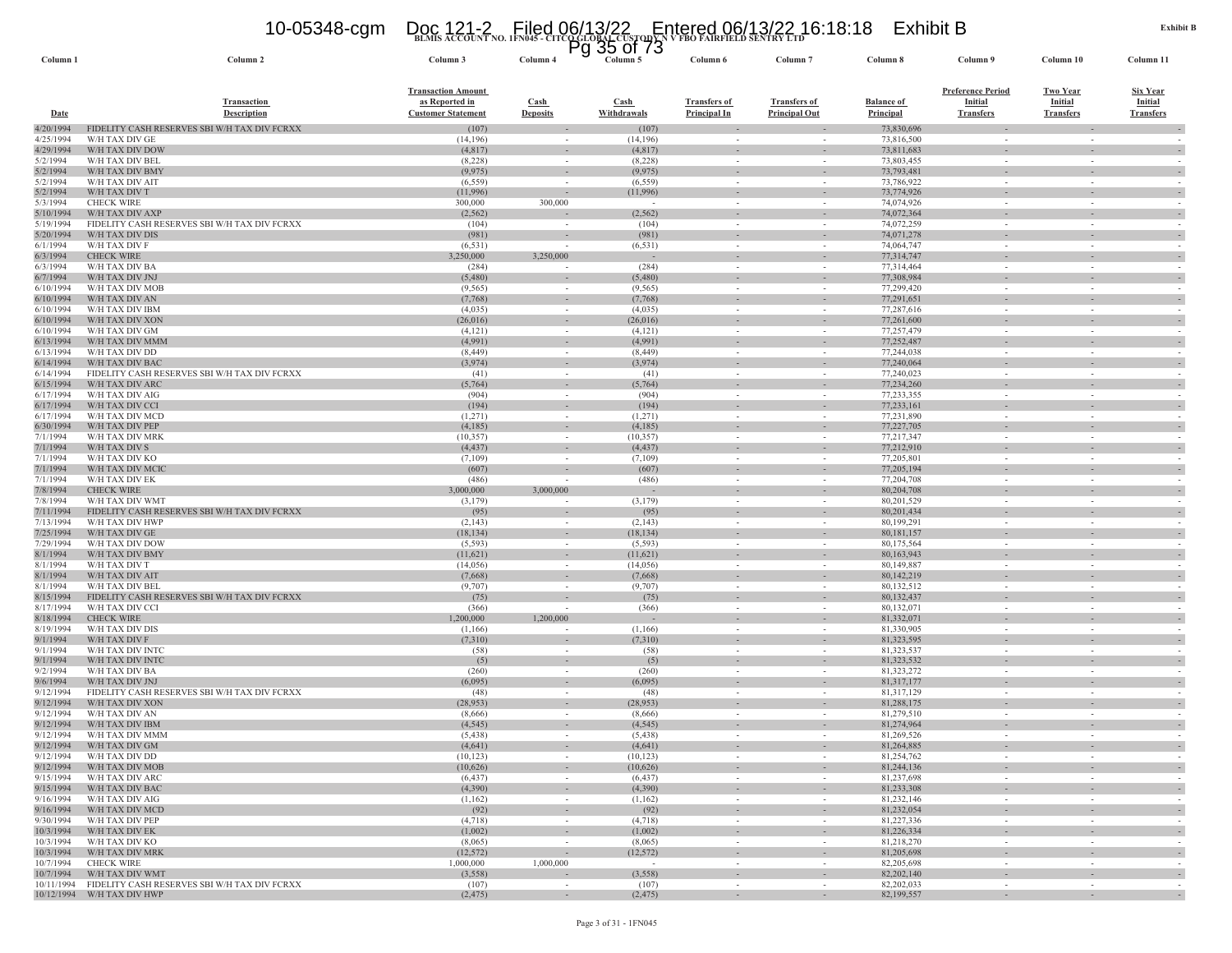**BLMIS ACCOUNT NO. 1FN045 - CITCO GLOBAL CUSTODY N V FBO FAIRFIELD SENTRY LTD**

**Exhibit B**

| Column 1 | Column 2 | Column 3 | Column 4 | Column 5 | Column 6 | Column 7 | Column 8 | Column 9 | Column 10 | Column 11 |
|---|---|---|---|---|---|---|---|---|---|---|
| Date | Transaction Description | Transaction Amount as Reported in Customer Statement | Cash Deposits | Cash Withdrawals | Transfers of Principal In | Transfers of Principal Out | Balance of Principal | Preference Period Initial Transfers | Two Year Initial Transfers | Six Year Initial Transfers |
| 4/20/1994 | FIDELITY CASH RESERVES SBI W/H TAX DIV FCRXX | (107) | - | (107) | - | - | 73,830,696 | - | - | - |
| 4/25/1994 | W/H TAX DIV GE | (14,196) | - | (14,196) | - | - | 73,816,500 | - | - | - |
| 4/29/1994 | W/H TAX DIV DOW | (4,817) | - | (4,817) | - | - | 73,811,683 | - | - | - |
| 5/2/1994 | W/H TAX DIV BEL | (8,228) | - | (8,228) | - | - | 73,803,455 | - | - | - |
| 5/2/1994 | W/H TAX DIV BMY | (9,975) | - | (9,975) | - | - | 73,793,481 | - | - | - |
| 5/2/1994 | W/H TAX DIV AIT | (6,559) | - | (6,559) | - | - | 73,786,922 | - | - | - |
| 5/2/1994 | W/H TAX DIV T | (11,996) | - | (11,996) | - | - | 73,774,926 | - | - | - |
| 5/3/1994 | CHECK WIRE | 300,000 | 300,000 | - | - | - | 74,074,926 | - | - | - |
| 5/10/1994 | W/H TAX DIV AXP | (2,562) | - | (2,562) | - | - | 74,072,364 | - | - | - |
| 5/19/1994 | FIDELITY CASH RESERVES SBI W/H TAX DIV FCRXX | (104) | - | (104) | - | - | 74,072,259 | - | - | - |
| 5/20/1994 | W/H TAX DIV DIS | (981) | - | (981) | - | - | 74,071,278 | - | - | - |
| 6/1/1994 | W/H TAX DIV F | (6,531) | - | (6,531) | - | - | 74,064,747 | - | - | - |
| 6/3/1994 | CHECK WIRE | 3,250,000 | 3,250,000 | - | - | - | 77,314,747 | - | - | - |
| 6/3/1994 | W/H TAX DIV BA | (284) | - | (284) | - | - | 77,314,464 | - | - | - |
| 6/7/1994 | W/H TAX DIV JNJ | (5,480) | - | (5,480) | - | - | 77,308,984 | - | - | - |
| 6/10/1994 | W/H TAX DIV MOB | (9,565) | - | (9,565) | - | - | 77,299,420 | - | - | - |
| 6/10/1994 | W/H TAX DIV AN | (7,768) | - | (7,768) | - | - | 77,291,651 | - | - | - |
| 6/10/1994 | W/H TAX DIV IBM | (4,035) | - | (4,035) | - | - | 77,287,616 | - | - | - |
| 6/10/1994 | W/H TAX DIV XON | (26,016) | - | (26,016) | - | - | 77,261,600 | - | - | - |
| 6/10/1994 | W/H TAX DIV GM | (4,121) | - | (4,121) | - | - | 77,257,479 | - | - | - |
| 6/13/1994 | W/H TAX DIV MMM | (4,991) | - | (4,991) | - | - | 77,252,487 | - | - | - |
| 6/13/1994 | W/H TAX DIV DD | (8,449) | - | (8,449) | - | - | 77,244,038 | - | - | - |
| 6/14/1994 | W/H TAX DIV BAC | (3,974) | - | (3,974) | - | - | 77,240,064 | - | - | - |
| 6/14/1994 | FIDELITY CASH RESERVES SBI W/H TAX DIV FCRXX | (41) | - | (41) | - | - | 77,240,023 | - | - | - |
| 6/15/1994 | W/H TAX DIV ARC | (5,764) | - | (5,764) | - | - | 77,234,260 | - | - | - |
| 6/17/1994 | W/H TAX DIV AIG | (904) | - | (904) | - | - | 77,233,355 | - | - | - |
| 6/17/1994 | W/H TAX DIV CCI | (194) | - | (194) | - | - | 77,233,161 | - | - | - |
| 6/17/1994 | W/H TAX DIV MCD | (1,271) | - | (1,271) | - | - | 77,231,890 | - | - | - |
| 6/30/1994 | W/H TAX DIV PEP | (4,185) | - | (4,185) | - | - | 77,227,705 | - | - | - |
| 7/1/1994 | W/H TAX DIV MRK | (10,357) | - | (10,357) | - | - | 77,217,347 | - | - | - |
| 7/1/1994 | W/H TAX DIV S | (4,437) | - | (4,437) | - | - | 77,212,910 | - | - | - |
| 7/1/1994 | W/H TAX DIV KO | (7,109) | - | (7,109) | - | - | 77,205,801 | - | - | - |
| 7/1/1994 | W/H TAX DIV MCIC | (607) | - | (607) | - | - | 77,205,194 | - | - | - |
| 7/1/1994 | W/H TAX DIV EK | (486) | - | (486) | - | - | 77,204,708 | - | - | - |
| 7/8/1994 | CHECK WIRE | 3,000,000 | 3,000,000 | - | - | - | 80,204,708 | - | - | - |
| 7/8/1994 | W/H TAX DIV WMT | (3,179) | - | (3,179) | - | - | 80,201,529 | - | - | - |
| 7/11/1994 | FIDELITY CASH RESERVES SBI W/H TAX DIV FCRXX | (95) | - | (95) | - | - | 80,201,434 | - | - | - |
| 7/13/1994 | W/H TAX DIV HWP | (2,143) | - | (2,143) | - | - | 80,199,291 | - | - | - |
| 7/25/1994 | W/H TAX DIV GE | (18,134) | - | (18,134) | - | - | 80,181,157 | - | - | - |
| 7/29/1994 | W/H TAX DIV DOW | (5,593) | - | (5,593) | - | - | 80,175,564 | - | - | - |
| 8/1/1994 | W/H TAX DIV BMY | (11,621) | - | (11,621) | - | - | 80,163,943 | - | - | - |
| 8/1/1994 | W/H TAX DIV T | (14,056) | - | (14,056) | - | - | 80,149,887 | - | - | - |
| 8/1/1994 | W/H TAX DIV AIT | (7,668) | - | (7,668) | - | - | 80,142,219 | - | - | - |
| 8/1/1994 | W/H TAX DIV BEL | (9,707) | - | (9,707) | - | - | 80,132,512 | - | - | - |
| 8/15/1994 | FIDELITY CASH RESERVES SBI W/H TAX DIV FCRXX | (75) | - | (75) | - | - | 80,132,437 | - | - | - |
| 8/17/1994 | W/H TAX DIV CCI | (366) | - | (366) | - | - | 80,132,071 | - | - | - |
| 8/18/1994 | CHECK WIRE | 1,200,000 | 1,200,000 | - | - | - | 81,332,071 | - | - | - |
| 8/19/1994 | W/H TAX DIV DIS | (1,166) | - | (1,166) | - | - | 81,330,905 | - | - | - |
| 9/1/1994 | W/H TAX DIV F | (7,310) | - | (7,310) | - | - | 81,323,595 | - | - | - |
| 9/1/1994 | W/H TAX DIV INTC | (58) | - | (58) | - | - | 81,323,537 | - | - | - |
| 9/1/1994 | W/H TAX DIV INTC | (5) | - | (5) | - | - | 81,323,532 | - | - | - |
| 9/2/1994 | W/H TAX DIV BA | (260) | - | (260) | - | - | 81,323,272 | - | - | - |
| 9/6/1994 | W/H TAX DIV JNJ | (6,095) | - | (6,095) | - | - | 81,317,177 | - | - | - |
| 9/12/1994 | FIDELITY CASH RESERVES SBI W/H TAX DIV FCRXX | (48) | - | (48) | - | - | 81,317,129 | - | - | - |
| 9/12/1994 | W/H TAX DIV XON | (28,953) | - | (28,953) | - | - | 81,288,175 | - | - | - |
| 9/12/1994 | W/H TAX DIV AN | (8,666) | - | (8,666) | - | - | 81,279,510 | - | - | - |
| 9/12/1994 | W/H TAX DIV IBM | (4,545) | - | (4,545) | - | - | 81,274,964 | - | - | - |
| 9/12/1994 | W/H TAX DIV MMM | (5,438) | - | (5,438) | - | - | 81,269,526 | - | - | - |
| 9/12/1994 | W/H TAX DIV GM | (4,641) | - | (4,641) | - | - | 81,264,885 | - | - | - |
| 9/12/1994 | W/H TAX DIV DD | (10,123) | - | (10,123) | - | - | 81,254,762 | - | - | - |
| 9/12/1994 | W/H TAX DIV MOB | (10,626) | - | (10,626) | - | - | 81,244,136 | - | - | - |
| 9/15/1994 | W/H TAX DIV ARC | (6,437) | - | (6,437) | - | - | 81,237,698 | - | - | - |
| 9/15/1994 | W/H TAX DIV BAC | (4,390) | - | (4,390) | - | - | 81,233,308 | - | - | - |
| 9/16/1994 | W/H TAX DIV AIG | (1,162) | - | (1,162) | - | - | 81,232,146 | - | - | - |
| 9/16/1994 | W/H TAX DIV MCD | (92) | - | (92) | - | - | 81,232,054 | - | - | - |
| 9/30/1994 | W/H TAX DIV PEP | (4,718) | - | (4,718) | - | - | 81,227,336 | - | - | - |
| 10/3/1994 | W/H TAX DIV EK | (1,002) | - | (1,002) | - | - | 81,226,334 | - | - | - |
| 10/3/1994 | W/H TAX DIV KO | (8,065) | - | (8,065) | - | - | 81,218,270 | - | - | - |
| 10/3/1994 | W/H TAX DIV MRK | (12,572) | - | (12,572) | - | - | 81,205,698 | - | - | - |
| 10/7/1994 | CHECK WIRE | 1,000,000 | 1,000,000 | - | - | - | 82,205,698 | - | - | - |
| 10/7/1994 | W/H TAX DIV WMT | (3,558) | - | (3,558) | - | - | 82,202,140 | - | - | - |
| 10/11/1994 | FIDELITY CASH RESERVES SBI W/H TAX DIV FCRXX | (107) | - | (107) | - | - | 82,202,033 | - | - | - |
| 10/12/1994 | W/H TAX DIV HWP | (2,475) | - | (2,475) | - | - | 82,199,557 | - | - | - |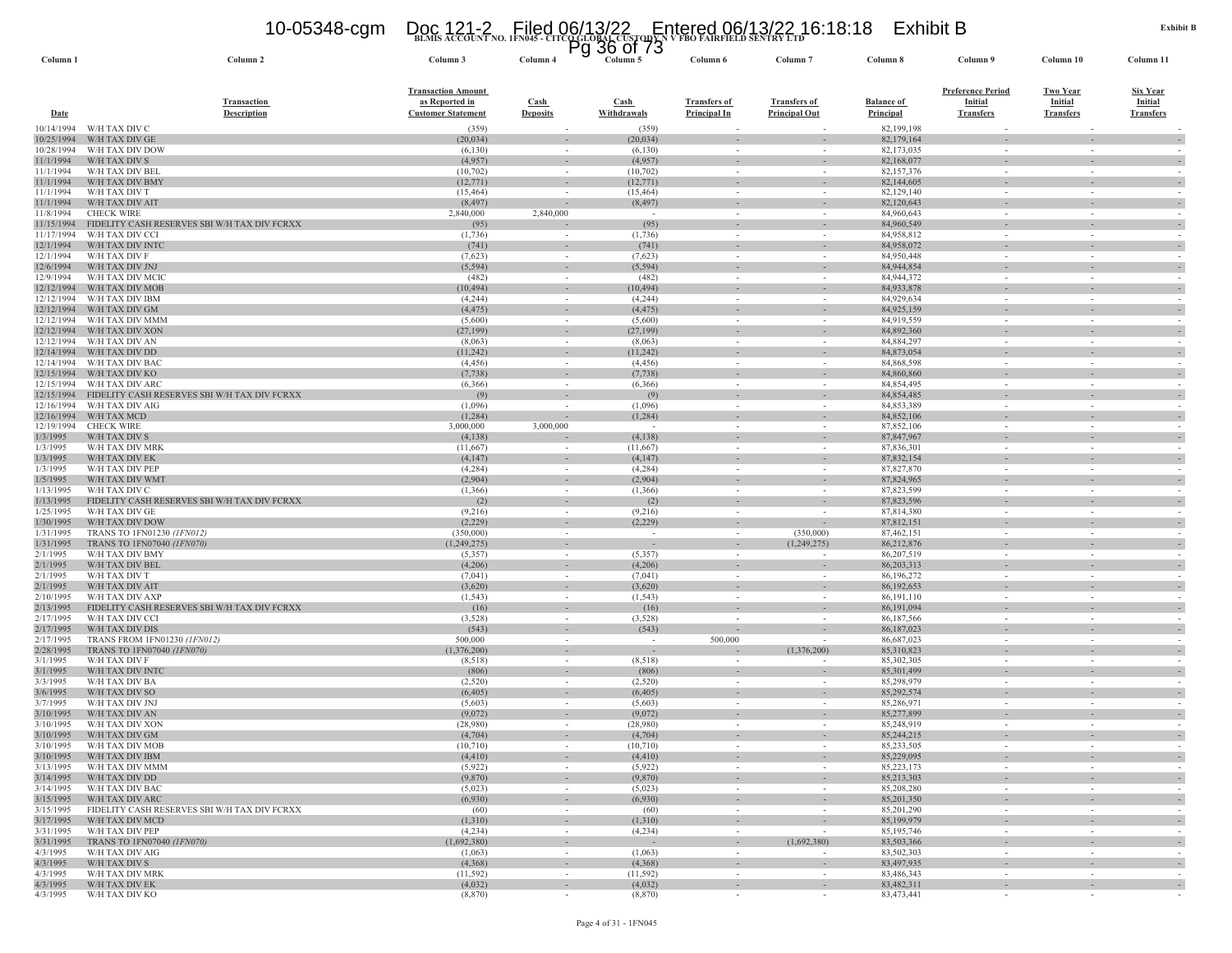BLMIS ACCOUNT NO. 1FN045 - CITCO GLOBAL CUSTODY N V FBO FAIRFIELD SENTRY LTD

| Column 1 | Column 2 | Column 3 | Column 4 | Column 5 | Column 6 | Column 7 | Column 8 | Column 9 | Column 10 | Column 11 |
|---|---|---|---|---|---|---|---|---|---|---|
| Date | Transaction Description | Transaction Amount as Reported in Customer Statement | Cash Deposits | Cash Withdrawals | Transfers of Principal In | Transfers of Principal Out | Balance of Principal | Preference Period Initial Transfers | Two Year Initial Transfers | Six Year Initial Transfers |
| 10/14/1994 | W/H TAX DIV C | (359) | - | (359) | - | - | 82,199,198 | - | - | - |
| 10/25/1994 | W/H TAX DIV GE | (20,034) | - | (20,034) | - | - | 82,179,164 | - | - | - |
| 10/28/1994 | W/H TAX DIV DOW | (6,130) | - | (6,130) | - | - | 82,173,035 | - | - | - |
| 11/1/1994 | W/H TAX DIV S | (4,957) | - | (4,957) | - | - | 82,168,077 | - | - | - |
| 11/1/1994 | W/H TAX DIV BEL | (10,702) | - | (10,702) | - | - | 82,157,376 | - | - | - |
| 11/1/1994 | W/H TAX DIV BMY | (12,771) | - | (12,771) | - | - | 82,144,605 | - | - | - |
| 11/1/1994 | W/H TAX DIV T | (15,464) | - | (15,464) | - | - | 82,129,140 | - | - | - |
| 11/1/1994 | W/H TAX DIV AIT | (8,497) | - | (8,497) | - | - | 82,120,643 | - | - | - |
| 11/8/1994 | CHECK WIRE | 2,840,000 | 2,840,000 | - | - | - | 84,960,643 | - | - | - |
| 11/15/1994 | FIDELITY CASH RESERVES SBI W/H TAX DIV FCRXX | (95) | - | (95) | - | - | 84,960,549 | - | - | - |
| 11/17/1994 | W/H TAX DIV CCI | (1,736) | - | (1,736) | - | - | 84,958,812 | - | - | - |
| 12/1/1994 | W/H TAX DIV INTC | (741) | - | (741) | - | - | 84,958,072 | - | - | - |
| 12/1/1994 | W/H TAX DIV F | (7,623) | - | (7,623) | - | - | 84,950,448 | - | - | - |
| 12/6/1994 | W/H TAX DIV JNJ | (5,594) | - | (5,594) | - | - | 84,944,854 | - | - | - |
| 12/9/1994 | W/H TAX DIV MCIC | (482) | - | (482) | - | - | 84,944,372 | - | - | - |
| 12/12/1994 | W/H TAX DIV MOB | (10,494) | - | (10,494) | - | - | 84,933,878 | - | - | - |
| 12/12/1994 | W/H TAX DIV IBM | (4,244) | - | (4,244) | - | - | 84,929,634 | - | - | - |
| 12/12/1994 | W/H TAX DIV GM | (4,475) | - | (4,475) | - | - | 84,925,159 | - | - | - |
| 12/12/1994 | W/H TAX DIV MMM | (5,600) | - | (5,600) | - | - | 84,919,559 | - | - | - |
| 12/12/1994 | W/H TAX DIV XON | (27,199) | - | (27,199) | - | - | 84,892,360 | - | - | - |
| 12/12/1994 | W/H TAX DIV AN | (8,063) | - | (8,063) | - | - | 84,884,297 | - | - | - |
| 12/14/1994 | W/H TAX DIV DD | (11,242) | - | (11,242) | - | - | 84,873,054 | - | - | - |
| 12/14/1994 | W/H TAX DIV BAC | (4,456) | - | (4,456) | - | - | 84,868,598 | - | - | - |
| 12/15/1994 | W/H TAX DIV KO | (7,738) | - | (7,738) | - | - | 84,860,860 | - | - | - |
| 12/15/1994 | W/H TAX DIV ARC | (6,366) | - | (6,366) | - | - | 84,854,495 | - | - | - |
| 12/15/1994 | FIDELITY CASH RESERVES SBI W/H TAX DIV FCRXX | (9) | - | (9) | - | - | 84,854,485 | - | - | - |
| 12/16/1994 | W/H TAX DIV AIG | (1,096) | - | (1,096) | - | - | 84,853,389 | - | - | - |
| 12/16/1994 | W/H TAX MCD | (1,284) | - | (1,284) | - | - | 84,852,106 | - | - | - |
| 12/19/1994 | CHECK WIRE | 3,000,000 | 3,000,000 | - | - | - | 87,852,106 | - | - | - |
| 1/3/1995 | W/H TAX DIV S | (4,138) | - | (4,138) | - | - | 87,847,967 | - | - | - |
| 1/3/1995 | W/H TAX DIV MRK | (11,667) | - | (11,667) | - | - | 87,836,301 | - | - | - |
| 1/3/1995 | W/H TAX DIV EK | (4,147) | - | (4,147) | - | - | 87,832,154 | - | - | - |
| 1/3/1995 | W/H TAX DIV PEP | (4,284) | - | (4,284) | - | - | 87,827,870 | - | - | - |
| 1/5/1995 | W/H TAX DIV WMT | (2,904) | - | (2,904) | - | - | 87,824,965 | - | - | - |
| 1/13/1995 | W/H TAX DIV C | (1,366) | - | (1,366) | - | - | 87,823,599 | - | - | - |
| 1/13/1995 | FIDELITY CASH RESERVES SBI W/H TAX DIV FCRXX | (2) | - | (2) | - | - | 87,823,596 | - | - | - |
| 1/25/1995 | W/H TAX DIV GE | (9,216) | - | (9,216) | - | - | 87,814,380 | - | - | - |
| 1/30/1995 | W/H TAX DIV DOW | (2,229) | - | (2,229) | - | - | 87,812,151 | - | - | - |
| 1/31/1995 | TRANS TO 1FN01230 *(1FN012)* | (350,000) | - | - | - | (350,000) | 87,462,151 | - | - | - |
| 1/31/1995 | TRANS TO 1FN07040 *(1FN070)* | (1,249,275) | - | - | - | (1,249,275) | 86,212,876 | - | - | - |
| 2/1/1995 | W/H TAX DIV BMY | (5,357) | - | (5,357) | - | - | 86,207,519 | - | - | - |
| 2/1/1995 | W/H TAX DIV BEL | (4,206) | - | (4,206) | - | - | 86,203,313 | - | - | - |
| 2/1/1995 | W/H TAX DIV T | (7,041) | - | (7,041) | - | - | 86,196,272 | - | - | - |
| 2/1/1995 | W/H TAX DIV AIT | (3,620) | - | (3,620) | - | - | 86,192,653 | - | - | - |
| 2/10/1995 | W/H TAX DIV AXP | (1,543) | - | (1,543) | - | - | 86,191,110 | - | - | - |
| 2/13/1995 | FIDELITY CASH RESERVES SBI W/H TAX DIV FCRXX | (16) | - | (16) | - | - | 86,191,094 | - | - | - |
| 2/17/1995 | W/H TAX DIV CCI | (3,528) | - | (3,528) | - | - | 86,187,566 | - | - | - |
| 2/17/1995 | W/H TAX DIV DIS | (543) | - | (543) | - | - | 86,187,023 | - | - | - |
| 2/17/1995 | TRANS FROM 1FN01230 *(1FN012)* | 500,000 | - | - | 500,000 | - | 86,687,023 | - | - | - |
| 2/28/1995 | TRANS TO 1FN07040 *(1FN070)* | (1,376,200) | - | - | - | (1,376,200) | 85,310,823 | - | - | - |
| 3/1/1995 | W/H TAX DIV F | (8,518) | - | (8,518) | - | - | 85,302,305 | - | - | - |
| 3/1/1995 | W/H TAX DIV INTC | (806) | - | (806) | - | - | 85,301,499 | - | - | - |
| 3/3/1995 | W/H TAX DIV BA | (2,520) | - | (2,520) | - | - | 85,298,979 | - | - | - |
| 3/6/1995 | W/H TAX DIV SO | (6,405) | - | (6,405) | - | - | 85,292,574 | - | - | - |
| 3/7/1995 | W/H TAX DIV JNJ | (5,603) | - | (5,603) | - | - | 85,286,971 | - | - | - |
| 3/10/1995 | W/H TAX DIV AN | (9,072) | - | (9,072) | - | - | 85,277,899 | - | - | - |
| 3/10/1995 | W/H TAX DIV XON | (28,980) | - | (28,980) | - | - | 85,248,919 | - | - | - |
| 3/10/1995 | W/H TAX DIV GM | (4,704) | - | (4,704) | - | - | 85,244,215 | - | - | - |
| 3/10/1995 | W/H TAX DIV MOB | (10,710) | - | (10,710) | - | - | 85,233,505 | - | - | - |
| 3/10/1995 | W/H TAX DIV IBM | (4,410) | - | (4,410) | - | - | 85,229,095 | - | - | - |
| 3/13/1995 | W/H TAX DIV MMM | (5,922) | - | (5,922) | - | - | 85,223,173 | - | - | - |
| 3/14/1995 | W/H TAX DIV DD | (9,870) | - | (9,870) | - | - | 85,213,303 | - | - | - |
| 3/14/1995 | W/H TAX DIV BAC | (5,023) | - | (5,023) | - | - | 85,208,280 | - | - | - |
| 3/15/1995 | W/H TAX DIV ARC | (6,930) | - | (6,930) | - | - | 85,201,350 | - | - | - |
| 3/15/1995 | FIDELITY CASH RESERVES SBI W/H TAX DIV FCRXX | (60) | - | (60) | - | - | 85,201,290 | - | - | - |
| 3/17/1995 | W/H TAX DIV MCD | (1,310) | - | (1,310) | - | - | 85,199,979 | - | - | - |
| 3/31/1995 | W/H TAX DIV PEP | (4,234) | - | (4,234) | - | - | 85,195,746 | - | - | - |
| 3/31/1995 | TRANS TO 1FN07040 *(1FN070)* | (1,692,380) | - | - | - | (1,692,380) | 83,503,366 | - | - | - |
| 4/3/1995 | W/H TAX DIV AIG | (1,063) | - | (1,063) | - | - | 83,502,303 | - | - | - |
| 4/3/1995 | W/H TAX DIV S | (4,368) | - | (4,368) | - | - | 83,497,935 | - | - | - |
| 4/3/1995 | W/H TAX DIV MRK | (11,592) | - | (11,592) | - | - | 83,486,343 | - | - | - |
| 4/3/1995 | W/H TAX DIV EK | (4,032) | - | (4,032) | - | - | 83,482,311 | - | - | - |
| 4/3/1995 | W/H TAX DIV KO | (8,870) | - | (8,870) | - | - | 83,473,441 | - | - | - |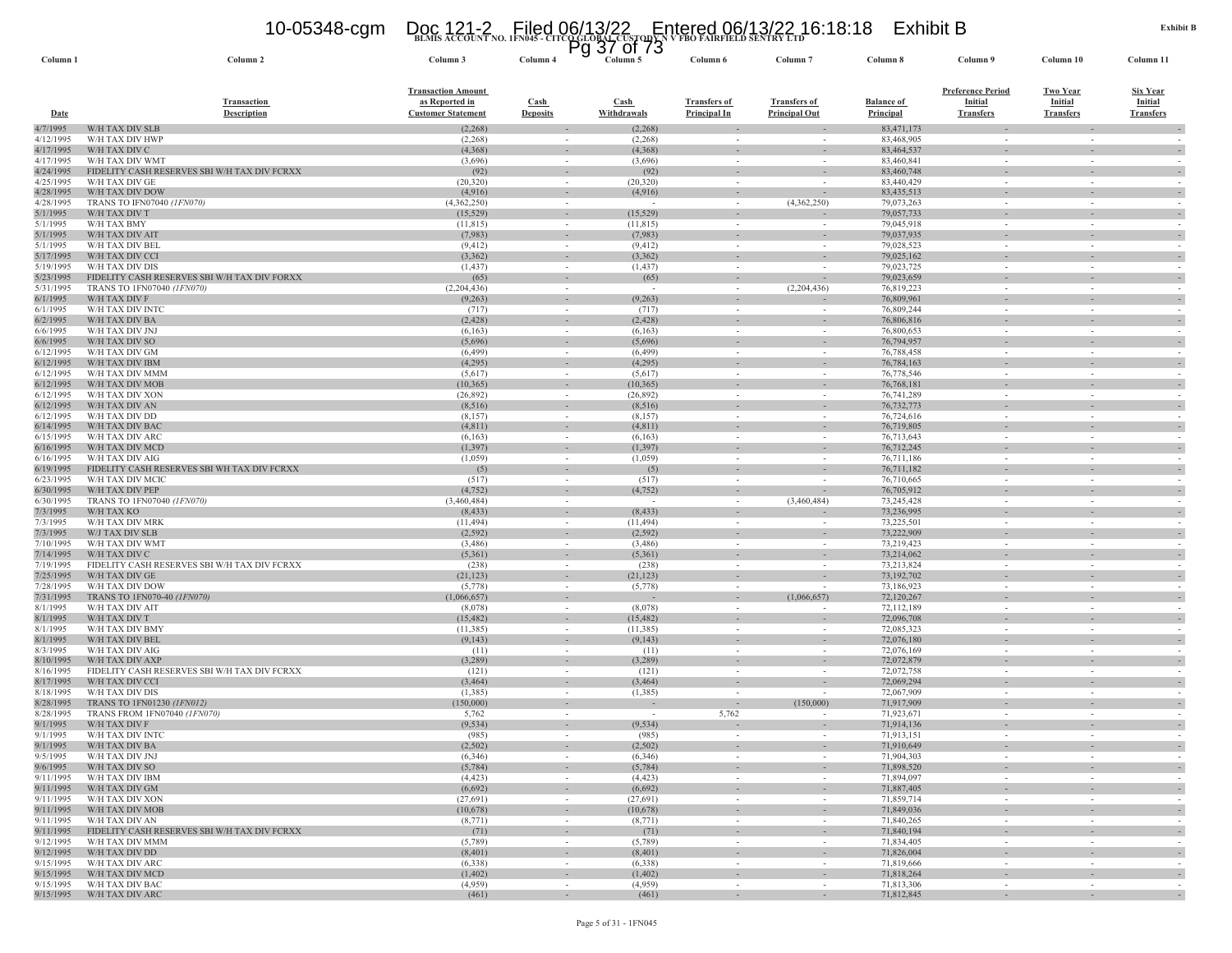BLMIS ACCOUNT NO. 1FN045 - CITCO GLOBAL CUSTODY N V FBO FAIRFIELD SENTRY LTD

Exhibit B

| Column 1 | Column 2 | Column 3 | Column 4 | Column 5 | Column 6 | Column 7 | Column 8 | Column 9 | Column 10 | Column 11 |
|---|---|---|---|---|---|---|---|---|---|---|
| Date | Transaction Description | Transaction Amount as Reported in Customer Statement | Cash Deposits | Cash Withdrawals | Transfers of Principal In | Transfers of Principal Out | Balance of Principal | Preference Period Initial Transfers | Two Year Initial Transfers | Six Year Initial Transfers |
| 4/7/1995 | W/H TAX DIV SLB | (2,268) | - | (2,268) | - | - | 83,471,173 | - | - | - |
| 4/12/1995 | W/H TAX DIV HWP | (2,268) | - | (2,268) | - | - | 83,468,905 | - | - | - |
| 4/17/1995 | W/H TAX DIV C | (4,368) | - | (4,368) | - | - | 83,464,537 | - | - | - |
| 4/17/1995 | W/H TAX DIV WMT | (3,696) | - | (3,696) | - | - | 83,460,841 | - | - | - |
| 4/24/1995 | FIDELITY CASH RESERVES SBI W/H TAX DIV FCRXX | (92) | - | (92) | - | - | 83,460,748 | - | - | - |
| 4/25/1995 | W/H TAX DIV GE | (20,320) | - | (20,320) | - | - | 83,440,429 | - | - | - |
| 4/28/1995 | W/H TAX DIV DOW | (4,916) | - | (4,916) | - | - | 83,435,513 | - | - | - |
| 4/28/1995 | TRANS TO IFN07040 *(1FN070)* | (4,362,250) | - | - | - | (4,362,250) | 79,073,263 | - | - | - |
| 5/1/1995 | W/H TAX DIV T | (15,529) | - | (15,529) | - | - | 79,057,733 | - | - | - |
| 5/1/1995 | W/H TAX BMY | (11,815) | - | (11,815) | - | - | 79,045,918 | - | - | - |
| 5/1/1995 | W/H TAX DIV AIT | (7,983) | - | (7,983) | - | - | 79,037,935 | - | - | - |
| 5/1/1995 | W/H TAX DIV BEL | (9,412) | - | (9,412) | - | - | 79,028,523 | - | - | - |
| 5/17/1995 | W/H TAX DIV CCI | (3,362) | - | (3,362) | - | - | 79,025,162 | - | - | - |
| 5/19/1995 | W/H TAX DIV DIS | (1,437) | - | (1,437) | - | - | 79,023,725 | - | - | - |
| 5/23/1995 | FIDELITY CASH RESERVES SBI W/H TAX DIV FORXX | (65) | - | (65) | - | - | 79,023,659 | - | - | - |
| 5/31/1995 | TRANS TO 1FN07040 *(1FN070)* | (2,204,436) | - | - | - | (2,204,436) | 76,819,223 | - | - | - |
| 6/1/1995 | W/H TAX DIV F | (9,263) | - | (9,263) | - | - | 76,809,961 | - | - | - |
| 6/1/1995 | W/H TAX DIV INTC | (717) | - | (717) | - | - | 76,809,244 | - | - | - |
| 6/2/1995 | W/H TAX DIV BA | (2,428) | - | (2,428) | - | - | 76,806,816 | - | - | - |
| 6/6/1995 | W/H TAX DIV JNJ | (6,163) | - | (6,163) | - | - | 76,800,653 | - | - | - |
| 6/6/1995 | W/H TAX DIV SO | (5,696) | - | (5,696) | - | - | 76,794,957 | - | - | - |
| 6/12/1995 | W/H TAX DIV GM | (6,499) | - | (6,499) | - | - | 76,788,458 | - | - | - |
| 6/12/1995 | W/H TAX DIV IBM | (4,295) | - | (4,295) | - | - | 76,784,163 | - | - | - |
| 6/12/1995 | W/H TAX DIV MMM | (5,617) | - | (5,617) | - | - | 76,778,546 | - | - | - |
| 6/12/1995 | W/H TAX DIV MOB | (10,365) | - | (10,365) | - | - | 76,768,181 | - | - | - |
| 6/12/1995 | W/H TAX DIV XON | (26,892) | - | (26,892) | - | - | 76,741,289 | - | - | - |
| 6/12/1995 | W/H TAX DIV AN | (8,516) | - | (8,516) | - | - | 76,732,773 | - | - | - |
| 6/12/1995 | W/H TAX DIV DD | (8,157) | - | (8,157) | - | - | 76,724,616 | - | - | - |
| 6/14/1995 | W/H TAX DIV BAC | (4,811) | - | (4,811) | - | - | 76,719,805 | - | - | - |
| 6/15/1995 | W/H TAX DIV ARC | (6,163) | - | (6,163) | - | - | 76,713,643 | - | - | - |
| 6/16/1995 | W/H TAX DIV MCD | (1,397) | - | (1,397) | - | - | 76,712,245 | - | - | - |
| 6/16/1995 | W/H TAX DIV AIG | (1,059) | - | (1,059) | - | - | 76,711,186 | - | - | - |
| 6/19/1995 | FIDELITY CASH RESERVES SBI WH TAX DIV FCRXX | (5) | - | (5) | - | - | 76,711,182 | - | - | - |
| 6/23/1995 | W/H TAX DIV MCIC | (517) | - | (517) | - | - | 76,710,665 | - | - | - |
| 6/30/1995 | W/H TAX DIV PEP | (4,752) | - | (4,752) | - | - | 76,705,912 | - | - | - |
| 6/30/1995 | TRANS TO 1FN07040 *(1FN070)* | (3,460,484) | - | - | - | (3,460,484) | 73,245,428 | - | - | - |
| 7/3/1995 | W/H TAX KO | (8,433) | - | (8,433) | - | - | 73,236,995 | - | - | - |
| 7/3/1995 | W/H TAX DIV MRK | (11,494) | - | (11,494) | - | - | 73,225,501 | - | - | - |
| 7/3/1995 | W/J TAX DIV SLB | (2,592) | - | (2,592) | - | - | 73,222,909 | - | - | - |
| 7/10/1995 | W/H TAX DIV WMT | (3,486) | - | (3,486) | - | - | 73,219,423 | - | - | - |
| 7/14/1995 | W/H TAX DIV C | (5,361) | - | (5,361) | - | - | 73,214,062 | - | - | - |
| 7/19/1995 | FIDELITY CASH RESERVES SBI W/H TAX DIV FCRXX | (238) | - | (238) | - | - | 73,213,824 | - | - | - |
| 7/25/1995 | W/H TAX DIV GE | (21,123) | - | (21,123) | - | - | 73,192,702 | - | - | - |
| 7/28/1995 | W/H TAX DIV DOW | (5,778) | - | (5,778) | - | - | 73,186,923 | - | - | - |
| 7/31/1995 | TRANS TO 1FN070-40 *(1FN070)* | (1,066,657) | - | - | - | (1,066,657) | 72,120,267 | - | - | - |
| 8/1/1995 | W/H TAX DIV AIT | (8,078) | - | (8,078) | - | - | 72,112,189 | - | - | - |
| 8/1/1995 | W/H TAX DIV T | (15,482) | - | (15,482) | - | - | 72,096,708 | - | - | - |
| 8/1/1995 | W/H TAX DIV BMY | (11,385) | - | (11,385) | - | - | 72,085,323 | - | - | - |
| 8/1/1995 | W/H TAX DIV BEL | (9,143) | - | (9,143) | - | - | 72,076,180 | - | - | - |
| 8/3/1995 | W/H TAX DIV AIG | (11) | - | (11) | - | - | 72,076,169 | - | - | - |
| 8/10/1995 | W/H TAX DIV AXP | (3,289) | - | (3,289) | - | - | 72,072,879 | - | - | - |
| 8/16/1995 | FIDELITY CASH RESERVES SBI W/H TAX DIV FCRXX | (121) | - | (121) | - | - | 72,072,758 | - | - | - |
| 8/17/1995 | W/H TAX DIV CCI | (3,464) | - | (3,464) | - | - | 72,069,294 | - | - | - |
| 8/18/1995 | W/H TAX DIV DIS | (1,385) | - | (1,385) | - | - | 72,067,909 | - | - | - |
| 8/28/1995 | TRANS TO 1FN01230 *(1FN012)* | (150,000) | - | - | - | (150,000) | 71,917,909 | - | - | - |
| 8/28/1995 | TRANS FROM 1FN07040 *(1FN070)* | 5,762 | - | - | 5,762 | - | 71,923,671 | - | - | - |
| 9/1/1995 | W/H TAX DIV F | (9,534) | - | (9,534) | - | - | 71,914,136 | - | - | - |
| 9/1/1995 | W/H TAX DIV INTC | (985) | - | (985) | - | - | 71,913,151 | - | - | - |
| 9/1/1995 | W/H TAX DIV BA | (2,502) | - | (2,502) | - | - | 71,910,649 | - | - | - |
| 9/5/1995 | W/H TAX DIV JNJ | (6,346) | - | (6,346) | - | - | 71,904,303 | - | - | - |
| 9/6/1995 | W/H TAX DIV SO | (5,784) | - | (5,784) | - | - | 71,898,520 | - | - | - |
| 9/11/1995 | W/H TAX DIV IBM | (4,423) | - | (4,423) | - | - | 71,894,097 | - | - | - |
| 9/11/1995 | W/H TAX DIV GM | (6,692) | - | (6,692) | - | - | 71,887,405 | - | - | - |
| 9/11/1995 | W/H TAX DIV XON | (27,691) | - | (27,691) | - | - | 71,859,714 | - | - | - |
| 9/11/1995 | W/H TAX DIV MOB | (10,678) | - | (10,678) | - | - | 71,849,036 | - | - | - |
| 9/11/1995 | W/H TAX DIV AN | (8,771) | - | (8,771) | - | - | 71,840,265 | - | - | - |
| 9/11/1995 | FIDELITY CASH RESERVES SBI W/H TAX DIV FCRXX | (71) | - | (71) | - | - | 71,840,194 | - | - | - |
| 9/12/1995 | W/H TAX DIV MMM | (5,789) | - | (5,789) | - | - | 71,834,405 | - | - | - |
| 9/12/1995 | W/H TAX DIV DD | (8,401) | - | (8,401) | - | - | 71,826,004 | - | - | - |
| 9/15/1995 | W/H TAX DIV ARC | (6,338) | - | (6,338) | - | - | 71,819,666 | - | - | - |
| 9/15/1995 | W/H TAX DIV MCD | (1,402) | - | (1,402) | - | - | 71,818,264 | - | - | - |
| 9/15/1995 | W/H TAX DIV BAC | (4,959) | - | (4,959) | - | - | 71,813,306 | - | - | - |
| 9/15/1995 | W/H TAX DIV ARC | (461) | - | (461) | - | - | 71,812,845 | - | - | - |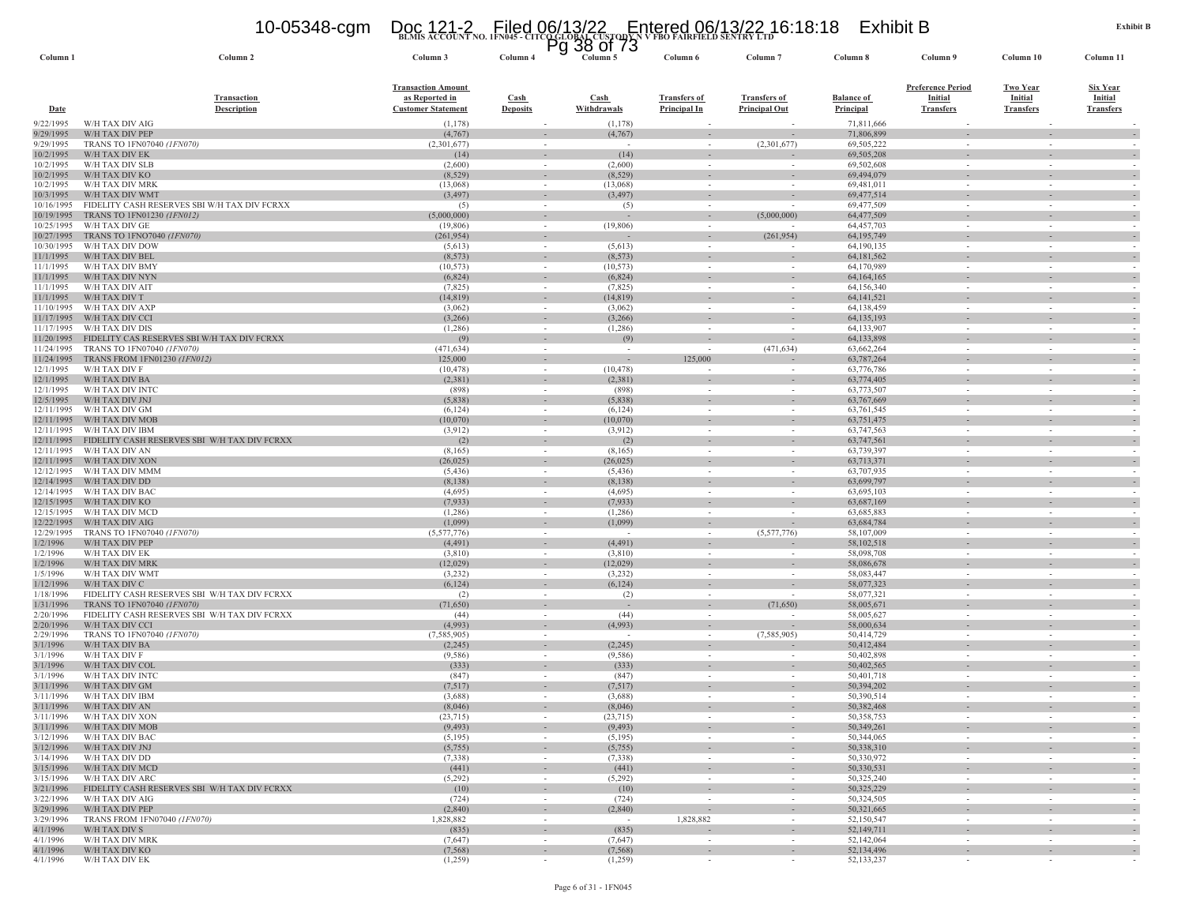**BLMIS ACCOUNT NO. 1FN045 - CITCO GLOBAL CUSTODY N V FBO FAIRFIELD SENTRY LTD**

**Exhibit B**

| Column 1 | Column 2 | Column 3 | Column 4 | Column 5 | Column 6 | Column 7 | Column 8 | Column 9 | Column 10 | Column 11 |
|---|---|---|---|---|---|---|---|---|---|---|
| Date | Transaction Description | Transaction Amount as Reported in Customer Statement | Cash Deposits | Cash Withdrawals | Transfers of Principal In | Transfers of Principal Out | Balance of Principal | Preference Period Initial Transfers | Two Year Initial Transfers | Six Year Initial Transfers |
| 9/22/1995 | W/H TAX DIV AIG | (1,178) | - | (1,178) | - | - | 71,811,666 | - | - | - |
| 9/29/1995 | W/H TAX DIV PEP | (4,767) | - | (4,767) | - | - | 71,806,899 | - | - | - |
| 9/29/1995 | TRANS TO 1FN07040 *(1FN070)* | (2,301,677) | - | - | - | (2,301,677) | 69,505,222 | - | - | - |
| 10/2/1995 | W/H TAX DIV EK | (14) | - | (14) | - | - | 69,505,208 | - | - | - |
| 10/2/1995 | W/H TAX DIV SLB | (2,600) | - | (2,600) | - | - | 69,502,608 | - | - | - |
| 10/2/1995 | W/H TAX DIV KO | (8,529) | - | (8,529) | - | - | 69,494,079 | - | - | - |
| 10/2/1995 | W/H TAX DIV MRK | (13,068) | - | (13,068) | - | - | 69,481,011 | - | - | - |
| 10/3/1995 | W/H TAX DIV WMT | (3,497) | - | (3,497) | - | - | 69,477,514 | - | - | - |
| 10/16/1995 | FIDELITY CASH RESERVES SBI W/H TAX DIV FCRXX | (5) | - | (5) | - | - | 69,477,509 | - | - | - |
| 10/19/1995 | TRANS TO 1FN01230 *(1FN012)* | (5,000,000) | - | - | - | (5,000,000) | 64,477,509 | - | - | - |
| 10/25/1995 | W/H TAX DIV GE | (19,806) | - | (19,806) | - | - | 64,457,703 | - | - | - |
| 10/27/1995 | TRANS TO 1FNO7040 *(1FN070)* | (261,954) | - | - | - | (261,954) | 64,195,749 | - | - | - |
| 10/30/1995 | W/H TAX DIV DOW | (5,613) | - | (5,613) | - | - | 64,190,135 | - | - | - |
| 11/1/1995 | W/H TAX DIV BEL | (8,573) | - | (8,573) | - | - | 64,181,562 | - | - | - |
| 11/1/1995 | W/H TAX DIV BMY | (10,573) | - | (10,573) | - | - | 64,170,989 | - | - | - |
| 11/1/1995 | W/H TAX DIV NYN | (6,824) | - | (6,824) | - | - | 64,164,165 | - | - | - |
| 11/1/1995 | W/H TAX DIV AIT | (7,825) | - | (7,825) | - | - | 64,156,340 | - | - | - |
| 11/1/1995 | W/H TAX DIV T | (14,819) | - | (14,819) | - | - | 64,141,521 | - | - | - |
| 11/10/1995 | W/H TAX DIV AXP | (3,062) | - | (3,062) | - | - | 64,138,459 | - | - | - |
| 11/17/1995 | W/H TAX DIV CCI | (3,266) | - | (3,266) | - | - | 64,135,193 | - | - | - |
| 11/17/1995 | W/H TAX DIV DIS | (1,286) | - | (1,286) | - | - | 64,133,907 | - | - | - |
| 11/20/1995 | FIDELITY CAS RESERVES SBI W/H TAX DIV FCRXX | (9) | - | (9) | - | - | 64,133,898 | - | - | - |
| 11/24/1995 | TRANS TO 1FN07040 *(1FN070)* | (471,634) | - | - | - | (471,634) | 63,662,264 | - | - | - |
| 11/24/1995 | TRANS FROM 1FN01230 *(1FN012)* | 125,000 | - | - | 125,000 | - | 63,787,264 | - | - | - |
| 12/1/1995 | W/H TAX DIV F | (10,478) | - | (10,478) | - | - | 63,776,786 | - | - | - |
| 12/1/1995 | W/H TAX DIV BA | (2,381) | - | (2,381) | - | - | 63,774,405 | - | - | - |
| 12/1/1995 | W/H TAX DIV INTC | (898) | - | (898) | - | - | 63,773,507 | - | - | - |
| 12/5/1995 | W/H TAX DIV JNJ | (5,838) | - | (5,838) | - | - | 63,767,669 | - | - | - |
| 12/11/1995 | W/H TAX DIV GM | (6,124) | - | (6,124) | - | - | 63,761,545 | - | - | - |
| 12/11/1995 | W/H TAX DIV MOB | (10,070) | - | (10,070) | - | - | 63,751,475 | - | - | - |
| 12/11/1995 | W/H TAX DIV IBM | (3,912) | - | (3,912) | - | - | 63,747,563 | - | - | - |
| 12/11/1995 | FIDELITY CASH RESERVES SBI W/H TAX DIV FCRXX | (2) | - | (2) | - | - | 63,747,561 | - | - | - |
| 12/11/1995 | W/H TAX DIV AN | (8,165) | - | (8,165) | - | - | 63,739,397 | - | - | - |
| 12/11/1995 | W/H TAX DIV XON | (26,025) | - | (26,025) | - | - | 63,713,371 | - | - | - |
| 12/12/1995 | W/H TAX DIV MMM | (5,436) | - | (5,436) | - | - | 63,707,935 | - | - | - |
| 12/14/1995 | W/H TAX DIV DD | (8,138) | - | (8,138) | - | - | 63,699,797 | - | - | - |
| 12/14/1995 | W/H TAX DIV BAC | (4,695) | - | (4,695) | - | - | 63,695,103 | - | - | - |
| 12/15/1995 | W/H TAX DIV KO | (7,933) | - | (7,933) | - | - | 63,687,169 | - | - | - |
| 12/15/1995 | W/H TAX DIV MCD | (1,286) | - | (1,286) | - | - | 63,685,883 | - | - | - |
| 12/22/1995 | W/H TAX DIV AIG | (1,099) | - | (1,099) | - | - | 63,684,784 | - | - | - |
| 12/29/1995 | TRANS TO 1FN07040 *(1FN070)* | (5,577,776) | - | - | - | (5,577,776) | 58,107,009 | - | - | - |
| 1/2/1996 | W/H TAX DIV PEP | (4,491) | - | (4,491) | - | - | 58,102,518 | - | - | - |
| 1/2/1996 | W/H TAX DIV EK | (3,810) | - | (3,810) | - | - | 58,098,708 | - | - | - |
| 1/2/1996 | W/H TAX DIV MRK | (12,029) | - | (12,029) | - | - | 58,086,678 | - | - | - |
| 1/5/1996 | W/H TAX DIV WMT | (3,232) | - | (3,232) | - | - | 58,083,447 | - | - | - |
| 1/12/1996 | W/H TAX DIV C | (6,124) | - | (6,124) | - | - | 58,077,323 | - | - | - |
| 1/18/1996 | FIDELITY CASH RESERVES SBI W/H TAX DIV FCRXX | (2) | - | (2) | - | - | 58,077,321 | - | - | - |
| 1/31/1996 | TRANS TO 1FN07040 *(1FN070)* | (71,650) | - | - | - | (71,650) | 58,005,671 | - | - | - |
| 2/20/1996 | FIDELITY CASH RESERVES SBI W/H TAX DIV FCRXX | (44) | - | (44) | - | - | 58,005,627 | - | - | - |
| 2/20/1996 | W/H TAX DIV CCI | (4,993) | - | (4,993) | - | - | 58,000,634 | - | - | - |
| 2/29/1996 | TRANS TO 1FN07040 *(1FN070)* | (7,585,905) | - | - | - | (7,585,905) | 50,414,729 | - | - | - |
| 3/1/1996 | W/H TAX DIV BA | (2,245) | - | (2,245) | - | - | 50,412,484 | - | - | - |
| 3/1/1996 | W/H TAX DIV F | (9,586) | - | (9,586) | - | - | 50,402,898 | - | - | - |
| 3/1/1996 | W/H TAX DIV COL | (333) | - | (333) | - | - | 50,402,565 | - | - | - |
| 3/1/1996 | W/H TAX DIV INTC | (847) | - | (847) | - | - | 50,401,718 | - | - | - |
| 3/11/1996 | W/H TAX DIV GM | (7,517) | - | (7,517) | - | - | 50,394,202 | - | - | - |
| 3/11/1996 | W/H TAX DIV IBM | (3,688) | - | (3,688) | - | - | 50,390,514 | - | - | - |
| 3/11/1996 | W/H TAX DIV AN | (8,046) | - | (8,046) | - | - | 50,382,468 | - | - | - |
| 3/11/1996 | W/H TAX DIV XON | (23,715) | - | (23,715) | - | - | 50,358,753 | - | - | - |
| 3/11/1996 | W/H TAX DIV MOB | (9,493) | - | (9,493) | - | - | 50,349,261 | - | - | - |
| 3/12/1996 | W/H TAX DIV BAC | (5,195) | - | (5,195) | - | - | 50,344,065 | - | - | - |
| 3/12/1996 | W/H TAX DIV JNJ | (5,755) | - | (5,755) | - | - | 50,338,310 | - | - | - |
| 3/14/1996 | W/H TAX DIV DD | (7,338) | - | (7,338) | - | - | 50,330,972 | - | - | - |
| 3/15/1996 | W/H TAX DIV MCD | (441) | - | (441) | - | - | 50,330,531 | - | - | - |
| 3/15/1996 | W/H TAX DIV ARC | (5,292) | - | (5,292) | - | - | 50,325,240 | - | - | - |
| 3/21/1996 | FIDELITY CASH RESERVES SBI W/H TAX DIV FCRXX | (10) | - | (10) | - | - | 50,325,229 | - | - | - |
| 3/22/1996 | W/H TAX DIV AIG | (724) | - | (724) | - | - | 50,324,505 | - | - | - |
| 3/29/1996 | W/H TAX DIV PEP | (2,840) | - | (2,840) | - | - | 50,321,665 | - | - | - |
| 3/29/1996 | TRANS FROM 1FN07040 *(1FN070)* | 1,828,882 | - | - | 1,828,882 | - | 52,150,547 | - | - | - |
| 4/1/1996 | W/H TAX DIV S | (835) | - | (835) | - | - | 52,149,711 | - | - | - |
| 4/1/1996 | W/H TAX DIV MRK | (7,647) | - | (7,647) | - | - | 52,142,064 | - | - | - |
| 4/1/1996 | W/H TAX DIV KO | (7,568) | - | (7,568) | - | - | 52,134,496 | - | - | - |
| 4/1/1996 | W/H TAX DIV EK | (1,259) | - | (1,259) | - | - | 52,133,237 | - | - | - |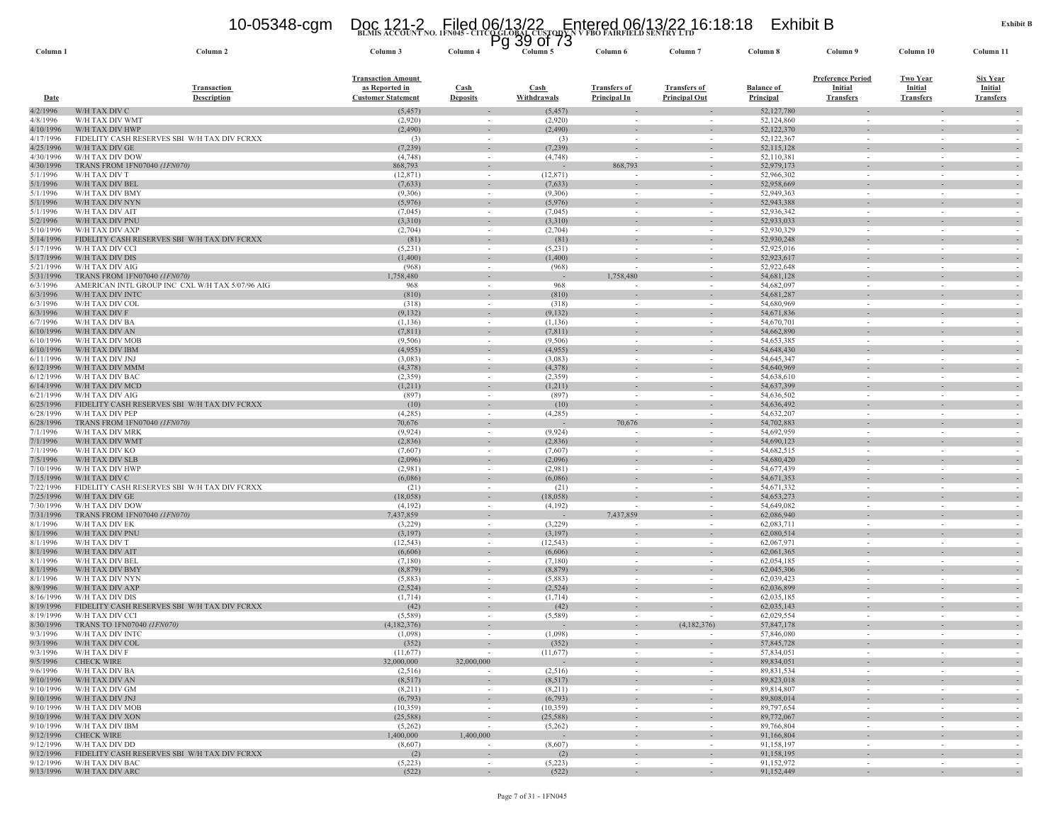**Exhibit B**

**BLMIS ACCOUNT NO. 1FN045 - CITCO GLOBAL CUSTODY N V FBO FAIRFIELD SENTRY LTD**

| Column 1 | Column 2 | Column 3 | Column 4 | Column 5 | Column 6 | Column 7 | Column 8 | Column 9 | Column 10 | Column 11 |
|---|---|---|---|---|---|---|---|---|---|---|
| Date | Transaction Description | Transaction Amount as Reported in Customer Statement | Cash Deposits | Cash Withdrawals | Transfers of Principal In | Transfers of Principal Out | Balance of Principal | Preference Period Initial Transfers | Two Year Initial Transfers | Six Year Initial Transfers |
| 4/2/1996 | W/H TAX DIV C | (5,457) | - | (5,457) | - | - | 52,127,780 | - | - | - |
| 4/8/1996 | W/H TAX DIV WMT | (2,920) | - | (2,920) | - | - | 52,124,860 | - | - | - |
| 4/10/1996 | W/H TAX DIV HWP | (2,490) | - | (2,490) | - | - | 52,122,370 | - | - | - |
| 4/17/1996 | FIDELITY CASH RESERVES SBI W/H TAX DIV FCRXX | (3) | - | (3) | - | - | 52,122,367 | - | - | - |
| 4/25/1996 | W/H TAX DIV GE | (7,239) | - | (7,239) | - | - | 52,115,128 | - | - | - |
| 4/30/1996 | W/H TAX DIV DOW | (4,748) | - | (4,748) | - | - | 52,110,381 | - | - | - |
| 4/30/1996 | TRANS FROM 1FN07040 *(1FN070)* | 868,793 | - | - | 868,793 | - | 52,979,173 | - | - | - |
| 5/1/1996 | W/H TAX DIV T | (12,871) | - | (12,871) | - | - | 52,966,302 | - | - | - |
| 5/1/1996 | W/H TAX DIV BEL | (7,633) | - | (7,633) | - | - | 52,958,669 | - | - | - |
| 5/1/1996 | W/H TAX DIV BMY | (9,306) | - | (9,306) | - | - | 52,949,363 | - | - | - |
| 5/1/1996 | W/H TAX DIV NYN | (5,976) | - | (5,976) | - | - | 52,943,388 | - | - | - |
| 5/1/1996 | W/H TAX DIV AIT | (7,045) | - | (7,045) | - | - | 52,936,342 | - | - | - |
| 5/2/1996 | W/H TAX DIV PNU | (3,310) | - | (3,310) | - | - | 52,933,033 | - | - | - |
| 5/10/1996 | W/H TAX DIV AXP | (2,704) | - | (2,704) | - | - | 52,930,329 | - | - | - |
| 5/14/1996 | FIDELITY CASH RESERVES SBI W/H TAX DIV FCRXX | (81) | - | (81) | - | - | 52,930,248 | - | - | - |
| 5/17/1996 | W/H TAX DIV CCI | (5,231) | - | (5,231) | - | - | 52,925,016 | - | - | - |
| 5/17/1996 | W/H TAX DIV DIS | (1,400) | - | (1,400) | - | - | 52,923,617 | - | - | - |
| 5/21/1996 | W/H TAX DIV AIG | (968) | - | (968) | - | - | 52,922,648 | - | - | - |
| 5/31/1996 | TRANS FROM 1FN07040 *(1FN070)* | 1,758,480 | - | - | 1,758,480 | - | 54,681,128 | - | - | - |
| 6/3/1996 | AMERICAN INTL GROUP INC CXL W/H TAX 5/07/96 AIG | 968 | - | 968 | - | - | 54,682,097 | - | - | - |
| 6/3/1996 | W/H TAX DIV INTC | (810) | - | (810) | - | - | 54,681,287 | - | - | - |
| 6/3/1996 | W/H TAX DIV COL | (318) | - | (318) | - | - | 54,680,969 | - | - | - |
| 6/3/1996 | W/H TAX DIV F | (9,132) | - | (9,132) | - | - | 54,671,836 | - | - | - |
| 6/7/1996 | W/H TAX DIV BA | (1,136) | - | (1,136) | - | - | 54,670,701 | - | - | - |
| 6/10/1996 | W/H TAX DIV AN | (7,811) | - | (7,811) | - | - | 54,662,890 | - | - | - |
| 6/10/1996 | W/H TAX DIV MOB | (9,506) | - | (9,506) | - | - | 54,653,385 | - | - | - |
| 6/10/1996 | W/H TAX DIV IBM | (4,955) | - | (4,955) | - | - | 54,648,430 | - | - | - |
| 6/11/1996 | W/H TAX DIV JNJ | (3,083) | - | (3,083) | - | - | 54,645,347 | - | - | - |
| 6/12/1996 | W/H TAX DIV MMM | (4,378) | - | (4,378) | - | - | 54,640,969 | - | - | - |
| 6/12/1996 | W/H TAX DIV BAC | (2,359) | - | (2,359) | - | - | 54,638,610 | - | - | - |
| 6/14/1996 | W/H TAX DIV MCD | (1,211) | - | (1,211) | - | - | 54,637,399 | - | - | - |
| 6/21/1996 | W/H TAX DIV AIG | (897) | - | (897) | - | - | 54,636,502 | - | - | - |
| 6/25/1996 | FIDELITY CASH RESERVES SBI W/H TAX DIV FCRXX | (10) | - | (10) | - | - | 54,636,492 | - | - | - |
| 6/28/1996 | W/H TAX DIV PEP | (4,285) | - | (4,285) | - | - | 54,632,207 | - | - | - |
| 6/28/1996 | TRANS FROM 1FN07040 *(1FN070)* | 70,676 | - | - | 70,676 | - | 54,702,883 | - | - | - |
| 7/1/1996 | W/H TAX DIV MRK | (9,924) | - | (9,924) | - | - | 54,692,959 | - | - | - |
| 7/1/1996 | W/H TAX DIV WMT | (2,836) | - | (2,836) | - | - | 54,690,123 | - | - | - |
| 7/1/1996 | W/H TAX DIV KO | (7,607) | - | (7,607) | - | - | 54,682,515 | - | - | - |
| 7/5/1996 | W/H TAX DIV SLB | (2,096) | - | (2,096) | - | - | 54,680,420 | - | - | - |
| 7/10/1996 | W/H TAX DIV HWP | (2,981) | - | (2,981) | - | - | 54,677,439 | - | - | - |
| 7/15/1996 | W/H TAX DIV C | (6,086) | - | (6,086) | - | - | 54,671,353 | - | - | - |
| 7/22/1996 | FIDELITY CASH RESERVES SBI W/H TAX DIV FCRXX | (21) | - | (21) | - | - | 54,671,332 | - | - | - |
| 7/25/1996 | W/H TAX DIV GE | (18,058) | - | (18,058) | - | - | 54,653,273 | - | - | - |
| 7/30/1996 | W/H TAX DIV DOW | (4,192) | - | (4,192) | - | - | 54,649,082 | - | - | - |
| 7/31/1996 | TRANS FROM 1FN07040 *(1FN070)* | 7,437,859 | - | - | 7,437,859 | - | 62,086,940 | - | - | - |
| 8/1/1996 | W/H TAX DIV EK | (3,229) | - | (3,229) | - | - | 62,083,711 | - | - | - |
| 8/1/1996 | W/H TAX DIV PNU | (3,197) | - | (3,197) | - | - | 62,080,514 | - | - | - |
| 8/1/1996 | W/H TAX DIV T | (12,543) | - | (12,543) | - | - | 62,067,971 | - | - | - |
| 8/1/1996 | W/H TAX DIV AIT | (6,606) | - | (6,606) | - | - | 62,061,365 | - | - | - |
| 8/1/1996 | W/H TAX DIV BEL | (7,180) | - | (7,180) | - | - | 62,054,185 | - | - | - |
| 8/1/1996 | W/H TAX DIV BMY | (8,879) | - | (8,879) | - | - | 62,045,306 | - | - | - |
| 8/1/1996 | W/H TAX DIV NYN | (5,883) | - | (5,883) | - | - | 62,039,423 | - | - | - |
| 8/9/1996 | W/H TAX DIV AXP | (2,524) | - | (2,524) | - | - | 62,036,899 | - | - | - |
| 8/16/1996 | W/H TAX DIV DIS | (1,714) | - | (1,714) | - | - | 62,035,185 | - | - | - |
| 8/19/1996 | FIDELITY CASH RESERVES SBI W/H TAX DIV FCRXX | (42) | - | (42) | - | - | 62,035,143 | - | - | - |
| 8/19/1996 | W/H TAX DIV CCI | (5,589) | - | (5,589) | - | - | 62,029,554 | - | - | - |
| 8/30/1996 | TRANS TO 1FN07040 *(1FN070)* | (4,182,376) | - | - | - | (4,182,376) | 57,847,178 | - | - | - |
| 9/3/1996 | W/H TAX DIV INTC | (1,098) | - | (1,098) | - | - | 57,846,080 | - | - | - |
| 9/3/1996 | W/H TAX DIV COL | (352) | - | (352) | - | - | 57,845,728 | - | - | - |
| 9/3/1996 | W/H TAX DIV F | (11,677) | - | (11,677) | - | - | 57,834,051 | - | - | - |
| 9/5/1996 | CHECK WIRE | 32,000,000 | 32,000,000 | - | - | - | 89,834,051 | - | - | - |
| 9/6/1996 | W/H TAX DIV BA | (2,516) | - | (2,516) | - | - | 89,831,534 | - | - | - |
| 9/10/1996 | W/H TAX DIV AN | (8,517) | - | (8,517) | - | - | 89,823,018 | - | - | - |
| 9/10/1996 | W/H TAX DIV GM | (8,211) | - | (8,211) | - | - | 89,814,807 | - | - | - |
| 9/10/1996 | W/H TAX DIV JNJ | (6,793) | - | (6,793) | - | - | 89,808,014 | - | - | - |
| 9/10/1996 | W/H TAX DIV MOB | (10,359) | - | (10,359) | - | - | 89,797,654 | - | - | - |
| 9/10/1996 | W/H TAX DIV XON | (25,588) | - | (25,588) | - | - | 89,772,067 | - | - | - |
| 9/10/1996 | W/H TAX DIV IBM | (5,262) | - | (5,262) | - | - | 89,766,804 | - | - | - |
| 9/12/1996 | CHECK WIRE | 1,400,000 | 1,400,000 | - | - | - | 91,166,804 | - | - | - |
| 9/12/1996 | W/H TAX DIV DD | (8,607) | - | (8,607) | - | - | 91,158,197 | - | - | - |
| 9/12/1996 | FIDELITY CASH RESERVES SBI W/H TAX DIV FCRXX | (2) | - | (2) | - | - | 91,158,195 | - | - | - |
| 9/12/1996 | W/H TAX DIV BAC | (5,223) | - | (5,223) | - | - | 91,152,972 | - | - | - |
| 9/13/1996 | W/H TAX DIV ARC | (522) | - | (522) | - | - | 91,152,449 | - | - | - |

Page 7 of 31 - 1FN045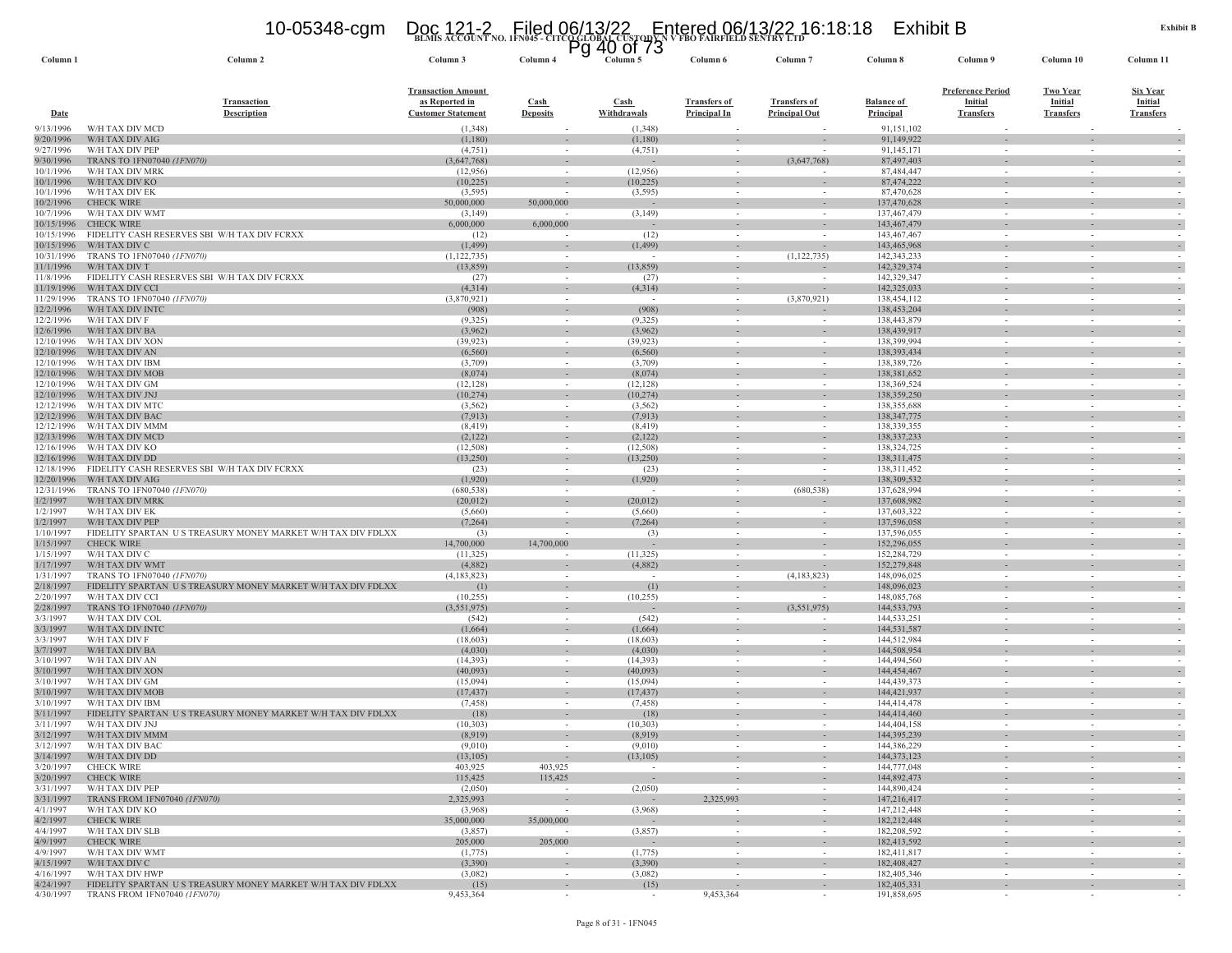**BLMIS ACCOUNT NO. 1FN045 - CITCO GLOBAL CUSTODY N V FBO FAIRFIELD SENTRY LTD**

**Exhibit B**

| Column 1 | Column 2 | Column 3 | Column 4 | Column 5 | Column 6 | Column 7 | Column 8 | Column 9 | Column 10 | Column 11 |
|---|---|---|---|---|---|---|---|---|---|---|
| Date | Transaction Description | Transaction Amount as Reported in Customer Statement | Cash Deposits | Cash Withdrawals | Transfers of Principal In | Transfers of Principal Out | Balance of Principal | Preference Period Initial Transfers | Two Year Initial Transfers | Six Year Initial Transfers |
| 9/13/1996 | W/H TAX DIV MCD | (1,348) | - | (1,348) | - | - | 91,151,102 | - | - | - |
| 9/20/1996 | W/H TAX DIV AIG | (1,180) | - | (1,180) | - | - | 91,149,922 | - | - | - |
| 9/27/1996 | W/H TAX DIV PEP | (4,751) | - | (4,751) | - | - | 91,145,171 | - | - | - |
| 9/30/1996 | TRANS TO 1FN07040 *(1FN070)* | (3,647,768) | - | - | - | (3,647,768) | 87,497,403 | - | - | - |
| 10/1/1996 | W/H TAX DIV MRK | (12,956) | - | (12,956) | - | - | 87,484,447 | - | - | - |
| 10/1/1996 | W/H TAX DIV KO | (10,225) | - | (10,225) | - | - | 87,474,222 | - | - | - |
| 10/1/1996 | W/H TAX DIV EK | (3,595) | - | (3,595) | - | - | 87,470,628 | - | - | - |
| 10/2/1996 | CHECK WIRE | 50,000,000 | 50,000,000 | - | - | - | 137,470,628 | - | - | - |
| 10/7/1996 | W/H TAX DIV WMT | (3,149) | - | (3,149) | - | - | 137,467,479 | - | - | - |
| 10/15/1996 | CHECK WIRE | 6,000,000 | 6,000,000 | - | - | - | 143,467,479 | - | - | - |
| 10/15/1996 | FIDELITY CASH RESERVES SBI W/H TAX DIV FCRXX | (12) | - | (12) | - | - | 143,467,467 | - | - | - |
| 10/15/1996 | W/H TAX DIV C | (1,499) | - | (1,499) | - | - | 143,465,968 | - | - | - |
| 10/31/1996 | TRANS TO 1FN07040 *(1FN070)* | (1,122,735) | - | - | - | (1,122,735) | 142,343,233 | - | - | - |
| 11/1/1996 | W/H TAX DIV T | (13,859) | - | (13,859) | - | - | 142,329,374 | - | - | - |
| 11/8/1996 | FIDELITY CASH RESERVES SBI W/H TAX DIV FCRXX | (27) | - | (27) | - | - | 142,329,347 | - | - | - |
| 11/19/1996 | W/H TAX DIV CCI | (4,314) | - | (4,314) | - | - | 142,325,033 | - | - | - |
| 11/29/1996 | TRANS TO 1FN07040 *(1FN070)* | (3,870,921) | - | - | - | (3,870,921) | 138,454,112 | - | - | - |
| 12/2/1996 | W/H TAX DIV INTC | (908) | - | (908) | - | - | 138,453,204 | - | - | - |
| 12/2/1996 | W/H TAX DIV F | (9,325) | - | (9,325) | - | - | 138,443,879 | - | - | - |
| 12/6/1996 | W/H TAX DIV BA | (3,962) | - | (3,962) | - | - | 138,439,917 | - | - | - |
| 12/10/1996 | W/H TAX DIV XON | (39,923) | - | (39,923) | - | - | 138,399,994 | - | - | - |
| 12/10/1996 | W/H TAX DIV AN | (6,560) | - | (6,560) | - | - | 138,393,434 | - | - | - |
| 12/10/1996 | W/H TAX DIV IBM | (3,709) | - | (3,709) | - | - | 138,389,726 | - | - | - |
| 12/10/1996 | W/H TAX DIV MOB | (8,074) | - | (8,074) | - | - | 138,381,652 | - | - | - |
| 12/10/1996 | W/H TAX DIV GM | (12,128) | - | (12,128) | - | - | 138,369,524 | - | - | - |
| 12/10/1996 | W/H TAX DIV JNJ | (10,274) | - | (10,274) | - | - | 138,359,250 | - | - | - |
| 12/12/1996 | W/H TAX DIV MTC | (3,562) | - | (3,562) | - | - | 138,355,688 | - | - | - |
| 12/12/1996 | W/H TAX DIV BAC | (7,913) | - | (7,913) | - | - | 138,347,775 | - | - | - |
| 12/12/1996 | W/H TAX DIV MMM | (8,419) | - | (8,419) | - | - | 138,339,355 | - | - | - |
| 12/13/1996 | W/H TAX DIV MCD | (2,122) | - | (2,122) | - | - | 138,337,233 | - | - | - |
| 12/16/1996 | W/H TAX DIV KO | (12,508) | - | (12,508) | - | - | 138,324,725 | - | - | - |
| 12/16/1996 | W/H TAX DIV DD | (13,250) | - | (13,250) | - | - | 138,311,475 | - | - | - |
| 12/18/1996 | FIDELITY CASH RESERVES SBI W/H TAX DIV FCRXX | (23) | - | (23) | - | - | 138,311,452 | - | - | - |
| 12/20/1996 | W/H TAX DIV AIG | (1,920) | - | (1,920) | - | - | 138,309,532 | - | - | - |
| 12/31/1996 | TRANS TO 1FN07040 *(1FN070)* | (680,538) | - | - | - | (680,538) | 137,628,994 | - | - | - |
| 1/2/1997 | W/H TAX DIV MRK | (20,012) | - | (20,012) | - | - | 137,608,982 | - | - | - |
| 1/2/1997 | W/H TAX DIV EK | (5,660) | - | (5,660) | - | - | 137,603,322 | - | - | - |
| 1/2/1997 | W/H TAX DIV PEP | (7,264) | - | (7,264) | - | - | 137,596,058 | - | - | - |
| 1/10/1997 | FIDELITY SPARTAN U S TREASURY MONEY MARKET W/H TAX DIV FDLXX | (3) | - | (3) | - | - | 137,596,055 | - | - | - |
| 1/15/1997 | CHECK WIRE | 14,700,000 | 14,700,000 | - | - | - | 152,296,055 | - | - | - |
| 1/15/1997 | W/H TAX DIV C | (11,325) | - | (11,325) | - | - | 152,284,729 | - | - | - |
| 1/17/1997 | W/H TAX DIV WMT | (4,882) | - | (4,882) | - | - | 152,279,848 | - | - | - |
| 1/31/1997 | TRANS TO 1FN07040 *(1FN070)* | (4,183,823) | - | - | - | (4,183,823) | 148,096,025 | - | - | - |
| 2/18/1997 | FIDELITY SPARTAN U S TREASURY MONEY MARKET W/H TAX DIV FDLXX | (1) | - | (1) | - | - | 148,096,023 | - | - | - |
| 2/20/1997 | W/H TAX DIV CCI | (10,255) | - | (10,255) | - | - | 148,085,768 | - | - | - |
| 2/28/1997 | TRANS TO 1FN07040 *(1FN070)* | (3,551,975) | - | - | - | (3,551,975) | 144,533,793 | - | - | - |
| 3/3/1997 | W/H TAX DIV COL | (542) | - | (542) | - | - | 144,533,251 | - | - | - |
| 3/3/1997 | W/H TAX DIV INTC | (1,664) | - | (1,664) | - | - | 144,531,587 | - | - | - |
| 3/3/1997 | W/H TAX DIV F | (18,603) | - | (18,603) | - | - | 144,512,984 | - | - | - |
| 3/7/1997 | W/H TAX DIV BA | (4,030) | - | (4,030) | - | - | 144,508,954 | - | - | - |
| 3/10/1997 | W/H TAX DIV AN | (14,393) | - | (14,393) | - | - | 144,494,560 | - | - | - |
| 3/10/1997 | W/H TAX DIV XON | (40,093) | - | (40,093) | - | - | 144,454,467 | - | - | - |
| 3/10/1997 | W/H TAX DIV GM | (15,094) | - | (15,094) | - | - | 144,439,373 | - | - | - |
| 3/10/1997 | W/H TAX DIV MOB | (17,437) | - | (17,437) | - | - | 144,421,937 | - | - | - |
| 3/10/1997 | W/H TAX DIV IBM | (7,458) | - | (7,458) | - | - | 144,414,478 | - | - | - |
| 3/11/1997 | FIDELITY SPARTAN U S TREASURY MONEY MARKET W/H TAX DIV FDLXX | (18) | - | (18) | - | - | 144,414,460 | - | - | - |
| 3/11/1997 | W/H TAX DIV JNJ | (10,303) | - | (10,303) | - | - | 144,404,158 | - | - | - |
| 3/12/1997 | W/H TAX DIV MMM | (8,919) | - | (8,919) | - | - | 144,395,239 | - | - | - |
| 3/12/1997 | W/H TAX DIV BAC | (9,010) | - | (9,010) | - | - | 144,386,229 | - | - | - |
| 3/14/1997 | W/H TAX DIV DD | (13,105) | - | (13,105) | - | - | 144,373,123 | - | - | - |
| 3/20/1997 | CHECK WIRE | 403,925 | 403,925 | - | - | - | 144,777,048 | - | - | - |
| 3/20/1997 | CHECK WIRE | 115,425 | 115,425 | - | - | - | 144,892,473 | - | - | - |
| 3/31/1997 | W/H TAX DIV PEP | (2,050) | - | (2,050) | - | - | 144,890,424 | - | - | - |
| 3/31/1997 | TRANS FROM 1FN07040 *(1FN070)* | 2,325,993 | - | - | 2,325,993 | - | 147,216,417 | - | - | - |
| 4/1/1997 | W/H TAX DIV KO | (3,968) | - | (3,968) | - | - | 147,212,448 | - | - | - |
| 4/2/1997 | CHECK WIRE | 35,000,000 | 35,000,000 | - | - | - | 182,212,448 | - | - | - |
| 4/4/1997 | W/H TAX DIV SLB | (3,857) | - | (3,857) | - | - | 182,208,592 | - | - | - |
| 4/9/1997 | CHECK WIRE | 205,000 | 205,000 | - | - | - | 182,413,592 | - | - | - |
| 4/9/1997 | W/H TAX DIV WMT | (1,775) | - | (1,775) | - | - | 182,411,817 | - | - | - |
| 4/15/1997 | W/H TAX DIV C | (3,390) | - | (3,390) | - | - | 182,408,427 | - | - | - |
| 4/16/1997 | W/H TAX DIV HWP | (3,082) | - | (3,082) | - | - | 182,405,346 | - | - | - |
| 4/24/1997 | FIDELITY SPARTAN U S TREASURY MONEY MARKET W/H TAX DIV FDLXX | (15) | - | (15) | - | - | 182,405,331 | - | - | - |
| 4/30/1997 | TRANS FROM 1FN07040 *(1FN070)* | 9,453,364 | - | - | 9,453,364 | - | 191,858,695 | - | - | - |

Page 8 of 31 - 1FN045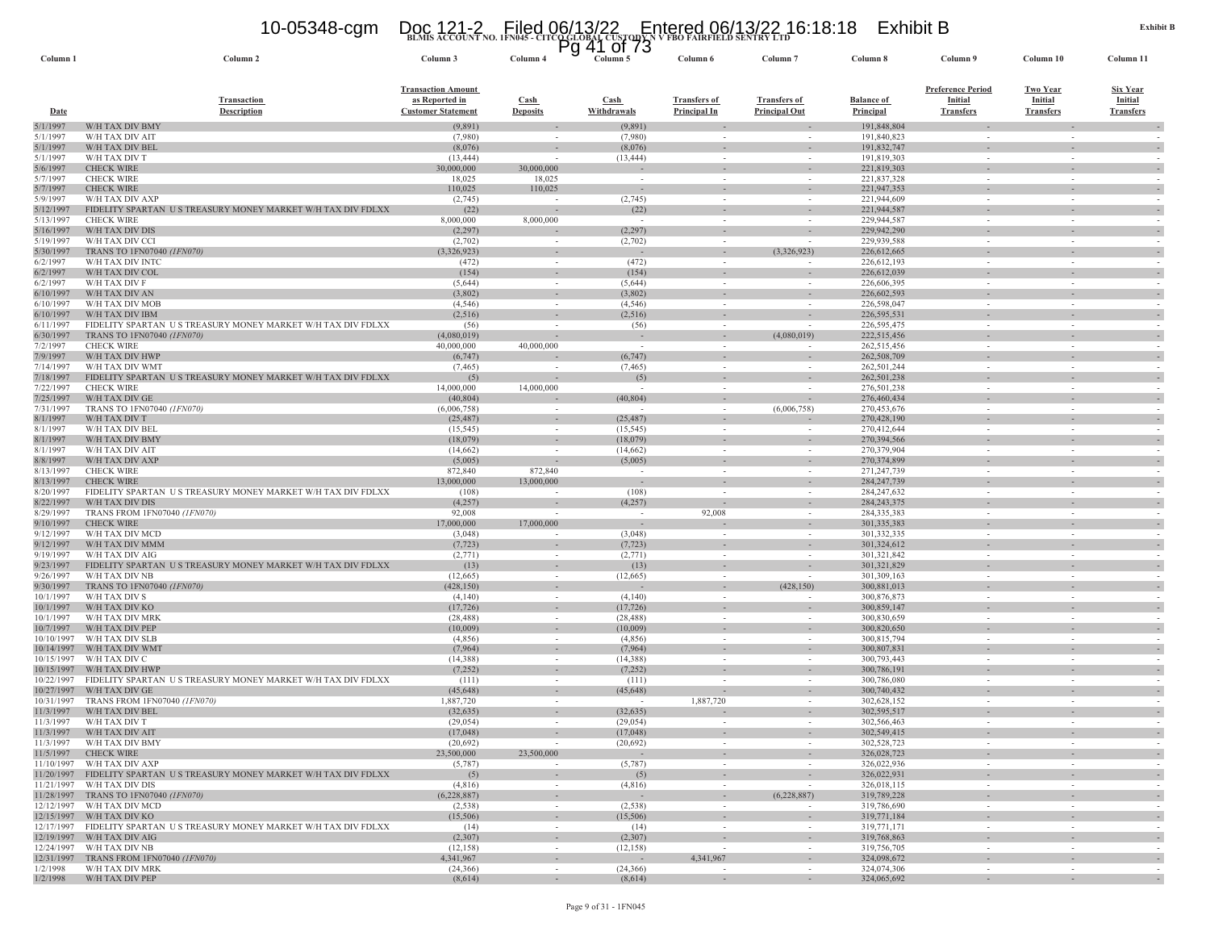BLMIS ACCOUNT NO. 1FN045 - CITCO GLOBAL CUSTODY N V FBO FAIRFIELD SENTRY LTD

Exhibit B

| Column 1 | Column 2 | Column 3 | Column 4 | Column 5 | Column 6 | Column 7 | Column 8 | Column 9 | Column 10 | Column 11 |
|---|---|---|---|---|---|---|---|---|---|---|
| Date | Transaction Description | Transaction Amount as Reported in Customer Statement | Cash Deposits | Cash Withdrawals | Transfers of Principal In | Transfers of Principal Out | Balance of Principal | Preference Period Initial Transfers | Two Year Initial Transfers | Six Year Initial Transfers |
| 5/1/1997 | W/H TAX DIV BMY | (9,891) | - | (9,891) | - | - | 191,848,804 | - | - | - |
| 5/1/1997 | W/H TAX DIV AIT | (7,980) | - | (7,980) | - | - | 191,840,823 | - | - | - |
| 5/1/1997 | W/H TAX DIV BEL | (8,076) | - | (8,076) | - | - | 191,832,747 | - | - | - |
| 5/1/1997 | W/H TAX DIV T | (13,444) | - | (13,444) | - | - | 191,819,303 | - | - | - |
| 5/6/1997 | CHECK WIRE | 30,000,000 | 30,000,000 | - | - | - | 221,819,303 | - | - | - |
| 5/7/1997 | CHECK WIRE | 18,025 | 18,025 | - | - | - | 221,837,328 | - | - | - |
| 5/7/1997 | CHECK WIRE | 110,025 | 110,025 | - | - | - | 221,947,353 | - | - | - |
| 5/9/1997 | W/H TAX DIV AXP | (2,745) | - | (2,745) | - | - | 221,944,609 | - | - | - |
| 5/12/1997 | FIDELITY SPARTAN U S TREASURY MONEY MARKET W/H TAX DIV FDLXX | (22) | - | (22) | - | - | 221,944,587 | - | - | - |
| 5/13/1997 | CHECK WIRE | 8,000,000 | 8,000,000 | - | - | - | 229,944,587 | - | - | - |
| 5/16/1997 | W/H TAX DIV DIS | (2,297) | - | (2,297) | - | - | 229,942,290 | - | - | - |
| 5/19/1997 | W/H TAX DIV CCI | (2,702) | - | (2,702) | - | - | 229,939,588 | - | - | - |
| 5/30/1997 | TRANS TO 1FN07040 *(1FN070)* | (3,326,923) | - | - | - | (3,326,923) | 226,612,665 | - | - | - |
| 6/2/1997 | W/H TAX DIV INTC | (472) | - | (472) | - | - | 226,612,193 | - | - | - |
| 6/2/1997 | W/H TAX DIV COL | (154) | - | (154) | - | - | 226,612,039 | - | - | - |
| 6/2/1997 | W/H TAX DIV F | (5,644) | - | (5,644) | - | - | 226,606,395 | - | - | - |
| 6/10/1997 | W/H TAX DIV AN | (3,802) | - | (3,802) | - | - | 226,602,593 | - | - | - |
| 6/10/1997 | W/H TAX DIV MOB | (4,546) | - | (4,546) | - | - | 226,598,047 | - | - | - |
| 6/10/1997 | W/H TAX DIV IBM | (2,516) | - | (2,516) | - | - | 226,595,531 | - | - | - |
| 6/11/1997 | FIDELITY SPARTAN U S TREASURY MONEY MARKET W/H TAX DIV FDLXX | (56) | - | (56) | - | - | 226,595,475 | - | - | - |
| 6/30/1997 | TRANS TO 1FN07040 *(1FN070)* | (4,080,019) | - | - | - | (4,080,019) | 222,515,456 | - | - | - |
| 7/2/1997 | CHECK WIRE | 40,000,000 | 40,000,000 | - | - | - | 262,515,456 | - | - | - |
| 7/9/1997 | W/H TAX DIV HWP | (6,747) | - | (6,747) | - | - | 262,508,709 | - | - | - |
| 7/14/1997 | W/H TAX DIV WMT | (7,465) | - | (7,465) | - | - | 262,501,244 | - | - | - |
| 7/18/1997 | FIDELITY SPARTAN U S TREASURY MONEY MARKET W/H TAX DIV FDLXX | (5) | - | (5) | - | - | 262,501,238 | - | - | - |
| 7/22/1997 | CHECK WIRE | 14,000,000 | 14,000,000 | - | - | - | 276,501,238 | - | - | - |
| 7/25/1997 | W/H TAX DIV GE | (40,804) | - | (40,804) | - | - | 276,460,434 | - | - | - |
| 7/31/1997 | TRANS TO 1FN07040 *(1FN070)* | (6,006,758) | - | - | - | (6,006,758) | 270,453,676 | - | - | - |
| 8/1/1997 | W/H TAX DIV T | (25,487) | - | (25,487) | - | - | 270,428,190 | - | - | - |
| 8/1/1997 | W/H TAX DIV BEL | (15,545) | - | (15,545) | - | - | 270,412,644 | - | - | - |
| 8/1/1997 | W/H TAX DIV BMY | (18,079) | - | (18,079) | - | - | 270,394,566 | - | - | - |
| 8/1/1997 | W/H TAX DIV AIT | (14,662) | - | (14,662) | - | - | 270,379,904 | - | - | - |
| 8/8/1997 | W/H TAX DIV AXP | (5,005) | - | (5,005) | - | - | 270,374,899 | - | - | - |
| 8/13/1997 | CHECK WIRE | 872,840 | 872,840 | - | - | - | 271,247,739 | - | - | - |
| 8/13/1997 | CHECK WIRE | 13,000,000 | 13,000,000 | - | - | - | 284,247,739 | - | - | - |
| 8/20/1997 | FIDELITY SPARTAN U S TREASURY MONEY MARKET W/H TAX DIV FDLXX | (108) | - | (108) | - | - | 284,247,632 | - | - | - |
| 8/22/1997 | W/H TAX DIV DIS | (4,257) | - | (4,257) | - | - | 284,243,375 | - | - | - |
| 8/29/1997 | TRANS FROM 1FN07040 *(1FN070)* | 92,008 | - | - | 92,008 | - | 284,335,383 | - | - | - |
| 9/10/1997 | CHECK WIRE | 17,000,000 | 17,000,000 | - | - | - | 301,335,383 | - | - | - |
| 9/12/1997 | W/H TAX DIV MCD | (3,048) | - | (3,048) | - | - | 301,332,335 | - | - | - |
| 9/12/1997 | W/H TAX DIV MMM | (7,723) | - | (7,723) | - | - | 301,324,612 | - | - | - |
| 9/19/1997 | W/H TAX DIV AIG | (2,771) | - | (2,771) | - | - | 301,321,842 | - | - | - |
| 9/23/1997 | FIDELITY SPARTAN U S TREASURY MONEY MARKET W/H TAX DIV FDLXX | (13) | - | (13) | - | - | 301,321,829 | - | - | - |
| 9/26/1997 | W/H TAX DIV NB | (12,665) | - | (12,665) | - | - | 301,309,163 | - | - | - |
| 9/30/1997 | TRANS TO 1FN07040 *(1FN070)* | (428,150) | - | - | - | (428,150) | 300,881,013 | - | - | - |
| 10/1/1997 | W/H TAX DIV S | (4,140) | - | (4,140) | - | - | 300,876,873 | - | - | - |
| 10/1/1997 | W/H TAX DIV KO | (17,726) | - | (17,726) | - | - | 300,859,147 | - | - | - |
| 10/1/1997 | W/H TAX DIV MRK | (28,488) | - | (28,488) | - | - | 300,830,659 | - | - | - |
| 10/7/1997 | W/H TAX DIV PEP | (10,009) | - | (10,009) | - | - | 300,820,650 | - | - | - |
| 10/10/1997 | W/H TAX DIV SLB | (4,856) | - | (4,856) | - | - | 300,815,794 | - | - | - |
| 10/14/1997 | W/H TAX DIV WMT | (7,964) | - | (7,964) | - | - | 300,807,831 | - | - | - |
| 10/15/1997 | W/H TAX DIV C | (14,388) | - | (14,388) | - | - | 300,793,443 | - | - | - |
| 10/15/1997 | W/H TAX DIV HWP | (7,252) | - | (7,252) | - | - | 300,786,191 | - | - | - |
| 10/22/1997 | FIDELITY SPARTAN U S TREASURY MONEY MARKET W/H TAX DIV FDLXX | (111) | - | (111) | - | - | 300,786,080 | - | - | - |
| 10/27/1997 | W/H TAX DIV GE | (45,648) | - | (45,648) | - | - | 300,740,432 | - | - | - |
| 10/31/1997 | TRANS FROM 1FN07040 *(1FN070)* | 1,887,720 | - | - | 1,887,720 | - | 302,628,152 | - | - | - |
| 11/3/1997 | W/H TAX DIV BEL | (32,635) | - | (32,635) | - | - | 302,595,517 | - | - | - |
| 11/3/1997 | W/H TAX DIV T | (29,054) | - | (29,054) | - | - | 302,566,463 | - | - | - |
| 11/3/1997 | W/H TAX DIV AIT | (17,048) | - | (17,048) | - | - | 302,549,415 | - | - | - |
| 11/3/1997 | W/H TAX DIV BMY | (20,692) | - | (20,692) | - | - | 302,528,723 | - | - | - |
| 11/5/1997 | CHECK WIRE | 23,500,000 | 23,500,000 | - | - | - | 326,028,723 | - | - | - |
| 11/10/1997 | W/H TAX DIV AXP | (5,787) | - | (5,787) | - | - | 326,022,936 | - | - | - |
| 11/20/1997 | FIDELITY SPARTAN U S TREASURY MONEY MARKET W/H TAX DIV FDLXX | (5) | - | (5) | - | - | 326,022,931 | - | - | - |
| 11/21/1997 | W/H TAX DIV DIS | (4,816) | - | (4,816) | - | - | 326,018,115 | - | - | - |
| 11/28/1997 | TRANS TO 1FN07040 *(1FN070)* | (6,228,887) | - | - | - | (6,228,887) | 319,789,228 | - | - | - |
| 12/12/1997 | W/H TAX DIV MCD | (2,538) | - | (2,538) | - | - | 319,786,690 | - | - | - |
| 12/15/1997 | W/H TAX DIV KO | (15,506) | - | (15,506) | - | - | 319,771,184 | - | - | - |
| 12/17/1997 | FIDELITY SPARTAN U S TREASURY MONEY MARKET W/H TAX DIV FDLXX | (14) | - | (14) | - | - | 319,771,171 | - | - | - |
| 12/19/1997 | W/H TAX DIV AIG | (2,307) | - | (2,307) | - | - | 319,768,863 | - | - | - |
| 12/24/1997 | W/H TAX DIV NB | (12,158) | - | (12,158) | - | - | 319,756,705 | - | - | - |
| 12/31/1997 | TRANS FROM 1FN07040 *(1FN070)* | 4,341,967 | - | - | 4,341,967 | - | 324,098,672 | - | - | - |
| 1/2/1998 | W/H TAX DIV MRK | (24,366) | - | (24,366) | - | - | 324,074,306 | - | - | - |
| 1/2/1998 | W/H TAX DIV PEP | (8,614) | - | (8,614) | - | - | 324,065,692 | - | - | - |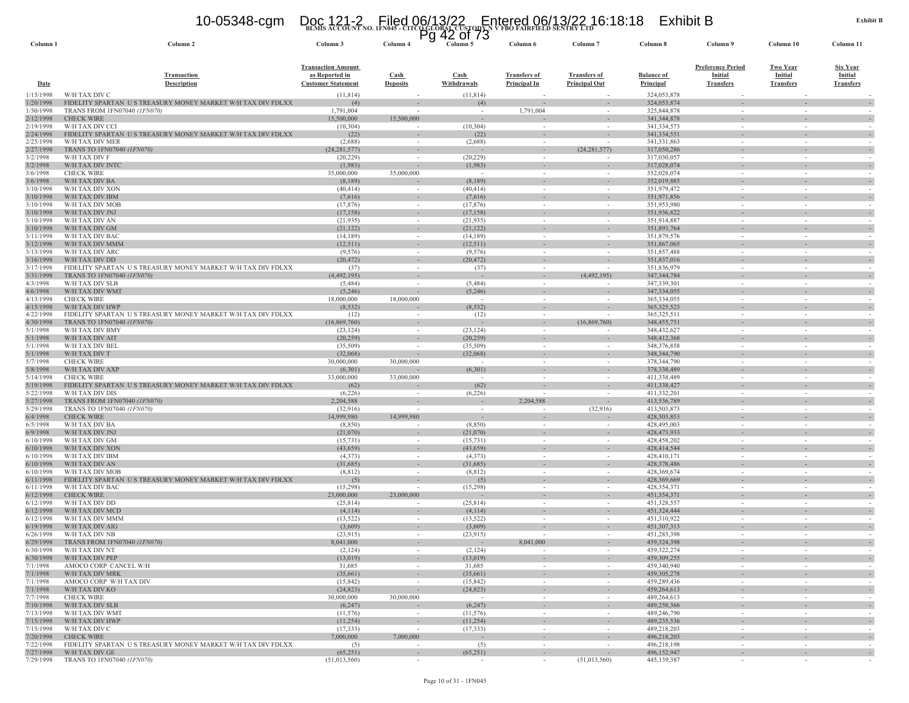BLMIS ACCOUNT NO. 1FN045 - CITCO GLOBAL CUSTODY N V FBO FAIRFIELD SENTRY LTD

**Exhibit B**

| Column 1 | Column 2 | Column 3 | Column 4 | Column 5 | Column 6 | Column 7 | Column 8 | Column 9 | Column 10 | Column 11 |
|---|---|---|---|---|---|---|---|---|---|---|
| Date | Transaction Description | Transaction Amount as Reported in Customer Statement | Cash Deposits | Cash Withdrawals | Transfers of Principal In | Transfers of Principal Out | Balance of Principal | Preference Period Initial Transfers | Two Year Initial Transfers | Six Year Initial Transfers |
| 1/15/1998 | W/H TAX DIV C | (11,814) | - | (11,814) | - | - | 324,053,878 | - | - | - |
| 1/20/1998 | FIDELITY SPARTAN U S TREASURY MONEY MARKET W/H TAX DIV FDLXX | (4) | - | (4) | - | - | 324,053,874 | - | - | - |
| 1/30/1998 | TRANS FROM 1FN07040 *(1FN070)* | 1,791,004 | - | - | 1,791,004 | - | 325,844,878 | - | - | - |
| 2/12/1998 | CHECK WIRE | 15,500,000 | 15,500,000 | - | - | - | 341,344,878 | - | - | - |
| 2/19/1998 | W/H TAX DIV CCI | (10,304) | - | (10,304) | - | - | 341,334,573 | - | - | - |
| 2/24/1998 | FIDELITY SPARTAN U S TREASURY MONEY MARKET W/H TAX DIV FDLXX | (22) | - | (22) | - | - | 341,334,551 | - | - | - |
| 2/25/1998 | W/H TAX DIV MER | (2,688) | - | (2,688) | - | - | 341,331,863 | - | - | - |
| 2/27/1998 | TRANS TO 1FN07040 *(1FN070)* | (24,281,577) | - | - | - | (24,281,577) | 317,050,286 | - | - | - |
| 3/2/1998 | W/H TAX DIV F | (20,229) | - | (20,229) | - | - | 317,030,057 | - | - | - |
| 3/2/1998 | W/H TAX DIV INTC | (1,983) | - | (1,983) | - | - | 317,028,074 | - | - | - |
| 3/6/1998 | CHECK WIRE | 35,000,000 | 35,000,000 | - | - | - | 352,028,074 | - | - | - |
| 3/6/1998 | W/H TAX DIV BA | (8,189) | - | (8,189) | - | - | 352,019,885 | - | - | - |
| 3/10/1998 | W/H TAX DIV XON | (40,414) | - | (40,414) | - | - | 351,979,472 | - | - | - |
| 3/10/1998 | W/H TAX DIV IBM | (7,616) | - | (7,616) | - | - | 351,971,856 | - | - | - |
| 3/10/1998 | W/H TAX DIV MOB | (17,876) | - | (17,876) | - | - | 351,953,980 | - | - | - |
| 3/10/1998 | W/H TAX DIV JNJ | (17,158) | - | (17,158) | - | - | 351,936,822 | - | - | - |
| 3/10/1998 | W/H TAX DIV AN | (21,935) | - | (21,935) | - | - | 351,914,887 | - | - | - |
| 3/10/1998 | W/H TAX DIV GM | (21,122) | - | (21,122) | - | - | 351,893,764 | - | - | - |
| 3/11/1998 | W/H TAX DIV BAC | (14,189) | - | (14,189) | - | - | 351,879,576 | - | - | - |
| 3/12/1998 | W/H TAX DIV MMM | (12,511) | - | (12,511) | - | - | 351,867,065 | - | - | - |
| 3/13/1998 | W/H TAX DIV ARC | (9,576) | - | (9,576) | - | - | 351,857,488 | - | - | - |
| 3/16/1998 | W/H TAX DIV DD | (20,472) | - | (20,472) | - | - | 351,837,016 | - | - | - |
| 3/17/1998 | FIDELITY SPARTAN U S TREASURY MONEY MARKET W/H TAX DIV FDLXX | (37) | - | (37) | - | - | 351,836,979 | - | - | - |
| 3/31/1998 | TRANS TO 1FN07040 *(1FN070)* | (4,492,195) | - | - | - | (4,492,195) | 347,344,784 | - | - | - |
| 4/3/1998 | W/H TAX DIV SLB | (5,484) | - | (5,484) | - | - | 347,339,301 | - | - | - |
| 4/6/1998 | W/H TAX DIV WMT | (5,246) | - | (5,246) | - | - | 347,334,055 | - | - | - |
| 4/13/1998 | CHECK WIRE | 18,000,000 | 18,000,000 | - | - | - | 365,334,055 | - | - | - |
| 4/15/1998 | W/H TAX DIV HWP | (8,532) | - | (8,532) | - | - | 365,325,523 | - | - | - |
| 4/22/1998 | FIDELITY SPARTAN U S TREASURY MONEY MARKET W/H TAX DIV FDLXX | (12) | - | (12) | - | - | 365,325,511 | - | - | - |
| 4/30/1998 | TRANS TO 1FN07040 *(1FN070)* | (16,869,760) | - | - | - | (16,869,760) | 348,455,751 | - | - | - |
| 5/1/1998 | W/H TAX DIV BMY | (23,124) | - | (23,124) | - | - | 348,432,627 | - | - | - |
| 5/1/1998 | W/H TAX DIV AIT | (20,259) | - | (20,259) | - | - | 348,412,368 | - | - | - |
| 5/1/1998 | W/H TAX DIV BEL | (35,509) | - | (35,509) | - | - | 348,376,858 | - | - | - |
| 5/1/1998 | W/H TAX DIV T | (32,068) | - | (32,068) | - | - | 348,344,790 | - | - | - |
| 5/7/1998 | CHECK WIRE | 30,000,000 | 30,000,000 | - | - | - | 378,344,790 | - | - | - |
| 5/8/1998 | W/H TAX DIV AXP | (6,301) | - | (6,301) | - | - | 378,338,489 | - | - | - |
| 5/14/1998 | CHECK WIRE | 33,000,000 | 33,000,000 | - | - | - | 411,338,489 | - | - | - |
| 5/19/1998 | FIDELITY SPARTAN U S TREASURY MONEY MARKET W/H TAX DIV FDLXX | (62) | - | (62) | - | - | 411,338,427 | - | - | - |
| 5/22/1998 | W/H TAX DIV DIS | (6,226) | - | (6,226) | - | - | 411,332,201 | - | - | - |
| 5/27/1998 | TRANS FROM 1FN07040 *(1FN070)* | 2,204,588 | - | - | 2,204,588 | - | 413,536,789 | - | - | - |
| 5/29/1998 | TRANS TO 1FN07040 *(1FN070)* | (32,916) | - | - | - | (32,916) | 413,503,873 | - | - | - |
| 6/4/1998 | CHECK WIRE | 14,999,980 | 14,999,980 | - | - | - | 428,503,853 | - | - | - |
| 6/5/1998 | W/H TAX DIV BA | (8,850) | - | (8,850) | - | - | 428,495,003 | - | - | - |
| 6/9/1998 | W/H TAX DIV JNJ | (21,070) | - | (21,070) | - | - | 428,473,933 | - | - | - |
| 6/10/1998 | W/H TAX DIV GM | (15,731) | - | (15,731) | - | - | 428,458,202 | - | - | - |
| 6/10/1998 | W/H TAX DIV XON | (43,659) | - | (43,659) | - | - | 428,414,544 | - | - | - |
| 6/10/1998 | W/H TAX DIV IBM | (4,373) | - | (4,373) | - | - | 428,410,171 | - | - | - |
| 6/10/1998 | W/H TAX DIV AN | (31,685) | - | (31,685) | - | - | 428,378,486 | - | - | - |
| 6/10/1998 | W/H TAX DIV MOB | (8,812) | - | (8,812) | - | - | 428,369,674 | - | - | - |
| 6/11/1998 | FIDELITY SPARTAN U S TREASURY MONEY MARKET W/H TAX DIV FDLXX | (5) | - | (5) | - | - | 428,369,669 | - | - | - |
| 6/11/1998 | W/H TAX DIV BAC | (15,298) | - | (15,298) | - | - | 428,354,371 | - | - | - |
| 6/12/1998 | CHECK WIRE | 23,000,000 | 23,000,000 | - | - | - | 451,354,371 | - | - | - |
| 6/12/1998 | W/H TAX DIV DD | (25,814) | - | (25,814) | - | - | 451,328,557 | - | - | - |
| 6/12/1998 | W/H TAX DIV MCD | (4,114) | - | (4,114) | - | - | 451,324,444 | - | - | - |
| 6/12/1998 | W/H TAX DIV MMM | (13,522) | - | (13,522) | - | - | 451,310,922 | - | - | - |
| 6/19/1998 | W/H TAX DIV AIG | (3,609) | - | (3,609) | - | - | 451,307,313 | - | - | - |
| 6/26/1998 | W/H TAX DIV NB | (23,915) | - | (23,915) | - | - | 451,283,398 | - | - | - |
| 6/29/1998 | TRANS FROM 1FN07040 *(1FN070)* | 8,041,000 | - | - | 8,041,000 | - | 459,324,398 | - | - | - |
| 6/30/1998 | W/H TAX DIV NT | (2,124) | - | (2,124) | - | - | 459,322,274 | - | - | - |
| 6/30/1998 | W/H TAX DIV PEP | (13,019) | - | (13,019) | - | - | 459,309,255 | - | - | - |
| 7/1/1998 | AMOCO CORP CANCEL W/H | 31,685 | - | 31,685 | - | - | 459,340,940 | - | - | - |
| 7/1/1998 | W/H TAX DIV MRK | (35,661) | - | (35,661) | - | - | 459,305,278 | - | - | - |
| 7/1/1998 | AMOCO CORP W/H TAX DIV | (15,842) | - | (15,842) | - | - | 459,289,436 | - | - | - |
| 7/1/1998 | W/H TAX DIV KO | (24,823) | - | (24,823) | - | - | 459,264,613 | - | - | - |
| 7/7/1998 | CHECK WIRE | 30,000,000 | 30,000,000 | - | - | - | 489,264,613 | - | - | - |
| 7/10/1998 | W/H TAX DIV SLB | (6,247) | - | (6,247) | - | - | 489,258,366 | - | - | - |
| 7/13/1998 | W/H TAX DIV WMT | (11,576) | - | (11,576) | - | - | 489,246,790 | - | - | - |
| 7/15/1998 | W/H TAX DIV HWP | (11,254) | - | (11,254) | - | - | 489,235,536 | - | - | - |
| 7/15/1998 | W/H TAX DIV C | (17,333) | - | (17,333) | - | - | 489,218,203 | - | - | - |
| 7/20/1998 | CHECK WIRE | 7,000,000 | 7,000,000 | - | - | - | 496,218,203 | - | - | - |
| 7/22/1998 | FIDELITY SPARTAN U S TREASURY MONEY MARKET W/H TAX DIV FDLXX | (5) | - | (5) | - | - | 496,218,198 | - | - | - |
| 7/27/1998 | W/H TAX DIV GE | (65,251) | - | (65,251) | - | - | 496,152,947 | - | - | - |
| 7/29/1998 | TRANS TO 1FN07040 *(1FN070)* | (51,013,560) | - | - | - | (51,013,560) | 445,139,387 | - | - | - |

Page 10 of 31 - 1FN045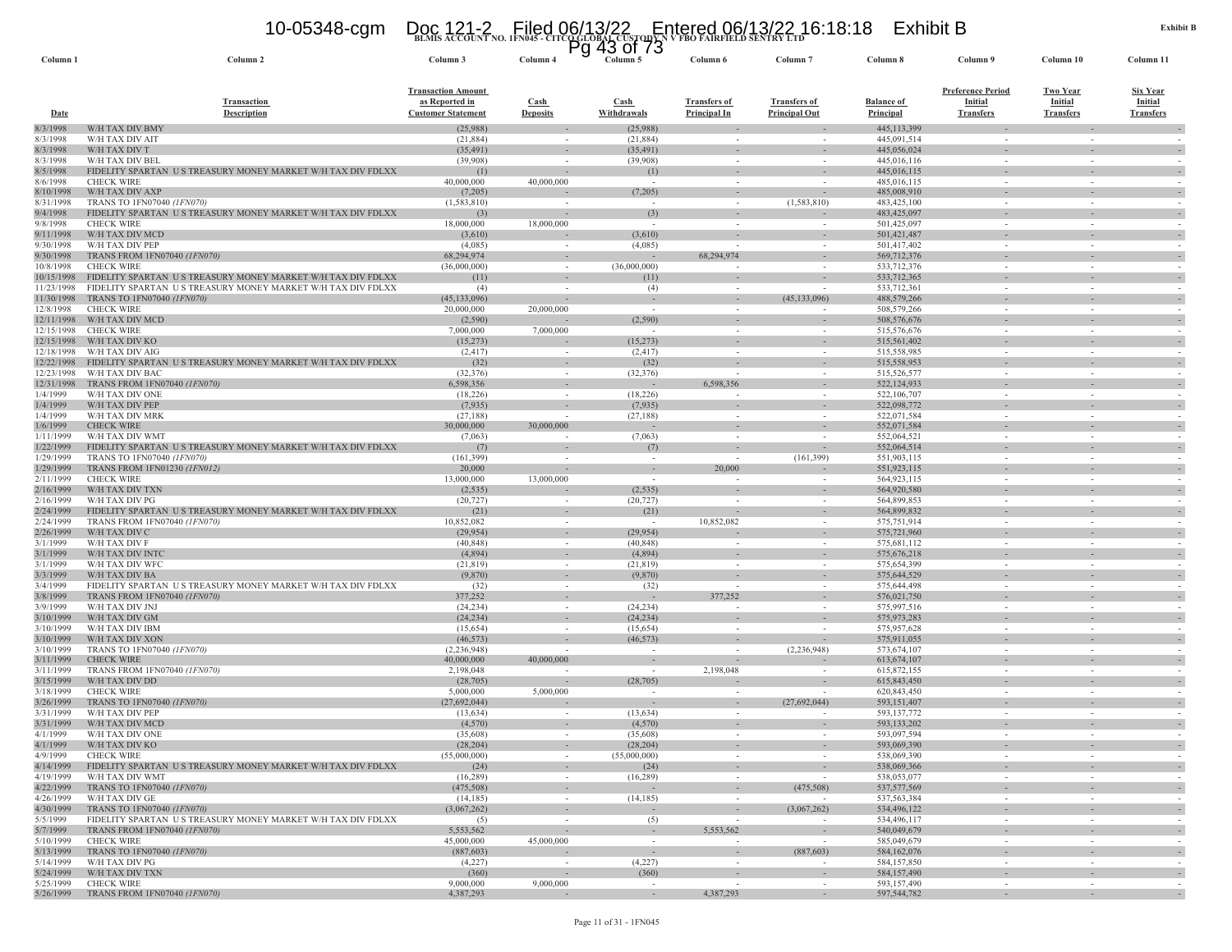**BLMIS ACCOUNT NO. 1FN045 - CITCO GLOBAL CUSTODY N V FBO FAIRFIELD SENTRY LTD**

**Exhibit B**

| Column 1 | Column 2 | Column 3 | Column 4 | Column 5 | Column 6 | Column 7 | Column 8 | Column 9 | Column 10 | Column 11 |
|---|---|---|---|---|---|---|---|---|---|---|
| Date | Transaction Description | Transaction Amount as Reported in Customer Statement | Cash Deposits | Cash Withdrawals | Transfers of Principal In | Transfers of Principal Out | Balance of Principal | Preference Period Initial Transfers | Two Year Initial Transfers | Six Year Initial Transfers |
| 8/3/1998 | W/H TAX DIV BMY | (25,988) | - | (25,988) | - | - | 445,113,399 | - | - | - |
| 8/3/1998 | W/H TAX DIV AIT | (21,884) | - | (21,884) | - | - | 445,091,514 | - | - | - |
| 8/3/1998 | W/H TAX DIV T | (35,491) | - | (35,491) | - | - | 445,056,024 | - | - | - |
| 8/3/1998 | W/H TAX DIV BEL | (39,908) | - | (39,908) | - | - | 445,016,116 | - | - | - |
| 8/5/1998 | FIDELITY SPARTAN U S TREASURY MONEY MARKET W/H TAX DIV FDLXX | (1) | - | (1) | - | - | 445,016,115 | - | - | - |
| 8/6/1998 | CHECK WIRE | 40,000,000 | 40,000,000 | - | - | - | 485,016,115 | - | - | - |
| 8/10/1998 | W/H TAX DIV AXP | (7,205) | - | (7,205) | - | - | 485,008,910 | - | - | - |
| 8/31/1998 | TRANS TO 1FN07040 *(1FN070)* | (1,583,810) | - | - | - | (1,583,810) | 483,425,100 | - | - | - |
| 9/4/1998 | FIDELITY SPARTAN U S TREASURY MONEY MARKET W/H TAX DIV FDLXX | (3) | - | (3) | - | - | 483,425,097 | - | - | - |
| 9/8/1998 | CHECK WIRE | 18,000,000 | 18,000,000 | - | - | - | 501,425,097 | - | - | - |
| 9/11/1998 | W/H TAX DIV MCD | (3,610) | - | (3,610) | - | - | 501,421,487 | - | - | - |
| 9/30/1998 | W/H TAX DIV PEP | (4,085) | - | (4,085) | - | - | 501,417,402 | - | - | - |
| 9/30/1998 | TRANS FROM 1FN07040 *(1FN070)* | 68,294,974 | - | - | 68,294,974 | - | 569,712,376 | - | - | - |
| 10/8/1998 | CHECK WIRE | (36,000,000) | - | (36,000,000) | - | - | 533,712,376 | - | - | - |
| 10/15/1998 | FIDELITY SPARTAN U S TREASURY MONEY MARKET W/H TAX DIV FDLXX | (11) | - | (11) | - | - | 533,712,365 | - | - | - |
| 11/23/1998 | FIDELITY SPARTAN U S TREASURY MONEY MARKET W/H TAX DIV FDLXX | (4) | - | (4) | - | - | 533,712,361 | - | - | - |
| 11/30/1998 | TRANS TO 1FN07040 *(1FN070)* | (45,133,096) | - | - | - | (45,133,096) | 488,579,266 | - | - | - |
| 12/8/1998 | CHECK WIRE | 20,000,000 | 20,000,000 | - | - | - | 508,579,266 | - | - | - |
| 12/11/1998 | W/H TAX DIV MCD | (2,590) | - | (2,590) | - | - | 508,576,676 | - | - | - |
| 12/15/1998 | CHECK WIRE | 7,000,000 | 7,000,000 | - | - | - | 515,576,676 | - | - | - |
| 12/15/1998 | W/H TAX DIV KO | (15,273) | - | (15,273) | - | - | 515,561,402 | - | - | - |
| 12/18/1998 | W/H TAX DIV AIG | (2,417) | - | (2,417) | - | - | 515,558,985 | - | - | - |
| 12/22/1998 | FIDELITY SPARTAN U S TREASURY MONEY MARKET W/H TAX DIV FDLXX | (32) | - | (32) | - | - | 515,558,953 | - | - | - |
| 12/23/1998 | W/H TAX DIV BAC | (32,376) | - | (32,376) | - | - | 515,526,577 | - | - | - |
| 12/31/1998 | TRANS FROM 1FN07040 *(1FN070)* | 6,598,356 | - | - | 6,598,356 | - | 522,124,933 | - | - | - |
| 1/4/1999 | W/H TAX DIV ONE | (18,226) | - | (18,226) | - | - | 522,106,707 | - | - | - |
| 1/4/1999 | W/H TAX DIV PEP | (7,935) | - | (7,935) | - | - | 522,098,772 | - | - | - |
| 1/4/1999 | W/H TAX DIV MRK | (27,188) | - | (27,188) | - | - | 522,071,584 | - | - | - |
| 1/6/1999 | CHECK WIRE | 30,000,000 | 30,000,000 | - | - | - | 552,071,584 | - | - | - |
| 1/11/1999 | W/H TAX DIV WMT | (7,063) | - | (7,063) | - | - | 552,064,521 | - | - | - |
| 1/22/1999 | FIDELITY SPARTAN U S TREASURY MONEY MARKET W/H TAX DIV FDLXX | (7) | - | (7) | - | - | 552,064,514 | - | - | - |
| 1/29/1999 | TRANS TO 1FN07040 *(1FN070)* | (161,399) | - | - | - | (161,399) | 551,903,115 | - | - | - |
| 1/29/1999 | TRANS FROM 1FN01230 *(1FN012)* | 20,000 | - | - | 20,000 | - | 551,923,115 | - | - | - |
| 2/11/1999 | CHECK WIRE | 13,000,000 | 13,000,000 | - | - | - | 564,923,115 | - | - | - |
| 2/16/1999 | W/H TAX DIV TXN | (2,535) | - | (2,535) | - | - | 564,920,580 | - | - | - |
| 2/16/1999 | W/H TAX DIV PG | (20,727) | - | (20,727) | - | - | 564,899,853 | - | - | - |
| 2/24/1999 | FIDELITY SPARTAN U S TREASURY MONEY MARKET W/H TAX DIV FDLXX | (21) | - | (21) | - | - | 564,899,832 | - | - | - |
| 2/24/1999 | TRANS FROM 1FN07040 *(1FN070)* | 10,852,082 | - | - | 10,852,082 | - | 575,751,914 | - | - | - |
| 2/26/1999 | W/H TAX DIV C | (29,954) | - | (29,954) | - | - | 575,721,960 | - | - | - |
| 3/1/1999 | W/H TAX DIV F | (40,848) | - | (40,848) | - | - | 575,681,112 | - | - | - |
| 3/1/1999 | W/H TAX DIV INTC | (4,894) | - | (4,894) | - | - | 575,676,218 | - | - | - |
| 3/1/1999 | W/H TAX DIV WFC | (21,819) | - | (21,819) | - | - | 575,654,399 | - | - | - |
| 3/3/1999 | W/H TAX DIV BA | (9,870) | - | (9,870) | - | - | 575,644,529 | - | - | - |
| 3/4/1999 | FIDELITY SPARTAN U S TREASURY MONEY MARKET W/H TAX DIV FDLXX | (32) | - | (32) | - | - | 575,644,498 | - | - | - |
| 3/8/1999 | TRANS FROM 1FN07040 *(1FN070)* | 377,252 | - | - | 377,252 | - | 576,021,750 | - | - | - |
| 3/9/1999 | W/H TAX DIV JNJ | (24,234) | - | (24,234) | - | - | 575,997,516 | - | - | - |
| 3/10/1999 | W/H TAX DIV GM | (24,234) | - | (24,234) | - | - | 575,973,283 | - | - | - |
| 3/10/1999 | W/H TAX DIV IBM | (15,654) | - | (15,654) | - | - | 575,957,628 | - | - | - |
| 3/10/1999 | W/H TAX DIV XON | (46,573) | - | (46,573) | - | - | 575,911,055 | - | - | - |
| 3/10/1999 | TRANS TO 1FN07040 *(1FN070)* | (2,236,948) | - | - | - | (2,236,948) | 573,674,107 | - | - | - |
| 3/11/1999 | CHECK WIRE | 40,000,000 | 40,000,000 | - | - | - | 613,674,107 | - | - | - |
| 3/11/1999 | TRANS FROM 1FN07040 *(1FN070)* | 2,198,048 | - | - | 2,198,048 | - | 615,872,155 | - | - | - |
| 3/15/1999 | W/H TAX DIV DD | (28,705) | - | (28,705) | - | - | 615,843,450 | - | - | - |
| 3/18/1999 | CHECK WIRE | 5,000,000 | 5,000,000 | - | - | - | 620,843,450 | - | - | - |
| 3/26/1999 | TRANS TO 1FN07040 *(1FN070)* | (27,692,044) | - | - | - | (27,692,044) | 593,151,407 | - | - | - |
| 3/31/1999 | W/H TAX DIV PEP | (13,634) | - | (13,634) | - | - | 593,137,772 | - | - | - |
| 3/31/1999 | W/H TAX DIV MCD | (4,570) | - | (4,570) | - | - | 593,133,202 | - | - | - |
| 4/1/1999 | W/H TAX DIV ONE | (35,608) | - | (35,608) | - | - | 593,097,594 | - | - | - |
| 4/1/1999 | W/H TAX DIV KO | (28,204) | - | (28,204) | - | - | 593,069,390 | - | - | - |
| 4/9/1999 | CHECK WIRE | (55,000,000) | - | (55,000,000) | - | - | 538,069,390 | - | - | - |
| 4/14/1999 | FIDELITY SPARTAN U S TREASURY MONEY MARKET W/H TAX DIV FDLXX | (24) | - | (24) | - | - | 538,069,366 | - | - | - |
| 4/19/1999 | W/H TAX DIV WMT | (16,289) | - | (16,289) | - | - | 538,053,077 | - | - | - |
| 4/22/1999 | TRANS TO 1FN07040 *(1FN070)* | (475,508) | - | - | - | (475,508) | 537,577,569 | - | - | - |
| 4/26/1999 | W/H TAX DIV GE | (14,185) | - | (14,185) | - | - | 537,563,384 | - | - | - |
| 4/30/1999 | TRANS TO 1FN07040 *(1FN070)* | (3,067,262) | - | - | - | (3,067,262) | 534,496,122 | - | - | - |
| 5/5/1999 | FIDELITY SPARTAN U S TREASURY MONEY MARKET W/H TAX DIV FDLXX | (5) | - | (5) | - | - | 534,496,117 | - | - | - |
| 5/7/1999 | TRANS FROM 1FN07040 *(1FN070)* | 5,553,562 | - | - | 5,553,562 | - | 540,049,679 | - | - | - |
| 5/10/1999 | CHECK WIRE | 45,000,000 | 45,000,000 | - | - | - | 585,049,679 | - | - | - |
| 5/13/1999 | TRANS TO 1FN07040 *(1FN070)* | (887,603) | - | - | - | (887,603) | 584,162,076 | - | - | - |
| 5/14/1999 | W/H TAX DIV PG | (4,227) | - | (4,227) | - | - | 584,157,850 | - | - | - |
| 5/24/1999 | W/H TAX DIV TXN | (360) | - | (360) | - | - | 584,157,490 | - | - | - |
| 5/25/1999 | CHECK WIRE | 9,000,000 | 9,000,000 | - | - | - | 593,157,490 | - | - | - |
| 5/26/1999 | TRANS FROM 1FN07040 *(1FN070)* | 4,387,293 | - | - | 4,387,293 | - | 597,544,782 | - | - | - |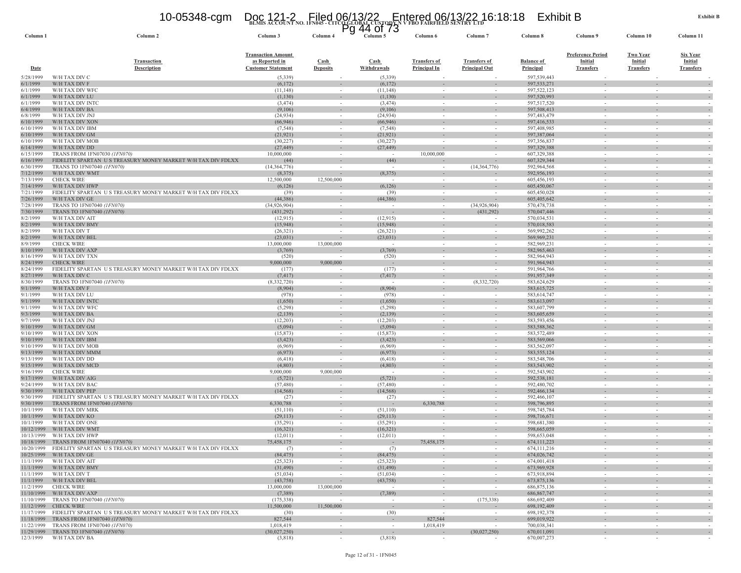**BLMIS ACCOUNT NO. 1FN045 - CITCO GLOBAL CUSTODY N V FBO FAIRFIELD SENTRY LTD**

**Exhibit B**

| Column 1 | Column 2 | Column 3 | Column 4 | Column 5 | Column 6 | Column 7 | Column 8 | Column 9 | Column 10 | Column 11 |
|---|---|---|---|---|---|---|---|---|---|---|
| Date | Transaction Description | Transaction Amount as Reported in Customer Statement | Cash Deposits | Cash Withdrawals | Transfers of Principal In | Transfers of Principal Out | Balance of Principal | Preference Period Initial Transfers | Two Year Initial Transfers | Six Year Initial Transfers |
| 5/28/1999 | W/H TAX DIV C | (5,339) | - | (5,339) | - | - | 597,539,443 | - | - | - |
| 6/1/1999 | W/H TAX DIV F | (6,172) | - | (6,172) | - | - | 597,533,271 | - | - | - |
| 6/1/1999 | W/H TAX DIV WFC | (11,148) | - | (11,148) | - | - | 597,522,123 | - | - | - |
| 6/1/1999 | W/H TAX DIV LU | (1,130) | - | (1,130) | - | - | 597,520,993 | - | - | - |
| 6/1/1999 | W/H TAX DIV INTC | (3,474) | - | (3,474) | - | - | 597,517,520 | - | - | - |
| 6/4/1999 | W/H TAX DIV BA | (9,106) | - | (9,106) | - | - | 597,508,413 | - | - | - |
| 6/8/1999 | W/H TAX DIV JNJ | (24,934) | - | (24,934) | - | - | 597,483,479 | - | - | - |
| 6/10/1999 | W/H TAX DIV XON | (66,946) | - | (66,946) | - | - | 597,416,533 | - | - | - |
| 6/10/1999 | W/H TAX DIV IBM | (7,548) | - | (7,548) | - | - | 597,408,985 | - | - | - |
| 6/10/1999 | W/H TAX DIV GM | (21,921) | - | (21,921) | - | - | 597,387,064 | - | - | - |
| 6/10/1999 | W/H TAX DIV MOB | (30,227) | - | (30,227) | - | - | 597,356,837 | - | - | - |
| 6/14/1999 | W/H TAX DIV DD | (27,449) | - | (27,449) | - | - | 597,329,388 | - | - | - |
| 6/15/1999 | TRANS FROM 1FN07030 *(1FN070)* | 10,000,000 | - | - | 10,000,000 | - | 607,329,388 | - | - | - |
| 6/16/1999 | FIDELITY SPARTAN U S TREASURY MONEY MARKET W/H TAX DIV FDLXX | (44) | - | (44) | - | - | 607,329,344 | - | - | - |
| 6/30/1999 | TRANS TO 1FN07040 *(1FN070)* | (14,364,776) | - | - | - | (14,364,776) | 592,964,568 | - | - | - |
| 7/12/1999 | W/H TAX DIV WMT | (8,375) | - | (8,375) | - | - | 592,956,193 | - | - | - |
| 7/13/1999 | CHECK WIRE | 12,500,000 | 12,500,000 | - | - | - | 605,456,193 | - | - | - |
| 7/14/1999 | W/H TAX DIV HWP | (6,126) | - | (6,126) | - | - | 605,450,067 | - | - | - |
| 7/21/1999 | FIDELITY SPARTAN U S TREASURY MONEY MARKET W/H TAX DIV FDLXX | (39) | - | (39) | - | - | 605,450,028 | - | - | - |
| 7/26/1999 | W/H TAX DIV GE | (44,386) | - | (44,386) | - | - | 605,405,642 | - | - | - |
| 7/28/1999 | TRANS TO 1FN07040 *(1FN070)* | (34,926,904) | - | - | - | (34,926,904) | 570,478,738 | - | - | - |
| 7/30/1999 | TRANS TO 1FN07040 *(1FN070)* | (431,292) | - | - | - | (431,292) | 570,047,446 | - | - | - |
| 8/2/1999 | W/H TAX DIV AIT | (12,915) | - | (12,915) | - | - | 570,034,531 | - | - | - |
| 8/2/1999 | W/H TAX DIV BMY | (15,948) | - | (15,948) | - | - | 570,018,583 | - | - | - |
| 8/2/1999 | W/H TAX DIV T | (26,321) | - | (26,321) | - | - | 569,992,262 | - | - | - |
| 8/2/1999 | W/H TAX DIV BEL | (23,031) | - | (23,031) | - | - | 569,969,231 | - | - | - |
| 8/9/1999 | CHECK WIRE | 13,000,000 | 13,000,000 | - | - | - | 582,969,231 | - | - | - |
| 8/10/1999 | W/H TAX DIV AXP | (3,769) | - | (3,769) | - | - | 582,965,463 | - | - | - |
| 8/16/1999 | W/H TAX DIV TXN | (520) | - | (520) | - | - | 582,964,943 | - | - | - |
| 8/24/1999 | CHECK WIRE | 9,000,000 | 9,000,000 | - | - | - | 591,964,943 | - | - | - |
| 8/24/1999 | FIDELITY SPARTAN U S TREASURY MONEY MARKET W/H TAX DIV FDLXX | (177) | - | (177) | - | - | 591,964,766 | - | - | - |
| 8/27/1999 | W/H TAX DIV C | (7,417) | - | (7,417) | - | - | 591,957,349 | - | - | - |
| 8/30/1999 | TRANS TO 1FN07040 *(1FN070)* | (8,332,720) | - | - | - | (8,332,720) | 583,624,629 | - | - | - |
| 9/1/1999 | W/H TAX DIV F | (8,904) | - | (8,904) | - | - | 583,615,725 | - | - | - |
| 9/1/1999 | W/H TAX DIV LU | (978) | - | (978) | - | - | 583,614,747 | - | - | - |
| 9/1/1999 | W/H TAX DIV INTC | (1,650) | - | (1,650) | - | - | 583,613,097 | - | - | - |
| 9/1/1999 | W/H TAX DIV WFC | (5,298) | - | (5,298) | - | - | 583,607,799 | - | - | - |
| 9/3/1999 | W/H TAX DIV BA | (2,139) | - | (2,139) | - | - | 583,605,659 | - | - | - |
| 9/7/1999 | W/H TAX DIV JNJ | (12,203) | - | (12,203) | - | - | 583,593,456 | - | - | - |
| 9/10/1999 | W/H TAX DIV GM | (5,094) | - | (5,094) | - | - | 583,588,362 | - | - | - |
| 9/10/1999 | W/H TAX DIV XON | (15,873) | - | (15,873) | - | - | 583,572,489 | - | - | - |
| 9/10/1999 | W/H TAX DIV IBM | (3,423) | - | (3,423) | - | - | 583,569,066 | - | - | - |
| 9/10/1999 | W/H TAX DIV MOB | (6,969) | - | (6,969) | - | - | 583,562,097 | - | - | - |
| 9/13/1999 | W/H TAX DIV MMM | (6,973) | - | (6,973) | - | - | 583,555,124 | - | - | - |
| 9/13/1999 | W/H TAX DIV DD | (6,418) | - | (6,418) | - | - | 583,548,706 | - | - | - |
| 9/15/1999 | W/H TAX DIV MCD | (4,803) | - | (4,803) | - | - | 583,543,902 | - | - | - |
| 9/16/1999 | CHECK WIRE | 9,000,000 | 9,000,000 | - | - | - | 592,543,902 | - | - | - |
| 9/17/1999 | W/H TAX DIV AIG | (5,721) | - | (5,721) | - | - | 592,538,181 | - | - | - |
| 9/24/1999 | W/H TAX DIV BAC | (57,480) | - | (57,480) | - | - | 592,480,702 | - | - | - |
| 9/30/1999 | W/H TAX DIV PEP | (14,568) | - | (14,568) | - | - | 592,466,134 | - | - | - |
| 9/30/1999 | FIDELITY SPARTAN U S TREASURY MONEY MARKET W/H TAX DIV FDLXX | (27) | - | (27) | - | - | 592,466,107 | - | - | - |
| 9/30/1999 | TRANS FROM 1FN07040 *(1FN070)* | 6,330,788 | - | - | 6,330,788 | - | 598,796,895 | - | - | - |
| 10/1/1999 | W/H TAX DIV MRK | (51,110) | - | (51,110) | - | - | 598,745,784 | - | - | - |
| 10/1/1999 | W/H TAX DIV KO | (29,113) | - | (29,113) | - | - | 598,716,671 | - | - | - |
| 10/1/1999 | W/H TAX DIV ONE | (35,291) | - | (35,291) | - | - | 598,681,380 | - | - | - |
| 10/12/1999 | W/H TAX DIV WMT | (16,321) | - | (16,321) | - | - | 598,665,059 | - | - | - |
| 10/13/1999 | W/H TAX DIV HWP | (12,011) | - | (12,011) | - | - | 598,653,048 | - | - | - |
| 10/18/1999 | TRANS FROM 1FN07040 *(1FN070)* | 75,458,175 | - | - | 75,458,175 | - | 674,111,223 | - | - | - |
| 10/20/1999 | FIDELITY SPARTAN U S TREASURY MONEY MARKET W/H TAX DIV FDLXX | (7) | - | (7) | - | - | 674,111,216 | - | - | - |
| 10/25/1999 | W/H TAX DIV GE | (84,475) | - | (84,475) | - | - | 674,026,742 | - | - | - |
| 11/1/1999 | W/H TAX DIV AIT | (25,323) | - | (25,323) | - | - | 674,001,418 | - | - | - |
| 11/1/1999 | W/H TAX DIV BMY | (31,490) | - | (31,490) | - | - | 673,969,928 | - | - | - |
| 11/1/1999 | W/H TAX DIV T | (51,034) | - | (51,034) | - | - | 673,918,894 | - | - | - |
| 11/1/1999 | W/H TAX DIV BEL | (43,758) | - | (43,758) | - | - | 673,875,136 | - | - | - |
| 11/2/1999 | CHECK WIRE | 13,000,000 | 13,000,000 | - | - | - | 686,875,136 | - | - | - |
| 11/10/1999 | W/H TAX DIV AXP | (7,389) | - | (7,389) | - | - | 686,867,747 | - | - | - |
| 11/10/1999 | TRANS TO 1FN07040 *(1FN070)* | (175,338) | - | - | - | (175,338) | 686,692,409 | - | - | - |
| 11/12/1999 | CHECK WIRE | 11,500,000 | 11,500,000 | - | - | - | 698,192,409 | - | - | - |
| 11/17/1999 | FIDELITY SPARTAN U S TREASURY MONEY MARKET W/H TAX DIV FDLXX | (30) | - | (30) | - | - | 698,192,378 | - | - | - |
| 11/18/1999 | TRANS FROM 1FN07040 *(1FN070)* | 827,544 | - | - | 827,544 | - | 699,019,922 | - | - | - |
| 11/22/1999 | TRANS FROM 1FN07040 *(1FN070)* | 1,018,419 | - | - | 1,018,419 | - | 700,038,341 | - | - | - |
| 11/29/1999 | TRANS TO 1FN07040 *(1FN070)* | (30,027,250) | - | - | - | (30,027,250) | 670,011,091 | - | - | - |
| 12/3/1999 | W/H TAX DIV BA | (3,818) | - | (3,818) | - | - | 670,007,273 | - | - | - |

Page 12 of 31 - 1FN045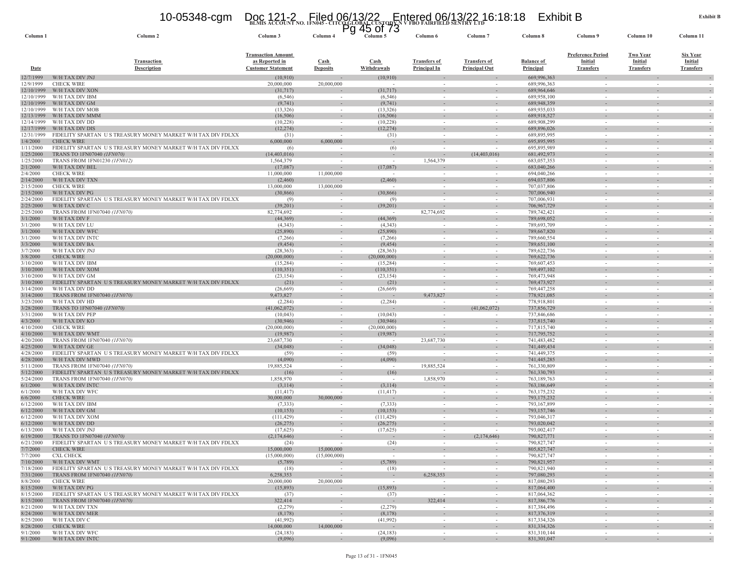BLMIS ACCOUNT NO. 1FN045 - CITCO GLOBAL CUSTODY N V FBO FAIRFIELD SENTRY LTD

| Column 1 | Column 2 | Column 3 | Column 4 | Column 5 | Column 6 | Column 7 | Column 8 | Column 9 | Column 10 | Column 11 |
|---|---|---|---|---|---|---|---|---|---|---|
| Date | Transaction Description | Transaction Amount as Reported in Customer Statement | Cash Deposits | Cash Withdrawals | Transfers of Principal In | Transfers of Principal Out | Balance of Principal | Preference Period Initial Transfers | Two Year Initial Transfers | Six Year Initial Transfers |
| 12/7/1999 | W/H TAX DIV JNJ | (10,910) | - | (10,910) | - | - | 669,996,363 | - | - | - |
| 12/9/1999 | CHECK WIRE | 20,000,000 | 20,000,000 | - | - | - | 689,996,363 | - | - | - |
| 12/10/1999 | W/H TAX DIV XON | (31,717) | - | (31,717) | - | - | 689,964,646 | - | - | - |
| 12/10/1999 | W/H TAX DIV IBM | (6,546) | - | (6,546) | - | - | 689,958,100 | - | - | - |
| 12/10/1999 | W/H TAX DIV GM | (9,741) | - | (9,741) | - | - | 689,948,359 | - | - | - |
| 12/10/1999 | W/H TAX DIV MOB | (13,326) | - | (13,326) | - | - | 689,935,033 | - | - | - |
| 12/13/1999 | W/H TAX DIV MMM | (16,506) | - | (16,506) | - | - | 689,918,527 | - | - | - |
| 12/14/1999 | W/H TAX DIV DD | (10,228) | - | (10,228) | - | - | 689,908,299 | - | - | - |
| 12/17/1999 | W/H TAX DIV DIS | (12,274) | - | (12,274) | - | - | 689,896,026 | - | - | - |
| 12/31/1999 | FIDELITY SPARTAN U S TREASURY MONEY MARKET W/H TAX DIV FDLXX | (31) | - | (31) | - | - | 689,895,995 | - | - | - |
| 1/4/2000 | CHECK WIRE | 6,000,000 | 6,000,000 | - | - | - | 695,895,995 | - | - | - |
| 1/11/2000 | FIDELITY SPARTAN U S TREASURY MONEY MARKET W/H TAX DIV FDLXX | (6) | - | (6) | - | - | 695,895,989 | - | - | - |
| 1/25/2000 | TRANS TO 1FN07040 *(1FN070)* | (14,403,016) | - | - | - | (14,403,016) | 681,492,973 | - | - | - |
| 1/25/2000 | TRANS FROM 1FN01230 *(1FN012)* | 1,564,379 | - | - | 1,564,379 | - | 683,057,353 | - | - | - |
| 2/1/2000 | W/H TAX DIV BEL | (17,087) | - | (17,087) | - | - | 683,040,266 | - | - | - |
| 2/4/2000 | CHECK WIRE | 11,000,000 | 11,000,000 | - | - | - | 694,040,266 | - | - | - |
| 2/14/2000 | W/H TAX DIV TXN | (2,460) | - | (2,460) | - | - | 694,037,806 | - | - | - |
| 2/15/2000 | CHECK WIRE | 13,000,000 | 13,000,000 | - | - | - | 707,037,806 | - | - | - |
| 2/15/2000 | W/H TAX DIV PG | (30,866) | - | (30,866) | - | - | 707,006,940 | - | - | - |
| 2/24/2000 | FIDELITY SPARTAN U S TREASURY MONEY MARKET W/H TAX DIV FDLXX | (9) | - | (9) | - | - | 707,006,931 | - | - | - |
| 2/25/2000 | W/H TAX DIV C | (39,201) | - | (39,201) | - | - | 706,967,729 | - | - | - |
| 2/25/2000 | TRANS FROM 1FN07040 *(1FN070)* | 82,774,692 | - | - | 82,774,692 | - | 789,742,421 | - | - | - |
| 3/1/2000 | W/H TAX DIV F | (44,369) | - | (44,369) | - | - | 789,698,052 | - | - | - |
| 3/1/2000 | W/H TAX DIV LU | (4,343) | - | (4,343) | - | - | 789,693,709 | - | - | - |
| 3/1/2000 | W/H TAX DIV WFC | (25,890) | - | (25,890) | - | - | 789,667,820 | - | - | - |
| 3/1/2000 | W/H TAX DIV INTC | (7,266) | - | (7,266) | - | - | 789,660,554 | - | - | - |
| 3/3/2000 | W/H TAX DIV BA | (9,454) | - | (9,454) | - | - | 789,651,100 | - | - | - |
| 3/7/2000 | W/H TAX DIV JNJ | (28,363) | - | (28,363) | - | - | 789,622,736 | - | - | - |
| 3/8/2000 | CHECK WIRE | (20,000,000) | - | (20,000,000) | - | - | 769,622,736 | - | - | - |
| 3/10/2000 | W/H TAX DIV IBM | (15,284) | - | (15,284) | - | - | 769,607,453 | - | - | - |
| 3/10/2000 | W/H TAX DIV XOM | (110,351) | - | (110,351) | - | - | 769,497,102 | - | - | - |
| 3/10/2000 | W/H TAX DIV GM | (23,154) | - | (23,154) | - | - | 769,473,948 | - | - | - |
| 3/10/2000 | FIDELITY SPARTAN U S TREASURY MONEY MARKET W/H TAX DIV FDLXX | (21) | - | (21) | - | - | 769,473,927 | - | - | - |
| 3/14/2000 | W/H TAX DIV DD | (26,669) | - | (26,669) | - | - | 769,447,258 | - | - | - |
| 3/14/2000 | TRANS FROM 1FN07040 *(1FN070)* | 9,473,827 | - | - | 9,473,827 | - | 778,921,085 | - | - | - |
| 3/23/2000 | W/H TAX DIV HD | (2,284) | - | (2,284) | - | - | 778,918,801 | - | - | - |
| 3/28/2000 | TRANS TO 1FN07040 *(1FN070)* | (41,062,072) | - | - | - | (41,062,072) | 737,856,729 | - | - | - |
| 3/31/2000 | W/H TAX DIV PEP | (10,043) | - | (10,043) | - | - | 737,846,686 | - | - | - |
| 4/3/2000 | W/H TAX DIV KO | (30,946) | - | (30,946) | - | - | 737,815,740 | - | - | - |
| 4/10/2000 | CHECK WIRE | (20,000,000) | - | (20,000,000) | - | - | 717,815,740 | - | - | - |
| 4/10/2000 | W/H TAX DIV WMT | (19,987) | - | (19,987) | - | - | 717,795,752 | - | - | - |
| 4/20/2000 | TRANS FROM 1FN07040 *(1FN070)* | 23,687,730 | - | - | 23,687,730 | - | 741,483,482 | - | - | - |
| 4/25/2000 | W/H TAX DIV GE | (34,048) | - | (34,048) | - | - | 741,449,434 | - | - | - |
| 4/28/2000 | FIDELITY SPARTAN U S TREASURY MONEY MARKET W/H TAX DIV FDLXX | (59) | - | (59) | - | - | 741,449,375 | - | - | - |
| 4/28/2000 | W/H TAX DIV MWD | (4,090) | - | (4,090) | - | - | 741,445,285 | - | - | - |
| 5/11/2000 | TRANS FROM 1FN07040 *(1FN070)* | 19,885,524 | - | - | 19,885,524 | - | 761,330,809 | - | - | - |
| 5/12/2000 | FIDELITY SPARTAN U S TREASURY MONEY MARKET W/H TAX DIV FDLXX | (16) | - | (16) | - | - | 761,330,793 | - | - | - |
| 5/24/2000 | TRANS FROM 1FN07040 *(1FN070)* | 1,858,970 | - | - | 1,858,970 | - | 763,189,763 | - | - | - |
| 6/1/2000 | W/H TAX DIV INTC | (3,114) | - | (3,114) | - | - | 763,186,649 | - | - | - |
| 6/1/2000 | W/H TAX DIV WFC | (11,417) | - | (11,417) | - | - | 763,175,232 | - | - | - |
| 6/6/2000 | CHECK WIRE | 30,000,000 | 30,000,000 | - | - | - | 793,175,232 | - | - | - |
| 6/12/2000 | W/H TAX DIV IBM | (7,333) | - | (7,333) | - | - | 793,167,899 | - | - | - |
| 6/12/2000 | W/H TAX DIV GM | (10,153) | - | (10,153) | - | - | 793,157,746 | - | - | - |
| 6/12/2000 | W/H TAX DIV XOM | (111,429) | - | (111,429) | - | - | 793,046,317 | - | - | - |
| 6/12/2000 | W/H TAX DIV DD | (26,275) | - | (26,275) | - | - | 793,020,042 | - | - | - |
| 6/13/2000 | W/H TAX DIV JNJ | (17,625) | - | (17,625) | - | - | 793,002,417 | - | - | - |
| 6/19/2000 | TRANS TO 1FN07040 *(1FN070)* | (2,174,646) | - | - | - | (2,174,646) | 790,827,771 | - | - | - |
| 6/21/2000 | FIDELITY SPARTAN U S TREASURY MONEY MARKET W/H TAX DIV FDLXX | (24) | - | (24) | - | - | 790,827,747 | - | - | - |
| 7/7/2000 | CHECK WIRE | 15,000,000 | 15,000,000 | - | - | - | 805,827,747 | - | - | - |
| 7/7/2000 | CXL CHECK | (15,000,000) | (15,000,000) | - | - | - | 790,827,747 | - | - | - |
| 7/10/2000 | W/H TAX DIV WMT | (5,789) | - | (5,789) | - | - | 790,821,957 | - | - | - |
| 7/18/2000 | FIDELITY SPARTAN U S TREASURY MONEY MARKET W/H TAX DIV FDLXX | (18) | - | (18) | - | - | 790,821,940 | - | - | - |
| 7/31/2000 | TRANS FROM 1FN07040 *(1FN070)* | 6,258,353 | - | - | 6,258,353 | - | 797,080,293 | - | - | - |
| 8/8/2000 | CHECK WIRE | 20,000,000 | 20,000,000 | - | - | - | 817,080,293 | - | - | - |
| 8/15/2000 | W/H TAX DIV PG | (15,893) | - | (15,893) | - | - | 817,064,400 | - | - | - |
| 8/15/2000 | FIDELITY SPARTAN U S TREASURY MONEY MARKET W/H TAX DIV FDLXX | (37) | - | (37) | - | - | 817,064,362 | - | - | - |
| 8/15/2000 | TRANS FROM 1FN07040 *(1FN070)* | 322,414 | - | - | 322,414 | - | 817,386,776 | - | - | - |
| 8/21/2000 | W/H TAX DIV TXN | (2,279) | - | (2,279) | - | - | 817,384,496 | - | - | - |
| 8/24/2000 | W/H TAX DIV MER | (8,178) | - | (8,178) | - | - | 817,376,319 | - | - | - |
| 8/25/2000 | W/H TAX DIV C | (41,992) | - | (41,992) | - | - | 817,334,326 | - | - | - |
| 8/28/2000 | CHECK WIRE | 14,000,000 | 14,000,000 | - | - | - | 831,334,326 | - | - | - |
| 9/1/2000 | W/H TAX DIV WFC | (24,183) | - | (24,183) | - | - | 831,310,144 | - | - | - |
| 9/1/2000 | W/H TAX DIV INTC | (9,096) | - | (9,096) | - | - | 831,301,047 | - | - | - |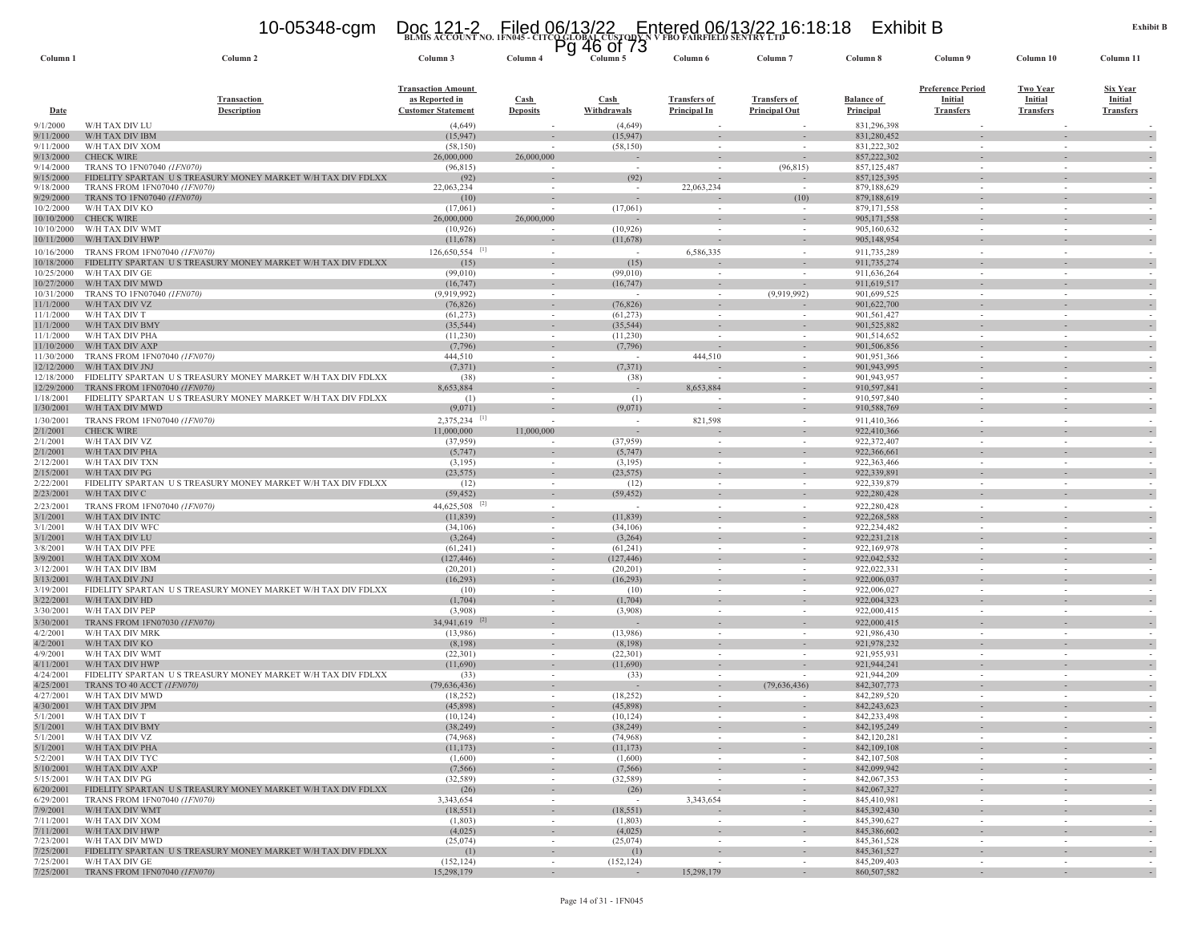BLMIS ACCOUNT NO. 1FN045 - CITCO GLOBAL CUSTODY N V FBO FAIRFIELD SENTRY LTD

| Column 1 | Column 2 | Column 3 | Column 4 | Column 5 | Column 6 | Column 7 | Column 8 | Column 9 | Column 10 | Column 11 |
|---|---|---|---|---|---|---|---|---|---|---|
| Date | Transaction Description | Transaction Amount as Reported in Customer Statement | Cash Deposits | Cash Withdrawals | Transfers of Principal In | Transfers of Principal Out | Balance of Principal | Preference Period Initial Transfers | Two Year Initial Transfers | Six Year Initial Transfers |
| 9/1/2000 | W/H TAX DIV LU | (4,649) | - | (4,649) | - | - | 831,296,398 | - | - | - |
| 9/11/2000 | W/H TAX DIV IBM | (15,947) | - | (15,947) | - | - | 831,280,452 | - | - | - |
| 9/11/2000 | W/H TAX DIV XOM | (58,150) | - | (58,150) | - | - | 831,222,302 | - | - | - |
| 9/13/2000 | CHECK WIRE | 26,000,000 | 26,000,000 | - | - | - | 857,222,302 | - | - | - |
| 9/14/2000 | TRANS TO 1FN07040 *(1FN070)* | (96,815) | - | - | - | (96,815) | 857,125,487 | - | - | - |
| 9/15/2000 | FIDELITY SPARTAN U S TREASURY MONEY MARKET W/H TAX DIV FDLXX | (92) | - | (92) | - | - | 857,125,395 | - | - | - |
| 9/18/2000 | TRANS FROM 1FN07040 *(1FN070)* | 22,063,234 | - | - | 22,063,234 | - | 879,188,629 | - | - | - |
| 9/29/2000 | TRANS TO 1FN07040 *(1FN070)* | (10) | - | - | - | (10) | 879,188,619 | - | - | - |
| 10/2/2000 | W/H TAX DIV KO | (17,061) | - | (17,061) | - | - | 879,171,558 | - | - | - |
| 10/10/2000 | CHECK WIRE | 26,000,000 | 26,000,000 | - | - | - | 905,171,558 | - | - | - |
| 10/10/2000 | W/H TAX DIV WMT | (10,926) | - | (10,926) | - | - | 905,160,632 | - | - | - |
| 10/11/2000 | W/H TAX DIV HWP | (11,678) | - | (11,678) | - | - | 905,148,954 | - | - | - |
| 10/16/2000 | TRANS FROM 1FN07040 *(1FN070)* | 126,650,554 [1] | - | - | 6,586,335 | - | 911,735,289 | - | - | - |
| 10/18/2000 | FIDELITY SPARTAN U S TREASURY MONEY MARKET W/H TAX DIV FDLXX | (15) | - | (15) | - | - | 911,735,274 | - | - | - |
| 10/25/2000 | W/H TAX DIV GE | (99,010) | - | (99,010) | - | - | 911,636,264 | - | - | - |
| 10/27/2000 | W/H TAX DIV MWD | (16,747) | - | (16,747) | - | - | 911,619,517 | - | - | - |
| 10/31/2000 | TRANS TO 1FN07040 *(1FN070)* | (9,919,992) | - | - | - | (9,919,992) | 901,699,525 | - | - | - |
| 11/1/2000 | W/H TAX DIV VZ | (76,826) | - | (76,826) | - | - | 901,622,700 | - | - | - |
| 11/1/2000 | W/H TAX DIV T | (61,273) | - | (61,273) | - | - | 901,561,427 | - | - | - |
| 11/1/2000 | W/H TAX DIV BMY | (35,544) | - | (35,544) | - | - | 901,525,882 | - | - | - |
| 11/1/2000 | W/H TAX DIV PHA | (11,230) | - | (11,230) | - | - | 901,514,652 | - | - | - |
| 11/10/2000 | W/H TAX DIV AXP | (7,796) | - | (7,796) | - | - | 901,506,856 | - | - | - |
| 11/30/2000 | TRANS FROM 1FN07040 *(1FN070)* | 444,510 | - | - | 444,510 | - | 901,951,366 | - | - | - |
| 12/12/2000 | W/H TAX DIV JNJ | (7,371) | - | (7,371) | - | - | 901,943,995 | - | - | - |
| 12/18/2000 | FIDELITY SPARTAN U S TREASURY MONEY MARKET W/H TAX DIV FDLXX | (38) | - | (38) | - | - | 901,943,957 | - | - | - |
| 12/29/2000 | TRANS FROM 1FN07040 *(1FN070)* | 8,653,884 | - | - | 8,653,884 | - | 910,597,841 | - | - | - |
| 1/18/2001 | FIDELITY SPARTAN U S TREASURY MONEY MARKET W/H TAX DIV FDLXX | (1) | - | (1) | - | - | 910,597,840 | - | - | - |
| 1/30/2001 | W/H TAX DIV MWD | (9,071) | - | (9,071) | - | - | 910,588,769 | - | - | - |
| 1/30/2001 | TRANS FROM 1FN07040 *(1FN070)* | 2,375,234 [1] | - | - | 821,598 | - | 911,410,366 | - | - | - |
| 2/1/2001 | CHECK WIRE | 11,000,000 | 11,000,000 | - | - | - | 922,410,366 | - | - | - |
| 2/1/2001 | W/H TAX DIV VZ | (37,959) | - | (37,959) | - | - | 922,372,407 | - | - | - |
| 2/1/2001 | W/H TAX DIV PHA | (5,747) | - | (5,747) | - | - | 922,366,661 | - | - | - |
| 2/12/2001 | W/H TAX DIV TXN | (3,195) | - | (3,195) | - | - | 922,363,466 | - | - | - |
| 2/15/2001 | W/H TAX DIV PG | (23,575) | - | (23,575) | - | - | 922,339,891 | - | - | - |
| 2/22/2001 | FIDELITY SPARTAN U S TREASURY MONEY MARKET W/H TAX DIV FDLXX | (12) | - | (12) | - | - | 922,339,879 | - | - | - |
| 2/23/2001 | W/H TAX DIV C | (59,452) | - | (59,452) | - | - | 922,280,428 | - | - | - |
| 2/23/2001 | TRANS FROM 1FN07040 *(1FN070)* | 44,625,508 [2] | - | - | - | - | 922,280,428 | - | - | - |
| 3/1/2001 | W/H TAX DIV INTC | (11,839) | - | (11,839) | - | - | 922,268,588 | - | - | - |
| 3/1/2001 | W/H TAX DIV WFC | (34,106) | - | (34,106) | - | - | 922,234,482 | - | - | - |
| 3/1/2001 | W/H TAX DIV LU | (3,264) | - | (3,264) | - | - | 922,231,218 | - | - | - |
| 3/8/2001 | W/H TAX DIV PFE | (61,241) | - | (61,241) | - | - | 922,169,978 | - | - | - |
| 3/9/2001 | W/H TAX DIV XOM | (127,446) | - | (127,446) | - | - | 922,042,532 | - | - | - |
| 3/12/2001 | W/H TAX DIV IBM | (20,201) | - | (20,201) | - | - | 922,022,331 | - | - | - |
| 3/13/2001 | W/H TAX DIV JNJ | (16,293) | - | (16,293) | - | - | 922,006,037 | - | - | - |
| 3/19/2001 | FIDELITY SPARTAN U S TREASURY MONEY MARKET W/H TAX DIV FDLXX | (10) | - | (10) | - | - | 922,006,027 | - | - | - |
| 3/22/2001 | W/H TAX DIV HD | (1,704) | - | (1,704) | - | - | 922,004,323 | - | - | - |
| 3/30/2001 | W/H TAX DIV PEP | (3,908) | - | (3,908) | - | - | 922,000,415 | - | - | - |
| 3/30/2001 | TRANS FROM 1FN07030 *(1FN070)* | 34,941,619 [2] | - | - | - | - | 922,000,415 | - | - | - |
| 4/2/2001 | W/H TAX DIV MRK | (13,986) | - | (13,986) | - | - | 921,986,430 | - | - | - |
| 4/2/2001 | W/H TAX DIV KO | (8,198) | - | (8,198) | - | - | 921,978,232 | - | - | - |
| 4/9/2001 | W/H TAX DIV WMT | (22,301) | - | (22,301) | - | - | 921,955,931 | - | - | - |
| 4/11/2001 | W/H TAX DIV HWP | (11,690) | - | (11,690) | - | - | 921,944,241 | - | - | - |
| 4/24/2001 | FIDELITY SPARTAN U S TREASURY MONEY MARKET W/H TAX DIV FDLXX | (33) | - | (33) | - | - | 921,944,209 | - | - | - |
| 4/25/2001 | TRANS TO 40 ACCT *(1FN070)* | (79,636,436) | - | - | - | (79,636,436) | 842,307,773 | - | - | - |
| 4/27/2001 | W/H TAX DIV MWD | (18,252) | - | (18,252) | - | - | 842,289,520 | - | - | - |
| 4/30/2001 | W/H TAX DIV JPM | (45,898) | - | (45,898) | - | - | 842,243,623 | - | - | - |
| 5/1/2001 | W/H TAX DIV T | (10,124) | - | (10,124) | - | - | 842,233,498 | - | - | - |
| 5/1/2001 | W/H TAX DIV BMY | (38,249) | - | (38,249) | - | - | 842,195,249 | - | - | - |
| 5/1/2001 | W/H TAX DIV VZ | (74,968) | - | (74,968) | - | - | 842,120,281 | - | - | - |
| 5/1/2001 | W/H TAX DIV PHA | (11,173) | - | (11,173) | - | - | 842,109,108 | - | - | - |
| 5/2/2001 | W/H TAX DIV TYC | (1,600) | - | (1,600) | - | - | 842,107,508 | - | - | - |
| 5/10/2001 | W/H TAX DIV AXP | (7,566) | - | (7,566) | - | - | 842,099,942 | - | - | - |
| 5/15/2001 | W/H TAX DIV PG | (32,589) | - | (32,589) | - | - | 842,067,353 | - | - | - |
| 6/20/2001 | FIDELITY SPARTAN U S TREASURY MONEY MARKET W/H TAX DIV FDLXX | (26) | - | (26) | - | - | 842,067,327 | - | - | - |
| 6/29/2001 | TRANS FROM 1FN07040 *(1FN070)* | 3,343,654 | - | - | 3,343,654 | - | 845,410,981 | - | - | - |
| 7/9/2001 | W/H TAX DIV WMT | (18,551) | - | (18,551) | - | - | 845,392,430 | - | - | - |
| 7/11/2001 | W/H TAX DIV XOM | (1,803) | - | (1,803) | - | - | 845,390,627 | - | - | - |
| 7/11/2001 | W/H TAX DIV HWP | (4,025) | - | (4,025) | - | - | 845,386,602 | - | - | - |
| 7/23/2001 | W/H TAX DIV MWD | (25,074) | - | (25,074) | - | - | 845,361,528 | - | - | - |
| 7/25/2001 | FIDELITY SPARTAN U S TREASURY MONEY MARKET W/H TAX DIV FDLXX | (1) | - | (1) | - | - | 845,361,527 | - | - | - |
| 7/25/2001 | W/H TAX DIV GE | (152,124) | - | (152,124) | - | - | 845,209,403 | - | - | - |
| 7/25/2001 | TRANS FROM 1FN07040 *(1FN070)* | 15,298,179 | - | - | 15,298,179 | - | 860,507,582 | - | - | - |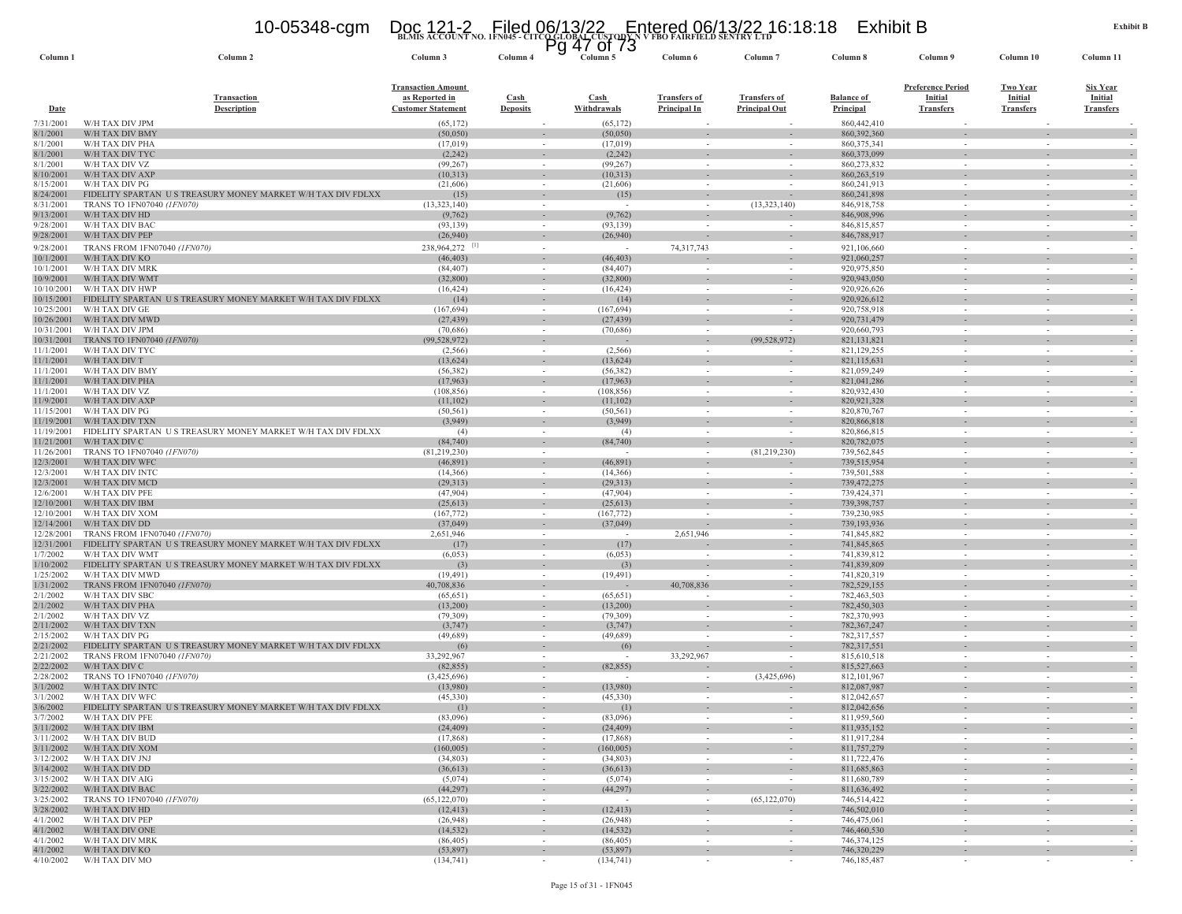BLMIS ACCOUNT NO. 1FN045 - CITCO GLOBAL CUSTODY N V FBO FAIRFIELD SENTRY LTD

**Exhibit B**

| Column 1 | Column 2 | Column 3 | Column 4 | Column 5 | Column 6 | Column 7 | Column 8 | Column 9 | Column 10 | Column 11 |
|---|---|---|---|---|---|---|---|---|---|---|
| Date | Transaction Description | Transaction Amount as Reported in Customer Statement | Cash Deposits | Cash Withdrawals | Transfers of Principal In | Transfers of Principal Out | Balance of Principal | Preference Period Initial Transfers | Two Year Initial Transfers | Six Year Initial Transfers |
| 7/31/2001 | W/H TAX DIV JPM | (65,172) | - | (65,172) | - | - | 860,442,410 | - | - | - |
| 8/1/2001 | W/H TAX DIV BMY | (50,050) | - | (50,050) | - | - | 860,392,360 | - | - | - |
| 8/1/2001 | W/H TAX DIV PHA | (17,019) | - | (17,019) | - | - | 860,375,341 | - | - | - |
| 8/1/2001 | W/H TAX DIV TYC | (2,242) | - | (2,242) | - | - | 860,373,099 | - | - | - |
| 8/1/2001 | W/H TAX DIV VZ | (99,267) | - | (99,267) | - | - | 860,273,832 | - | - | - |
| 8/10/2001 | W/H TAX DIV AXP | (10,313) | - | (10,313) | - | - | 860,263,519 | - | - | - |
| 8/15/2001 | W/H TAX DIV PG | (21,606) | - | (21,606) | - | - | 860,241,913 | - | - | - |
| 8/24/2001 | FIDELITY SPARTAN U S TREASURY MONEY MARKET W/H TAX DIV FDLXX | (15) | - | (15) | - | - | 860,241,898 | - | - | - |
| 8/31/2001 | TRANS TO 1FN07040 *(1FN070)* | (13,323,140) | - | - | - | (13,323,140) | 846,918,758 | - | - | - |
| 9/13/2001 | W/H TAX DIV HD | (9,762) | - | (9,762) | - | - | 846,908,996 | - | - | - |
| 9/28/2001 | W/H TAX DIV BAC | (93,139) | - | (93,139) | - | - | 846,815,857 | - | - | - |
| 9/28/2001 | W/H TAX DIV PEP | (26,940) | - | (26,940) | - | - | 846,788,917 | - | - | - |
| 9/28/2001 | TRANS FROM 1FN07040 *(1FN070)* | 238,964,272 [1] | - | - | 74,317,743 | - | 921,106,660 | - | - | - |
| 10/1/2001 | W/H TAX DIV KO | (46,403) | - | (46,403) | - | - | 921,060,257 | - | - | - |
| 10/1/2001 | W/H TAX DIV MRK | (84,407) | - | (84,407) | - | - | 920,975,850 | - | - | - |
| 10/9/2001 | W/H TAX DIV WMT | (32,800) | - | (32,800) | - | - | 920,943,050 | - | - | - |
| 10/10/2001 | W/H TAX DIV HWP | (16,424) | - | (16,424) | - | - | 920,926,626 | - | - | - |
| 10/15/2001 | FIDELITY SPARTAN U S TREASURY MONEY MARKET W/H TAX DIV FDLXX | (14) | - | (14) | - | - | 920,926,612 | - | - | - |
| 10/25/2001 | W/H TAX DIV GE | (167,694) | - | (167,694) | - | - | 920,758,918 | - | - | - |
| 10/26/2001 | W/H TAX DIV MWD | (27,439) | - | (27,439) | - | - | 920,731,479 | - | - | - |
| 10/31/2001 | W/H TAX DIV JPM | (70,686) | - | (70,686) | - | - | 920,660,793 | - | - | - |
| 10/31/2001 | TRANS TO 1FN07040 *(1FN070)* | (99,528,972) | - | - | - | (99,528,972) | 821,131,821 | - | - | - |
| 11/1/2001 | W/H TAX DIV TYC | (2,566) | - | (2,566) | - | - | 821,129,255 | - | - | - |
| 11/1/2001 | W/H TAX DIV T | (13,624) | - | (13,624) | - | - | 821,115,631 | - | - | - |
| 11/1/2001 | W/H TAX DIV BMY | (56,382) | - | (56,382) | - | - | 821,059,249 | - | - | - |
| 11/1/2001 | W/H TAX DIV PHA | (17,963) | - | (17,963) | - | - | 821,041,286 | - | - | - |
| 11/1/2001 | W/H TAX DIV VZ | (108,856) | - | (108,856) | - | - | 820,932,430 | - | - | - |
| 11/9/2001 | W/H TAX DIV AXP | (11,102) | - | (11,102) | - | - | 820,921,328 | - | - | - |
| 11/15/2001 | W/H TAX DIV PG | (50,561) | - | (50,561) | - | - | 820,870,767 | - | - | - |
| 11/19/2001 | W/H TAX DIV TXN | (3,949) | - | (3,949) | - | - | 820,866,818 | - | - | - |
| 11/19/2001 | FIDELITY SPARTAN U S TREASURY MONEY MARKET W/H TAX DIV FDLXX | (4) | - | (4) | - | - | 820,866,815 | - | - | - |
| 11/21/2001 | W/H TAX DIV C | (84,740) | - | (84,740) | - | - | 820,782,075 | - | - | - |
| 11/26/2001 | TRANS TO 1FN07040 *(1FN070)* | (81,219,230) | - | - | - | (81,219,230) | 739,562,845 | - | - | - |
| 12/3/2001 | W/H TAX DIV WFC | (46,891) | - | (46,891) | - | - | 739,515,954 | - | - | - |
| 12/3/2001 | W/H TAX DIV INTC | (14,366) | - | (14,366) | - | - | 739,501,588 | - | - | - |
| 12/3/2001 | W/H TAX DIV MCD | (29,313) | - | (29,313) | - | - | 739,472,275 | - | - | - |
| 12/6/2001 | W/H TAX DIV PFE | (47,904) | - | (47,904) | - | - | 739,424,371 | - | - | - |
| 12/10/2001 | W/H TAX DIV IBM | (25,613) | - | (25,613) | - | - | 739,398,757 | - | - | - |
| 12/10/2001 | W/H TAX DIV XOM | (167,772) | - | (167,772) | - | - | 739,230,985 | - | - | - |
| 12/14/2001 | W/H TAX DIV DD | (37,049) | - | (37,049) | - | - | 739,193,936 | - | - | - |
| 12/28/2001 | TRANS FROM 1FN07040 *(1FN070)* | 2,651,946 | - | - | 2,651,946 | - | 741,845,882 | - | - | - |
| 12/31/2001 | FIDELITY SPARTAN U S TREASURY MONEY MARKET W/H TAX DIV FDLXX | (17) | - | (17) | - | - | 741,845,865 | - | - | - |
| 1/7/2002 | W/H TAX DIV WMT | (6,053) | - | (6,053) | - | - | 741,839,812 | - | - | - |
| 1/10/2002 | FIDELITY SPARTAN U S TREASURY MONEY MARKET W/H TAX DIV FDLXX | (3) | - | (3) | - | - | 741,839,809 | - | - | - |
| 1/25/2002 | W/H TAX DIV MWD | (19,491) | - | (19,491) | - | - | 741,820,319 | - | - | - |
| 1/31/2002 | TRANS FROM 1FN07040 *(1FN070)* | 40,708,836 | - | - | 40,708,836 | - | 782,529,155 | - | - | - |
| 2/1/2002 | W/H TAX DIV SBC | (65,651) | - | (65,651) | - | - | 782,463,503 | - | - | - |
| 2/1/2002 | W/H TAX DIV PHA | (13,200) | - | (13,200) | - | - | 782,450,303 | - | - | - |
| 2/1/2002 | W/H TAX DIV VZ | (79,309) | - | (79,309) | - | - | 782,370,993 | - | - | - |
| 2/11/2002 | W/H TAX DIV TXN | (3,747) | - | (3,747) | - | - | 782,367,247 | - | - | - |
| 2/15/2002 | W/H TAX DIV PG | (49,689) | - | (49,689) | - | - | 782,317,557 | - | - | - |
| 2/21/2002 | FIDELITY SPARTAN U S TREASURY MONEY MARKET W/H TAX DIV FDLXX | (6) | - | (6) | - | - | 782,317,551 | - | - | - |
| 2/21/2002 | TRANS FROM 1FN07040 *(1FN070)* | 33,292,967 | - | - | 33,292,967 | - | 815,610,518 | - | - | - |
| 2/22/2002 | W/H TAX DIV C | (82,855) | - | (82,855) | - | - | 815,527,663 | - | - | - |
| 2/28/2002 | TRANS TO 1FN07040 *(1FN070)* | (3,425,696) | - | - | - | (3,425,696) | 812,101,967 | - | - | - |
| 3/1/2002 | W/H TAX DIV INTC | (13,980) | - | (13,980) | - | - | 812,087,987 | - | - | - |
| 3/1/2002 | W/H TAX DIV WFC | (45,330) | - | (45,330) | - | - | 812,042,657 | - | - | - |
| 3/6/2002 | FIDELITY SPARTAN U S TREASURY MONEY MARKET W/H TAX DIV FDLXX | (1) | - | (1) | - | - | 812,042,656 | - | - | - |
| 3/7/2002 | W/H TAX DIV PFE | (83,096) | - | (83,096) | - | - | 811,959,560 | - | - | - |
| 3/11/2002 | W/H TAX DIV IBM | (24,409) | - | (24,409) | - | - | 811,935,152 | - | - | - |
| 3/11/2002 | W/H TAX DIV BUD | (17,868) | - | (17,868) | - | - | 811,917,284 | - | - | - |
| 3/11/2002 | W/H TAX DIV XOM | (160,005) | - | (160,005) | - | - | 811,757,279 | - | - | - |
| 3/12/2002 | W/H TAX DIV JNJ | (34,803) | - | (34,803) | - | - | 811,722,476 | - | - | - |
| 3/14/2002 | W/H TAX DIV DD | (36,613) | - | (36,613) | - | - | 811,685,863 | - | - | - |
| 3/15/2002 | W/H TAX DIV AIG | (5,074) | - | (5,074) | - | - | 811,680,789 | - | - | - |
| 3/22/2002 | W/H TAX DIV BAC | (44,297) | - | (44,297) | - | - | 811,636,492 | - | - | - |
| 3/25/2002 | TRANS TO 1FN07040 *(1FN070)* | (65,122,070) | - | - | - | (65,122,070) | 746,514,422 | - | - | - |
| 3/28/2002 | W/H TAX DIV HD | (12,413) | - | (12,413) | - | - | 746,502,010 | - | - | - |
| 4/1/2002 | W/H TAX DIV PEP | (26,948) | - | (26,948) | - | - | 746,475,061 | - | - | - |
| 4/1/2002 | W/H TAX DIV ONE | (14,532) | - | (14,532) | - | - | 746,460,530 | - | - | - |
| 4/1/2002 | W/H TAX DIV MRK | (86,405) | - | (86,405) | - | - | 746,374,125 | - | - | - |
| 4/1/2002 | W/H TAX DIV KO | (53,897) | - | (53,897) | - | - | 746,320,229 | - | - | - |
| 4/10/2002 | W/H TAX DIV MO | (134,741) | - | (134,741) | - | - | 746,185,487 | - | - | - |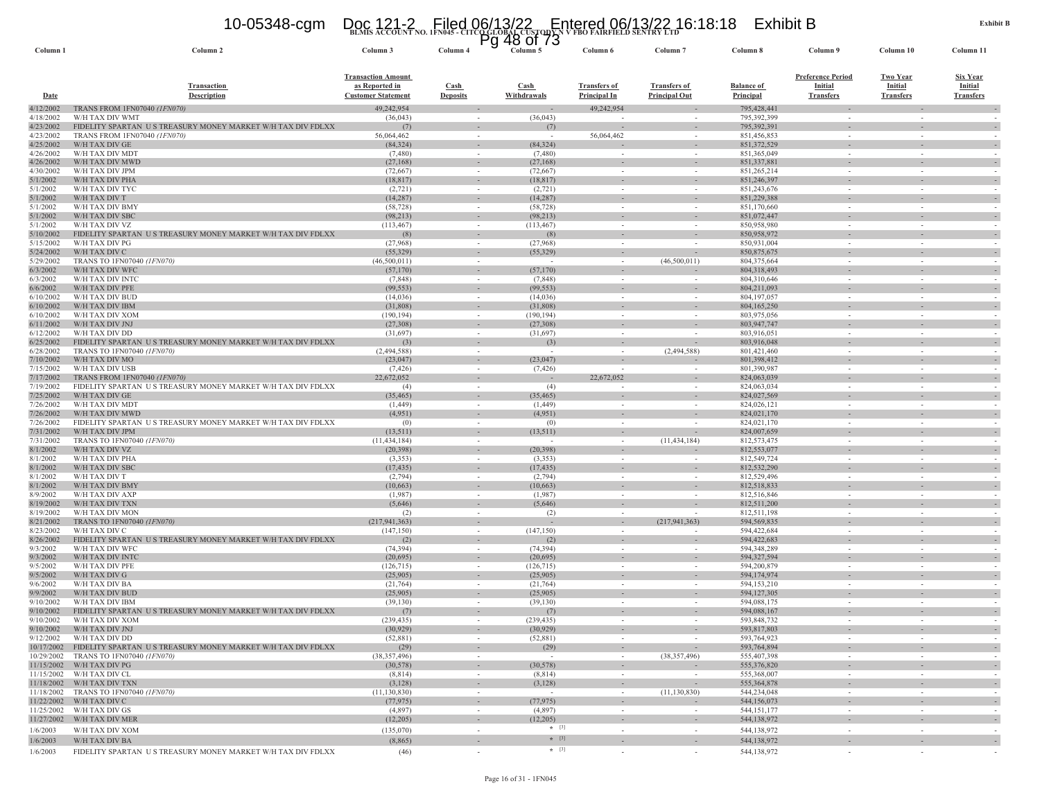BLMIS ACCOUNT NO. 1FN045 - CITCO GLOBAL CUSTODY N V FBO FAIRFIELD SENTRY LTD

Exhibit B

| Column 1 | Column 2 | Column 3 | Column 4 | Column 5 | Column 6 | Column 7 | Column 8 | Column 9 | Column 10 | Column 11 |
|---|---|---|---|---|---|---|---|---|---|---|
| Date | Transaction Description | Transaction Amount as Reported in Customer Statement | Cash Deposits | Cash Withdrawals | Transfers of Principal In | Transfers of Principal Out | Balance of Principal | Preference Period Initial Transfers | Two Year Initial Transfers | Six Year Initial Transfers |
| 4/12/2002 | TRANS FROM 1FN07040 *(1FN070)* | 49,242,954 | - | - | 49,242,954 | - | 795,428,441 | - | - | - |
| 4/18/2002 | W/H TAX DIV WMT | (36,043) | - | (36,043) | - | - | 795,392,399 | - | - | - |
| 4/23/2002 | FIDELITY SPARTAN U S TREASURY MONEY MARKET W/H TAX DIV FDLXX | (7) | - | (7) | - | - | 795,392,391 | - | - | - |
| 4/23/2002 | TRANS FROM 1FN07040 *(1FN070)* | 56,064,462 | - | - | 56,064,462 | - | 851,456,853 | - | - | - |
| 4/25/2002 | W/H TAX DIV GE | (84,324) | - | (84,324) | - | - | 851,372,529 | - | - | - |
| 4/26/2002 | W/H TAX DIV MDT | (7,480) | - | (7,480) | - | - | 851,365,049 | - | - | - |
| 4/26/2002 | W/H TAX DIV MWD | (27,168) | - | (27,168) | - | - | 851,337,881 | - | - | - |
| 4/30/2002 | W/H TAX DIV JPM | (72,667) | - | (72,667) | - | - | 851,265,214 | - | - | - |
| 5/1/2002 | W/H TAX DIV PHA | (18,817) | - | (18,817) | - | - | 851,246,397 | - | - | - |
| 5/1/2002 | W/H TAX DIV TYC | (2,721) | - | (2,721) | - | - | 851,243,676 | - | - | - |
| 5/1/2002 | W/H TAX DIV T | (14,287) | - | (14,287) | - | - | 851,229,388 | - | - | - |
| 5/1/2002 | W/H TAX DIV BMY | (58,728) | - | (58,728) | - | - | 851,170,660 | - | - | - |
| 5/1/2002 | W/H TAX DIV SBC | (98,213) | - | (98,213) | - | - | 851,072,447 | - | - | - |
| 5/1/2002 | W/H TAX DIV VZ | (113,467) | - | (113,467) | - | - | 850,958,980 | - | - | - |
| 5/10/2002 | FIDELITY SPARTAN U S TREASURY MONEY MARKET W/H TAX DIV FDLXX | (8) | - | (8) | - | - | 850,958,972 | - | - | - |
| 5/15/2002 | W/H TAX DIV PG | (27,968) | - | (27,968) | - | - | 850,931,004 | - | - | - |
| 5/24/2002 | W/H TAX DIV C | (55,329) | - | (55,329) | - | - | 850,875,675 | - | - | - |
| 5/29/2002 | TRANS TO 1FN07040 *(1FN070)* | (46,500,011) | - | - | - | (46,500,011) | 804,375,664 | - | - | - |
| 6/3/2002 | W/H TAX DIV WFC | (57,170) | - | (57,170) | - | - | 804,318,493 | - | - | - |
| 6/3/2002 | W/H TAX DIV INTC | (7,848) | - | (7,848) | - | - | 804,310,646 | - | - | - |
| 6/6/2002 | W/H TAX DIV PFE | (99,553) | - | (99,553) | - | - | 804,211,093 | - | - | - |
| 6/10/2002 | W/H TAX DIV BUD | (14,036) | - | (14,036) | - | - | 804,197,057 | - | - | - |
| 6/10/2002 | W/H TAX DIV IBM | (31,808) | - | (31,808) | - | - | 804,165,250 | - | - | - |
| 6/10/2002 | W/H TAX DIV XOM | (190,194) | - | (190,194) | - | - | 803,975,056 | - | - | - |
| 6/11/2002 | W/H TAX DIV JNJ | (27,308) | - | (27,308) | - | - | 803,947,747 | - | - | - |
| 6/12/2002 | W/H TAX DIV DD | (31,697) | - | (31,697) | - | - | 803,916,051 | - | - | - |
| 6/25/2002 | FIDELITY SPARTAN U S TREASURY MONEY MARKET W/H TAX DIV FDLXX | (3) | - | (3) | - | - | 803,916,048 | - | - | - |
| 6/28/2002 | TRANS TO 1FN07040 *(1FN070)* | (2,494,588) | - | - | - | (2,494,588) | 801,421,460 | - | - | - |
| 7/10/2002 | W/H TAX DIV MO | (23,047) | - | (23,047) | - | - | 801,398,412 | - | - | - |
| 7/15/2002 | W/H TAX DIV USB | (7,426) | - | (7,426) | - | - | 801,390,987 | - | - | - |
| 7/17/2002 | TRANS FROM 1FN07040 *(1FN070)* | 22,672,052 | - | - | 22,672,052 | - | 824,063,039 | - | - | - |
| 7/19/2002 | FIDELITY SPARTAN U S TREASURY MONEY MARKET W/H TAX DIV FDLXX | (4) | - | (4) | - | - | 824,063,034 | - | - | - |
| 7/25/2002 | W/H TAX DIV GE | (35,465) | - | (35,465) | - | - | 824,027,569 | - | - | - |
| 7/26/2002 | W/H TAX DIV MDT | (1,449) | - | (1,449) | - | - | 824,026,121 | - | - | - |
| 7/26/2002 | W/H TAX DIV MWD | (4,951) | - | (4,951) | - | - | 824,021,170 | - | - | - |
| 7/26/2002 | FIDELITY SPARTAN U S TREASURY MONEY MARKET W/H TAX DIV FDLXX | (0) | - | (0) | - | - | 824,021,170 | - | - | - |
| 7/31/2002 | W/H TAX DIV JPM | (13,511) | - | (13,511) | - | - | 824,007,659 | - | - | - |
| 7/31/2002 | TRANS TO 1FN07040 *(1FN070)* | (11,434,184) | - | - | - | (11,434,184) | 812,573,475 | - | - | - |
| 8/1/2002 | W/H TAX DIV VZ | (20,398) | - | (20,398) | - | - | 812,553,077 | - | - | - |
| 8/1/2002 | W/H TAX DIV PHA | (3,353) | - | (3,353) | - | - | 812,549,724 | - | - | - |
| 8/1/2002 | W/H TAX DIV SBC | (17,435) | - | (17,435) | - | - | 812,532,290 | - | - | - |
| 8/1/2002 | W/H TAX DIV T | (2,794) | - | (2,794) | - | - | 812,529,496 | - | - | - |
| 8/1/2002 | W/H TAX DIV BMY | (10,663) | - | (10,663) | - | - | 812,518,833 | - | - | - |
| 8/9/2002 | W/H TAX DIV AXP | (1,987) | - | (1,987) | - | - | 812,516,846 | - | - | - |
| 8/19/2002 | W/H TAX DIV TXN | (5,646) | - | (5,646) | - | - | 812,511,200 | - | - | - |
| 8/19/2002 | W/H TAX DIV MON | (2) | - | (2) | - | - | 812,511,198 | - | - | - |
| 8/21/2002 | TRANS TO 1FN07040 *(1FN070)* | (217,941,363) | - | - | - | (217,941,363) | 594,569,835 | - | - | - |
| 8/23/2002 | W/H TAX DIV C | (147,150) | - | (147,150) | - | - | 594,422,684 | - | - | - |
| 8/26/2002 | FIDELITY SPARTAN U S TREASURY MONEY MARKET W/H TAX DIV FDLXX | (2) | - | (2) | - | - | 594,422,683 | - | - | - |
| 9/3/2002 | W/H TAX DIV WFC | (74,394) | - | (74,394) | - | - | 594,348,289 | - | - | - |
| 9/3/2002 | W/H TAX DIV INTC | (20,695) | - | (20,695) | - | - | 594,327,594 | - | - | - |
| 9/5/2002 | W/H TAX DIV PFE | (126,715) | - | (126,715) | - | - | 594,200,879 | - | - | - |
| 9/5/2002 | W/H TAX DIV G | (25,905) | - | (25,905) | - | - | 594,174,974 | - | - | - |
| 9/6/2002 | W/H TAX DIV BA | (21,764) | - | (21,764) | - | - | 594,153,210 | - | - | - |
| 9/9/2002 | W/H TAX DIV BUD | (25,905) | - | (25,905) | - | - | 594,127,305 | - | - | - |
| 9/10/2002 | W/H TAX DIV IBM | (39,130) | - | (39,130) | - | - | 594,088,175 | - | - | - |
| 9/10/2002 | FIDELITY SPARTAN U S TREASURY MONEY MARKET W/H TAX DIV FDLXX | (7) | - | (7) | - | - | 594,088,167 | - | - | - |
| 9/10/2002 | W/H TAX DIV XOM | (239,435) | - | (239,435) | - | - | 593,848,732 | - | - | - |
| 9/10/2002 | W/H TAX DIV JNJ | (30,929) | - | (30,929) | - | - | 593,817,803 | - | - | - |
| 9/12/2002 | W/H TAX DIV DD | (52,881) | - | (52,881) | - | - | 593,764,923 | - | - | - |
| 10/17/2002 | FIDELITY SPARTAN U S TREASURY MONEY MARKET W/H TAX DIV FDLXX | (29) | - | (29) | - | - | 593,764,894 | - | - | - |
| 10/29/2002 | TRANS TO 1FN07040 *(1FN070)* | (38,357,496) | - | - | - | (38,357,496) | 555,407,398 | - | - | - |
| 11/15/2002 | W/H TAX DIV PG | (30,578) | - | (30,578) | - | - | 555,376,820 | - | - | - |
| 11/15/2002 | W/H TAX DIV CL | (8,814) | - | (8,814) | - | - | 555,368,007 | - | - | - |
| 11/18/2002 | W/H TAX DIV TXN | (3,128) | - | (3,128) | - | - | 555,364,878 | - | - | - |
| 11/18/2002 | TRANS TO 1FN07040 *(1FN070)* | (11,130,830) | - | - | - | (11,130,830) | 544,234,048 | - | - | - |
| 11/22/2002 | W/H TAX DIV C | (77,975) | - | (77,975) | - | - | 544,156,073 | - | - | - |
| 11/25/2002 | W/H TAX DIV GS | (4,897) | - | (4,897) | - | - | 544,151,177 | - | - | - |
| 11/27/2002 | W/H TAX DIV MER | (12,205) | - | (12,205) | - | - | 544,138,972 | - | - | - |
| 1/6/2003 | W/H TAX DIV XOM | (135,070) | - | * [3] | - | - | 544,138,972 | - | - | - |
| 1/6/2003 | W/H TAX DIV BA | (8,865) | - | * [3] | - | - | 544,138,972 | - | - | - |
| 1/6/2003 | FIDELITY SPARTAN U S TREASURY MONEY MARKET W/H TAX DIV FDLXX | (46) | - | * [3] | - | - | 544,138,972 | - | - | - |

Page 16 of 31 - 1FN045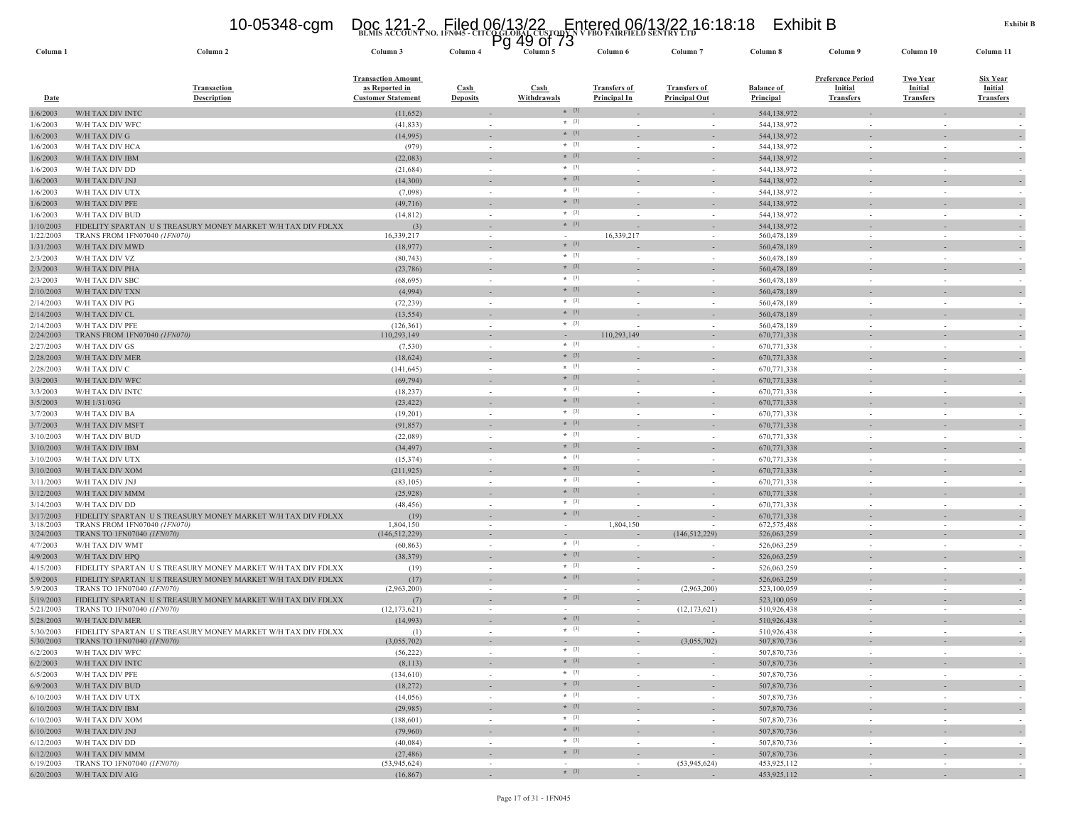BLMIS ACCOUNT NO. 1FN045 - CITCO GLOBAL CUSTODY N V FBO FAIRFIELD SENTRY LTD

Exhibit B

| Column 1 | Column 2 | Column 3 | Column 4 | Column 5 | Column 6 | Column 7 | Column 8 | Column 9 | Column 10 | Column 11 |
|---|---|---|---|---|---|---|---|---|---|---|
| Date | Transaction Description | Transaction Amount as Reported in Customer Statement | Cash Deposits | Cash Withdrawals | Transfers of Principal In | Transfers of Principal Out | Balance of Principal | Preference Period Initial Transfers | Two Year Initial Transfers | Six Year Initial Transfers |
| 1/6/2003 | W/H TAX DIV INTC | (11,652) | - | * [3] | - | - | 544,138,972 | - | - | - |
| 1/6/2003 | W/H TAX DIV WFC | (41,833) | - | * [3] | - | - | 544,138,972 | - | - | - |
| 1/6/2003 | W/H TAX DIV G | (14,995) | - | * [3] | - | - | 544,138,972 | - | - | - |
| 1/6/2003 | W/H TAX DIV HCA | (979) | - | * [3] | - | - | 544,138,972 | - | - | - |
| 1/6/2003 | W/H TAX DIV IBM | (22,083) | - | * [3] | - | - | 544,138,972 | - | - | - |
| 1/6/2003 | W/H TAX DIV DD | (21,684) | - | * [3] | - | - | 544,138,972 | - | - | - |
| 1/6/2003 | W/H TAX DIV JNJ | (14,300) | - | * [3] | - | - | 544,138,972 | - | - | - |
| 1/6/2003 | W/H TAX DIV UTX | (7,098) | - | * [3] | - | - | 544,138,972 | - | - | - |
| 1/6/2003 | W/H TAX DIV PFE | (49,716) | - | * [3] | - | - | 544,138,972 | - | - | - |
| 1/6/2003 | W/H TAX DIV BUD | (14,812) | - | * [3] | - | - | 544,138,972 | - | - | - |
| 1/10/2003 | FIDELITY SPARTAN U S TREASURY MONEY MARKET W/H TAX DIV FDLXX | (3) | - | * [3] | - | - | 544,138,972 | - | - | - |
| 1/22/2003 | TRANS FROM 1FN07040 *(1FN070)* | 16,339,217 | - | - | 16,339,217 | - | 560,478,189 | - | - | - |
| 1/31/2003 | W/H TAX DIV MWD | (18,977) | - | * [3] | - | - | 560,478,189 | - | - | - |
| 2/3/2003 | W/H TAX DIV VZ | (80,743) | - | * [3] | - | - | 560,478,189 | - | - | - |
| 2/3/2003 | W/H TAX DIV PHA | (23,786) | - | * [3] | - | - | 560,478,189 | - | - | - |
| 2/3/2003 | W/H TAX DIV SBC | (68,695) | - | * [3] | - | - | 560,478,189 | - | - | - |
| 2/10/2003 | W/H TAX DIV TXN | (4,994) | - | * [3] | - | - | 560,478,189 | - | - | - |
| 2/14/2003 | W/H TAX DIV PG | (72,239) | - | * [3] | - | - | 560,478,189 | - | - | - |
| 2/14/2003 | W/H TAX DIV CL | (13,554) | - | * [3] | - | - | 560,478,189 | - | - | - |
| 2/14/2003 | W/H TAX DIV PFE | (126,361) | - | * [3] | - | - | 560,478,189 | - | - | - |
| 2/24/2003 | TRANS FROM 1FN07040 *(1FN070)* | 110,293,149 | - | - | 110,293,149 | - | 670,771,338 | - | - | - |
| 2/27/2003 | W/H TAX DIV GS | (7,530) | - | * [3] | - | - | 670,771,338 | - | - | - |
| 2/28/2003 | W/H TAX DIV MER | (18,624) | - | * [3] | - | - | 670,771,338 | - | - | - |
| 2/28/2003 | W/H TAX DIV C | (141,645) | - | * [3] | - | - | 670,771,338 | - | - | - |
| 3/3/2003 | W/H TAX DIV WFC | (69,794) | - | * [3] | - | - | 670,771,338 | - | - | - |
| 3/3/2003 | W/H TAX DIV INTC | (18,237) | - | * [3] | - | - | 670,771,338 | - | - | - |
| 3/5/2003 | W/H 1/31/03G | (23,422) | - | * [3] | - | - | 670,771,338 | - | - | - |
| 3/7/2003 | W/H TAX DIV BA | (19,201) | - | * [3] | - | - | 670,771,338 | - | - | - |
| 3/7/2003 | W/H TAX DIV MSFT | (91,857) | - | * [3] | - | - | 670,771,338 | - | - | - |
| 3/10/2003 | W/H TAX DIV BUD | (22,089) | - | * [3] | - | - | 670,771,338 | - | - | - |
| 3/10/2003 | W/H TAX DIV IBM | (34,497) | - | * [3] | - | - | 670,771,338 | - | - | - |
| 3/10/2003 | W/H TAX DIV UTX | (15,374) | - | * [3] | - | - | 670,771,338 | - | - | - |
| 3/10/2003 | W/H TAX DIV XOM | (211,925) | - | * [3] | - | - | 670,771,338 | - | - | - |
| 3/11/2003 | W/H TAX DIV JNJ | (83,105) | - | * [3] | - | - | 670,771,338 | - | - | - |
| 3/12/2003 | W/H TAX DIV MMM | (25,928) | - | * [3] | - | - | 670,771,338 | - | - | - |
| 3/14/2003 | W/H TAX DIV DD | (48,456) | - | * [3] | - | - | 670,771,338 | - | - | - |
| 3/17/2003 | FIDELITY SPARTAN U S TREASURY MONEY MARKET W/H TAX DIV FDLXX | (19) | - | * [3] | - | - | 670,771,338 | - | - | - |
| 3/18/2003 | TRANS FROM 1FN07040 *(1FN070)* | 1,804,150 | - | - | 1,804,150 | - | 672,575,488 | - | - | - |
| 3/24/2003 | TRANS TO 1FN07040 *(1FN070)* | (146,512,229) | - | - | - | (146,512,229) | 526,063,259 | - | - | - |
| 4/7/2003 | W/H TAX DIV WMT | (60,863) | - | * [3] | - | - | 526,063,259 | - | - | - |
| 4/9/2003 | W/H TAX DIV HPQ | (38,379) | - | * [3] | - | - | 526,063,259 | - | - | - |
| 4/15/2003 | FIDELITY SPARTAN U S TREASURY MONEY MARKET W/H TAX DIV FDLXX | (19) | - | * [3] | - | - | 526,063,259 | - | - | - |
| 5/9/2003 | FIDELITY SPARTAN U S TREASURY MONEY MARKET W/H TAX DIV FDLXX | (17) | - | * [3] | - | - | 526,063,259 | - | - | - |
| 5/9/2003 | TRANS TO 1FN07040 *(1FN070)* | (2,963,200) | - | - | - | (2,963,200) | 523,100,059 | - | - | - |
| 5/19/2003 | FIDELITY SPARTAN U S TREASURY MONEY MARKET W/H TAX DIV FDLXX | (7) | - | * [3] | - | - | 523,100,059 | - | - | - |
| 5/21/2003 | TRANS TO 1FN07040 *(1FN070)* | (12,173,621) | - | - | - | (12,173,621) | 510,926,438 | - | - | - |
| 5/28/2003 | W/H TAX DIV MER | (14,993) | - | * [3] | - | - | 510,926,438 | - | - | - |
| 5/30/2003 | FIDELITY SPARTAN U S TREASURY MONEY MARKET W/H TAX DIV FDLXX | (1) | - | * [3] | - | - | 510,926,438 | - | - | - |
| 5/30/2003 | TRANS TO 1FN07040 *(1FN070)* | (3,055,702) | - | - | - | (3,055,702) | 507,870,736 | - | - | - |
| 6/2/2003 | W/H TAX DIV WFC | (56,222) | - | * [3] | - | - | 507,870,736 | - | - | - |
| 6/2/2003 | W/H TAX DIV INTC | (8,113) | - | * [3] | - | - | 507,870,736 | - | - | - |
| 6/5/2003 | W/H TAX DIV PFE | (134,610) | - | * [3] | - | - | 507,870,736 | - | - | - |
| 6/9/2003 | W/H TAX DIV BUD | (18,272) | - | * [3] | - | - | 507,870,736 | - | - | - |
| 6/10/2003 | W/H TAX DIV UTX | (14,056) | - | * [3] | - | - | 507,870,736 | - | - | - |
| 6/10/2003 | W/H TAX DIV IBM | (29,985) | - | * [3] | - | - | 507,870,736 | - | - | - |
| 6/10/2003 | W/H TAX DIV XOM | (188,601) | - | * [3] | - | - | 507,870,736 | - | - | - |
| 6/10/2003 | W/H TAX DIV JNJ | (79,960) | - | * [3] | - | - | 507,870,736 | - | - | - |
| 6/12/2003 | W/H TAX DIV DD | (40,084) | - | * [3] | - | - | 507,870,736 | - | - | - |
| 6/12/2003 | W/H TAX DIV MMM | (27,486) | - | * [3] | - | - | 507,870,736 | - | - | - |
| 6/19/2003 | TRANS TO 1FN07040 *(1FN070)* | (53,945,624) | - | - | - | (53,945,624) | 453,925,112 | - | - | - |
| 6/20/2003 | W/H TAX DIV AIG | (16,867) | - | * [3] | - | - | 453,925,112 | - | - | - |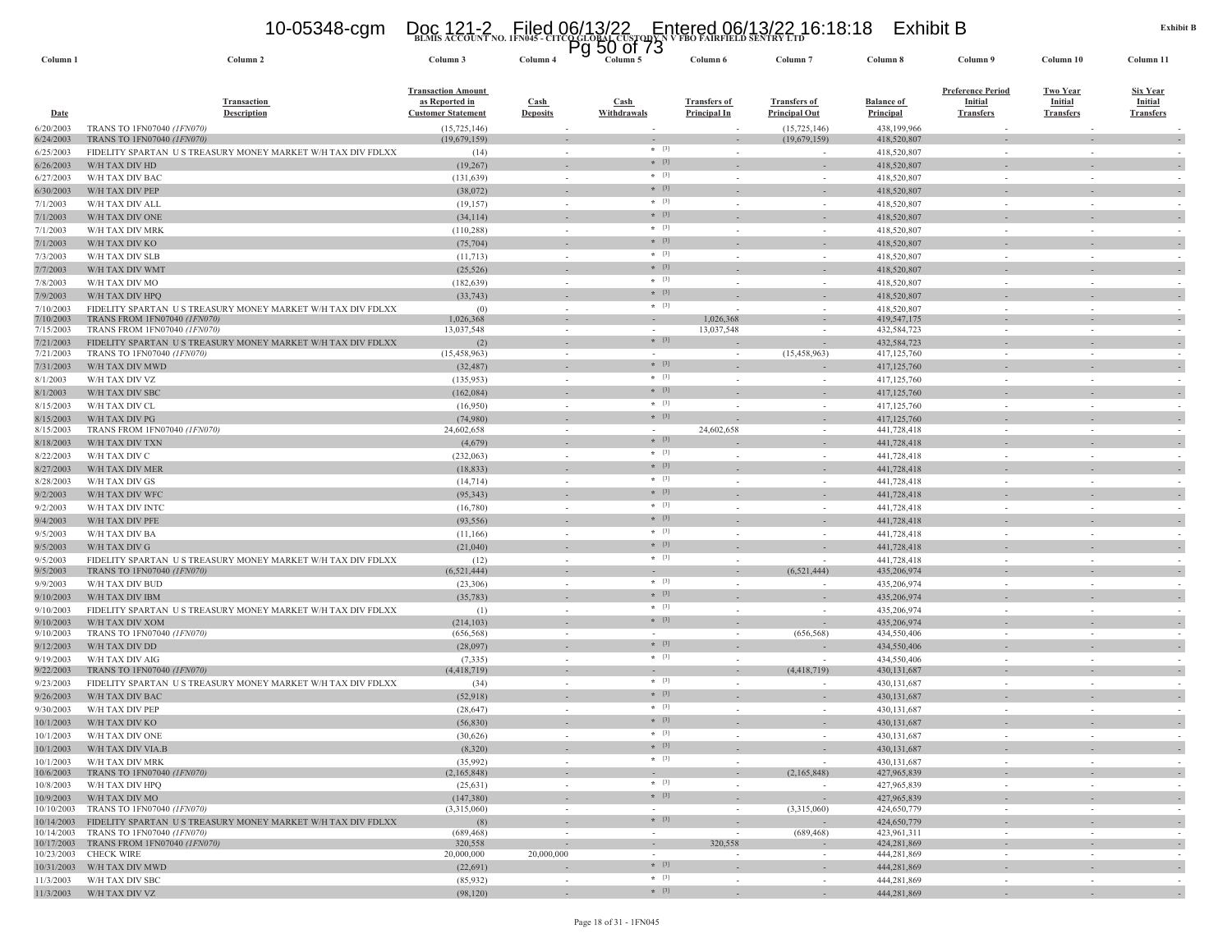**BLMIS ACCOUNT NO. 1FN045 - CITCO GLOBAL CUSTODY N V FBO FAIRFIELD SENTRY LTD**

**Exhibit B**

| Column 1 | Column 2 | Column 3 | Column 4 | Column 5 | Column 6 | Column 7 | Column 8 | Column 9 | Column 10 | Column 11 |
|---|---|---|---|---|---|---|---|---|---|---|
| Date | Transaction Description | Transaction Amount as Reported in Customer Statement | Cash Deposits | Cash Withdrawals | Transfers of Principal In | Transfers of Principal Out | Balance of Principal | Preference Period Initial Transfers | Two Year Initial Transfers | Six Year Initial Transfers |
| 6/20/2003 | TRANS TO 1FN07040 *(1FN070)* | (15,725,146) | - | - | - | (15,725,146) | 438,199,966 | - | - | - |
| 6/24/2003 | TRANS TO 1FN07040 *(1FN070)* | (19,679,159) | - | - | - | (19,679,159) | 418,520,807 | - | - | - |
| 6/25/2003 | FIDELITY SPARTAN U S TREASURY MONEY MARKET W/H TAX DIV FDLXX | (14) | - | * [3] | - | - | 418,520,807 | - | - | - |
| 6/26/2003 | W/H TAX DIV HD | (19,267) | - | * [3] | - | - | 418,520,807 | - | - | - |
| 6/27/2003 | W/H TAX DIV BAC | (131,639) | - | * [3] | - | - | 418,520,807 | - | - | - |
| 6/30/2003 | W/H TAX DIV PEP | (38,072) | - | * [3] | - | - | 418,520,807 | - | - | - |
| 7/1/2003 | W/H TAX DIV ALL | (19,157) | - | * [3] | - | - | 418,520,807 | - | - | - |
| 7/1/2003 | W/H TAX DIV ONE | (34,114) | - | * [3] | - | - | 418,520,807 | - | - | - |
| 7/1/2003 | W/H TAX DIV MRK | (110,288) | - | * [3] | - | - | 418,520,807 | - | - | - |
| 7/1/2003 | W/H TAX DIV KO | (75,704) | - | * [3] | - | - | 418,520,807 | - | - | - |
| 7/3/2003 | W/H TAX DIV SLB | (11,713) | - | * [3] | - | - | 418,520,807 | - | - | - |
| 7/7/2003 | W/H TAX DIV WMT | (25,526) | - | * [3] | - | - | 418,520,807 | - | - | - |
| 7/8/2003 | W/H TAX DIV MO | (182,639) | - | * [3] | - | - | 418,520,807 | - | - | - |
| 7/9/2003 | W/H TAX DIV HPQ | (33,743) | - | * [3] | - | - | 418,520,807 | - | - | - |
| 7/10/2003 | FIDELITY SPARTAN U S TREASURY MONEY MARKET W/H TAX DIV FDLXX | (0) | - | * [3] | - | - | 418,520,807 | - | - | - |
| 7/10/2003 | TRANS FROM 1FN07040 *(1FN070)* | 1,026,368 | - | - | 1,026,368 | - | 419,547,175 | - | - | - |
| 7/15/2003 | TRANS FROM 1FN07040 *(1FN070)* | 13,037,548 | - | - | 13,037,548 | - | 432,584,723 | - | - | - |
| 7/21/2003 | FIDELITY SPARTAN U S TREASURY MONEY MARKET W/H TAX DIV FDLXX | (2) | - | * [3] | - | - | 432,584,723 | - | - | - |
| 7/21/2003 | TRANS TO 1FN07040 *(1FN070)* | (15,458,963) | - | - | - | (15,458,963) | 417,125,760 | - | - | - |
| 7/31/2003 | W/H TAX DIV MWD | (32,487) | - | * [3] | - | - | 417,125,760 | - | - | - |
| 8/1/2003 | W/H TAX DIV VZ | (135,953) | - | * [3] | - | - | 417,125,760 | - | - | - |
| 8/1/2003 | W/H TAX DIV SBC | (162,084) | - | * [3] | - | - | 417,125,760 | - | - | - |
| 8/15/2003 | W/H TAX DIV CL | (16,950) | - | * [3] | - | - | 417,125,760 | - | - | - |
| 8/15/2003 | W/H TAX DIV PG | (74,980) | - | * [3] | - | - | 417,125,760 | - | - | - |
| 8/15/2003 | TRANS FROM 1FN07040 *(1FN070)* | 24,602,658 | - | - | 24,602,658 | - | 441,728,418 | - | - | - |
| 8/18/2003 | W/H TAX DIV TXN | (4,679) | - | * [3] | - | - | 441,728,418 | - | - | - |
| 8/22/2003 | W/H TAX DIV C | (232,063) | - | * [3] | - | - | 441,728,418 | - | - | - |
| 8/27/2003 | W/H TAX DIV MER | (18,833) | - | * [3] | - | - | 441,728,418 | - | - | - |
| 8/28/2003 | W/H TAX DIV GS | (14,714) | - | * [3] | - | - | 441,728,418 | - | - | - |
| 9/2/2003 | W/H TAX DIV WFC | (95,343) | - | * [3] | - | - | 441,728,418 | - | - | - |
| 9/2/2003 | W/H TAX DIV INTC | (16,780) | - | * [3] | - | - | 441,728,418 | - | - | - |
| 9/4/2003 | W/H TAX DIV PFE | (93,556) | - | * [3] | - | - | 441,728,418 | - | - | - |
| 9/5/2003 | W/H TAX DIV BA | (11,166) | - | * [3] | - | - | 441,728,418 | - | - | - |
| 9/5/2003 | W/H TAX DIV G | (21,040) | - | * [3] | - | - | 441,728,418 | - | - | - |
| 9/5/2003 | FIDELITY SPARTAN U S TREASURY MONEY MARKET W/H TAX DIV FDLXX | (12) | - | * [3] | - | - | 441,728,418 | - | - | - |
| 9/5/2003 | TRANS TO 1FN07040 *(1FN070)* | (6,521,444) | - | - | - | (6,521,444) | 435,206,974 | - | - | - |
| 9/9/2003 | W/H TAX DIV BUD | (23,306) | - | * [3] | - | - | 435,206,974 | - | - | - |
| 9/10/2003 | W/H TAX DIV IBM | (35,783) | - | * [3] | - | - | 435,206,974 | - | - | - |
| 9/10/2003 | FIDELITY SPARTAN U S TREASURY MONEY MARKET W/H TAX DIV FDLXX | (1) | - | * [3] | - | - | 435,206,974 | - | - | - |
| 9/10/2003 | W/H TAX DIV XOM | (214,103) | - | * [3] | - | - | 435,206,974 | - | - | - |
| 9/10/2003 | TRANS TO 1FN07040 *(1FN070)* | (656,568) | - | - | - | (656,568) | 434,550,406 | - | - | - |
| 9/12/2003 | W/H TAX DIV DD | (28,097) | - | * [3] | - | - | 434,550,406 | - | - | - |
| 9/19/2003 | W/H TAX DIV AIG | (7,335) | - | * [3] | - | - | 434,550,406 | - | - | - |
| 9/22/2003 | TRANS TO 1FN07040 *(1FN070)* | (4,418,719) | - | - | - | (4,418,719) | 430,131,687 | - | - | - |
| 9/23/2003 | FIDELITY SPARTAN U S TREASURY MONEY MARKET W/H TAX DIV FDLXX | (34) | - | * [3] | - | - | 430,131,687 | - | - | - |
| 9/26/2003 | W/H TAX DIV BAC | (52,918) | - | * [3] | - | - | 430,131,687 | - | - | - |
| 9/30/2003 | W/H TAX DIV PEP | (28,647) | - | * [3] | - | - | 430,131,687 | - | - | - |
| 10/1/2003 | W/H TAX DIV KO | (56,830) | - | * [3] | - | - | 430,131,687 | - | - | - |
| 10/1/2003 | W/H TAX DIV ONE | (30,626) | - | * [3] | - | - | 430,131,687 | - | - | - |
| 10/1/2003 | W/H TAX DIV VIA.B | (8,320) | - | * [3] | - | - | 430,131,687 | - | - | - |
| 10/1/2003 | W/H TAX DIV MRK | (35,992) | - | * [3] | - | - | 430,131,687 | - | - | - |
| 10/6/2003 | TRANS TO 1FN07040 *(1FN070)* | (2,165,848) | - | - | - | (2,165,848) | 427,965,839 | - | - | - |
| 10/8/2003 | W/H TAX DIV HPQ | (25,631) | - | * [3] | - | - | 427,965,839 | - | - | - |
| 10/9/2003 | W/H TAX DIV MO | (147,380) | - | * [3] | - | - | 427,965,839 | - | - | - |
| 10/10/2003 | TRANS TO 1FN07040 *(1FN070)* | (3,315,060) | - | - | - | (3,315,060) | 424,650,779 | - | - | - |
| 10/14/2003 | FIDELITY SPARTAN U S TREASURY MONEY MARKET W/H TAX DIV FDLXX | (8) | - | * [3] | - | - | 424,650,779 | - | - | - |
| 10/14/2003 | TRANS TO 1FN07040 *(1FN070)* | (689,468) | - | - | - | (689,468) | 423,961,311 | - | - | - |
| 10/17/2003 | TRANS FROM 1FN07040 *(1FN070)* | 320,558 | - | - | 320,558 | - | 424,281,869 | - | - | - |
| 10/23/2003 | CHECK WIRE | 20,000,000 | 20,000,000 | - | - | - | 444,281,869 | - | - | - |
| 10/31/2003 | W/H TAX DIV MWD | (22,691) | - | * [3] | - | - | 444,281,869 | - | - | - |
| 11/3/2003 | W/H TAX DIV SBC | (85,932) | - | * [3] | - | - | 444,281,869 | - | - | - |
| 11/3/2003 | W/H TAX DIV VZ | (98,120) | - | * [3] | - | - | 444,281,869 | - | - | - |

Page 18 of 31 - 1FN045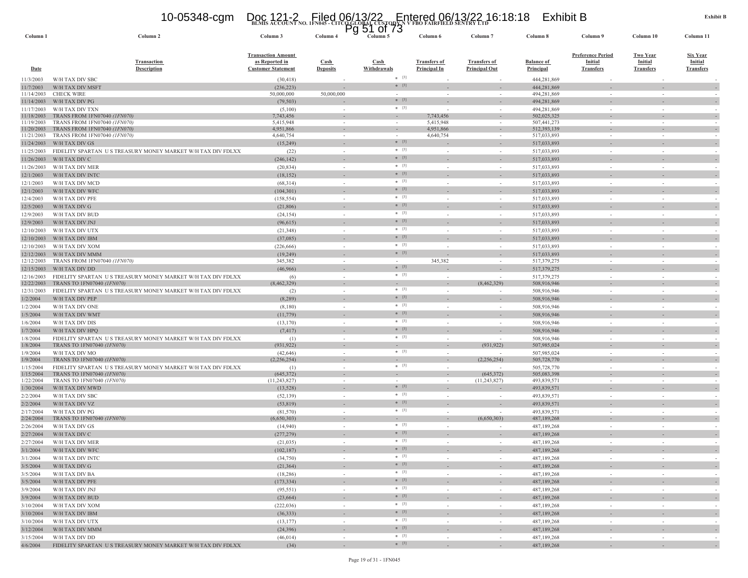**BLMIS ACCOUNT NO. 1FN045 - CITCO GLOBAL CUSTODY N V FBO FAIRFIELD SENTRY LTD**

**Exhibit B**

| Column 1 | Column 2 | Column 3 | Column 4 | Column 5 | Column 6 | Column 7 | Column 8 | Column 9 | Column 10 | Column 11 |
|---|---|---|---|---|---|---|---|---|---|---|
| Date | Transaction Description | Transaction Amount as Reported in Customer Statement | Cash Deposits | Cash Withdrawals | Transfers of Principal In | Transfers of Principal Out | Balance of Principal | Preference Period Initial Transfers | Two Year Initial Transfers | Six Year Initial Transfers |
| 11/3/2003 | W/H TAX DIV SBC | (30,418) | - | * [3] | - | - | 444,281,869 | - | - | - |
| 11/7/2003 | W/H TAX DIV MSFT | (236,223) | - | * [3] | - | - | 444,281,869 | - | - | - |
| 11/14/2003 | CHECK WIRE | 50,000,000 | 50,000,000 | - | - | - | 494,281,869 | - | - | - |
| 11/14/2003 | W/H TAX DIV PG | (79,503) | - | * [3] | - | - | 494,281,869 | - | - | - |
| 11/17/2003 | W/H TAX DIV TXN | (5,100) | - | * [3] | - | - | 494,281,869 | - | - | - |
| 11/18/2003 | TRANS FROM 1FN07040 *(1FN070)* | 7,743,456 | - | - | 7,743,456 | - | 502,025,325 | - | - | - |
| 11/19/2003 | TRANS FROM 1FN07040 *(1FN070)* | 5,415,948 | - | - | 5,415,948 | - | 507,441,273 | - | - | - |
| 11/20/2003 | TRANS FROM 1FN07040 *(1FN070)* | 4,951,866 | - | - | 4,951,866 | - | 512,393,139 | - | - | - |
| 11/21/2003 | TRANS FROM 1FN07040 *(1FN070)* | 4,640,754 | - | - | 4,640,754 | - | 517,033,893 | - | - | - |
| 11/24/2003 | W/H TAX DIV GS | (15,249) | - | * [3] | - | - | 517,033,893 | - | - | - |
| 11/25/2003 | FIDELITY SPARTAN U S TREASURY MONEY MARKET W/H TAX DIV FDLXX | (22) | - | * [3] | - | - | 517,033,893 | - | - | - |
| 11/26/2003 | W/H TAX DIV C | (246,142) | - | * [3] | - | - | 517,033,893 | - | - | - |
| 11/26/2003 | W/H TAX DIV MER | (20,834) | - | * [3] | - | - | 517,033,893 | - | - | - |
| 12/1/2003 | W/H TAX DIV INTC | (18,152) | - | * [3] | - | - | 517,033,893 | - | - | - |
| 12/1/2003 | W/H TAX DIV MCD | (68,314) | - | * [3] | - | - | 517,033,893 | - | - | - |
| 12/1/2003 | W/H TAX DIV WFC | (104,301) | - | * [3] | - | - | 517,033,893 | - | - | - |
| 12/4/2003 | W/H TAX DIV PFE | (158,554) | - | * [3] | - | - | 517,033,893 | - | - | - |
| 12/5/2003 | W/H TAX DIV G | (21,806) | - | * [3] | - | - | 517,033,893 | - | - | - |
| 12/9/2003 | W/H TAX DIV BUD | (24,154) | - | * [3] | - | - | 517,033,893 | - | - | - |
| 12/9/2003 | W/H TAX DIV JNJ | (96,615) | - | * [3] | - | - | 517,033,893 | - | - | - |
| 12/10/2003 | W/H TAX DIV UTX | (21,348) | - | * [3] | - | - | 517,033,893 | - | - | - |
| 12/10/2003 | W/H TAX DIV IBM | (37,085) | - | * [3] | - | - | 517,033,893 | - | - | - |
| 12/10/2003 | W/H TAX DIV XOM | (226,666) | - | * [3] | - | - | 517,033,893 | - | - | - |
| 12/12/2003 | W/H TAX DIV MMM | (19,249) | - | * [3] | - | - | 517,033,893 | - | - | - |
| 12/12/2003 | TRANS FROM 1FN07040 *(1FN070)* | 345,382 | - | - | 345,382 | - | 517,379,275 | - | - | - |
| 12/15/2003 | W/H TAX DIV DD | (46,966) | - | * [3] | - | - | 517,379,275 | - | - | - |
| 12/16/2003 | FIDELITY SPARTAN U S TREASURY MONEY MARKET W/H TAX DIV FDLXX | (6) | - | * [3] | - | - | 517,379,275 | - | - | - |
| 12/22/2003 | TRANS TO 1FN07040 *(1FN070)* | (8,462,329) | - | - | - | (8,462,329) | 508,916,946 | - | - | - |
| 12/31/2003 | FIDELITY SPARTAN U S TREASURY MONEY MARKET W/H TAX DIV FDLXX | (2) | - | * [3] | - | - | 508,916,946 | - | - | - |
| 1/2/2004 | W/H TAX DIV PEP | (8,289) | - | * [3] | - | - | 508,916,946 | - | - | - |
| 1/2/2004 | W/H TAX DIV ONE | (8,180) | - | * [3] | - | - | 508,916,946 | - | - | - |
| 1/5/2004 | W/H TAX DIV WMT | (11,779) | - | * [3] | - | - | 508,916,946 | - | - | - |
| 1/6/2004 | W/H TAX DIV DIS | (13,170) | - | * [3] | - | - | 508,916,946 | - | - | - |
| 1/7/2004 | W/H TAX DIV HPQ | (7,417) | - | * [3] | - | - | 508,916,946 | - | - | - |
| 1/8/2004 | FIDELITY SPARTAN U S TREASURY MONEY MARKET W/H TAX DIV FDLXX | (1) | - | * [3] | - | - | 508,916,946 | - | - | - |
| 1/8/2004 | TRANS TO 1FN07040 *(1FN070)* | (931,922) | - | - | - | (931,922) | 507,985,024 | - | - | - |
| 1/9/2004 | W/H TAX DIV MO | (42,646) | - | * [3] | - | - | 507,985,024 | - | - | - |
| 1/9/2004 | TRANS TO 1FN07040 *(1FN070)* | (2,256,254) | - | - | - | (2,256,254) | 505,728,770 | - | - | - |
| 1/15/2004 | FIDELITY SPARTAN U S TREASURY MONEY MARKET W/H TAX DIV FDLXX | (1) | - | * [3] | - | - | 505,728,770 | - | - | - |
| 1/15/2004 | TRANS TO 1FN07040 *(1FN070)* | (645,372) | - | - | - | (645,372) | 505,083,398 | - | - | - |
| 1/22/2004 | TRANS TO 1FN07040 *(1FN070)* | (11,243,827) | - | - | - | (11,243,827) | 493,839,571 | - | - | - |
| 1/30/2004 | W/H TAX DIV MWD | (13,528) | - | * [3] | - | - | 493,839,571 | - | - | - |
| 2/2/2004 | W/H TAX DIV SBC | (52,139) | - | * [3] | - | - | 493,839,571 | - | - | - |
| 2/2/2004 | W/H TAX DIV VZ | (53,819) | - | * [3] | - | - | 493,839,571 | - | - | - |
| 2/17/2004 | W/H TAX DIV PG | (81,570) | - | * [3] | - | - | 493,839,571 | - | - | - |
| 2/24/2004 | TRANS TO 1FN07040 *(1FN070)* | (6,650,303) | - | - | - | (6,650,303) | 487,189,268 | - | - | - |
| 2/26/2004 | W/H TAX DIV GS | (14,940) | - | * [3] | - | - | 487,189,268 | - | - | - |
| 2/27/2004 | W/H TAX DIV C | (277,279) | - | * [3] | - | - | 487,189,268 | - | - | - |
| 2/27/2004 | W/H TAX DIV MER | (21,035) | - | * [3] | - | - | 487,189,268 | - | - | - |
| 3/1/2004 | W/H TAX DIV WFC | (102,187) | - | * [3] | - | - | 487,189,268 | - | - | - |
| 3/1/2004 | W/H TAX DIV INTC | (34,750) | - | * [3] | - | - | 487,189,268 | - | - | - |
| 3/5/2004 | W/H TAX DIV G | (21,364) | - | * [3] | - | - | 487,189,268 | - | - | - |
| 3/5/2004 | W/H TAX DIV BA | (18,286) | - | * [3] | - | - | 487,189,268 | - | - | - |
| 3/5/2004 | W/H TAX DIV PFE | (173,334) | - | * [3] | - | - | 487,189,268 | - | - | - |
| 3/9/2004 | W/H TAX DIV JNJ | (95,551) | - | * [3] | - | - | 487,189,268 | - | - | - |
| 3/9/2004 | W/H TAX DIV BUD | (23,664) | - | * [3] | - | - | 487,189,268 | - | - | - |
| 3/10/2004 | W/H TAX DIV XOM | (222,036) | - | * [3] | - | - | 487,189,268 | - | - | - |
| 3/10/2004 | W/H TAX DIV IBM | (36,333) | - | * [3] | - | - | 487,189,268 | - | - | - |
| 3/10/2004 | W/H TAX DIV UTX | (13,177) | - | * [3] | - | - | 487,189,268 | - | - | - |
| 3/12/2004 | W/H TAX DIV MMM | (24,396) | - | * [3] | - | - | 487,189,268 | - | - | - |
| 3/15/2004 | W/H TAX DIV DD | (46,014) | - | * [3] | - | - | 487,189,268 | - | - | - |
| 4/6/2004 | FIDELITY SPARTAN U S TREASURY MONEY MARKET W/H TAX DIV FDLXX | (34) | - | * [3] | - | - | 487,189,268 | - | - | - |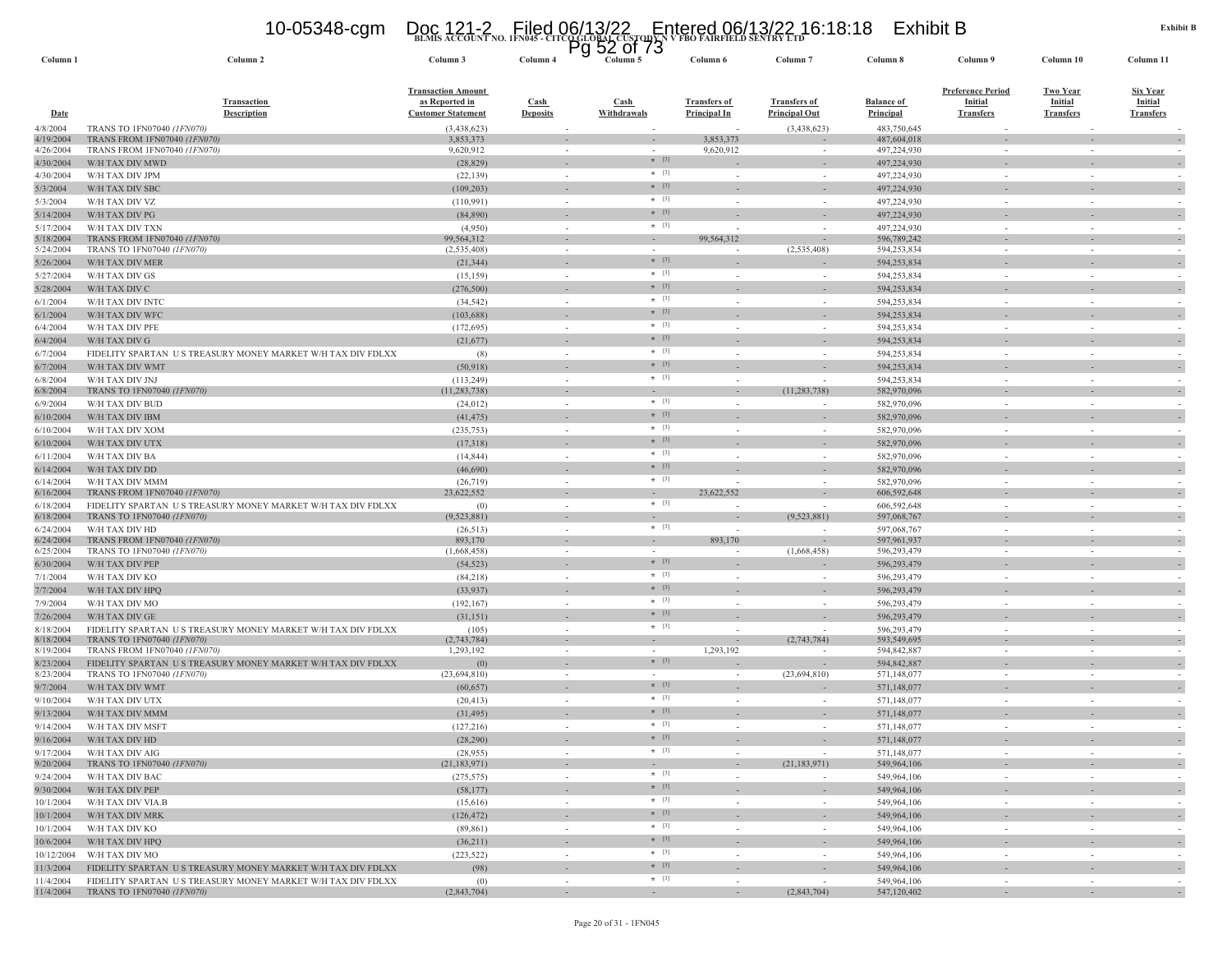BLMIS ACCOUNT NO. 1FN045 - CITCO GLOBAL CUSTODY N V FBO FAIRFIELD SENTRY LTD

Exhibit B

| Column 1 | Column 2 | Column 3 | Column 4 | Column 5 | Column 6 | Column 7 | Column 8 | Column 9 | Column 10 | Column 11 |
|---|---|---|---|---|---|---|---|---|---|---|
| Date | Transaction Description | Transaction Amount as Reported in Customer Statement | Cash Deposits | Cash Withdrawals | Transfers of Principal In | Transfers of Principal Out | Balance of Principal | Preference Period Initial Transfers | Two Year Initial Transfers | Six Year Initial Transfers |
| 4/8/2004 | TRANS TO 1FN07040 *(1FN070)* | (3,438,623) | - | - | - | (3,438,623) | 483,750,645 | - | - | - |
| 4/19/2004 | TRANS FROM 1FN07040 *(1FN070)* | 3,853,373 | - | - | 3,853,373 | - | 487,604,018 | - | - | - |
| 4/26/2004 | TRANS FROM 1FN07040 *(1FN070)* | 9,620,912 | - | - | 9,620,912 | - | 497,224,930 | - | - | - |
| 4/30/2004 | W/H TAX DIV MWD | (28,829) | - | * [3] | - | - | 497,224,930 | - | - | - |
| 4/30/2004 | W/H TAX DIV JPM | (22,139) | - | * [3] | - | - | 497,224,930 | - | - | - |
| 5/3/2004 | W/H TAX DIV SBC | (109,203) | - | * [3] | - | - | 497,224,930 | - | - | - |
| 5/3/2004 | W/H TAX DIV VZ | (110,991) | - | * [3] | - | - | 497,224,930 | - | - | - |
| 5/14/2004 | W/H TAX DIV PG | (84,890) | - | * [3] | - | - | 497,224,930 | - | - | - |
| 5/17/2004 | W/H TAX DIV TXN | (4,950) | - | * [3] | - | - | 497,224,930 | - | - | - |
| 5/18/2004 | TRANS FROM 1FN07040 *(1FN070)* | 99,564,312 | - | - | 99,564,312 | - | 596,789,242 | - | - | - |
| 5/24/2004 | TRANS TO 1FN07040 *(1FN070)* | (2,535,408) | - | - | - | (2,535,408) | 594,253,834 | - | - | - |
| 5/26/2004 | W/H TAX DIV MER | (21,344) | - | * [3] | - | - | 594,253,834 | - | - | - |
| 5/27/2004 | W/H TAX DIV GS | (15,159) | - | * [3] | - | - | 594,253,834 | - | - | - |
| 5/28/2004 | W/H TAX DIV C | (276,500) | - | * [3] | - | - | 594,253,834 | - | - | - |
| 6/1/2004 | W/H TAX DIV INTC | (34,542) | - | * [3] | - | - | 594,253,834 | - | - | - |
| 6/1/2004 | W/H TAX DIV WFC | (103,688) | - | * [3] | - | - | 594,253,834 | - | - | - |
| 6/4/2004 | W/H TAX DIV PFE | (172,695) | - | * [3] | - | - | 594,253,834 | - | - | - |
| 6/4/2004 | W/H TAX DIV G | (21,677) | - | * [3] | - | - | 594,253,834 | - | - | - |
| 6/7/2004 | FIDELITY SPARTAN U S TREASURY MONEY MARKET W/H TAX DIV FDLXX | (8) | - | * [3] | - | - | 594,253,834 | - | - | - |
| 6/7/2004 | W/H TAX DIV WMT | (50,918) | - | * [3] | - | - | 594,253,834 | - | - | - |
| 6/8/2004 | W/H TAX DIV JNJ | (113,249) | - | * [3] | - | - | 594,253,834 | - | - | - |
| 6/8/2004 | TRANS TO 1FN07040 *(1FN070)* | (11,283,738) | - | - | - | (11,283,738) | 582,970,096 | - | - | - |
| 6/9/2004 | W/H TAX DIV BUD | (24,012) | - | * [3] | - | - | 582,970,096 | - | - | - |
| 6/10/2004 | W/H TAX DIV IBM | (41,475) | - | * [3] | - | - | 582,970,096 | - | - | - |
| 6/10/2004 | W/H TAX DIV XOM | (235,753) | - | * [3] | - | - | 582,970,096 | - | - | - |
| 6/10/2004 | W/H TAX DIV UTX | (17,318) | - | * [3] | - | - | 582,970,096 | - | - | - |
| 6/11/2004 | W/H TAX DIV BA | (14,844) | - | * [3] | - | - | 582,970,096 | - | - | - |
| 6/14/2004 | W/H TAX DIV DD | (46,690) | - | * [3] | - | - | 582,970,096 | - | - | - |
| 6/14/2004 | W/H TAX DIV MMM | (26,719) | - | * [3] | - | - | 582,970,096 | - | - | - |
| 6/16/2004 | TRANS FROM 1FN07040 *(1FN070)* | 23,622,552 | - | - | 23,622,552 | - | 606,592,648 | - | - | - |
| 6/18/2004 | FIDELITY SPARTAN U S TREASURY MONEY MARKET W/H TAX DIV FDLXX | (0) | - | * [3] | - | - | 606,592,648 | - | - | - |
| 6/18/2004 | TRANS TO 1FN07040 *(1FN070)* | (9,523,881) | - | - | - | (9,523,881) | 597,068,767 | - | - | - |
| 6/24/2004 | W/H TAX DIV HD | (26,513) | - | * [3] | - | - | 597,068,767 | - | - | - |
| 6/24/2004 | TRANS FROM 1FN07040 *(1FN070)* | 893,170 | - | - | 893,170 | - | 597,961,937 | - | - | - |
| 6/25/2004 | TRANS TO 1FN07040 *(1FN070)* | (1,668,458) | - | - | - | (1,668,458) | 596,293,479 | - | - | - |
| 6/30/2004 | W/H TAX DIV PEP | (54,523) | - | * [3] | - | - | 596,293,479 | - | - | - |
| 7/1/2004 | W/H TAX DIV KO | (84,218) | - | * [3] | - | - | 596,293,479 | - | - | - |
| 7/7/2004 | W/H TAX DIV HPQ | (33,937) | - | * [3] | - | - | 596,293,479 | - | - | - |
| 7/9/2004 | W/H TAX DIV MO | (192,167) | - | * [3] | - | - | 596,293,479 | - | - | - |
| 7/26/2004 | W/H TAX DIV GE | (31,151) | - | * [3] | - | - | 596,293,479 | - | - | - |
| 8/18/2004 | FIDELITY SPARTAN U S TREASURY MONEY MARKET W/H TAX DIV FDLXX | (105) | - | * [3] | - | - | 596,293,479 | - | - | - |
| 8/18/2004 | TRANS TO 1FN07040 *(1FN070)* | (2,743,784) | - | - | - | (2,743,784) | 593,549,695 | - | - | - |
| 8/19/2004 | TRANS FROM 1FN07040 *(1FN070)* | 1,293,192 | - | - | 1,293,192 | - | 594,842,887 | - | - | - |
| 8/23/2004 | FIDELITY SPARTAN U S TREASURY MONEY MARKET W/H TAX DIV FDLXX | (0) | - | * [3] | - | - | 594,842,887 | - | - | - |
| 8/23/2004 | TRANS TO 1FN07040 *(1FN070)* | (23,694,810) | - | - | - | (23,694,810) | 571,148,077 | - | - | - |
| 9/7/2004 | W/H TAX DIV WMT | (60,657) | - | * [3] | - | - | 571,148,077 | - | - | - |
| 9/10/2004 | W/H TAX DIV UTX | (20,413) | - | * [3] | - | - | 571,148,077 | - | - | - |
| 9/13/2004 | W/H TAX DIV MMM | (31,495) | - | * [3] | - | - | 571,148,077 | - | - | - |
| 9/14/2004 | W/H TAX DIV MSFT | (127,216) | - | * [3] | - | - | 571,148,077 | - | - | - |
| 9/16/2004 | W/H TAX DIV HD | (28,290) | - | * [3] | - | - | 571,148,077 | - | - | - |
| 9/17/2004 | W/H TAX DIV AIG | (28,955) | - | * [3] | - | - | 571,148,077 | - | - | - |
| 9/20/2004 | TRANS TO 1FN07040 *(1FN070)* | (21,183,971) | - | - | - | (21,183,971) | 549,964,106 | - | - | - |
| 9/24/2004 | W/H TAX DIV BAC | (275,575) | - | * [3] | - | - | 549,964,106 | - | - | - |
| 9/30/2004 | W/H TAX DIV PEP | (58,177) | - | * [3] | - | - | 549,964,106 | - | - | - |
| 10/1/2004 | W/H TAX DIV VIA.B | (15,616) | - | * [3] | - | - | 549,964,106 | - | - | - |
| 10/1/2004 | W/H TAX DIV MRK | (126,472) | - | * [3] | - | - | 549,964,106 | - | - | - |
| 10/1/2004 | W/H TAX DIV KO | (89,861) | - | * [3] | - | - | 549,964,106 | - | - | - |
| 10/6/2004 | W/H TAX DIV HPQ | (36,211) | - | * [3] | - | - | 549,964,106 | - | - | - |
| 10/12/2004 | W/H TAX DIV MO | (223,522) | - | * [3] | - | - | 549,964,106 | - | - | - |
| 11/3/2004 | FIDELITY SPARTAN U S TREASURY MONEY MARKET W/H TAX DIV FDLXX | (98) | - | * [3] | - | - | 549,964,106 | - | - | - |
| 11/4/2004 | FIDELITY SPARTAN U S TREASURY MONEY MARKET W/H TAX DIV FDLXX | (0) | - | * [3] | - | - | 549,964,106 | - | - | - |
| 11/4/2004 | TRANS TO 1FN07040 *(1FN070)* | (2,843,704) | - | - | - | (2,843,704) | 547,120,402 | - | - | - |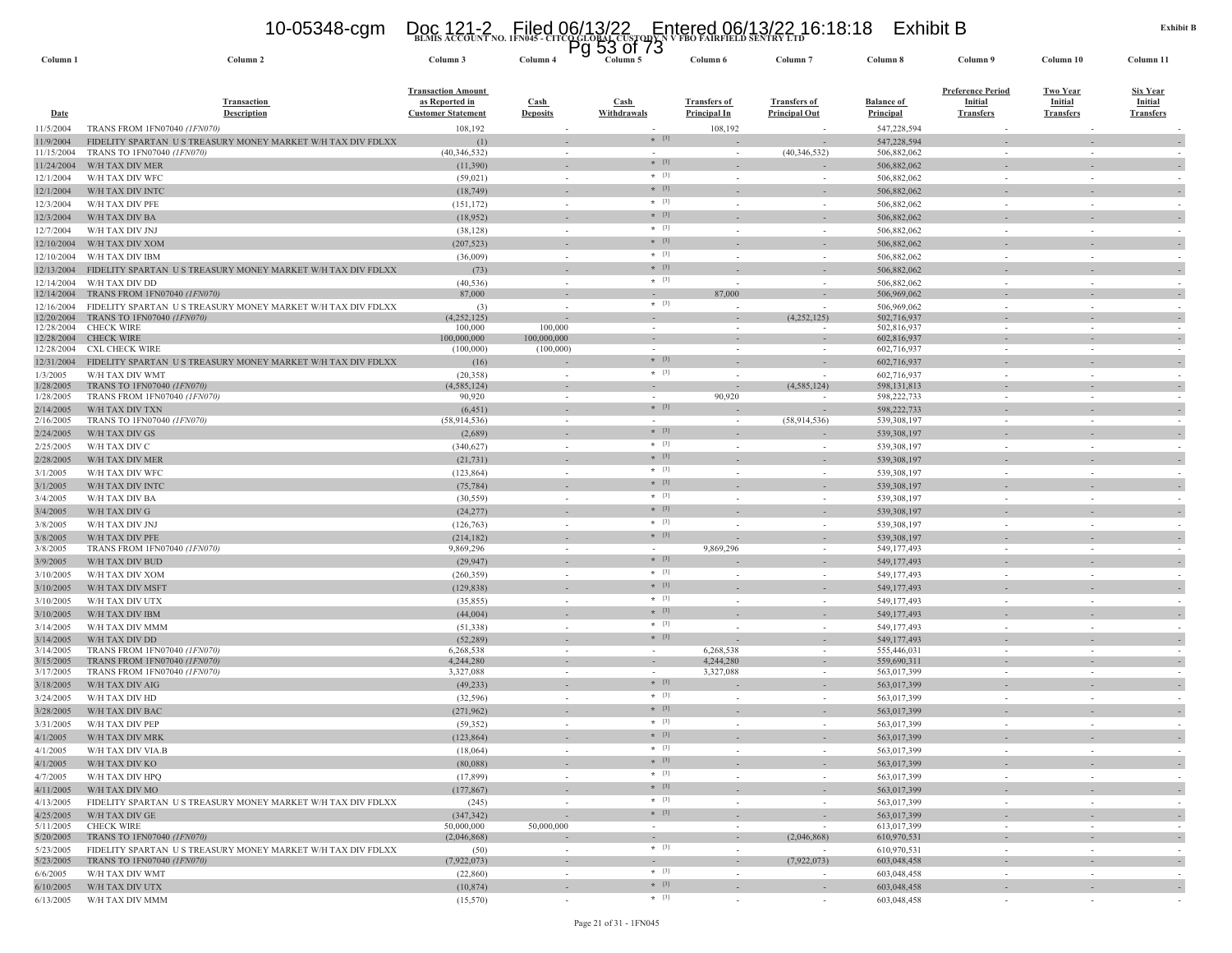BLMIS ACCOUNT NO. 1FN045 - CITCO GLOBAL CUSTODY N V FBO FAIRFIELD SENTRY LTD

Exhibit B

| Column 1 | Column 2 | Column 3 | Column 4 | Column 5 | Column 6 | Column 7 | Column 8 | Column 9 | Column 10 | Column 11 |
|---|---|---|---|---|---|---|---|---|---|---|
| Date | Transaction Description | Transaction Amount as Reported in Customer Statement | Cash Deposits | Cash Withdrawals | Transfers of Principal In | Transfers of Principal Out | Balance of Principal | Preference Period Initial Transfers | Two Year Initial Transfers | Six Year Initial Transfers |
| 11/5/2004 | TRANS FROM 1FN07040 *(1FN070)* | 108,192 | - | - | 108,192 | - | 547,228,594 | - | - | - |
| 11/9/2004 | FIDELITY SPARTAN U S TREASURY MONEY MARKET W/H TAX DIV FDLXX | (1) | - | * [3] | - | - | 547,228,594 | - | - | - |
| 11/15/2004 | TRANS TO 1FN07040 *(1FN070)* | (40,346,532) | - | - | - | (40,346,532) | 506,882,062 | - | - | - |
| 11/24/2004 | W/H TAX DIV MER | (11,390) | - | * [3] | - | - | 506,882,062 | - | - | - |
| 12/1/2004 | W/H TAX DIV WFC | (59,021) | - | * [3] | - | - | 506,882,062 | - | - | - |
| 12/1/2004 | W/H TAX DIV INTC | (18,749) | - | * [3] | - | - | 506,882,062 | - | - | - |
| 12/3/2004 | W/H TAX DIV PFE | (151,172) | - | * [3] | - | - | 506,882,062 | - | - | - |
| 12/3/2004 | W/H TAX DIV BA | (18,952) | - | * [3] | - | - | 506,882,062 | - | - | - |
| 12/7/2004 | W/H TAX DIV JNJ | (38,128) | - | * [3] | - | - | 506,882,062 | - | - | - |
| 12/10/2004 | W/H TAX DIV XOM | (207,523) | - | * [3] | - | - | 506,882,062 | - | - | - |
| 12/10/2004 | W/H TAX DIV IBM | (36,009) | - | * [3] | - | - | 506,882,062 | - | - | - |
| 12/13/2004 | FIDELITY SPARTAN U S TREASURY MONEY MARKET W/H TAX DIV FDLXX | (73) | - | * [3] | - | - | 506,882,062 | - | - | - |
| 12/14/2004 | W/H TAX DIV DD | (40,536) | - | * [3] | - | - | 506,882,062 | - | - | - |
| 12/14/2004 | TRANS FROM 1FN07040 *(1FN070)* | 87,000 | - | - | 87,000 | - | 506,969,062 | - | - | - |
| 12/16/2004 | FIDELITY SPARTAN U S TREASURY MONEY MARKET W/H TAX DIV FDLXX | (3) | - | * [3] | - | - | 506,969,062 | - | - | - |
| 12/20/2004 | TRANS TO 1FN07040 *(1FN070)* | (4,252,125) | - | - | - | (4,252,125) | 502,716,937 | - | - | - |
| 12/28/2004 | CHECK WIRE | 100,000 | 100,000 | - | - | - | 502,816,937 | - | - | - |
| 12/28/2004 | CHECK WIRE | 100,000,000 | 100,000,000 | - | - | - | 602,816,937 | - | - | - |
| 12/28/2004 | CXL CHECK WIRE | (100,000) | (100,000) | - | - | - | 602,716,937 | - | - | - |
| 12/31/2004 | FIDELITY SPARTAN U S TREASURY MONEY MARKET W/H TAX DIV FDLXX | (16) | - | * [3] | - | - | 602,716,937 | - | - | - |
| 1/3/2005 | W/H TAX DIV WMT | (20,358) | - | * [3] | - | - | 602,716,937 | - | - | - |
| 1/28/2005 | TRANS TO 1FN07040 *(1FN070)* | (4,585,124) | - | - | - | (4,585,124) | 598,131,813 | - | - | - |
| 1/28/2005 | TRANS FROM 1FN07040 *(1FN070)* | 90,920 | - | - | 90,920 | - | 598,222,733 | - | - | - |
| 2/14/2005 | W/H TAX DIV TXN | (6,451) | - | * [3] | - | - | 598,222,733 | - | - | - |
| 2/16/2005 | TRANS TO 1FN07040 *(1FN070)* | (58,914,536) | - | - | - | (58,914,536) | 539,308,197 | - | - | - |
| 2/24/2005 | W/H TAX DIV GS | (2,689) | - | * [3] | - | - | 539,308,197 | - | - | - |
| 2/25/2005 | W/H TAX DIV C | (340,627) | - | * [3] | - | - | 539,308,197 | - | - | - |
| 2/28/2005 | W/H TAX DIV MER | (21,731) | - | * [3] | - | - | 539,308,197 | - | - | - |
| 3/1/2005 | W/H TAX DIV WFC | (123,864) | - | * [3] | - | - | 539,308,197 | - | - | - |
| 3/1/2005 | W/H TAX DIV INTC | (75,784) | - | * [3] | - | - | 539,308,197 | - | - | - |
| 3/4/2005 | W/H TAX DIV BA | (30,559) | - | * [3] | - | - | 539,308,197 | - | - | - |
| 3/4/2005 | W/H TAX DIV G | (24,277) | - | * [3] | - | - | 539,308,197 | - | - | - |
| 3/8/2005 | W/H TAX DIV JNJ | (126,763) | - | * [3] | - | - | 539,308,197 | - | - | - |
| 3/8/2005 | W/H TAX DIV PFE | (214,182) | - | * [3] | - | - | 539,308,197 | - | - | - |
| 3/8/2005 | TRANS FROM 1FN07040 *(1FN070)* | 9,869,296 | - | - | 9,869,296 | - | 549,177,493 | - | - | - |
| 3/9/2005 | W/H TAX DIV BUD | (29,947) | - | * [3] | - | - | 549,177,493 | - | - | - |
| 3/10/2005 | W/H TAX DIV XOM | (260,359) | - | * [3] | - | - | 549,177,493 | - | - | - |
| 3/10/2005 | W/H TAX DIV MSFT | (129,838) | - | * [3] | - | - | 549,177,493 | - | - | - |
| 3/10/2005 | W/H TAX DIV UTX | (35,855) | - | * [3] | - | - | 549,177,493 | - | - | - |
| 3/10/2005 | W/H TAX DIV IBM | (44,004) | - | * [3] | - | - | 549,177,493 | - | - | - |
| 3/14/2005 | W/H TAX DIV MMM | (51,338) | - | * [3] | - | - | 549,177,493 | - | - | - |
| 3/14/2005 | W/H TAX DIV DD | (52,289) | - | * [3] | - | - | 549,177,493 | - | - | - |
| 3/14/2005 | TRANS FROM 1FN07040 *(1FN070)* | 6,268,538 | - | - | 6,268,538 | - | 555,446,031 | - | - | - |
| 3/15/2005 | TRANS FROM 1FN07040 *(1FN070)* | 4,244,280 | - | - | 4,244,280 | - | 559,690,311 | - | - | - |
| 3/17/2005 | TRANS FROM 1FN07040 *(1FN070)* | 3,327,088 | - | - | 3,327,088 | - | 563,017,399 | - | - | - |
| 3/18/2005 | W/H TAX DIV AIG | (49,233) | - | * [3] | - | - | 563,017,399 | - | - | - |
| 3/24/2005 | W/H TAX DIV HD | (32,596) | - | * [3] | - | - | 563,017,399 | - | - | - |
| 3/28/2005 | W/H TAX DIV BAC | (271,962) | - | * [3] | - | - | 563,017,399 | - | - | - |
| 3/31/2005 | W/H TAX DIV PEP | (59,352) | - | * [3] | - | - | 563,017,399 | - | - | - |
| 4/1/2005 | W/H TAX DIV MRK | (123,864) | - | * [3] | - | - | 563,017,399 | - | - | - |
| 4/1/2005 | W/H TAX DIV VIA.B | (18,064) | - | * [3] | - | - | 563,017,399 | - | - | - |
| 4/1/2005 | W/H TAX DIV KO | (80,088) | - | * [3] | - | - | 563,017,399 | - | - | - |
| 4/7/2005 | W/H TAX DIV HPQ | (17,899) | - | * [3] | - | - | 563,017,399 | - | - | - |
| 4/11/2005 | W/H TAX DIV MO | (177,867) | - | * [3] | - | - | 563,017,399 | - | - | - |
| 4/13/2005 | FIDELITY SPARTAN U S TREASURY MONEY MARKET W/H TAX DIV FDLXX | (245) | - | * [3] | - | - | 563,017,399 | - | - | - |
| 4/25/2005 | W/H TAX DIV GE | (347,342) | - | * [3] | - | - | 563,017,399 | - | - | - |
| 5/11/2005 | CHECK WIRE | 50,000,000 | 50,000,000 | - | - | - | 613,017,399 | - | - | - |
| 5/20/2005 | TRANS TO 1FN07040 *(1FN070)* | (2,046,868) | - | - | - | (2,046,868) | 610,970,531 | - | - | - |
| 5/23/2005 | FIDELITY SPARTAN U S TREASURY MONEY MARKET W/H TAX DIV FDLXX | (50) | - | * [3] | - | - | 610,970,531 | - | - | - |
| 5/23/2005 | TRANS TO 1FN07040 *(1FN070)* | (7,922,073) | - | - | - | (7,922,073) | 603,048,458 | - | - | - |
| 6/6/2005 | W/H TAX DIV WMT | (22,860) | - | * [3] | - | - | 603,048,458 | - | - | - |
| 6/10/2005 | W/H TAX DIV UTX | (10,874) | - | * [3] | - | - | 603,048,458 | - | - | - |
| 6/13/2005 | W/H TAX DIV MMM | (15,570) | - | * [3] | - | - | 603,048,458 | - | - | - |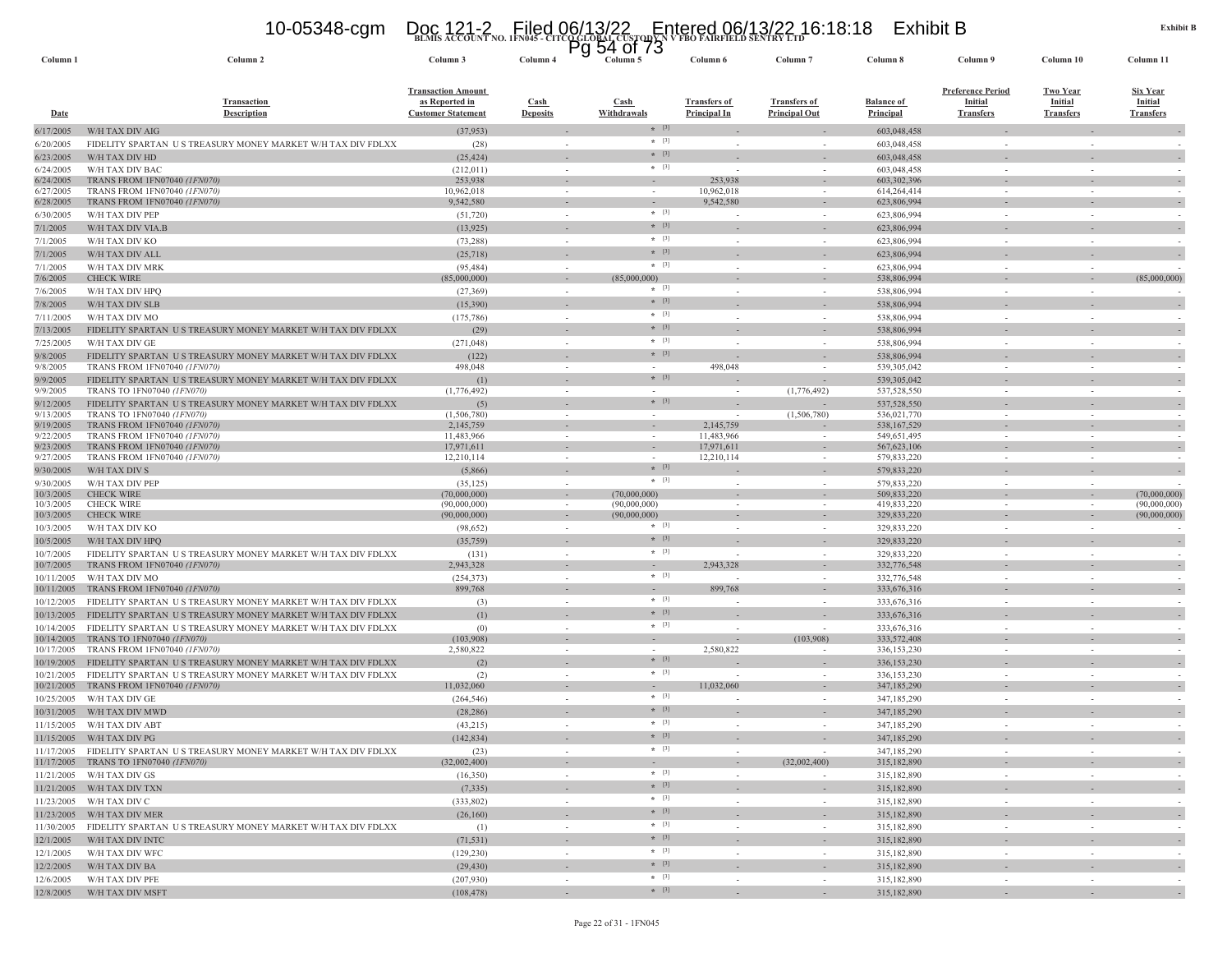**Exhibit B**

BLMIS ACCOUNT NO. 1FN045 - CITCO GLOBAL CUSTODY N V FBO FAIRFIELD SENTRY LTD

| Column 1 | Column 2 | Column 3 | Column 4 | Column 5 | Column 6 | Column 7 | Column 8 | Column 9 | Column 10 | Column 11 |
|---|---|---|---|---|---|---|---|---|---|---|
| Date | Transaction Description | Transaction Amount as Reported in Customer Statement | Cash Deposits | Cash Withdrawals | Transfers of Principal In | Transfers of Principal Out | Balance of Principal | Preference Period Initial Transfers | Two Year Initial Transfers | Six Year Initial Transfers |
| 6/17/2005 | W/H TAX DIV AIG | (37,953) | - | * [3] | - | - | 603,048,458 | - | - | - |
| 6/20/2005 | FIDELITY SPARTAN U S TREASURY MONEY MARKET W/H TAX DIV FDLXX | (28) | - | * [3] | - | - | 603,048,458 | - | - | - |
| 6/23/2005 | W/H TAX DIV HD | (25,424) | - | * [3] | - | - | 603,048,458 | - | - | - |
| 6/24/2005 | W/H TAX DIV BAC | (212,011) | - | * [3] | - | - | 603,048,458 | - | - | - |
| 6/24/2005 | TRANS FROM 1FN07040 *(1FN070)* | 253,938 | - | - | 253,938 | - | 603,302,396 | - | - | - |
| 6/27/2005 | TRANS FROM 1FN07040 *(1FN070)* | 10,962,018 | - | - | 10,962,018 | - | 614,264,414 | - | - | - |
| 6/28/2005 | TRANS FROM 1FN07040 *(1FN070)* | 9,542,580 | - | - | 9,542,580 | - | 623,806,994 | - | - | - |
| 6/30/2005 | W/H TAX DIV PEP | (51,720) | - | * [3] | - | - | 623,806,994 | - | - | - |
| 7/1/2005 | W/H TAX DIV VIA.B | (13,925) | - | * [3] | - | - | 623,806,994 | - | - | - |
| 7/1/2005 | W/H TAX DIV KO | (73,288) | - | * [3] | - | - | 623,806,994 | - | - | - |
| 7/1/2005 | W/H TAX DIV ALL | (25,718) | - | * [3] | - | - | 623,806,994 | - | - | - |
| 7/1/2005 | W/H TAX DIV MRK | (95,484) | - | * [3] | - | - | 623,806,994 | - | - | - |
| 7/6/2005 | CHECK WIRE | (85,000,000) | - | (85,000,000) | - | - | 538,806,994 | - | - | (85,000,000) |
| 7/6/2005 | W/H TAX DIV HPQ | (27,369) | - | * [3] | - | - | 538,806,994 | - | - | - |
| 7/8/2005 | W/H TAX DIV SLB | (15,390) | - | * [3] | - | - | 538,806,994 | - | - | - |
| 7/11/2005 | W/H TAX DIV MO | (175,786) | - | * [3] | - | - | 538,806,994 | - | - | - |
| 7/13/2005 | FIDELITY SPARTAN U S TREASURY MONEY MARKET W/H TAX DIV FDLXX | (29) | - | * [3] | - | - | 538,806,994 | - | - | - |
| 7/25/2005 | W/H TAX DIV GE | (271,048) | - | * [3] | - | - | 538,806,994 | - | - | - |
| 9/8/2005 | FIDELITY SPARTAN U S TREASURY MONEY MARKET W/H TAX DIV FDLXX | (122) | - | * [3] | - | - | 538,806,994 | - | - | - |
| 9/8/2005 | TRANS FROM 1FN07040 *(1FN070)* | 498,048 | - | - | 498,048 | - | 539,305,042 | - | - | - |
| 9/9/2005 | FIDELITY SPARTAN U S TREASURY MONEY MARKET W/H TAX DIV FDLXX | (1) | - | * [3] | - | - | 539,305,042 | - | - | - |
| 9/9/2005 | TRANS TO 1FN07040 *(1FN070)* | (1,776,492) | - | - | - | (1,776,492) | 537,528,550 | - | - | - |
| 9/12/2005 | FIDELITY SPARTAN U S TREASURY MONEY MARKET W/H TAX DIV FDLXX | (5) | - | * [3] | - | - | 537,528,550 | - | - | - |
| 9/13/2005 | TRANS TO 1FN07040 *(1FN070)* | (1,506,780) | - | - | - | (1,506,780) | 536,021,770 | - | - | - |
| 9/19/2005 | TRANS FROM 1FN07040 *(1FN070)* | 2,145,759 | - | - | 2,145,759 | - | 538,167,529 | - | - | - |
| 9/22/2005 | TRANS FROM 1FN07040 *(1FN070)* | 11,483,966 | - | - | 11,483,966 | - | 549,651,495 | - | - | - |
| 9/23/2005 | TRANS FROM 1FN07040 *(1FN070)* | 17,971,611 | - | - | 17,971,611 | - | 567,623,106 | - | - | - |
| 9/27/2005 | TRANS FROM 1FN07040 *(1FN070)* | 12,210,114 | - | - | 12,210,114 | - | 579,833,220 | - | - | - |
| 9/30/2005 | W/H TAX DIV S | (5,866) | - | * [3] | - | - | 579,833,220 | - | - | - |
| 9/30/2005 | W/H TAX DIV PEP | (35,125) | - | * [3] | - | - | 579,833,220 | - | - | - |
| 10/3/2005 | CHECK WIRE | (70,000,000) | - | (70,000,000) | - | - | 509,833,220 | - | - | (70,000,000) |
| 10/3/2005 | CHECK WIRE | (90,000,000) | - | (90,000,000) | - | - | 419,833,220 | - | - | (90,000,000) |
| 10/3/2005 | CHECK WIRE | (90,000,000) | - | (90,000,000) | - | - | 329,833,220 | - | - | (90,000,000) |
| 10/3/2005 | W/H TAX DIV KO | (98,652) | - | * [3] | - | - | 329,833,220 | - | - | - |
| 10/5/2005 | W/H TAX DIV HPQ | (35,759) | - | * [3] | - | - | 329,833,220 | - | - | - |
| 10/7/2005 | FIDELITY SPARTAN U S TREASURY MONEY MARKET W/H TAX DIV FDLXX | (131) | - | * [3] | - | - | 329,833,220 | - | - | - |
| 10/7/2005 | TRANS FROM 1FN07040 *(1FN070)* | 2,943,328 | - | - | 2,943,328 | - | 332,776,548 | - | - | - |
| 10/11/2005 | W/H TAX DIV MO | (254,373) | - | * [3] | - | - | 332,776,548 | - | - | - |
| 10/11/2005 | TRANS FROM 1FN07040 *(1FN070)* | 899,768 | - | - | 899,768 | - | 333,676,316 | - | - | - |
| 10/12/2005 | FIDELITY SPARTAN U S TREASURY MONEY MARKET W/H TAX DIV FDLXX | (3) | - | * [3] | - | - | 333,676,316 | - | - | - |
| 10/13/2005 | FIDELITY SPARTAN U S TREASURY MONEY MARKET W/H TAX DIV FDLXX | (1) | - | * [3] | - | - | 333,676,316 | - | - | - |
| 10/14/2005 | FIDELITY SPARTAN U S TREASURY MONEY MARKET W/H TAX DIV FDLXX | (0) | - | * [3] | - | - | 333,676,316 | - | - | - |
| 10/14/2005 | TRANS TO 1FN07040 *(1FN070)* | (103,908) | - | - | - | (103,908) | 333,572,408 | - | - | - |
| 10/17/2005 | TRANS FROM 1FN07040 *(1FN070)* | 2,580,822 | - | - | 2,580,822 | - | 336,153,230 | - | - | - |
| 10/19/2005 | FIDELITY SPARTAN U S TREASURY MONEY MARKET W/H TAX DIV FDLXX | (2) | - | * [3] | - | - | 336,153,230 | - | - | - |
| 10/21/2005 | FIDELITY SPARTAN U S TREASURY MONEY MARKET W/H TAX DIV FDLXX | (2) | - | * [3] | - | - | 336,153,230 | - | - | - |
| 10/21/2005 | TRANS FROM 1FN07040 *(1FN070)* | 11,032,060 | - | - | 11,032,060 | - | 347,185,290 | - | - | - |
| 10/25/2005 | W/H TAX DIV GE | (264,546) | - | * [3] | - | - | 347,185,290 | - | - | - |
| 10/31/2005 | W/H TAX DIV MWD | (28,286) | - | * [3] | - | - | 347,185,290 | - | - | - |
| 11/15/2005 | W/H TAX DIV ABT | (43,215) | - | * [3] | - | - | 347,185,290 | - | - | - |
| 11/15/2005 | W/H TAX DIV PG | (142,834) | - | * [3] | - | - | 347,185,290 | - | - | - |
| 11/17/2005 | FIDELITY SPARTAN U S TREASURY MONEY MARKET W/H TAX DIV FDLXX | (23) | - | * [3] | - | - | 347,185,290 | - | - | - |
| 11/17/2005 | TRANS TO 1FN07040 *(1FN070)* | (32,002,400) | - | - | - | (32,002,400) | 315,182,890 | - | - | - |
| 11/21/2005 | W/H TAX DIV GS | (16,350) | - | * [3] | - | - | 315,182,890 | - | - | - |
| 11/21/2005 | W/H TAX DIV TXN | (7,335) | - | * [3] | - | - | 315,182,890 | - | - | - |
| 11/23/2005 | W/H TAX DIV C | (333,802) | - | * [3] | - | - | 315,182,890 | - | - | - |
| 11/23/2005 | W/H TAX DIV MER | (26,160) | - | * [3] | - | - | 315,182,890 | - | - | - |
| 11/30/2005 | FIDELITY SPARTAN U S TREASURY MONEY MARKET W/H TAX DIV FDLXX | (1) | - | * [3] | - | - | 315,182,890 | - | - | - |
| 12/1/2005 | W/H TAX DIV INTC | (71,531) | - | * [3] | - | - | 315,182,890 | - | - | - |
| 12/1/2005 | W/H TAX DIV WFC | (129,230) | - | * [3] | - | - | 315,182,890 | - | - | - |
| 12/2/2005 | W/H TAX DIV BA | (29,430) | - | * [3] | - | - | 315,182,890 | - | - | - |
| 12/6/2005 | W/H TAX DIV PFE | (207,930) | - | * [3] | - | - | 315,182,890 | - | - | - |
| 12/8/2005 | W/H TAX DIV MSFT | (108,478) | - | * [3] | - | - | 315,182,890 | - | - | - |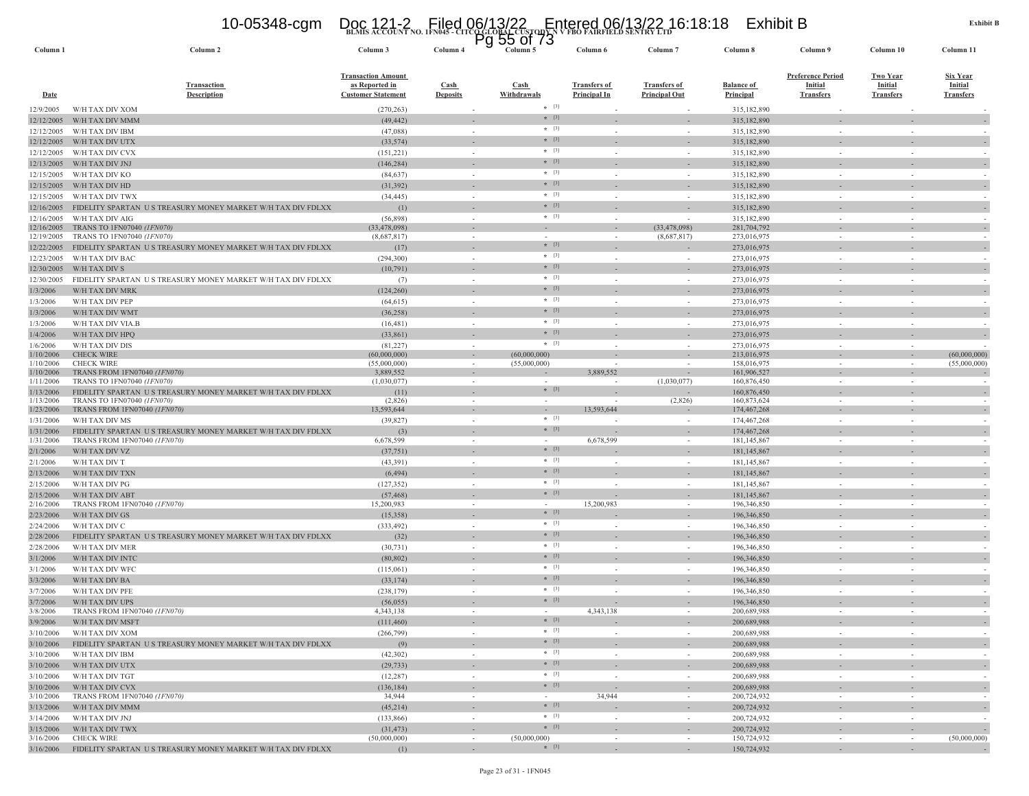**BLMIS ACCOUNT NO. 1FN045 - CITCO GLOBAL CUSTODY N V FBO FAIRFIELD SENTRY LTD**

**Exhibit B**

| Column 1 | Column 2 | Column 3 | Column 4 | Column 5 | Column 6 | Column 7 | Column 8 | Column 9 | Column 10 | Column 11 |
|---|---|---|---|---|---|---|---|---|---|---|
| Date | Transaction Description | Transaction Amount as Reported in Customer Statement | Cash Deposits | Cash Withdrawals | Transfers of Principal In | Transfers of Principal Out | Balance of Principal | Preference Period Initial Transfers | Two Year Initial Transfers | Six Year Initial Transfers |
| 12/9/2005 | W/H TAX DIV XOM | (270,263) | - | * [3] | - | - | 315,182,890 | - | - | - |
| 12/12/2005 | W/H TAX DIV MMM | (49,442) | - | * [3] | - | - | 315,182,890 | - | - | - |
| 12/12/2005 | W/H TAX DIV IBM | (47,088) | - | * [3] | - | - | 315,182,890 | - | - | - |
| 12/12/2005 | W/H TAX DIV UTX | (33,574) | - | * [3] | - | - | 315,182,890 | - | - | - |
| 12/12/2005 | W/H TAX DIV CVX | (151,221) | - | * [3] | - | - | 315,182,890 | - | - | - |
| 12/13/2005 | W/H TAX DIV JNJ | (146,284) | - | * [3] | - | - | 315,182,890 | - | - | - |
| 12/15/2005 | W/H TAX DIV KO | (84,637) | - | * [3] | - | - | 315,182,890 | - | - | - |
| 12/15/2005 | W/H TAX DIV HD | (31,392) | - | * [3] | - | - | 315,182,890 | - | - | - |
| 12/15/2005 | W/H TAX DIV TWX | (34,445) | - | * [3] | - | - | 315,182,890 | - | - | - |
| 12/16/2005 | FIDELITY SPARTAN U S TREASURY MONEY MARKET W/H TAX DIV FDLXX | (1) | - | * [3] | - | - | 315,182,890 | - | - | - |
| 12/16/2005 | W/H TAX DIV AIG | (56,898) | - | * [3] | - | - | 315,182,890 | - | - | - |
| 12/16/2005 | TRANS TO 1FN07040 *(1FN070)* | (33,478,098) | - | - | - | (33,478,098) | 281,704,792 | - | - | - |
| 12/19/2005 | TRANS TO 1FN07040 *(1FN070)* | (8,687,817) | - | - | - | (8,687,817) | 273,016,975 | - | - | - |
| 12/22/2005 | FIDELITY SPARTAN U S TREASURY MONEY MARKET W/H TAX DIV FDLXX | (17) | - | * [3] | - | - | 273,016,975 | - | - | - |
| 12/23/2005 | W/H TAX DIV BAC | (294,300) | - | * [3] | - | - | 273,016,975 | - | - | - |
| 12/30/2005 | W/H TAX DIV S | (10,791) | - | * [3] | - | - | 273,016,975 | - | - | - |
| 12/30/2005 | FIDELITY SPARTAN U S TREASURY MONEY MARKET W/H TAX DIV FDLXX | (7) | - | * [3] | - | - | 273,016,975 | - | - | - |
| 1/3/2006 | W/H TAX DIV MRK | (124,260) | - | * [3] | - | - | 273,016,975 | - | - | - |
| 1/3/2006 | W/H TAX DIV PEP | (64,615) | - | * [3] | - | - | 273,016,975 | - | - | - |
| 1/3/2006 | W/H TAX DIV WMT | (36,258) | - | * [3] | - | - | 273,016,975 | - | - | - |
| 1/3/2006 | W/H TAX DIV VIA.B | (16,481) | - | * [3] | - | - | 273,016,975 | - | - | - |
| 1/4/2006 | W/H TAX DIV HPQ | (33,861) | - | * [3] | - | - | 273,016,975 | - | - | - |
| 1/6/2006 | W/H TAX DIV DIS | (81,227) | - | * [3] | - | - | 273,016,975 | - | - | - |
| 1/10/2006 | CHECK WIRE | (60,000,000) | - | (60,000,000) | - | - | 213,016,975 | - | - | (60,000,000) |
| 1/10/2006 | CHECK WIRE | (55,000,000) | - | (55,000,000) | - | - | 158,016,975 | - | - | (55,000,000) |
| 1/10/2006 | TRANS FROM 1FN07040 *(1FN070)* | 3,889,552 | - | - | 3,889,552 | - | 161,906,527 | - | - | - |
| 1/11/2006 | TRANS TO 1FN07040 *(1FN070)* | (1,030,077) | - | - | - | (1,030,077) | 160,876,450 | - | - | - |
| 1/13/2006 | FIDELITY SPARTAN U S TREASURY MONEY MARKET W/H TAX DIV FDLXX | (11) | - | * [3] | - | - | 160,876,450 | - | - | - |
| 1/13/2006 | TRANS TO 1FN07040 *(1FN070)* | (2,826) | - | - | - | (2,826) | 160,873,624 | - | - | - |
| 1/23/2006 | TRANS FROM 1FN07040 *(1FN070)* | 13,593,644 | - | - | 13,593,644 | - | 174,467,268 | - | - | - |
| 1/31/2006 | W/H TAX DIV MS | (39,827) | - | * [3] | - | - | 174,467,268 | - | - | - |
| 1/31/2006 | FIDELITY SPARTAN U S TREASURY MONEY MARKET W/H TAX DIV FDLXX | (3) | - | * [3] | - | - | 174,467,268 | - | - | - |
| 1/31/2006 | TRANS FROM 1FN07040 *(1FN070)* | 6,678,599 | - | - | 6,678,599 | - | 181,145,867 | - | - | - |
| 2/1/2006 | W/H TAX DIV VZ | (37,751) | - | * [3] | - | - | 181,145,867 | - | - | - |
| 2/1/2006 | W/H TAX DIV T | (43,391) | - | * [3] | - | - | 181,145,867 | - | - | - |
| 2/13/2006 | W/H TAX DIV TXN | (6,494) | - | * [3] | - | - | 181,145,867 | - | - | - |
| 2/15/2006 | W/H TAX DIV PG | (127,352) | - | * [3] | - | - | 181,145,867 | - | - | - |
| 2/15/2006 | W/H TAX DIV ABT | (57,468) | - | * [3] | - | - | 181,145,867 | - | - | - |
| 2/16/2006 | TRANS FROM 1FN07040 *(1FN070)* | 15,200,983 | - | - | 15,200,983 | - | 196,346,850 | - | - | - |
| 2/23/2006 | W/H TAX DIV GS | (15,358) | - | * [3] | - | - | 196,346,850 | - | - | - |
| 2/24/2006 | W/H TAX DIV C | (333,492) | - | * [3] | - | - | 196,346,850 | - | - | - |
| 2/28/2006 | FIDELITY SPARTAN U S TREASURY MONEY MARKET W/H TAX DIV FDLXX | (32) | - | * [3] | - | - | 196,346,850 | - | - | - |
| 2/28/2006 | W/H TAX DIV MER | (30,731) | - | * [3] | - | - | 196,346,850 | - | - | - |
| 3/1/2006 | W/H TAX DIV INTC | (80,802) | - | * [3] | - | - | 196,346,850 | - | - | - |
| 3/1/2006 | W/H TAX DIV WFC | (115,061) | - | * [3] | - | - | 196,346,850 | - | - | - |
| 3/3/2006 | W/H TAX DIV BA | (33,174) | - | * [3] | - | - | 196,346,850 | - | - | - |
| 3/7/2006 | W/H TAX DIV PFE | (238,179) | - | * [3] | - | - | 196,346,850 | - | - | - |
| 3/7/2006 | W/H TAX DIV UPS | (56,055) | - | * [3] | - | - | 196,346,850 | - | - | - |
| 3/8/2006 | TRANS FROM 1FN07040 *(1FN070)* | 4,343,138 | - | - | 4,343,138 | - | 200,689,988 | - | - | - |
| 3/9/2006 | W/H TAX DIV MSFT | (111,460) | - | * [3] | - | - | 200,689,988 | - | - | - |
| 3/10/2006 | W/H TAX DIV XOM | (266,799) | - | * [3] | - | - | 200,689,988 | - | - | - |
| 3/10/2006 | FIDELITY SPARTAN U S TREASURY MONEY MARKET W/H TAX DIV FDLXX | (9) | - | * [3] | - | - | 200,689,988 | - | - | - |
| 3/10/2006 | W/H TAX DIV IBM | (42,302) | - | * [3] | - | - | 200,689,988 | - | - | - |
| 3/10/2006 | W/H TAX DIV UTX | (29,733) | - | * [3] | - | - | 200,689,988 | - | - | - |
| 3/10/2006 | W/H TAX DIV TGT | (12,287) | - | * [3] | - | - | 200,689,988 | - | - | - |
| 3/10/2006 | W/H TAX DIV CVX | (136,184) | - | * [3] | - | - | 200,689,988 | - | - | - |
| 3/10/2006 | TRANS FROM 1FN07040 *(1FN070)* | 34,944 | - | - | 34,944 | - | 200,724,932 | - | - | - |
| 3/13/2006 | W/H TAX DIV MMM | (45,214) | - | * [3] | - | - | 200,724,932 | - | - | - |
| 3/14/2006 | W/H TAX DIV JNJ | (133,866) | - | * [3] | - | - | 200,724,932 | - | - | - |
| 3/15/2006 | W/H TAX DIV TWX | (31,473) | - | * [3] | - | - | 200,724,932 | - | - | - |
| 3/16/2006 | CHECK WIRE | (50,000,000) | - | (50,000,000) | - | - | 150,724,932 | - | - | (50,000,000) |
| 3/16/2006 | FIDELITY SPARTAN U S TREASURY MONEY MARKET W/H TAX DIV FDLXX | (1) | - | * [3] | - | - | 150,724,932 | - | - | - |

Page 23 of 31 - 1FN045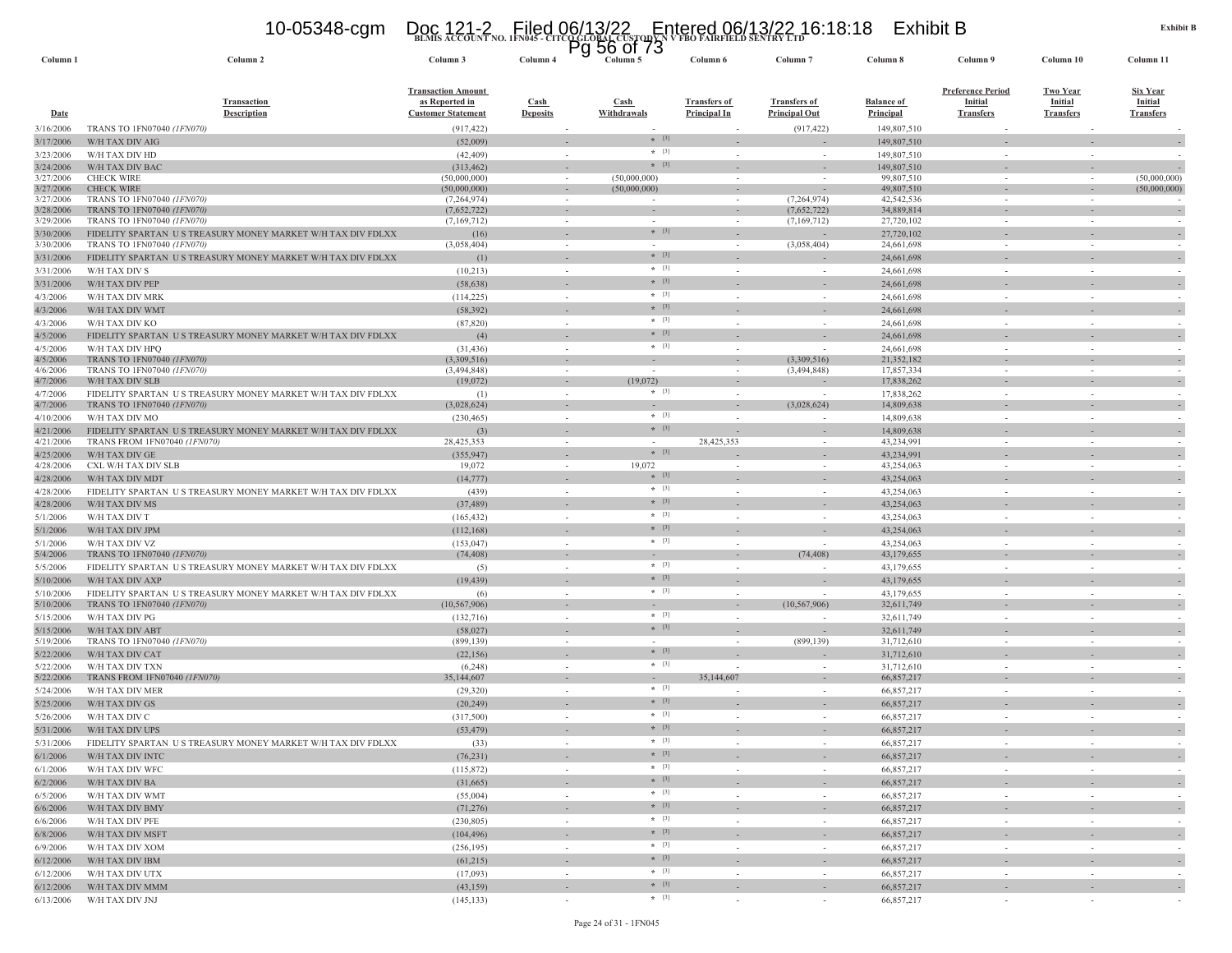**BLMIS ACCOUNT NO. 1FN045 - CITCO GLOBAL CUSTODY N V FBO FAIRFIELD SENTRY LTD**

**Exhibit B**

| Column 1 | Column 2 | Column 3 | Column 4 | Column 5 | Column 6 | Column 7 | Column 8 | Column 9 | Column 10 | Column 11 |
|---|---|---|---|---|---|---|---|---|---|---|
| Date | Transaction Description | Transaction Amount as Reported in Customer Statement | Cash Deposits | Cash Withdrawals | Transfers of Principal In | Transfers of Principal Out | Balance of Principal | Preference Period Initial Transfers | Two Year Initial Transfers | Six Year Initial Transfers |
| 3/16/2006 | TRANS TO 1FN07040 *(1FN070)* | (917,422) | - | - | - | (917,422) | 149,807,510 | - | - | - |
| 3/17/2006 | W/H TAX DIV AIG | (52,009) | - | * [3] | - | - | 149,807,510 | - | - | - |
| 3/23/2006 | W/H TAX DIV HD | (42,409) | - | * [3] | - | - | 149,807,510 | - | - | - |
| 3/24/2006 | W/H TAX DIV BAC | (313,462) | - | * [3] | - | - | 149,807,510 | - | - | - |
| 3/27/2006 | CHECK WIRE | (50,000,000) | - | (50,000,000) | - | - | 99,807,510 | - | - | (50,000,000) |
| 3/27/2006 | CHECK WIRE | (50,000,000) | - | (50,000,000) | - | - | 49,807,510 | - | - | (50,000,000) |
| 3/27/2006 | TRANS TO 1FN07040 *(1FN070)* | (7,264,974) | - | - | - | (7,264,974) | 42,542,536 | - | - | - |
| 3/28/2006 | TRANS TO 1FN07040 *(1FN070)* | (7,652,722) | - | - | - | (7,652,722) | 34,889,814 | - | - | - |
| 3/29/2006 | TRANS TO 1FN07040 *(1FN070)* | (7,169,712) | - | - | - | (7,169,712) | 27,720,102 | - | - | - |
| 3/30/2006 | FIDELITY SPARTAN U S TREASURY MONEY MARKET W/H TAX DIV FDLXX | (16) | - | * [3] | - | - | 27,720,102 | - | - | - |
| 3/30/2006 | TRANS TO 1FN07040 *(1FN070)* | (3,058,404) | - | - | - | (3,058,404) | 24,661,698 | - | - | - |
| 3/31/2006 | FIDELITY SPARTAN U S TREASURY MONEY MARKET W/H TAX DIV FDLXX | (1) | - | * [3] | - | - | 24,661,698 | - | - | - |
| 3/31/2006 | W/H TAX DIV S | (10,213) | - | * [3] | - | - | 24,661,698 | - | - | - |
| 3/31/2006 | W/H TAX DIV PEP | (58,638) | - | * [3] | - | - | 24,661,698 | - | - | - |
| 4/3/2006 | W/H TAX DIV MRK | (114,225) | - | * [3] | - | - | 24,661,698 | - | - | - |
| 4/3/2006 | W/H TAX DIV WMT | (58,392) | - | * [3] | - | - | 24,661,698 | - | - | - |
| 4/3/2006 | W/H TAX DIV KO | (87,820) | - | * [3] | - | - | 24,661,698 | - | - | - |
| 4/5/2006 | FIDELITY SPARTAN U S TREASURY MONEY MARKET W/H TAX DIV FDLXX | (4) | - | * [3] | - | - | 24,661,698 | - | - | - |
| 4/5/2006 | W/H TAX DIV HPQ | (31,436) | - | * [3] | - | - | 24,661,698 | - | - | - |
| 4/5/2006 | TRANS TO 1FN07040 *(1FN070)* | (3,309,516) | - | - | - | (3,309,516) | 21,352,182 | - | - | - |
| 4/6/2006 | TRANS TO 1FN07040 *(1FN070)* | (3,494,848) | - | - | - | (3,494,848) | 17,857,334 | - | - | - |
| 4/7/2006 | W/H TAX DIV SLB | (19,072) | - | (19,072) | - | - | 17,838,262 | - | - | - |
| 4/7/2006 | FIDELITY SPARTAN U S TREASURY MONEY MARKET W/H TAX DIV FDLXX | (1) | - | * [3] | - | - | 17,838,262 | - | - | - |
| 4/7/2006 | TRANS TO 1FN07040 *(1FN070)* | (3,028,624) | - | - | - | (3,028,624) | 14,809,638 | - | - | - |
| 4/10/2006 | W/H TAX DIV MO | (230,465) | - | * [3] | - | - | 14,809,638 | - | - | - |
| 4/21/2006 | FIDELITY SPARTAN U S TREASURY MONEY MARKET W/H TAX DIV FDLXX | (3) | - | * [3] | - | - | 14,809,638 | - | - | - |
| 4/21/2006 | TRANS FROM 1FN07040 *(1FN070)* | 28,425,353 | - | - | 28,425,353 | - | 43,234,991 | - | - | - |
| 4/25/2006 | W/H TAX DIV GE | (355,947) | - | * [3] | - | - | 43,234,991 | - | - | - |
| 4/28/2006 | CXL W/H TAX DIV SLB | 19,072 | - | 19,072 | - | - | 43,254,063 | - | - | - |
| 4/28/2006 | W/H TAX DIV MDT | (14,777) | - | * [3] | - | - | 43,254,063 | - | - | - |
| 4/28/2006 | FIDELITY SPARTAN U S TREASURY MONEY MARKET W/H TAX DIV FDLXX | (439) | - | * [3] | - | - | 43,254,063 | - | - | - |
| 4/28/2006 | W/H TAX DIV MS | (37,489) | - | * [3] | - | - | 43,254,063 | - | - | - |
| 5/1/2006 | W/H TAX DIV T | (165,432) | - | * [3] | - | - | 43,254,063 | - | - | - |
| 5/1/2006 | W/H TAX DIV JPM | (112,168) | - | * [3] | - | - | 43,254,063 | - | - | - |
| 5/1/2006 | W/H TAX DIV VZ | (153,047) | - | * [3] | - | - | 43,254,063 | - | - | - |
| 5/4/2006 | TRANS TO 1FN07040 *(1FN070)* | (74,408) | - | - | - | (74,408) | 43,179,655 | - | - | - |
| 5/5/2006 | FIDELITY SPARTAN U S TREASURY MONEY MARKET W/H TAX DIV FDLXX | (5) | - | * [3] | - | - | 43,179,655 | - | - | - |
| 5/10/2006 | W/H TAX DIV AXP | (19,439) | - | * [3] | - | - | 43,179,655 | - | - | - |
| 5/10/2006 | FIDELITY SPARTAN U S TREASURY MONEY MARKET W/H TAX DIV FDLXX | (6) | - | * [3] | - | - | 43,179,655 | - | - | - |
| 5/10/2006 | TRANS TO 1FN07040 *(1FN070)* | (10,567,906) | - | - | - | (10,567,906) | 32,611,749 | - | - | - |
| 5/15/2006 | W/H TAX DIV PG | (132,716) | - | * [3] | - | - | 32,611,749 | - | - | - |
| 5/15/2006 | W/H TAX DIV ABT | (58,027) | - | * [3] | - | - | 32,611,749 | - | - | - |
| 5/19/2006 | TRANS TO 1FN07040 *(1FN070)* | (899,139) | - | - | - | (899,139) | 31,712,610 | - | - | - |
| 5/22/2006 | W/H TAX DIV CAT | (22,156) | - | * [3] | - | - | 31,712,610 | - | - | - |
| 5/22/2006 | W/H TAX DIV TXN | (6,248) | - | * [3] | - | - | 31,712,610 | - | - | - |
| 5/22/2006 | TRANS FROM 1FN07040 *(1FN070)* | 35,144,607 | - | - | 35,144,607 | - | 66,857,217 | - | - | - |
| 5/24/2006 | W/H TAX DIV MER | (29,320) | - | * [3] | - | - | 66,857,217 | - | - | - |
| 5/25/2006 | W/H TAX DIV GS | (20,249) | - | * [3] | - | - | 66,857,217 | - | - | - |
| 5/26/2006 | W/H TAX DIV C | (317,500) | - | * [3] | - | - | 66,857,217 | - | - | - |
| 5/31/2006 | W/H TAX DIV UPS | (53,479) | - | * [3] | - | - | 66,857,217 | - | - | - |
| 5/31/2006 | FIDELITY SPARTAN U S TREASURY MONEY MARKET W/H TAX DIV FDLXX | (33) | - | * [3] | - | - | 66,857,217 | - | - | - |
| 6/1/2006 | W/H TAX DIV INTC | (76,231) | - | * [3] | - | - | 66,857,217 | - | - | - |
| 6/1/2006 | W/H TAX DIV WFC | (115,872) | - | * [3] | - | - | 66,857,217 | - | - | - |
| 6/2/2006 | W/H TAX DIV BA | (31,665) | - | * [3] | - | - | 66,857,217 | - | - | - |
| 6/5/2006 | W/H TAX DIV WMT | (55,004) | - | * [3] | - | - | 66,857,217 | - | - | - |
| 6/6/2006 | W/H TAX DIV BMY | (71,276) | - | * [3] | - | - | 66,857,217 | - | - | - |
| 6/6/2006 | W/H TAX DIV PFE | (230,805) | - | * [3] | - | - | 66,857,217 | - | - | - |
| 6/8/2006 | W/H TAX DIV MSFT | (104,496) | - | * [3] | - | - | 66,857,217 | - | - | - |
| 6/9/2006 | W/H TAX DIV XOM | (256,195) | - | * [3] | - | - | 66,857,217 | - | - | - |
| 6/12/2006 | W/H TAX DIV IBM | (61,215) | - | * [3] | - | - | 66,857,217 | - | - | - |
| 6/12/2006 | W/H TAX DIV UTX | (17,093) | - | * [3] | - | - | 66,857,217 | - | - | - |
| 6/12/2006 | W/H TAX DIV MMM | (43,159) | - | * [3] | - | - | 66,857,217 | - | - | - |
| 6/13/2006 | W/H TAX DIV JNJ | (145,133) | - | * [3] | - | - | 66,857,217 | - | - | - |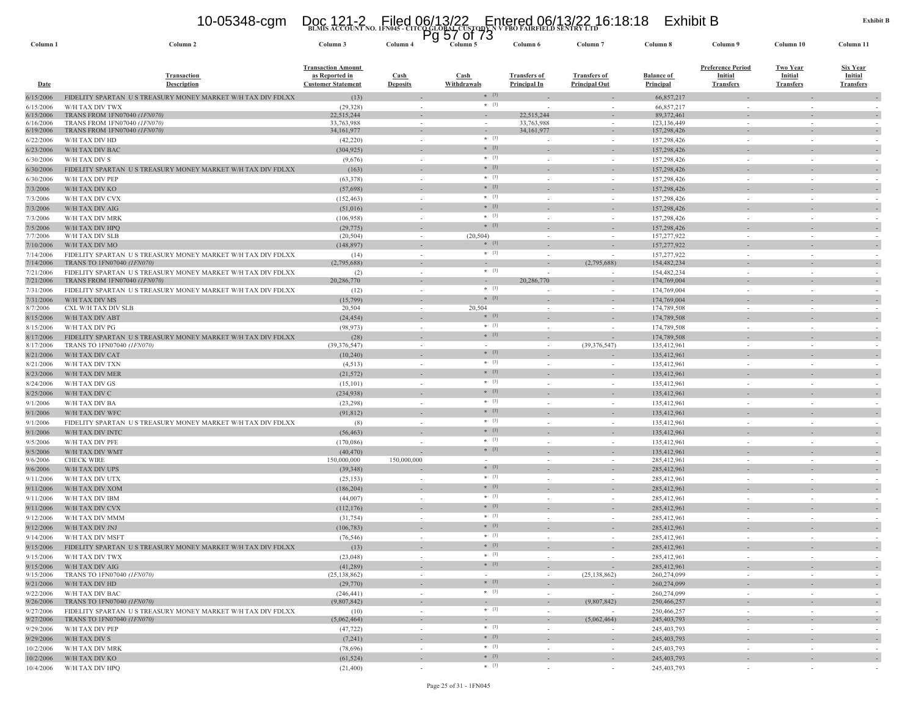**Exhibit B**

**BLMIS ACCOUNT NO. 1FN045 - CITCO GLOBAL CUSTODY N V FBO FAIRFIELD SENTRY LTD**

| Column 1 | Column 2 | Column 3 | Column 4 | Column 5 | Column 6 | Column 7 | Column 8 | Column 9 | Column 10 | Column 11 |
|---|---|---|---|---|---|---|---|---|---|---|
| Date | Transaction Description | Transaction Amount as Reported in Customer Statement | Cash Deposits | Cash Withdrawals | Transfers of Principal In | Transfers of Principal Out | Balance of Principal | Preference Period Initial Transfers | Two Year Initial Transfers | Six Year Initial Transfers |
| 6/15/2006 | FIDELITY SPARTAN U S TREASURY MONEY MARKET W/H TAX DIV FDLXX | (13) | - | * [3] | - | - | 66,857,217 | - | - | - |
| 6/15/2006 | W/H TAX DIV TWX | (29,328) | - | * [3] | - | - | 66,857,217 | - | - | - |
| 6/15/2006 | TRANS FROM 1FN07040 *(1FN070)* | 22,515,244 | - | - | 22,515,244 | - | 89,372,461 | - | - | - |
| 6/16/2006 | TRANS FROM 1FN07040 *(1FN070)* | 33,763,988 | - | - | 33,763,988 | - | 123,136,449 | - | - | - |
| 6/19/2006 | TRANS FROM 1FN07040 *(1FN070)* | 34,161,977 | - | - | 34,161,977 | - | 157,298,426 | - | - | - |
| 6/22/2006 | W/H TAX DIV HD | (42,220) | - | * [3] | - | - | 157,298,426 | - | - | - |
| 6/23/2006 | W/H TAX DIV BAC | (304,925) | - | * [3] | - | - | 157,298,426 | - | - | - |
| 6/30/2006 | W/H TAX DIV S | (9,676) | - | * [3] | - | - | 157,298,426 | - | - | - |
| 6/30/2006 | FIDELITY SPARTAN U S TREASURY MONEY MARKET W/H TAX DIV FDLXX | (163) | - | * [3] | - | - | 157,298,426 | - | - | - |
| 6/30/2006 | W/H TAX DIV PEP | (63,378) | - | * [3] | - | - | 157,298,426 | - | - | - |
| 7/3/2006 | W/H TAX DIV KO | (57,698) | - | * [3] | - | - | 157,298,426 | - | - | - |
| 7/3/2006 | W/H TAX DIV CVX | (152,463) | - | * [3] | - | - | 157,298,426 | - | - | - |
| 7/3/2006 | W/H TAX DIV AIG | (51,016) | - | * [3] | - | - | 157,298,426 | - | - | - |
| 7/3/2006 | W/H TAX DIV MRK | (106,958) | - | * [3] | - | - | 157,298,426 | - | - | - |
| 7/5/2006 | W/H TAX DIV HPQ | (29,775) | - | * [3] | - | - | 157,298,426 | - | - | - |
| 7/7/2006 | W/H TAX DIV SLB | (20,504) | - | (20,504) | - | - | 157,277,922 | - | - | - |
| 7/10/2006 | W/H TAX DIV MO | (148,897) | - | * [3] | - | - | 157,277,922 | - | - | - |
| 7/14/2006 | FIDELITY SPARTAN U S TREASURY MONEY MARKET W/H TAX DIV FDLXX | (14) | - | * [3] | - | - | 157,277,922 | - | - | - |
| 7/14/2006 | TRANS TO 1FN07040 *(1FN070)* | (2,795,688) | - | - | - | (2,795,688) | 154,482,234 | - | - | - |
| 7/21/2006 | FIDELITY SPARTAN U S TREASURY MONEY MARKET W/H TAX DIV FDLXX | (2) | - | * [3] | - | - | 154,482,234 | - | - | - |
| 7/21/2006 | TRANS FROM 1FN07040 *(1FN070)* | 20,286,770 | - | - | 20,286,770 | - | 174,769,004 | - | - | - |
| 7/31/2006 | FIDELITY SPARTAN U S TREASURY MONEY MARKET W/H TAX DIV FDLXX | (12) | - | * [3] | - | - | 174,769,004 | - | - | - |
| 7/31/2006 | W/H TAX DIV MS | (15,799) | - | * [3] | - | - | 174,769,004 | - | - | - |
| 8/7/2006 | CXL W/H TAX DIV SLB | 20,504 | - | 20,504 | - | - | 174,789,508 | - | - | - |
| 8/15/2006 | W/H TAX DIV ABT | (24,454) | - | * [3] | - | - | 174,789,508 | - | - | - |
| 8/15/2006 | W/H TAX DIV PG | (98,973) | - | * [3] | - | - | 174,789,508 | - | - | - |
| 8/17/2006 | FIDELITY SPARTAN U S TREASURY MONEY MARKET W/H TAX DIV FDLXX | (28) | - | * [3] | - | - | 174,789,508 | - | - | - |
| 8/17/2006 | TRANS TO 1FN07040 *(1FN070)* | (39,376,547) | - | - | - | (39,376,547) | 135,412,961 | - | - | - |
| 8/21/2006 | W/H TAX DIV CAT | (10,240) | - | * [3] | - | - | 135,412,961 | - | - | - |
| 8/21/2006 | W/H TAX DIV TXN | (4,513) | - | * [3] | - | - | 135,412,961 | - | - | - |
| 8/23/2006 | W/H TAX DIV MER | (21,572) | - | * [3] | - | - | 135,412,961 | - | - | - |
| 8/24/2006 | W/H TAX DIV GS | (15,101) | - | * [3] | - | - | 135,412,961 | - | - | - |
| 8/25/2006 | W/H TAX DIV C | (234,938) | - | * [3] | - | - | 135,412,961 | - | - | - |
| 9/1/2006 | W/H TAX DIV BA | (23,298) | - | * [3] | - | - | 135,412,961 | - | - | - |
| 9/1/2006 | W/H TAX DIV WFC | (91,812) | - | * [3] | - | - | 135,412,961 | - | - | - |
| 9/1/2006 | FIDELITY SPARTAN U S TREASURY MONEY MARKET W/H TAX DIV FDLXX | (8) | - | * [3] | - | - | 135,412,961 | - | - | - |
| 9/1/2006 | W/H TAX DIV INTC | (56,463) | - | * [3] | - | - | 135,412,961 | - | - | - |
| 9/5/2006 | W/H TAX DIV PFE | (170,086) | - | * [3] | - | - | 135,412,961 | - | - | - |
| 9/5/2006 | W/H TAX DIV WMT | (40,470) | - | * [3] | - | - | 135,412,961 | - | - | - |
| 9/6/2006 | CHECK WIRE | 150,000,000 | 150,000,000 | - | - | - | 285,412,961 | - | - | - |
| 9/6/2006 | W/H TAX DIV UPS | (39,348) | - | * [3] | - | - | 285,412,961 | - | - | - |
| 9/11/2006 | W/H TAX DIV UTX | (25,153) | - | * [3] | - | - | 285,412,961 | - | - | - |
| 9/11/2006 | W/H TAX DIV XOM | (186,204) | - | * [3] | - | - | 285,412,961 | - | - | - |
| 9/11/2006 | W/H TAX DIV IBM | (44,007) | - | * [3] | - | - | 285,412,961 | - | - | - |
| 9/11/2006 | W/H TAX DIV CVX | (112,176) | - | * [3] | - | - | 285,412,961 | - | - | - |
| 9/12/2006 | W/H TAX DIV MMM | (31,754) | - | * [3] | - | - | 285,412,961 | - | - | - |
| 9/12/2006 | W/H TAX DIV JNJ | (106,783) | - | * [3] | - | - | 285,412,961 | - | - | - |
| 9/14/2006 | W/H TAX DIV MSFT | (76,546) | - | * [3] | - | - | 285,412,961 | - | - | - |
| 9/15/2006 | FIDELITY SPARTAN U S TREASURY MONEY MARKET W/H TAX DIV FDLXX | (13) | - | * [3] | - | - | 285,412,961 | - | - | - |
| 9/15/2006 | W/H TAX DIV TWX | (23,048) | - | * [3] | - | - | 285,412,961 | - | - | - |
| 9/15/2006 | W/H TAX DIV AIG | (41,289) | - | * [3] | - | - | 285,412,961 | - | - | - |
| 9/15/2006 | TRANS TO 1FN07040 *(1FN070)* | (25,138,862) | - | - | - | (25,138,862) | 260,274,099 | - | - | - |
| 9/21/2006 | W/H TAX DIV HD | (29,770) | - | * [3] | - | - | 260,274,099 | - | - | - |
| 9/22/2006 | W/H TAX DIV BAC | (246,441) | - | * [3] | - | - | 260,274,099 | - | - | - |
| 9/26/2006 | TRANS TO 1FN07040 *(1FN070)* | (9,807,842) | - | - | - | (9,807,842) | 250,466,257 | - | - | - |
| 9/27/2006 | FIDELITY SPARTAN U S TREASURY MONEY MARKET W/H TAX DIV FDLXX | (10) | - | * [3] | - | - | 250,466,257 | - | - | - |
| 9/27/2006 | TRANS TO 1FN07040 *(1FN070)* | (5,062,464) | - | - | - | (5,062,464) | 245,403,793 | - | - | - |
| 9/29/2006 | W/H TAX DIV PEP | (47,722) | - | * [3] | - | - | 245,403,793 | - | - | - |
| 9/29/2006 | W/H TAX DIV S | (7,241) | - | * [3] | - | - | 245,403,793 | - | - | - |
| 10/2/2006 | W/H TAX DIV MRK | (78,696) | - | * [3] | - | - | 245,403,793 | - | - | - |
| 10/2/2006 | W/H TAX DIV KO | (61,524) | - | * [3] | - | - | 245,403,793 | - | - | - |
| 10/4/2006 | W/H TAX DIV HPQ | (21,400) | - | * [3] | - | - | 245,403,793 | - | - | - |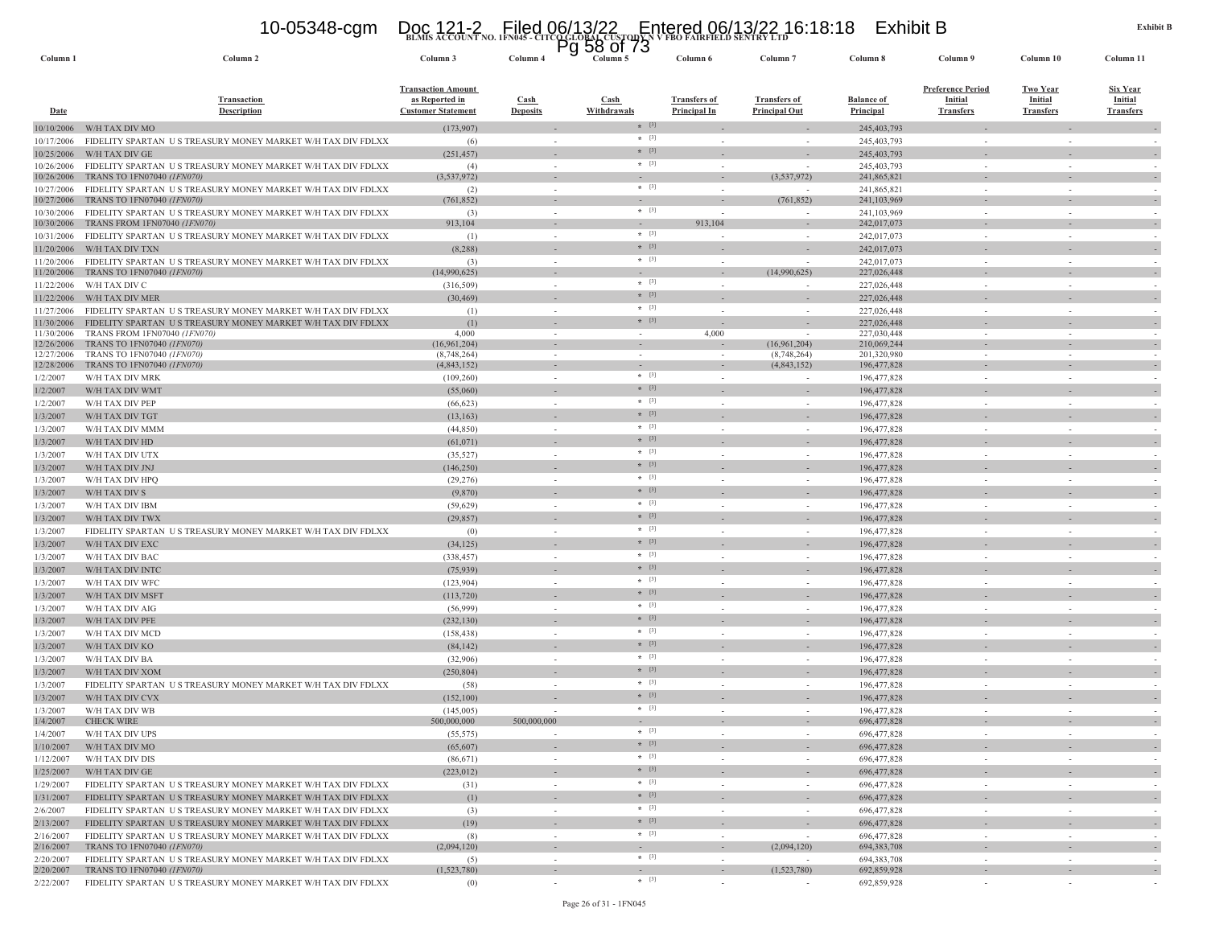**Exhibit B**

**BLMIS ACCOUNT NO. 1FN045 - CITCO GLOBAL CUSTODY N V FBO FAIRFIELD SENTRY LTD**

| Column 1 | Column 2 | Column 3 | Column 4 | Column 5 | Column 6 | Column 7 | Column 8 | Column 9 | Column 10 | Column 11 |
|---|---|---|---|---|---|---|---|---|---|---|
| Date | Transaction Description | Transaction Amount as Reported in Customer Statement | Cash Deposits | Cash Withdrawals | Transfers of Principal In | Transfers of Principal Out | Balance of Principal | Preference Period Initial Transfers | Two Year Initial Transfers | Six Year Initial Transfers |
| 10/10/2006 | W/H TAX DIV MO | (173,907) | - | * [3] | - | - | 245,403,793 | - | - | - |
| 10/17/2006 | FIDELITY SPARTAN U S TREASURY MONEY MARKET W/H TAX DIV FDLXX | (6) | - | * [3] | - | - | 245,403,793 | - | - | - |
| 10/25/2006 | W/H TAX DIV GE | (251,457) | - | * [3] | - | - | 245,403,793 | - | - | - |
| 10/26/2006 | FIDELITY SPARTAN U S TREASURY MONEY MARKET W/H TAX DIV FDLXX | (4) | - | * [3] | - | - | 245,403,793 | - | - | - |
| 10/26/2006 | TRANS TO 1FN07040 *(1FN070)* | (3,537,972) | - | - | - | (3,537,972) | 241,865,821 | - | - | - |
| 10/27/2006 | FIDELITY SPARTAN U S TREASURY MONEY MARKET W/H TAX DIV FDLXX | (2) | - | * [3] | - | - | 241,865,821 | - | - | - |
| 10/27/2006 | TRANS TO 1FN07040 *(1FN070)* | (761,852) | - | - | - | (761,852) | 241,103,969 | - | - | - |
| 10/30/2006 | FIDELITY SPARTAN U S TREASURY MONEY MARKET W/H TAX DIV FDLXX | (3) | - | * [3] | - | - | 241,103,969 | - | - | - |
| 10/30/2006 | TRANS FROM 1FN07040 *(1FN070)* | 913,104 | - | - | 913,104 | - | 242,017,073 | - | - | - |
| 10/31/2006 | FIDELITY SPARTAN U S TREASURY MONEY MARKET W/H TAX DIV FDLXX | (1) | - | * [3] | - | - | 242,017,073 | - | - | - |
| 11/20/2006 | W/H TAX DIV TXN | (8,288) | - | * [3] | - | - | 242,017,073 | - | - | - |
| 11/20/2006 | FIDELITY SPARTAN U S TREASURY MONEY MARKET W/H TAX DIV FDLXX | (3) | - | * [3] | - | - | 242,017,073 | - | - | - |
| 11/20/2006 | TRANS TO 1FN07040 *(1FN070)* | (14,990,625) | - | - | - | (14,990,625) | 227,026,448 | - | - | - |
| 11/22/2006 | W/H TAX DIV C | (316,509) | - | * [3] | - | - | 227,026,448 | - | - | - |
| 11/22/2006 | W/H TAX DIV MER | (30,469) | - | * [3] | - | - | 227,026,448 | - | - | - |
| 11/27/2006 | FIDELITY SPARTAN U S TREASURY MONEY MARKET W/H TAX DIV FDLXX | (1) | - | * [3] | - | - | 227,026,448 | - | - | - |
| 11/30/2006 | FIDELITY SPARTAN U S TREASURY MONEY MARKET W/H TAX DIV FDLXX | (1) | - | * [3] | - | - | 227,026,448 | - | - | - |
| 11/30/2006 | TRANS FROM 1FN07040 *(1FN070)* | 4,000 | - | - | 4,000 | - | 227,030,448 | - | - | - |
| 12/26/2006 | TRANS TO 1FN07040 *(1FN070)* | (16,961,204) | - | - | - | (16,961,204) | 210,069,244 | - | - | - |
| 12/27/2006 | TRANS TO 1FN07040 *(1FN070)* | (8,748,264) | - | - | - | (8,748,264) | 201,320,980 | - | - | - |
| 12/28/2006 | TRANS TO 1FN07040 *(1FN070)* | (4,843,152) | - | - | - | (4,843,152) | 196,477,828 | - | - | - |
| 1/2/2007 | W/H TAX DIV MRK | (109,260) | - | * [3] | - | - | 196,477,828 | - | - | - |
| 1/2/2007 | W/H TAX DIV WMT | (55,060) | - | * [3] | - | - | 196,477,828 | - | - | - |
| 1/2/2007 | W/H TAX DIV PEP | (66,623) | - | * [3] | - | - | 196,477,828 | - | - | - |
| 1/3/2007 | W/H TAX DIV TGT | (13,163) | - | * [3] | - | - | 196,477,828 | - | - | - |
| 1/3/2007 | W/H TAX DIV MMM | (44,850) | - | * [3] | - | - | 196,477,828 | - | - | - |
| 1/3/2007 | W/H TAX DIV HD | (61,071) | - | * [3] | - | - | 196,477,828 | - | - | - |
| 1/3/2007 | W/H TAX DIV UTX | (35,527) | - | * [3] | - | - | 196,477,828 | - | - | - |
| 1/3/2007 | W/H TAX DIV JNJ | (146,250) | - | * [3] | - | - | 196,477,828 | - | - | - |
| 1/3/2007 | W/H TAX DIV HPQ | (29,276) | - | * [3] | - | - | 196,477,828 | - | - | - |
| 1/3/2007 | W/H TAX DIV S | (9,870) | - | * [3] | - | - | 196,477,828 | - | - | - |
| 1/3/2007 | W/H TAX DIV IBM | (59,629) | - | * [3] | - | - | 196,477,828 | - | - | - |
| 1/3/2007 | W/H TAX DIV TWX | (29,857) | - | * [3] | - | - | 196,477,828 | - | - | - |
| 1/3/2007 | FIDELITY SPARTAN U S TREASURY MONEY MARKET W/H TAX DIV FDLXX | (0) | - | * [3] | - | - | 196,477,828 | - | - | - |
| 1/3/2007 | W/H TAX DIV EXC | (34,125) | - | * [3] | - | - | 196,477,828 | - | - | - |
| 1/3/2007 | W/H TAX DIV BAC | (338,457) | - | * [3] | - | - | 196,477,828 | - | - | - |
| 1/3/2007 | W/H TAX DIV INTC | (75,939) | - | * [3] | - | - | 196,477,828 | - | - | - |
| 1/3/2007 | W/H TAX DIV WFC | (123,904) | - | * [3] | - | - | 196,477,828 | - | - | - |
| 1/3/2007 | W/H TAX DIV MSFT | (113,720) | - | * [3] | - | - | 196,477,828 | - | - | - |
| 1/3/2007 | W/H TAX DIV AIG | (56,999) | - | * [3] | - | - | 196,477,828 | - | - | - |
| 1/3/2007 | W/H TAX DIV PFE | (232,130) | - | * [3] | - | - | 196,477,828 | - | - | - |
| 1/3/2007 | W/H TAX DIV MCD | (158,438) | - | * [3] | - | - | 196,477,828 | - | - | - |
| 1/3/2007 | W/H TAX DIV KO | (84,142) | - | * [3] | - | - | 196,477,828 | - | - | - |
| 1/3/2007 | W/H TAX DIV BA | (32,906) | - | * [3] | - | - | 196,477,828 | - | - | - |
| 1/3/2007 | W/H TAX DIV XOM | (250,804) | - | * [3] | - | - | 196,477,828 | - | - | - |
| 1/3/2007 | FIDELITY SPARTAN U S TREASURY MONEY MARKET W/H TAX DIV FDLXX | (58) | - | * [3] | - | - | 196,477,828 | - | - | - |
| 1/3/2007 | W/H TAX DIV CVX | (152,100) | - | * [3] | - | - | 196,477,828 | - | - | - |
| 1/3/2007 | W/H TAX DIV WB | (145,005) | - | * [3] | - | - | 196,477,828 | - | - | - |
| 1/4/2007 | CHECK WIRE | 500,000,000 | 500,000,000 | - | - | - | 696,477,828 | - | - | - |
| 1/4/2007 | W/H TAX DIV UPS | (55,575) | - | * [3] | - | - | 696,477,828 | - | - | - |
| 1/10/2007 | W/H TAX DIV MO | (65,607) | - | * [3] | - | - | 696,477,828 | - | - | - |
| 1/12/2007 | W/H TAX DIV DIS | (86,671) | - | * [3] | - | - | 696,477,828 | - | - | - |
| 1/25/2007 | W/H TAX DIV GE | (223,012) | - | * [3] | - | - | 696,477,828 | - | - | - |
| 1/29/2007 | FIDELITY SPARTAN U S TREASURY MONEY MARKET W/H TAX DIV FDLXX | (31) | - | * [3] | - | - | 696,477,828 | - | - | - |
| 1/31/2007 | FIDELITY SPARTAN U S TREASURY MONEY MARKET W/H TAX DIV FDLXX | (1) | - | * [3] | - | - | 696,477,828 | - | - | - |
| 2/6/2007 | FIDELITY SPARTAN U S TREASURY MONEY MARKET W/H TAX DIV FDLXX | (3) | - | * [3] | - | - | 696,477,828 | - | - | - |
| 2/13/2007 | FIDELITY SPARTAN U S TREASURY MONEY MARKET W/H TAX DIV FDLXX | (19) | - | * [3] | - | - | 696,477,828 | - | - | - |
| 2/16/2007 | FIDELITY SPARTAN U S TREASURY MONEY MARKET W/H TAX DIV FDLXX | (8) | - | * [3] | - | - | 696,477,828 | - | - | - |
| 2/16/2007 | TRANS TO 1FN07040 *(1FN070)* | (2,094,120) | - | - | - | (2,094,120) | 694,383,708 | - | - | - |
| 2/20/2007 | FIDELITY SPARTAN U S TREASURY MONEY MARKET W/H TAX DIV FDLXX | (5) | - | * [3] | - | - | 694,383,708 | - | - | - |
| 2/20/2007 | TRANS TO 1FN07040 *(1FN070)* | (1,523,780) | - | - | - | (1,523,780) | 692,859,928 | - | - | - |
| 2/22/2007 | FIDELITY SPARTAN U S TREASURY MONEY MARKET W/H TAX DIV FDLXX | (0) | - | * [3] | - | - | 692,859,928 | - | - | - |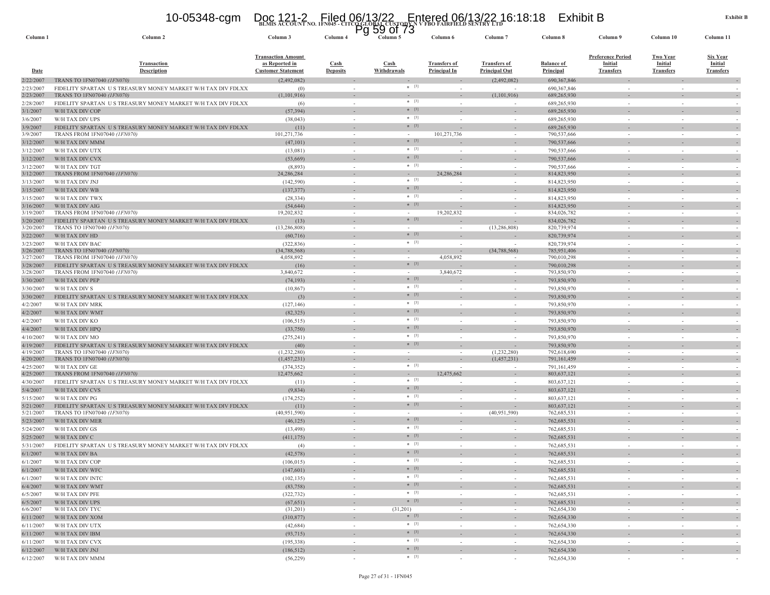Exhibit B

**BLMIS ACCOUNT NO. 1FN045 - CITCO GLOBAL CUSTODY N V FBO FAIRFIELD SENTRY LTD**

| Column 1 | Column 2 | Column 3 | Column 4 | Column 5 | Column 6 | Column 7 | Column 8 | Column 9 | Column 10 | Column 11 |
|---|---|---|---|---|---|---|---|---|---|---|
| Date | Transaction Description | Transaction Amount as Reported in Customer Statement | Cash Deposits | Cash Withdrawals | Transfers of Principal In | Transfers of Principal Out | Balance of Principal | Preference Period Initial Transfers | Two Year Initial Transfers | Six Year Initial Transfers |
| 2/22/2007 | TRANS TO 1FN07040 *(1FN070)* | (2,492,082) | - | - | - | (2,492,082) | 690,367,846 | - | - | - |
| 2/23/2007 | FIDELITY SPARTAN U S TREASURY MONEY MARKET W/H TAX DIV FDLXX | (0) | - | * [3] | - | - | 690,367,846 | - | - | - |
| 2/23/2007 | TRANS TO 1FN07040 *(1FN070)* | (1,101,916) | - | - | - | (1,101,916) | 689,265,930 | - | - | - |
| 2/28/2007 | FIDELITY SPARTAN U S TREASURY MONEY MARKET W/H TAX DIV FDLXX | (6) | - | * [3] | - | - | 689,265,930 | - | - | - |
| 3/1/2007 | W/H TAX DIV COP | (57,394) | - | * [3] | - | - | 689,265,930 | - | - | - |
| 3/6/2007 | W/H TAX DIV UPS | (38,043) | - | * [3] | - | - | 689,265,930 | - | - | - |
| 3/9/2007 | FIDELITY SPARTAN U S TREASURY MONEY MARKET W/H TAX DIV FDLXX | (11) | - | * [3] | - | - | 689,265,930 | - | - | - |
| 3/9/2007 | TRANS FROM 1FN07040 *(1FN070)* | 101,271,736 | - | - | 101,271,736 | - | 790,537,666 | - | - | - |
| 3/12/2007 | W/H TAX DIV MMM | (47,101) | - | * [3] | - | - | 790,537,666 | - | - | - |
| 3/12/2007 | W/H TAX DIV UTX | (13,081) | - | * [3] | - | - | 790,537,666 | - | - | - |
| 3/12/2007 | W/H TAX DIV CVX | (53,669) | - | * [3] | - | - | 790,537,666 | - | - | - |
| 3/12/2007 | W/H TAX DIV TGT | (8,893) | - | * [3] | - | - | 790,537,666 | - | - | - |
| 3/12/2007 | TRANS FROM 1FN07040 *(1FN070)* | 24,286,284 | - | - | 24,286,284 | - | 814,823,950 | - | - | - |
| 3/13/2007 | W/H TAX DIV JNJ | (142,590) | - | * [3] | - | - | 814,823,950 | - | - | - |
| 3/15/2007 | W/H TAX DIV WB | (137,377) | - | * [3] | - | - | 814,823,950 | - | - | - |
| 3/15/2007 | W/H TAX DIV TWX | (28,334) | - | * [3] | - | - | 814,823,950 | - | - | - |
| 3/16/2007 | W/H TAX DIV AIG | (54,644) | - | * [3] | - | - | 814,823,950 | - | - | - |
| 3/19/2007 | TRANS FROM 1FN07040 *(1FN070)* | 19,202,832 | - | - | 19,202,832 | - | 834,026,782 | - | - | - |
| 3/20/2007 | FIDELITY SPARTAN U S TREASURY MONEY MARKET W/H TAX DIV FDLXX | (13) | - | * [3] | - | - | 834,026,782 | - | - | - |
| 3/20/2007 | TRANS TO 1FN07040 *(1FN070)* | (13,286,808) | - | - | - | (13,286,808) | 820,739,974 | - | - | - |
| 3/22/2007 | W/H TAX DIV HD | (60,716) | - | * [3] | - | - | 820,739,974 | - | - | - |
| 3/23/2007 | W/H TAX DIV BAC | (322,836) | - | * [3] | - | - | 820,739,974 | - | - | - |
| 3/26/2007 | TRANS TO 1FN07040 *(1FN070)* | (34,788,568) | - | - | - | (34,788,568) | 785,951,406 | - | - | - |
| 3/27/2007 | TRANS FROM 1FN07040 *(1FN070)* | 4,058,892 | - | - | 4,058,892 | - | 790,010,298 | - | - | - |
| 3/28/2007 | FIDELITY SPARTAN U S TREASURY MONEY MARKET W/H TAX DIV FDLXX | (16) | - | * [3] | - | - | 790,010,298 | - | - | - |
| 3/28/2007 | TRANS FROM 1FN07040 *(1FN070)* | 3,840,672 | - | - | 3,840,672 | - | 793,850,970 | - | - | - |
| 3/30/2007 | W/H TAX DIV PEP | (74,193) | - | * [3] | - | - | 793,850,970 | - | - | - |
| 3/30/2007 | W/H TAX DIV S | (10,867) | - | * [3] | - | - | 793,850,970 | - | - | - |
| 3/30/2007 | FIDELITY SPARTAN U S TREASURY MONEY MARKET W/H TAX DIV FDLXX | (3) | - | * [3] | - | - | 793,850,970 | - | - | - |
| 4/2/2007 | W/H TAX DIV MRK | (127,146) | - | * [3] | - | - | 793,850,970 | - | - | - |
| 4/2/2007 | W/H TAX DIV WMT | (82,325) | - | * [3] | - | - | 793,850,970 | - | - | - |
| 4/2/2007 | W/H TAX DIV KO | (106,515) | - | * [3] | - | - | 793,850,970 | - | - | - |
| 4/4/2007 | W/H TAX DIV HPQ | (33,750) | - | * [3] | - | - | 793,850,970 | - | - | - |
| 4/10/2007 | W/H TAX DIV MO | (275,241) | - | * [3] | - | - | 793,850,970 | - | - | - |
| 4/19/2007 | FIDELITY SPARTAN U S TREASURY MONEY MARKET W/H TAX DIV FDLXX | (40) | - | * [3] | - | - | 793,850,970 | - | - | - |
| 4/19/2007 | TRANS TO 1FN07040 *(1FN070)* | (1,232,280) | - | - | - | (1,232,280) | 792,618,690 | - | - | - |
| 4/20/2007 | TRANS TO 1FN07040 *(1FN070)* | (1,457,231) | - | - | - | (1,457,231) | 791,161,459 | - | - | - |
| 4/25/2007 | W/H TAX DIV GE | (374,352) | - | * [3] | - | - | 791,161,459 | - | - | - |
| 4/25/2007 | TRANS FROM 1FN07040 *(1FN070)* | 12,475,662 | - | - | 12,475,662 | - | 803,637,121 | - | - | - |
| 4/30/2007 | FIDELITY SPARTAN U S TREASURY MONEY MARKET W/H TAX DIV FDLXX | (11) | - | * [3] | - | - | 803,637,121 | - | - | - |
| 5/4/2007 | W/H TAX DIV CVS | (9,834) | - | * [3] | - | - | 803,637,121 | - | - | - |
| 5/15/2007 | W/H TAX DIV PG | (174,252) | - | * [3] | - | - | 803,637,121 | - | - | - |
| 5/21/2007 | FIDELITY SPARTAN U S TREASURY MONEY MARKET W/H TAX DIV FDLXX | (11) | - | * [3] | - | - | 803,637,121 | - | - | - |
| 5/21/2007 | TRANS TO 1FN07040 *(1FN070)* | (40,951,590) | - | - | - | (40,951,590) | 762,685,531 | - | - | - |
| 5/23/2007 | W/H TAX DIV MER | (46,125) | - | * [3] | - | - | 762,685,531 | - | - | - |
| 5/24/2007 | W/H TAX DIV GS | (13,498) | - | * [3] | - | - | 762,685,531 | - | - | - |
| 5/25/2007 | W/H TAX DIV C | (411,175) | - | * [3] | - | - | 762,685,531 | - | - | - |
| 5/31/2007 | FIDELITY SPARTAN U S TREASURY MONEY MARKET W/H TAX DIV FDLXX | (4) | - | * [3] | - | - | 762,685,531 | - | - | - |
| 6/1/2007 | W/H TAX DIV BA | (42,578) | - | * [3] | - | - | 762,685,531 | - | - | - |
| 6/1/2007 | W/H TAX DIV COP | (106,015) | - | * [3] | - | - | 762,685,531 | - | - | - |
| 6/1/2007 | W/H TAX DIV WFC | (147,601) | - | * [3] | - | - | 762,685,531 | - | - | - |
| 6/1/2007 | W/H TAX DIV INTC | (102,135) | - | * [3] | - | - | 762,685,531 | - | - | - |
| 6/4/2007 | W/H TAX DIV WMT | (83,758) | - | * [3] | - | - | 762,685,531 | - | - | - |
| 6/5/2007 | W/H TAX DIV PFE | (322,732) | - | * [3] | - | - | 762,685,531 | - | - | - |
| 6/5/2007 | W/H TAX DIV UPS | (67,651) | - | * [3] | - | - | 762,685,531 | - | - | - |
| 6/6/2007 | W/H TAX DIV TYC | (31,201) | - | (31,201) | - | - | 762,654,330 | - | - | - |
| 6/11/2007 | W/H TAX DIV XOM | (310,877) | - | * [3] | - | - | 762,654,330 | - | - | - |
| 6/11/2007 | W/H TAX DIV UTX | (42,684) | - | * [3] | - | - | 762,654,330 | - | - | - |
| 6/11/2007 | W/H TAX DIV IBM | (93,715) | - | * [3] | - | - | 762,654,330 | - | - | - |
| 6/11/2007 | W/H TAX DIV CVX | (195,338) | - | * [3] | - | - | 762,654,330 | - | - | - |
| 6/12/2007 | W/H TAX DIV JNJ | (186,512) | - | * [3] | - | - | 762,654,330 | - | - | - |
| 6/12/2007 | W/H TAX DIV MMM | (56,229) | - | * [3] | - | - | 762,654,330 | - | - | - |

Page 27 of 31 - 1FN045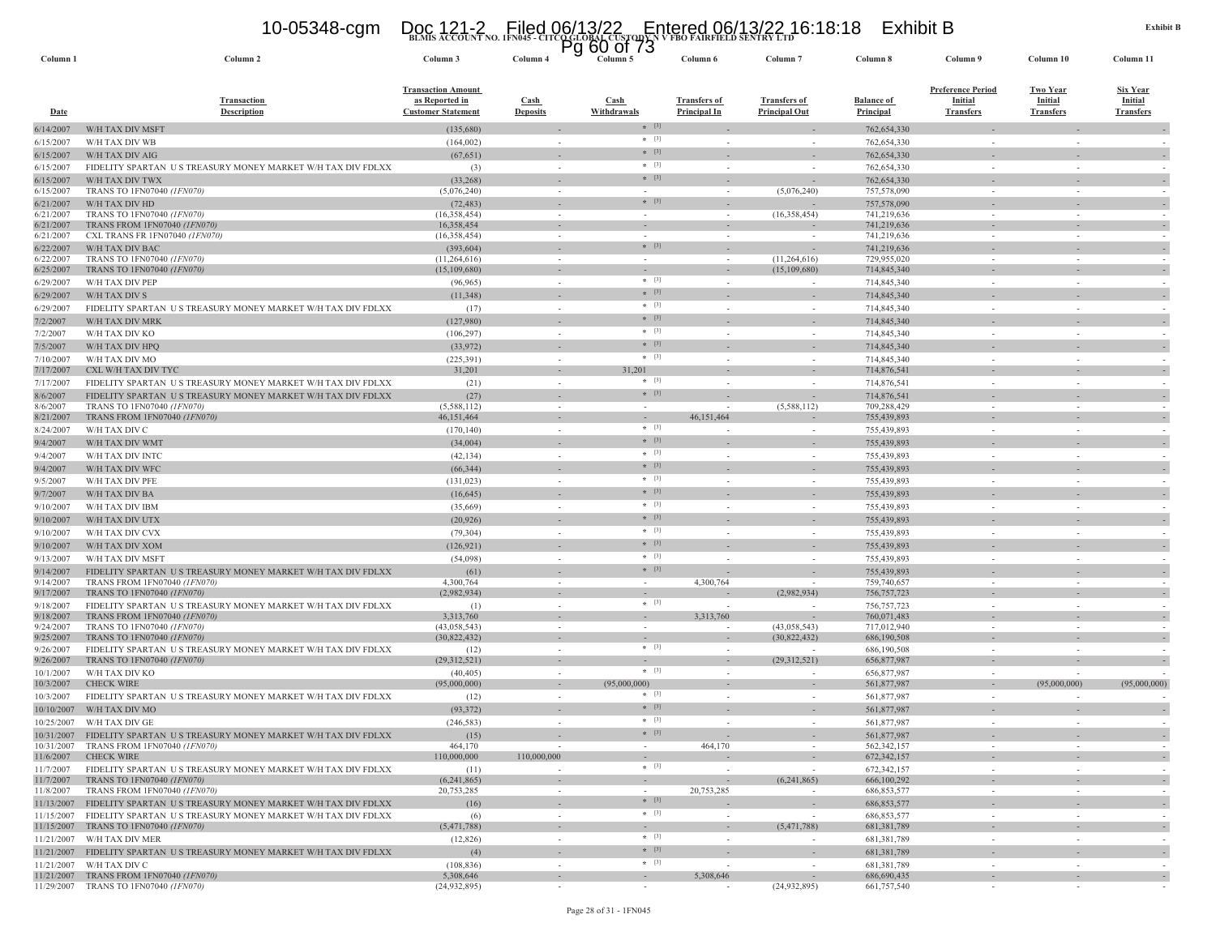Exhibit B

BLMIS ACCOUNT NO. 1FN045 - CITCO GLOBAL CUSTODY N V FBO FAIRFIELD SENTRY LTD

| Column 1 | Column 2 | Column 3 | Column 4 | Column 5 | Column 6 | Column 7 | Column 8 | Column 9 | Column 10 | Column 11 |
|---|---|---|---|---|---|---|---|---|---|---|
| Date | Transaction Description | Transaction Amount as Reported in Customer Statement | Cash Deposits | Cash Withdrawals | Transfers of Principal In | Transfers of Principal Out | Balance of Principal | Preference Period Initial Transfers | Two Year Initial Transfers | Six Year Initial Transfers |
| 6/14/2007 | W/H TAX DIV MSFT | (135,680) | - | * [3] | - | - | 762,654,330 | - | - | - |
| 6/15/2007 | W/H TAX DIV WB | (164,002) | - | * [3] | - | - | 762,654,330 | - | - | - |
| 6/15/2007 | W/H TAX DIV AIG | (67,651) | - | * [3] | - | - | 762,654,330 | - | - | - |
| 6/15/2007 | FIDELITY SPARTAN U S TREASURY MONEY MARKET W/H TAX DIV FDLXX | (3) | - | * [3] | - | - | 762,654,330 | - | - | - |
| 6/15/2007 | W/H TAX DIV TWX | (33,268) | - | * [3] | - | - | 762,654,330 | - | - | - |
| 6/15/2007 | TRANS TO 1FN07040 *(1FN070)* | (5,076,240) | - | - | - | (5,076,240) | 757,578,090 | - | - | - |
| 6/21/2007 | W/H TAX DIV HD | (72,483) | - | * [3] | - | - | 757,578,090 | - | - | - |
| 6/21/2007 | TRANS TO 1FN07040 *(1FN070)* | (16,358,454) | - | - | - | (16,358,454) | 741,219,636 | - | - | - |
| 6/21/2007 | TRANS FROM 1FN07040 *(1FN070)* | 16,358,454 | - | - | - | - | 741,219,636 | - | - | - |
| 6/21/2007 | CXL TRANS FR 1FN07040 *(1FN070)* | (16,358,454) | - | - | - | - | 741,219,636 | - | - | - |
| 6/22/2007 | W/H TAX DIV BAC | (393,604) | - | * [3] | - | - | 741,219,636 | - | - | - |
| 6/22/2007 | TRANS TO 1FN07040 *(1FN070)* | (11,264,616) | - | - | - | (11,264,616) | 729,955,020 | - | - | - |
| 6/25/2007 | TRANS TO 1FN07040 *(1FN070)* | (15,109,680) | - | - | - | (15,109,680) | 714,845,340 | - | - | - |
| 6/29/2007 | W/H TAX DIV PEP | (96,965) | - | * [3] | - | - | 714,845,340 | - | - | - |
| 6/29/2007 | W/H TAX DIV S | (11,348) | - | * [3] | - | - | 714,845,340 | - | - | - |
| 6/29/2007 | FIDELITY SPARTAN U S TREASURY MONEY MARKET W/H TAX DIV FDLXX | (17) | - | * [3] | - | - | 714,845,340 | - | - | - |
| 7/2/2007 | W/H TAX DIV MRK | (127,980) | - | * [3] | - | - | 714,845,340 | - | - | - |
| 7/2/2007 | W/H TAX DIV KO | (106,297) | - | * [3] | - | - | 714,845,340 | - | - | - |
| 7/5/2007 | W/H TAX DIV HPQ | (33,972) | - | * [3] | - | - | 714,845,340 | - | - | - |
| 7/10/2007 | W/H TAX DIV MO | (225,391) | - | * [3] | - | - | 714,845,340 | - | - | - |
| 7/17/2007 | CXL W/H TAX DIV TYC | 31,201 | - | 31,201 | - | - | 714,876,541 | - | - | - |
| 7/17/2007 | FIDELITY SPARTAN U S TREASURY MONEY MARKET W/H TAX DIV FDLXX | (21) | - | * [3] | - | - | 714,876,541 | - | - | - |
| 8/6/2007 | FIDELITY SPARTAN U S TREASURY MONEY MARKET W/H TAX DIV FDLXX | (27) | - | * [3] | - | - | 714,876,541 | - | - | - |
| 8/6/2007 | TRANS TO 1FN07040 *(1FN070)* | (5,588,112) | - | - | - | (5,588,112) | 709,288,429 | - | - | - |
| 8/21/2007 | TRANS FROM 1FN07040 *(1FN070)* | 46,151,464 | - | - | 46,151,464 | - | 755,439,893 | - | - | - |
| 8/24/2007 | W/H TAX DIV C | (170,140) | - | * [3] | - | - | 755,439,893 | - | - | - |
| 9/4/2007 | W/H TAX DIV WMT | (34,004) | - | * [3] | - | - | 755,439,893 | - | - | - |
| 9/4/2007 | W/H TAX DIV INTC | (42,134) | - | * [3] | - | - | 755,439,893 | - | - | - |
| 9/4/2007 | W/H TAX DIV WFC | (66,344) | - | * [3] | - | - | 755,439,893 | - | - | - |
| 9/5/2007 | W/H TAX DIV PFE | (131,023) | - | * [3] | - | - | 755,439,893 | - | - | - |
| 9/7/2007 | W/H TAX DIV BA | (16,645) | - | * [3] | - | - | 755,439,893 | - | - | - |
| 9/10/2007 | W/H TAX DIV IBM | (35,669) | - | * [3] | - | - | 755,439,893 | - | - | - |
| 9/10/2007 | W/H TAX DIV UTX | (20,926) | - | * [3] | - | - | 755,439,893 | - | - | - |
| 9/10/2007 | W/H TAX DIV CVX | (79,304) | - | * [3] | - | - | 755,439,893 | - | - | - |
| 9/10/2007 | W/H TAX DIV XOM | (126,921) | - | * [3] | - | - | 755,439,893 | - | - | - |
| 9/13/2007 | W/H TAX DIV MSFT | (54,098) | - | * [3] | - | - | 755,439,893 | - | - | - |
| 9/14/2007 | FIDELITY SPARTAN U S TREASURY MONEY MARKET W/H TAX DIV FDLXX | (61) | - | * [3] | - | - | 755,439,893 | - | - | - |
| 9/14/2007 | TRANS FROM 1FN07040 *(1FN070)* | 4,300,764 | - | - | 4,300,764 | - | 759,740,657 | - | - | - |
| 9/17/2007 | TRANS TO 1FN07040 *(1FN070)* | (2,982,934) | - | - | - | (2,982,934) | 756,757,723 | - | - | - |
| 9/18/2007 | FIDELITY SPARTAN U S TREASURY MONEY MARKET W/H TAX DIV FDLXX | (1) | - | * [3] | - | - | 756,757,723 | - | - | - |
| 9/18/2007 | TRANS FROM 1FN07040 *(1FN070)* | 3,313,760 | - | - | 3,313,760 | - | 760,071,483 | - | - | - |
| 9/24/2007 | TRANS TO 1FN07040 *(1FN070)* | (43,058,543) | - | - | - | (43,058,543) | 717,012,940 | - | - | - |
| 9/25/2007 | TRANS TO 1FN07040 *(1FN070)* | (30,822,432) | - | - | - | (30,822,432) | 686,190,508 | - | - | - |
| 9/26/2007 | FIDELITY SPARTAN U S TREASURY MONEY MARKET W/H TAX DIV FDLXX | (12) | - | * [3] | - | - | 686,190,508 | - | - | - |
| 9/26/2007 | TRANS TO 1FN07040 *(1FN070)* | (29,312,521) | - | - | - | (29,312,521) | 656,877,987 | - | - | - |
| 10/1/2007 | W/H TAX DIV KO | (40,405) | - | * [3] | - | - | 656,877,987 | - | - | - |
| 10/3/2007 | CHECK WIRE | (95,000,000) | - | (95,000,000) | - | - | 561,877,987 | - | (95,000,000) | (95,000,000) |
| 10/3/2007 | FIDELITY SPARTAN U S TREASURY MONEY MARKET W/H TAX DIV FDLXX | (12) | - | * [3] | - | - | 561,877,987 | - | - | - |
| 10/10/2007 | W/H TAX DIV MO | (93,372) | - | * [3] | - | - | 561,877,987 | - | - | - |
| 10/25/2007 | W/H TAX DIV GE | (246,583) | - | * [3] | - | - | 561,877,987 | - | - | - |
| 10/31/2007 | FIDELITY SPARTAN U S TREASURY MONEY MARKET W/H TAX DIV FDLXX | (15) | - | * [3] | - | - | 561,877,987 | - | - | - |
| 10/31/2007 | TRANS FROM 1FN07040 *(1FN070)* | 464,170 | - | - | 464,170 | - | 562,342,157 | - | - | - |
| 11/6/2007 | CHECK WIRE | 110,000,000 | 110,000,000 | - | - | - | 672,342,157 | - | - | - |
| 11/7/2007 | FIDELITY SPARTAN U S TREASURY MONEY MARKET W/H TAX DIV FDLXX | (11) | - | * [3] | - | - | 672,342,157 | - | - | - |
| 11/7/2007 | TRANS TO 1FN07040 *(1FN070)* | (6,241,865) | - | - | - | (6,241,865) | 666,100,292 | - | - | - |
| 11/8/2007 | TRANS FROM 1FN07040 *(1FN070)* | 20,753,285 | - | - | 20,753,285 | - | 686,853,577 | - | - | - |
| 11/13/2007 | FIDELITY SPARTAN U S TREASURY MONEY MARKET W/H TAX DIV FDLXX | (16) | - | * [3] | - | - | 686,853,577 | - | - | - |
| 11/15/2007 | FIDELITY SPARTAN U S TREASURY MONEY MARKET W/H TAX DIV FDLXX | (6) | - | * [3] | - | - | 686,853,577 | - | - | - |
| 11/15/2007 | TRANS TO 1FN07040 *(1FN070)* | (5,471,788) | - | - | - | (5,471,788) | 681,381,789 | - | - | - |
| 11/21/2007 | W/H TAX DIV MER | (12,826) | - | * [3] | - | - | 681,381,789 | - | - | - |
| 11/21/2007 | FIDELITY SPARTAN U S TREASURY MONEY MARKET W/H TAX DIV FDLXX | (4) | - | * [3] | - | - | 681,381,789 | - | - | - |
| 11/21/2007 | W/H TAX DIV C | (108,836) | - | * [3] | - | - | 681,381,789 | - | - | - |
| 11/21/2007 | TRANS FROM 1FN07040 *(1FN070)* | 5,308,646 | - | - | 5,308,646 | - | 686,690,435 | - | - | - |
| 11/29/2007 | TRANS TO 1FN07040 *(1FN070)* | (24,932,895) | - | - | - | (24,932,895) | 661,757,540 | - | - | - |

Page 28 of 31 - 1FN045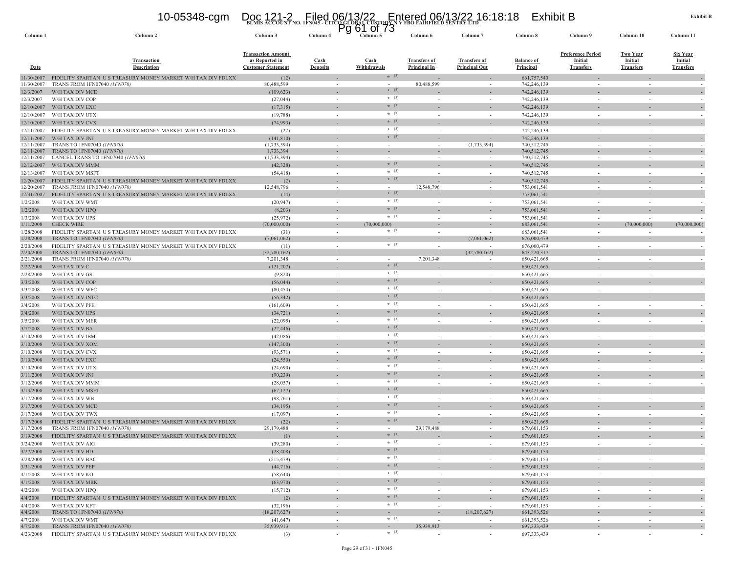BLMIS ACCOUNT NO. 1FN045 - CITCO GLOBAL CUSTODY N V FBO FAIRFIELD SENTRY LTD

Exhibit B

| Column 1 | Column 2 | Column 3 | Column 4 | Column 5 | Column 6 | Column 7 | Column 8 | Column 9 | Column 10 | Column 11 |
|---|---|---|---|---|---|---|---|---|---|---|
| Date | Transaction Description | Transaction Amount as Reported in Customer Statement | Cash Deposits | Cash Withdrawals | Transfers of Principal In | Transfers of Principal Out | Balance of Principal | Preference Period Initial Transfers | Two Year Initial Transfers | Six Year Initial Transfers |
| 11/30/2007 | FIDELITY SPARTAN U S TREASURY MONEY MARKET W/H TAX DIV FDLXX | (12) | - | * [3] | - | - | 661,757,540 | - | - | - |
| 11/30/2007 | TRANS FROM 1FN07040 *(1FN070)* | 80,488,599 | - | - | 80,488,599 | - | 742,246,139 | - | - | - |
| 12/3/2007 | W/H TAX DIV MCD | (109,623) | - | * [3] | - | - | 742,246,139 | - | - | - |
| 12/3/2007 | W/H TAX DIV COP | (27,044) | - | * [3] | - | - | 742,246,139 | - | - | - |
| 12/10/2007 | W/H TAX DIV EXC | (17,315) | - | * [3] | - | - | 742,246,139 | - | - | - |
| 12/10/2007 | W/H TAX DIV UTX | (19,788) | - | * [3] | - | - | 742,246,139 | - | - | - |
| 12/10/2007 | W/H TAX DIV CVX | (74,993) | - | * [3] | - | - | 742,246,139 | - | - | - |
| 12/11/2007 | FIDELITY SPARTAN U S TREASURY MONEY MARKET W/H TAX DIV FDLXX | (27) | - | * [3] | - | - | 742,246,139 | - | - | - |
| 12/11/2007 | W/H TAX DIV JNJ | (141,810) | - | * [3] | - | - | 742,246,139 | - | - | - |
| 12/11/2007 | TRANS TO 1FN07040 *(1FN070)* | (1,733,394) | - | - | - | (1,733,394) | 740,512,745 | - | - | - |
| 12/11/2007 | TRANS TO 1FN07040 *(1FN070)* | 1,733,394 | - | - | - | - | 740,512,745 | - | - | - |
| 12/11/2007 | CANCEL TRANS TO 1FN07040 *(1FN070)* | (1,733,394) | - | - | - | - | 740,512,745 | - | - | - |
| 12/12/2007 | W/H TAX DIV MMM | (42,328) | - | * [3] | - | - | 740,512,745 | - | - | - |
| 12/13/2007 | W/H TAX DIV MSFT | (54,418) | - | * [3] | - | - | 740,512,745 | - | - | - |
| 12/20/2007 | FIDELITY SPARTAN U S TREASURY MONEY MARKET W/H TAX DIV FDLXX | (2) | - | * [3] | - | - | 740,512,745 | - | - | - |
| 12/20/2007 | TRANS FROM 1FN07040 *(1FN070)* | 12,548,796 | - | - | 12,548,796 | - | 753,061,541 | - | - | - |
| 12/31/2007 | FIDELITY SPARTAN U S TREASURY MONEY MARKET W/H TAX DIV FDLXX | (14) | - | * [3] | - | - | 753,061,541 | - | - | - |
| 1/2/2008 | W/H TAX DIV WMT | (20,947) | - | * [3] | - | - | 753,061,541 | - | - | - |
| 1/2/2008 | W/H TAX DIV HPQ | (8,203) | - | * [3] | - | - | 753,061,541 | - | - | - |
| 1/3/2008 | W/H TAX DIV UPS | (25,972) | - | * [3] | - | - | 753,061,541 | - | - | - |
| 1/11/2008 | CHECK WIRE | (70,000,000) | - | (70,000,000) | - | - | 683,061,541 | - | (70,000,000) | (70,000,000) |
| 1/28/2008 | FIDELITY SPARTAN U S TREASURY MONEY MARKET W/H TAX DIV FDLXX | (31) | - | * [3] | - | - | 683,061,541 | - | - | - |
| 1/28/2008 | TRANS TO 1FN07040 *(1FN070)* | (7,061,062) | - | - | - | (7,061,062) | 676,000,479 | - | - | - |
| 2/20/2008 | FIDELITY SPARTAN U S TREASURY MONEY MARKET W/H TAX DIV FDLXX | (11) | - | * [3] | - | - | 676,000,479 | - | - | - |
| 2/20/2008 | TRANS TO 1FN07040 *(1FN070)* | (32,780,162) | - | - | - | (32,780,162) | 643,220,317 | - | - | - |
| 2/21/2008 | TRANS FROM 1FN07040 *(1FN070)* | 7,201,348 | - | - | 7,201,348 | - | 650,421,665 | - | - | - |
| 2/22/2008 | W/H TAX DIV C | (121,207) | - | * [3] | - | - | 650,421,665 | - | - | - |
| 2/28/2008 | W/H TAX DIV GS | (9,820) | - | * [3] | - | - | 650,421,665 | - | - | - |
| 3/3/2008 | W/H TAX DIV COP | (56,044) | - | * [3] | - | - | 650,421,665 | - | - | - |
| 3/3/2008 | W/H TAX DIV WFC | (80,454) | - | * [3] | - | - | 650,421,665 | - | - | - |
| 3/3/2008 | W/H TAX DIV INTC | (56,342) | - | * [3] | - | - | 650,421,665 | - | - | - |
| 3/4/2008 | W/H TAX DIV PFE | (161,609) | - | * [3] | - | - | 650,421,665 | - | - | - |
| 3/4/2008 | W/H TAX DIV UPS | (34,721) | - | * [3] | - | - | 650,421,665 | - | - | - |
| 3/5/2008 | W/H TAX DIV MER | (22,095) | - | * [3] | - | - | 650,421,665 | - | - | - |
| 3/7/2008 | W/H TAX DIV BA | (22,446) | - | * [3] | - | - | 650,421,665 | - | - | - |
| 3/10/2008 | W/H TAX DIV IBM | (42,086) | - | * [3] | - | - | 650,421,665 | - | - | - |
| 3/10/2008 | W/H TAX DIV XOM | (147,300) | - | * [3] | - | - | 650,421,665 | - | - | - |
| 3/10/2008 | W/H TAX DIV CVX | (93,571) | - | * [3] | - | - | 650,421,665 | - | - | - |
| 3/10/2008 | W/H TAX DIV EXC | (24,550) | - | * [3] | - | - | 650,421,665 | - | - | - |
| 3/10/2008 | W/H TAX DIV UTX | (24,690) | - | * [3] | - | - | 650,421,665 | - | - | - |
| 3/11/2008 | W/H TAX DIV JNJ | (90,239) | - | * [3] | - | - | 650,421,665 | - | - | - |
| 3/12/2008 | W/H TAX DIV MMM | (28,057) | - | * [3] | - | - | 650,421,665 | - | - | - |
| 3/13/2008 | W/H TAX DIV MSFT | (67,127) | - | * [3] | - | - | 650,421,665 | - | - | - |
| 3/17/2008 | W/H TAX DIV WB | (98,761) | - | * [3] | - | - | 650,421,665 | - | - | - |
| 3/17/2008 | W/H TAX DIV MCD | (34,195) | - | * [3] | - | - | 650,421,665 | - | - | - |
| 3/17/2008 | W/H TAX DIV TWX | (17,097) | - | * [3] | - | - | 650,421,665 | - | - | - |
| 3/17/2008 | FIDELITY SPARTAN U S TREASURY MONEY MARKET W/H TAX DIV FDLXX | (22) | - | * [3] | - | - | 650,421,665 | - | - | - |
| 3/17/2008 | TRANS FROM 1FN07040 *(1FN070)* | 29,179,488 | - | - | 29,179,488 | - | 679,601,153 | - | - | - |
| 3/19/2008 | FIDELITY SPARTAN U S TREASURY MONEY MARKET W/H TAX DIV FDLXX | (1) | - | * [3] | - | - | 679,601,153 | - | - | - |
| 3/24/2008 | W/H TAX DIV AIG | (39,280) | - | * [3] | - | - | 679,601,153 | - | - | - |
| 3/27/2008 | W/H TAX DIV HD | (28,408) | - | * [3] | - | - | 679,601,153 | - | - | - |
| 3/28/2008 | W/H TAX DIV BAC | (215,479) | - | * [3] | - | - | 679,601,153 | - | - | - |
| 3/31/2008 | W/H TAX DIV PEP | (44,716) | - | * [3] | - | - | 679,601,153 | - | - | - |
| 4/1/2008 | W/H TAX DIV KO | (58,640) | - | * [3] | - | - | 679,601,153 | - | - | - |
| 4/1/2008 | W/H TAX DIV MRK | (63,970) | - | * [3] | - | - | 679,601,153 | - | - | - |
| 4/2/2008 | W/H TAX DIV HPQ | (15,712) | - | * [3] | - | - | 679,601,153 | - | - | - |
| 4/4/2008 | FIDELITY SPARTAN U S TREASURY MONEY MARKET W/H TAX DIV FDLXX | (2) | - | * [3] | - | - | 679,601,153 | - | - | - |
| 4/4/2008 | W/H TAX DIV KFT | (32,196) | - | * [3] | - | - | 679,601,153 | - | - | - |
| 4/4/2008 | TRANS TO 1FN07040 *(1FN070)* | (18,207,627) | - | - | - | (18,207,627) | 661,393,526 | - | - | - |
| 4/7/2008 | W/H TAX DIV WMT | (41,647) | - | * [3] | - | - | 661,393,526 | - | - | - |
| 4/7/2008 | TRANS FROM 1FN07040 *(1FN070)* | 35,939,913 | - | - | 35,939,913 | - | 697,333,439 | - | - | - |
| 4/23/2008 | FIDELITY SPARTAN U S TREASURY MONEY MARKET W/H TAX DIV FDLXX | (3) | - | * [3] | - | - | 697,333,439 | - | - | - |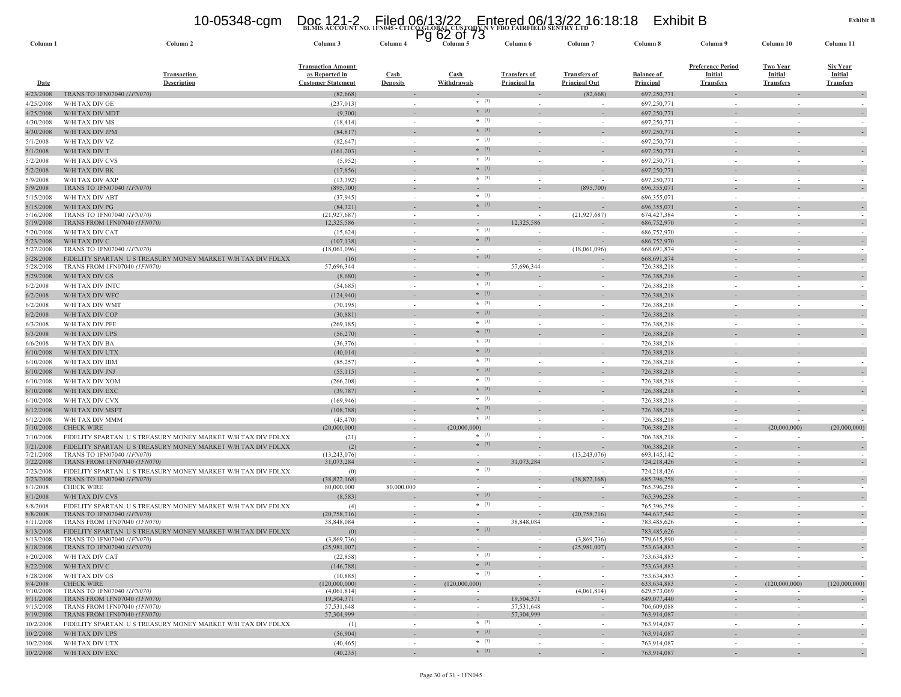BLMIS ACCOUNT NO. 1FN045 - CITCO GLOBAL CUSTODY N V FBO FAIRFIELD SENTRY LTD

Exhibit B

| Column 1 | Column 2 | Column 3 | Column 4 | Column 5 | Column 6 | Column 7 | Column 8 | Column 9 | Column 10 | Column 11 |
|---|---|---|---|---|---|---|---|---|---|---|
| Date | Transaction Description | Transaction Amount as Reported in Customer Statement | Cash Deposits | Cash Withdrawals | Transfers of Principal In | Transfers of Principal Out | Balance of Principal | Preference Period Initial Transfers | Two Year Initial Transfers | Six Year Initial Transfers |
| 4/23/2008 | TRANS TO 1FN07040 *(1FN070)* | (82,668) | - | - | - | (82,668) | 697,250,771 | - | - | - |
| 4/25/2008 | W/H TAX DIV GE | (237,013) | - | * [3] | - | - | 697,250,771 | - | - | - |
| 4/25/2008 | W/H TAX DIV MDT | (9,300) | - | * [3] | - | - | 697,250,771 | - | - | - |
| 4/30/2008 | W/H TAX DIV MS | (18,414) | - | * [3] | - | - | 697,250,771 | - | - | - |
| 4/30/2008 | W/H TAX DIV JPM | (84,817) | - | * [3] | - | - | 697,250,771 | - | - | - |
| 5/1/2008 | W/H TAX DIV VZ | (82,647) | - | * [3] | - | - | 697,250,771 | - | - | - |
| 5/1/2008 | W/H TAX DIV T | (161,203) | - | * [3] | - | - | 697,250,771 | - | - | - |
| 5/2/2008 | W/H TAX DIV CVS | (5,952) | - | * [3] | - | - | 697,250,771 | - | - | - |
| 5/2/2008 | W/H TAX DIV BK | (17,856) | - | * [3] | - | - | 697,250,771 | - | - | - |
| 5/9/2008 | W/H TAX DIV AXP | (13,392) | - | * [3] | - | - | 697,250,771 | - | - | - |
| 5/9/2008 | TRANS TO 1FN07040 *(1FN070)* | (895,700) | - | - | - | (895,700) | 696,355,071 | - | - | - |
| 5/15/2008 | W/H TAX DIV ABT | (37,945) | - | * [3] | - | - | 696,355,071 | - | - | - |
| 5/15/2008 | W/H TAX DIV PG | (84,321) | - | * [3] | - | - | 696,355,071 | - | - | - |
| 5/16/2008 | TRANS TO 1FN07040 *(1FN070)* | (21,927,687) | - | - | - | (21,927,687) | 674,427,384 | - | - | - |
| 5/19/2008 | TRANS FROM 1FN07040 *(1FN070)* | 12,325,586 | - | - | 12,325,586 | - | 686,752,970 | - | - | - |
| 5/20/2008 | W/H TAX DIV CAT | (15,624) | - | * [3] | - | - | 686,752,970 | - | - | - |
| 5/23/2008 | W/H TAX DIV C | (107,138) | - | * [3] | - | - | 686,752,970 | - | - | - |
| 5/27/2008 | TRANS TO 1FN07040 *(1FN070)* | (18,061,096) | - | - | - | (18,061,096) | 668,691,874 | - | - | - |
| 5/28/2008 | FIDELITY SPARTAN U S TREASURY MONEY MARKET W/H TAX DIV FDLXX | (16) | - | * [3] | - | - | 668,691,874 | - | - | - |
| 5/28/2008 | TRANS FROM 1FN07040 *(1FN070)* | 57,696,344 | - | - | 57,696,344 | - | 726,388,218 | - | - | - |
| 5/29/2008 | W/H TAX DIV GS | (8,680) | - | * [3] | - | - | 726,388,218 | - | - | - |
| 6/2/2008 | W/H TAX DIV INTC | (54,685) | - | * [3] | - | - | 726,388,218 | - | - | - |
| 6/2/2008 | W/H TAX DIV WFC | (124,940) | - | * [3] | - | - | 726,388,218 | - | - | - |
| 6/2/2008 | W/H TAX DIV WMT | (70,195) | - | * [3] | - | - | 726,388,218 | - | - | - |
| 6/2/2008 | W/H TAX DIV COP | (30,881) | - | * [3] | - | - | 726,388,218 | - | - | - |
| 6/3/2008 | W/H TAX DIV PFE | (269,185) | - | * [3] | - | - | 726,388,218 | - | - | - |
| 6/3/2008 | W/H TAX DIV UPS | (56,270) | - | * [3] | - | - | 726,388,218 | - | - | - |
| 6/6/2008 | W/H TAX DIV BA | (36,376) | - | * [3] | - | - | 726,388,218 | - | - | - |
| 6/10/2008 | W/H TAX DIV UTX | (40,014) | - | * [3] | - | - | 726,388,218 | - | - | - |
| 6/10/2008 | W/H TAX DIV IBM | (85,257) | - | * [3] | - | - | 726,388,218 | - | - | - |
| 6/10/2008 | W/H TAX DIV JNJ | (55,115) | - | * [3] | - | - | 726,388,218 | - | - | - |
| 6/10/2008 | W/H TAX DIV XOM | (266,208) | - | * [3] | - | - | 726,388,218 | - | - | - |
| 6/10/2008 | W/H TAX DIV EXC | (39,787) | - | * [3] | - | - | 726,388,218 | - | - | - |
| 6/10/2008 | W/H TAX DIV CVX | (169,946) | - | * [3] | - | - | 726,388,218 | - | - | - |
| 6/12/2008 | W/H TAX DIV MSFT | (108,788) | - | * [3] | - | - | 726,388,218 | - | - | - |
| 6/12/2008 | W/H TAX DIV MMM | (45,470) | - | * [3] | - | - | 726,388,218 | - | - | - |
| 7/10/2008 | CHECK WIRE | (20,000,000) | - | (20,000,000) | - | - | 706,388,218 | - | (20,000,000) | (20,000,000) |
| 7/10/2008 | FIDELITY SPARTAN U S TREASURY MONEY MARKET W/H TAX DIV FDLXX | (21) | - | * [3] | - | - | 706,388,218 | - | - | - |
| 7/21/2008 | FIDELITY SPARTAN U S TREASURY MONEY MARKET W/H TAX DIV FDLXX | (2) | - | * [3] | - | - | 706,388,218 | - | - | - |
| 7/21/2008 | TRANS TO 1FN07040 *(1FN070)* | (13,243,076) | - | - | - | (13,243,076) | 693,145,142 | - | - | - |
| 7/22/2008 | TRANS FROM 1FN07040 *(1FN070)* | 31,073,284 | - | - | 31,073,284 | - | 724,218,426 | - | - | - |
| 7/23/2008 | FIDELITY SPARTAN U S TREASURY MONEY MARKET W/H TAX DIV FDLXX | (0) | - | * [3] | - | - | 724,218,426 | - | - | - |
| 7/23/2008 | TRANS TO 1FN07040 *(1FN070)* | (38,822,168) | - | - | - | (38,822,168) | 685,396,258 | - | - | - |
| 8/1/2008 | CHECK WIRE | 80,000,000 | 80,000,000 | - | - | - | 765,396,258 | - | - | - |
| 8/1/2008 | W/H TAX DIV CVS | (8,583) | - | * [3] | - | - | 765,396,258 | - | - | - |
| 8/8/2008 | FIDELITY SPARTAN U S TREASURY MONEY MARKET W/H TAX DIV FDLXX | (4) | - | * [3] | - | - | 765,396,258 | - | - | - |
| 8/8/2008 | TRANS TO 1FN07040 *(1FN070)* | (20,758,716) | - | - | - | (20,758,716) | 744,637,542 | - | - | - |
| 8/11/2008 | TRANS FROM 1FN07040 *(1FN070)* | 38,848,084 | - | - | 38,848,084 | - | 783,485,626 | - | - | - |
| 8/13/2008 | FIDELITY SPARTAN U S TREASURY MONEY MARKET W/H TAX DIV FDLXX | (0) | - | * [3] | - | - | 783,485,626 | - | - | - |
| 8/13/2008 | TRANS TO 1FN07040 *(1FN070)* | (3,869,736) | - | - | - | (3,869,736) | 779,615,890 | - | - | - |
| 8/18/2008 | TRANS TO 1FN07040 *(1FN070)* | (25,981,007) | - | - | - | (25,981,007) | 753,634,883 | - | - | - |
| 8/20/2008 | W/H TAX DIV CAT | (22,858) | - | * [3] | - | - | 753,634,883 | - | - | - |
| 8/22/2008 | W/H TAX DIV C | (146,788) | - | * [3] | - | - | 753,634,883 | - | - | - |
| 8/28/2008 | W/H TAX DIV GS | (10,885) | - | * [3] | - | - | 753,634,883 | - | - | - |
| 9/4/2008 | CHECK WIRE | (120,000,000) | - | (120,000,000) | - | - | 633,634,883 | - | (120,000,000) | (120,000,000) |
| 9/10/2008 | TRANS TO 1FN07040 *(1FN070)* | (4,061,814) | - | - | - | (4,061,814) | 629,573,069 | - | - | - |
| 9/11/2008 | TRANS FROM 1FN07040 *(1FN070)* | 19,504,371 | - | - | 19,504,371 | - | 649,077,440 | - | - | - |
| 9/15/2008 | TRANS FROM 1FN07040 *(1FN070)* | 57,531,648 | - | - | 57,531,648 | - | 706,609,088 | - | - | - |
| 9/19/2008 | TRANS FROM 1FN07040 *(1FN070)* | 57,304,999 | - | - | 57,304,999 | - | 763,914,087 | - | - | - |
| 10/2/2008 | FIDELITY SPARTAN U S TREASURY MONEY MARKET W/H TAX DIV FDLXX | (1) | - | * [3] | - | - | 763,914,087 | - | - | - |
| 10/2/2008 | W/H TAX DIV UPS | (56,904) | - | * [3] | - | - | 763,914,087 | - | - | - |
| 10/2/2008 | W/H TAX DIV UTX | (40,465) | - | * [3] | - | - | 763,914,087 | - | - | - |
| 10/2/2008 | W/H TAX DIV EXC | (40,235) | - | * [3] | - | - | 763,914,087 | - | - | - |

Page 30 of 31 - 1FN045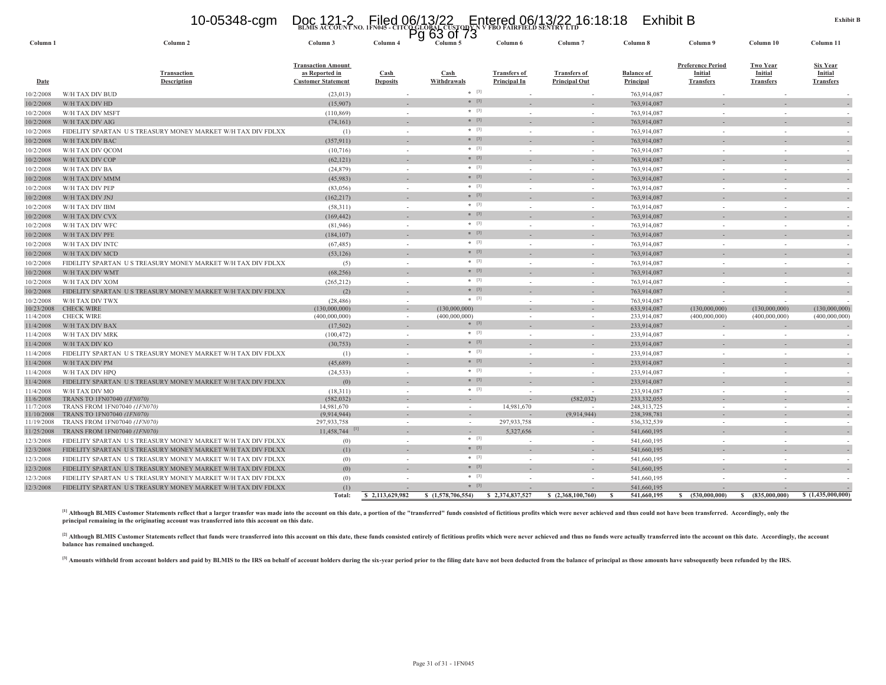Exhibit B

**BLMIS ACCOUNT NO. 1FN045 - CITCO GLOBAL CUSTODY N V FBO FAIRFIELD SENTRY LTD**

| Column 1 | Column 2 | Column 3 | Column 4 | Column 5 | Column 6 | Column 7 | Column 8 | Column 9 | Column 10 | Column 11 |
|---|---|---|---|---|---|---|---|---|---|---|
| Date | Transaction Description | Transaction Amount as Reported in Customer Statement | Cash Deposits | Cash Withdrawals | Transfers of Principal In | Transfers of Principal Out | Balance of Principal | Preference Period Initial Transfers | Two Year Initial Transfers | Six Year Initial Transfers |
| 10/2/2008 | W/H TAX DIV BUD | (23,013) | - | * [3] | - | - | 763,914,087 | - | - | - |
| 10/2/2008 | W/H TAX DIV HD | (15,907) | - | * [3] | - | - | 763,914,087 | - | - | - |
| 10/2/2008 | W/H TAX DIV MSFT | (110,869) | - | * [3] | - | - | 763,914,087 | - | - | - |
| 10/2/2008 | W/H TAX DIV AIG | (74,161) | - | * [3] | - | - | 763,914,087 | - | - | - |
| 10/2/2008 | FIDELITY SPARTAN U S TREASURY MONEY MARKET W/H TAX DIV FDLXX | (1) | - | * [3] | - | - | 763,914,087 | - | - | - |
| 10/2/2008 | W/H TAX DIV BAC | (357,911) | - | * [3] | - | - | 763,914,087 | - | - | - |
| 10/2/2008 | W/H TAX DIV QCOM | (10,716) | - | * [3] | - | - | 763,914,087 | - | - | - |
| 10/2/2008 | W/H TAX DIV COP | (62,121) | - | * [3] | - | - | 763,914,087 | - | - | - |
| 10/2/2008 | W/H TAX DIV BA | (24,879) | - | * [3] | - | - | 763,914,087 | - | - | - |
| 10/2/2008 | W/H TAX DIV MMM | (45,983) | - | * [3] | - | - | 763,914,087 | - | - | - |
| 10/2/2008 | W/H TAX DIV PEP | (83,056) | - | * [3] | - | - | 763,914,087 | - | - | - |
| 10/2/2008 | W/H TAX DIV JNJ | (162,217) | - | * [3] | - | - | 763,914,087 | - | - | - |
| 10/2/2008 | W/H TAX DIV IBM | (58,311) | - | * [3] | - | - | 763,914,087 | - | - | - |
| 10/2/2008 | W/H TAX DIV CVX | (169,442) | - | * [3] | - | - | 763,914,087 | - | - | - |
| 10/2/2008 | W/H TAX DIV WFC | (81,946) | - | * [3] | - | - | 763,914,087 | - | - | - |
| 10/2/2008 | W/H TAX DIV PFE | (184,107) | - | * [3] | - | - | 763,914,087 | - | - | - |
| 10/2/2008 | W/H TAX DIV INTC | (67,485) | - | * [3] | - | - | 763,914,087 | - | - | - |
| 10/2/2008 | W/H TAX DIV MCD | (53,126) | - | * [3] | - | - | 763,914,087 | - | - | - |
| 10/2/2008 | FIDELITY SPARTAN U S TREASURY MONEY MARKET W/H TAX DIV FDLXX | (5) | - | * [3] | - | - | 763,914,087 | - | - | - |
| 10/2/2008 | W/H TAX DIV WMT | (68,256) | - | * [3] | - | - | 763,914,087 | - | - | - |
| 10/2/2008 | W/H TAX DIV XOM | (265,212) | - | * [3] | - | - | 763,914,087 | - | - | - |
| 10/2/2008 | FIDELITY SPARTAN U S TREASURY MONEY MARKET W/H TAX DIV FDLXX | (2) | - | * [3] | - | - | 763,914,087 | - | - | - |
| 10/2/2008 | W/H TAX DIV TWX | (28,486) | - | * [3] | - | - | 763,914,087 | - | - | - |
| 10/23/2008 | CHECK WIRE | (130,000,000) | - | (130,000,000) | - | - | 633,914,087 | (130,000,000) | (130,000,000) | (130,000,000) |
| 11/4/2008 | CHECK WIRE | (400,000,000) | - | (400,000,000) | - | - | 233,914,087 | (400,000,000) | (400,000,000) | (400,000,000) |
| 11/4/2008 | W/H TAX DIV BAX | (17,502) | - | * [3] | - | - | 233,914,087 | - | - | - |
| 11/4/2008 | W/H TAX DIV MRK | (100,472) | - | * [3] | - | - | 233,914,087 | - | - | - |
| 11/4/2008 | W/H TAX DIV KO | (30,753) | - | * [3] | - | - | 233,914,087 | - | - | - |
| 11/4/2008 | FIDELITY SPARTAN U S TREASURY MONEY MARKET W/H TAX DIV FDLXX | (1) | - | * [3] | - | - | 233,914,087 | - | - | - |
| 11/4/2008 | W/H TAX DIV PM | (45,689) | - | * [3] | - | - | 233,914,087 | - | - | - |
| 11/4/2008 | W/H TAX DIV HPQ | (24,533) | - | * [3] | - | - | 233,914,087 | - | - | - |
| 11/4/2008 | FIDELITY SPARTAN U S TREASURY MONEY MARKET W/H TAX DIV FDLXX | (0) | - | * [3] | - | - | 233,914,087 | - | - | - |
| 11/4/2008 | W/H TAX DIV MO | (18,311) | - | * [3] | - | - | 233,914,087 | - | - | - |
| 11/6/2008 | TRANS TO 1FN07040 *(1FN070)* | (582,032) | - | - | - | (582,032) | 233,332,055 | - | - | - |
| 11/7/2008 | TRANS FROM 1FN07040 *(1FN070)* | 14,981,670 | - | - | 14,981,670 | - | 248,313,725 | - | - | - |
| 11/10/2008 | TRANS TO 1FN07040 *(1FN070)* | (9,914,944) | - | - | - | (9,914,944) | 238,398,781 | - | - | - |
| 11/19/2008 | TRANS FROM 1FN07040 *(1FN070)* | 297,933,758 | - | - | 297,933,758 | - | 536,332,539 | - | - | - |
| 11/25/2008 | TRANS FROM 1FN07040 *(1FN070)* | 11,458,744 [1] | - | - | 5,327,656 | - | 541,660,195 | - | - | - |
| 12/3/2008 | FIDELITY SPARTAN U S TREASURY MONEY MARKET W/H TAX DIV FDLXX | (0) | - | * [3] | - | - | 541,660,195 | - | - | - |
| 12/3/2008 | FIDELITY SPARTAN U S TREASURY MONEY MARKET W/H TAX DIV FDLXX | (1) | - | * [3] | - | - | 541,660,195 | - | - | - |
| 12/3/2008 | FIDELITY SPARTAN U S TREASURY MONEY MARKET W/H TAX DIV FDLXX | (0) | - | * [3] | - | - | 541,660,195 | - | - | - |
| 12/3/2008 | FIDELITY SPARTAN U S TREASURY MONEY MARKET W/H TAX DIV FDLXX | (0) | - | * [3] | - | - | 541,660,195 | - | - | - |
| 12/3/2008 | FIDELITY SPARTAN U S TREASURY MONEY MARKET W/H TAX DIV FDLXX | (0) | - | * [3] | - | - | 541,660,195 | - | - | - |
| 12/3/2008 | FIDELITY SPARTAN U S TREASURY MONEY MARKET W/H TAX DIV FDLXX | (1) | - | * [3] | - | - | 541,660,195 | - | - | - |
| | Total: | $ 2,113,629,982 | $ - | $ (1,578,706,554) | $ 2,374,837,527 | $ (2,368,100,760) | $ 541,660,195 | $ (530,000,000) | $ (835,000,000) | $ (1,435,000,000) |

**[1] Although BLMIS Customer Statements reflect that a larger transfer was made into the account on this date, a portion of the "transferred" funds consisted of fictitious profits which were never achieved and thus could not have been transferred. Accordingly, only the principal remaining in the originating account was transferred into this account on this date.**

**[2] Although BLMIS Customer Statements reflect that funds were transferred into this account on this date, these funds consisted entirely of fictitious profits which were never achieved and thus no funds were actually transferred into the account on this date. Accordingly, the account balance has remained unchanged.**

**[3] Amounts withheld from account holders and paid by BLMIS to the IRS on behalf of account holders during the six-year period prior to the filing date have not been deducted from the balance of principal as those amounts have subsequently been refunded by the IRS.**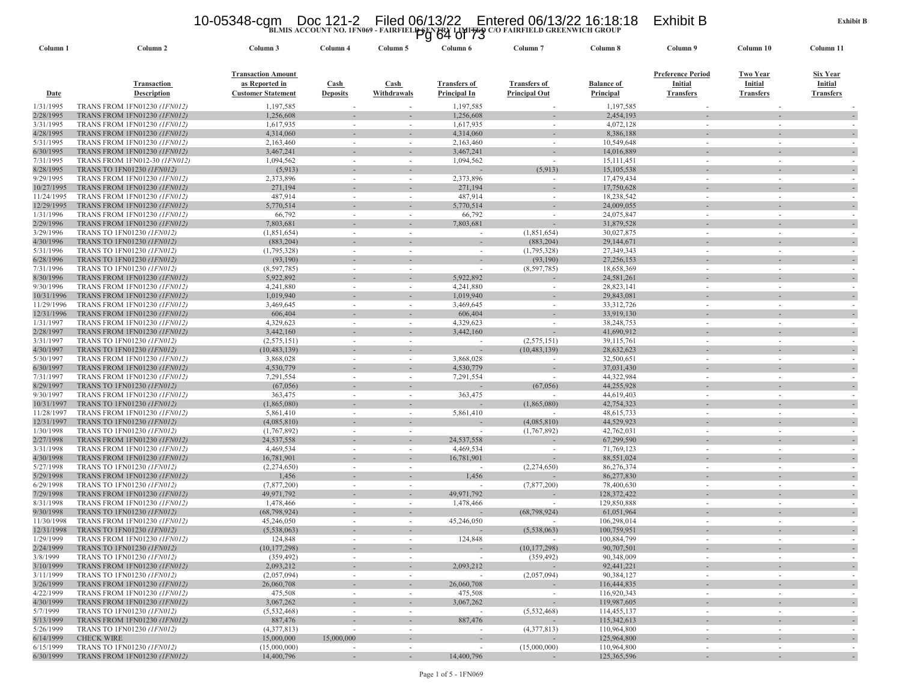**Exhibit B**

**BLMIS ACCOUNT NO. 1FN069 - FAIRFIELD SENTRY LIMITED C/O FAIRFIELD GREENWICH GROUP**

| Column 1 | Column 2 | Column 3 | Column 4 | Column 5 | Column 6 | Column 7 | Column 8 | Column 9 | Column 10 | Column 11 |
|---|---|---|---|---|---|---|---|---|---|---|
| Date | Transaction Description | Transaction Amount as Reported in Customer Statement | Cash Deposits | Cash Withdrawals | Transfers of Principal In | Transfers of Principal Out | Balance of Principal | Preference Period Initial Transfers | Two Year Initial Transfers | Six Year Initial Transfers |
| 1/31/1995 | TRANS FROM 1FN01230 *(1FN012)* | 1,197,585 | - | - | 1,197,585 | - | 1,197,585 | - | - | - |
| 2/28/1995 | TRANS FROM 1FN01230 *(1FN012)* | 1,256,608 | - | - | 1,256,608 | - | 2,454,193 | - | - | - |
| 3/31/1995 | TRANS FROM 1FN01230 *(1FN012)* | 1,617,935 | - | - | 1,617,935 | - | 4,072,128 | - | - | - |
| 4/28/1995 | TRANS FROM 1FN01230 *(1FN012)* | 4,314,060 | - | - | 4,314,060 | - | 8,386,188 | - | - | - |
| 5/31/1995 | TRANS FROM 1FN01230 *(1FN012)* | 2,163,460 | - | - | 2,163,460 | - | 10,549,648 | - | - | - |
| 6/30/1995 | TRANS FROM 1FN01230 *(1FN012)* | 3,467,241 | - | - | 3,467,241 | - | 14,016,889 | - | - | - |
| 7/31/1995 | TRANS FROM 1FN012-30 *(1FN012)* | 1,094,562 | - | - | 1,094,562 | - | 15,111,451 | - | - | - |
| 8/28/1995 | TRANS TO 1FN01230 *(1FN012)* | (5,913) | - | - | - | (5,913) | 15,105,538 | - | - | - |
| 9/29/1995 | TRANS FROM 1FN01230 *(1FN012)* | 2,373,896 | - | - | 2,373,896 | - | 17,479,434 | - | - | - |
| 10/27/1995 | TRANS FROM 1FN01230 *(1FN012)* | 271,194 | - | - | 271,194 | - | 17,750,628 | - | - | - |
| 11/24/1995 | TRANS FROM 1FN01230 *(1FN012)* | 487,914 | - | - | 487,914 | - | 18,238,542 | - | - | - |
| 12/29/1995 | TRANS FROM 1FN01230 *(1FN012)* | 5,770,514 | - | - | 5,770,514 | - | 24,009,055 | - | - | - |
| 1/31/1996 | TRANS FROM 1FN01230 *(1FN012)* | 66,792 | - | - | 66,792 | - | 24,075,847 | - | - | - |
| 2/29/1996 | TRANS FROM 1FN01230 *(1FN012)* | 7,803,681 | - | - | 7,803,681 | - | 31,879,528 | - | - | - |
| 3/29/1996 | TRANS TO 1FN01230 *(1FN012)* | (1,851,654) | - | - | - | (1,851,654) | 30,027,875 | - | - | - |
| 4/30/1996 | TRANS TO 1FN01230 *(1FN012)* | (883,204) | - | - | - | (883,204) | 29,144,671 | - | - | - |
| 5/31/1996 | TRANS TO 1FN01230 *(1FN012)* | (1,795,328) | - | - | - | (1,795,328) | 27,349,343 | - | - | - |
| 6/28/1996 | TRANS TO 1FN01230 *(1FN012)* | (93,190) | - | - | - | (93,190) | 27,256,153 | - | - | - |
| 7/31/1996 | TRANS TO 1FN01230 *(1FN012)* | (8,597,785) | - | - | - | (8,597,785) | 18,658,369 | - | - | - |
| 8/30/1996 | TRANS FROM 1FN01230 *(1FN012)* | 5,922,892 | - | - | 5,922,892 | - | 24,581,261 | - | - | - |
| 9/30/1996 | TRANS FROM 1FN01230 *(1FN012)* | 4,241,880 | - | - | 4,241,880 | - | 28,823,141 | - | - | - |
| 10/31/1996 | TRANS FROM 1FN01230 *(1FN012)* | 1,019,940 | - | - | 1,019,940 | - | 29,843,081 | - | - | - |
| 11/29/1996 | TRANS FROM 1FN01230 *(1FN012)* | 3,469,645 | - | - | 3,469,645 | - | 33,312,726 | - | - | - |
| 12/31/1996 | TRANS FROM 1FN01230 *(1FN012)* | 606,404 | - | - | 606,404 | - | 33,919,130 | - | - | - |
| 1/31/1997 | TRANS FROM 1FN01230 *(1FN012)* | 4,329,623 | - | - | 4,329,623 | - | 38,248,753 | - | - | - |
| 2/28/1997 | TRANS FROM 1FN01230 *(1FN012)* | 3,442,160 | - | - | 3,442,160 | - | 41,690,912 | - | - | - |
| 3/31/1997 | TRANS TO 1FN01230 *(1FN012)* | (2,575,151) | - | - | - | (2,575,151) | 39,115,761 | - | - | - |
| 4/30/1997 | TRANS TO 1FN01230 *(1FN012)* | (10,483,139) | - | - | - | (10,483,139) | 28,632,623 | - | - | - |
| 5/30/1997 | TRANS FROM 1FN01230 *(1FN012)* | 3,868,028 | - | - | 3,868,028 | - | 32,500,651 | - | - | - |
| 6/30/1997 | TRANS FROM 1FN01230 *(1FN012)* | 4,530,779 | - | - | 4,530,779 | - | 37,031,430 | - | - | - |
| 7/31/1997 | TRANS FROM 1FN01230 *(1FN012)* | 7,291,554 | - | - | 7,291,554 | - | 44,322,984 | - | - | - |
| 8/29/1997 | TRANS TO 1FN01230 *(1FN012)* | (67,056) | - | - | - | (67,056) | 44,255,928 | - | - | - |
| 9/30/1997 | TRANS FROM 1FN01230 *(1FN012)* | 363,475 | - | - | 363,475 | - | 44,619,403 | - | - | - |
| 10/31/1997 | TRANS TO 1FN01230 *(1FN012)* | (1,865,080) | - | - | - | (1,865,080) | 42,754,323 | - | - | - |
| 11/28/1997 | TRANS FROM 1FN01230 *(1FN012)* | 5,861,410 | - | - | 5,861,410 | - | 48,615,733 | - | - | - |
| 12/31/1997 | TRANS TO 1FN01230 *(1FN012)* | (4,085,810) | - | - | - | (4,085,810) | 44,529,923 | - | - | - |
| 1/30/1998 | TRANS TO 1FN01230 *(1FN012)* | (1,767,892) | - | - | - | (1,767,892) | 42,762,031 | - | - | - |
| 2/27/1998 | TRANS FROM 1FN01230 *(1FN012)* | 24,537,558 | - | - | 24,537,558 | - | 67,299,590 | - | - | - |
| 3/31/1998 | TRANS FROM 1FN01230 *(1FN012)* | 4,469,534 | - | - | 4,469,534 | - | 71,769,123 | - | - | - |
| 4/30/1998 | TRANS FROM 1FN01230 *(1FN012)* | 16,781,901 | - | - | 16,781,901 | - | 88,551,024 | - | - | - |
| 5/27/1998 | TRANS TO 1FN01230 *(1FN012)* | (2,274,650) | - | - | - | (2,274,650) | 86,276,374 | - | - | - |
| 5/29/1998 | TRANS FROM 1FN01230 *(1FN012)* | 1,456 | - | - | 1,456 | - | 86,277,830 | - | - | - |
| 6/29/1998 | TRANS TO 1FN01230 *(1FN012)* | (7,877,200) | - | - | - | (7,877,200) | 78,400,630 | - | - | - |
| 7/29/1998 | TRANS FROM 1FN01230 *(1FN012)* | 49,971,792 | - | - | 49,971,792 | - | 128,372,422 | - | - | - |
| 8/31/1998 | TRANS FROM 1FN01230 *(1FN012)* | 1,478,466 | - | - | 1,478,466 | - | 129,850,888 | - | - | - |
| 9/30/1998 | TRANS TO 1FN01230 *(1FN012)* | (68,798,924) | - | - | - | (68,798,924) | 61,051,964 | - | - | - |
| 11/30/1998 | TRANS FROM 1FN01230 *(1FN012)* | 45,246,050 | - | - | 45,246,050 | - | 106,298,014 | - | - | - |
| 12/31/1998 | TRANS TO 1FN01230 *(1FN012)* | (5,538,063) | - | - | - | (5,538,063) | 100,759,951 | - | - | - |
| 1/29/1999 | TRANS FROM 1FN01230 *(1FN012)* | 124,848 | - | - | 124,848 | - | 100,884,799 | - | - | - |
| 2/24/1999 | TRANS TO 1FN01230 *(1FN012)* | (10,177,298) | - | - | - | (10,177,298) | 90,707,501 | - | - | - |
| 3/8/1999 | TRANS TO 1FN01230 *(1FN012)* | (359,492) | - | - | - | (359,492) | 90,348,009 | - | - | - |
| 3/10/1999 | TRANS FROM 1FN01230 *(1FN012)* | 2,093,212 | - | - | 2,093,212 | - | 92,441,221 | - | - | - |
| 3/11/1999 | TRANS TO 1FN01230 *(1FN012)* | (2,057,094) | - | - | - | (2,057,094) | 90,384,127 | - | - | - |
| 3/26/1999 | TRANS FROM 1FN01230 *(1FN012)* | 26,060,708 | - | - | 26,060,708 | - | 116,444,835 | - | - | - |
| 4/22/1999 | TRANS FROM 1FN01230 *(1FN012)* | 475,508 | - | - | 475,508 | - | 116,920,343 | - | - | - |
| 4/30/1999 | TRANS FROM 1FN01230 *(1FN012)* | 3,067,262 | - | - | 3,067,262 | - | 119,987,605 | - | - | - |
| 5/7/1999 | TRANS TO 1FN01230 *(1FN012)* | (5,532,468) | - | - | - | (5,532,468) | 114,455,137 | - | - | - |
| 5/13/1999 | TRANS FROM 1FN01230 *(1FN012)* | 887,476 | - | - | 887,476 | - | 115,342,613 | - | - | - |
| 5/26/1999 | TRANS TO 1FN01230 *(1FN012)* | (4,377,813) | - | - | - | (4,377,813) | 110,964,800 | - | - | - |
| 6/14/1999 | CHECK WIRE | 15,000,000 | 15,000,000 | - | - | - | 125,964,800 | - | - | - |
| 6/15/1999 | TRANS TO 1FN01230 *(1FN012)* | (15,000,000) | - | - | - | (15,000,000) | 110,964,800 | - | - | - |
| 6/30/1999 | TRANS FROM 1FN01230 *(1FN012)* | 14,400,796 | - | - | 14,400,796 | - | 125,365,596 | - | - | - |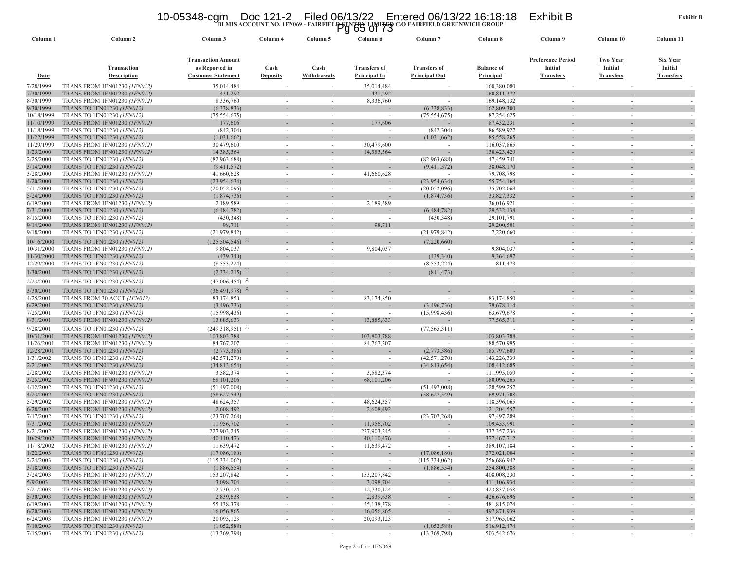BLMIS ACCOUNT NO. 1FN069 - FAIRFIELD SENTRY LIMITED C/O FAIRFIELD GREENWICH GROUP

Exhibit B

| Column 1 | Column 2 | Column 3 | Column 4 | Column 5 | Column 6 | Column 7 | Column 8 | Column 9 | Column 10 | Column 11 |
|---|---|---|---|---|---|---|---|---|---|---|
| Date | Transaction Description | Transaction Amount as Reported in Customer Statement | Cash Deposits | Cash Withdrawals | Transfers of Principal In | Transfers of Principal Out | Balance of Principal | Preference Period Initial Transfers | Two Year Initial Transfers | Six Year Initial Transfers |
| 7/28/1999 | TRANS FROM 1FN01230 *(1FN012)* | 35,014,484 | - | - | 35,014,484 | - | 160,380,080 | - | - | - |
| 7/30/1999 | TRANS FROM 1FN01230 *(1FN012)* | 431,292 | - | - | 431,292 | - | 160,811,372 | - | - | - |
| 8/30/1999 | TRANS FROM 1FN01230 *(1FN012)* | 8,336,760 | - | - | 8,336,760 | - | 169,148,132 | - | - | - |
| 9/30/1999 | TRANS TO 1FN01230 *(1FN012)* | (6,338,833) | - | - | - | (6,338,833) | 162,809,300 | - | - | - |
| 10/18/1999 | TRANS TO 1FN01230 *(1FN012)* | (75,554,675) | - | - | - | (75,554,675) | 87,254,625 | - | - | - |
| 11/10/1999 | TRANS FROM 1FN01230 *(1FN012)* | 177,606 | - | - | 177,606 | - | 87,432,231 | - | - | - |
| 11/18/1999 | TRANS TO 1FN01230 *(1FN012)* | (842,304) | - | - | - | (842,304) | 86,589,927 | - | - | - |
| 11/22/1999 | TRANS TO 1FN01230 *(1FN012)* | (1,031,662) | - | - | - | (1,031,662) | 85,558,265 | - | - | - |
| 11/29/1999 | TRANS FROM 1FN01230 *(1FN012)* | 30,479,600 | - | - | 30,479,600 | - | 116,037,865 | - | - | - |
| 1/25/2000 | TRANS FROM 1FN01230 *(1FN012)* | 14,385,564 | - | - | 14,385,564 | - | 130,423,429 | - | - | - |
| 2/25/2000 | TRANS TO 1FN01230 *(1FN012)* | (82,963,688) | - | - | - | (82,963,688) | 47,459,741 | - | - | - |
| 3/14/2000 | TRANS TO 1FN01230 *(1FN012)* | (9,411,572) | - | - | - | (9,411,572) | 38,048,170 | - | - | - |
| 3/28/2000 | TRANS FROM 1FN01230 *(1FN012)* | 41,660,628 | - | - | 41,660,628 | - | 79,708,798 | - | - | - |
| 4/20/2000 | TRANS TO 1FN01230 *(1FN012)* | (23,954,634) | - | - | - | (23,954,634) | 55,754,164 | - | - | - |
| 5/11/2000 | TRANS TO 1FN01230 *(1FN012)* | (20,052,096) | - | - | - | (20,052,096) | 35,702,068 | - | - | - |
| 5/24/2000 | TRANS TO 1FN01230 *(1FN012)* | (1,874,736) | - | - | - | (1,874,736) | 33,827,332 | - | - | - |
| 6/19/2000 | TRANS FROM 1FN01230 *(1FN012)* | 2,189,589 | - | - | 2,189,589 | - | 36,016,921 | - | - | - |
| 7/31/2000 | TRANS TO 1FN01230 *(1FN012)* | (6,484,782) | - | - | - | (6,484,782) | 29,532,138 | - | - | - |
| 8/15/2000 | TRANS TO 1FN01230 *(1FN012)* | (430,348) | - | - | - | (430,348) | 29,101,791 | - | - | - |
| 9/14/2000 | TRANS FROM 1FN01230 *(1FN012)* | 98,711 | - | - | 98,711 | - | 29,200,501 | - | - | - |
| 9/18/2000 | TRANS TO 1FN01230 *(1FN012)* | (21,979,842) | - | - | - | (21,979,842) | 7,220,660 | - | - | - |
| 10/16/2000 | TRANS TO 1FN01230 *(1FN012)* | (125,504,546) [1] | - | - | - | (7,220,660) | - | - | - | - |
| 10/31/2000 | TRANS FROM 1FN01230 *(1FN012)* | 9,804,037 | - | - | 9,804,037 | - | 9,804,037 | - | - | - |
| 11/30/2000 | TRANS TO 1FN01230 *(1FN012)* | (439,340) | - | - | - | (439,340) | 9,364,697 | - | - | - |
| 12/29/2000 | TRANS TO 1FN01230 *(1FN012)* | (8,553,224) | - | - | - | (8,553,224) | 811,473 | - | - | - |
| 1/30/2001 | TRANS TO 1FN01230 *(1FN012)* | (2,334,215) [1] | - | - | - | (811,473) | - | - | - | - |
| 2/23/2001 | TRANS TO 1FN01230 *(1FN012)* | (47,006,454) [2] | - | - | - | - | - | - | - | - |
| 3/30/2001 | TRANS TO 1FN01230 *(1FN012)* | (36,491,978) [2] | - | - | - | - | - | - | - | - |
| 4/25/2001 | TRANS FROM 30 ACCT *(1FN012)* | 83,174,850 | - | - | 83,174,850 | - | 83,174,850 | - | - | - |
| 6/29/2001 | TRANS TO 1FN01230 *(1FN012)* | (3,496,736) | - | - | - | (3,496,736) | 79,678,114 | - | - | - |
| 7/25/2001 | TRANS TO 1FN01230 *(1FN012)* | (15,998,436) | - | - | - | (15,998,436) | 63,679,678 | - | - | - |
| 8/31/2001 | TRANS FROM 1FN01230 *(1FN012)* | 13,885,633 | - | - | 13,885,633 | - | 77,565,311 | - | - | - |
| 9/28/2001 | TRANS TO 1FN01230 *(1FN012)* | (249,318,951) [1] | - | - | - | (77,565,311) | - | - | - | - |
| 10/31/2001 | TRANS FROM 1FN01230 *(1FN012)* | 103,803,788 | - | - | 103,803,788 | - | 103,803,788 | - | - | - |
| 11/26/2001 | TRANS FROM 1FN01230 *(1FN012)* | 84,767,207 | - | - | 84,767,207 | - | 188,570,995 | - | - | - |
| 12/28/2001 | TRANS TO 1FN01230 *(1FN012)* | (2,773,386) | - | - | - | (2,773,386) | 185,797,609 | - | - | - |
| 1/31/2002 | TRANS TO 1FN01230 *(1FN012)* | (42,571,270) | - | - | - | (42,571,270) | 143,226,339 | - | - | - |
| 2/21/2002 | TRANS TO 1FN01230 *(1FN012)* | (34,813,654) | - | - | - | (34,813,654) | 108,412,685 | - | - | - |
| 2/28/2002 | TRANS FROM 1FN01230 *(1FN012)* | 3,582,374 | - | - | 3,582,374 | - | 111,995,059 | - | - | - |
| 3/25/2002 | TRANS FROM 1FN01230 *(1FN012)* | 68,101,206 | - | - | 68,101,206 | - | 180,096,265 | - | - | - |
| 4/12/2002 | TRANS TO 1FN01230 *(1FN012)* | (51,497,008) | - | - | - | (51,497,008) | 128,599,257 | - | - | - |
| 4/23/2002 | TRANS TO 1FN01230 *(1FN012)* | (58,627,549) | - | - | - | (58,627,549) | 69,971,708 | - | - | - |
| 5/29/2002 | TRANS FROM 1FN01230 *(1FN012)* | 48,624,357 | - | - | 48,624,357 | - | 118,596,065 | - | - | - |
| 6/28/2002 | TRANS FROM 1FN01230 *(1FN012)* | 2,608,492 | - | - | 2,608,492 | - | 121,204,557 | - | - | - |
| 7/17/2002 | TRANS TO 1FN01230 *(1FN012)* | (23,707,268) | - | - | - | (23,707,268) | 97,497,289 | - | - | - |
| 7/31/2002 | TRANS FROM 1FN01230 *(1FN012)* | 11,956,702 | - | - | 11,956,702 | - | 109,453,991 | - | - | - |
| 8/21/2002 | TRANS FROM 1FN01230 *(1FN012)* | 227,903,245 | - | - | 227,903,245 | - | 337,357,236 | - | - | - |
| 10/29/2002 | TRANS FROM 1FN01230 *(1FN012)* | 40,110,476 | - | - | 40,110,476 | - | 377,467,712 | - | - | - |
| 11/18/2002 | TRANS FROM 1FN01230 *(1FN012)* | 11,639,472 | - | - | 11,639,472 | - | 389,107,184 | - | - | - |
| 1/22/2003 | TRANS TO 1FN01230 *(1FN012)* | (17,086,180) | - | - | - | (17,086,180) | 372,021,004 | - | - | - |
| 2/24/2003 | TRANS TO 1FN01230 *(1FN012)* | (115,334,062) | - | - | - | (115,334,062) | 256,686,942 | - | - | - |
| 3/18/2003 | TRANS TO 1FN01230 *(1FN012)* | (1,886,554) | - | - | - | (1,886,554) | 254,800,388 | - | - | - |
| 3/24/2003 | TRANS FROM 1FN01230 *(1FN012)* | 153,207,842 | - | - | 153,207,842 | - | 408,008,230 | - | - | - |
| 5/9/2003 | TRANS FROM 1FN01230 *(1FN012)* | 3,098,704 | - | - | 3,098,704 | - | 411,106,934 | - | - | - |
| 5/21/2003 | TRANS FROM 1FN01230 *(1FN012)* | 12,730,124 | - | - | 12,730,124 | - | 423,837,058 | - | - | - |
| 5/30/2003 | TRANS FROM 1FN01230 *(1FN012)* | 2,839,638 | - | - | 2,839,638 | - | 426,676,696 | - | - | - |
| 6/19/2003 | TRANS FROM 1FN01230 *(1FN012)* | 55,138,378 | - | - | 55,138,378 | - | 481,815,074 | - | - | - |
| 6/20/2003 | TRANS FROM 1FN01230 *(1FN012)* | 16,056,865 | - | - | 16,056,865 | - | 497,871,939 | - | - | - |
| 6/24/2003 | TRANS FROM 1FN01230 *(1FN012)* | 20,093,123 | - | - | 20,093,123 | - | 517,965,062 | - | - | - |
| 7/10/2003 | TRANS TO 1FN01230 *(1FN012)* | (1,052,588) | - | - | - | (1,052,588) | 516,912,474 | - | - | - |
| 7/15/2003 | TRANS TO 1FN01230 *(1FN012)* | (13,369,798) | - | - | - | (13,369,798) | 503,542,676 | - | - | - |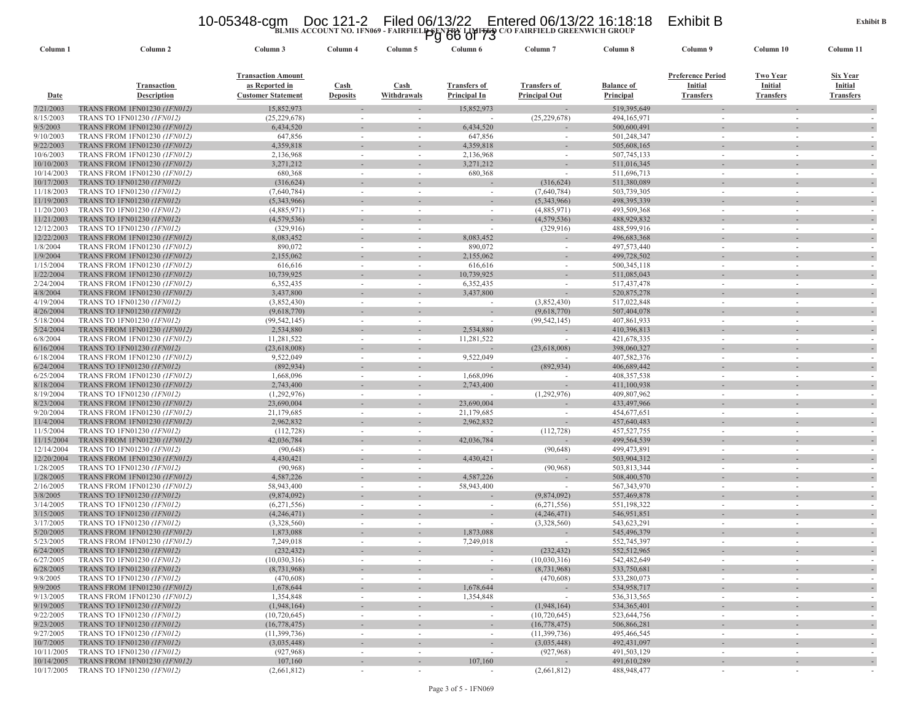**BLMIS ACCOUNT NO. 1FN069 - FAIRFIELD SENTRY LIMITED C/O FAIRFIELD GREENWICH GROUP**

**Exhibit B**

| Column 1 | Column 2 | Column 3 | Column 4 | Column 5 | Column 6 | Column 7 | Column 8 | Column 9 | Column 10 | Column 11 |
|---|---|---|---|---|---|---|---|---|---|---|
| Date | Transaction Description | Transaction Amount as Reported in Customer Statement | Cash Deposits | Cash Withdrawals | Transfers of Principal In | Transfers of Principal Out | Balance of Principal | Preference Period Initial Transfers | Two Year Initial Transfers | Six Year Initial Transfers |
| 7/21/2003 | TRANS FROM 1FN01230 *(1FN012)* | 15,852,973 | - | - | 15,852,973 | - | 519,395,649 | - | - | - |
| 8/15/2003 | TRANS TO 1FN01230 *(1FN012)* | (25,229,678) | - | - | - | (25,229,678) | 494,165,971 | - | - | - |
| 9/5/2003 | TRANS FROM 1FN01230 *(1FN012)* | 6,434,520 | - | - | 6,434,520 | - | 500,600,491 | - | - | - |
| 9/10/2003 | TRANS FROM 1FN01230 *(1FN012)* | 647,856 | - | - | 647,856 | - | 501,248,347 | - | - | - |
| 9/22/2003 | TRANS FROM 1FN01230 *(1FN012)* | 4,359,818 | - | - | 4,359,818 | - | 505,608,165 | - | - | - |
| 10/6/2003 | TRANS FROM 1FN01230 *(1FN012)* | 2,136,968 | - | - | 2,136,968 | - | 507,745,133 | - | - | - |
| 10/10/2003 | TRANS FROM 1FN01230 *(1FN012)* | 3,271,212 | - | - | 3,271,212 | - | 511,016,345 | - | - | - |
| 10/14/2003 | TRANS FROM 1FN01230 *(1FN012)* | 680,368 | - | - | 680,368 | - | 511,696,713 | - | - | - |
| 10/17/2003 | TRANS TO 1FN01230 *(1FN012)* | (316,624) | - | - | - | (316,624) | 511,380,089 | - | - | - |
| 11/18/2003 | TRANS TO 1FN01230 *(1FN012)* | (7,640,784) | - | - | - | (7,640,784) | 503,739,305 | - | - | - |
| 11/19/2003 | TRANS TO 1FN01230 *(1FN012)* | (5,343,966) | - | - | - | (5,343,966) | 498,395,339 | - | - | - |
| 11/20/2003 | TRANS TO 1FN01230 *(1FN012)* | (4,885,971) | - | - | - | (4,885,971) | 493,509,368 | - | - | - |
| 11/21/2003 | TRANS TO 1FN01230 *(1FN012)* | (4,579,536) | - | - | - | (4,579,536) | 488,929,832 | - | - | - |
| 12/12/2003 | TRANS TO 1FN01230 *(1FN012)* | (329,916) | - | - | - | (329,916) | 488,599,916 | - | - | - |
| 12/22/2003 | TRANS FROM 1FN01230 *(1FN012)* | 8,083,452 | - | - | 8,083,452 | - | 496,683,368 | - | - | - |
| 1/8/2004 | TRANS FROM 1FN01230 *(1FN012)* | 890,072 | - | - | 890,072 | - | 497,573,440 | - | - | - |
| 1/9/2004 | TRANS FROM 1FN01230 *(1FN012)* | 2,155,062 | - | - | 2,155,062 | - | 499,728,502 | - | - | - |
| 1/15/2004 | TRANS FROM 1FN01230 *(1FN012)* | 616,616 | - | - | 616,616 | - | 500,345,118 | - | - | - |
| 1/22/2004 | TRANS FROM 1FN01230 *(1FN012)* | 10,739,925 | - | - | 10,739,925 | - | 511,085,043 | - | - | - |
| 2/24/2004 | TRANS FROM 1FN01230 *(1FN012)* | 6,352,435 | - | - | 6,352,435 | - | 517,437,478 | - | - | - |
| 4/8/2004 | TRANS FROM 1FN01230 *(1FN012)* | 3,437,800 | - | - | 3,437,800 | - | 520,875,278 | - | - | - |
| 4/19/2004 | TRANS TO 1FN01230 *(1FN012)* | (3,852,430) | - | - | - | (3,852,430) | 517,022,848 | - | - | - |
| 4/26/2004 | TRANS TO 1FN01230 *(1FN012)* | (9,618,770) | - | - | - | (9,618,770) | 507,404,078 | - | - | - |
| 5/18/2004 | TRANS TO 1FN01230 *(1FN012)* | (99,542,145) | - | - | - | (99,542,145) | 407,861,933 | - | - | - |
| 5/24/2004 | TRANS FROM 1FN01230 *(1FN012)* | 2,534,880 | - | - | 2,534,880 | - | 410,396,813 | - | - | - |
| 6/8/2004 | TRANS FROM 1FN01230 *(1FN012)* | 11,281,522 | - | - | 11,281,522 | - | 421,678,335 | - | - | - |
| 6/16/2004 | TRANS TO 1FN01230 *(1FN012)* | (23,618,008) | - | - | - | (23,618,008) | 398,060,327 | - | - | - |
| 6/18/2004 | TRANS FROM 1FN01230 *(1FN012)* | 9,522,049 | - | - | 9,522,049 | - | 407,582,376 | - | - | - |
| 6/24/2004 | TRANS TO 1FN01230 *(1FN012)* | (892,934) | - | - | - | (892,934) | 406,689,442 | - | - | - |
| 6/25/2004 | TRANS FROM 1FN01230 *(1FN012)* | 1,668,096 | - | - | 1,668,096 | - | 408,357,538 | - | - | - |
| 8/18/2004 | TRANS FROM 1FN01230 *(1FN012)* | 2,743,400 | - | - | 2,743,400 | - | 411,100,938 | - | - | - |
| 8/19/2004 | TRANS TO 1FN01230 *(1FN012)* | (1,292,976) | - | - | - | (1,292,976) | 409,807,962 | - | - | - |
| 8/23/2004 | TRANS FROM 1FN01230 *(1FN012)* | 23,690,004 | - | - | 23,690,004 | - | 433,497,966 | - | - | - |
| 9/20/2004 | TRANS FROM 1FN01230 *(1FN012)* | 21,179,685 | - | - | 21,179,685 | - | 454,677,651 | - | - | - |
| 11/4/2004 | TRANS FROM 1FN01230 *(1FN012)* | 2,962,832 | - | - | 2,962,832 | - | 457,640,483 | - | - | - |
| 11/5/2004 | TRANS TO 1FN01230 *(1FN012)* | (112,728) | - | - | - | (112,728) | 457,527,755 | - | - | - |
| 11/15/2004 | TRANS FROM 1FN01230 *(1FN012)* | 42,036,784 | - | - | 42,036,784 | - | 499,564,539 | - | - | - |
| 12/14/2004 | TRANS TO 1FN01230 *(1FN012)* | (90,648) | - | - | - | (90,648) | 499,473,891 | - | - | - |
| 12/20/2004 | TRANS FROM 1FN01230 *(1FN012)* | 4,430,421 | - | - | 4,430,421 | - | 503,904,312 | - | - | - |
| 1/28/2005 | TRANS TO 1FN01230 *(1FN012)* | (90,968) | - | - | - | (90,968) | 503,813,344 | - | - | - |
| 1/28/2005 | TRANS FROM 1FN01230 *(1FN012)* | 4,587,226 | - | - | 4,587,226 | - | 508,400,570 | - | - | - |
| 2/16/2005 | TRANS FROM 1FN01230 *(1FN012)* | 58,943,400 | - | - | 58,943,400 | - | 567,343,970 | - | - | - |
| 3/8/2005 | TRANS TO 1FN01230 *(1FN012)* | (9,874,092) | - | - | - | (9,874,092) | 557,469,878 | - | - | - |
| 3/14/2005 | TRANS TO 1FN01230 *(1FN012)* | (6,271,556) | - | - | - | (6,271,556) | 551,198,322 | - | - | - |
| 3/15/2005 | TRANS TO 1FN01230 *(1FN012)* | (4,246,471) | - | - | - | (4,246,471) | 546,951,851 | - | - | - |
| 3/17/2005 | TRANS TO 1FN01230 *(1FN012)* | (3,328,560) | - | - | - | (3,328,560) | 543,623,291 | - | - | - |
| 5/20/2005 | TRANS FROM 1FN01230 *(1FN012)* | 1,873,088 | - | - | 1,873,088 | - | 545,496,379 | - | - | - |
| 5/23/2005 | TRANS FROM 1FN01230 *(1FN012)* | 7,249,018 | - | - | 7,249,018 | - | 552,745,397 | - | - | - |
| 6/24/2005 | TRANS TO 1FN01230 *(1FN012)* | (232,432) | - | - | - | (232,432) | 552,512,965 | - | - | - |
| 6/27/2005 | TRANS TO 1FN01230 *(1FN012)* | (10,030,316) | - | - | - | (10,030,316) | 542,482,649 | - | - | - |
| 6/28/2005 | TRANS TO 1FN01230 *(1FN012)* | (8,731,968) | - | - | - | (8,731,968) | 533,750,681 | - | - | - |
| 9/8/2005 | TRANS TO 1FN01230 *(1FN012)* | (470,608) | - | - | - | (470,608) | 533,280,073 | - | - | - |
| 9/9/2005 | TRANS FROM 1FN01230 *(1FN012)* | 1,678,644 | - | - | 1,678,644 | - | 534,958,717 | - | - | - |
| 9/13/2005 | TRANS FROM 1FN01230 *(1FN012)* | 1,354,848 | - | - | 1,354,848 | - | 536,313,565 | - | - | - |
| 9/19/2005 | TRANS TO 1FN01230 *(1FN012)* | (1,948,164) | - | - | - | (1,948,164) | 534,365,401 | - | - | - |
| 9/22/2005 | TRANS TO 1FN01230 *(1FN012)* | (10,720,645) | - | - | - | (10,720,645) | 523,644,756 | - | - | - |
| 9/23/2005 | TRANS TO 1FN01230 *(1FN012)* | (16,778,475) | - | - | - | (16,778,475) | 506,866,281 | - | - | - |
| 9/27/2005 | TRANS TO 1FN01230 *(1FN012)* | (11,399,736) | - | - | - | (11,399,736) | 495,466,545 | - | - | - |
| 10/7/2005 | TRANS TO 1FN01230 *(1FN012)* | (3,035,448) | - | - | - | (3,035,448) | 492,431,097 | - | - | - |
| 10/11/2005 | TRANS TO 1FN01230 *(1FN012)* | (927,968) | - | - | - | (927,968) | 491,503,129 | - | - | - |
| 10/14/2005 | TRANS FROM 1FN01230 *(1FN012)* | 107,160 | - | - | 107,160 | - | 491,610,289 | - | - | - |
| 10/17/2005 | TRANS TO 1FN01230 *(1FN012)* | (2,661,812) | - | - | - | (2,661,812) | 488,948,477 | - | - | - |

Page 3 of 5 - 1FN069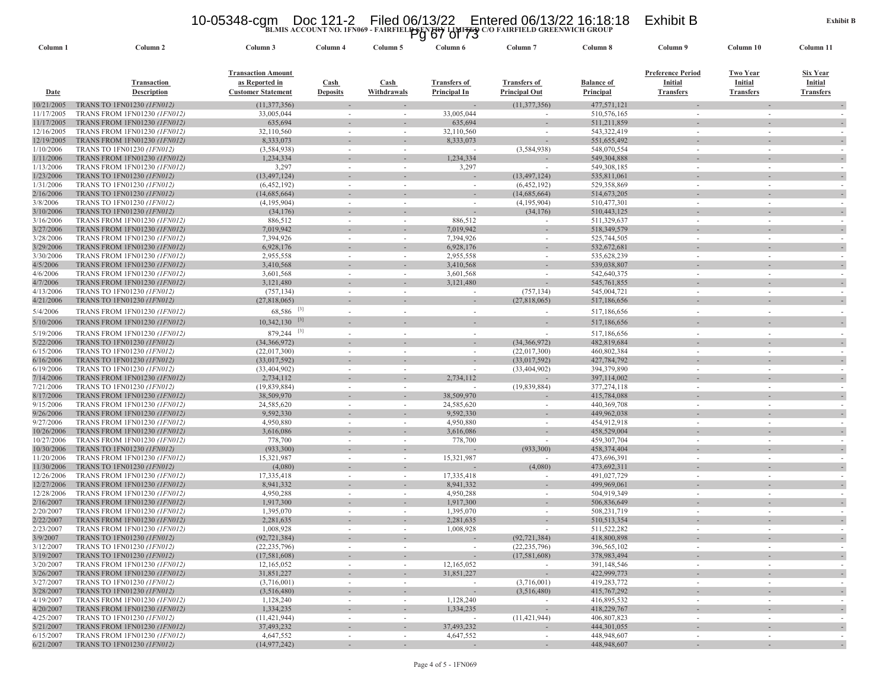Exhibit B

**BLMIS ACCOUNT NO. 1FN069 - FAIRFIELD SENTRY LIMITED C/O FAIRFIELD GREENWICH GROUP**

| Column 1 | Column 2 | Column 3 | Column 4 | Column 5 | Column 6 | Column 7 | Column 8 | Column 9 | Column 10 | Column 11 |
|---|---|---|---|---|---|---|---|---|---|---|
| Date | Transaction Description | Transaction Amount as Reported in Customer Statement | Cash Deposits | Cash Withdrawals | Transfers of Principal In | Transfers of Principal Out | Balance of Principal | Preference Period Initial Transfers | Two Year Initial Transfers | Six Year Initial Transfers |
| 10/21/2005 | TRANS TO 1FN01230 *(1FN012)* | (11,377,356) | - | - | - | (11,377,356) | 477,571,121 | - | - | - |
| 11/17/2005 | TRANS FROM 1FN01230 *(1FN012)* | 33,005,044 | - | - | 33,005,044 | - | 510,576,165 | - | - | - |
| 11/17/2005 | TRANS FROM 1FN01230 *(1FN012)* | 635,694 | - | - | 635,694 | - | 511,211,859 | - | - | - |
| 12/16/2005 | TRANS FROM 1FN01230 *(1FN012)* | 32,110,560 | - | - | 32,110,560 | - | 543,322,419 | - | - | - |
| 12/19/2005 | TRANS FROM 1FN01230 *(1FN012)* | 8,333,073 | - | - | 8,333,073 | - | 551,655,492 | - | - | - |
| 1/10/2006 | TRANS TO 1FN01230 *(1FN012)* | (3,584,938) | - | - | - | (3,584,938) | 548,070,554 | - | - | - |
| 1/11/2006 | TRANS FROM 1FN01230 *(1FN012)* | 1,234,334 | - | - | 1,234,334 | - | 549,304,888 | - | - | - |
| 1/13/2006 | TRANS FROM 1FN01230 *(1FN012)* | 3,297 | - | - | 3,297 | - | 549,308,185 | - | - | - |
| 1/23/2006 | TRANS TO 1FN01230 *(1FN012)* | (13,497,124) | - | - | - | (13,497,124) | 535,811,061 | - | - | - |
| 1/31/2006 | TRANS TO 1FN01230 *(1FN012)* | (6,452,192) | - | - | - | (6,452,192) | 529,358,869 | - | - | - |
| 2/16/2006 | TRANS TO 1FN01230 *(1FN012)* | (14,685,664) | - | - | - | (14,685,664) | 514,673,205 | - | - | - |
| 3/8/2006 | TRANS TO 1FN01230 *(1FN012)* | (4,195,904) | - | - | - | (4,195,904) | 510,477,301 | - | - | - |
| 3/10/2006 | TRANS TO 1FN01230 *(1FN012)* | (34,176) | - | - | - | (34,176) | 510,443,125 | - | - | - |
| 3/16/2006 | TRANS FROM 1FN01230 *(1FN012)* | 886,512 | - | - | 886,512 | - | 511,329,637 | - | - | - |
| 3/27/2006 | TRANS FROM 1FN01230 *(1FN012)* | 7,019,942 | - | - | 7,019,942 | - | 518,349,579 | - | - | - |
| 3/28/2006 | TRANS FROM 1FN01230 *(1FN012)* | 7,394,926 | - | - | 7,394,926 | - | 525,744,505 | - | - | - |
| 3/29/2006 | TRANS FROM 1FN01230 *(1FN012)* | 6,928,176 | - | - | 6,928,176 | - | 532,672,681 | - | - | - |
| 3/30/2006 | TRANS FROM 1FN01230 *(1FN012)* | 2,955,558 | - | - | 2,955,558 | - | 535,628,239 | - | - | - |
| 4/5/2006 | TRANS FROM 1FN01230 *(1FN012)* | 3,410,568 | - | - | 3,410,568 | - | 539,038,807 | - | - | - |
| 4/6/2006 | TRANS FROM 1FN01230 *(1FN012)* | 3,601,568 | - | - | 3,601,568 | - | 542,640,375 | - | - | - |
| 4/7/2006 | TRANS FROM 1FN01230 *(1FN012)* | 3,121,480 | - | - | 3,121,480 | - | 545,761,855 | - | - | - |
| 4/13/2006 | TRANS TO 1FN01230 *(1FN012)* | (757,134) | - | - | - | (757,134) | 545,004,721 | - | - | - |
| 4/21/2006 | TRANS TO 1FN01230 *(1FN012)* | (27,818,065) | - | - | - | (27,818,065) | 517,186,656 | - | - | - |
| 5/4/2006 | TRANS FROM 1FN01230 *(1FN012)* | 68,586 [3] | - | - | - | - | 517,186,656 | - | - | - |
| 5/10/2006 | TRANS FROM 1FN01230 *(1FN012)* | 10,342,130 [3] | - | - | - | - | 517,186,656 | - | - | - |
| 5/19/2006 | TRANS FROM 1FN01230 *(1FN012)* | 879,244 [3] | - | - | - | - | 517,186,656 | - | - | - |
| 5/22/2006 | TRANS TO 1FN01230 *(1FN012)* | (34,366,972) | - | - | - | (34,366,972) | 482,819,684 | - | - | - |
| 6/15/2006 | TRANS TO 1FN01230 *(1FN012)* | (22,017,300) | - | - | - | (22,017,300) | 460,802,384 | - | - | - |
| 6/16/2006 | TRANS TO 1FN01230 *(1FN012)* | (33,017,592) | - | - | - | (33,017,592) | 427,784,792 | - | - | - |
| 6/19/2006 | TRANS TO 1FN01230 *(1FN012)* | (33,404,902) | - | - | - | (33,404,902) | 394,379,890 | - | - | - |
| 7/14/2006 | TRANS FROM 1FN01230 *(1FN012)* | 2,734,112 | - | - | 2,734,112 | - | 397,114,002 | - | - | - |
| 7/21/2006 | TRANS TO 1FN01230 *(1FN012)* | (19,839,884) | - | - | - | (19,839,884) | 377,274,118 | - | - | - |
| 8/17/2006 | TRANS FROM 1FN01230 *(1FN012)* | 38,509,970 | - | - | 38,509,970 | - | 415,784,088 | - | - | - |
| 9/15/2006 | TRANS FROM 1FN01230 *(1FN012)* | 24,585,620 | - | - | 24,585,620 | - | 440,369,708 | - | - | - |
| 9/26/2006 | TRANS FROM 1FN01230 *(1FN012)* | 9,592,330 | - | - | 9,592,330 | - | 449,962,038 | - | - | - |
| 9/27/2006 | TRANS FROM 1FN01230 *(1FN012)* | 4,950,880 | - | - | 4,950,880 | - | 454,912,918 | - | - | - |
| 10/26/2006 | TRANS FROM 1FN01230 *(1FN012)* | 3,616,086 | - | - | 3,616,086 | - | 458,529,004 | - | - | - |
| 10/27/2006 | TRANS FROM 1FN01230 *(1FN012)* | 778,700 | - | - | 778,700 | - | 459,307,704 | - | - | - |
| 10/30/2006 | TRANS TO 1FN01230 *(1FN012)* | (933,300) | - | - | - | (933,300) | 458,374,404 | - | - | - |
| 11/20/2006 | TRANS FROM 1FN01230 *(1FN012)* | 15,321,987 | - | - | 15,321,987 | - | 473,696,391 | - | - | - |
| 11/30/2006 | TRANS TO 1FN01230 *(1FN012)* | (4,080) | - | - | - | (4,080) | 473,692,311 | - | - | - |
| 12/26/2006 | TRANS FROM 1FN01230 *(1FN012)* | 17,335,418 | - | - | 17,335,418 | - | 491,027,729 | - | - | - |
| 12/27/2006 | TRANS FROM 1FN01230 *(1FN012)* | 8,941,332 | - | - | 8,941,332 | - | 499,969,061 | - | - | - |
| 12/28/2006 | TRANS FROM 1FN01230 *(1FN012)* | 4,950,288 | - | - | 4,950,288 | - | 504,919,349 | - | - | - |
| 2/16/2007 | TRANS FROM 1FN01230 *(1FN012)* | 1,917,300 | - | - | 1,917,300 | - | 506,836,649 | - | - | - |
| 2/20/2007 | TRANS FROM 1FN01230 *(1FN012)* | 1,395,070 | - | - | 1,395,070 | - | 508,231,719 | - | - | - |
| 2/22/2007 | TRANS FROM 1FN01230 *(1FN012)* | 2,281,635 | - | - | 2,281,635 | - | 510,513,354 | - | - | - |
| 2/23/2007 | TRANS FROM 1FN01230 *(1FN012)* | 1,008,928 | - | - | 1,008,928 | - | 511,522,282 | - | - | - |
| 3/9/2007 | TRANS TO 1FN01230 *(1FN012)* | (92,721,384) | - | - | - | (92,721,384) | 418,800,898 | - | - | - |
| 3/12/2007 | TRANS TO 1FN01230 *(1FN012)* | (22,235,796) | - | - | - | (22,235,796) | 396,565,102 | - | - | - |
| 3/19/2007 | TRANS TO 1FN01230 *(1FN012)* | (17,581,608) | - | - | - | (17,581,608) | 378,983,494 | - | - | - |
| 3/20/2007 | TRANS FROM 1FN01230 *(1FN012)* | 12,165,052 | - | - | 12,165,052 | - | 391,148,546 | - | - | - |
| 3/26/2007 | TRANS FROM 1FN01230 *(1FN012)* | 31,851,227 | - | - | 31,851,227 | - | 422,999,773 | - | - | - |
| 3/27/2007 | TRANS TO 1FN01230 *(1FN012)* | (3,716,001) | - | - | - | (3,716,001) | 419,283,772 | - | - | - |
| 3/28/2007 | TRANS TO 1FN01230 *(1FN012)* | (3,516,480) | - | - | - | (3,516,480) | 415,767,292 | - | - | - |
| 4/19/2007 | TRANS FROM 1FN01230 *(1FN012)* | 1,128,240 | - | - | 1,128,240 | - | 416,895,532 | - | - | - |
| 4/20/2007 | TRANS FROM 1FN01230 *(1FN012)* | 1,334,235 | - | - | 1,334,235 | - | 418,229,767 | - | - | - |
| 4/25/2007 | TRANS TO 1FN01230 *(1FN012)* | (11,421,944) | - | - | - | (11,421,944) | 406,807,823 | - | - | - |
| 5/21/2007 | TRANS FROM 1FN01230 *(1FN012)* | 37,493,232 | - | - | 37,493,232 | - | 444,301,055 | - | - | - |
| 6/15/2007 | TRANS FROM 1FN01230 *(1FN012)* | 4,647,552 | - | - | 4,647,552 | - | 448,948,607 | - | - | - |
| 6/21/2007 | TRANS TO 1FN01230 *(1FN012)* | (14,977,242) | - | - | - | - | 448,948,607 | - | - | - |

Page 4 of 5 - 1FN069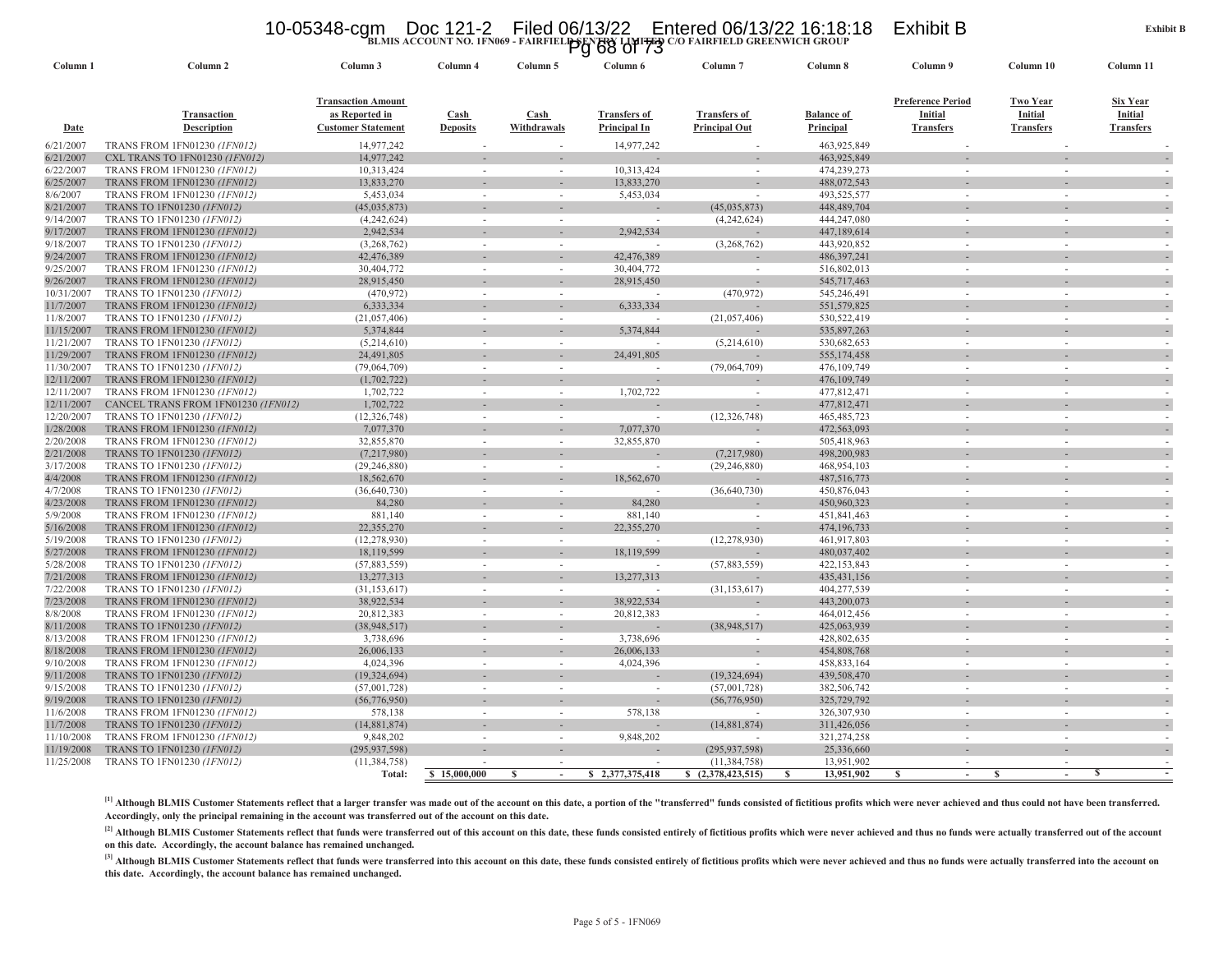BLMIS ACCOUNT NO. 1FN069 - FAIRFIELD SENTRY LIMITED C/O FAIRFIELD GREENWICH GROUP

Exhibit B

| Column 1 | Column 2 | Column 3 | Column 4 | Column 5 | Column 6 | Column 7 | Column 8 | Column 9 | Column 10 | Column 11 |
|---|---|---|---|---|---|---|---|---|---|---|
| Date | Transaction Description | Transaction Amount as Reported in Customer Statement | Cash Deposits | Cash Withdrawals | Transfers of Principal In | Transfers of Principal Out | Balance of Principal | Preference Period Initial Transfers | Two Year Initial Transfers | Six Year Initial Transfers |
| 6/21/2007 | TRANS FROM 1FN01230 *(1FN012)* | 14,977,242 | - | - | 14,977,242 | - | 463,925,849 | - | - | - |
| 6/21/2007 | CXL TRANS TO 1FN01230 *(1FN012)* | 14,977,242 | - | - | - | - | 463,925,849 | - | - | - |
| 6/22/2007 | TRANS FROM 1FN01230 *(1FN012)* | 10,313,424 | - | - | 10,313,424 | - | 474,239,273 | - | - | - |
| 6/25/2007 | TRANS FROM 1FN01230 *(1FN012)* | 13,833,270 | - | - | 13,833,270 | - | 488,072,543 | - | - | - |
| 8/6/2007 | TRANS FROM 1FN01230 *(1FN012)* | 5,453,034 | - | - | 5,453,034 | - | 493,525,577 | - | - | - |
| 8/21/2007 | TRANS TO 1FN01230 *(1FN012)* | (45,035,873) | - | - | - | (45,035,873) | 448,489,704 | - | - | - |
| 9/14/2007 | TRANS TO 1FN01230 *(1FN012)* | (4,242,624) | - | - | - | (4,242,624) | 444,247,080 | - | - | - |
| 9/17/2007 | TRANS FROM 1FN01230 *(1FN012)* | 2,942,534 | - | - | 2,942,534 | - | 447,189,614 | - | - | - |
| 9/18/2007 | TRANS TO 1FN01230 *(1FN012)* | (3,268,762) | - | - | - | (3,268,762) | 443,920,852 | - | - | - |
| 9/24/2007 | TRANS FROM 1FN01230 *(1FN012)* | 42,476,389 | - | - | 42,476,389 | - | 486,397,241 | - | - | - |
| 9/25/2007 | TRANS FROM 1FN01230 *(1FN012)* | 30,404,772 | - | - | 30,404,772 | - | 516,802,013 | - | - | - |
| 9/26/2007 | TRANS FROM 1FN01230 *(1FN012)* | 28,915,450 | - | - | 28,915,450 | - | 545,717,463 | - | - | - |
| 10/31/2007 | TRANS TO 1FN01230 *(1FN012)* | (470,972) | - | - | - | (470,972) | 545,246,491 | - | - | - |
| 11/7/2007 | TRANS FROM 1FN01230 *(1FN012)* | 6,333,334 | - | - | 6,333,334 | - | 551,579,825 | - | - | - |
| 11/8/2007 | TRANS TO 1FN01230 *(1FN012)* | (21,057,406) | - | - | - | (21,057,406) | 530,522,419 | - | - | - |
| 11/15/2007 | TRANS FROM 1FN01230 *(1FN012)* | 5,374,844 | - | - | 5,374,844 | - | 535,897,263 | - | - | - |
| 11/21/2007 | TRANS TO 1FN01230 *(1FN012)* | (5,214,610) | - | - | - | (5,214,610) | 530,682,653 | - | - | - |
| 11/29/2007 | TRANS FROM 1FN01230 *(1FN012)* | 24,491,805 | - | - | 24,491,805 | - | 555,174,458 | - | - | - |
| 11/30/2007 | TRANS TO 1FN01230 *(1FN012)* | (79,064,709) | - | - | - | (79,064,709) | 476,109,749 | - | - | - |
| 12/11/2007 | TRANS FROM 1FN01230 *(1FN012)* | (1,702,722) | - | - | - | - | 476,109,749 | - | - | - |
| 12/11/2007 | TRANS FROM 1FN01230 *(1FN012)* | 1,702,722 | - | - | 1,702,722 | - | 477,812,471 | - | - | - |
| 12/11/2007 | CANCEL TRANS FROM 1FN01230 *(1FN012)* | 1,702,722 | - | - | - | - | 477,812,471 | - | - | - |
| 12/20/2007 | TRANS TO 1FN01230 *(1FN012)* | (12,326,748) | - | - | - | (12,326,748) | 465,485,723 | - | - | - |
| 1/28/2008 | TRANS FROM 1FN01230 *(1FN012)* | 7,077,370 | - | - | 7,077,370 | - | 472,563,093 | - | - | - |
| 2/20/2008 | TRANS FROM 1FN01230 *(1FN012)* | 32,855,870 | - | - | 32,855,870 | - | 505,418,963 | - | - | - |
| 2/21/2008 | TRANS TO 1FN01230 *(1FN012)* | (7,217,980) | - | - | - | (7,217,980) | 498,200,983 | - | - | - |
| 3/17/2008 | TRANS TO 1FN01230 *(1FN012)* | (29,246,880) | - | - | - | (29,246,880) | 468,954,103 | - | - | - |
| 4/4/2008 | TRANS FROM 1FN01230 *(1FN012)* | 18,562,670 | - | - | 18,562,670 | - | 487,516,773 | - | - | - |
| 4/7/2008 | TRANS TO 1FN01230 *(1FN012)* | (36,640,730) | - | - | - | (36,640,730) | 450,876,043 | - | - | - |
| 4/23/2008 | TRANS FROM 1FN01230 *(1FN012)* | 84,280 | - | - | 84,280 | - | 450,960,323 | - | - | - |
| 5/9/2008 | TRANS FROM 1FN01230 *(1FN012)* | 881,140 | - | - | 881,140 | - | 451,841,463 | - | - | - |
| 5/16/2008 | TRANS FROM 1FN01230 *(1FN012)* | 22,355,270 | - | - | 22,355,270 | - | 474,196,733 | - | - | - |
| 5/19/2008 | TRANS TO 1FN01230 *(1FN012)* | (12,278,930) | - | - | - | (12,278,930) | 461,917,803 | - | - | - |
| 5/27/2008 | TRANS FROM 1FN01230 *(1FN012)* | 18,119,599 | - | - | 18,119,599 | - | 480,037,402 | - | - | - |
| 5/28/2008 | TRANS TO 1FN01230 *(1FN012)* | (57,883,559) | - | - | - | (57,883,559) | 422,153,843 | - | - | - |
| 7/21/2008 | TRANS FROM 1FN01230 *(1FN012)* | 13,277,313 | - | - | 13,277,313 | - | 435,431,156 | - | - | - |
| 7/22/2008 | TRANS TO 1FN01230 *(1FN012)* | (31,153,617) | - | - | - | (31,153,617) | 404,277,539 | - | - | - |
| 7/23/2008 | TRANS FROM 1FN01230 *(1FN012)* | 38,922,534 | - | - | 38,922,534 | - | 443,200,073 | - | - | - |
| 8/8/2008 | TRANS FROM 1FN01230 *(1FN012)* | 20,812,383 | - | - | 20,812,383 | - | 464,012,456 | - | - | - |
| 8/11/2008 | TRANS TO 1FN01230 *(1FN012)* | (38,948,517) | - | - | - | (38,948,517) | 425,063,939 | - | - | - |
| 8/13/2008 | TRANS FROM 1FN01230 *(1FN012)* | 3,738,696 | - | - | 3,738,696 | - | 428,802,635 | - | - | - |
| 8/18/2008 | TRANS FROM 1FN01230 *(1FN012)* | 26,006,133 | - | - | 26,006,133 | - | 454,808,768 | - | - | - |
| 9/10/2008 | TRANS FROM 1FN01230 *(1FN012)* | 4,024,396 | - | - | 4,024,396 | - | 458,833,164 | - | - | - |
| 9/11/2008 | TRANS TO 1FN01230 *(1FN012)* | (19,324,694) | - | - | - | (19,324,694) | 439,508,470 | - | - | - |
| 9/15/2008 | TRANS TO 1FN01230 *(1FN012)* | (57,001,728) | - | - | - | (57,001,728) | 382,506,742 | - | - | - |
| 9/19/2008 | TRANS TO 1FN01230 *(1FN012)* | (56,776,950) | - | - | - | (56,776,950) | 325,729,792 | - | - | - |
| 11/6/2008 | TRANS FROM 1FN01230 *(1FN012)* | 578,138 | - | - | 578,138 | - | 326,307,930 | - | - | - |
| 11/7/2008 | TRANS TO 1FN01230 *(1FN012)* | (14,881,874) | - | - | - | (14,881,874) | 311,426,056 | - | - | - |
| 11/10/2008 | TRANS FROM 1FN01230 *(1FN012)* | 9,848,202 | - | - | 9,848,202 | - | 321,274,258 | - | - | - |
| 11/19/2008 | TRANS TO 1FN01230 *(1FN012)* | (295,937,598) | - | - | - | (295,937,598) | 25,336,660 | - | - | - |
| 11/25/2008 | TRANS TO 1FN01230 *(1FN012)* | (11,384,758) | - | - | - | (11,384,758) | 13,951,902 | - | - | - |
| | | **Total:** | **$ 15,000,000** | **$ -** | **$ 2,377,375,418** | **$ (2,378,423,515)** | **$ 13,951,902** | **$ -** | **$ -** | **$ -** |

**[1] Although BLMIS Customer Statements reflect that a larger transfer was made out of the account on this date, a portion of the "transferred" funds consisted of fictitious profits which were never achieved and thus could not have been transferred. Accordingly, only the principal remaining in the account was transferred out of the account on this date.**

**[2] Although BLMIS Customer Statements reflect that funds were transferred out of this account on this date, these funds consisted entirely of fictitious profits which were never achieved and thus no funds were actually transferred out of the account on this date. Accordingly, the account balance has remained unchanged.**

**[3] Although BLMIS Customer Statements reflect that funds were transferred into this account on this date, these funds consisted entirely of fictitious profits which were never achieved and thus no funds were actually transferred into the account on this date. Accordingly, the account balance has remained unchanged.**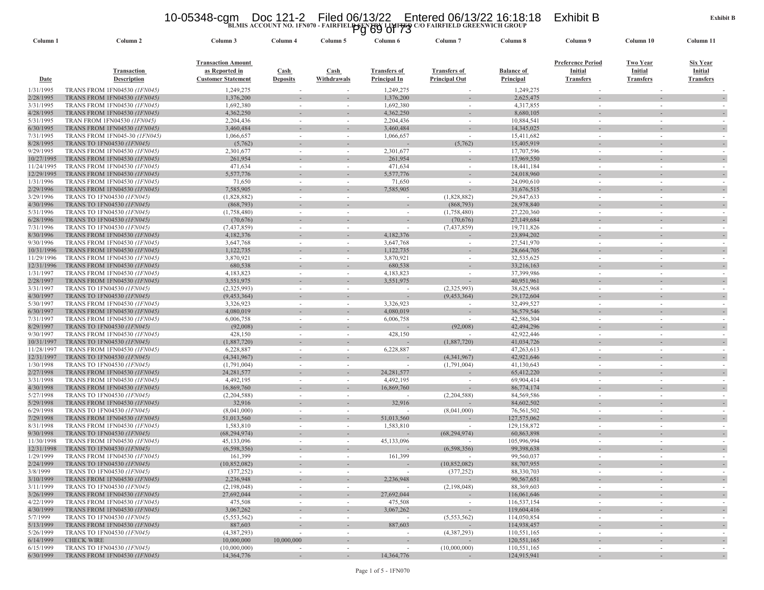**Exhibit B**

**BLMIS ACCOUNT NO. 1FN070 - FAIRFIELD SENTRY LIMITED C/O FAIRFIELD GREENWICH GROUP**

| Column 1 | Column 2 | Column 3 | Column 4 | Column 5 | Column 6 | Column 7 | Column 8 | Column 9 | Column 10 | Column 11 |
|---|---|---|---|---|---|---|---|---|---|---|
| Date | Transaction Description | Transaction Amount as Reported in Customer Statement | Cash Deposits | Cash Withdrawals | Transfers of Principal In | Transfers of Principal Out | Balance of Principal | Preference Period Initial Transfers | Two Year Initial Transfers | Six Year Initial Transfers |
| 1/31/1995 | TRANS FROM 1FN04530 *(1FN045)* | 1,249,275 | - | - | 1,249,275 | - | 1,249,275 | - | - | - |
| 2/28/1995 | TRANS FROM 1FN04530 *(1FN045)* | 1,376,200 | - | - | 1,376,200 | - | 2,625,475 | - | - | - |
| 3/31/1995 | TRANS FROM 1FN04530 *(1FN045)* | 1,692,380 | - | - | 1,692,380 | - | 4,317,855 | - | - | - |
| 4/28/1995 | TRANS FROM 1FN04530 *(1FN045)* | 4,362,250 | - | - | 4,362,250 | - | 8,680,105 | - | - | - |
| 5/31/1995 | TRAN FROM 1FN04530 *(1FN045)* | 2,204,436 | - | - | 2,204,436 | - | 10,884,541 | - | - | - |
| 6/30/1995 | TRANS FROM 1FN04530 *(1FN045)* | 3,460,484 | - | - | 3,460,484 | - | 14,345,025 | - | - | - |
| 7/31/1995 | TRANS FROM 1FN045-30 *(1FN045)* | 1,066,657 | - | - | 1,066,657 | - | 15,411,682 | - | - | - |
| 8/28/1995 | TRANS TO 1FN04530 *(1FN045)* | (5,762) | - | - | - | (5,762) | 15,405,919 | - | - | - |
| 9/29/1995 | TRANS FROM 1FN04530 *(1FN045)* | 2,301,677 | - | - | 2,301,677 | - | 17,707,596 | - | - | - |
| 10/27/1995 | TRANS FROM 1FN04530 *(1FN045)* | 261,954 | - | - | 261,954 | - | 17,969,550 | - | - | - |
| 11/24/1995 | TRANS FROM 1FN04530 *(1FN045)* | 471,634 | - | - | 471,634 | - | 18,441,184 | - | - | - |
| 12/29/1995 | TRANS FROM 1FN04530 *(1FN045)* | 5,577,776 | - | - | 5,577,776 | - | 24,018,960 | - | - | - |
| 1/31/1996 | TRANS FROM 1FN04530 *(1FN045)* | 71,650 | - | - | 71,650 | - | 24,090,610 | - | - | - |
| 2/29/1996 | TRANS FROM 1FN04530 *(1FN045)* | 7,585,905 | - | - | 7,585,905 | - | 31,676,515 | - | - | - |
| 3/29/1996 | TRANS TO 1FN04530 *(1FN045)* | (1,828,882) | - | - | - | (1,828,882) | 29,847,633 | - | - | - |
| 4/30/1996 | TRANS TO 1FN04530 *(1FN045)* | (868,793) | - | - | - | (868,793) | 28,978,840 | - | - | - |
| 5/31/1996 | TRANS TO 1FN04530 *(1FN045)* | (1,758,480) | - | - | - | (1,758,480) | 27,220,360 | - | - | - |
| 6/28/1996 | TRANS TO 1FN04530 *(1FN045)* | (70,676) | - | - | - | (70,676) | 27,149,684 | - | - | - |
| 7/31/1996 | TRANS TO 1FN04530 *(1FN045)* | (7,437,859) | - | - | - | (7,437,859) | 19,711,826 | - | - | - |
| 8/30/1996 | TRANS FROM 1FN04530 *(1FN045)* | 4,182,376 | - | - | 4,182,376 | - | 23,894,202 | - | - | - |
| 9/30/1996 | TRANS FROM 1FN04530 *(1FN045)* | 3,647,768 | - | - | 3,647,768 | - | 27,541,970 | - | - | - |
| 10/31/1996 | TRANS FROM 1FN04530 *(1FN045)* | 1,122,735 | - | - | 1,122,735 | - | 28,664,705 | - | - | - |
| 11/29/1996 | TRANS FROM 1FN04530 *(1FN045)* | 3,870,921 | - | - | 3,870,921 | - | 32,535,625 | - | - | - |
| 12/31/1996 | TRANS FROM 1FN04530 *(1FN045)* | 680,538 | - | - | 680,538 | - | 33,216,163 | - | - | - |
| 1/31/1997 | TRANS FROM 1FN04530 *(1FN045)* | 4,183,823 | - | - | 4,183,823 | - | 37,399,986 | - | - | - |
| 2/28/1997 | TRANS FROM 1FN04530 *(1FN045)* | 3,551,975 | - | - | 3,551,975 | - | 40,951,961 | - | - | - |
| 3/31/1997 | TRANS TO 1FN04530 *(1FN045)* | (2,325,993) | - | - | - | (2,325,993) | 38,625,968 | - | - | - |
| 4/30/1997 | TRANS TO 1FN04530 *(1FN045)* | (9,453,364) | - | - | - | (9,453,364) | 29,172,604 | - | - | - |
| 5/30/1997 | TRANS FROM 1FN04530 *(1FN045)* | 3,326,923 | - | - | 3,326,923 | - | 32,499,527 | - | - | - |
| 6/30/1997 | TRANS FROM 1FN04530 *(1FN045)* | 4,080,019 | - | - | 4,080,019 | - | 36,579,546 | - | - | - |
| 7/31/1997 | TRANS FROM 1FN04530 *(1FN045)* | 6,006,758 | - | - | 6,006,758 | - | 42,586,304 | - | - | - |
| 8/29/1997 | TRANS TO 1FN04530 *(1FN045)* | (92,008) | - | - | - | (92,008) | 42,494,296 | - | - | - |
| 9/30/1997 | TRANS FROM 1FN04530 *(1FN045)* | 428,150 | - | - | 428,150 | - | 42,922,446 | - | - | - |
| 10/31/1997 | TRANS TO 1FN04530 *(1FN045)* | (1,887,720) | - | - | - | (1,887,720) | 41,034,726 | - | - | - |
| 11/28/1997 | TRANS FROM 1FN04530 *(1FN045)* | 6,228,887 | - | - | 6,228,887 | - | 47,263,613 | - | - | - |
| 12/31/1997 | TRANS TO 1FN04530 *(1FN045)* | (4,341,967) | - | - | - | (4,341,967) | 42,921,646 | - | - | - |
| 1/30/1998 | TRANS TO 1FN04530 *(1FN045)* | (1,791,004) | - | - | - | (1,791,004) | 41,130,643 | - | - | - |
| 2/27/1998 | TRANS FROM 1FN04530 *(1FN045)* | 24,281,577 | - | - | 24,281,577 | - | 65,412,220 | - | - | - |
| 3/31/1998 | TRANS FROM 1FN04530 *(1FN045)* | 4,492,195 | - | - | 4,492,195 | - | 69,904,414 | - | - | - |
| 4/30/1998 | TRANS FROM 1FN04530 *(1FN045)* | 16,869,760 | - | - | 16,869,760 | - | 86,774,174 | - | - | - |
| 5/27/1998 | TRANS TO 1FN04530 *(1FN045)* | (2,204,588) | - | - | - | (2,204,588) | 84,569,586 | - | - | - |
| 5/29/1998 | TRANS FROM 1FN04530 *(1FN045)* | 32,916 | - | - | 32,916 | - | 84,602,502 | - | - | - |
| 6/29/1998 | TRANS TO 1FN04530 *(1FN045)* | (8,041,000) | - | - | - | (8,041,000) | 76,561,502 | - | - | - |
| 7/29/1998 | TRANS FROM 1FN04530 *(1FN045)* | 51,013,560 | - | - | 51,013,560 | - | 127,575,062 | - | - | - |
| 8/31/1998 | TRANS FROM 1FN04530 *(1FN045)* | 1,583,810 | - | - | 1,583,810 | - | 129,158,872 | - | - | - |
| 9/30/1998 | TRANS TO 1FN04530 *(1FN045)* | (68,294,974) | - | - | - | (68,294,974) | 60,863,898 | - | - | - |
| 11/30/1998 | TRANS FROM 1FN04530 *(1FN045)* | 45,133,096 | - | - | 45,133,096 | - | 105,996,994 | - | - | - |
| 12/31/1998 | TRANS TO 1FN04530 *(1FN045)* | (6,598,356) | - | - | - | (6,598,356) | 99,398,638 | - | - | - |
| 1/29/1999 | TRANS FROM 1FN04530 *(1FN045)* | 161,399 | - | - | 161,399 | - | 99,560,037 | - | - | - |
| 2/24/1999 | TRANS TO 1FN04530 *(1FN045)* | (10,852,082) | - | - | - | (10,852,082) | 88,707,955 | - | - | - |
| 3/8/1999 | TRANS TO 1FN04530 *(1FN045)* | (377,252) | - | - | - | (377,252) | 88,330,703 | - | - | - |
| 3/10/1999 | TRANS FROM 1FN04530 *(1FN045)* | 2,236,948 | - | - | 2,236,948 | - | 90,567,651 | - | - | - |
| 3/11/1999 | TRANS TO 1FN04530 *(1FN045)* | (2,198,048) | - | - | - | (2,198,048) | 88,369,603 | - | - | - |
| 3/26/1999 | TRANS FROM 1FN04530 *(1FN045)* | 27,692,044 | - | - | 27,692,044 | - | 116,061,646 | - | - | - |
| 4/22/1999 | TRANS FROM 1FN04530 *(1FN045)* | 475,508 | - | - | 475,508 | - | 116,537,154 | - | - | - |
| 4/30/1999 | TRANS FROM 1FN04530 *(1FN045)* | 3,067,262 | - | - | 3,067,262 | - | 119,604,416 | - | - | - |
| 5/7/1999 | TRANS TO 1FN04530 *(1FN045)* | (5,553,562) | - | - | - | (5,553,562) | 114,050,854 | - | - | - |
| 5/13/1999 | TRANS FROM 1FN04530 *(1FN045)* | 887,603 | - | - | 887,603 | - | 114,938,457 | - | - | - |
| 5/26/1999 | TRANS TO 1FN04530 *(1FN045)* | (4,387,293) | - | - | - | (4,387,293) | 110,551,165 | - | - | - |
| 6/14/1999 | CHECK WIRE | 10,000,000 | 10,000,000 | - | - | - | 120,551,165 | - | - | - |
| 6/15/1999 | TRANS TO 1FN04530 *(1FN045)* | (10,000,000) | - | - | - | (10,000,000) | 110,551,165 | - | - | - |
| 6/30/1999 | TRANS FROM 1FN04530 *(1FN045)* | 14,364,776 | - | - | 14,364,776 | - | 124,915,941 | - | - | - |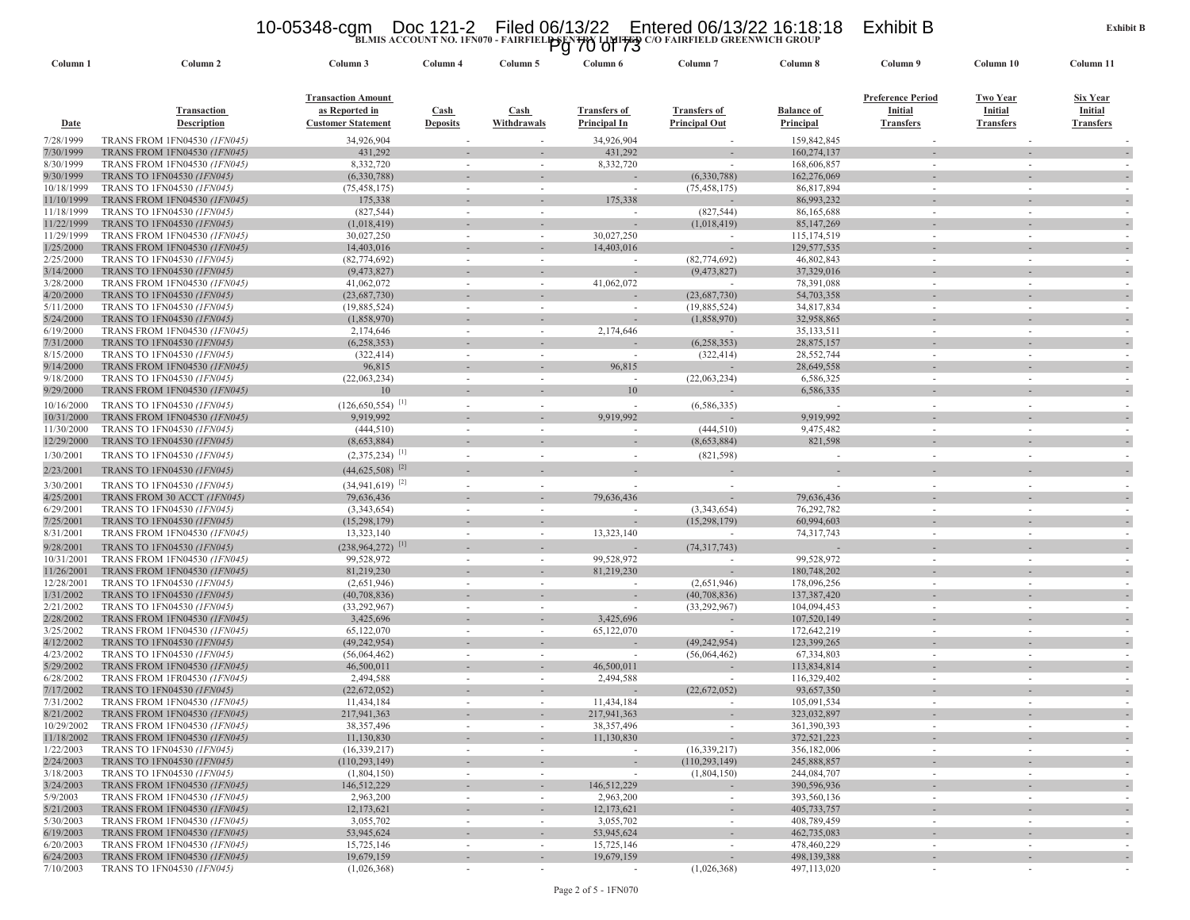**Exhibit B**

**BLMIS ACCOUNT NO. 1FN070 - FAIRFIELD SENTRY LIMITED C/O FAIRFIELD GREENWICH GROUP**

| Column 1 | Column 2 | Column 3 | Column 4 | Column 5 | Column 6 | Column 7 | Column 8 | Column 9 | Column 10 | Column 11 |
|---|---|---|---|---|---|---|---|---|---|---|
| Date | Transaction Description | Transaction Amount as Reported in Customer Statement | Cash Deposits | Cash Withdrawals | Transfers of Principal In | Transfers of Principal Out | Balance of Principal | Preference Period Initial Transfers | Two Year Initial Transfers | Six Year Initial Transfers |
| 7/28/1999 | TRANS FROM 1FN04530 *(1FN045)* | 34,926,904 | - | - | 34,926,904 | - | 159,842,845 | - | - | - |
| 7/30/1999 | TRANS FROM 1FN04530 *(1FN045)* | 431,292 | - | - | 431,292 | - | 160,274,137 | - | - | - |
| 8/30/1999 | TRANS FROM 1FN04530 *(1FN045)* | 8,332,720 | - | - | 8,332,720 | - | 168,606,857 | - | - | - |
| 9/30/1999 | TRANS TO 1FN04530 *(1FN045)* | (6,330,788) | - | - | - | (6,330,788) | 162,276,069 | - | - | - |
| 10/18/1999 | TRANS TO 1FN04530 *(1FN045)* | (75,458,175) | - | - | - | (75,458,175) | 86,817,894 | - | - | - |
| 11/10/1999 | TRANS FROM 1FN04530 *(1FN045)* | 175,338 | - | - | 175,338 | - | 86,993,232 | - | - | - |
| 11/18/1999 | TRANS TO 1FN04530 *(1FN045)* | (827,544) | - | - | - | (827,544) | 86,165,688 | - | - | - |
| 11/22/1999 | TRANS TO 1FN04530 *(1FN045)* | (1,018,419) | - | - | - | (1,018,419) | 85,147,269 | - | - | - |
| 11/29/1999 | TRANS FROM 1FN04530 *(1FN045)* | 30,027,250 | - | - | 30,027,250 | - | 115,174,519 | - | - | - |
| 1/25/2000 | TRANS FROM 1FN04530 *(1FN045)* | 14,403,016 | - | - | 14,403,016 | - | 129,577,535 | - | - | - |
| 2/25/2000 | TRANS TO 1FN04530 *(1FN045)* | (82,774,692) | - | - | - | (82,774,692) | 46,802,843 | - | - | - |
| 3/14/2000 | TRANS TO 1FN04530 *(1FN045)* | (9,473,827) | - | - | - | (9,473,827) | 37,329,016 | - | - | - |
| 3/28/2000 | TRANS FROM 1FN04530 *(1FN045)* | 41,062,072 | - | - | 41,062,072 | - | 78,391,088 | - | - | - |
| 4/20/2000 | TRANS TO 1FN04530 *(1FN045)* | (23,687,730) | - | - | - | (23,687,730) | 54,703,358 | - | - | - |
| 5/11/2000 | TRANS TO 1FN04530 *(1FN045)* | (19,885,524) | - | - | - | (19,885,524) | 34,817,834 | - | - | - |
| 5/24/2000 | TRANS TO 1FN04530 *(1FN045)* | (1,858,970) | - | - | - | (1,858,970) | 32,958,865 | - | - | - |
| 6/19/2000 | TRANS FROM 1FN04530 *(1FN045)* | 2,174,646 | - | - | 2,174,646 | - | 35,133,511 | - | - | - |
| 7/31/2000 | TRANS TO 1FN04530 *(1FN045)* | (6,258,353) | - | - | - | (6,258,353) | 28,875,157 | - | - | - |
| 8/15/2000 | TRANS TO 1FN04530 *(1FN045)* | (322,414) | - | - | - | (322,414) | 28,552,744 | - | - | - |
| 9/14/2000 | TRANS FROM 1FN04530 *(1FN045)* | 96,815 | - | - | 96,815 | - | 28,649,558 | - | - | - |
| 9/18/2000 | TRANS TO 1FN04530 *(1FN045)* | (22,063,234) | - | - | - | (22,063,234) | 6,586,325 | - | - | - |
| 9/29/2000 | TRANS FROM 1FN04530 *(1FN045)* | 10 | - | - | 10 | - | 6,586,335 | - | - | - |
| 10/16/2000 | TRANS TO 1FN04530 *(1FN045)* | (126,650,554) [1] | - | - | - | (6,586,335) | - | - | - | - |
| 10/31/2000 | TRANS FROM 1FN04530 *(1FN045)* | 9,919,992 | - | - | 9,919,992 | - | 9,919,992 | - | - | - |
| 11/30/2000 | TRANS TO 1FN04530 *(1FN045)* | (444,510) | - | - | - | (444,510) | 9,475,482 | - | - | - |
| 12/29/2000 | TRANS TO 1FN04530 *(1FN045)* | (8,653,884) | - | - | - | (8,653,884) | 821,598 | - | - | - |
| 1/30/2001 | TRANS TO 1FN04530 *(1FN045)* | (2,375,234) [1] | - | - | - | (821,598) | - | - | - | - |
| 2/23/2001 | TRANS TO 1FN04530 *(1FN045)* | (44,625,508) [2] | - | - | - | - | - | - | - | - |
| 3/30/2001 | TRANS TO 1FN04530 *(1FN045)* | (34,941,619) [2] | - | - | - | - | - | - | - | - |
| 4/25/2001 | TRANS FROM 30 ACCT *(1FN045)* | 79,636,436 | - | - | 79,636,436 | - | 79,636,436 | - | - | - |
| 6/29/2001 | TRANS TO 1FN04530 *(1FN045)* | (3,343,654) | - | - | - | (3,343,654) | 76,292,782 | - | - | - |
| 7/25/2001 | TRANS TO 1FN04530 *(1FN045)* | (15,298,179) | - | - | - | (15,298,179) | 60,994,603 | - | - | - |
| 8/31/2001 | TRANS FROM 1FN04530 *(1FN045)* | 13,323,140 | - | - | 13,323,140 | - | 74,317,743 | - | - | - |
| 9/28/2001 | TRANS TO 1FN04530 *(1FN045)* | (238,964,272) [1] | - | - | - | (74,317,743) | - | - | - | - |
| 10/31/2001 | TRANS FROM 1FN04530 *(1FN045)* | 99,528,972 | - | - | 99,528,972 | - | 99,528,972 | - | - | - |
| 11/26/2001 | TRANS FROM 1FN04530 *(1FN045)* | 81,219,230 | - | - | 81,219,230 | - | 180,748,202 | - | - | - |
| 12/28/2001 | TRANS TO 1FN04530 *(1FN045)* | (2,651,946) | - | - | - | (2,651,946) | 178,096,256 | - | - | - |
| 1/31/2002 | TRANS TO 1FN04530 *(1FN045)* | (40,708,836) | - | - | - | (40,708,836) | 137,387,420 | - | - | - |
| 2/21/2002 | TRANS TO 1FN04530 *(1FN045)* | (33,292,967) | - | - | - | (33,292,967) | 104,094,453 | - | - | - |
| 2/28/2002 | TRANS FROM 1FN04530 *(1FN045)* | 3,425,696 | - | - | 3,425,696 | - | 107,520,149 | - | - | - |
| 3/25/2002 | TRANS FROM 1FN04530 *(1FN045)* | 65,122,070 | - | - | 65,122,070 | - | 172,642,219 | - | - | - |
| 4/12/2002 | TRANS TO 1FN04530 *(1FN045)* | (49,242,954) | - | - | - | (49,242,954) | 123,399,265 | - | - | - |
| 4/23/2002 | TRANS TO 1FN04530 *(1FN045)* | (56,064,462) | - | - | - | (56,064,462) | 67,334,803 | - | - | - |
| 5/29/2002 | TRANS FROM 1FN04530 *(1FN045)* | 46,500,011 | - | - | 46,500,011 | - | 113,834,814 | - | - | - |
| 6/28/2002 | TRANS FROM 1FR04530 *(1FN045)* | 2,494,588 | - | - | 2,494,588 | - | 116,329,402 | - | - | - |
| 7/17/2002 | TRANS TO 1FN04530 *(1FN045)* | (22,672,052) | - | - | - | (22,672,052) | 93,657,350 | - | - | - |
| 7/31/2002 | TRANS FROM 1FN04530 *(1FN045)* | 11,434,184 | - | - | 11,434,184 | - | 105,091,534 | - | - | - |
| 8/21/2002 | TRANS FROM 1FN04530 *(1FN045)* | 217,941,363 | - | - | 217,941,363 | - | 323,032,897 | - | - | - |
| 10/29/2002 | TRANS FROM 1FN04530 *(1FN045)* | 38,357,496 | - | - | 38,357,496 | - | 361,390,393 | - | - | - |
| 11/18/2002 | TRANS FROM 1FN04530 *(1FN045)* | 11,130,830 | - | - | 11,130,830 | - | 372,521,223 | - | - | - |
| 1/22/2003 | TRANS TO 1FN04530 *(1FN045)* | (16,339,217) | - | - | - | (16,339,217) | 356,182,006 | - | - | - |
| 2/24/2003 | TRANS TO 1FN04530 *(1FN045)* | (110,293,149) | - | - | - | (110,293,149) | 245,888,857 | - | - | - |
| 3/18/2003 | TRANS TO 1FN04530 *(1FN045)* | (1,804,150) | - | - | - | (1,804,150) | 244,084,707 | - | - | - |
| 3/24/2003 | TRANS FROM 1FN04530 *(1FN045)* | 146,512,229 | - | - | 146,512,229 | - | 390,596,936 | - | - | - |
| 5/9/2003 | TRANS FROM 1FN04530 *(1FN045)* | 2,963,200 | - | - | 2,963,200 | - | 393,560,136 | - | - | - |
| 5/21/2003 | TRANS FROM 1FN04530 *(1FN045)* | 12,173,621 | - | - | 12,173,621 | - | 405,733,757 | - | - | - |
| 5/30/2003 | TRANS FROM 1FN04530 *(1FN045)* | 3,055,702 | - | - | 3,055,702 | - | 408,789,459 | - | - | - |
| 6/19/2003 | TRANS FROM 1FN04530 *(1FN045)* | 53,945,624 | - | - | 53,945,624 | - | 462,735,083 | - | - | - |
| 6/20/2003 | TRANS FROM 1FN04530 *(1FN045)* | 15,725,146 | - | - | 15,725,146 | - | 478,460,229 | - | - | - |
| 6/24/2003 | TRANS FROM 1FN04530 *(1FN045)* | 19,679,159 | - | - | 19,679,159 | - | 498,139,388 | - | - | - |
| 7/10/2003 | TRANS TO 1FN04530 *(1FN045)* | (1,026,368) | - | - | - | (1,026,368) | 497,113,020 | - | - | - |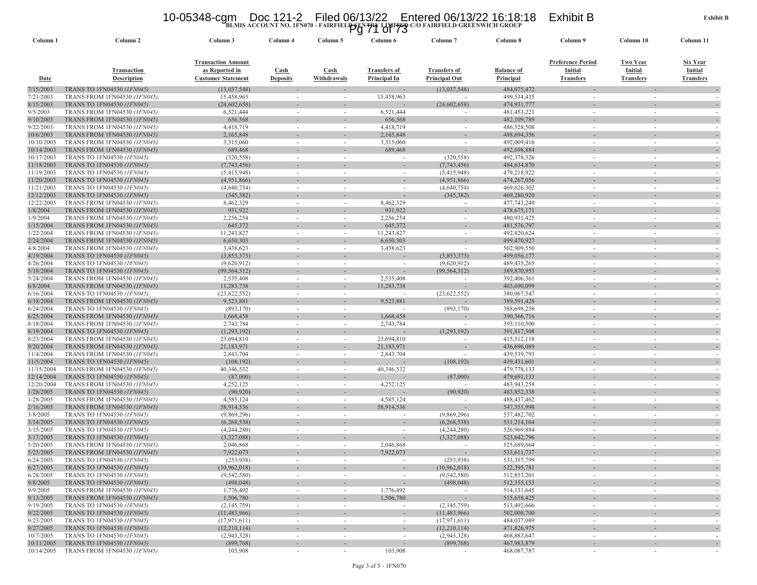Exhibit B

**BLMIS ACCOUNT NO. 1FN070 - FAIRFIELD SENTRY LIMITED C/O FAIRFIELD GREENWICH GROUP**

| Column 1 | Column 2 | Column 3 | Column 4 | Column 5 | Column 6 | Column 7 | Column 8 | Column 9 | Column 10 | Column 11 |
|---|---|---|---|---|---|---|---|---|---|---|
| Date | Transaction Description | Transaction Amount as Reported in Customer Statement | Cash Deposits | Cash Withdrawals | Transfers of Principal In | Transfers of Principal Out | Balance of Principal | Preference Period Initial Transfers | Two Year Initial Transfers | Six Year Initial Transfers |
| 7/15/2003 | TRANS TO 1FN04530 *(1FN045)* | (13,037,548) | - | - | - | (13,037,548) | 484,075,472 | - | - | - |
| 7/21/2003 | TRANS FROM 1FN04530 *(1FN045)* | 15,458,963 | - | - | 15,458,963 | - | 499,534,435 | - | - | - |
| 8/15/2003 | TRANS TO 1FN04530 *(1FN045)* | (24,602,658) | - | - | - | (24,602,658) | 474,931,777 | - | - | - |
| 9/5/2003 | TRANS FROM 1FN04530 *(1FN045)* | 6,521,444 | - | - | 6,521,444 | - | 481,453,221 | - | - | - |
| 9/10/2003 | TRANS FROM 1FN04530 *(1FN045)* | 656,568 | - | - | 656,568 | - | 482,109,789 | - | - | - |
| 9/22/2003 | TRANS FROM 1FN04530 *(1FN045)* | 4,418,719 | - | - | 4,418,719 | - | 486,528,508 | - | - | - |
| 10/6/2003 | TRANS FROM 1FN04530 *(1FN045)* | 2,165,848 | - | - | 2,165,848 | - | 488,694,356 | - | - | - |
| 10/10/2003 | TRANS FROM 1FN04530 *(1FN045)* | 3,315,060 | - | - | 3,315,060 | - | 492,009,416 | - | - | - |
| 10/14/2003 | TRANS FROM 1FN04530 *(1FN045)* | 689,468 | - | - | 689,468 | - | 492,698,884 | - | - | - |
| 10/17/2003 | TRANS TO 1FN04530 *(1FN045)* | (320,558) | - | - | - | (320,558) | 492,378,326 | - | - | - |
| 11/18/2003 | TRANS TO 1FN04530 *(1FN045)* | (7,743,456) | - | - | - | (7,743,456) | 484,634,870 | - | - | - |
| 11/19/2003 | TRANS TO 1FN04530 *(1FN045)* | (5,415,948) | - | - | - | (5,415,948) | 479,218,922 | - | - | - |
| 11/20/2003 | TRANS TO 1FN04530 *(1FN045)* | (4,951,866) | - | - | - | (4,951,866) | 474,267,056 | - | - | - |
| 11/21/2003 | TRANS TO 1FN04530 *(1FN045)* | (4,640,754) | - | - | - | (4,640,754) | 469,626,302 | - | - | - |
| 12/12/2003 | TRANS TO 1FN04530 *(1FN045)* | (345,382) | - | - | - | (345,382) | 469,280,920 | - | - | - |
| 12/22/2003 | TRANS FROM 1FN04530 *(1FN045)* | 8,462,329 | - | - | 8,462,329 | - | 477,743,249 | - | - | - |
| 1/8/2004 | TRANS FROM 1FN04530 *(1FN045)* | 931,922 | - | - | 931,922 | - | 478,675,171 | - | - | - |
| 1/9/2004 | TRANS FROM 1FN04530 *(1FN045)* | 2,256,254 | - | - | 2,256,254 | - | 480,931,425 | - | - | - |
| 1/15/2004 | TRANS FROM 1FN04530 *(1FN045)* | 645,372 | - | - | 645,372 | - | 481,576,797 | - | - | - |
| 1/22/2004 | TRANS FROM 1FN04530 *(1FN045)* | 11,243,827 | - | - | 11,243,827 | - | 492,820,624 | - | - | - |
| 2/24/2004 | TRANS FROM 1FN04530 *(1FN045)* | 6,650,303 | - | - | 6,650,303 | - | 499,470,927 | - | - | - |
| 4/8/2004 | TRANS FROM 1FN04530 *(1FN045)* | 3,438,623 | - | - | 3,438,623 | - | 502,909,550 | - | - | - |
| 4/19/2004 | TRANS TO 1FN04530 *(1FN045)* | (3,853,373) | - | - | - | (3,853,373) | 499,056,177 | - | - | - |
| 4/26/2004 | TRANS TO 1FN04530 *(1FN045)* | (9,620,912) | - | - | - | (9,620,912) | 489,435,265 | - | - | - |
| 5/18/2004 | TRANS TO 1FN04530 *(1FN045)* | (99,564,312) | - | - | - | (99,564,312) | 389,870,953 | - | - | - |
| 5/24/2004 | TRANS FROM 1FN04530 *(1FN045)* | 2,535,408 | - | - | 2,535,408 | - | 392,406,361 | - | - | - |
| 6/8/2004 | TRANS FROM 1FN04530 *(1FN045)* | 11,283,738 | - | - | 11,283,738 | - | 403,690,099 | - | - | - |
| 6/16/2004 | TRANS TO 1FN04530 *(1FN045)* | (23,622,552) | - | - | - | (23,622,552) | 380,067,547 | - | - | - |
| 6/18/2004 | TRANS FROM 1FN04530 *(1FN045)* | 9,523,881 | - | - | 9,523,881 | - | 389,591,428 | - | - | - |
| 6/24/2004 | TRANS TO 1FN04530 *(1FN045)* | (893,170) | - | - | - | (893,170) | 388,698,258 | - | - | - |
| 6/25/2004 | TRANS FROM 1FN04530 *(1FN045)* | 1,668,458 | - | - | 1,668,458 | - | 390,366,716 | - | - | - |
| 8/18/2004 | TRANS FROM 1FN04530 *(1FN045)* | 2,743,784 | - | - | 2,743,784 | - | 393,110,500 | - | - | - |
| 8/19/2004 | TRANS TO 1FN04530 *(1FN045)* | (1,293,192) | - | - | - | (1,293,192) | 391,817,308 | - | - | - |
| 8/23/2004 | TRANS FROM 1FN04530 *(1FN045)* | 23,694,810 | - | - | 23,694,810 | - | 415,512,118 | - | - | - |
| 9/20/2004 | TRANS FROM 1FN04530 *(1FN045)* | 21,183,971 | - | - | 21,183,971 | - | 436,696,089 | - | - | - |
| 11/4/2004 | TRANS FROM 1FN04530 *(1FN045)* | 2,843,704 | - | - | 2,843,704 | - | 439,539,793 | - | - | - |
| 11/5/2004 | TRANS TO 1FN04530 *(1FN045)* | (108,192) | - | - | - | (108,192) | 439,431,601 | - | - | - |
| 11/15/2004 | TRANS FROM 1FN04530 *(1FN045)* | 40,346,532 | - | - | 40,346,532 | - | 479,778,133 | - | - | - |
| 12/14/2004 | TRANS TO 1FN04530 *(1FN045)* | (87,000) | - | - | - | (87,000) | 479,691,133 | - | - | - |
| 12/20/2004 | TRANS FROM 1FN04530 *(1FN045)* | 4,252,125 | - | - | 4,252,125 | - | 483,943,258 | - | - | - |
| 1/28/2005 | TRANS TO 1FN04530 *(1FN045)* | (90,920) | - | - | - | (90,920) | 483,852,338 | - | - | - |
| 1/28/2005 | TRANS FROM 1FN04530 *(1FN045)* | 4,585,124 | - | - | 4,585,124 | - | 488,437,462 | - | - | - |
| 2/16/2005 | TRANS FROM 1FN04530 *(1FN045)* | 58,914,536 | - | - | 58,914,536 | - | 547,351,998 | - | - | - |
| 3/8/2005 | TRANS TO 1FN04530 *(1FN045)* | (9,869,296) | - | - | - | (9,869,296) | 537,482,702 | - | - | - |
| 3/14/2005 | TRANS TO 1FN04530 *(1FN045)* | (6,268,538) | - | - | - | (6,268,538) | 531,214,164 | - | - | - |
| 3/15/2005 | TRANS TO 1FN04530 *(1FN045)* | (4,244,280) | - | - | - | (4,244,280) | 526,969,884 | - | - | - |
| 3/17/2005 | TRANS TO 1FN04530 *(1FN045)* | (3,327,088) | - | - | - | (3,327,088) | 523,642,796 | - | - | - |
| 5/20/2005 | TRANS FROM 1FN04530 *(1FN045)* | 2,046,868 | - | - | 2,046,868 | - | 525,689,664 | - | - | - |
| 5/23/2005 | TRANS FROM 1FN04530 *(1FN045)* | 7,922,073 | - | - | 7,922,073 | - | 533,611,737 | - | - | - |
| 6/24/2005 | TRANS TO 1FN04530 *(1FN045)* | (253,938) | - | - | - | (253,938) | 533,357,799 | - | - | - |
| 6/27/2005 | TRANS TO 1FN04530 *(1FN045)* | (10,962,018) | - | - | - | (10,962,018) | 522,395,781 | - | - | - |
| 6/28/2005 | TRANS TO 1FN04530 *(1FN045)* | (9,542,580) | - | - | - | (9,542,580) | 512,853,201 | - | - | - |
| 9/8/2005 | TRANS TO 1FN04530 *(1FN045)* | (498,048) | - | - | - | (498,048) | 512,355,153 | - | - | - |
| 9/9/2005 | TRANS FROM 1FN04530 *(1FN045)* | 1,776,492 | - | - | 1,776,492 | - | 514,131,645 | - | - | - |
| 9/13/2005 | TRANS FROM 1FN04530 *(1FN045)* | 1,506,780 | - | - | 1,506,780 | - | 515,638,425 | - | - | - |
| 9/19/2005 | TRANS TO 1FN04530 *(1FN045)* | (2,145,759) | - | - | - | (2,145,759) | 513,492,666 | - | - | - |
| 9/22/2005 | TRANS TO 1FN04530 *(1FN045)* | (11,483,966) | - | - | - | (11,483,966) | 502,008,700 | - | - | - |
| 9/23/2005 | TRANS TO 1FN04530 *(1FN045)* | (17,971,611) | - | - | - | (17,971,611) | 484,037,089 | - | - | - |
| 9/27/2005 | TRANS TO 1FN04530 *(1FN045)* | (12,210,114) | - | - | - | (12,210,114) | 471,826,975 | - | - | - |
| 10/7/2005 | TRANS TO 1FN04530 *(1FN045)* | (2,943,328) | - | - | - | (2,943,328) | 468,883,647 | - | - | - |
| 10/11/2005 | TRANS TO 1FN04530 *(1FN045)* | (899,768) | - | - | - | (899,768) | 467,983,879 | - | - | - |
| 10/14/2005 | TRANS FROM 1FN04530 *(1FN045)* | 103,908 | - | - | 103,908 | - | 468,087,787 | - | - | - |

Page 3 of 5 - 1FN070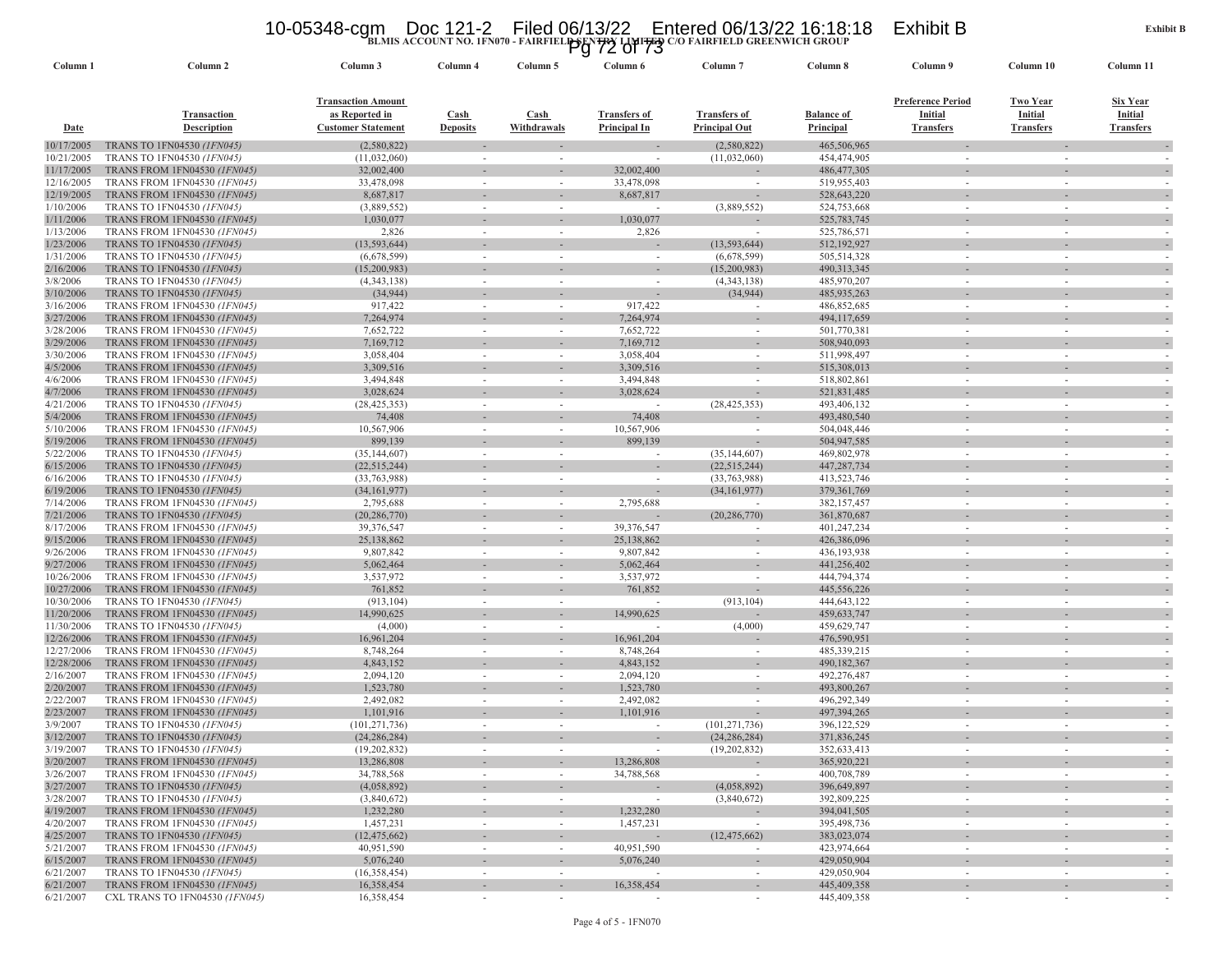**Exhibit B**

**BLMIS ACCOUNT NO. 1FN070 - FAIRFIELD SENTRY LIMITED C/O FAIRFIELD GREENWICH GROUP**

| Column 1 | Column 2 | Column 3 | Column 4 | Column 5 | Column 6 | Column 7 | Column 8 | Column 9 | Column 10 | Column 11 |
|---|---|---|---|---|---|---|---|---|---|---|
| Date | Transaction Description | Transaction Amount as Reported in Customer Statement | Cash Deposits | Cash Withdrawals | Transfers of Principal In | Transfers of Principal Out | Balance of Principal | Preference Period Initial Transfers | Two Year Initial Transfers | Six Year Initial Transfers |
| 10/17/2005 | TRANS TO 1FN04530 *(1FN045)* | (2,580,822) | - | - | - | (2,580,822) | 465,506,965 | - | - | - |
| 10/21/2005 | TRANS TO 1FN04530 *(1FN045)* | (11,032,060) | - | - | - | (11,032,060) | 454,474,905 | - | - | - |
| 11/17/2005 | TRANS FROM 1FN04530 *(1FN045)* | 32,002,400 | - | - | 32,002,400 | - | 486,477,305 | - | - | - |
| 12/16/2005 | TRANS FROM 1FN04530 *(1FN045)* | 33,478,098 | - | - | 33,478,098 | - | 519,955,403 | - | - | - |
| 12/19/2005 | TRANS FROM 1FN04530 *(1FN045)* | 8,687,817 | - | - | 8,687,817 | - | 528,643,220 | - | - | - |
| 1/10/2006 | TRANS TO 1FN04530 *(1FN045)* | (3,889,552) | - | - | - | (3,889,552) | 524,753,668 | - | - | - |
| 1/11/2006 | TRANS FROM 1FN04530 *(1FN045)* | 1,030,077 | - | - | 1,030,077 | - | 525,783,745 | - | - | - |
| 1/13/2006 | TRANS FROM 1FN04530 *(1FN045)* | 2,826 | - | - | 2,826 | - | 525,786,571 | - | - | - |
| 1/23/2006 | TRANS TO 1FN04530 *(1FN045)* | (13,593,644) | - | - | - | (13,593,644) | 512,192,927 | - | - | - |
| 1/31/2006 | TRANS TO 1FN04530 *(1FN045)* | (6,678,599) | - | - | - | (6,678,599) | 505,514,328 | - | - | - |
| 2/16/2006 | TRANS TO 1FN04530 *(1FN045)* | (15,200,983) | - | - | - | (15,200,983) | 490,313,345 | - | - | - |
| 3/8/2006 | TRANS TO 1FN04530 *(1FN045)* | (4,343,138) | - | - | - | (4,343,138) | 485,970,207 | - | - | - |
| 3/10/2006 | TRANS TO 1FN04530 *(1FN045)* | (34,944) | - | - | - | (34,944) | 485,935,263 | - | - | - |
| 3/16/2006 | TRANS FROM 1FN04530 *(1FN045)* | 917,422 | - | - | 917,422 | - | 486,852,685 | - | - | - |
| 3/27/2006 | TRANS FROM 1FN04530 *(1FN045)* | 7,264,974 | - | - | 7,264,974 | - | 494,117,659 | - | - | - |
| 3/28/2006 | TRANS FROM 1FN04530 *(1FN045)* | 7,652,722 | - | - | 7,652,722 | - | 501,770,381 | - | - | - |
| 3/29/2006 | TRANS FROM 1FN04530 *(1FN045)* | 7,169,712 | - | - | 7,169,712 | - | 508,940,093 | - | - | - |
| 3/30/2006 | TRANS FROM 1FN04530 *(1FN045)* | 3,058,404 | - | - | 3,058,404 | - | 511,998,497 | - | - | - |
| 4/5/2006 | TRANS FROM 1FN04530 *(1FN045)* | 3,309,516 | - | - | 3,309,516 | - | 515,308,013 | - | - | - |
| 4/6/2006 | TRANS FROM 1FN04530 *(1FN045)* | 3,494,848 | - | - | 3,494,848 | - | 518,802,861 | - | - | - |
| 4/7/2006 | TRANS FROM 1FN04530 *(1FN045)* | 3,028,624 | - | - | 3,028,624 | - | 521,831,485 | - | - | - |
| 4/21/2006 | TRANS TO 1FN04530 *(1FN045)* | (28,425,353) | - | - | - | (28,425,353) | 493,406,132 | - | - | - |
| 5/4/2006 | TRANS FROM 1FN04530 *(1FN045)* | 74,408 | - | - | 74,408 | - | 493,480,540 | - | - | - |
| 5/10/2006 | TRANS FROM 1FN04530 *(1FN045)* | 10,567,906 | - | - | 10,567,906 | - | 504,048,446 | - | - | - |
| 5/19/2006 | TRANS FROM 1FN04530 *(1FN045)* | 899,139 | - | - | 899,139 | - | 504,947,585 | - | - | - |
| 5/22/2006 | TRANS TO 1FN04530 *(1FN045)* | (35,144,607) | - | - | - | (35,144,607) | 469,802,978 | - | - | - |
| 6/15/2006 | TRANS TO 1FN04530 *(1FN045)* | (22,515,244) | - | - | - | (22,515,244) | 447,287,734 | - | - | - |
| 6/16/2006 | TRANS TO 1FN04530 *(1FN045)* | (33,763,988) | - | - | - | (33,763,988) | 413,523,746 | - | - | - |
| 6/19/2006 | TRANS TO 1FN04530 *(1FN045)* | (34,161,977) | - | - | - | (34,161,977) | 379,361,769 | - | - | - |
| 7/14/2006 | TRANS FROM 1FN04530 *(1FN045)* | 2,795,688 | - | - | 2,795,688 | - | 382,157,457 | - | - | - |
| 7/21/2006 | TRANS TO 1FN04530 *(1FN045)* | (20,286,770) | - | - | - | (20,286,770) | 361,870,687 | - | - | - |
| 8/17/2006 | TRANS FROM 1FN04530 *(1FN045)* | 39,376,547 | - | - | 39,376,547 | - | 401,247,234 | - | - | - |
| 9/15/2006 | TRANS FROM 1FN04530 *(1FN045)* | 25,138,862 | - | - | 25,138,862 | - | 426,386,096 | - | - | - |
| 9/26/2006 | TRANS FROM 1FN04530 *(1FN045)* | 9,807,842 | - | - | 9,807,842 | - | 436,193,938 | - | - | - |
| 9/27/2006 | TRANS FROM 1FN04530 *(1FN045)* | 5,062,464 | - | - | 5,062,464 | - | 441,256,402 | - | - | - |
| 10/26/2006 | TRANS FROM 1FN04530 *(1FN045)* | 3,537,972 | - | - | 3,537,972 | - | 444,794,374 | - | - | - |
| 10/27/2006 | TRANS FROM 1FN04530 *(1FN045)* | 761,852 | - | - | 761,852 | - | 445,556,226 | - | - | - |
| 10/30/2006 | TRANS TO 1FN04530 *(1FN045)* | (913,104) | - | - | - | (913,104) | 444,643,122 | - | - | - |
| 11/20/2006 | TRANS FROM 1FN04530 *(1FN045)* | 14,990,625 | - | - | 14,990,625 | - | 459,633,747 | - | - | - |
| 11/30/2006 | TRANS TO 1FN04530 *(1FN045)* | (4,000) | - | - | - | (4,000) | 459,629,747 | - | - | - |
| 12/26/2006 | TRANS FROM 1FN04530 *(1FN045)* | 16,961,204 | - | - | 16,961,204 | - | 476,590,951 | - | - | - |
| 12/27/2006 | TRANS FROM 1FN04530 *(1FN045)* | 8,748,264 | - | - | 8,748,264 | - | 485,339,215 | - | - | - |
| 12/28/2006 | TRANS FROM 1FN04530 *(1FN045)* | 4,843,152 | - | - | 4,843,152 | - | 490,182,367 | - | - | - |
| 2/16/2007 | TRANS FROM 1FN04530 *(1FN045)* | 2,094,120 | - | - | 2,094,120 | - | 492,276,487 | - | - | - |
| 2/20/2007 | TRANS FROM 1FN04530 *(1FN045)* | 1,523,780 | - | - | 1,523,780 | - | 493,800,267 | - | - | - |
| 2/22/2007 | TRANS FROM 1FN04530 *(1FN045)* | 2,492,082 | - | - | 2,492,082 | - | 496,292,349 | - | - | - |
| 2/23/2007 | TRANS FROM 1FN04530 *(1FN045)* | 1,101,916 | - | - | 1,101,916 | - | 497,394,265 | - | - | - |
| 3/9/2007 | TRANS TO 1FN04530 *(1FN045)* | (101,271,736) | - | - | - | (101,271,736) | 396,122,529 | - | - | - |
| 3/12/2007 | TRANS TO 1FN04530 *(1FN045)* | (24,286,284) | - | - | - | (24,286,284) | 371,836,245 | - | - | - |
| 3/19/2007 | TRANS TO 1FN04530 *(1FN045)* | (19,202,832) | - | - | - | (19,202,832) | 352,633,413 | - | - | - |
| 3/20/2007 | TRANS FROM 1FN04530 *(1FN045)* | 13,286,808 | - | - | 13,286,808 | - | 365,920,221 | - | - | - |
| 3/26/2007 | TRANS FROM 1FN04530 *(1FN045)* | 34,788,568 | - | - | 34,788,568 | - | 400,708,789 | - | - | - |
| 3/27/2007 | TRANS TO 1FN04530 *(1FN045)* | (4,058,892) | - | - | - | (4,058,892) | 396,649,897 | - | - | - |
| 3/28/2007 | TRANS TO 1FN04530 *(1FN045)* | (3,840,672) | - | - | - | (3,840,672) | 392,809,225 | - | - | - |
| 4/19/2007 | TRANS FROM 1FN04530 *(1FN045)* | 1,232,280 | - | - | 1,232,280 | - | 394,041,505 | - | - | - |
| 4/20/2007 | TRANS FROM 1FN04530 *(1FN045)* | 1,457,231 | - | - | 1,457,231 | - | 395,498,736 | - | - | - |
| 4/25/2007 | TRANS TO 1FN04530 *(1FN045)* | (12,475,662) | - | - | - | (12,475,662) | 383,023,074 | - | - | - |
| 5/21/2007 | TRANS FROM 1FN04530 *(1FN045)* | 40,951,590 | - | - | 40,951,590 | - | 423,974,664 | - | - | - |
| 6/15/2007 | TRANS FROM 1FN04530 *(1FN045)* | 5,076,240 | - | - | 5,076,240 | - | 429,050,904 | - | - | - |
| 6/21/2007 | TRANS TO 1FN04530 *(1FN045)* | (16,358,454) | - | - | - | - | 429,050,904 | - | - | - |
| 6/21/2007 | TRANS FROM 1FN04530 *(1FN045)* | 16,358,454 | - | - | 16,358,454 | - | 445,409,358 | - | - | - |
| 6/21/2007 | CXL TRANS TO 1FN04530 *(1FN045)* | 16,358,454 | - | - | - | - | 445,409,358 | - | - | - |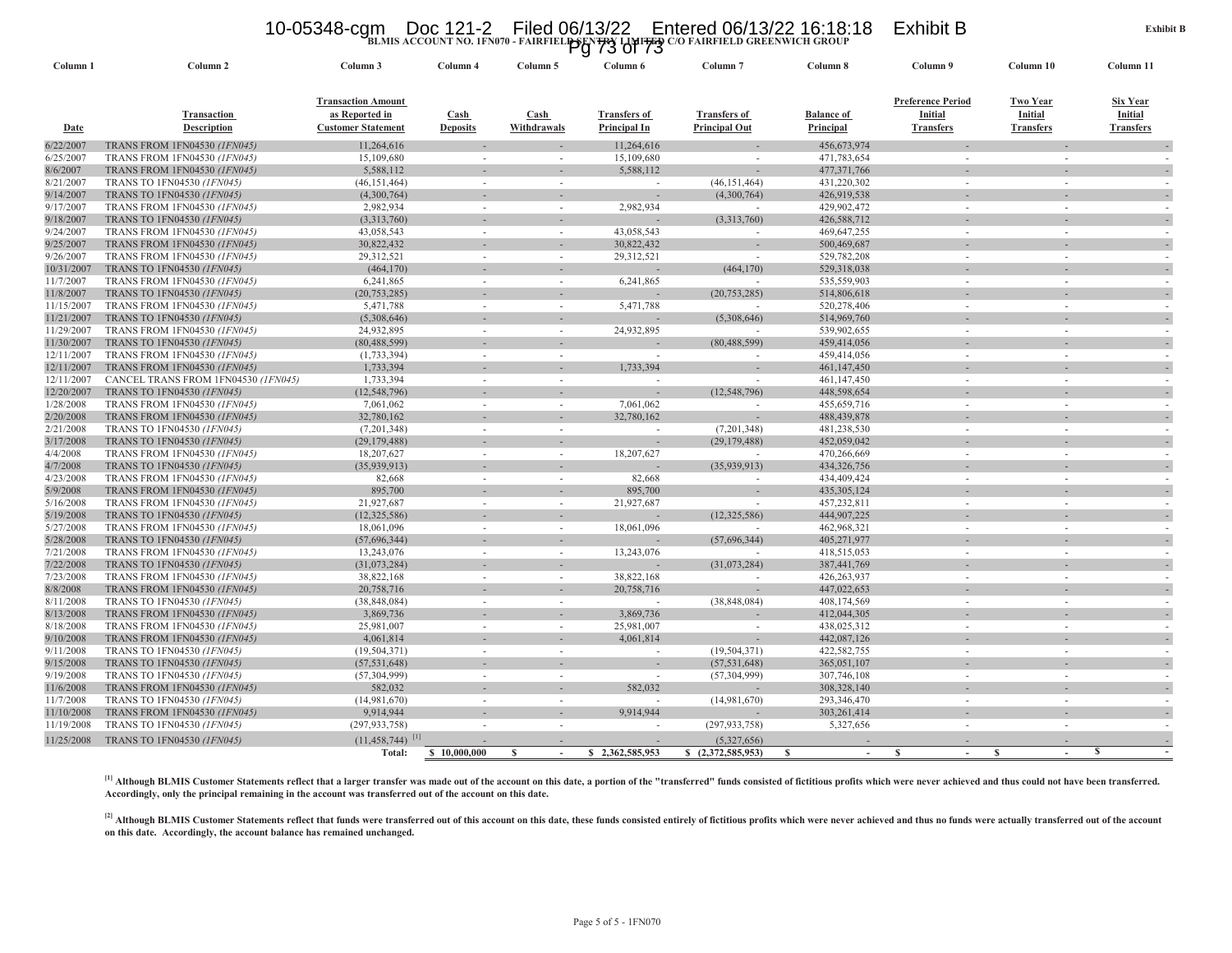**BLMIS ACCOUNT NO. 1FN070 - FAIRFIELD SENTRY LIMITED C/O FAIRFIELD GREENWICH GROUP**

**Exhibit B**

| Column 1 | Column 2 | Column 3 | Column 4 | Column 5 | Column 6 | Column 7 | Column 8 | Column 9 | Column 10 | Column 11 |
|---|---|---|---|---|---|---|---|---|---|---|
| Date | Transaction Description | Transaction Amount as Reported in Customer Statement | Cash Deposits | Cash Withdrawals | Transfers of Principal In | Transfers of Principal Out | Balance of Principal | Preference Period Initial Transfers | Two Year Initial Transfers | Six Year Initial Transfers |
| 6/22/2007 | TRANS FROM 1FN04530 *(1FN045)* | 11,264,616 | - | - | 11,264,616 | - | 456,673,974 | - | - | - |
| 6/25/2007 | TRANS FROM 1FN04530 *(1FN045)* | 15,109,680 | - | - | 15,109,680 | - | 471,783,654 | - | - | - |
| 8/6/2007 | TRANS FROM 1FN04530 *(1FN045)* | 5,588,112 | - | - | 5,588,112 | - | 477,371,766 | - | - | - |
| 8/21/2007 | TRANS TO 1FN04530 *(1FN045)* | (46,151,464) | - | - | - | (46,151,464) | 431,220,302 | - | - | - |
| 9/14/2007 | TRANS TO 1FN04530 *(1FN045)* | (4,300,764) | - | - | - | (4,300,764) | 426,919,538 | - | - | - |
| 9/17/2007 | TRANS FROM 1FN04530 *(1FN045)* | 2,982,934 | - | - | 2,982,934 | - | 429,902,472 | - | - | - |
| 9/18/2007 | TRANS TO 1FN04530 *(1FN045)* | (3,313,760) | - | - | - | (3,313,760) | 426,588,712 | - | - | - |
| 9/24/2007 | TRANS FROM 1FN04530 *(1FN045)* | 43,058,543 | - | - | 43,058,543 | - | 469,647,255 | - | - | - |
| 9/25/2007 | TRANS FROM 1FN04530 *(1FN045)* | 30,822,432 | - | - | 30,822,432 | - | 500,469,687 | - | - | - |
| 9/26/2007 | TRANS FROM 1FN04530 *(1FN045)* | 29,312,521 | - | - | 29,312,521 | - | 529,782,208 | - | - | - |
| 10/31/2007 | TRANS TO 1FN04530 *(1FN045)* | (464,170) | - | - | - | (464,170) | 529,318,038 | - | - | - |
| 11/7/2007 | TRANS FROM 1FN04530 *(1FN045)* | 6,241,865 | - | - | 6,241,865 | - | 535,559,903 | - | - | - |
| 11/8/2007 | TRANS TO 1FN04530 *(1FN045)* | (20,753,285) | - | - | - | (20,753,285) | 514,806,618 | - | - | - |
| 11/15/2007 | TRANS FROM 1FN04530 *(1FN045)* | 5,471,788 | - | - | 5,471,788 | - | 520,278,406 | - | - | - |
| 11/21/2007 | TRANS TO 1FN04530 *(1FN045)* | (5,308,646) | - | - | - | (5,308,646) | 514,969,760 | - | - | - |
| 11/29/2007 | TRANS FROM 1FN04530 *(1FN045)* | 24,932,895 | - | - | 24,932,895 | - | 539,902,655 | - | - | - |
| 11/30/2007 | TRANS TO 1FN04530 *(1FN045)* | (80,488,599) | - | - | - | (80,488,599) | 459,414,056 | - | - | - |
| 12/11/2007 | TRANS FROM 1FN04530 *(1FN045)* | (1,733,394) | - | - | - | - | 459,414,056 | - | - | - |
| 12/11/2007 | TRANS FROM 1FN04530 *(1FN045)* | 1,733,394 | - | - | 1,733,394 | - | 461,147,450 | - | - | - |
| 12/11/2007 | CANCEL TRANS FROM 1FN04530 *(1FN045)* | 1,733,394 | - | - | - | - | 461,147,450 | - | - | - |
| 12/20/2007 | TRANS TO 1FN04530 *(1FN045)* | (12,548,796) | - | - | - | (12,548,796) | 448,598,654 | - | - | - |
| 1/28/2008 | TRANS FROM 1FN04530 *(1FN045)* | 7,061,062 | - | - | 7,061,062 | - | 455,659,716 | - | - | - |
| 2/20/2008 | TRANS FROM 1FN04530 *(1FN045)* | 32,780,162 | - | - | 32,780,162 | - | 488,439,878 | - | - | - |
| 2/21/2008 | TRANS TO 1FN04530 *(1FN045)* | (7,201,348) | - | - | - | (7,201,348) | 481,238,530 | - | - | - |
| 3/17/2008 | TRANS TO 1FN04530 *(1FN045)* | (29,179,488) | - | - | - | (29,179,488) | 452,059,042 | - | - | - |
| 4/4/2008 | TRANS FROM 1FN04530 *(1FN045)* | 18,207,627 | - | - | 18,207,627 | - | 470,266,669 | - | - | - |
| 4/7/2008 | TRANS TO 1FN04530 *(1FN045)* | (35,939,913) | - | - | - | (35,939,913) | 434,326,756 | - | - | - |
| 4/23/2008 | TRANS FROM 1FN04530 *(1FN045)* | 82,668 | - | - | 82,668 | - | 434,409,424 | - | - | - |
| 5/9/2008 | TRANS FROM 1FN04530 *(1FN045)* | 895,700 | - | - | 895,700 | - | 435,305,124 | - | - | - |
| 5/16/2008 | TRANS FROM 1FN04530 *(1FN045)* | 21,927,687 | - | - | 21,927,687 | - | 457,232,811 | - | - | - |
| 5/19/2008 | TRANS TO 1FN04530 *(1FN045)* | (12,325,586) | - | - | - | (12,325,586) | 444,907,225 | - | - | - |
| 5/27/2008 | TRANS FROM 1FN04530 *(1FN045)* | 18,061,096 | - | - | 18,061,096 | - | 462,968,321 | - | - | - |
| 5/28/2008 | TRANS TO 1FN04530 *(1FN045)* | (57,696,344) | - | - | - | (57,696,344) | 405,271,977 | - | - | - |
| 7/21/2008 | TRANS FROM 1FN04530 *(1FN045)* | 13,243,076 | - | - | 13,243,076 | - | 418,515,053 | - | - | - |
| 7/22/2008 | TRANS TO 1FN04530 *(1FN045)* | (31,073,284) | - | - | - | (31,073,284) | 387,441,769 | - | - | - |
| 7/23/2008 | TRANS FROM 1FN04530 *(1FN045)* | 38,822,168 | - | - | 38,822,168 | - | 426,263,937 | - | - | - |
| 8/8/2008 | TRANS FROM 1FN04530 *(1FN045)* | 20,758,716 | - | - | 20,758,716 | - | 447,022,653 | - | - | - |
| 8/11/2008 | TRANS TO 1FN04530 *(1FN045)* | (38,848,084) | - | - | - | (38,848,084) | 408,174,569 | - | - | - |
| 8/13/2008 | TRANS FROM 1FN04530 *(1FN045)* | 3,869,736 | - | - | 3,869,736 | - | 412,044,305 | - | - | - |
| 8/18/2008 | TRANS FROM 1FN04530 *(1FN045)* | 25,981,007 | - | - | 25,981,007 | - | 438,025,312 | - | - | - |
| 9/10/2008 | TRANS FROM 1FN04530 *(1FN045)* | 4,061,814 | - | - | 4,061,814 | - | 442,087,126 | - | - | - |
| 9/11/2008 | TRANS TO 1FN04530 *(1FN045)* | (19,504,371) | - | - | - | (19,504,371) | 422,582,755 | - | - | - |
| 9/15/2008 | TRANS TO 1FN04530 *(1FN045)* | (57,531,648) | - | - | - | (57,531,648) | 365,051,107 | - | - | - |
| 9/19/2008 | TRANS TO 1FN04530 *(1FN045)* | (57,304,999) | - | - | - | (57,304,999) | 307,746,108 | - | - | - |
| 11/6/2008 | TRANS FROM 1FN04530 *(1FN045)* | 582,032 | - | - | 582,032 | - | 308,328,140 | - | - | - |
| 11/7/2008 | TRANS TO 1FN04530 *(1FN045)* | (14,981,670) | - | - | - | (14,981,670) | 293,346,470 | - | - | - |
| 11/10/2008 | TRANS FROM 1FN04530 *(1FN045)* | 9,914,944 | - | - | 9,914,944 | - | 303,261,414 | - | - | - |
| 11/19/2008 | TRANS TO 1FN04530 *(1FN045)* | (297,933,758) | - | - | - | (297,933,758) | 5,327,656 | - | - | - |
| 11/25/2008 | TRANS TO 1FN04530 *(1FN045)* | (11,458,744) [1] | - | - | - | (5,327,656) | - | - | - | - |
| | **Total:** | | **$ 10,000,000** | **$ -** | **$ 2,362,585,953** | **$ (2,372,585,953)** | **$ -** | **$ -** | **$ -** | **$ -** |

**[1] Although BLMIS Customer Statements reflect that a larger transfer was made out of the account on this date, a portion of the "transferred" funds consisted of fictitious profits which were never achieved and thus could not have been transferred. Accordingly, only the principal remaining in the account was transferred out of the account on this date.**

**[2] Although BLMIS Customer Statements reflect that funds were transferred out of this account on this date, these funds consisted entirely of fictitious profits which were never achieved and thus no funds were actually transferred out of the account on this date. Accordingly, the account balance has remained unchanged.**